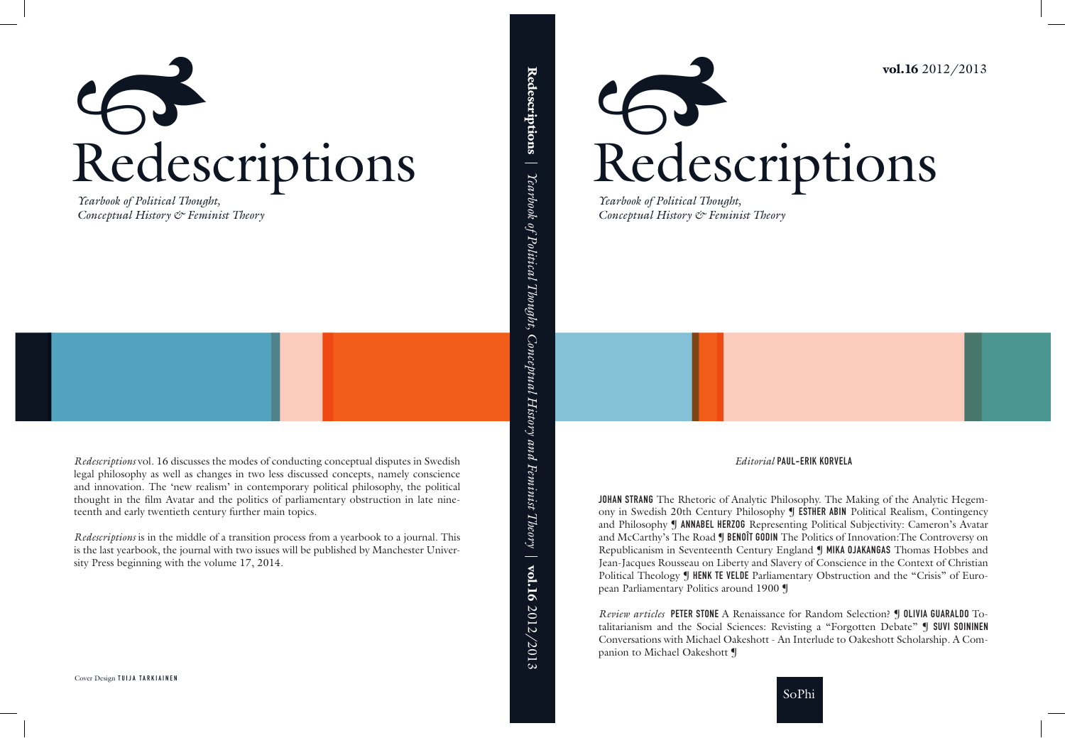# Redescriptions

*Yearbook of Political Thought, Conceptual History & Feminist Theory*

*Redescriptions* vol. 16 discusses the modes of conducting conceptual disputes in Swedish legal philosophy as well as changes in two less discussed concepts, namely conscience and innovation. The 'new realism' in contemporary political philosophy, the political thought in the film Avatar and the politics of parliamentary obstruction in late nineteenth and early twentieth century further main topics.

*Redescriptions* is in the middle of a transition process from a yearbook to a journal. This is the last yearbook, the journal with two issues will be published by Manchester University Press beginning with the volume 17, 2014.

Cover Design TUIJA TARKIAINEN

**Redescriptions** | *Yearbook of Political Thought, Conceptual History and Feminist Theory* | **vol.16** 2012/2013

**vol.16** 2012/2013

# Redescriptions

*Yearbook of Political Thought, Conceptual History & Feminist Theory*

*Editorial* PAUL-ERIK KORVELA

JOHAN STRANG The Rhetoric of Analytic Philosophy. The Making of the Analytic Hegemony in Swedish 20th Century Philosophy ¶ ESTHER ABIN Political Realism, Contingency and Philosophy ¶ ANNABEL HERZOG Representing Political Subjectivity: Cameron's Avatar and McCarthy's The Road ¶ BENOÎT GODIN The Politics of Innovation:The Controversy on Republicanism in Seventeenth Century England ¶ MIKA OJAKANGAS Thomas Hobbes and Jean-Jacques Rousseau on Liberty and Slavery of Conscience in the Context of Christian Political Theology ¶ HENK TE VELDE Parliamentary Obstruction and the "Crisis" of European Parliamentary Politics around 1900 ¶

*Review articles* PETER STONE A Renaissance for Random Selection? ¶ OLIVIA GUARALDO Totalitarianism and the Social Sciences: Revisting a "Forgotten Debate" ¶ SUVI SOININEN Conversations with Michael Oakeshott - An Interlude to Oakeshott Scholarship. A Companion to Michael Oakeshott ¶

SoPhi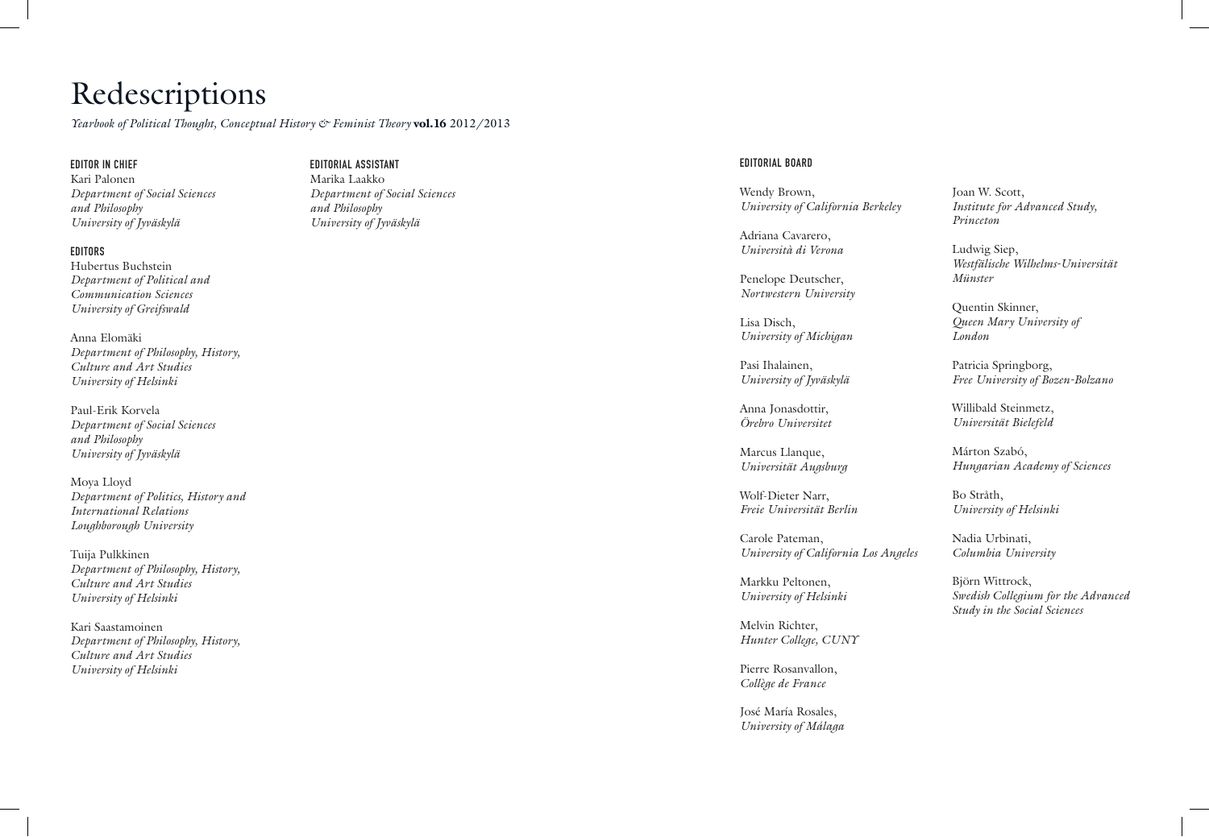# Redescriptions

*Yearbook of Political Thought, Conceptual History & Feminist Theory* **vol.16** 2012/2013

#### EDITOR IN CHIEF

Kari Palonen
*Department of Social Sciences and Philosophy*
*University of Jyväskylä*

#### EDITORS

Hubertus Buchstein
*Department of Political and Communication Sciences*
*University of Greifswald*

Anna Elomäki
*Department of Philosophy, History, Culture and Art Studies*
*University of Helsinki*

Paul-Erik Korvela
*Department of Social Sciences and Philosophy*
*University of Jyväskylä*

Moya Lloyd
*Department of Politics, History and International Relations*
*Loughborough University*

Tuija Pulkkinen
*Department of Philosophy, History, Culture and Art Studies*
*University of Helsinki*

Kari Saastamoinen
*Department of Philosophy, History, Culture and Art Studies*
*University of Helsinki*

#### EDITORIAL ASSISTANT

Marika Laakko
*Department of Social Sciences and Philosophy*
*University of Jyväskylä*

#### EDITORIAL BOARD

Wendy Brown,
*University of California Berkeley*

Adriana Cavarero,
*Università di Verona*

Penelope Deutscher,
*Nortwestern University*

Lisa Disch,
*University of Michigan*

Pasi Ihalainen,
*University of Jyväskylä*

Anna Jonasdottir,
*Örebro Universitet*

Marcus Llanque,
*Universität Augsburg*

Wolf-Dieter Narr,
*Freie Universität Berlin*

Carole Pateman,
*University of California Los Angeles*

Markku Peltonen,
*University of Helsinki*

Melvin Richter,
*Hunter College, CUNY*

Pierre Rosanvallon,
*Collège de France*

José María Rosales,
*University of Málaga*

Joan W. Scott,
*Institute for Advanced Study, Princeton*

Ludwig Siep,
*Westfälische Wilhelms-Universität Münster*

Quentin Skinner,
*Queen Mary University of London*

Patricia Springborg,
*Free University of Bozen-Bolzano*

Willibald Steinmetz,
*Universität Bielefeld*

Márton Szabó,
*Hungarian Academy of Sciences*

Bo Stråth,
*University of Helsinki*

Nadia Urbinati,
*Columbia University*

Björn Wittrock,
*Swedish Collegium for the Advanced Study in the Social Sciences*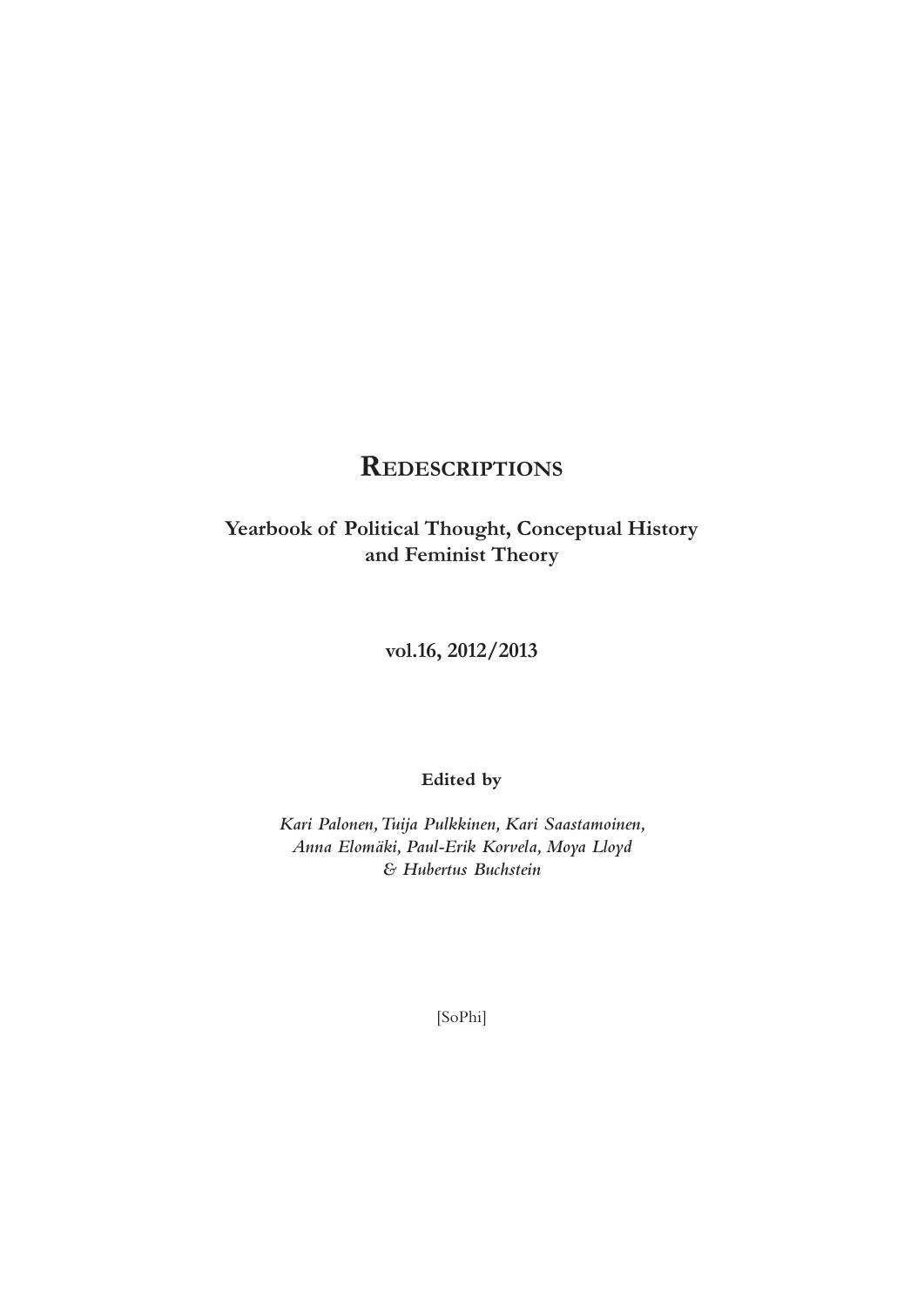# Redescriptions

## Yearbook of Political Thought, Conceptual History and Feminist Theory

**vol.16, 2012/2013**

**Edited by**

*Kari Palonen, Tuija Pulkkinen, Kari Saastamoinen, Anna Elomäki, Paul-Erik Korvela, Moya Lloyd & Hubertus Buchstein*

[SoPhi]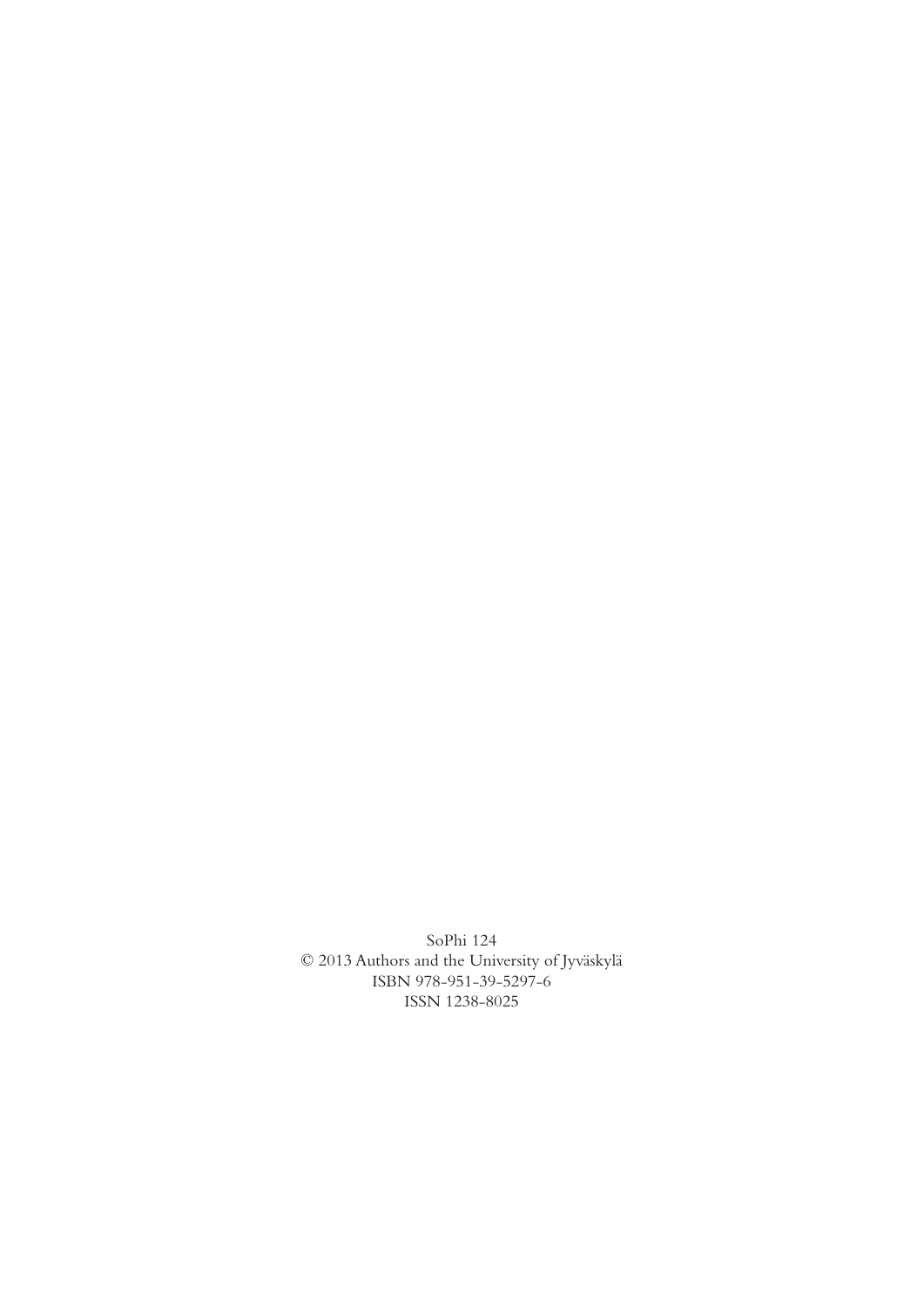SoPhi 124  
© 2013 Authors and the University of Jyväskylä  
ISBN 978-951-39-5297-6  
ISSN 1238-8025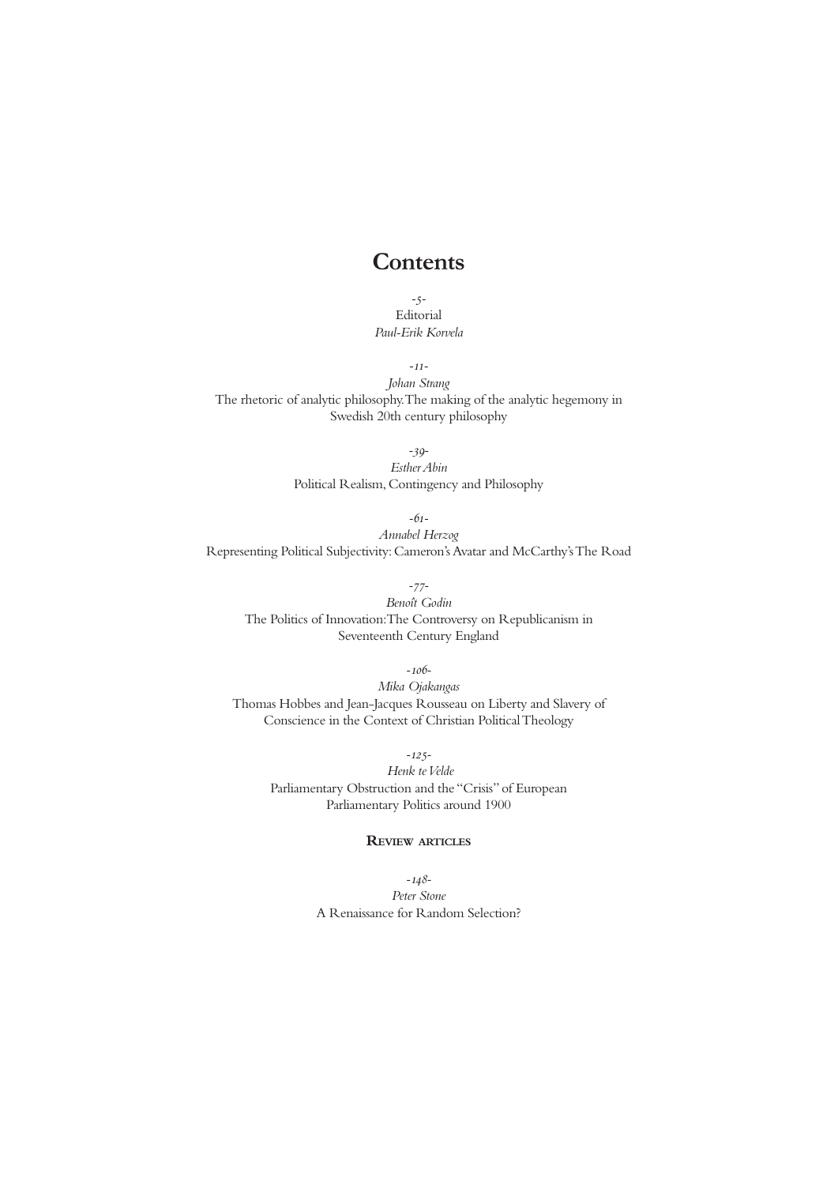# Contents

-5-
Editorial
*Paul-Erik Korvela*

-11-
*Johan Strang*
The rhetoric of analytic philosophy. The making of the analytic hegemony in Swedish 20th century philosophy

-39-
*Esther Abin*
Political Realism, Contingency and Philosophy

-61-
*Annabel Herzog*
Representing Political Subjectivity: Cameron's Avatar and McCarthy's The Road

-77-
*Benoît Godin*
The Politics of Innovation: The Controversy on Republicanism in Seventeenth Century England

-106-
*Mika Ojakangas*
Thomas Hobbes and Jean-Jacques Rousseau on Liberty and Slavery of Conscience in the Context of Christian Political Theology

-125-
*Henk te Velde*
Parliamentary Obstruction and the "Crisis" of European Parliamentary Politics around 1900

**REVIEW ARTICLES**

-148-
*Peter Stone*
A Renaissance for Random Selection?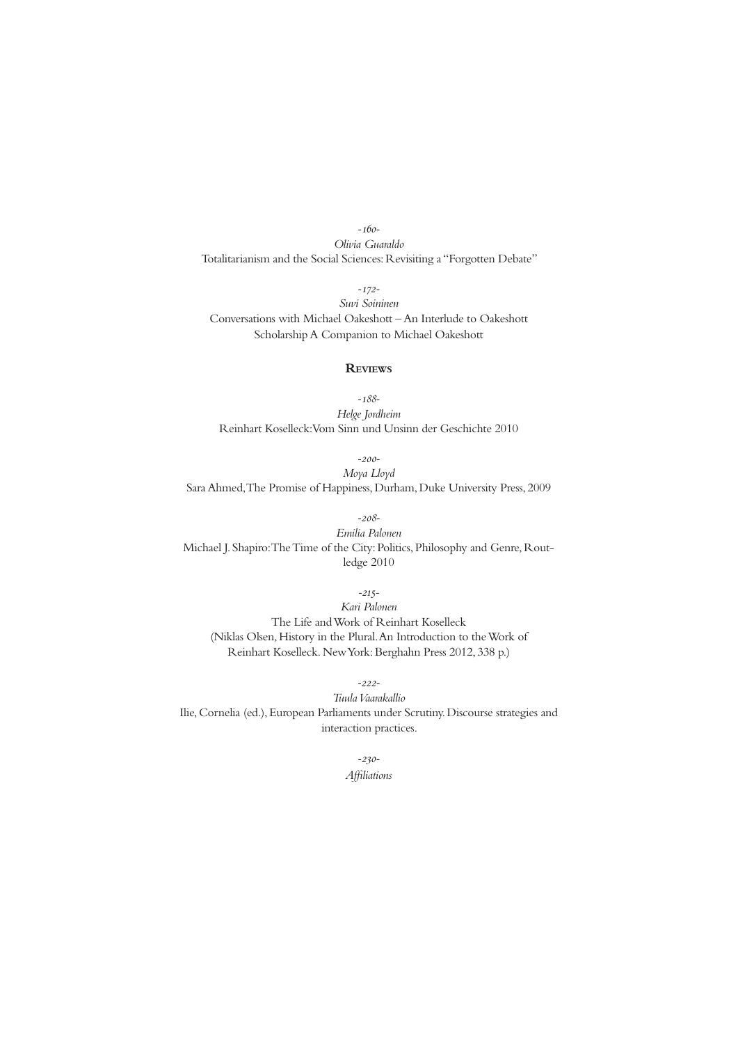-160-

*Olivia Guaraldo*

Totalitarianism and the Social Sciences: Revisiting a "Forgotten Debate"

-172-

*Suvi Soininen*

Conversations with Michael Oakeshott – An Interlude to Oakeshott Scholarship A Companion to Michael Oakeshott

## Reviews

-188-

*Helge Jordheim*

Reinhart Koselleck: Vom Sinn und Unsinn der Geschichte 2010

-200-

*Moya Lloyd*

Sara Ahmed, The Promise of Happiness, Durham, Duke University Press, 2009

-208-

*Emilia Palonen*

Michael J. Shapiro: The Time of the City: Politics, Philosophy and Genre, Routledge 2010

-215-

*Kari Palonen*

The Life and Work of Reinhart Koselleck
(Niklas Olsen, History in the Plural. An Introduction to the Work of Reinhart Koselleck. New York: Berghahn Press 2012, 338 p.)

-222-

*Tiula Vaarakallio*

Ilie, Cornelia (ed.), European Parliaments under Scrutiny. Discourse strategies and interaction practices.

-230-

*Affiliations*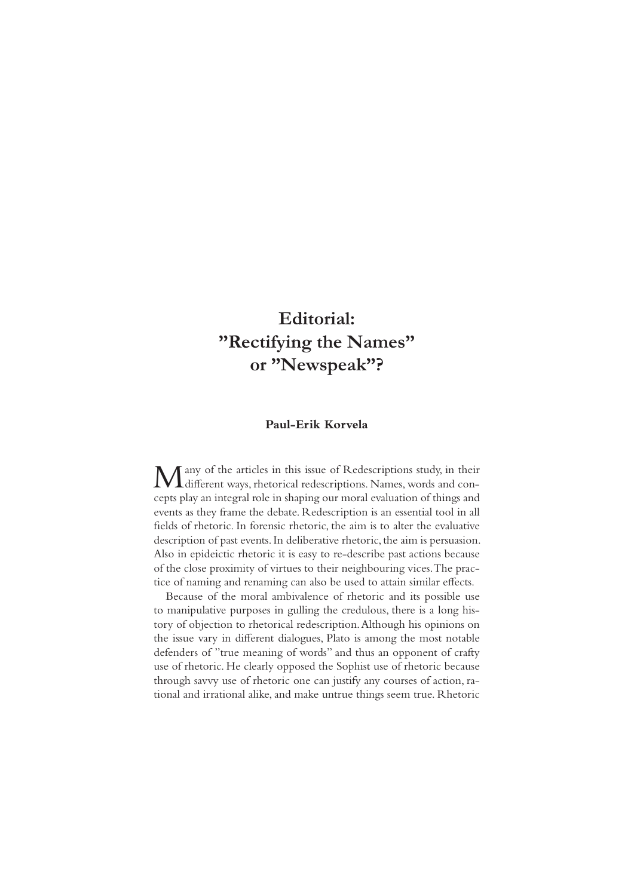# Editorial: ”Rectifying the Names” or ”Newspeak”?

**Paul-Erik Korvela**

Many of the articles in this issue of Redescriptions study, in their different ways, rhetorical redescriptions. Names, words and concepts play an integral role in shaping our moral evaluation of things and events as they frame the debate. Redescription is an essential tool in all fields of rhetoric. In forensic rhetoric, the aim is to alter the evaluative description of past events. In deliberative rhetoric, the aim is persuasion. Also in epideictic rhetoric it is easy to re-describe past actions because of the close proximity of virtues to their neighbouring vices. The practice of naming and renaming can also be used to attain similar effects.

Because of the moral ambivalence of rhetoric and its possible use to manipulative purposes in gulling the credulous, there is a long history of objection to rhetorical redescription. Although his opinions on the issue vary in different dialogues, Plato is among the most notable defenders of ”true meaning of words” and thus an opponent of crafty use of rhetoric. He clearly opposed the Sophist use of rhetoric because through savvy use of rhetoric one can justify any courses of action, rational and irrational alike, and make untrue things seem true. Rhetoric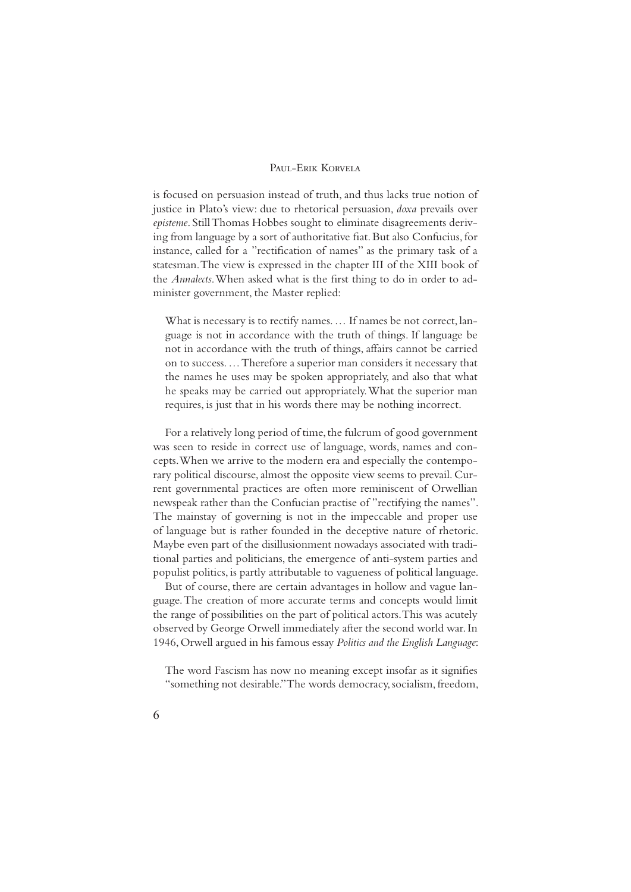is focused on persuasion instead of truth, and thus lacks true notion of justice in Plato's view: due to rhetorical persuasion, *doxa* prevails over *episteme*. Still Thomas Hobbes sought to eliminate disagreements deriving from language by a sort of authoritative fiat. But also Confucius, for instance, called for a "rectification of names" as the primary task of a statesman. The view is expressed in the chapter III of the XIII book of the *Annalects*. When asked what is the first thing to do in order to administer government, the Master replied:

> What is necessary is to rectify names. … If names be not correct, language is not in accordance with the truth of things. If language be not in accordance with the truth of things, affairs cannot be carried on to success. … Therefore a superior man considers it necessary that the names he uses may be spoken appropriately, and also that what he speaks may be carried out appropriately. What the superior man requires, is just that in his words there may be nothing incorrect.

For a relatively long period of time, the fulcrum of good government was seen to reside in correct use of language, words, names and concepts. When we arrive to the modern era and especially the contemporary political discourse, almost the opposite view seems to prevail. Current governmental practices are often more reminiscent of Orwellian newspeak rather than the Confucian practise of "rectifying the names". The mainstay of governing is not in the impeccable and proper use of language but is rather founded in the deceptive nature of rhetoric. Maybe even part of the disillusionment nowadays associated with traditional parties and politicians, the emergence of anti-system parties and populist politics, is partly attributable to vagueness of political language.

But of course, there are certain advantages in hollow and vague language. The creation of more accurate terms and concepts would limit the range of possibilities on the part of political actors. This was acutely observed by George Orwell immediately after the second world war. In 1946, Orwell argued in his famous essay *Politics and the English Language*:

> The word Fascism has now no meaning except insofar as it signifies "something not desirable." The words democracy, socialism, freedom,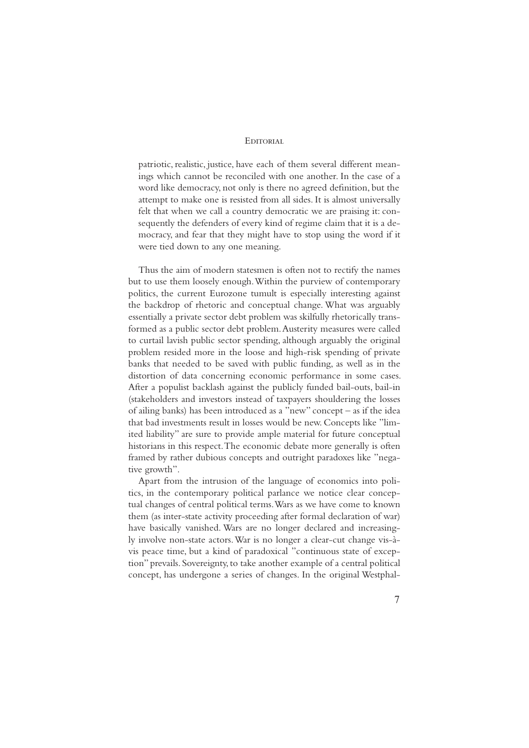patriotic, realistic, justice, have each of them several different meanings which cannot be reconciled with one another. In the case of a word like democracy, not only is there no agreed definition, but the attempt to make one is resisted from all sides. It is almost universally felt that when we call a country democratic we are praising it: consequently the defenders of every kind of regime claim that it is a democracy, and fear that they might have to stop using the word if it were tied down to any one meaning.

Thus the aim of modern statesmen is often not to rectify the names but to use them loosely enough. Within the purview of contemporary politics, the current Eurozone tumult is especially interesting against the backdrop of rhetoric and conceptual change. What was arguably essentially a private sector debt problem was skilfully rhetorically transformed as a public sector debt problem. Austerity measures were called to curtail lavish public sector spending, although arguably the original problem resided more in the loose and high-risk spending of private banks that needed to be saved with public funding, as well as in the distortion of data concerning economic performance in some cases. After a populist backlash against the publicly funded bail-outs, bail-in (stakeholders and investors instead of taxpayers shouldering the losses of ailing banks) has been introduced as a "new" concept – as if the idea that bad investments result in losses would be new. Concepts like "limited liability" are sure to provide ample material for future conceptual historians in this respect. The economic debate more generally is often framed by rather dubious concepts and outright paradoxes like "negative growth".

Apart from the intrusion of the language of economics into politics, in the contemporary political parlance we notice clear conceptual changes of central political terms. Wars as we have come to known them (as inter-state activity proceeding after formal declaration of war) have basically vanished. Wars are no longer declared and increasingly involve non-state actors. War is no longer a clear-cut change vis-à-vis peace time, but a kind of paradoxical "continuous state of exception" prevails. Sovereignty, to take another example of a central political concept, has undergone a series of changes. In the original Westphal-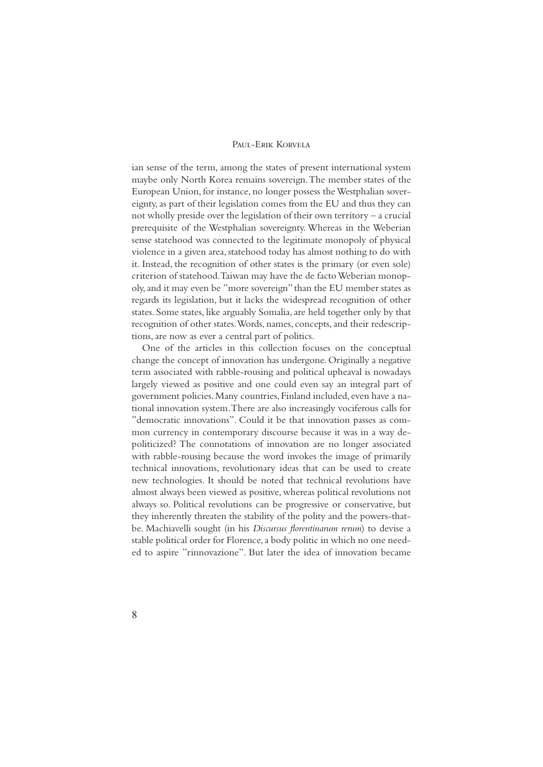ian sense of the term, among the states of present international system maybe only North Korea remains sovereign. The member states of the European Union, for instance, no longer possess the Westphalian sovereignty, as part of their legislation comes from the EU and thus they can not wholly preside over the legislation of their own territory – a crucial prerequisite of the Westphalian sovereignty. Whereas in the Weberian sense statehood was connected to the legitimate monopoly of physical violence in a given area, statehood today has almost nothing to do with it. Instead, the recognition of other states is the primary (or even sole) criterion of statehood. Taiwan may have the de facto Weberian monopoly, and it may even be "more sovereign" than the EU member states as regards its legislation, but it lacks the widespread recognition of other states. Some states, like arguably Somalia, are held together only by that recognition of other states. Words, names, concepts, and their redescriptions, are now as ever a central part of politics.

One of the articles in this collection focuses on the conceptual change the concept of innovation has undergone. Originally a negative term associated with rabble-rousing and political upheaval is nowadays largely viewed as positive and one could even say an integral part of government policies. Many countries, Finland included, even have a national innovation system. There are also increasingly vociferous calls for "democratic innovations". Could it be that innovation passes as common currency in contemporary discourse because it was in a way depoliticized? The connotations of innovation are no longer associated with rabble-rousing because the word invokes the image of primarily technical innovations, revolutionary ideas that can be used to create new technologies. It should be noted that technical revolutions have almost always been viewed as positive, whereas political revolutions not always so. Political revolutions can be progressive or conservative, but they inherently threaten the stability of the polity and the powers-that-be. Machiavelli sought (in his *Discursus florentinarum rerum*) to devise a stable political order for Florence, a body politic in which no one needed to aspire "rinnovazione". But later the idea of innovation became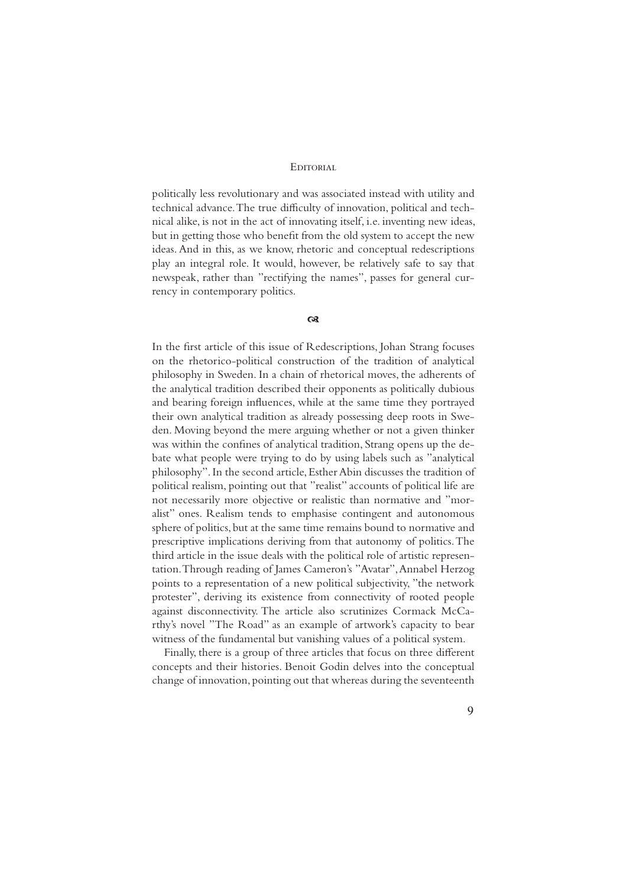politically less revolutionary and was associated instead with utility and technical advance. The true difficulty of innovation, political and technical alike, is not in the act of innovating itself, i.e. inventing new ideas, but in getting those who benefit from the old system to accept the new ideas. And in this, as we know, rhetoric and conceptual redescriptions play an integral role. It would, however, be relatively safe to say that newspeak, rather than "rectifying the names", passes for general currency in contemporary politics.

☙

In the first article of this issue of Redescriptions, Johan Strang focuses on the rhetorico-political construction of the tradition of analytical philosophy in Sweden. In a chain of rhetorical moves, the adherents of the analytical tradition described their opponents as politically dubious and bearing foreign influences, while at the same time they portrayed their own analytical tradition as already possessing deep roots in Sweden. Moving beyond the mere arguing whether or not a given thinker was within the confines of analytical tradition, Strang opens up the debate what people were trying to do by using labels such as "analytical philosophy". In the second article, Esther Abin discusses the tradition of political realism, pointing out that "realist" accounts of political life are not necessarily more objective or realistic than normative and "moralist" ones. Realism tends to emphasise contingent and autonomous sphere of politics, but at the same time remains bound to normative and prescriptive implications deriving from that autonomy of politics. The third article in the issue deals with the political role of artistic representation. Through reading of James Cameron's "Avatar", Annabel Herzog points to a representation of a new political subjectivity, "the network protester", deriving its existence from connectivity of rooted people against disconnectivity. The article also scrutinizes Cormack McCarthy's novel "The Road" as an example of artwork's capacity to bear witness of the fundamental but vanishing values of a political system.

Finally, there is a group of three articles that focus on three different concepts and their histories. Benoit Godin delves into the conceptual change of innovation, pointing out that whereas during the seventeenth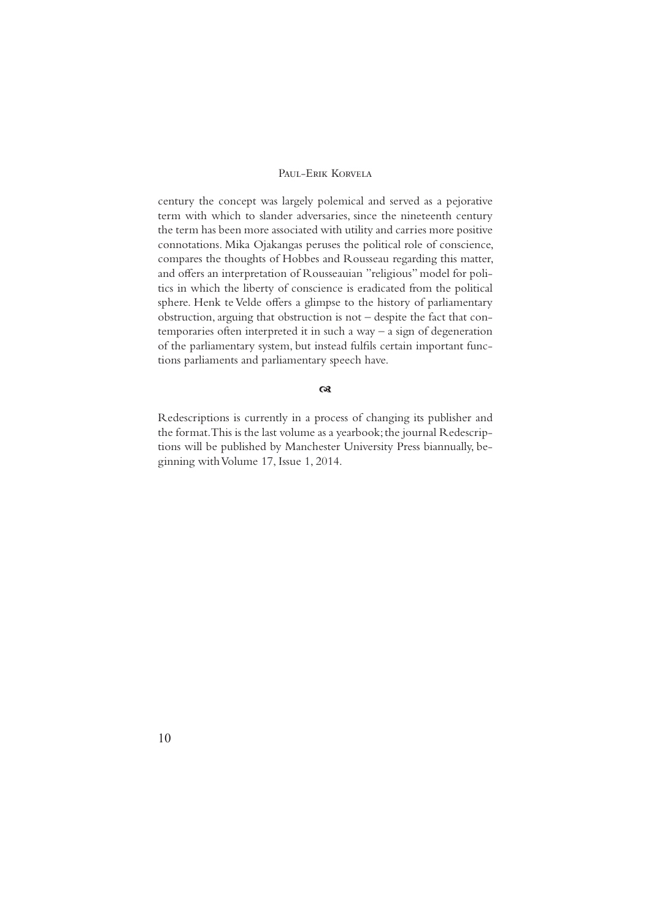century the concept was largely polemical and served as a pejorative term with which to slander adversaries, since the nineteenth century the term has been more associated with utility and carries more positive connotations. Mika Ojakangas peruses the political role of conscience, compares the thoughts of Hobbes and Rousseau regarding this matter, and offers an interpretation of Rousseauian "religious" model for politics in which the liberty of conscience is eradicated from the political sphere. Henk te Velde offers a glimpse to the history of parliamentary obstruction, arguing that obstruction is not – despite the fact that contemporaries often interpreted it in such a way – a sign of degeneration of the parliamentary system, but instead fulfils certain important functions parliaments and parliamentary speech have.

☙

Redescriptions is currently in a process of changing its publisher and the format. This is the last volume as a yearbook; the journal Redescriptions will be published by Manchester University Press biannually, beginning with Volume 17, Issue 1, 2014.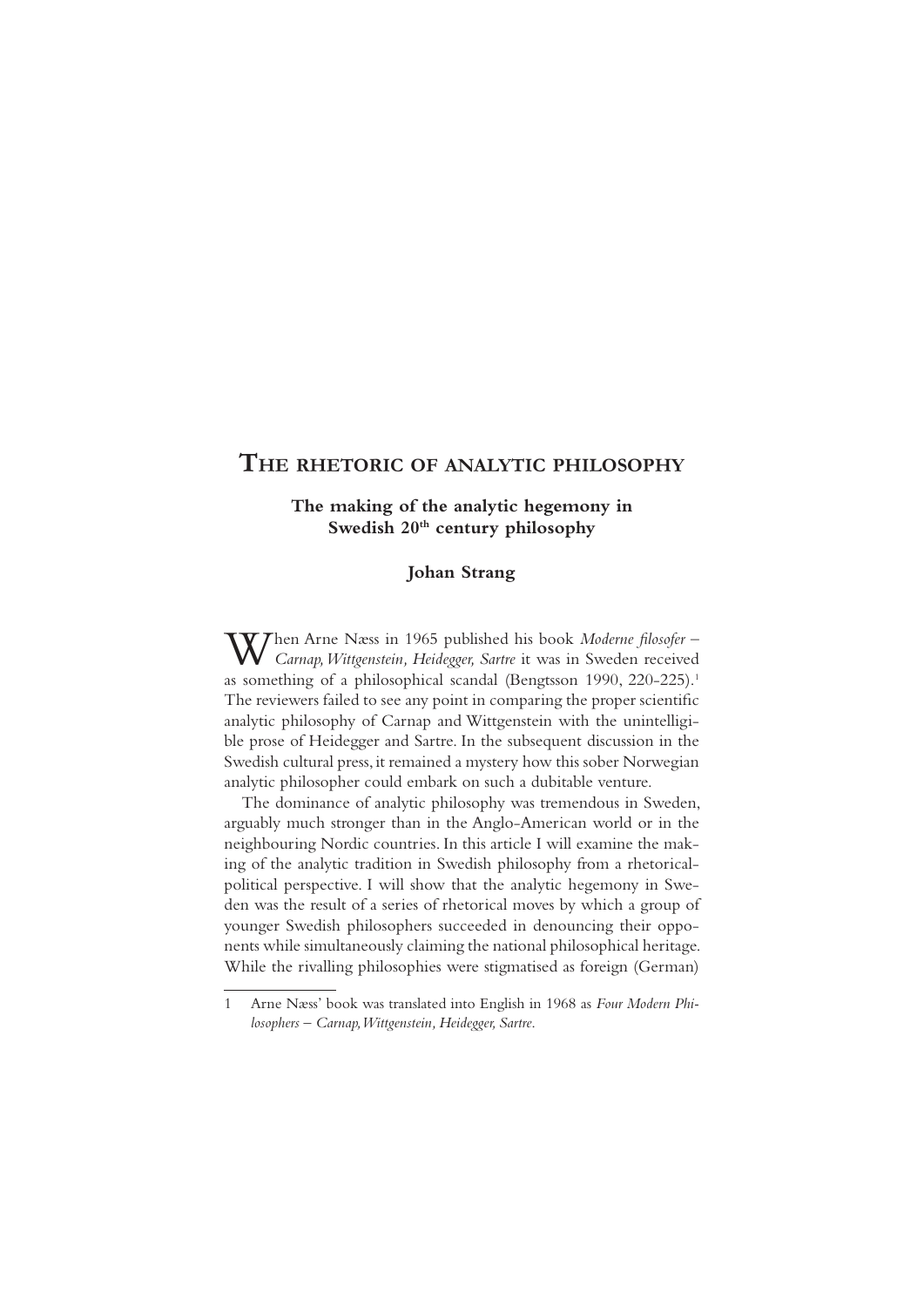# THE RHETORIC OF ANALYTIC PHILOSOPHY

## The making of the analytic hegemony in Swedish 20th century philosophy

### Johan Strang

When Arne Næss in 1965 published his book *Moderne filosofer – Carnap, Wittgenstein, Heidegger, Sartre* it was in Sweden received as something of a philosophical scandal (Bengtsson 1990, 220-225).[1] The reviewers failed to see any point in comparing the proper scientific analytic philosophy of Carnap and Wittgenstein with the unintelligible prose of Heidegger and Sartre. In the subsequent discussion in the Swedish cultural press, it remained a mystery how this sober Norwegian analytic philosopher could embark on such a dubitable venture.

The dominance of analytic philosophy was tremendous in Sweden, arguably much stronger than in the Anglo-American world or in the neighbouring Nordic countries. In this article I will examine the making of the analytic tradition in Swedish philosophy from a rhetorical-political perspective. I will show that the analytic hegemony in Sweden was the result of a series of rhetorical moves by which a group of younger Swedish philosophers succeeded in denouncing their opponents while simultaneously claiming the national philosophical heritage. While the rivalling philosophies were stigmatised as foreign (German)

---

1 Arne Næss' book was translated into English in 1968 as *Four Modern Philosophers – Carnap, Wittgenstein, Heidegger, Sartre*.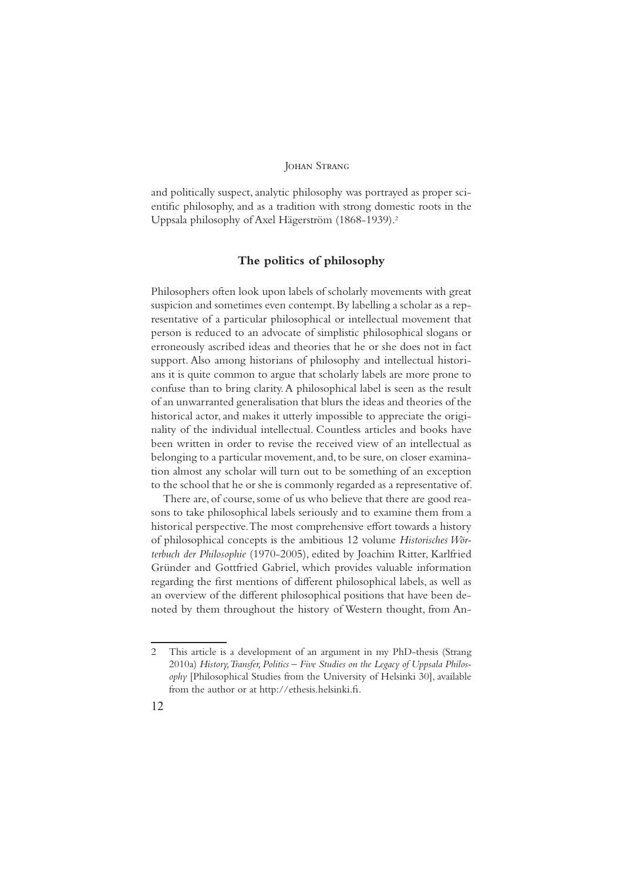and politically suspect, analytic philosophy was portrayed as proper scientific philosophy, and as a tradition with strong domestic roots in the Uppsala philosophy of Axel Hägerström (1868-1939).[2]

## The politics of philosophy

Philosophers often look upon labels of scholarly movements with great suspicion and sometimes even contempt. By labelling a scholar as a representative of a particular philosophical or intellectual movement that person is reduced to an advocate of simplistic philosophical slogans or erroneously ascribed ideas and theories that he or she does not in fact support. Also among historians of philosophy and intellectual historians it is quite common to argue that scholarly labels are more prone to confuse than to bring clarity. A philosophical label is seen as the result of an unwarranted generalisation that blurs the ideas and theories of the historical actor, and makes it utterly impossible to appreciate the originality of the individual intellectual. Countless articles and books have been written in order to revise the received view of an intellectual as belonging to a particular movement, and, to be sure, on closer examination almost any scholar will turn out to be something of an exception to the school that he or she is commonly regarded as a representative of.

There are, of course, some of us who believe that there are good reasons to take philosophical labels seriously and to examine them from a historical perspective. The most comprehensive effort towards a history of philosophical concepts is the ambitious 12 volume *Historisches Wörterbuch der Philosophie* (1970-2005), edited by Joachim Ritter, Karlfried Gründer and Gottfried Gabriel, which provides valuable information regarding the first mentions of different philosophical labels, as well as an overview of the different philosophical positions that have been denoted by them throughout the history of Western thought, from An-

---

2 This article is a development of an argument in my PhD-thesis (Strang 2010a) *History, Transfer, Politics – Five Studies on the Legacy of Uppsala Philosophy* [Philosophical Studies from the University of Helsinki 30], available from the author or at http://ethesis.helsinki.fi.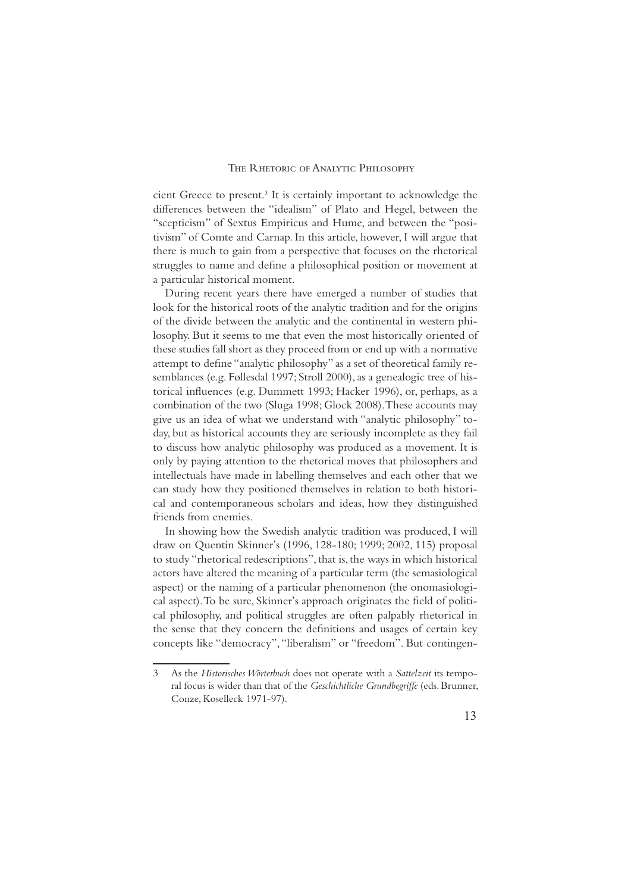cient Greece to present.[3] It is certainly important to acknowledge the differences between the "idealism" of Plato and Hegel, between the "scepticism" of Sextus Empiricus and Hume, and between the "positivism" of Comte and Carnap. In this article, however, I will argue that there is much to gain from a perspective that focuses on the rhetorical struggles to name and define a philosophical position or movement at a particular historical moment.

During recent years there have emerged a number of studies that look for the historical roots of the analytic tradition and for the origins of the divide between the analytic and the continental in western philosophy. But it seems to me that even the most historically oriented of these studies fall short as they proceed from or end up with a normative attempt to define "analytic philosophy" as a set of theoretical family resemblances (e.g. Føllesdal 1997; Stroll 2000), as a genealogic tree of historical influences (e.g. Dummett 1993; Hacker 1996), or, perhaps, as a combination of the two (Sluga 1998; Glock 2008). These accounts may give us an idea of what we understand with "analytic philosophy" today, but as historical accounts they are seriously incomplete as they fail to discuss how analytic philosophy was produced as a movement. It is only by paying attention to the rhetorical moves that philosophers and intellectuals have made in labelling themselves and each other that we can study how they positioned themselves in relation to both historical and contemporaneous scholars and ideas, how they distinguished friends from enemies.

In showing how the Swedish analytic tradition was produced, I will draw on Quentin Skinner's (1996, 128-180; 1999; 2002, 115) proposal to study "rhetorical redescriptions", that is, the ways in which historical actors have altered the meaning of a particular term (the semasiological aspect) or the naming of a particular phenomenon (the onomasiological aspect). To be sure, Skinner's approach originates the field of political philosophy, and political struggles are often palpably rhetorical in the sense that they concern the definitions and usages of certain key concepts like "democracy", "liberalism" or "freedom". But contingen-

---

3 As the *Historisches Wörterbuch* does not operate with a *Sattelzeit* its temporal focus is wider than that of the *Geschichtliche Grundbegriffe* (eds. Brunner, Conze, Koselleck 1971-97).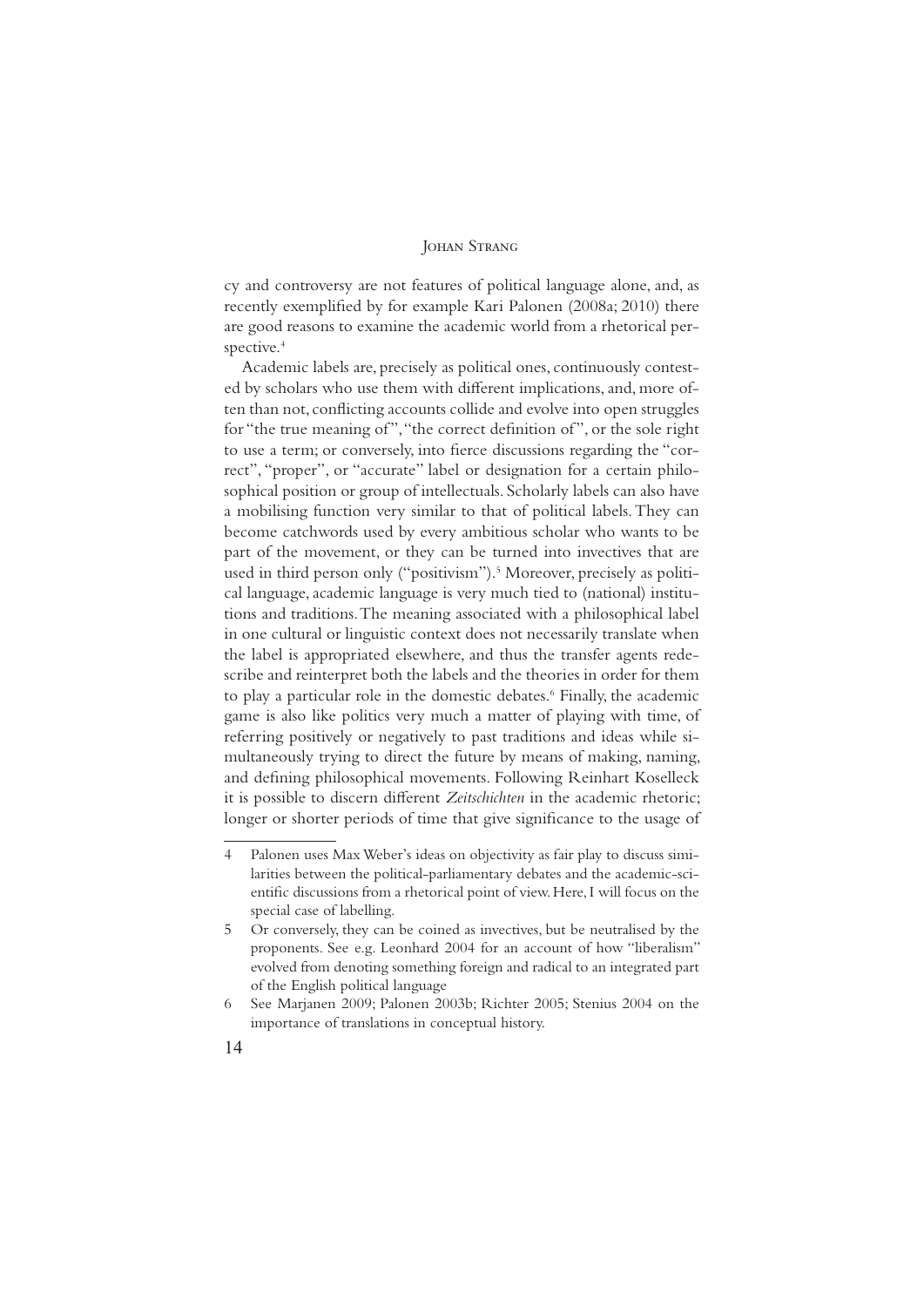cy and controversy are not features of political language alone, and, as recently exemplified by for example Kari Palonen (2008a; 2010) there are good reasons to examine the academic world from a rhetorical perspective.[4]

Academic labels are, precisely as political ones, continuously contested by scholars who use them with different implications, and, more often than not, conflicting accounts collide and evolve into open struggles for "the true meaning of", "the correct definition of", or the sole right to use a term; or conversely, into fierce discussions regarding the "correct", "proper", or "accurate" label or designation for a certain philosophical position or group of intellectuals. Scholarly labels can also have a mobilising function very similar to that of political labels. They can become catchwords used by every ambitious scholar who wants to be part of the movement, or they can be turned into invectives that are used in third person only ("positivism").[5] Moreover, precisely as political language, academic language is very much tied to (national) institutions and traditions. The meaning associated with a philosophical label in one cultural or linguistic context does not necessarily translate when the label is appropriated elsewhere, and thus the transfer agents redescribe and reinterpret both the labels and the theories in order for them to play a particular role in the domestic debates.[6] Finally, the academic game is also like politics very much a matter of playing with time, of referring positively or negatively to past traditions and ideas while simultaneously trying to direct the future by means of making, naming, and defining philosophical movements. Following Reinhart Koselleck it is possible to discern different *Zeitschichten* in the academic rhetoric; longer or shorter periods of time that give significance to the usage of

---

4 Palonen uses Max Weber's ideas on objectivity as fair play to discuss similarities between the political-parliamentary debates and the academic-scientific discussions from a rhetorical point of view. Here, I will focus on the special case of labelling.

5 Or conversely, they can be coined as invectives, but be neutralised by the proponents. See e.g. Leonhard 2004 for an account of how "liberalism" evolved from denoting something foreign and radical to an integrated part of the English political language

6 See Marjanen 2009; Palonen 2003b; Richter 2005; Stenius 2004 on the importance of translations in conceptual history.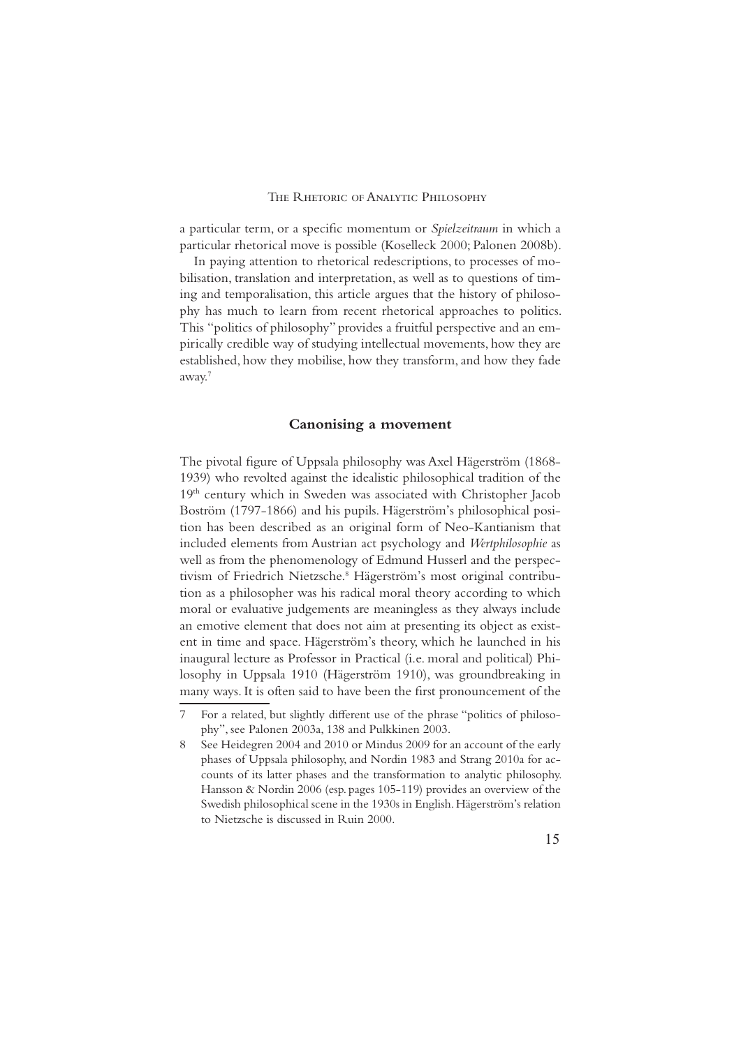a particular term, or a specific momentum or *Spielzeitraum* in which a particular rhetorical move is possible (Koselleck 2000; Palonen 2008b).

In paying attention to rhetorical redescriptions, to processes of mobilisation, translation and interpretation, as well as to questions of timing and temporalisation, this article argues that the history of philosophy has much to learn from recent rhetorical approaches to politics. This "politics of philosophy" provides a fruitful perspective and an empirically credible way of studying intellectual movements, how they are established, how they mobilise, how they transform, and how they fade away.[7]

## Canonising a movement

The pivotal figure of Uppsala philosophy was Axel Hägerström (1868-1939) who revolted against the idealistic philosophical tradition of the 19th century which in Sweden was associated with Christopher Jacob Boström (1797-1866) and his pupils. Hägerström's philosophical position has been described as an original form of Neo-Kantianism that included elements from Austrian act psychology and *Wertphilosophie* as well as from the phenomenology of Edmund Husserl and the perspectivism of Friedrich Nietzsche.[8] Hägerström's most original contribution as a philosopher was his radical moral theory according to which moral or evaluative judgements are meaningless as they always include an emotive element that does not aim at presenting its object as existent in time and space. Hägerström's theory, which he launched in his inaugural lecture as Professor in Practical (i.e. moral and political) Philosophy in Uppsala 1910 (Hägerström 1910), was groundbreaking in many ways. It is often said to have been the first pronouncement of the

---

7 For a related, but slightly different use of the phrase "politics of philosophy", see Palonen 2003a, 138 and Pulkkinen 2003.

8 See Heidegren 2004 and 2010 or Mindus 2009 for an account of the early phases of Uppsala philosophy, and Nordin 1983 and Strang 2010a for accounts of its latter phases and the transformation to analytic philosophy. Hansson & Nordin 2006 (esp. pages 105-119) provides an overview of the Swedish philosophical scene in the 1930s in English. Hägerström's relation to Nietzsche is discussed in Ruin 2000.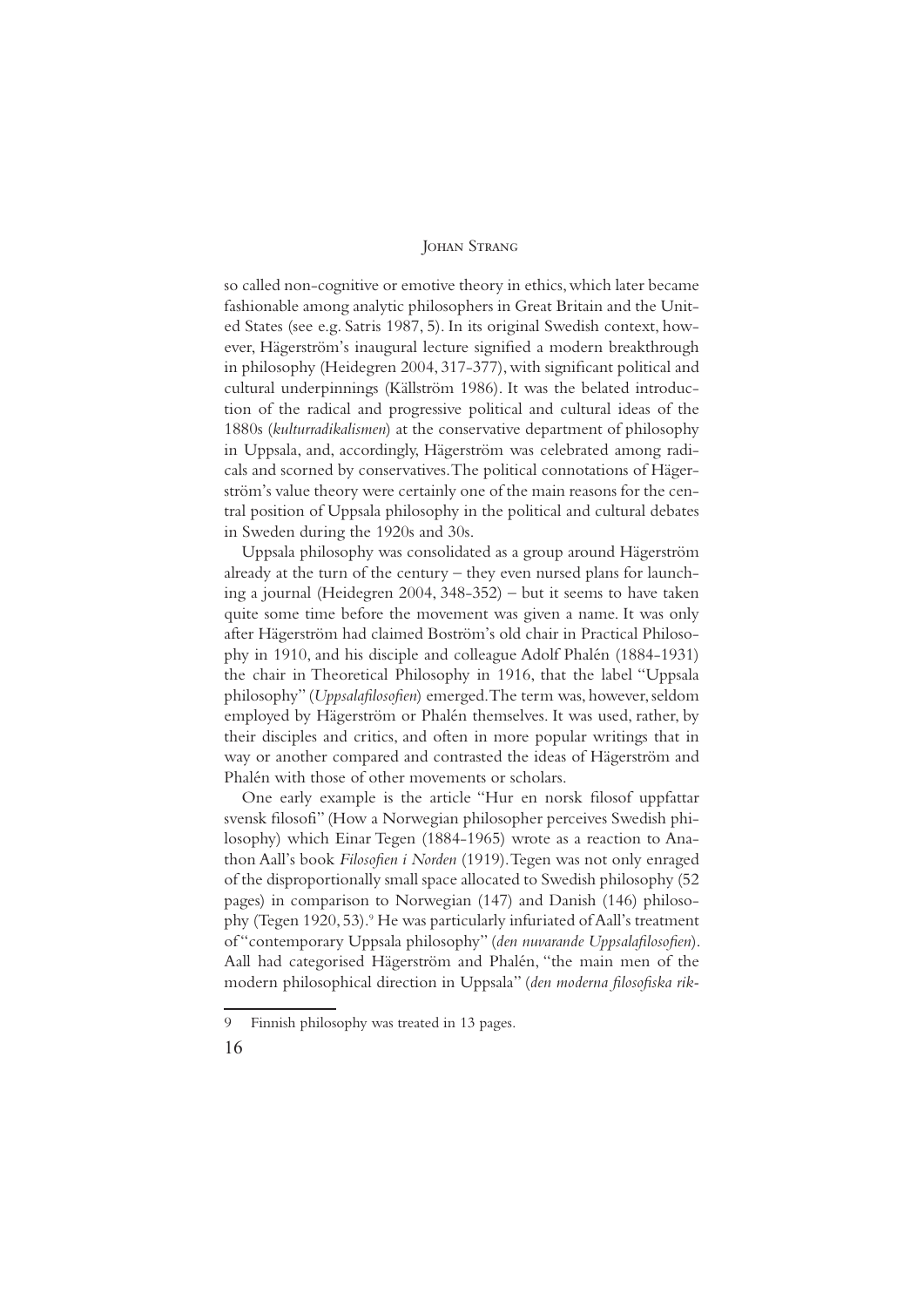so called non-cognitive or emotive theory in ethics, which later became fashionable among analytic philosophers in Great Britain and the United States (see e.g. Satris 1987, 5). In its original Swedish context, however, Hägerström's inaugural lecture signified a modern breakthrough in philosophy (Heidegren 2004, 317-377), with significant political and cultural underpinnings (Källström 1986). It was the belated introduction of the radical and progressive political and cultural ideas of the 1880s (*kulturradikalismen*) at the conservative department of philosophy in Uppsala, and, accordingly, Hägerström was celebrated among radicals and scorned by conservatives. The political connotations of Hägerström's value theory were certainly one of the main reasons for the central position of Uppsala philosophy in the political and cultural debates in Sweden during the 1920s and 30s.

Uppsala philosophy was consolidated as a group around Hägerström already at the turn of the century – they even nursed plans for launching a journal (Heidegren 2004, 348-352) – but it seems to have taken quite some time before the movement was given a name. It was only after Hägerström had claimed Boström's old chair in Practical Philosophy in 1910, and his disciple and colleague Adolf Phalén (1884-1931) the chair in Theoretical Philosophy in 1916, that the label "Uppsala philosophy" (*Uppsalafilosofien*) emerged. The term was, however, seldom employed by Hägerström or Phalén themselves. It was used, rather, by their disciples and critics, and often in more popular writings that in way or another compared and contrasted the ideas of Hägerström and Phalén with those of other movements or scholars.

One early example is the article "Hur en norsk filosof uppfattar svensk filosofi" (How a Norwegian philosopher perceives Swedish philosophy) which Einar Tegen (1884-1965) wrote as a reaction to Anathon Aall's book *Filosofien i Norden* (1919). Tegen was not only enraged of the disproportionally small space allocated to Swedish philosophy (52 pages) in comparison to Norwegian (147) and Danish (146) philosophy (Tegen 1920, 53).[9] He was particularly infuriated of Aall's treatment of "contemporary Uppsala philosophy" (*den nuvarande Uppsalafilosofien*). Aall had categorised Hägerström and Phalén, "the main men of the modern philosophical direction in Uppsala" (*den moderna filosofiska rik-*

9 Finnish philosophy was treated in 13 pages.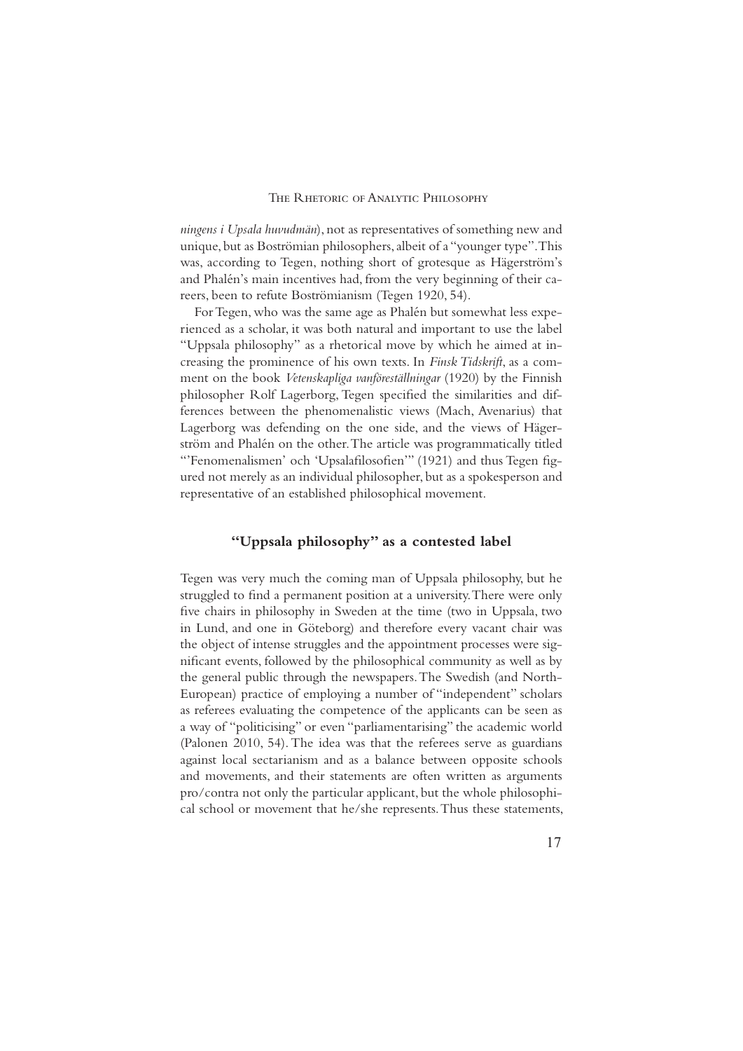*ningens i Upsala huvudmän*), not as representatives of something new and unique, but as Boströmian philosophers, albeit of a "younger type". This was, according to Tegen, nothing short of grotesque as Hägerström's and Phalén's main incentives had, from the very beginning of their careers, been to refute Boströmianism (Tegen 1920, 54).

For Tegen, who was the same age as Phalén but somewhat less experienced as a scholar, it was both natural and important to use the label "Uppsala philosophy" as a rhetorical move by which he aimed at increasing the prominence of his own texts. In *Finsk Tidskrift*, as a comment on the book *Vetenskapliga vanföreställningar* (1920) by the Finnish philosopher Rolf Lagerborg, Tegen specified the similarities and differences between the phenomenalistic views (Mach, Avenarius) that Lagerborg was defending on the one side, and the views of Hägerström and Phalén on the other. The article was programmatically titled "'Fenomenalismen' och 'Upsalafilosofien'" (1921) and thus Tegen figured not merely as an individual philosopher, but as a spokesperson and representative of an established philosophical movement.

## "Uppsala philosophy" as a contested label

Tegen was very much the coming man of Uppsala philosophy, but he struggled to find a permanent position at a university. There were only five chairs in philosophy in Sweden at the time (two in Uppsala, two in Lund, and one in Göteborg) and therefore every vacant chair was the object of intense struggles and the appointment processes were significant events, followed by the philosophical community as well as by the general public through the newspapers. The Swedish (and North-European) practice of employing a number of "independent" scholars as referees evaluating the competence of the applicants can be seen as a way of "politicising" or even "parliamentarising" the academic world (Palonen 2010, 54). The idea was that the referees serve as guardians against local sectarianism and as a balance between opposite schools and movements, and their statements are often written as arguments pro/contra not only the particular applicant, but the whole philosophical school or movement that he/she represents. Thus these statements,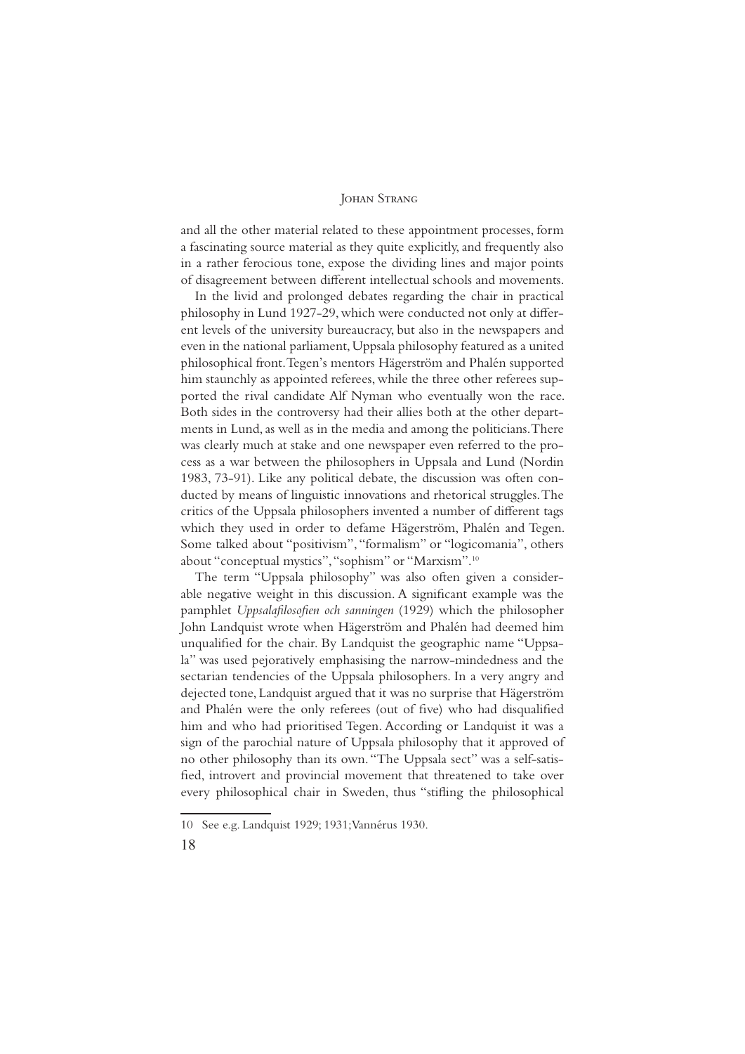and all the other material related to these appointment processes, form a fascinating source material as they quite explicitly, and frequently also in a rather ferocious tone, expose the dividing lines and major points of disagreement between different intellectual schools and movements.

In the livid and prolonged debates regarding the chair in practical philosophy in Lund 1927-29, which were conducted not only at different levels of the university bureaucracy, but also in the newspapers and even in the national parliament, Uppsala philosophy featured as a united philosophical front. Tegen's mentors Hägerström and Phalén supported him staunchly as appointed referees, while the three other referees supported the rival candidate Alf Nyman who eventually won the race. Both sides in the controversy had their allies both at the other departments in Lund, as well as in the media and among the politicians. There was clearly much at stake and one newspaper even referred to the process as a war between the philosophers in Uppsala and Lund (Nordin 1983, 73-91). Like any political debate, the discussion was often conducted by means of linguistic innovations and rhetorical struggles. The critics of the Uppsala philosophers invented a number of different tags which they used in order to defame Hägerström, Phalén and Tegen. Some talked about "positivism", "formalism" or "logicomania", others about "conceptual mystics", "sophism" or "Marxism".[10]

The term "Uppsala philosophy" was also often given a considerable negative weight in this discussion. A significant example was the pamphlet *Uppsalafilosofien och sanningen* (1929) which the philosopher John Landquist wrote when Hägerström and Phalén had deemed him unqualified for the chair. By Landquist the geographic name "Uppsala" was used pejoratively emphasising the narrow-mindedness and the sectarian tendencies of the Uppsala philosophers. In a very angry and dejected tone, Landquist argued that it was no surprise that Hägerström and Phalén were the only referees (out of five) who had disqualified him and who had prioritised Tegen. According or Landquist it was a sign of the parochial nature of Uppsala philosophy that it approved of no other philosophy than its own. "The Uppsala sect" was a self-satisfied, introvert and provincial movement that threatened to take over every philosophical chair in Sweden, thus "stifling the philosophical

10 See e.g. Landquist 1929; 1931; Vannérus 1930.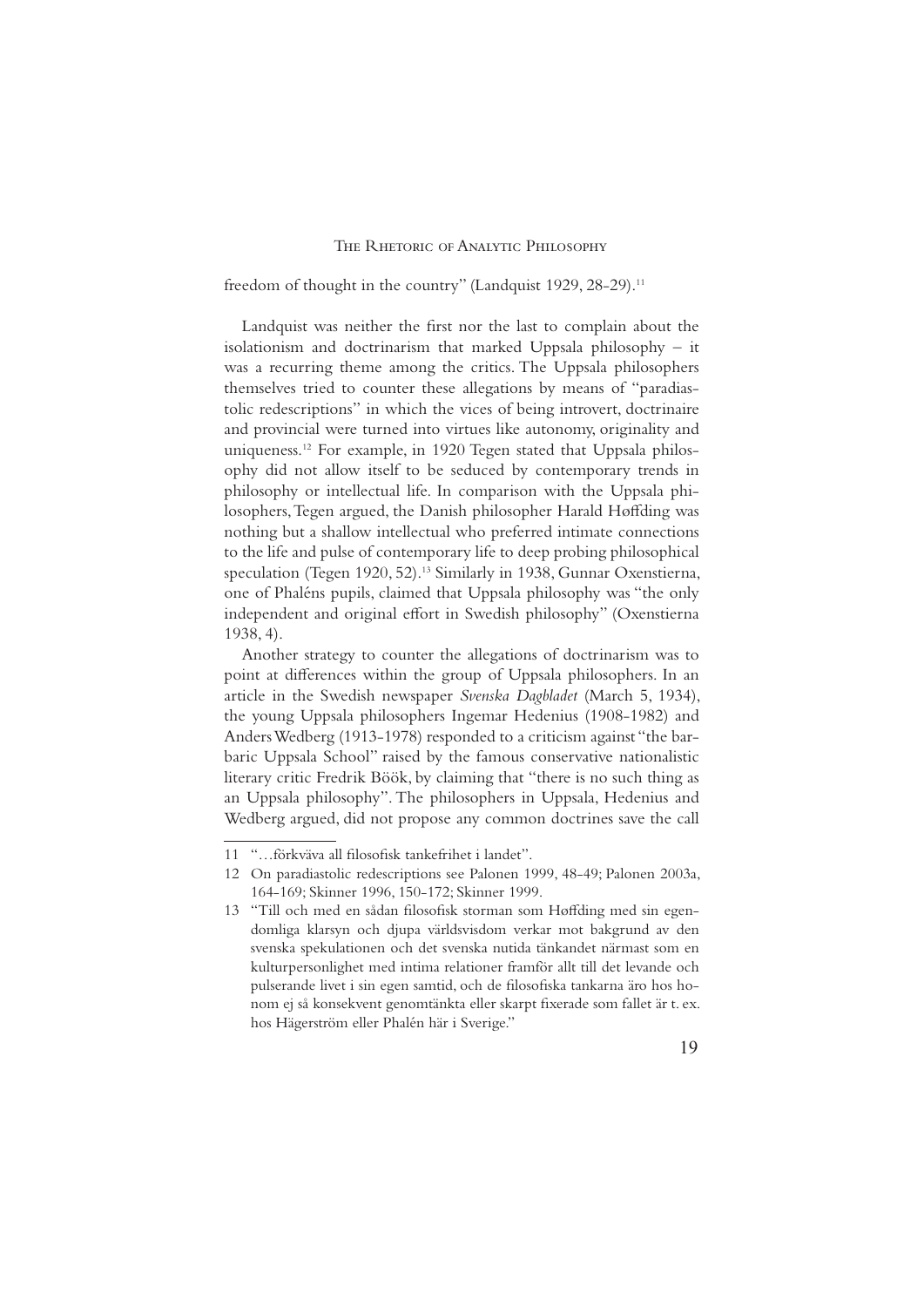freedom of thought in the country" (Landquist 1929, 28-29).[11]

Landquist was neither the first nor the last to complain about the isolationism and doctrinarism that marked Uppsala philosophy – it was a recurring theme among the critics. The Uppsala philosophers themselves tried to counter these allegations by means of "paradiastolic redescriptions" in which the vices of being introvert, doctrinaire and provincial were turned into virtues like autonomy, originality and uniqueness.[12] For example, in 1920 Tegen stated that Uppsala philosophy did not allow itself to be seduced by contemporary trends in philosophy or intellectual life. In comparison with the Uppsala philosophers, Tegen argued, the Danish philosopher Harald Høffding was nothing but a shallow intellectual who preferred intimate connections to the life and pulse of contemporary life to deep probing philosophical speculation (Tegen 1920, 52).[13] Similarly in 1938, Gunnar Oxenstierna, one of Phaléns pupils, claimed that Uppsala philosophy was "the only independent and original effort in Swedish philosophy" (Oxenstierna 1938, 4).

Another strategy to counter the allegations of doctrinarism was to point at differences within the group of Uppsala philosophers. In an article in the Swedish newspaper *Svenska Dagbladet* (March 5, 1934), the young Uppsala philosophers Ingemar Hedenius (1908-1982) and Anders Wedberg (1913-1978) responded to a criticism against "the barbaric Uppsala School" raised by the famous conservative nationalistic literary critic Fredrik Böök, by claiming that "there is no such thing as an Uppsala philosophy". The philosophers in Uppsala, Hedenius and Wedberg argued, did not propose any common doctrines save the call

---

11 "…förkväva all filosofisk tankefrihet i landet".

12 On paradiastolic redescriptions see Palonen 1999, 48-49; Palonen 2003a, 164-169; Skinner 1996, 150-172; Skinner 1999.

13 "Till och med en sådan filosofisk storman som Høffding med sin egendomliga klarsyn och djupa världsvisdom verkar mot bakgrund av den svenska spekulationen och det svenska nutida tänkandet närmast som en kulturpersonlighet med intima relationer framför allt till det levande och pulserande livet i sin egen samtid, och de filosofiska tankarna äro hos honom ej så konsekvent genomtänkta eller skarpt fixerade som fallet är t. ex. hos Hägerström eller Phalén här i Sverige."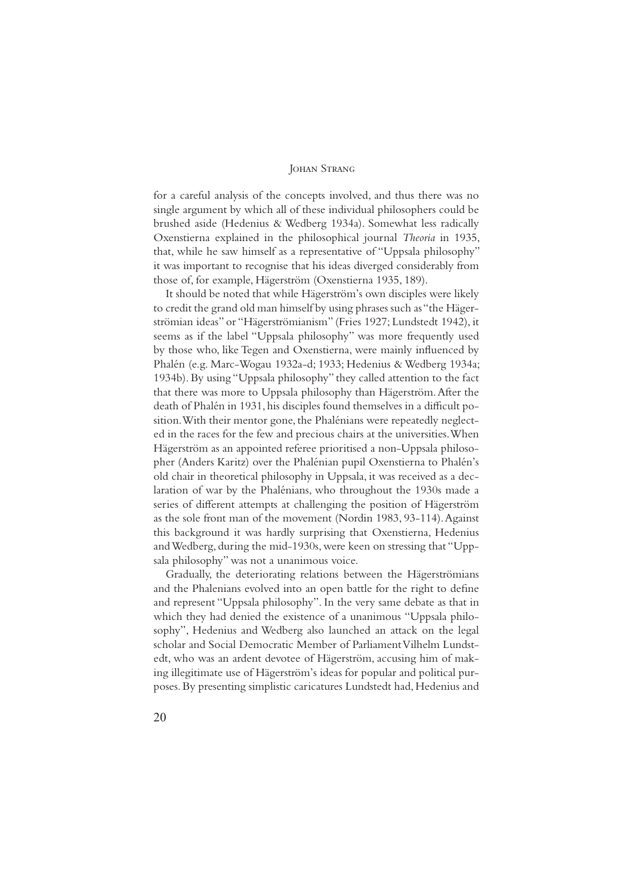for a careful analysis of the concepts involved, and thus there was no single argument by which all of these individual philosophers could be brushed aside (Hedenius & Wedberg 1934a). Somewhat less radically Oxenstierna explained in the philosophical journal *Theoria* in 1935, that, while he saw himself as a representative of "Uppsala philosophy" it was important to recognise that his ideas diverged considerably from those of, for example, Hägerström (Oxenstierna 1935, 189).

It should be noted that while Hägerström's own disciples were likely to credit the grand old man himself by using phrases such as "the Hägerströmian ideas" or "Hägerströmianism" (Fries 1927; Lundstedt 1942), it seems as if the label "Uppsala philosophy" was more frequently used by those who, like Tegen and Oxenstierna, were mainly influenced by Phalén (e.g. Marc-Wogau 1932a-d; 1933; Hedenius & Wedberg 1934a; 1934b). By using "Uppsala philosophy" they called attention to the fact that there was more to Uppsala philosophy than Hägerström. After the death of Phalén in 1931, his disciples found themselves in a difficult position. With their mentor gone, the Phalénians were repeatedly neglected in the races for the few and precious chairs at the universities. When Hägerström as an appointed referee prioritised a non-Uppsala philosopher (Anders Karitz) over the Phalénian pupil Oxenstierna to Phalén's old chair in theoretical philosophy in Uppsala, it was received as a declaration of war by the Phalénians, who throughout the 1930s made a series of different attempts at challenging the position of Hägerström as the sole front man of the movement (Nordin 1983, 93-114). Against this background it was hardly surprising that Oxenstierna, Hedenius and Wedberg, during the mid-1930s, were keen on stressing that "Uppsala philosophy" was not a unanimous voice.

Gradually, the deteriorating relations between the Hägerströmians and the Phalenians evolved into an open battle for the right to define and represent "Uppsala philosophy". In the very same debate as that in which they had denied the existence of a unanimous "Uppsala philosophy", Hedenius and Wedberg also launched an attack on the legal scholar and Social Democratic Member of Parliament Vilhelm Lundstedt, who was an ardent devotee of Hägerström, accusing him of making illegitimate use of Hägerström's ideas for popular and political purposes. By presenting simplistic caricatures Lundstedt had, Hedenius and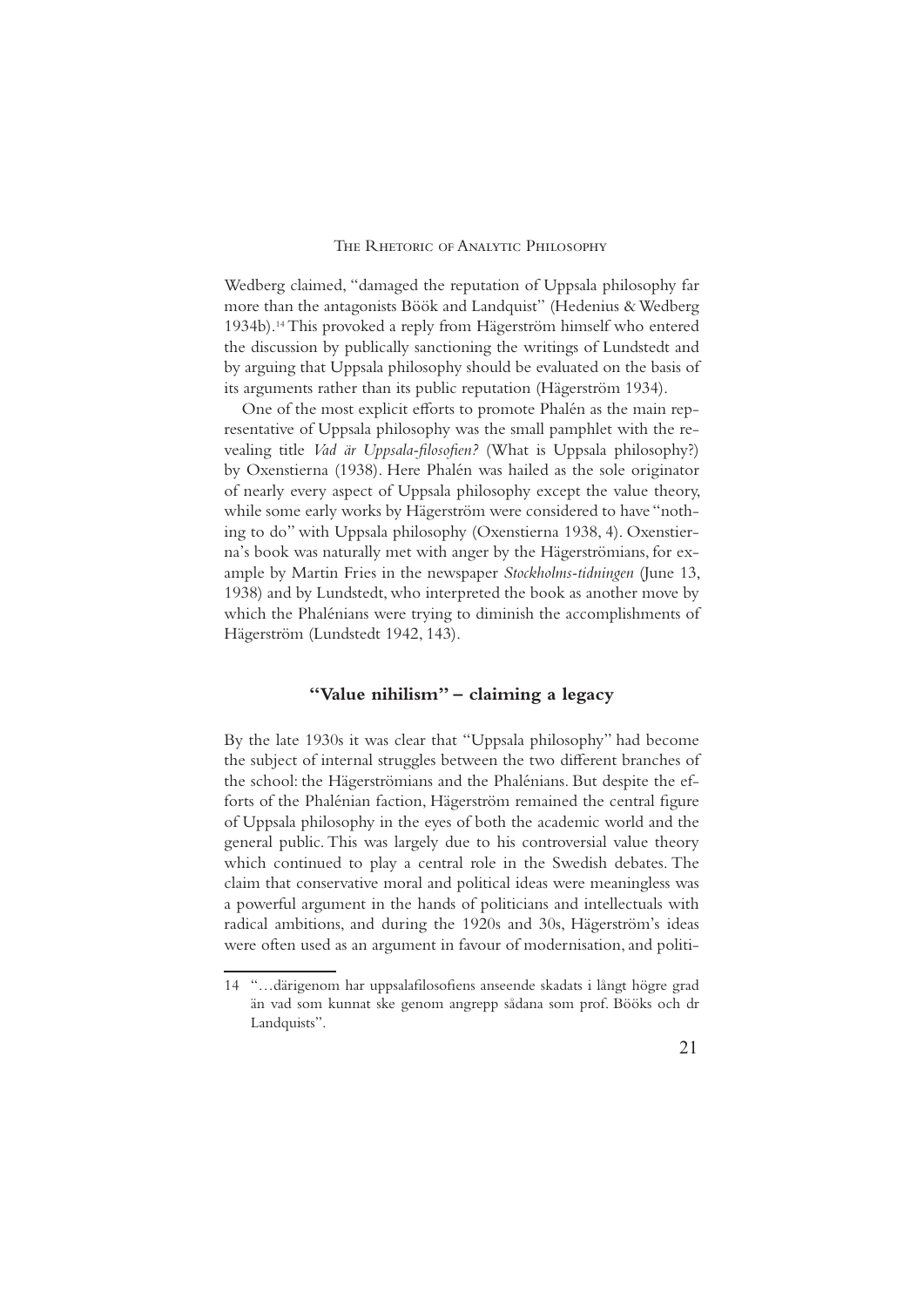Wedberg claimed, "damaged the reputation of Uppsala philosophy far more than the antagonists Böök and Landquist" (Hedenius & Wedberg 1934b).[14] This provoked a reply from Hägerström himself who entered the discussion by publically sanctioning the writings of Lundstedt and by arguing that Uppsala philosophy should be evaluated on the basis of its arguments rather than its public reputation (Hägerström 1934).

One of the most explicit efforts to promote Phalén as the main representative of Uppsala philosophy was the small pamphlet with the revealing title *Vad är Uppsala-filosofien?* (What is Uppsala philosophy?) by Oxenstierna (1938). Here Phalén was hailed as the sole originator of nearly every aspect of Uppsala philosophy except the value theory, while some early works by Hägerström were considered to have "nothing to do" with Uppsala philosophy (Oxenstierna 1938, 4). Oxenstierna's book was naturally met with anger by the Hägerströmians, for example by Martin Fries in the newspaper *Stockholms-tidningen* (June 13, 1938) and by Lundstedt, who interpreted the book as another move by which the Phalénians were trying to diminish the accomplishments of Hägerström (Lundstedt 1942, 143).

## "Value nihilism" – claiming a legacy

By the late 1930s it was clear that "Uppsala philosophy" had become the subject of internal struggles between the two different branches of the school: the Hägerströmians and the Phalénians. But despite the efforts of the Phalénian faction, Hägerström remained the central figure of Uppsala philosophy in the eyes of both the academic world and the general public. This was largely due to his controversial value theory which continued to play a central role in the Swedish debates. The claim that conservative moral and political ideas were meaningless was a powerful argument in the hands of politicians and intellectuals with radical ambitions, and during the 1920s and 30s, Hägerström's ideas were often used as an argument in favour of modernisation, and politi-

14 "…därigenom har uppsalafilosofiens anseende skadats i långt högre grad än vad som kunnat ske genom angrepp sådana som prof. Bööks och dr Landquists".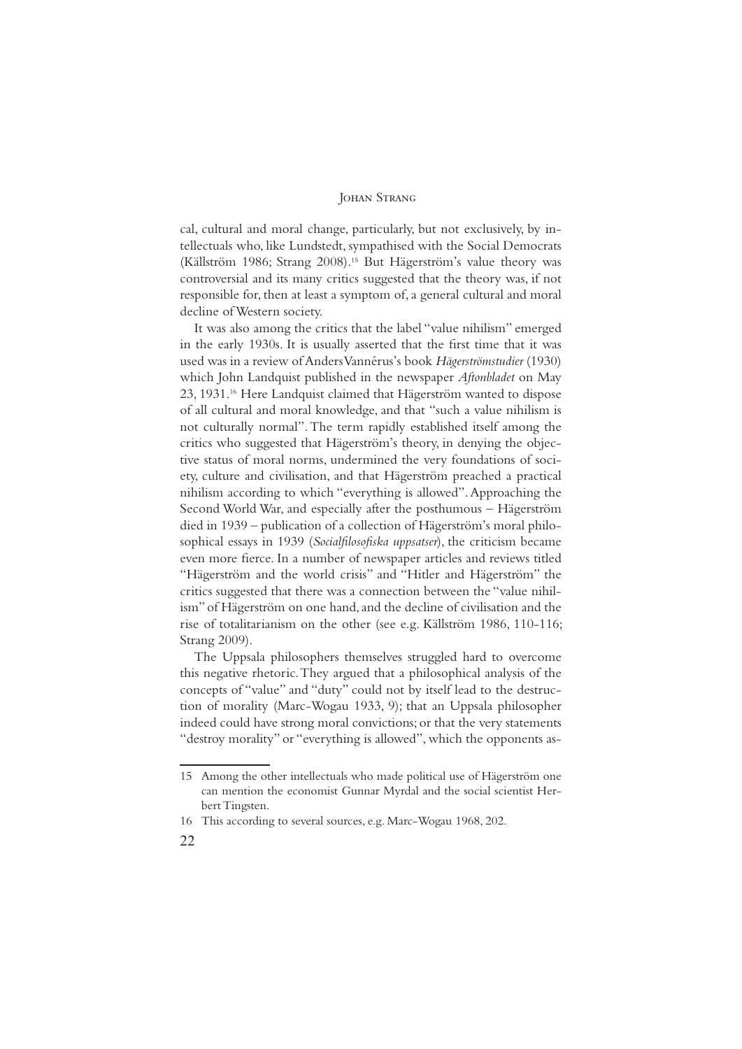cal, cultural and moral change, particularly, but not exclusively, by intellectuals who, like Lundstedt, sympathised with the Social Democrats (Källström 1986; Strang 2008).[15] But Hägerström's value theory was controversial and its many critics suggested that the theory was, if not responsible for, then at least a symptom of, a general cultural and moral decline of Western society.

It was also among the critics that the label "value nihilism" emerged in the early 1930s. It is usually asserted that the first time that it was used was in a review of Anders Vannérus's book *Hägerströmstudier* (1930) which John Landquist published in the newspaper *Aftonbladet* on May 23, 1931.[16] Here Landquist claimed that Hägerström wanted to dispose of all cultural and moral knowledge, and that "such a value nihilism is not culturally normal". The term rapidly established itself among the critics who suggested that Hägerström's theory, in denying the objective status of moral norms, undermined the very foundations of society, culture and civilisation, and that Hägerström preached a practical nihilism according to which "everything is allowed". Approaching the Second World War, and especially after the posthumous – Hägerström died in 1939 – publication of a collection of Hägerström's moral philosophical essays in 1939 (*Socialfilosofiska uppsatser*), the criticism became even more fierce. In a number of newspaper articles and reviews titled "Hägerström and the world crisis" and "Hitler and Hägerström" the critics suggested that there was a connection between the "value nihilism" of Hägerström on one hand, and the decline of civilisation and the rise of totalitarianism on the other (see e.g. Källström 1986, 110-116; Strang 2009).

The Uppsala philosophers themselves struggled hard to overcome this negative rhetoric. They argued that a philosophical analysis of the concepts of "value" and "duty" could not by itself lead to the destruction of morality (Marc-Wogau 1933, 9); that an Uppsala philosopher indeed could have strong moral convictions; or that the very statements "destroy morality" or "everything is allowed", which the opponents as-

---

15 Among the other intellectuals who made political use of Hägerström one can mention the economist Gunnar Myrdal and the social scientist Herbert Tingsten.

16 This according to several sources, e.g. Marc-Wogau 1968, 202.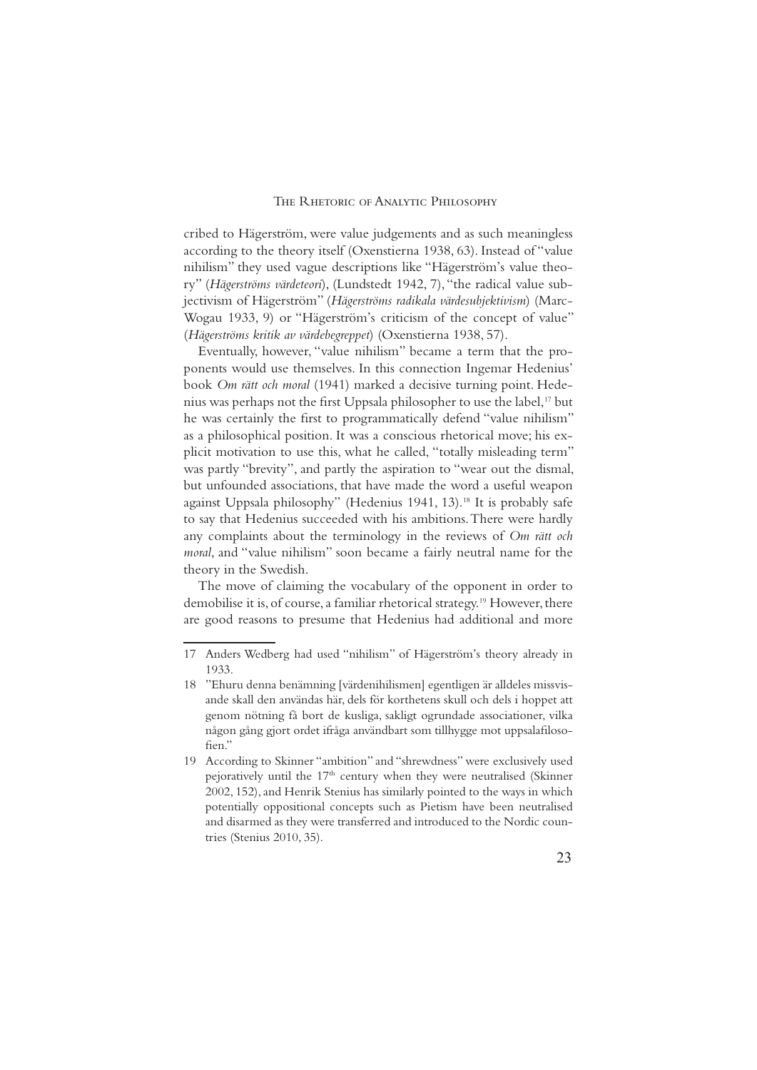cribed to Hägerström, were value judgements and as such meaningless according to the theory itself (Oxenstierna 1938, 63). Instead of "value nihilism" they used vague descriptions like "Hägerström's value theory" (*Hägerströms värdeteori*), (Lundstedt 1942, 7), "the radical value subjectivism of Hägerström" (*Hägerströms radikala värdesubjektivism*) (Marc-Wogau 1933, 9) or "Hägerström's criticism of the concept of value" (*Hägerströms kritik av värdebegreppet*) (Oxenstierna 1938, 57).

Eventually, however, "value nihilism" became a term that the proponents would use themselves. In this connection Ingemar Hedenius' book *Om rätt och moral* (1941) marked a decisive turning point. Hedenius was perhaps not the first Uppsala philosopher to use the label,[17] but he was certainly the first to programmatically defend "value nihilism" as a philosophical position. It was a conscious rhetorical move; his explicit motivation to use this, what he called, "totally misleading term" was partly "brevity", and partly the aspiration to "wear out the dismal, but unfounded associations, that have made the word a useful weapon against Uppsala philosophy" (Hedenius 1941, 13).[18] It is probably safe to say that Hedenius succeeded with his ambitions. There were hardly any complaints about the terminology in the reviews of *Om rätt och moral*, and "value nihilism" soon became a fairly neutral name for the theory in the Swedish.

The move of claiming the vocabulary of the opponent in order to demobilise it is, of course, a familiar rhetorical strategy.[19] However, there are good reasons to presume that Hedenius had additional and more

---

17 Anders Wedberg had used "nihilism" of Hägerström's theory already in 1933.

18 "Ehuru denna benämning [värdenihilismen] egentligen är alldeles missvisande skall den användas här, dels för korthetens skull och dels i hoppet att genom nötning få bort de kusliga, sakligt ogrundade associationer, vilka någon gång gjort ordet ifråga användbart som tillhygge mot uppsalafilosofien."

19 According to Skinner "ambition" and "shrewdness" were exclusively used pejoratively until the 17[th] century when they were neutralised (Skinner 2002, 152), and Henrik Stenius has similarly pointed to the ways in which potentially oppositional concepts such as Pietism have been neutralised and disarmed as they were transferred and introduced to the Nordic countries (Stenius 2010, 35).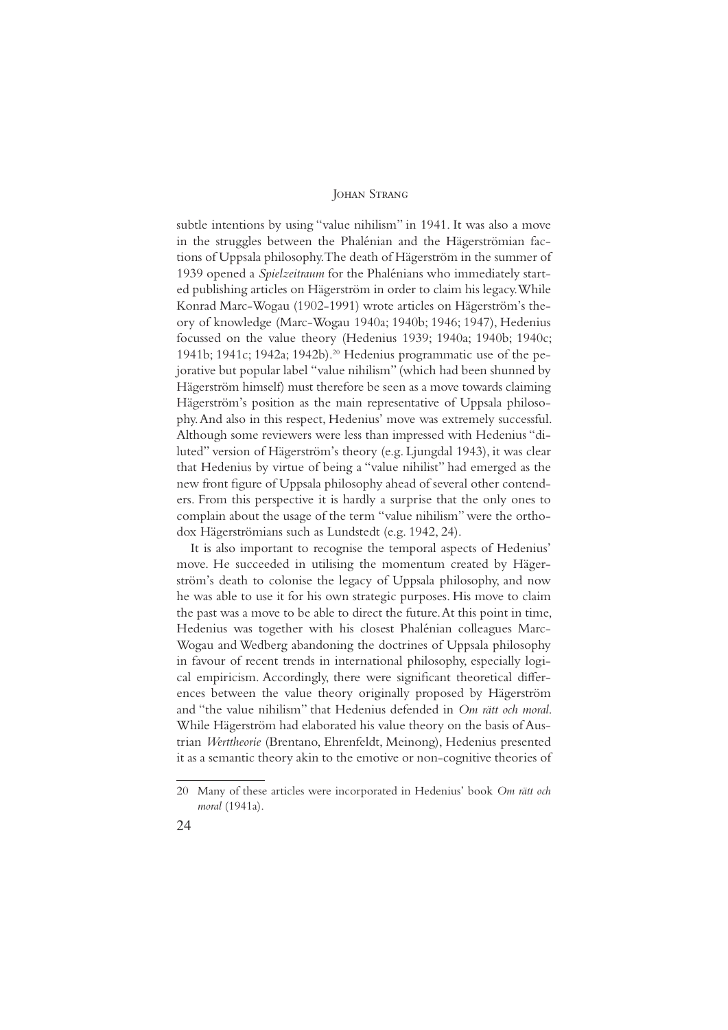subtle intentions by using "value nihilism" in 1941. It was also a move in the struggles between the Phalénian and the Hägerströmian factions of Uppsala philosophy. The death of Hägerström in the summer of 1939 opened a *Spielzeitraum* for the Phalénians who immediately started publishing articles on Hägerström in order to claim his legacy. While Konrad Marc-Wogau (1902-1991) wrote articles on Hägerström's theory of knowledge (Marc-Wogau 1940a; 1940b; 1946; 1947), Hedenius focussed on the value theory (Hedenius 1939; 1940a; 1940b; 1940c; 1941b; 1941c; 1942a; 1942b).[20] Hedenius programmatic use of the pejorative but popular label "value nihilism" (which had been shunned by Hägerström himself) must therefore be seen as a move towards claiming Hägerström's position as the main representative of Uppsala philosophy. And also in this respect, Hedenius' move was extremely successful. Although some reviewers were less than impressed with Hedenius "diluted" version of Hägerström's theory (e.g. Ljungdal 1943), it was clear that Hedenius by virtue of being a "value nihilist" had emerged as the new front figure of Uppsala philosophy ahead of several other contenders. From this perspective it is hardly a surprise that the only ones to complain about the usage of the term "value nihilism" were the orthodox Hägerströmians such as Lundstedt (e.g. 1942, 24).

It is also important to recognise the temporal aspects of Hedenius' move. He succeeded in utilising the momentum created by Hägerström's death to colonise the legacy of Uppsala philosophy, and now he was able to use it for his own strategic purposes. His move to claim the past was a move to be able to direct the future. At this point in time, Hedenius was together with his closest Phalénian colleagues Marc-Wogau and Wedberg abandoning the doctrines of Uppsala philosophy in favour of recent trends in international philosophy, especially logical empiricism. Accordingly, there were significant theoretical differences between the value theory originally proposed by Hägerström and "the value nihilism" that Hedenius defended in *Om rätt och moral*. While Hägerström had elaborated his value theory on the basis of Austrian *Werttheorie* (Brentano, Ehrenfeldt, Meinong), Hedenius presented it as a semantic theory akin to the emotive or non-cognitive theories of

---

20 Many of these articles were incorporated in Hedenius' book *Om rätt och moral* (1941a).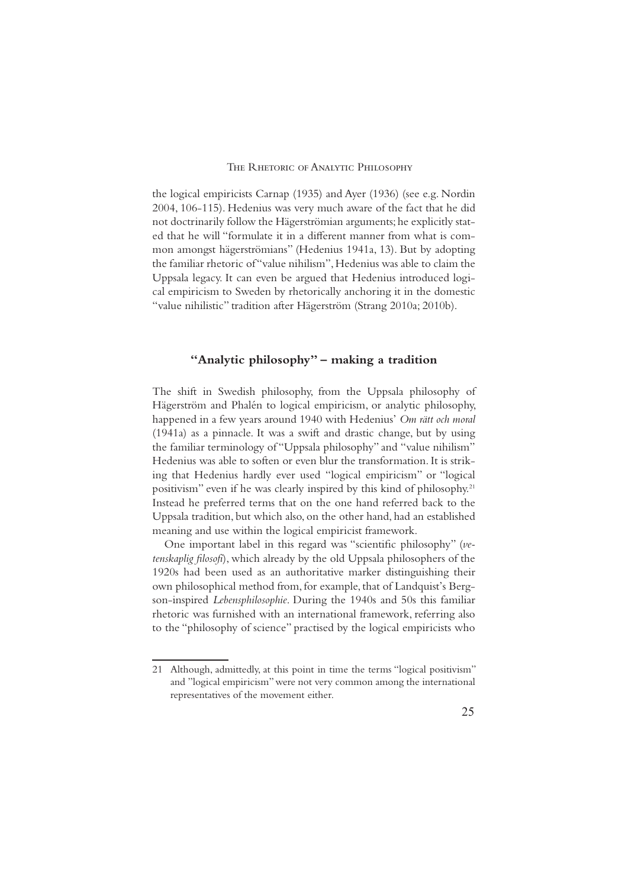the logical empiricists Carnap (1935) and Ayer (1936) (see e.g. Nordin 2004, 106-115). Hedenius was very much aware of the fact that he did not doctrinarily follow the Hägerströmian arguments; he explicitly stated that he will "formulate it in a different manner from what is common amongst hägerströmians" (Hedenius 1941a, 13). But by adopting the familiar rhetoric of "value nihilism", Hedenius was able to claim the Uppsala legacy. It can even be argued that Hedenius introduced logical empiricism to Sweden by rhetorically anchoring it in the domestic "value nihilistic" tradition after Hägerström (Strang 2010a; 2010b).

## "Analytic philosophy" – making a tradition

The shift in Swedish philosophy, from the Uppsala philosophy of Hägerström and Phalén to logical empiricism, or analytic philosophy, happened in a few years around 1940 with Hedenius' *Om rätt och moral* (1941a) as a pinnacle. It was a swift and drastic change, but by using the familiar terminology of "Uppsala philosophy" and "value nihilism" Hedenius was able to soften or even blur the transformation. It is striking that Hedenius hardly ever used "logical empiricism" or "logical positivism" even if he was clearly inspired by this kind of philosophy.[21] Instead he preferred terms that on the one hand referred back to the Uppsala tradition, but which also, on the other hand, had an established meaning and use within the logical empiricist framework.

One important label in this regard was "scientific philosophy" (*vetenskaplig filosofi*), which already by the old Uppsala philosophers of the 1920s had been used as an authoritative marker distinguishing their own philosophical method from, for example, that of Landquist's Bergson-inspired *Lebensphilosophie*. During the 1940s and 50s this familiar rhetoric was furnished with an international framework, referring also to the "philosophy of science" practised by the logical empiricists who

---

21 Although, admittedly, at this point in time the terms "logical positivism" and "logical empiricism" were not very common among the international representatives of the movement either.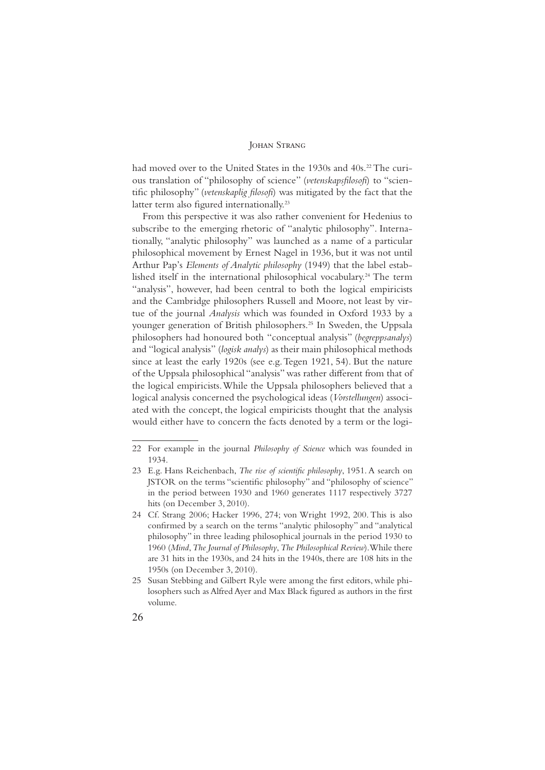had moved over to the United States in the 1930s and 40s.[22] The curious translation of "philosophy of science" (*vetenskapsfilosofi*) to "scientific philosophy" (*vetenskaplig filosofi*) was mitigated by the fact that the latter term also figured internationally.[23]

From this perspective it was also rather convenient for Hedenius to subscribe to the emerging rhetoric of "analytic philosophy". Internationally, "analytic philosophy" was launched as a name of a particular philosophical movement by Ernest Nagel in 1936, but it was not until Arthur Pap's *Elements of Analytic philosophy* (1949) that the label established itself in the international philosophical vocabulary.[24] The term "analysis", however, had been central to both the logical empiricists and the Cambridge philosophers Russell and Moore, not least by virtue of the journal *Analysis* which was founded in Oxford 1933 by a younger generation of British philosophers.[25] In Sweden, the Uppsala philosophers had honoured both "conceptual analysis" (*begreppsanalys*) and "logical analysis" (*logisk analys*) as their main philosophical methods since at least the early 1920s (see e.g. Tegen 1921, 54). But the nature of the Uppsala philosophical "analysis" was rather different from that of the logical empiricists. While the Uppsala philosophers believed that a logical analysis concerned the psychological ideas (*Vorstellungen*) associated with the concept, the logical empiricists thought that the analysis would either have to concern the facts denoted by a term or the logi-

---

22 For example in the journal *Philosophy of Science* which was founded in 1934.

23 E.g. Hans Reichenbach, *The rise of scientific philosophy*, 1951. A search on JSTOR on the terms "scientific philosophy" and "philosophy of science" in the period between 1930 and 1960 generates 1117 respectively 3727 hits (on December 3, 2010).

24 Cf. Strang 2006; Hacker 1996, 274; von Wright 1992, 200. This is also confirmed by a search on the terms "analytic philosophy" and "analytical philosophy" in three leading philosophical journals in the period 1930 to 1960 (*Mind*, *The Journal of Philosophy*, *The Philosophical Review*). While there are 31 hits in the 1930s, and 24 hits in the 1940s, there are 108 hits in the 1950s (on December 3, 2010).

25 Susan Stebbing and Gilbert Ryle were among the first editors, while philosophers such as Alfred Ayer and Max Black figured as authors in the first volume.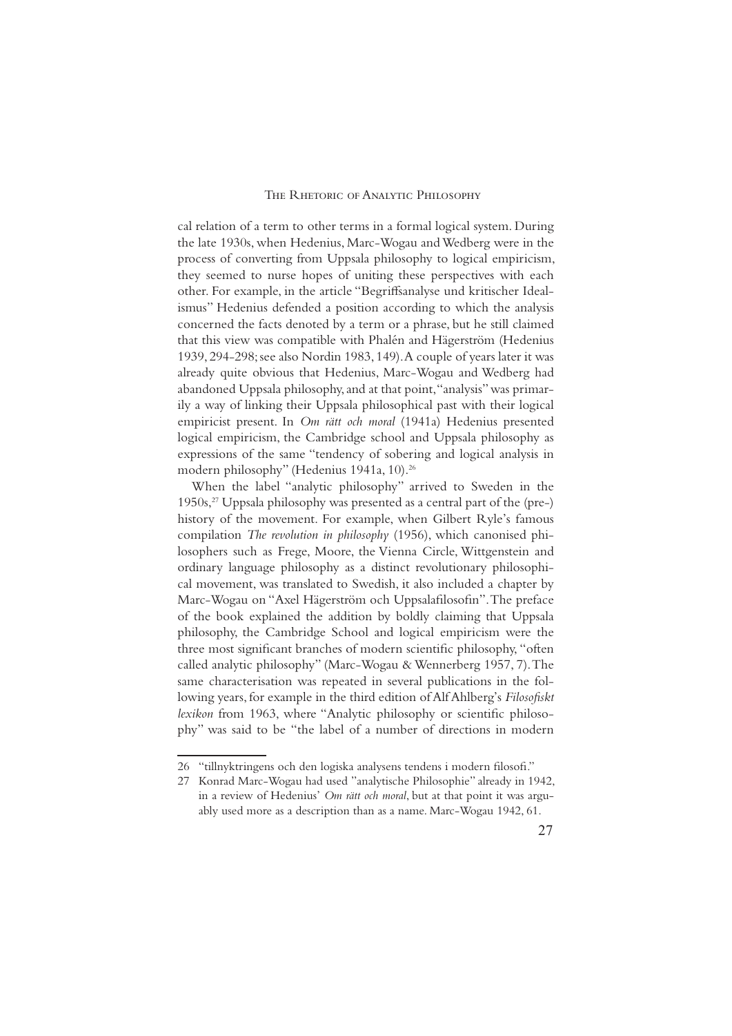cal relation of a term to other terms in a formal logical system. During the late 1930s, when Hedenius, Marc-Wogau and Wedberg were in the process of converting from Uppsala philosophy to logical empiricism, they seemed to nurse hopes of uniting these perspectives with each other. For example, in the article "Begriffsanalyse und kritischer Idealismus" Hedenius defended a position according to which the analysis concerned the facts denoted by a term or a phrase, but he still claimed that this view was compatible with Phalén and Hägerström (Hedenius 1939, 294-298; see also Nordin 1983, 149). A couple of years later it was already quite obvious that Hedenius, Marc-Wogau and Wedberg had abandoned Uppsala philosophy, and at that point, "analysis" was primarily a way of linking their Uppsala philosophical past with their logical empiricist present. In *Om rätt och moral* (1941a) Hedenius presented logical empiricism, the Cambridge school and Uppsala philosophy as expressions of the same "tendency of sobering and logical analysis in modern philosophy" (Hedenius 1941a, 10).[26]

When the label "analytic philosophy" arrived to Sweden in the 1950s,[27] Uppsala philosophy was presented as a central part of the (pre-) history of the movement. For example, when Gilbert Ryle's famous compilation *The revolution in philosophy* (1956), which canonised philosophers such as Frege, Moore, the Vienna Circle, Wittgenstein and ordinary language philosophy as a distinct revolutionary philosophical movement, was translated to Swedish, it also included a chapter by Marc-Wogau on "Axel Hägerström och Uppsalafilosofin". The preface of the book explained the addition by boldly claiming that Uppsala philosophy, the Cambridge School and logical empiricism were the three most significant branches of modern scientific philosophy, "often called analytic philosophy" (Marc-Wogau & Wennerberg 1957, 7). The same characterisation was repeated in several publications in the following years, for example in the third edition of Alf Ahlberg's *Filosofiskt lexikon* from 1963, where "Analytic philosophy or scientific philosophy" was said to be "the label of a number of directions in modern

---

26 "tillnyktringens och den logiska analysens tendens i modern filosofi."

27 Konrad Marc-Wogau had used "analytische Philosophie" already in 1942, in a review of Hedenius' *Om rätt och moral*, but at that point it was arguably used more as a description than as a name. Marc-Wogau 1942, 61.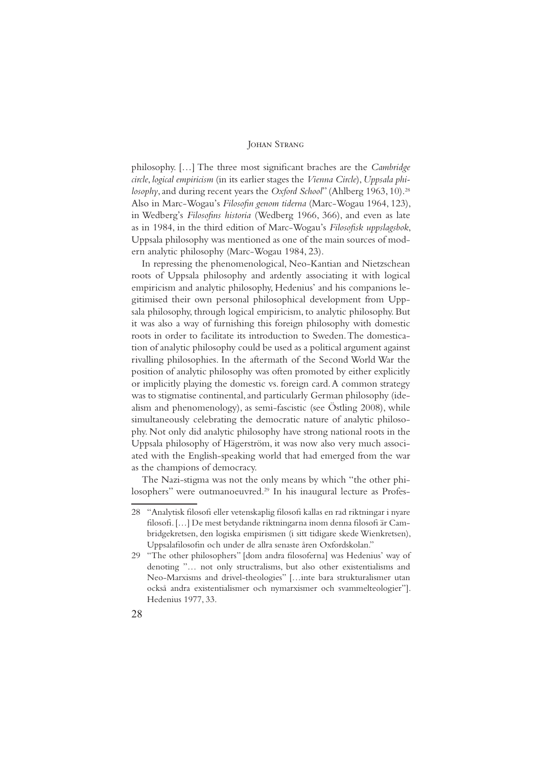philosophy. […] The three most significant braches are the *Cambridge circle*, *logical empiricism* (in its earlier stages the *Vienna Circle*), *Uppsala philosophy*, and during recent years the *Oxford School*" (Ahlberg 1963, 10).[28] Also in Marc-Wogau's *Filosofin genom tiderna* (Marc-Wogau 1964, 123), in Wedberg's *Filosofins historia* (Wedberg 1966, 366), and even as late as in 1984, in the third edition of Marc-Wogau's *Filosofisk uppslagsbok*, Uppsala philosophy was mentioned as one of the main sources of modern analytic philosophy (Marc-Wogau 1984, 23).

In repressing the phenomenological, Neo-Kantian and Nietzschean roots of Uppsala philosophy and ardently associating it with logical empiricism and analytic philosophy, Hedenius' and his companions legitimised their own personal philosophical development from Uppsala philosophy, through logical empiricism, to analytic philosophy. But it was also a way of furnishing this foreign philosophy with domestic roots in order to facilitate its introduction to Sweden. The domestication of analytic philosophy could be used as a political argument against rivalling philosophies. In the aftermath of the Second World War the position of analytic philosophy was often promoted by either explicitly or implicitly playing the domestic vs. foreign card. A common strategy was to stigmatise continental, and particularly German philosophy (idealism and phenomenology), as semi-fascistic (see Östling 2008), while simultaneously celebrating the democratic nature of analytic philosophy. Not only did analytic philosophy have strong national roots in the Uppsala philosophy of Hägerström, it was now also very much associated with the English-speaking world that had emerged from the war as the champions of democracy.

The Nazi-stigma was not the only means by which "the other philosophers" were outmanoeuvred.[29] In his inaugural lecture as Profes-

---

28 "Analytisk filosofi eller vetenskaplig filosofi kallas en rad riktningar i nyare filosofi. […] De mest betydande riktningarna inom denna filosofi är Cambridgekretsen, den logiska empirismen (i sitt tidigare skede Wienkretsen), Uppsalafilosofin och under de allra senaste åren Oxfordskolan."

29 "The other philosophers" [dom andra filosoferna] was Hedenius' way of denoting "… not only structralisms, but also other existentialisms and Neo-Marxisms and drivel-theologies" […inte bara strukturalismer utan också andra existentialismer och nymarxismer och svammelteologier"]. Hedenius 1977, 33.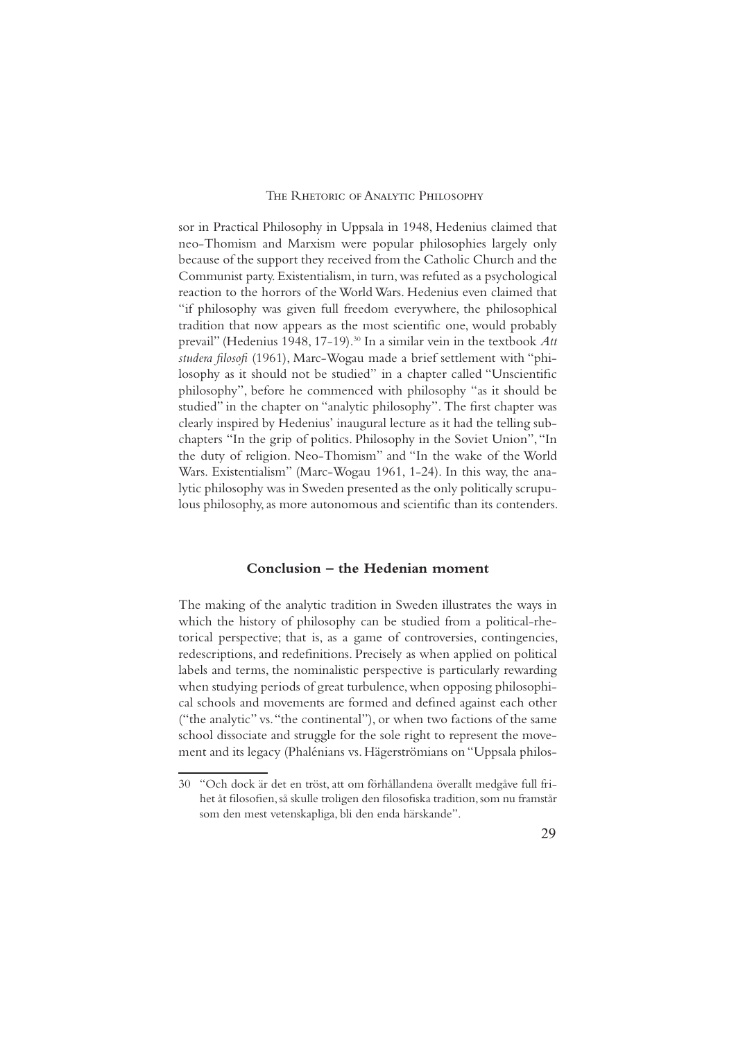sor in Practical Philosophy in Uppsala in 1948, Hedenius claimed that neo-Thomism and Marxism were popular philosophies largely only because of the support they received from the Catholic Church and the Communist party. Existentialism, in turn, was refuted as a psychological reaction to the horrors of the World Wars. Hedenius even claimed that "if philosophy was given full freedom everywhere, the philosophical tradition that now appears as the most scientific one, would probably prevail" (Hedenius 1948, 17-19).[30] In a similar vein in the textbook *Att studera filosofi* (1961), Marc-Wogau made a brief settlement with "philosophy as it should not be studied" in a chapter called "Unscientific philosophy", before he commenced with philosophy "as it should be studied" in the chapter on "analytic philosophy". The first chapter was clearly inspired by Hedenius' inaugural lecture as it had the telling subchapters "In the grip of politics. Philosophy in the Soviet Union", "In the duty of religion. Neo-Thomism" and "In the wake of the World Wars. Existentialism" (Marc-Wogau 1961, 1-24). In this way, the analytic philosophy was in Sweden presented as the only politically scrupulous philosophy, as more autonomous and scientific than its contenders.

## Conclusion – the Hedenian moment

The making of the analytic tradition in Sweden illustrates the ways in which the history of philosophy can be studied from a political-rhetorical perspective; that is, as a game of controversies, contingencies, redescriptions, and redefinitions. Precisely as when applied on political labels and terms, the nominalistic perspective is particularly rewarding when studying periods of great turbulence, when opposing philosophical schools and movements are formed and defined against each other ("the analytic" vs. "the continental"), or when two factions of the same school dissociate and struggle for the sole right to represent the movement and its legacy (Phalénians vs. Hägerströmians on "Uppsala philos-

30 "Och dock är det en tröst, att om förhållandena överallt medgåve full frihet åt filosofien, så skulle troligen den filosofiska tradition, som nu framstår som den mest vetenskapliga, bli den enda härskande".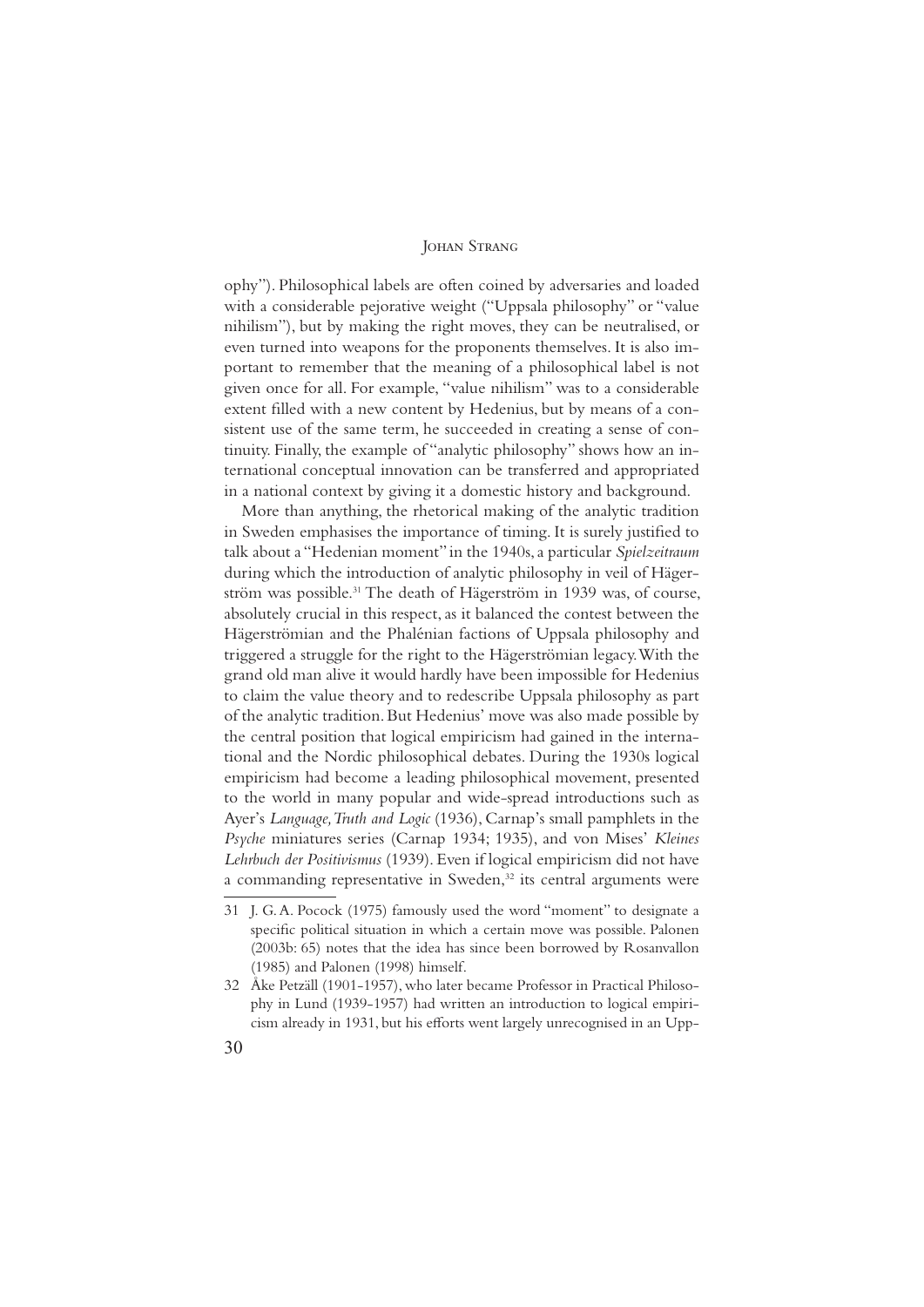ophy"). Philosophical labels are often coined by adversaries and loaded with a considerable pejorative weight ("Uppsala philosophy" or "value nihilism"), but by making the right moves, they can be neutralised, or even turned into weapons for the proponents themselves. It is also important to remember that the meaning of a philosophical label is not given once for all. For example, "value nihilism" was to a considerable extent filled with a new content by Hedenius, but by means of a consistent use of the same term, he succeeded in creating a sense of continuity. Finally, the example of "analytic philosophy" shows how an international conceptual innovation can be transferred and appropriated in a national context by giving it a domestic history and background.

More than anything, the rhetorical making of the analytic tradition in Sweden emphasises the importance of timing. It is surely justified to talk about a "Hedenian moment" in the 1940s, a particular *Spielzeitraum* during which the introduction of analytic philosophy in veil of Hägerström was possible.[31] The death of Hägerström in 1939 was, of course, absolutely crucial in this respect, as it balanced the contest between the Hägerströmian and the Phalénian factions of Uppsala philosophy and triggered a struggle for the right to the Hägerströmian legacy. With the grand old man alive it would hardly have been impossible for Hedenius to claim the value theory and to redescribe Uppsala philosophy as part of the analytic tradition. But Hedenius' move was also made possible by the central position that logical empiricism had gained in the international and the Nordic philosophical debates. During the 1930s logical empiricism had become a leading philosophical movement, presented to the world in many popular and wide-spread introductions such as Ayer's *Language, Truth and Logic* (1936), Carnap's small pamphlets in the *Psyche* miniatures series (Carnap 1934; 1935), and von Mises' *Kleines Lehrbuch der Positivismus* (1939). Even if logical empiricism did not have a commanding representative in Sweden,[32] its central arguments were

31 J. G. A. Pocock (1975) famously used the word "moment" to designate a specific political situation in which a certain move was possible. Palonen (2003b: 65) notes that the idea has since been borrowed by Rosanvallon (1985) and Palonen (1998) himself.

32 Åke Petzäll (1901-1957), who later became Professor in Practical Philosophy in Lund (1939-1957) had written an introduction to logical empiricism already in 1931, but his efforts went largely unrecognised in an Upp-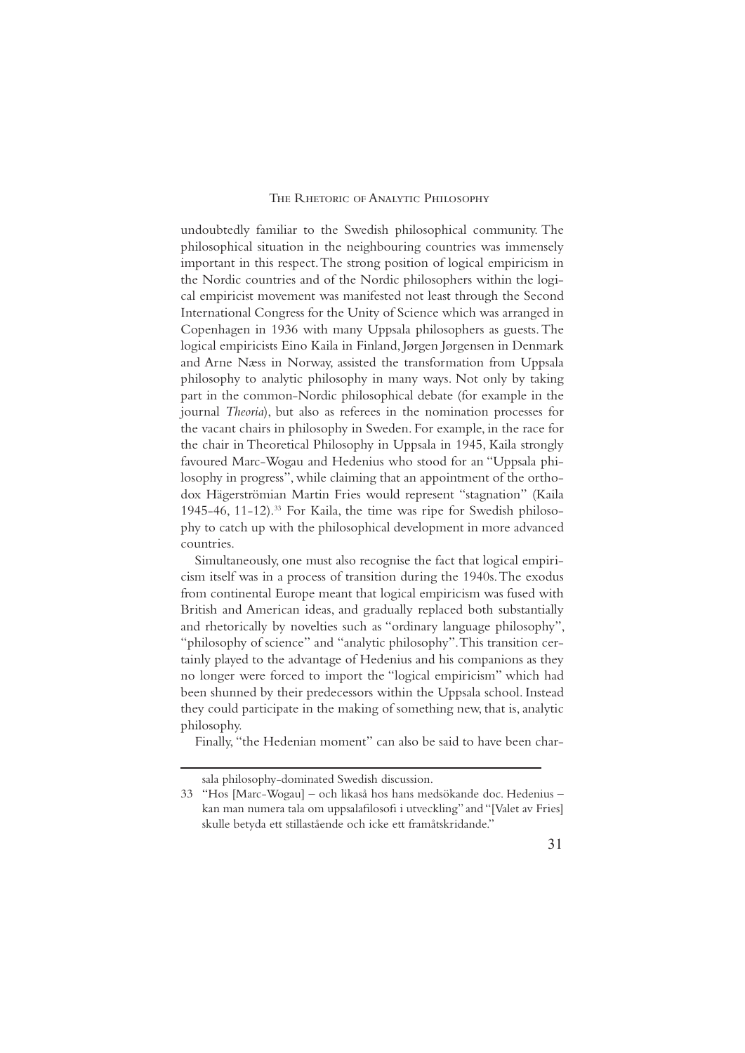undoubtedly familiar to the Swedish philosophical community. The philosophical situation in the neighbouring countries was immensely important in this respect. The strong position of logical empiricism in the Nordic countries and of the Nordic philosophers within the logical empiricist movement was manifested not least through the Second International Congress for the Unity of Science which was arranged in Copenhagen in 1936 with many Uppsala philosophers as guests. The logical empiricists Eino Kaila in Finland, Jørgen Jørgensen in Denmark and Arne Næss in Norway, assisted the transformation from Uppsala philosophy to analytic philosophy in many ways. Not only by taking part in the common-Nordic philosophical debate (for example in the journal *Theoria*), but also as referees in the nomination processes for the vacant chairs in philosophy in Sweden. For example, in the race for the chair in Theoretical Philosophy in Uppsala in 1945, Kaila strongly favoured Marc-Wogau and Hedenius who stood for an "Uppsala philosophy in progress", while claiming that an appointment of the orthodox Hägerströmian Martin Fries would represent "stagnation" (Kaila 1945-46, 11-12).[33] For Kaila, the time was ripe for Swedish philosophy to catch up with the philosophical development in more advanced countries.

Simultaneously, one must also recognise the fact that logical empiricism itself was in a process of transition during the 1940s. The exodus from continental Europe meant that logical empiricism was fused with British and American ideas, and gradually replaced both substantially and rhetorically by novelties such as "ordinary language philosophy", "philosophy of science" and "analytic philosophy". This transition certainly played to the advantage of Hedenius and his companions as they no longer were forced to import the "logical empiricism" which had been shunned by their predecessors within the Uppsala school. Instead they could participate in the making of something new, that is, analytic philosophy.

Finally, "the Hedenian moment" can also be said to have been char-

---

sala philosophy-dominated Swedish discussion.

33 "Hos [Marc-Wogau] – och likaså hos hans medsökande doc. Hedenius – kan man numera tala om uppsalafilosofi i utveckling" and "[Valet av Fries] skulle betyda ett stillastående och icke ett framåtskridande."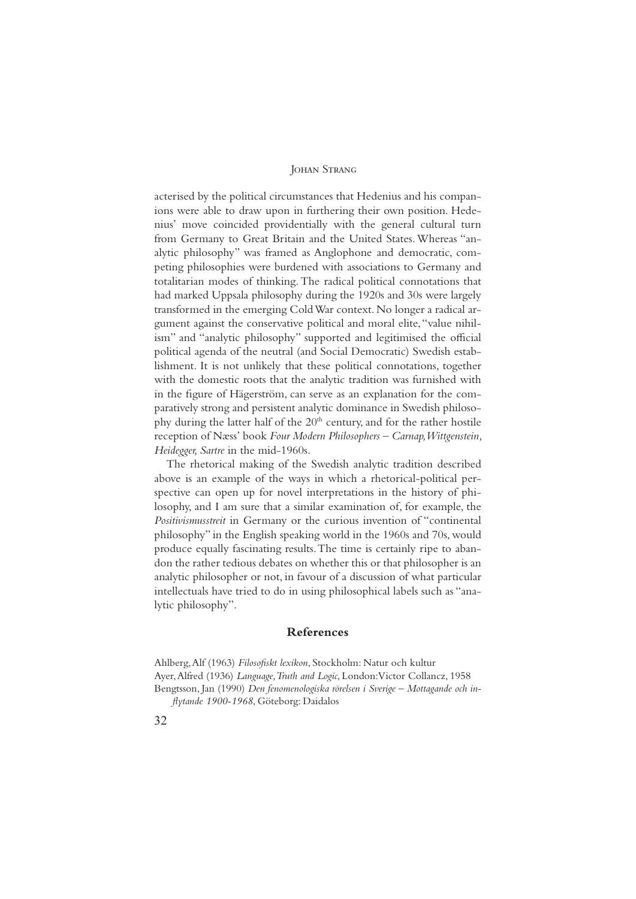acterised by the political circumstances that Hedenius and his companions were able to draw upon in furthering their own position. Hedenius' move coincided providentially with the general cultural turn from Germany to Great Britain and the United States. Whereas "analytic philosophy" was framed as Anglophone and democratic, competing philosophies were burdened with associations to Germany and totalitarian modes of thinking. The radical political connotations that had marked Uppsala philosophy during the 1920s and 30s were largely transformed in the emerging Cold War context. No longer a radical argument against the conservative political and moral elite, "value nihilism" and "analytic philosophy" supported and legitimised the official political agenda of the neutral (and Social Democratic) Swedish establishment. It is not unlikely that these political connotations, together with the domestic roots that the analytic tradition was furnished with in the figure of Hägerström, can serve as an explanation for the comparatively strong and persistent analytic dominance in Swedish philosophy during the latter half of the 20th century, and for the rather hostile reception of Næss' book *Four Modern Philosophers – Carnap, Wittgenstein, Heidegger, Sartre* in the mid-1960s.

The rhetorical making of the Swedish analytic tradition described above is an example of the ways in which a rhetorical-political perspective can open up for novel interpretations in the history of philosophy, and I am sure that a similar examination of, for example, the *Positivismusstreit* in Germany or the curious invention of "continental philosophy" in the English speaking world in the 1960s and 70s, would produce equally fascinating results. The time is certainly ripe to abandon the rather tedious debates on whether this or that philosopher is an analytic philosopher or not, in favour of a discussion of what particular intellectuals have tried to do in using philosophical labels such as "analytic philosophy".

## References

Ahlberg, Alf (1963) *Filosofiskt lexikon*, Stockholm: Natur och kultur

Ayer, Alfred (1936) *Language, Truth and Logic*, London: Victor Collancz, 1958

Bengtsson, Jan (1990) *Den fenomenologiska rörelsen i Sverige – Mottagande och inflytande 1900-1968*, Göteborg: Daidalos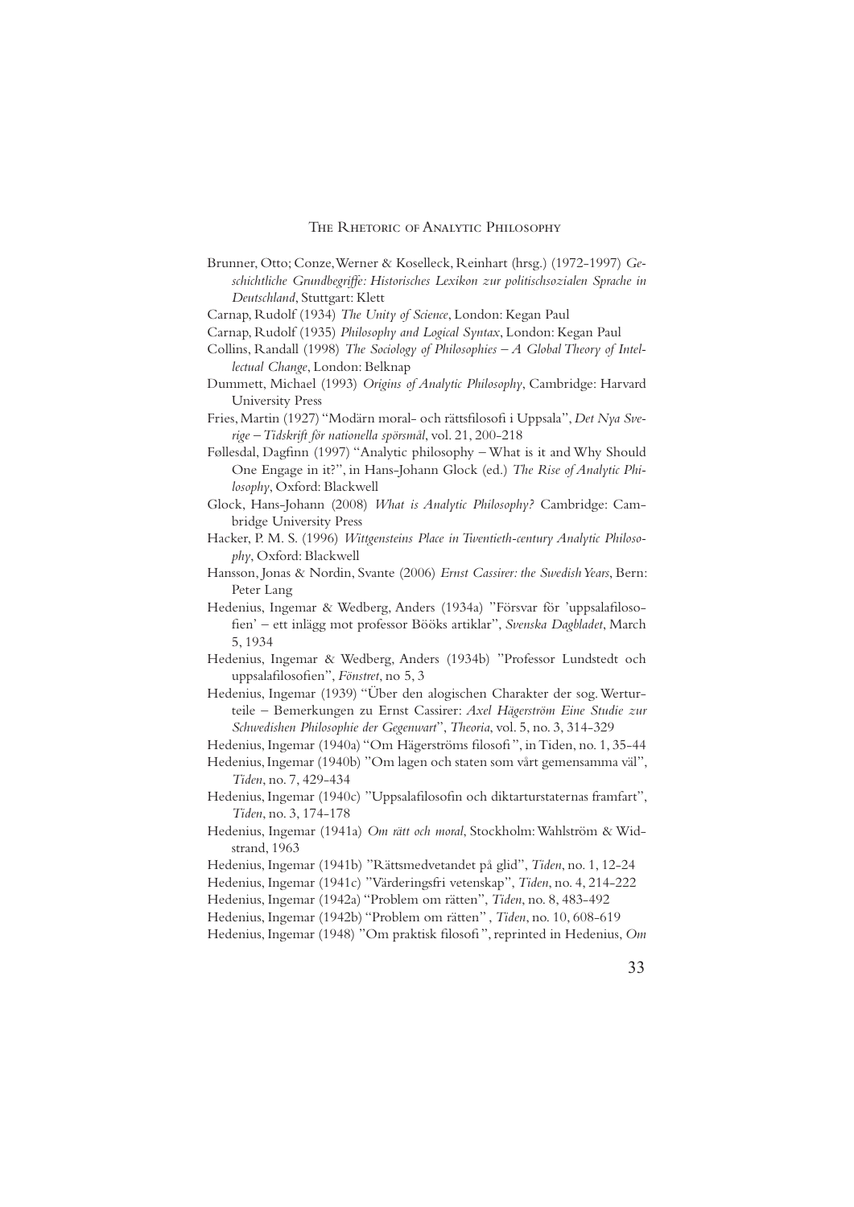Brunner, Otto; Conze, Werner & Koselleck, Reinhart (hrsg.) (1972-1997) *Geschichtliche Grundbegriffe: Historisches Lexikon zur politischsozialen Sprache in Deutschland*, Stuttgart: Klett

Carnap, Rudolf (1934) *The Unity of Science*, London: Kegan Paul

Carnap, Rudolf (1935) *Philosophy and Logical Syntax*, London: Kegan Paul

Collins, Randall (1998) *The Sociology of Philosophies – A Global Theory of Intellectual Change*, London: Belknap

Dummett, Michael (1993) *Origins of Analytic Philosophy*, Cambridge: Harvard University Press

Fries, Martin (1927) "Modärn moral- och rättsfilosofi i Uppsala", *Det Nya Sverige – Tidskrift för nationella spörsmål*, vol. 21, 200-218

Føllesdal, Dagfinn (1997) "Analytic philosophy – What is it and Why Should One Engage in it?", in Hans-Johann Glock (ed.) *The Rise of Analytic Philosophy*, Oxford: Blackwell

Glock, Hans-Johann (2008) *What is Analytic Philosophy?* Cambridge: Cambridge University Press

Hacker, P. M. S. (1996) *Wittgensteins Place in Twentieth-century Analytic Philosophy*, Oxford: Blackwell

Hansson, Jonas & Nordin, Svante (2006) *Ernst Cassirer: the Swedish Years*, Bern: Peter Lang

Hedenius, Ingemar & Wedberg, Anders (1934a) "Försvar för 'uppsalafilosofien' – ett inlägg mot professor Bööks artiklar", *Svenska Dagbladet*, March 5, 1934

Hedenius, Ingemar & Wedberg, Anders (1934b) "Professor Lundstedt och uppsalafilosofien", *Fönstret*, no 5, 3

Hedenius, Ingemar (1939) "Über den alogischen Charakter der sog. Werturteile – Bemerkungen zu Ernst Cassirer: *Axel Hägerström Eine Studie zur Schwedishen Philosophie der Gegenwart*", *Theoria*, vol. 5, no. 3, 314-329

Hedenius, Ingemar (1940a) "Om Hägerströms filosofi", in Tiden, no. 1, 35-44

Hedenius, Ingemar (1940b) "Om lagen och staten som vårt gemensamma väl", *Tiden*, no. 7, 429-434

Hedenius, Ingemar (1940c) "Uppsalafilosofin och diktarturstaternas framfart", *Tiden*, no. 3, 174-178

Hedenius, Ingemar (1941a) *Om rätt och moral*, Stockholm: Wahlström & Widstrand, 1963

Hedenius, Ingemar (1941b) "Rättsmedvetandet på glid", *Tiden*, no. 1, 12-24

Hedenius, Ingemar (1941c) "Värderingsfri vetenskap", *Tiden*, no. 4, 214-222

Hedenius, Ingemar (1942a) "Problem om rätten", *Tiden*, no. 8, 483-492

Hedenius, Ingemar (1942b) "Problem om rätten" , *Tiden*, no. 10, 608-619

Hedenius, Ingemar (1948) "Om praktisk filosofi", reprinted in Hedenius, *Om*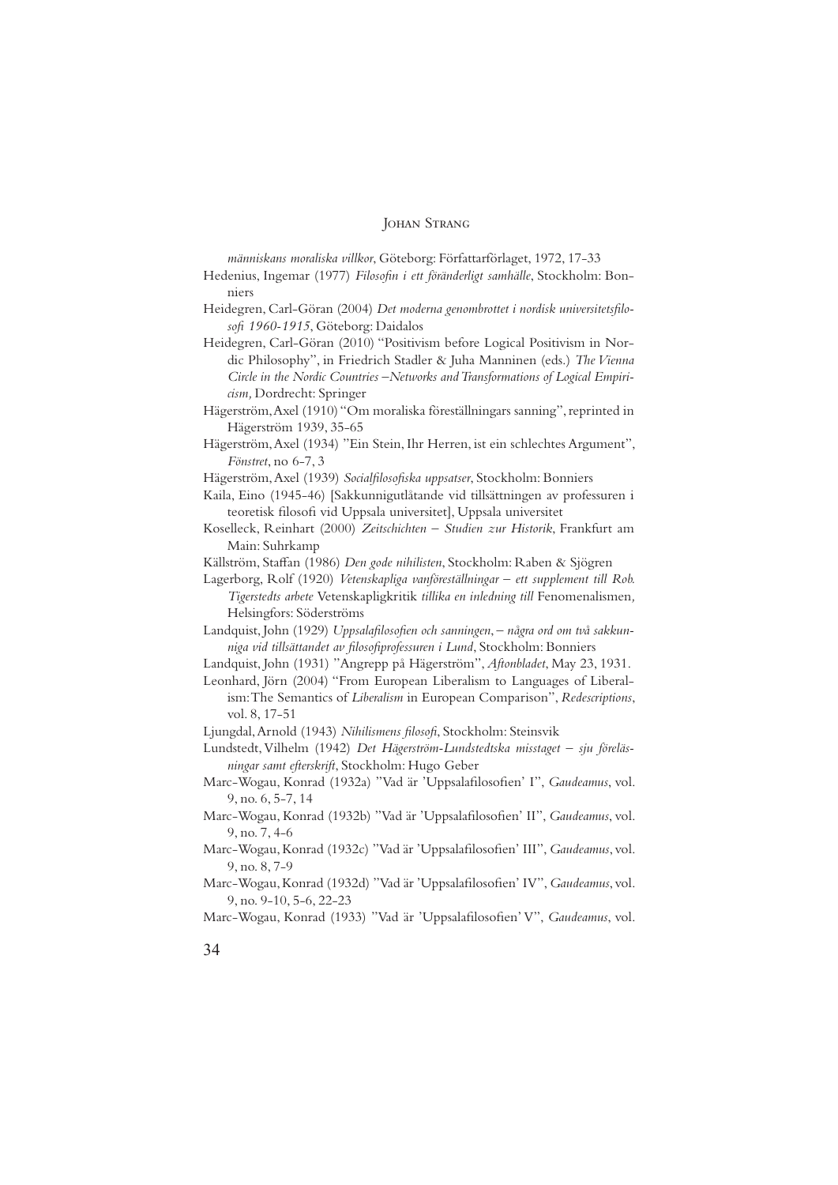*människans moraliska villkor*, Göteborg: Författarförlaget, 1972, 17-33

Hedenius, Ingemar (1977) *Filosofin i ett föränderligt samhälle*, Stockholm: Bonniers

Heidegren, Carl-Göran (2004) *Det moderna genombrottet i nordisk universitetsfilosofi 1960-1915*, Göteborg: Daidalos

Heidegren, Carl-Göran (2010) "Positivism before Logical Positivism in Nordic Philosophy", in Friedrich Stadler & Juha Manninen (eds.) *The Vienna Circle in the Nordic Countries – Networks and Transformations of Logical Empiricism*, Dordrecht: Springer

Hägerström, Axel (1910) "Om moraliska föreställningars sanning", reprinted in Hägerström 1939, 35-65

Hägerström, Axel (1934) "Ein Stein, Ihr Herren, ist ein schlechtes Argument", *Fönstret*, no 6-7, 3

Hägerström, Axel (1939) *Socialfilosofiska uppsatser*, Stockholm: Bonniers

Kaila, Eino (1945-46) [Sakkunnigutlåtande vid tillsättningen av professuren i teoretisk filosofi vid Uppsala universitet], Uppsala universitet

Koselleck, Reinhart (2000) *Zeitschichten – Studien zur Historik*, Frankfurt am Main: Suhrkamp

Källström, Staffan (1986) *Den gode nihilisten*, Stockholm: Raben & Sjögren

Lagerborg, Rolf (1920) *Vetenskapliga vanföreställningar – ett supplement till Rob. Tigerstedts arbete* Vetenskapligkritik *tillika en inledning till* Fenomenalismen, Helsingfors: Söderströms

Landquist, John (1929) *Uppsalafilosofien och sanningen, – några ord om två sakkunniga vid tillsättandet av filosofiprofessuren i Lund*, Stockholm: Bonniers

Landquist, John (1931) "Angrepp på Hägerström", *Aftonbladet*, May 23, 1931.

Leonhard, Jörn (2004) "From European Liberalism to Languages of Liberalism: The Semantics of *Liberalism* in European Comparison", *Redescriptions*, vol. 8, 17-51

Ljungdal, Arnold (1943) *Nihilismens filosofi*, Stockholm: Steinsvik

Lundstedt, Vilhelm (1942) *Det Hägerström-Lundstedtska misstaget – sju föreläsningar samt efterskrift*, Stockholm: Hugo Geber

Marc-Wogau, Konrad (1932a) "Vad är 'Uppsalafilosofien' I", *Gaudeamus*, vol. 9, no. 6, 5-7, 14

Marc-Wogau, Konrad (1932b) "Vad är 'Uppsalafilosofien' II", *Gaudeamus*, vol. 9, no. 7, 4-6

Marc-Wogau, Konrad (1932c) "Vad är 'Uppsalafilosofien' III", *Gaudeamus*, vol. 9, no. 8, 7-9

Marc-Wogau, Konrad (1932d) "Vad är 'Uppsalafilosofien' IV", *Gaudeamus*, vol. 9, no. 9-10, 5-6, 22-23

Marc-Wogau, Konrad (1933) "Vad är 'Uppsalafilosofien' V", *Gaudeamus*, vol.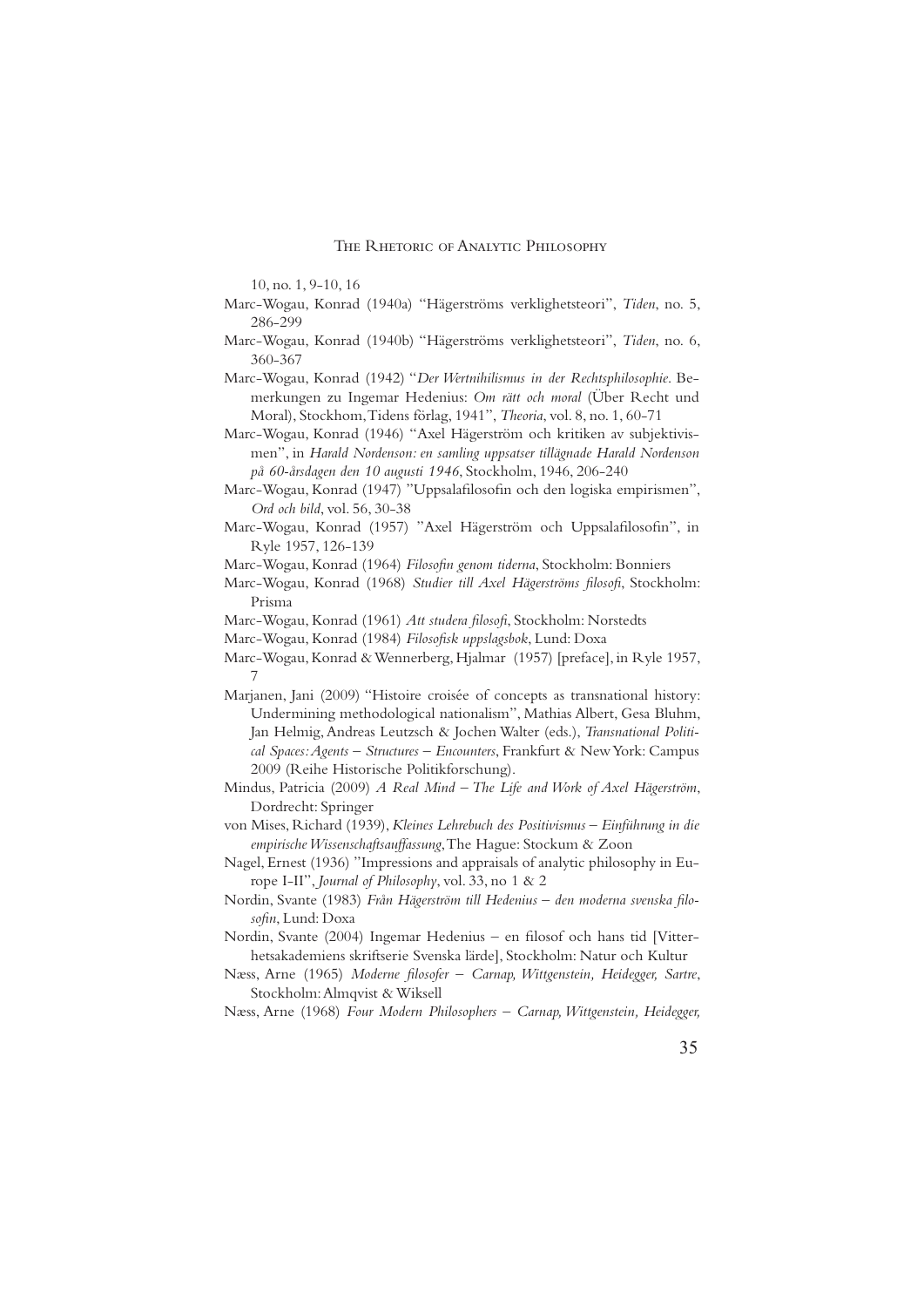10, no. 1, 9-10, 16

Marc-Wogau, Konrad (1940a) "Hägerströms verklighetsteori", *Tiden*, no. 5, 286-299

Marc-Wogau, Konrad (1940b) "Hägerströms verklighetsteori", *Tiden*, no. 6, 360-367

Marc-Wogau, Konrad (1942) "*Der Wertnihilismus in der Rechtsphilosophie*. Bemerkungen zu Ingemar Hedenius: *Om rätt och moral* (Über Recht und Moral), Stockhom, Tidens förlag, 1941", *Theoria*, vol. 8, no. 1, 60-71

Marc-Wogau, Konrad (1946) "Axel Hägerström och kritiken av subjektivismen", in *Harald Nordenson: en samling uppsatser tillägnade Harald Nordenson på 60-årsdagen den 10 augusti 1946*, Stockholm, 1946, 206-240

Marc-Wogau, Konrad (1947) "Uppsalafilosofin och den logiska empirismen", *Ord och bild*, vol. 56, 30-38

Marc-Wogau, Konrad (1957) "Axel Hägerström och Uppsalafilosofin", in Ryle 1957, 126-139

Marc-Wogau, Konrad (1964) *Filosofin genom tiderna*, Stockholm: Bonniers

Marc-Wogau, Konrad (1968) *Studier till Axel Hägerströms filosofi*, Stockholm: Prisma

Marc-Wogau, Konrad (1961) *Att studera filosofi*, Stockholm: Norstedts

Marc-Wogau, Konrad (1984) *Filosofisk uppslagsbok*, Lund: Doxa

Marc-Wogau, Konrad & Wennerberg, Hjalmar (1957) [preface], in Ryle 1957, 7

Marjanen, Jani (2009) "Histoire croisée of concepts as transnational history: Undermining methodological nationalism", Mathias Albert, Gesa Bluhm, Jan Helmig, Andreas Leutzsch & Jochen Walter (eds.), *Transnational Political Spaces: Agents – Structures – Encounters*, Frankfurt & New York: Campus 2009 (Reihe Historische Politikforschung).

Mindus, Patricia (2009) *A Real Mind – The Life and Work of Axel Hägerström*, Dordrecht: Springer

von Mises, Richard (1939), *Kleines Lehrebuch des Positivismus – Einführung in die empirische Wissenschaftsauffassung*, The Hague: Stockum & Zoon

Nagel, Ernest (1936) "Impressions and appraisals of analytic philosophy in Europe I-II", *Journal of Philosophy*, vol. 33, no 1 & 2

Nordin, Svante (1983) *Från Hägerström till Hedenius – den moderna svenska filosofin*, Lund: Doxa

Nordin, Svante (2004) Ingemar Hedenius – en filosof och hans tid [Vitterhetsakademiens skriftserie Svenska lärde], Stockholm: Natur och Kultur

Næss, Arne (1965) *Moderne filosofer – Carnap, Wittgenstein, Heidegger, Sartre*, Stockholm: Almqvist & Wiksell

Næss, Arne (1968) *Four Modern Philosophers – Carnap, Wittgenstein, Heidegger,*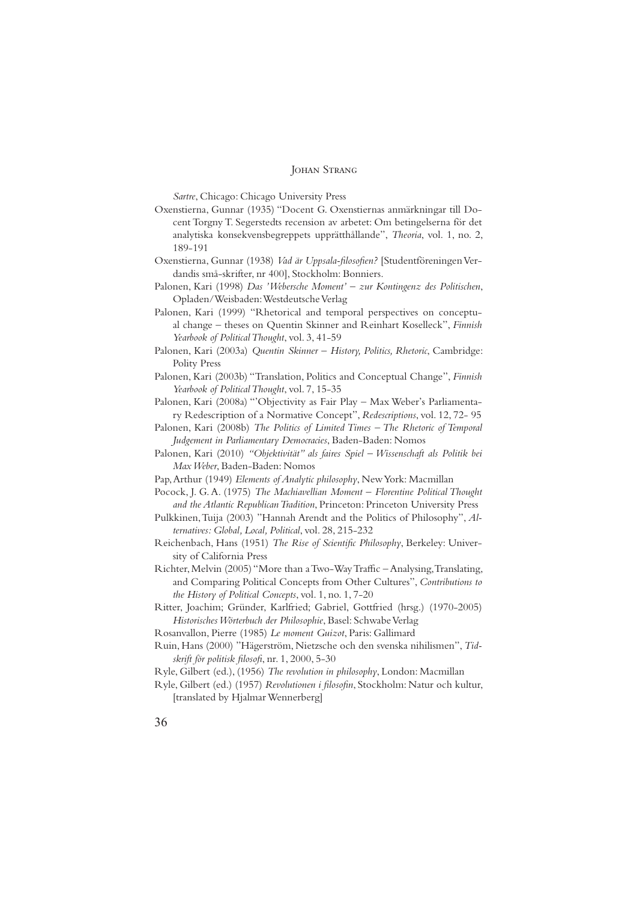*Sartre*, Chicago: Chicago University Press

Oxenstierna, Gunnar (1935) "Docent G. Oxenstiernas anmärkningar till Docent Torgny T. Segerstedts recension av arbetet: Om betingelserna för det analytiska konsekvensbegreppets upprätthållande", *Theoria*, vol. 1, no. 2, 189-191

Oxenstierna, Gunnar (1938) *Vad är Uppsala-filosofien?* [Studentföreningen Verdandis små-skrifter, nr 400], Stockholm: Bonniers.

Palonen, Kari (1998) *Das 'Webersche Moment' – zur Kontingenz des Politischen*, Opladen/Weisbaden: Westdeutsche Verlag

Palonen, Kari (1999) "Rhetorical and temporal perspectives on conceptual change – theses on Quentin Skinner and Reinhart Koselleck", *Finnish Yearbook of Political Thought*, vol. 3, 41-59

Palonen, Kari (2003a) *Quentin Skinner – History, Politics, Rhetoric*, Cambridge: Polity Press

Palonen, Kari (2003b) "Translation, Politics and Conceptual Change", *Finnish Yearbook of Political Thought*, vol. 7, 15-35

Palonen, Kari (2008a) "'Objectivity as Fair Play – Max Weber's Parliamentary Redescription of a Normative Concept", *Redescriptions*, vol. 12, 72- 95

Palonen, Kari (2008b) *The Politics of Limited Times – The Rhetoric of Temporal Judgement in Parliamentary Democracies*, Baden-Baden: Nomos

Palonen, Kari (2010) *"Objektivität" als faires Spiel – Wissenschaft als Politik bei Max Weber*, Baden-Baden: Nomos

Pap, Arthur (1949) *Elements of Analytic philosophy*, New York: Macmillan

Pocock, J. G. A. (1975) *The Machiavellian Moment – Florentine Political Thought and the Atlantic Republican Tradition*, Princeton: Princeton University Press

Pulkkinen, Tuija (2003) "Hannah Arendt and the Politics of Philosophy", *Alternatives: Global, Local, Political*, vol. 28, 215-232

Reichenbach, Hans (1951) *The Rise of Scientific Philosophy*, Berkeley: University of California Press

Richter, Melvin (2005) "More than a Two-Way Traffic – Analysing, Translating, and Comparing Political Concepts from Other Cultures", *Contributions to the History of Political Concepts*, vol. 1, no. 1, 7-20

Ritter, Joachim; Gründer, Karlfried; Gabriel, Gottfried (hrsg.) (1970-2005) *Historisches Wörterbuch der Philosophie*, Basel: Schwabe Verlag

Rosanvallon, Pierre (1985) *Le moment Guizot*, Paris: Gallimard

Ruin, Hans (2000) "Hägerström, Nietzsche och den svenska nihilismen", *Tidskrift för politisk filosofi*, nr. 1, 2000, 5-30

Ryle, Gilbert (ed.), (1956) *The revolution in philosophy*, London: Macmillan

Ryle, Gilbert (ed.) (1957) *Revolutionen i filosofin*, Stockholm: Natur och kultur, [translated by Hjalmar Wennerberg]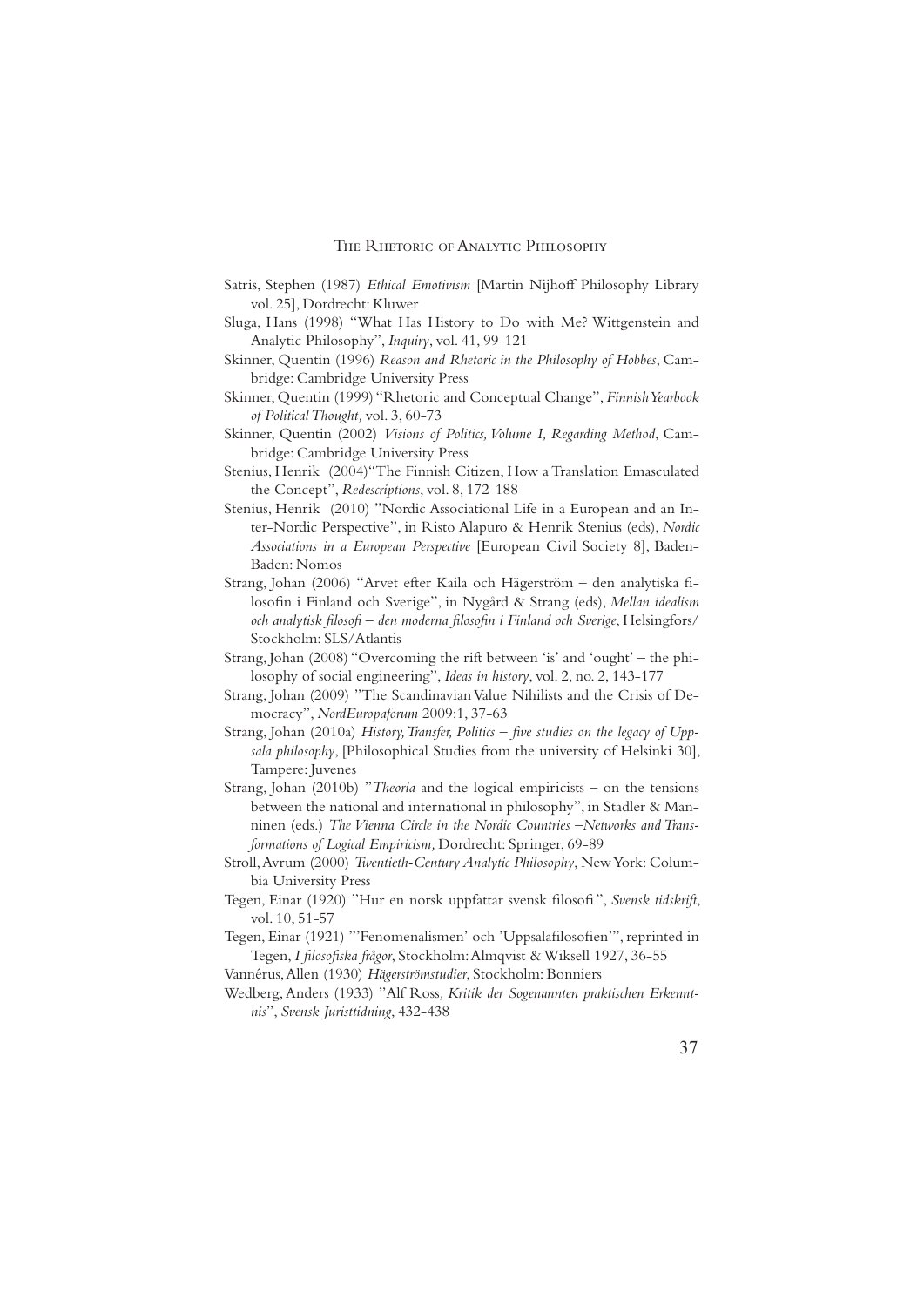Satris, Stephen (1987) *Ethical Emotivism* [Martin Nijhoff Philosophy Library vol. 25], Dordrecht: Kluwer

Sluga, Hans (1998) "What Has History to Do with Me? Wittgenstein and Analytic Philosophy", *Inquiry*, vol. 41, 99-121

Skinner, Quentin (1996) *Reason and Rhetoric in the Philosophy of Hobbes*, Cambridge: Cambridge University Press

Skinner, Quentin (1999) "Rhetoric and Conceptual Change", *Finnish Yearbook of Political Thought,* vol. 3, 60-73

Skinner, Quentin (2002) *Visions of Politics, Volume I, Regarding Method*, Cambridge: Cambridge University Press

Stenius, Henrik (2004)"The Finnish Citizen, How a Translation Emasculated the Concept", *Redescriptions*, vol. 8, 172-188

Stenius, Henrik (2010) "Nordic Associational Life in a European and an Inter-Nordic Perspective", in Risto Alapuro & Henrik Stenius (eds), *Nordic Associations in a European Perspective* [European Civil Society 8], Baden-Baden: Nomos

Strang, Johan (2006) "Arvet efter Kaila och Hägerström – den analytiska filosofin i Finland och Sverige", in Nygård & Strang (eds), *Mellan idealism och analytisk filosofi – den moderna filosofin i Finland och Sverige*, Helsingfors/Stockholm: SLS/Atlantis

Strang, Johan (2008) "Overcoming the rift between 'is' and 'ought' – the philosophy of social engineering", *Ideas in history*, vol. 2, no. 2, 143-177

Strang, Johan (2009) "The Scandinavian Value Nihilists and the Crisis of Democracy", *NordEuropaforum* 2009:1, 37-63

Strang, Johan (2010a) *History, Transfer, Politics – five studies on the legacy of Uppsala philosophy*, [Philosophical Studies from the university of Helsinki 30], Tampere: Juvenes

Strang, Johan (2010b) "*Theoria* and the logical empiricists – on the tensions between the national and international in philosophy", in Stadler & Manninen (eds.) *The Vienna Circle in the Nordic Countries –Networks and Transformations of Logical Empiricism,* Dordrecht: Springer, 69-89

Stroll, Avrum (2000) *Twentieth-Century Analytic Philosophy*, New York: Columbia University Press

Tegen, Einar (1920) "Hur en norsk uppfattar svensk filosofi", *Svensk tidskrift*, vol. 10, 51-57

Tegen, Einar (1921) "'Fenomenalismen' och 'Uppsalafilosofien'", reprinted in Tegen, *I filosofiska frågor*, Stockholm: Almqvist & Wiksell 1927, 36-55

Vannérus, Allen (1930) *Hägerströmstudier*, Stockholm: Bonniers

Wedberg, Anders (1933) "Alf Ross*, Kritik der Sogenannten praktischen Erkenntnis*", *Svensk Juristtidning*, 432-438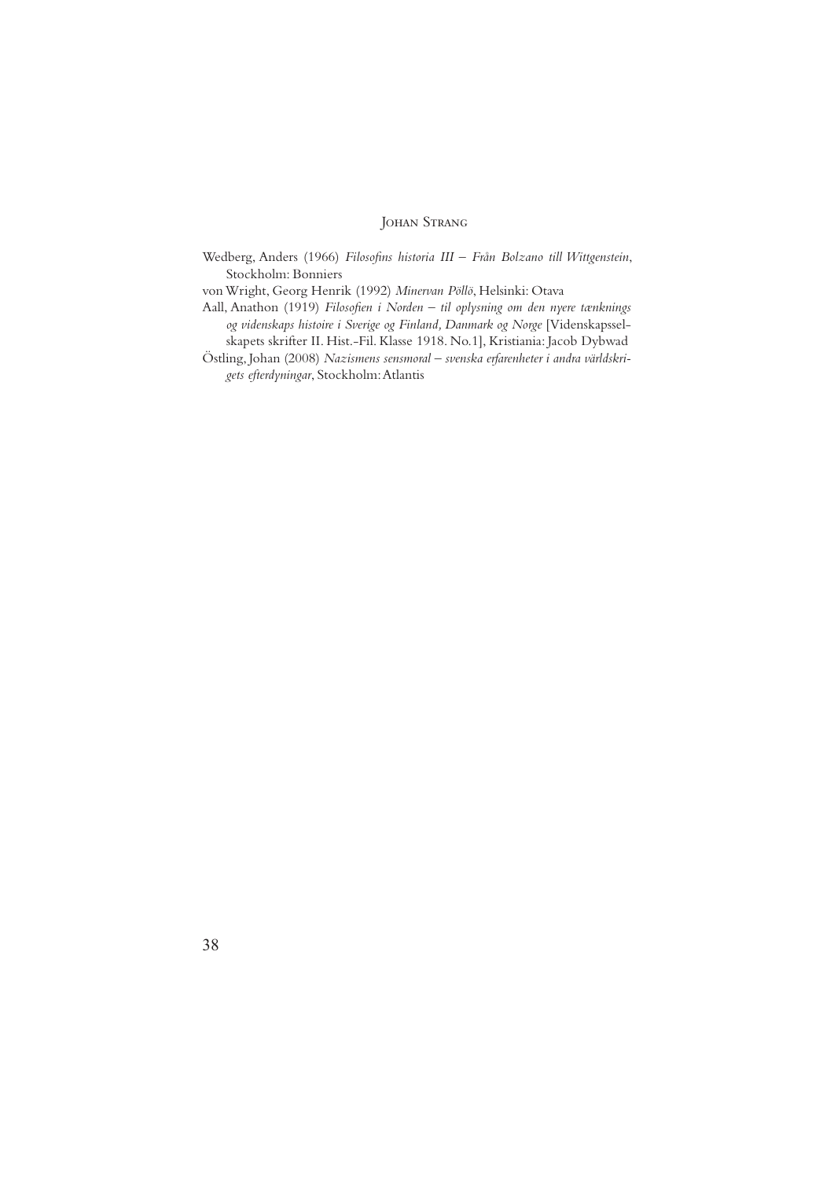Wedberg, Anders (1966) *Filosofins historia III – Från Bolzano till Wittgenstein*, Stockholm: Bonniers

von Wright, Georg Henrik (1992) *Minervan Pöllö*, Helsinki: Otava

Aall, Anathon (1919) *Filosofien i Norden – til oplysning om den nyere tænknings og videnskaps histoire i Sverige og Finland, Danmark og Norge* [Videnskapsselskapets skrifter II. Hist.-Fil. Klasse 1918. No.1], Kristiania: Jacob Dybwad

Östling, Johan (2008) *Nazismens sensmoral – svenska erfarenheter i andra världskrigets efterdyningar*, Stockholm: Atlantis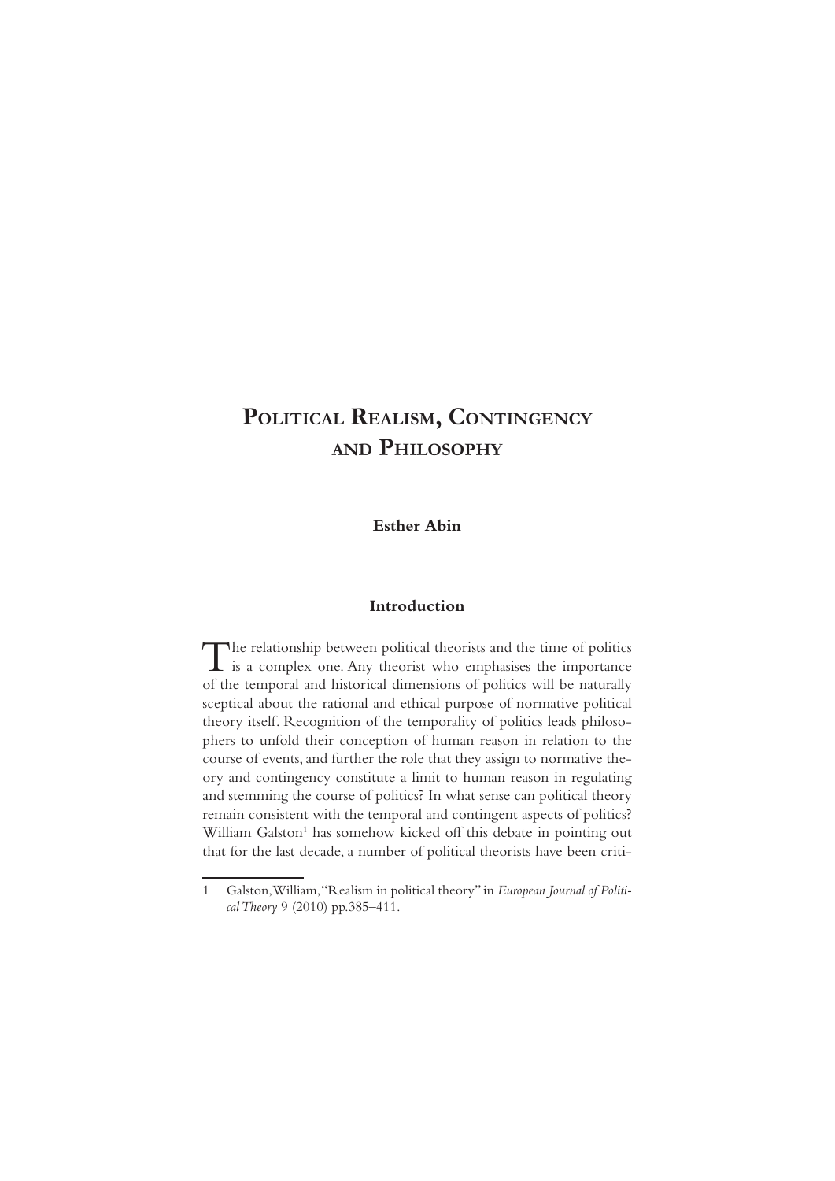# Political Realism, Contingency and Philosophy

**Esther Abin**

## Introduction

The relationship between political theorists and the time of politics is a complex one. Any theorist who emphasises the importance of the temporal and historical dimensions of politics will be naturally sceptical about the rational and ethical purpose of normative political theory itself. Recognition of the temporality of politics leads philosophers to unfold their conception of human reason in relation to the course of events, and further the role that they assign to normative theory and contingency constitute a limit to human reason in regulating and stemming the course of politics? In what sense can political theory remain consistent with the temporal and contingent aspects of politics? William Galston[1] has somehow kicked off this debate in pointing out that for the last decade, a number of political theorists have been criti-

1 Galston, William, "Realism in political theory" in *European Journal of Political Theory* 9 (2010) pp.385–411.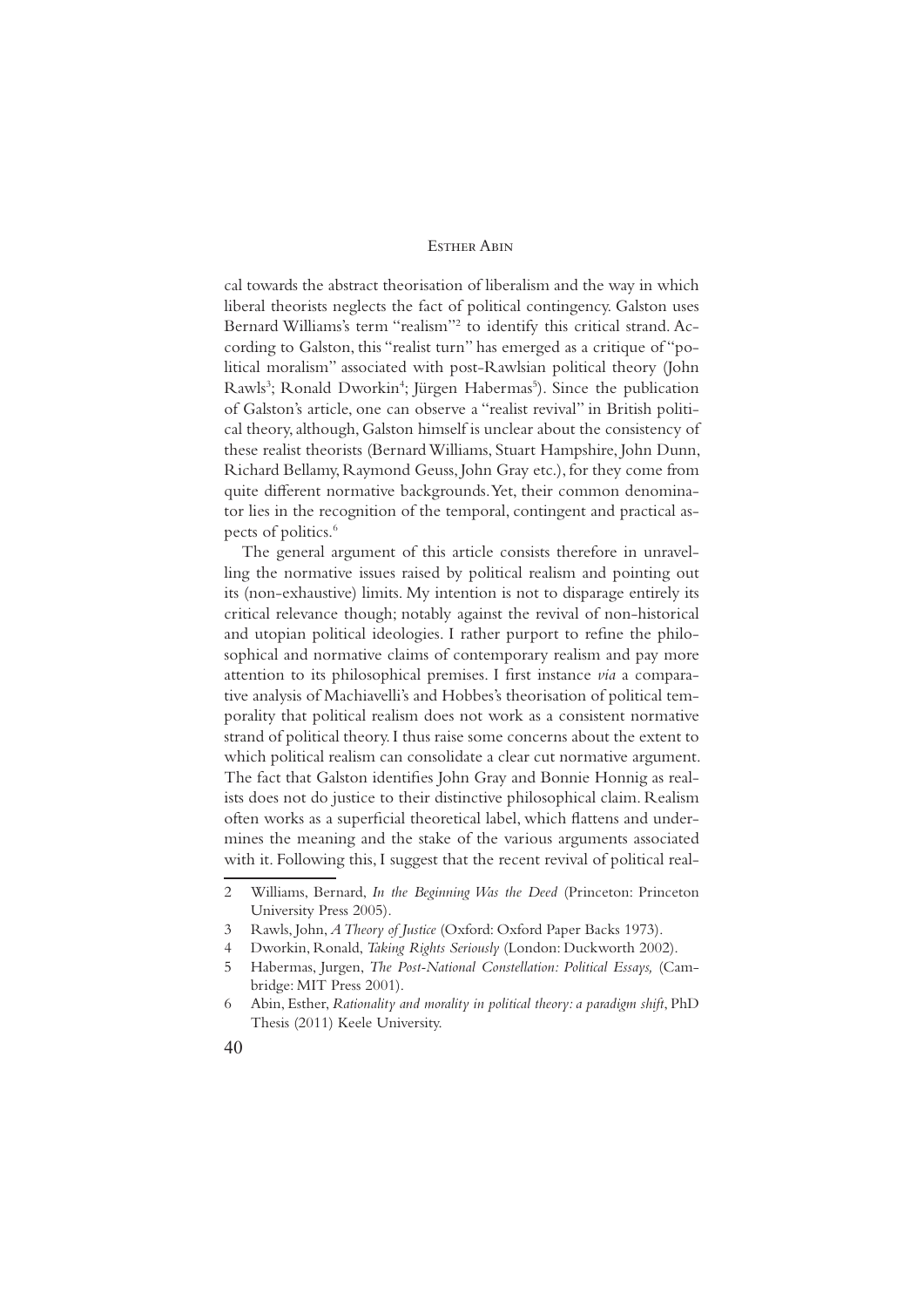cal towards the abstract theorisation of liberalism and the way in which liberal theorists neglects the fact of political contingency. Galston uses Bernard Williams's term "realism"[2] to identify this critical strand. According to Galston, this "realist turn" has emerged as a critique of "political moralism" associated with post-Rawlsian political theory (John Rawls[3]; Ronald Dworkin[4]; Jürgen Habermas[5]). Since the publication of Galston's article, one can observe a "realist revival" in British political theory, although, Galston himself is unclear about the consistency of these realist theorists (Bernard Williams, Stuart Hampshire, John Dunn, Richard Bellamy, Raymond Geuss, John Gray etc.), for they come from quite different normative backgrounds. Yet, their common denominator lies in the recognition of the temporal, contingent and practical aspects of politics.[6]

The general argument of this article consists therefore in unravelling the normative issues raised by political realism and pointing out its (non-exhaustive) limits. My intention is not to disparage entirely its critical relevance though; notably against the revival of non-historical and utopian political ideologies. I rather purport to refine the philosophical and normative claims of contemporary realism and pay more attention to its philosophical premises. I first instance *via* a comparative analysis of Machiavelli's and Hobbes's theorisation of political temporality that political realism does not work as a consistent normative strand of political theory. I thus raise some concerns about the extent to which political realism can consolidate a clear cut normative argument. The fact that Galston identifies John Gray and Bonnie Honnig as realists does not do justice to their distinctive philosophical claim. Realism often works as a superficial theoretical label, which flattens and undermines the meaning and the stake of the various arguments associated with it. Following this, I suggest that the recent revival of political real-

---

2 Williams, Bernard, *In the Beginning Was the Deed* (Princeton: Princeton University Press 2005).

3 Rawls, John, *A Theory of Justice* (Oxford: Oxford Paper Backs 1973).

4 Dworkin, Ronald, *Taking Rights Seriously* (London: Duckworth 2002).

5 Habermas, Jurgen, *The Post-National Constellation: Political Essays,* (Cambridge: MIT Press 2001).

6 Abin, Esther, *Rationality and morality in political theory: a paradigm shift*, PhD Thesis (2011) Keele University.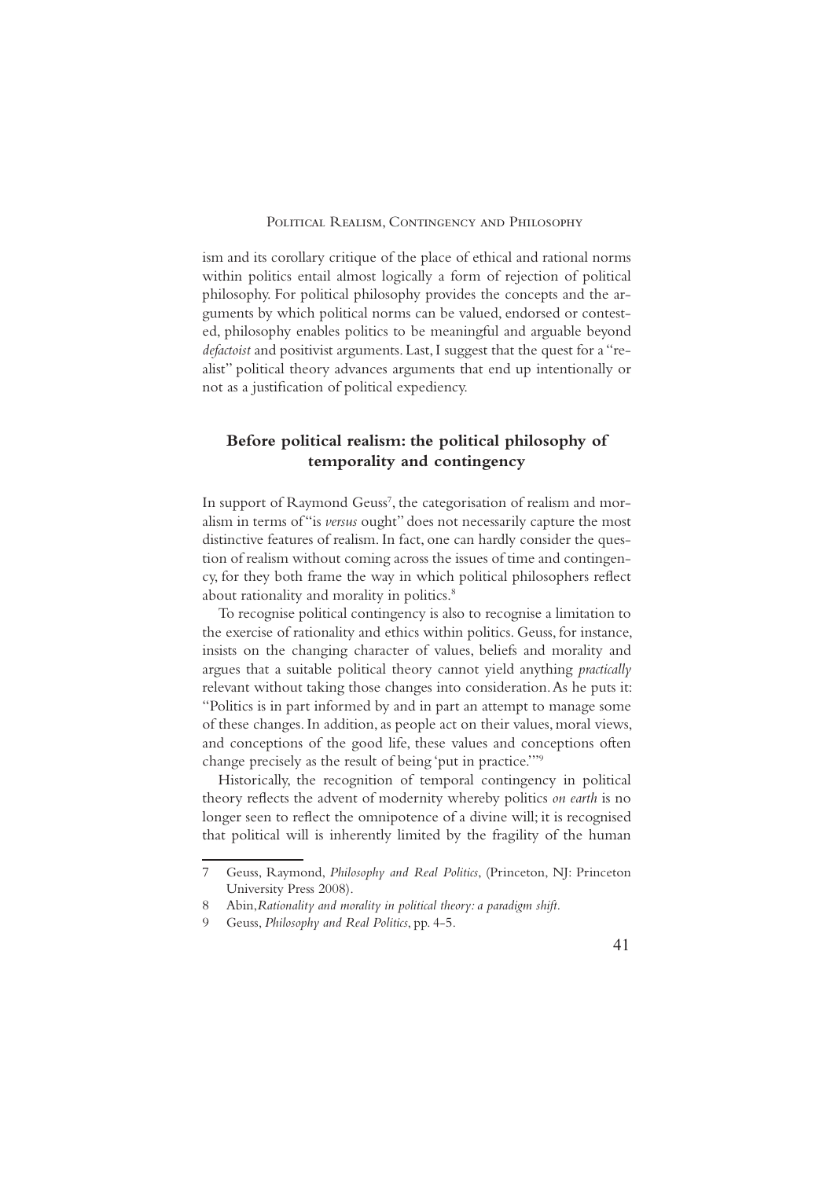ism and its corollary critique of the place of ethical and rational norms within politics entail almost logically a form of rejection of political philosophy. For political philosophy provides the concepts and the arguments by which political norms can be valued, endorsed or contested, philosophy enables politics to be meaningful and arguable beyond *defactoist* and positivist arguments. Last, I suggest that the quest for a "realist" political theory advances arguments that end up intentionally or not as a justification of political expediency.

## Before political realism: the political philosophy of temporality and contingency

In support of Raymond Geuss[7], the categorisation of realism and moralism in terms of "is *versus* ought" does not necessarily capture the most distinctive features of realism. In fact, one can hardly consider the question of realism without coming across the issues of time and contingency, for they both frame the way in which political philosophers reflect about rationality and morality in politics.[8]

To recognise political contingency is also to recognise a limitation to the exercise of rationality and ethics within politics. Geuss, for instance, insists on the changing character of values, beliefs and morality and argues that a suitable political theory cannot yield anything *practically* relevant without taking those changes into consideration. As he puts it: "Politics is in part informed by and in part an attempt to manage some of these changes. In addition, as people act on their values, moral views, and conceptions of the good life, these values and conceptions often change precisely as the result of being 'put in practice.'"[9]

Historically, the recognition of temporal contingency in political theory reflects the advent of modernity whereby politics *on earth* is no longer seen to reflect the omnipotence of a divine will; it is recognised that political will is inherently limited by the fragility of the human

---

7 Geuss, Raymond, *Philosophy and Real Politics*, (Princeton, NJ: Princeton University Press 2008).

8 Abin, *Rationality and morality in political theory: a paradigm shift.*

9 Geuss, *Philosophy and Real Politics*, pp. 4-5.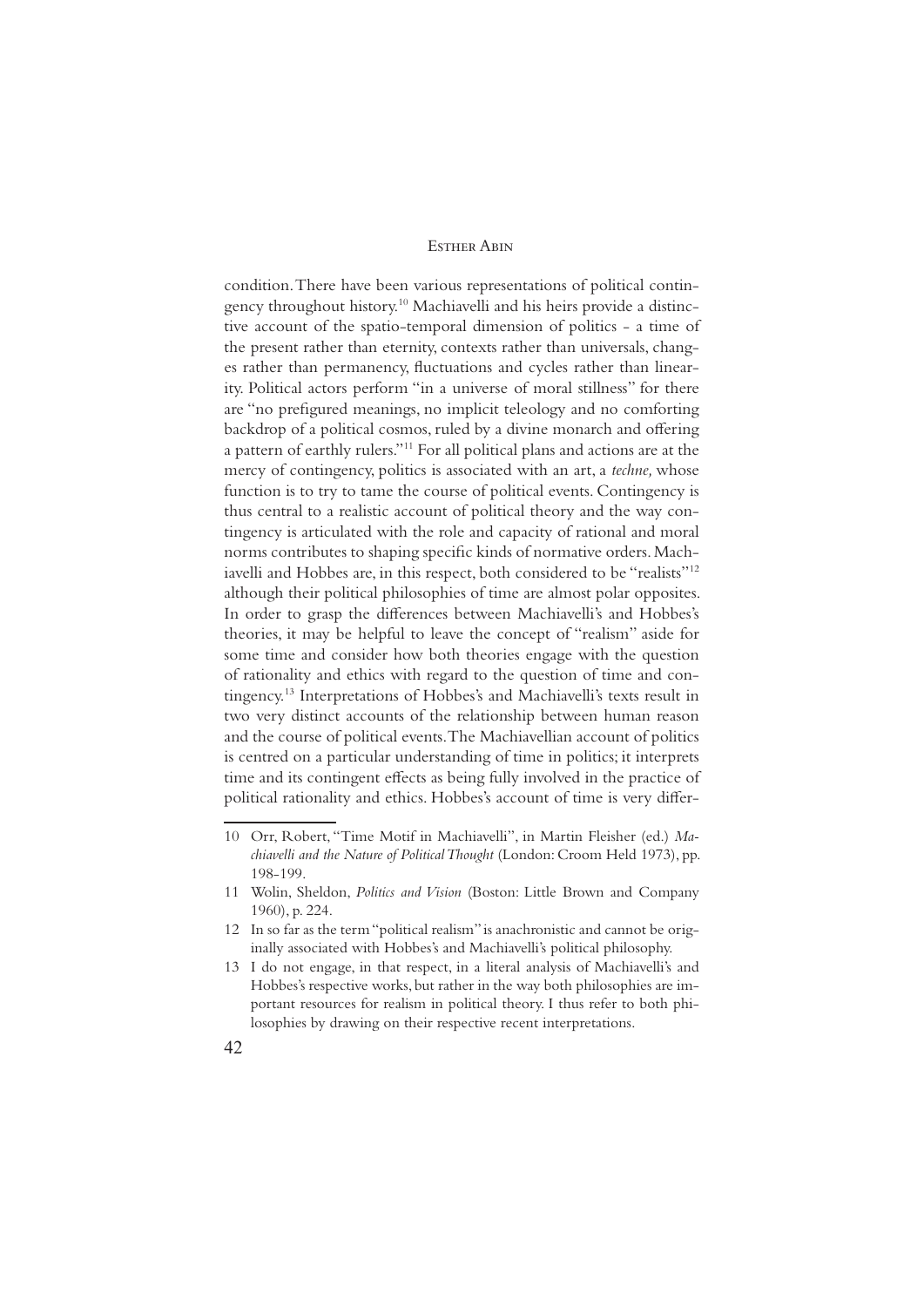condition. There have been various representations of political contingency throughout history.[10] Machiavelli and his heirs provide a distinctive account of the spatio-temporal dimension of politics - a time of the present rather than eternity, contexts rather than universals, changes rather than permanency, fluctuations and cycles rather than linearity. Political actors perform "in a universe of moral stillness" for there are "no prefigured meanings, no implicit teleology and no comforting backdrop of a political cosmos, ruled by a divine monarch and offering a pattern of earthly rulers."[11] For all political plans and actions are at the mercy of contingency, politics is associated with an art, a *techne,* whose function is to try to tame the course of political events. Contingency is thus central to a realistic account of political theory and the way contingency is articulated with the role and capacity of rational and moral norms contributes to shaping specific kinds of normative orders. Machiavelli and Hobbes are, in this respect, both considered to be "realists"[12] although their political philosophies of time are almost polar opposites. In order to grasp the differences between Machiavelli's and Hobbes's theories, it may be helpful to leave the concept of "realism" aside for some time and consider how both theories engage with the question of rationality and ethics with regard to the question of time and contingency.[13] Interpretations of Hobbes's and Machiavelli's texts result in two very distinct accounts of the relationship between human reason and the course of political events. The Machiavellian account of politics is centred on a particular understanding of time in politics; it interprets time and its contingent effects as being fully involved in the practice of political rationality and ethics. Hobbes's account of time is very differ-

10 Orr, Robert, "Time Motif in Machiavelli", in Martin Fleisher (ed.) *Machiavelli and the Nature of Political Thought* (London: Croom Held 1973), pp. 198-199.

11 Wolin, Sheldon, *Politics and Vision* (Boston: Little Brown and Company 1960), p. 224.

12 In so far as the term "political realism" is anachronistic and cannot be originally associated with Hobbes's and Machiavelli's political philosophy.

13 I do not engage, in that respect, in a literal analysis of Machiavelli's and Hobbes's respective works, but rather in the way both philosophies are important resources for realism in political theory. I thus refer to both philosophies by drawing on their respective recent interpretations.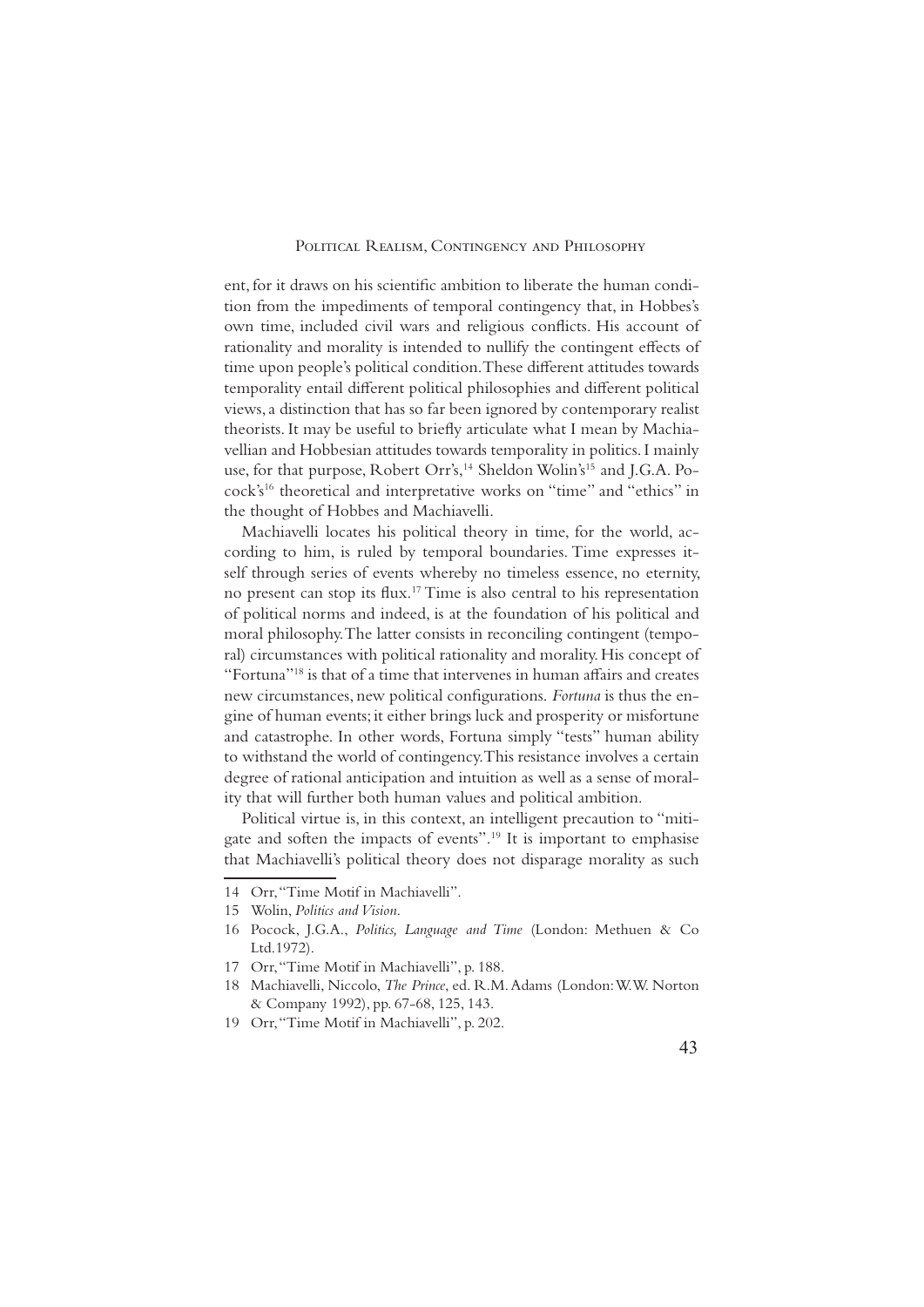ent, for it draws on his scientific ambition to liberate the human condition from the impediments of temporal contingency that, in Hobbes's own time, included civil wars and religious conflicts. His account of rationality and morality is intended to nullify the contingent effects of time upon people's political condition. These different attitudes towards temporality entail different political philosophies and different political views, a distinction that has so far been ignored by contemporary realist theorists. It may be useful to briefly articulate what I mean by Machiavellian and Hobbesian attitudes towards temporality in politics. I mainly use, for that purpose, Robert Orr's,[14] Sheldon Wolin's[15] and J.G.A. Pocock's[16] theoretical and interpretative works on "time" and "ethics" in the thought of Hobbes and Machiavelli.

Machiavelli locates his political theory in time, for the world, according to him, is ruled by temporal boundaries. Time expresses itself through series of events whereby no timeless essence, no eternity, no present can stop its flux.[17] Time is also central to his representation of political norms and indeed, is at the foundation of his political and moral philosophy. The latter consists in reconciling contingent (temporal) circumstances with political rationality and morality. His concept of "Fortuna"[18] is that of a time that intervenes in human affairs and creates new circumstances, new political configurations. *Fortuna* is thus the engine of human events; it either brings luck and prosperity or misfortune and catastrophe. In other words, Fortuna simply "tests" human ability to withstand the world of contingency. This resistance involves a certain degree of rational anticipation and intuition as well as a sense of morality that will further both human values and political ambition.

Political virtue is, in this context, an intelligent precaution to "mitigate and soften the impacts of events".[19] It is important to emphasise that Machiavelli's political theory does not disparage morality as such

---

14 Orr, "Time Motif in Machiavelli".

15 Wolin, *Politics and Vision*.

16 Pocock, J.G.A., *Politics, Language and Time* (London: Methuen & Co Ltd.1972).

17 Orr, "Time Motif in Machiavelli", p. 188.

18 Machiavelli, Niccolo, *The Prince*, ed. R.M. Adams (London: W.W. Norton & Company 1992), pp. 67-68, 125, 143.

19 Orr, "Time Motif in Machiavelli", p. 202.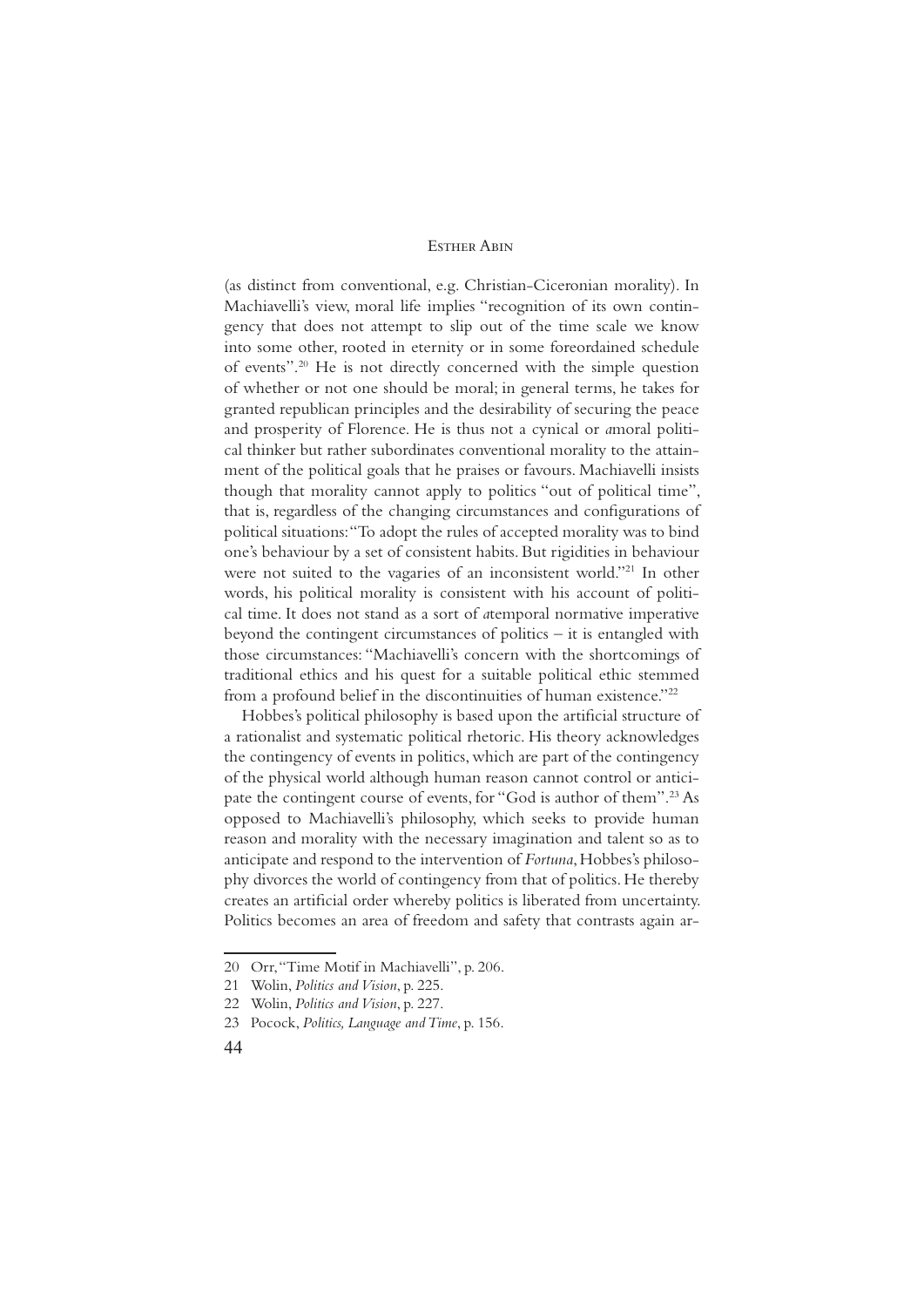(as distinct from conventional, e.g. Christian-Ciceronian morality). In Machiavelli's view, moral life implies "recognition of its own contingency that does not attempt to slip out of the time scale we know into some other, rooted in eternity or in some foreordained schedule of events".[20] He is not directly concerned with the simple question of whether or not one should be moral; in general terms, he takes for granted republican principles and the desirability of securing the peace and prosperity of Florence. He is thus not a cynical or *a*moral political thinker but rather subordinates conventional morality to the attainment of the political goals that he praises or favours. Machiavelli insists though that morality cannot apply to politics "out of political time", that is, regardless of the changing circumstances and configurations of political situations: "To adopt the rules of accepted morality was to bind one's behaviour by a set of consistent habits. But rigidities in behaviour were not suited to the vagaries of an inconsistent world."[21] In other words, his political morality is consistent with his account of political time. It does not stand as a sort of *a*temporal normative imperative beyond the contingent circumstances of politics – it is entangled with those circumstances: "Machiavelli's concern with the shortcomings of traditional ethics and his quest for a suitable political ethic stemmed from a profound belief in the discontinuities of human existence."[22]

Hobbes's political philosophy is based upon the artificial structure of a rationalist and systematic political rhetoric. His theory acknowledges the contingency of events in politics, which are part of the contingency of the physical world although human reason cannot control or anticipate the contingent course of events, for "God is author of them".[23] As opposed to Machiavelli's philosophy, which seeks to provide human reason and morality with the necessary imagination and talent so as to anticipate and respond to the intervention of *Fortuna*, Hobbes's philosophy divorces the world of contingency from that of politics. He thereby creates an artificial order whereby politics is liberated from uncertainty. Politics becomes an area of freedom and safety that contrasts again ar-

---

20 Orr, "Time Motif in Machiavelli", p. 206.

21 Wolin, *Politics and Vision*, p. 225.

22 Wolin, *Politics and Vision*, p. 227.

23 Pocock, *Politics, Language and Time*, p. 156.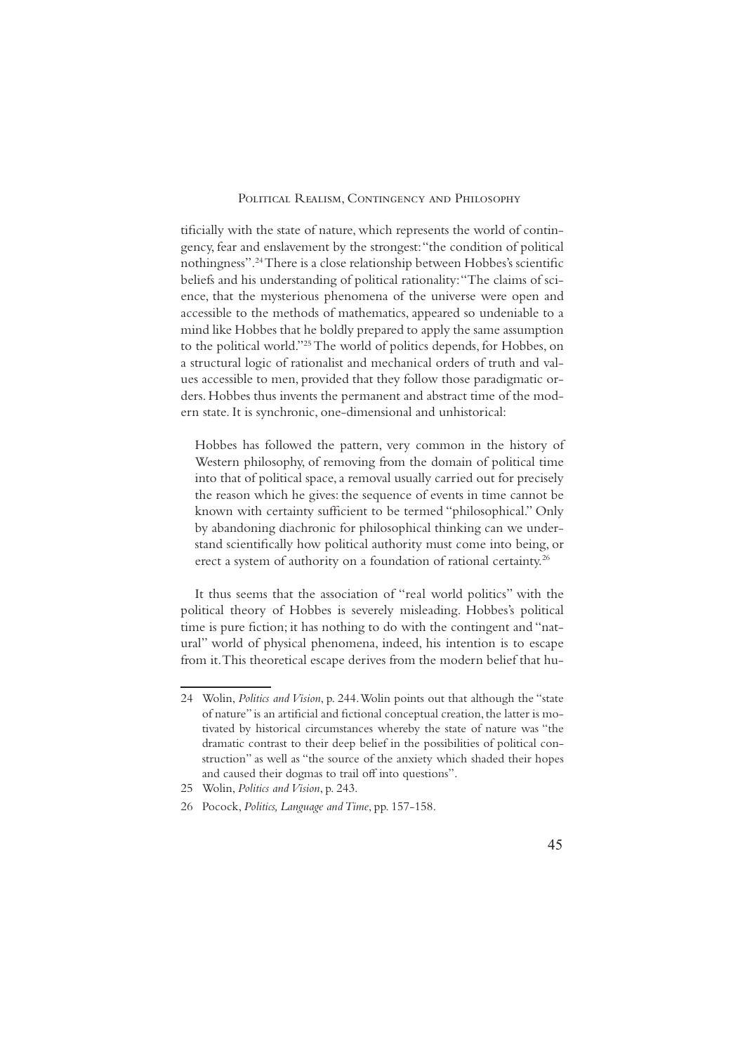tificially with the state of nature, which represents the world of contingency, fear and enslavement by the strongest: "the condition of political nothingness".[24] There is a close relationship between Hobbes's scientific beliefs and his understanding of political rationality: "The claims of science, that the mysterious phenomena of the universe were open and accessible to the methods of mathematics, appeared so undeniable to a mind like Hobbes that he boldly prepared to apply the same assumption to the political world."[25] The world of politics depends, for Hobbes, on a structural logic of rationalist and mechanical orders of truth and values accessible to men, provided that they follow those paradigmatic orders. Hobbes thus invents the permanent and abstract time of the modern state. It is synchronic, one-dimensional and unhistorical:

> Hobbes has followed the pattern, very common in the history of Western philosophy, of removing from the domain of political time into that of political space, a removal usually carried out for precisely the reason which he gives: the sequence of events in time cannot be known with certainty sufficient to be termed "philosophical." Only by abandoning diachronic for philosophical thinking can we understand scientifically how political authority must come into being, or erect a system of authority on a foundation of rational certainty.[26]

It thus seems that the association of "real world politics" with the political theory of Hobbes is severely misleading. Hobbes's political time is pure fiction; it has nothing to do with the contingent and "natural" world of physical phenomena, indeed, his intention is to escape from it. This theoretical escape derives from the modern belief that hu-

---

24 Wolin, *Politics and Vision*, p. 244. Wolin points out that although the "state of nature" is an artificial and fictional conceptual creation, the latter is motivated by historical circumstances whereby the state of nature was "the dramatic contrast to their deep belief in the possibilities of political construction" as well as "the source of the anxiety which shaded their hopes and caused their dogmas to trail off into questions".

25 Wolin, *Politics and Vision*, p. 243.

26 Pocock, *Politics, Language and Time*, pp. 157-158.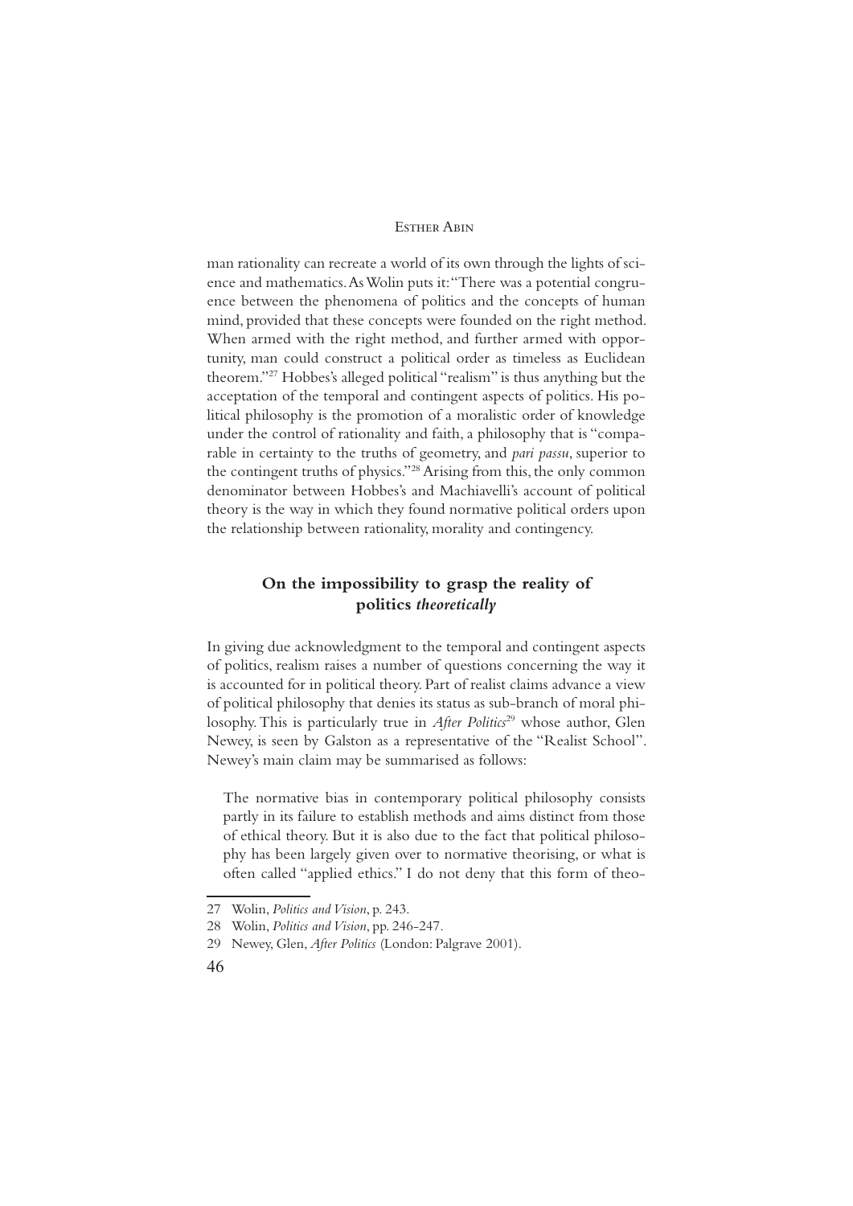man rationality can recreate a world of its own through the lights of science and mathematics. As Wolin puts it: "There was a potential congruence between the phenomena of politics and the concepts of human mind, provided that these concepts were founded on the right method. When armed with the right method, and further armed with opportunity, man could construct a political order as timeless as Euclidean theorem."[27] Hobbes's alleged political "realism" is thus anything but the acceptation of the temporal and contingent aspects of politics. His political philosophy is the promotion of a moralistic order of knowledge under the control of rationality and faith, a philosophy that is "comparable in certainty to the truths of geometry, and *pari passu*, superior to the contingent truths of physics."[28] Arising from this, the only common denominator between Hobbes's and Machiavelli's account of political theory is the way in which they found normative political orders upon the relationship between rationality, morality and contingency.

## On the impossibility to grasp the reality of politics *theoretically*

In giving due acknowledgment to the temporal and contingent aspects of politics, realism raises a number of questions concerning the way it is accounted for in political theory. Part of realist claims advance a view of political philosophy that denies its status as sub-branch of moral philosophy. This is particularly true in *After Politics*[29] whose author, Glen Newey, is seen by Galston as a representative of the "Realist School". Newey's main claim may be summarised as follows:

> The normative bias in contemporary political philosophy consists partly in its failure to establish methods and aims distinct from those of ethical theory. But it is also due to the fact that political philosophy has been largely given over to normative theorising, or what is often called "applied ethics." I do not deny that this form of theo-

27 Wolin, *Politics and Vision*, p. 243.

28 Wolin, *Politics and Vision*, pp. 246-247.

29 Newey, Glen, *After Politics* (London: Palgrave 2001).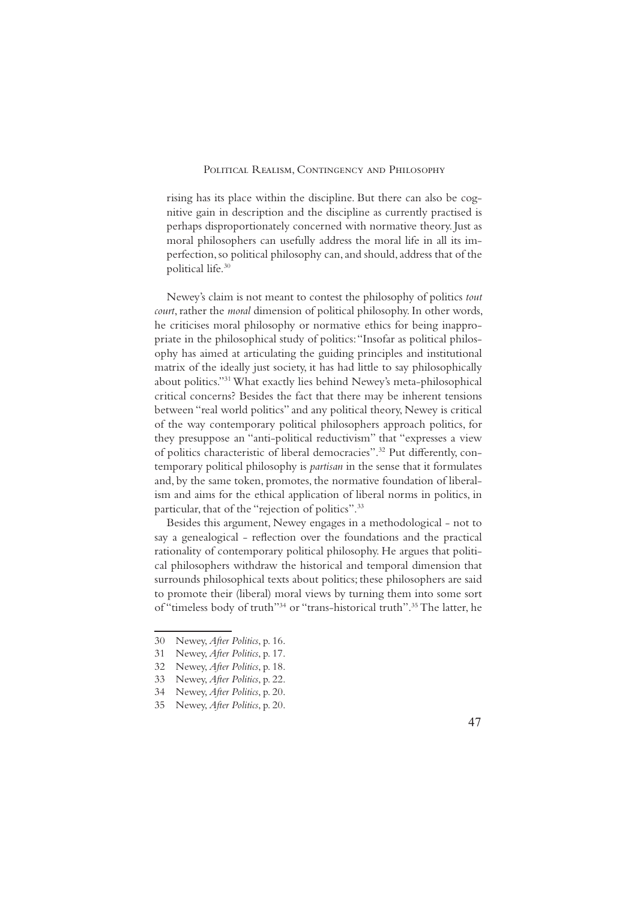rising has its place within the discipline. But there can also be cognitive gain in description and the discipline as currently practised is perhaps disproportionately concerned with normative theory. Just as moral philosophers can usefully address the moral life in all its imperfection, so political philosophy can, and should, address that of the political life.[30]

Newey's claim is not meant to contest the philosophy of politics *tout court*, rather the *moral* dimension of political philosophy. In other words, he criticises moral philosophy or normative ethics for being inappropriate in the philosophical study of politics: "Insofar as political philosophy has aimed at articulating the guiding principles and institutional matrix of the ideally just society, it has had little to say philosophically about politics."[31] What exactly lies behind Newey's meta-philosophical critical concerns? Besides the fact that there may be inherent tensions between "real world politics" and any political theory, Newey is critical of the way contemporary political philosophers approach politics, for they presuppose an "anti-political reductivism" that "expresses a view of politics characteristic of liberal democracies".[32] Put differently, contemporary political philosophy is *partisan* in the sense that it formulates and, by the same token, promotes, the normative foundation of liberalism and aims for the ethical application of liberal norms in politics, in particular, that of the "rejection of politics".[33]

Besides this argument, Newey engages in a methodological - not to say a genealogical - reflection over the foundations and the practical rationality of contemporary political philosophy. He argues that political philosophers withdraw the historical and temporal dimension that surrounds philosophical texts about politics; these philosophers are said to promote their (liberal) moral views by turning them into some sort of "timeless body of truth"[34] or "trans-historical truth".[35] The latter, he

30 Newey, *After Politics*, p. 16.

31 Newey, *After Politics*, p. 17.

32 Newey, *After Politics*, p. 18.

33 Newey, *After Politics*, p. 22.

34 Newey, *After Politics*, p. 20.

35 Newey, *After Politics*, p. 20.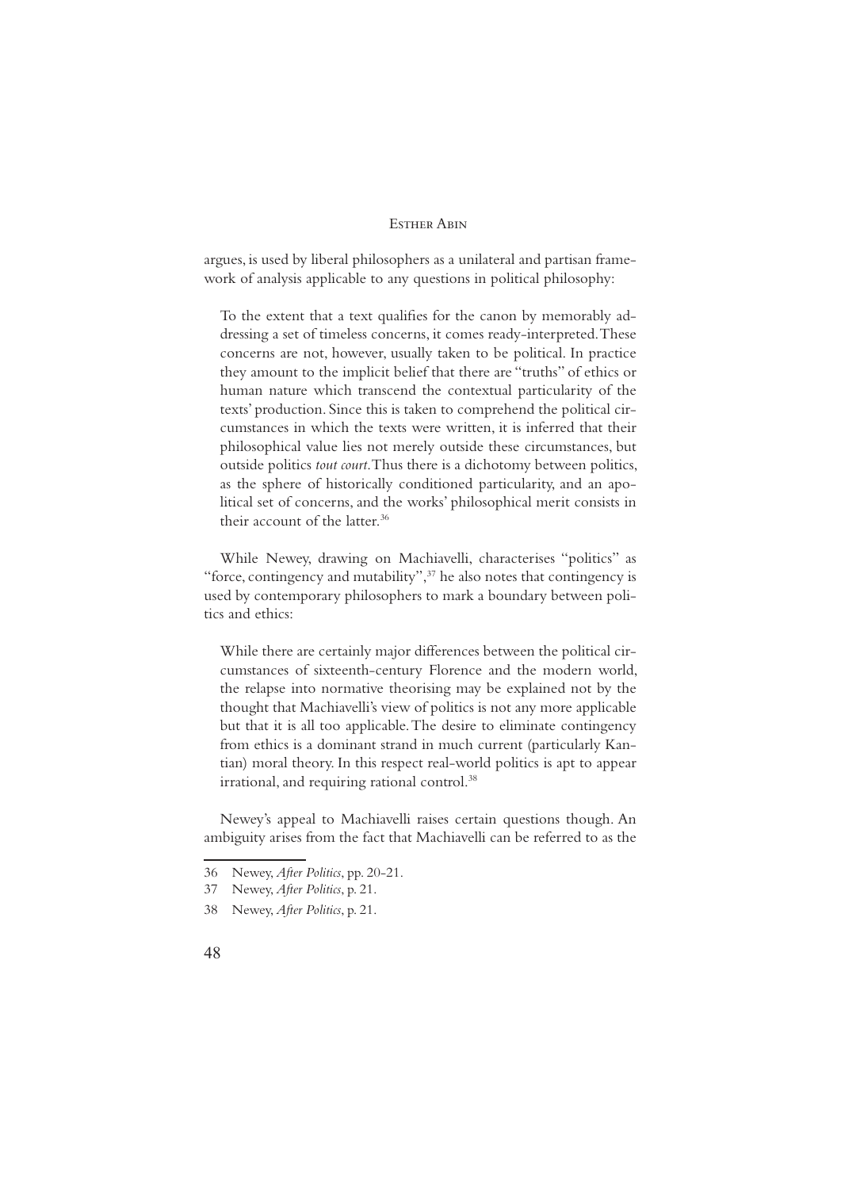argues, is used by liberal philosophers as a unilateral and partisan framework of analysis applicable to any questions in political philosophy:

> To the extent that a text qualifies for the canon by memorably addressing a set of timeless concerns, it comes ready-interpreted. These concerns are not, however, usually taken to be political. In practice they amount to the implicit belief that there are "truths" of ethics or human nature which transcend the contextual particularity of the texts' production. Since this is taken to comprehend the political circumstances in which the texts were written, it is inferred that their philosophical value lies not merely outside these circumstances, but outside politics *tout court*. Thus there is a dichotomy between politics, as the sphere of historically conditioned particularity, and an apolitical set of concerns, and the works' philosophical merit consists in their account of the latter.[36]

While Newey, drawing on Machiavelli, characterises "politics" as "force, contingency and mutability",[37] he also notes that contingency is used by contemporary philosophers to mark a boundary between politics and ethics:

> While there are certainly major differences between the political circumstances of sixteenth-century Florence and the modern world, the relapse into normative theorising may be explained not by the thought that Machiavelli's view of politics is not any more applicable but that it is all too applicable. The desire to eliminate contingency from ethics is a dominant strand in much current (particularly Kantian) moral theory. In this respect real-world politics is apt to appear irrational, and requiring rational control.[38]

Newey's appeal to Machiavelli raises certain questions though. An ambiguity arises from the fact that Machiavelli can be referred to as the

---

36 Newey, *After Politics*, pp. 20-21.

37 Newey, *After Politics*, p. 21.

38 Newey, *After Politics*, p. 21.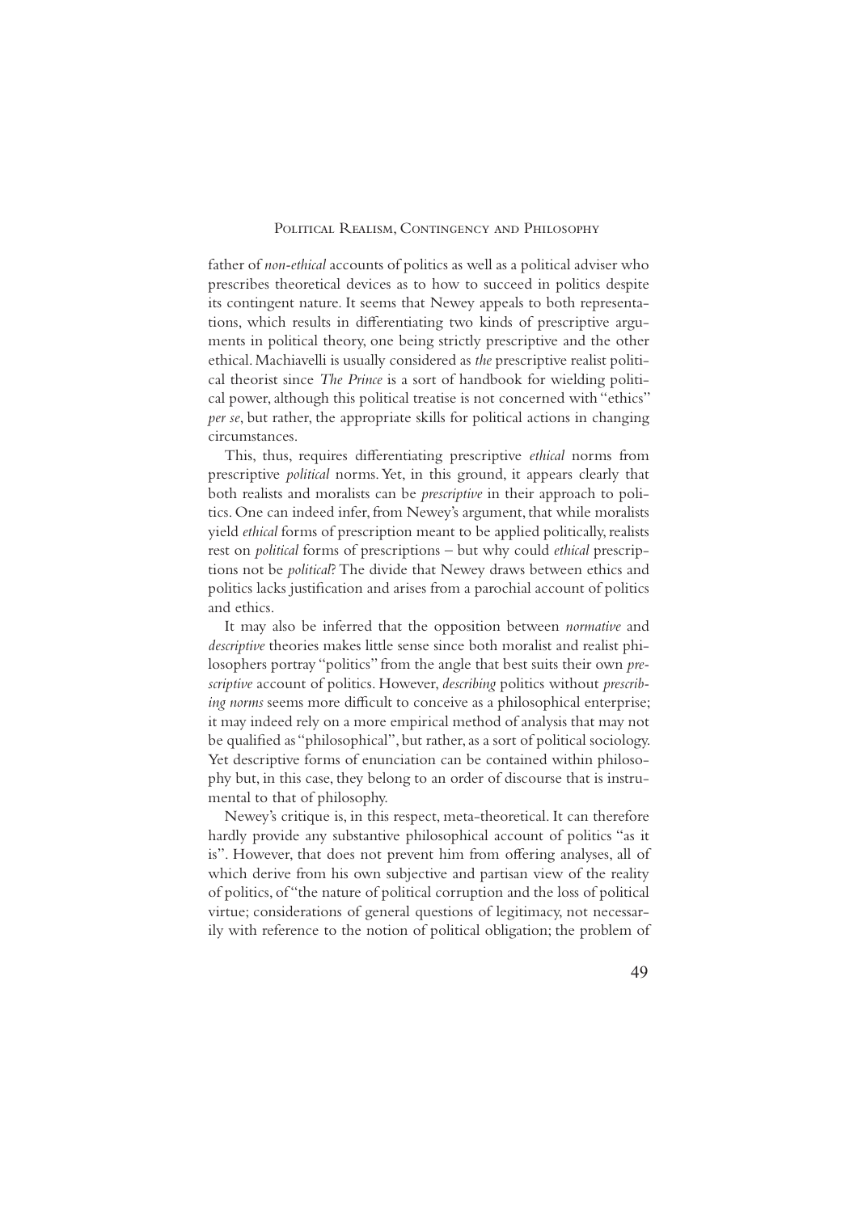father of *non-ethical* accounts of politics as well as a political adviser who prescribes theoretical devices as to how to succeed in politics despite its contingent nature. It seems that Newey appeals to both representations, which results in differentiating two kinds of prescriptive arguments in political theory, one being strictly prescriptive and the other ethical. Machiavelli is usually considered as *the* prescriptive realist political theorist since *The Prince* is a sort of handbook for wielding political power, although this political treatise is not concerned with "ethics" *per se*, but rather, the appropriate skills for political actions in changing circumstances.

This, thus, requires differentiating prescriptive *ethical* norms from prescriptive *political* norms. Yet, in this ground, it appears clearly that both realists and moralists can be *prescriptive* in their approach to politics. One can indeed infer, from Newey's argument, that while moralists yield *ethical* forms of prescription meant to be applied politically, realists rest on *political* forms of prescriptions – but why could *ethical* prescriptions not be *political*? The divide that Newey draws between ethics and politics lacks justification and arises from a parochial account of politics and ethics.

It may also be inferred that the opposition between *normative* and *descriptive* theories makes little sense since both moralist and realist philosophers portray "politics" from the angle that best suits their own *prescriptive* account of politics. However, *describing* politics without *prescribing norms* seems more difficult to conceive as a philosophical enterprise; it may indeed rely on a more empirical method of analysis that may not be qualified as "philosophical", but rather, as a sort of political sociology. Yet descriptive forms of enunciation can be contained within philosophy but, in this case, they belong to an order of discourse that is instrumental to that of philosophy.

Newey's critique is, in this respect, meta-theoretical. It can therefore hardly provide any substantive philosophical account of politics "as it is". However, that does not prevent him from offering analyses, all of which derive from his own subjective and partisan view of the reality of politics, of "the nature of political corruption and the loss of political virtue; considerations of general questions of legitimacy, not necessarily with reference to the notion of political obligation; the problem of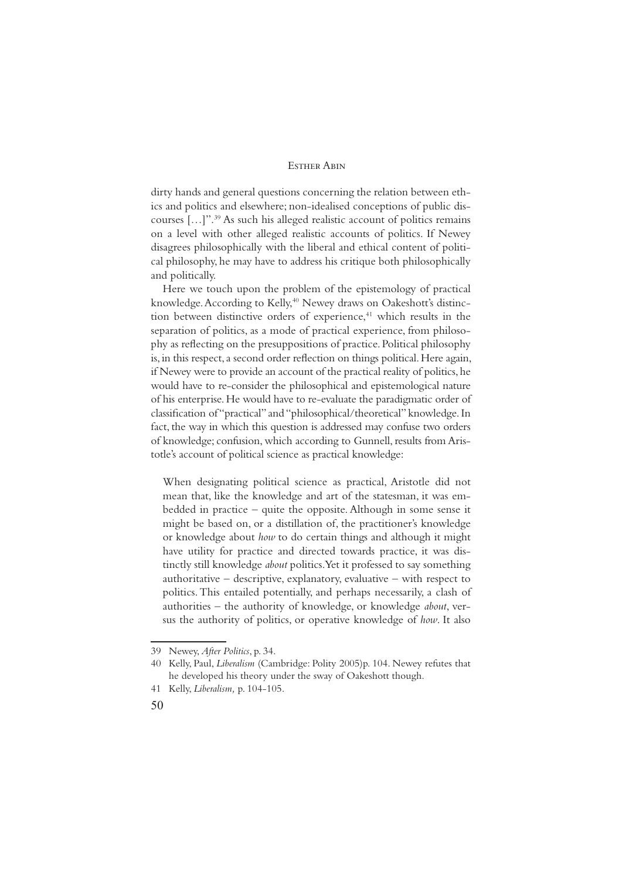dirty hands and general questions concerning the relation between ethics and politics and elsewhere; non-idealised conceptions of public discourses […]".[39] As such his alleged realistic account of politics remains on a level with other alleged realistic accounts of politics. If Newey disagrees philosophically with the liberal and ethical content of political philosophy, he may have to address his critique both philosophically and politically.

Here we touch upon the problem of the epistemology of practical knowledge. According to Kelly,[40] Newey draws on Oakeshott's distinction between distinctive orders of experience,[41] which results in the separation of politics, as a mode of practical experience, from philosophy as reflecting on the presuppositions of practice. Political philosophy is, in this respect, a second order reflection on things political. Here again, if Newey were to provide an account of the practical reality of politics, he would have to re-consider the philosophical and epistemological nature of his enterprise. He would have to re-evaluate the paradigmatic order of classification of "practical" and "philosophical/theoretical" knowledge. In fact, the way in which this question is addressed may confuse two orders of knowledge; confusion, which according to Gunnell, results from Aristotle's account of political science as practical knowledge:

> When designating political science as practical, Aristotle did not mean that, like the knowledge and art of the statesman, it was embedded in practice – quite the opposite. Although in some sense it might be based on, or a distillation of, the practitioner's knowledge or knowledge about *how* to do certain things and although it might have utility for practice and directed towards practice, it was distinctly still knowledge *about* politics. Yet it professed to say something authoritative – descriptive, explanatory, evaluative – with respect to politics. This entailed potentially, and perhaps necessarily, a clash of authorities – the authority of knowledge, or knowledge *about*, versus the authority of politics, or operative knowledge of *how*. It also

39 Newey, *After Politics*, p. 34.

40 Kelly, Paul, *Liberalism* (Cambridge: Polity 2005)p. 104. Newey refutes that he developed his theory under the sway of Oakeshott though.

41 Kelly, *Liberalism,* p. 104-105.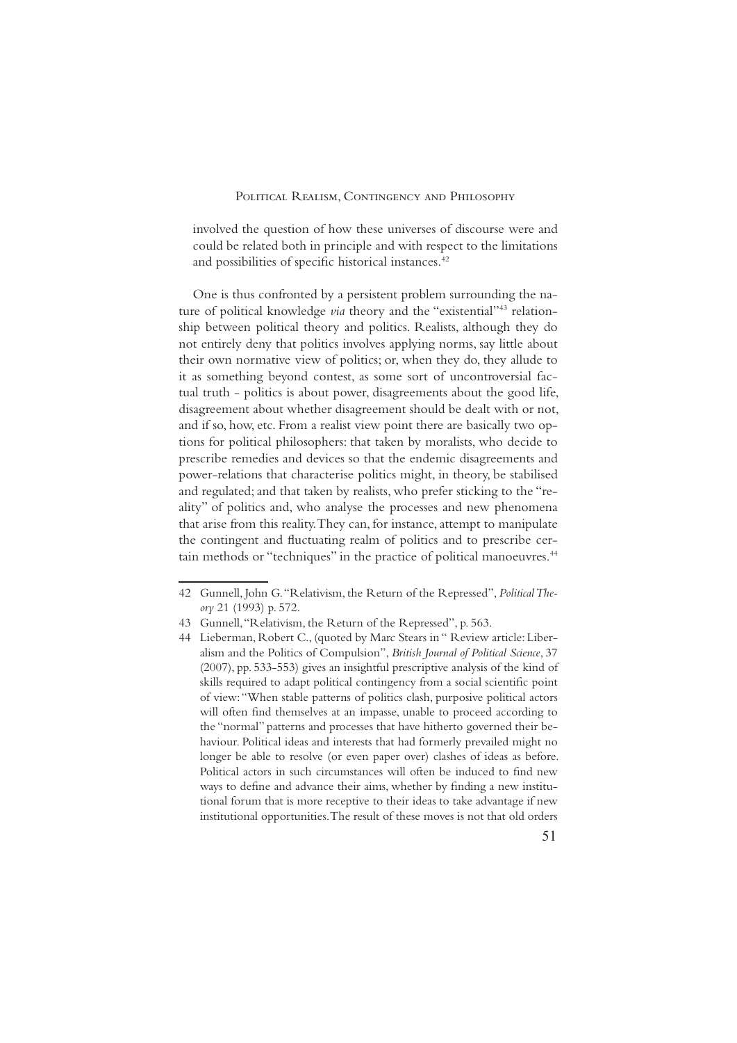involved the question of how these universes of discourse were and could be related both in principle and with respect to the limitations and possibilities of specific historical instances.[42]

One is thus confronted by a persistent problem surrounding the nature of political knowledge *via* theory and the "existential"[43] relationship between political theory and politics. Realists, although they do not entirely deny that politics involves applying norms, say little about their own normative view of politics; or, when they do, they allude to it as something beyond contest, as some sort of uncontroversial factual truth - politics is about power, disagreements about the good life, disagreement about whether disagreement should be dealt with or not, and if so, how, etc. From a realist view point there are basically two options for political philosophers: that taken by moralists, who decide to prescribe remedies and devices so that the endemic disagreements and power-relations that characterise politics might, in theory, be stabilised and regulated; and that taken by realists, who prefer sticking to the "reality" of politics and, who analyse the processes and new phenomena that arise from this reality. They can, for instance, attempt to manipulate the contingent and fluctuating realm of politics and to prescribe certain methods or "techniques" in the practice of political manoeuvres.[44]

---

42 Gunnell, John G. "Relativism, the Return of the Repressed", *Political Theory* 21 (1993) p. 572.

43 Gunnell, "Relativism, the Return of the Repressed", p. 563.

44 Lieberman, Robert C., (quoted by Marc Stears in " Review article: Liberalism and the Politics of Compulsion", *British Journal of Political Science*, 37 (2007), pp. 533-553) gives an insightful prescriptive analysis of the kind of skills required to adapt political contingency from a social scientific point of view: "When stable patterns of politics clash, purposive political actors will often find themselves at an impasse, unable to proceed according to the "normal" patterns and processes that have hitherto governed their behaviour. Political ideas and interests that had formerly prevailed might no longer be able to resolve (or even paper over) clashes of ideas as before. Political actors in such circumstances will often be induced to find new ways to define and advance their aims, whether by finding a new institutional forum that is more receptive to their ideas to take advantage if new institutional opportunities. The result of these moves is not that old orders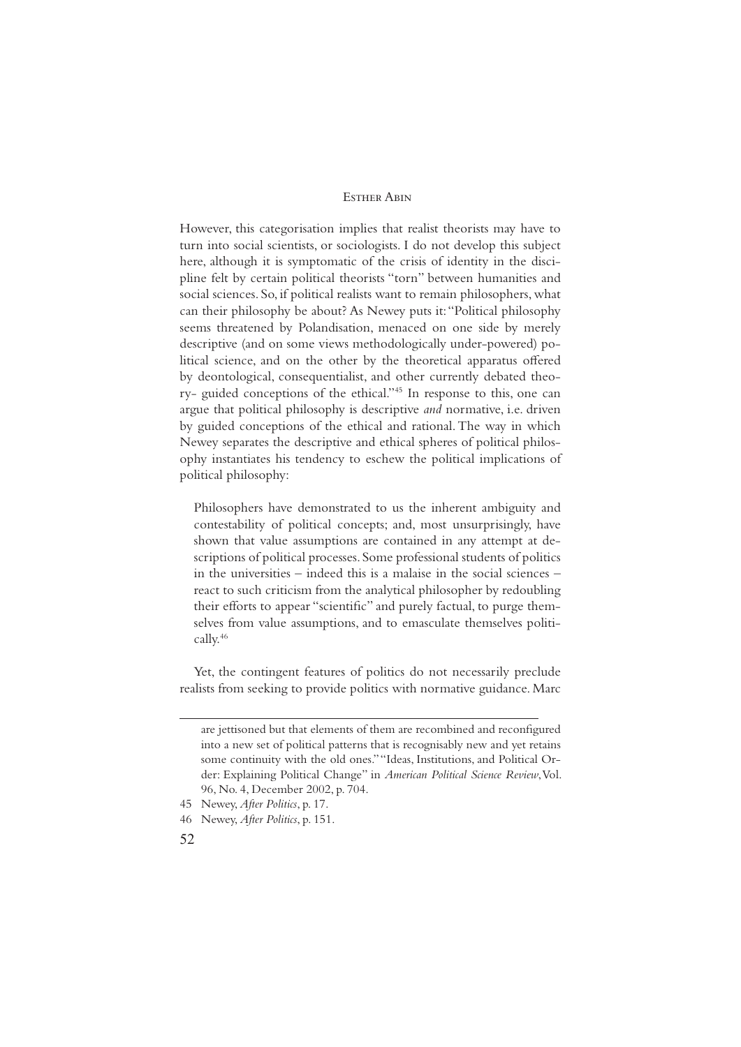However, this categorisation implies that realist theorists may have to turn into social scientists, or sociologists. I do not develop this subject here, although it is symptomatic of the crisis of identity in the discipline felt by certain political theorists "torn" between humanities and social sciences. So, if political realists want to remain philosophers, what can their philosophy be about? As Newey puts it: "Political philosophy seems threatened by Polandisation, menaced on one side by merely descriptive (and on some views methodologically under-powered) political science, and on the other by the theoretical apparatus offered by deontological, consequentialist, and other currently debated theory- guided conceptions of the ethical."[45] In response to this, one can argue that political philosophy is descriptive *and* normative, i.e. driven by guided conceptions of the ethical and rational. The way in which Newey separates the descriptive and ethical spheres of political philosophy instantiates his tendency to eschew the political implications of political philosophy:

> Philosophers have demonstrated to us the inherent ambiguity and contestability of political concepts; and, most unsurprisingly, have shown that value assumptions are contained in any attempt at descriptions of political processes. Some professional students of politics in the universities – indeed this is a malaise in the social sciences – react to such criticism from the analytical philosopher by redoubling their efforts to appear "scientific" and purely factual, to purge themselves from value assumptions, and to emasculate themselves politically.[46]

Yet, the contingent features of politics do not necessarily preclude realists from seeking to provide politics with normative guidance. Marc

---

are jettisoned but that elements of them are recombined and reconfigured into a new set of political patterns that is recognisably new and yet retains some continuity with the old ones." "Ideas, Institutions, and Political Order: Explaining Political Change" in *American Political Science Review*, Vol. 96, No. 4, December 2002, p. 704.

45 Newey, *After Politics*, p. 17.

46 Newey, *After Politics*, p. 151.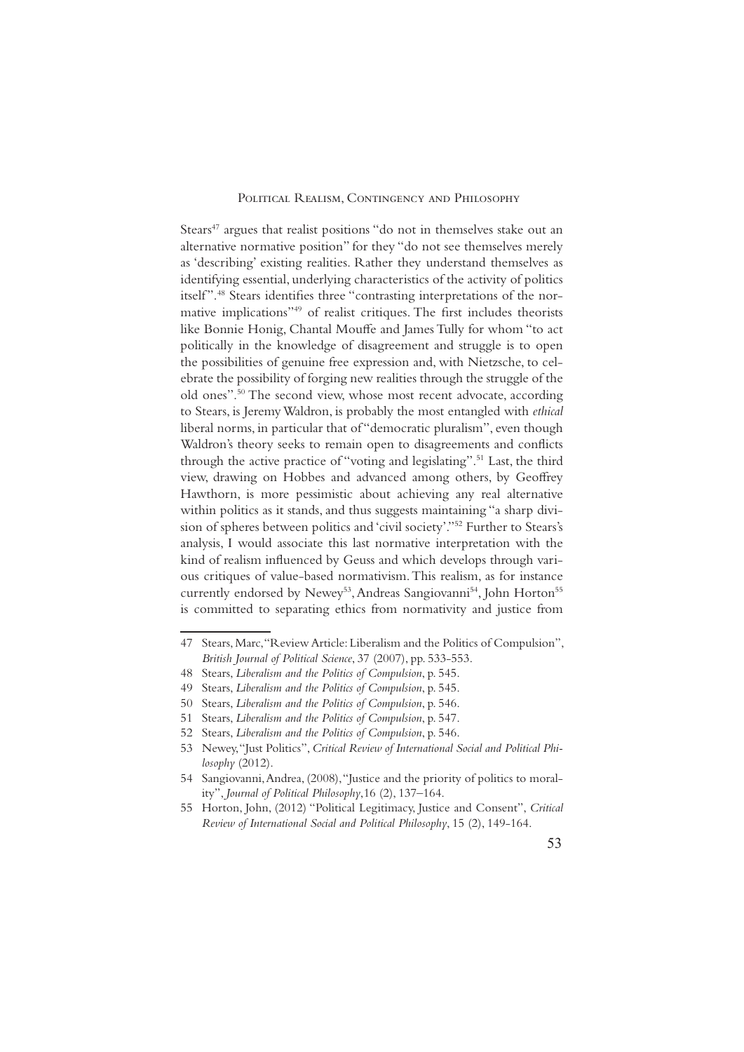Stears[47] argues that realist positions "do not in themselves stake out an alternative normative position" for they "do not see themselves merely as 'describing' existing realities. Rather they understand themselves as identifying essential, underlying characteristics of the activity of politics itself".[48] Stears identifies three "contrasting interpretations of the normative implications"[49] of realist critiques. The first includes theorists like Bonnie Honig, Chantal Mouffe and James Tully for whom "to act politically in the knowledge of disagreement and struggle is to open the possibilities of genuine free expression and, with Nietzsche, to celebrate the possibility of forging new realities through the struggle of the old ones".[50] The second view, whose most recent advocate, according to Stears, is Jeremy Waldron, is probably the most entangled with *ethical* liberal norms, in particular that of "democratic pluralism", even though Waldron's theory seeks to remain open to disagreements and conflicts through the active practice of "voting and legislating".[51] Last, the third view, drawing on Hobbes and advanced among others, by Geoffrey Hawthorn, is more pessimistic about achieving any real alternative within politics as it stands, and thus suggests maintaining "a sharp division of spheres between politics and 'civil society'."[52] Further to Stears's analysis, I would associate this last normative interpretation with the kind of realism influenced by Geuss and which develops through various critiques of value-based normativism. This realism, as for instance currently endorsed by Newey[53], Andreas Sangiovanni[54], John Horton[55] is committed to separating ethics from normativity and justice from

---

47 Stears, Marc, "Review Article: Liberalism and the Politics of Compulsion", *British Journal of Political Science*, 37 (2007), pp. 533-553.

48 Stears, *Liberalism and the Politics of Compulsion*, p. 545.

49 Stears, *Liberalism and the Politics of Compulsion*, p. 545.

50 Stears, *Liberalism and the Politics of Compulsion*, p. 546.

51 Stears, *Liberalism and the Politics of Compulsion*, p. 547.

52 Stears, *Liberalism and the Politics of Compulsion*, p. 546.

53 Newey, "Just Politics", *Critical Review of International Social and Political Philosophy* (2012).

54 Sangiovanni, Andrea, (2008), "Justice and the priority of politics to morality", *Journal of Political Philosophy*, 16 (2), 137–164.

55 Horton, John, (2012) "Political Legitimacy, Justice and Consent", *Critical Review of International Social and Political Philosophy*, 15 (2), 149-164.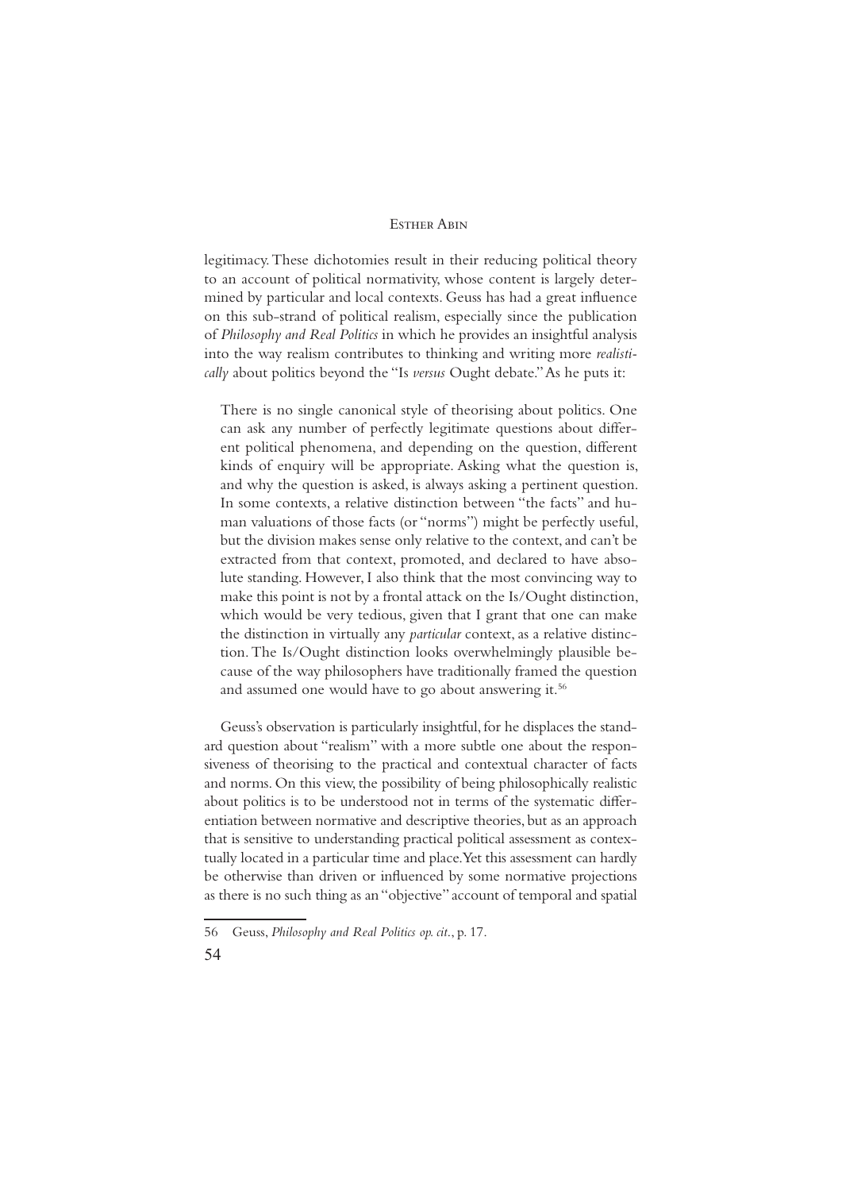legitimacy. These dichotomies result in their reducing political theory to an account of political normativity, whose content is largely determined by particular and local contexts. Geuss has had a great influence on this sub-strand of political realism, especially since the publication of *Philosophy and Real Politics* in which he provides an insightful analysis into the way realism contributes to thinking and writing more *realistically* about politics beyond the "Is *versus* Ought debate." As he puts it:

> There is no single canonical style of theorising about politics. One can ask any number of perfectly legitimate questions about different political phenomena, and depending on the question, different kinds of enquiry will be appropriate. Asking what the question is, and why the question is asked, is always asking a pertinent question. In some contexts, a relative distinction between "the facts" and human valuations of those facts (or "norms") might be perfectly useful, but the division makes sense only relative to the context, and can't be extracted from that context, promoted, and declared to have absolute standing. However, I also think that the most convincing way to make this point is not by a frontal attack on the Is/Ought distinction, which would be very tedious, given that I grant that one can make the distinction in virtually any *particular* context, as a relative distinction. The Is/Ought distinction looks overwhelmingly plausible because of the way philosophers have traditionally framed the question and assumed one would have to go about answering it.[56]

Geuss's observation is particularly insightful, for he displaces the standard question about "realism" with a more subtle one about the responsiveness of theorising to the practical and contextual character of facts and norms. On this view, the possibility of being philosophically realistic about politics is to be understood not in terms of the systematic differentiation between normative and descriptive theories, but as an approach that is sensitive to understanding practical political assessment as contextually located in a particular time and place. Yet this assessment can hardly be otherwise than driven or influenced by some normative projections as there is no such thing as an "objective" account of temporal and spatial

---

56 Geuss, *Philosophy and Real Politics op. cit.*, p. 17.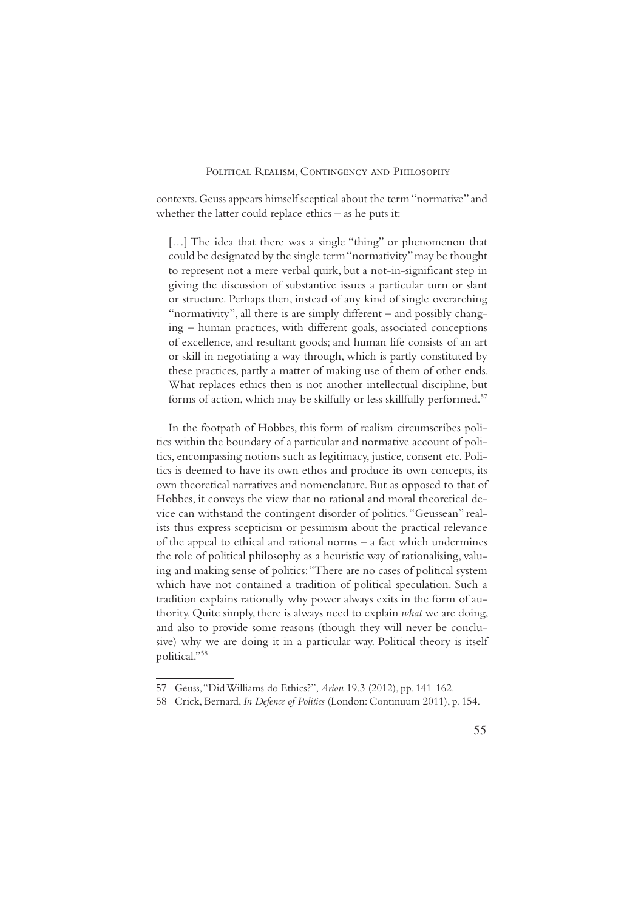contexts. Geuss appears himself sceptical about the term "normative" and whether the latter could replace ethics – as he puts it:

> […] The idea that there was a single "thing" or phenomenon that could be designated by the single term "normativity" may be thought to represent not a mere verbal quirk, but a not-in-significant step in giving the discussion of substantive issues a particular turn or slant or structure. Perhaps then, instead of any kind of single overarching "normativity", all there is are simply different – and possibly changing – human practices, with different goals, associated conceptions of excellence, and resultant goods; and human life consists of an art or skill in negotiating a way through, which is partly constituted by these practices, partly a matter of making use of them of other ends. What replaces ethics then is not another intellectual discipline, but forms of action, which may be skilfully or less skillfully performed.[57]

In the footpath of Hobbes, this form of realism circumscribes politics within the boundary of a particular and normative account of politics, encompassing notions such as legitimacy, justice, consent etc. Politics is deemed to have its own ethos and produce its own concepts, its own theoretical narratives and nomenclature. But as opposed to that of Hobbes, it conveys the view that no rational and moral theoretical device can withstand the contingent disorder of politics. "Geussean" realists thus express scepticism or pessimism about the practical relevance of the appeal to ethical and rational norms – a fact which undermines the role of political philosophy as a heuristic way of rationalising, valuing and making sense of politics: "There are no cases of political system which have not contained a tradition of political speculation. Such a tradition explains rationally why power always exits in the form of authority. Quite simply, there is always need to explain *what* we are doing, and also to provide some reasons (though they will never be conclusive) why we are doing it in a particular way. Political theory is itself political."[58]

---

57 Geuss, "Did Williams do Ethics?", *Arion* 19.3 (2012), pp. 141-162.

58 Crick, Bernard, *In Defence of Politics* (London: Continuum 2011), p. 154.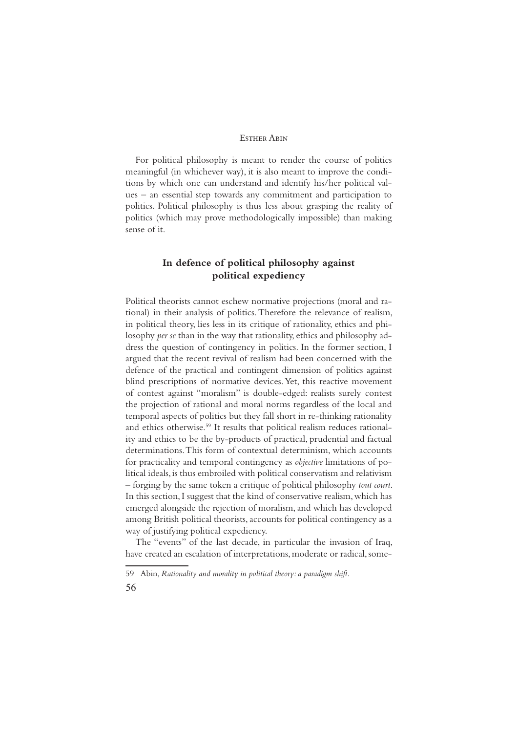For political philosophy is meant to render the course of politics meaningful (in whichever way), it is also meant to improve the conditions by which one can understand and identify his/her political values – an essential step towards any commitment and participation to politics. Political philosophy is thus less about grasping the reality of politics (which may prove methodologically impossible) than making sense of it.

## In defence of political philosophy against political expediency

Political theorists cannot eschew normative projections (moral and rational) in their analysis of politics. Therefore the relevance of realism, in political theory, lies less in its critique of rationality, ethics and philosophy *per se* than in the way that rationality, ethics and philosophy address the question of contingency in politics. In the former section, I argued that the recent revival of realism had been concerned with the defence of the practical and contingent dimension of politics against blind prescriptions of normative devices. Yet, this reactive movement of contest against "moralism" is double-edged: realists surely contest the projection of rational and moral norms regardless of the local and temporal aspects of politics but they fall short in re-thinking rationality and ethics otherwise.[59] It results that political realism reduces rationality and ethics to be the by-products of practical, prudential and factual determinations. This form of contextual determinism, which accounts for practicality and temporal contingency as *objective* limitations of political ideals, is thus embroiled with political conservatism and relativism – forging by the same token a critique of political philosophy *tout court*. In this section, I suggest that the kind of conservative realism, which has emerged alongside the rejection of moralism, and which has developed among British political theorists, accounts for political contingency as a way of justifying political expediency.

The "events" of the last decade, in particular the invasion of Iraq, have created an escalation of interpretations, moderate or radical, some-

59 Abin, *Rationality and morality in political theory: a paradigm shift.*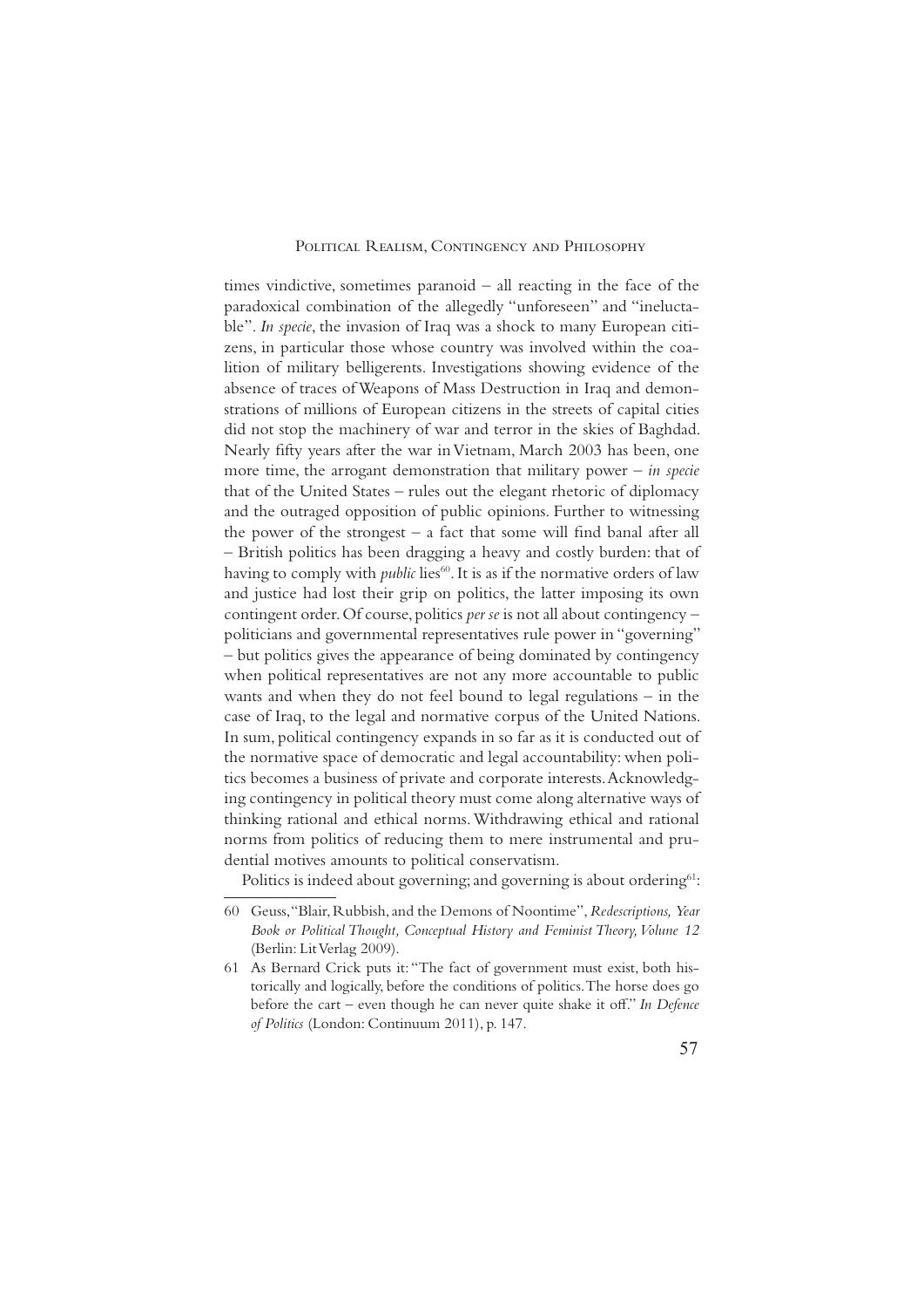times vindictive, sometimes paranoid – all reacting in the face of the paradoxical combination of the allegedly "unforeseen" and "ineluctable". *In specie*, the invasion of Iraq was a shock to many European citizens, in particular those whose country was involved within the coalition of military belligerents. Investigations showing evidence of the absence of traces of Weapons of Mass Destruction in Iraq and demonstrations of millions of European citizens in the streets of capital cities did not stop the machinery of war and terror in the skies of Baghdad. Nearly fifty years after the war in Vietnam, March 2003 has been, one more time, the arrogant demonstration that military power – *in specie* that of the United States – rules out the elegant rhetoric of diplomacy and the outraged opposition of public opinions. Further to witnessing the power of the strongest – a fact that some will find banal after all – British politics has been dragging a heavy and costly burden: that of having to comply with *public* lies[60]. It is as if the normative orders of law and justice had lost their grip on politics, the latter imposing its own contingent order. Of course, politics *per se* is not all about contingency – politicians and governmental representatives rule power in "governing" – but politics gives the appearance of being dominated by contingency when political representatives are not any more accountable to public wants and when they do not feel bound to legal regulations – in the case of Iraq, to the legal and normative corpus of the United Nations. In sum, political contingency expands in so far as it is conducted out of the normative space of democratic and legal accountability: when politics becomes a business of private and corporate interests. Acknowledging contingency in political theory must come along alternative ways of thinking rational and ethical norms. Withdrawing ethical and rational norms from politics of reducing them to mere instrumental and prudential motives amounts to political conservatism.

Politics is indeed about governing; and governing is about ordering[61]:

---

60 Geuss, "Blair, Rubbish, and the Demons of Noontime", *Redescriptions, Year Book or Political Thought, Conceptual History and Feminist Theory, Volume 12* (Berlin: Lit Verlag 2009).

61 As Bernard Crick puts it: "The fact of government must exist, both historically and logically, before the conditions of politics. The horse does go before the cart – even though he can never quite shake it off." *In Defence of Politics* (London: Continuum 2011), p. 147.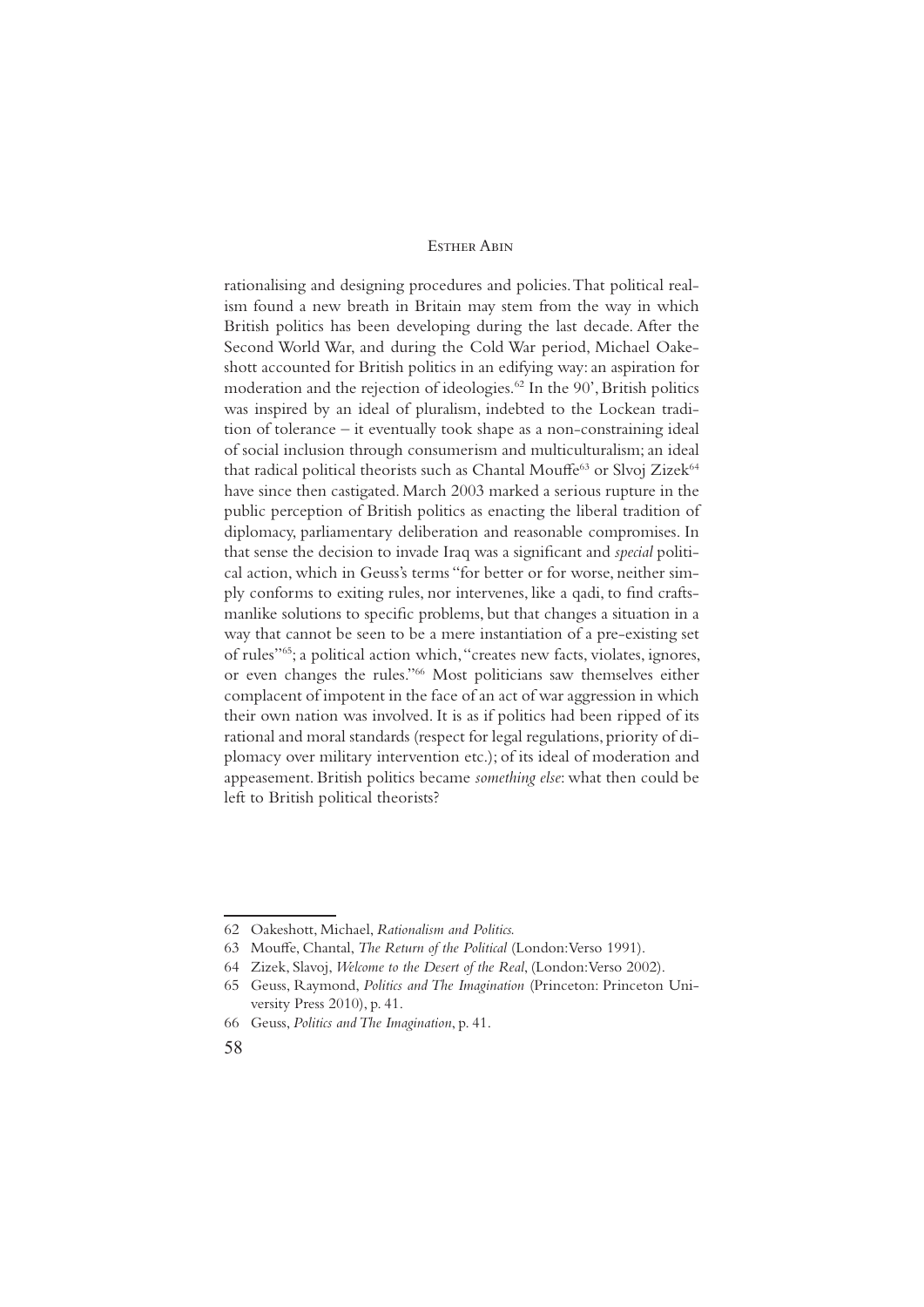rationalising and designing procedures and policies. That political realism found a new breath in Britain may stem from the way in which British politics has been developing during the last decade. After the Second World War, and during the Cold War period, Michael Oakeshott accounted for British politics in an edifying way: an aspiration for moderation and the rejection of ideologies.[62] In the 90', British politics was inspired by an ideal of pluralism, indebted to the Lockean tradition of tolerance – it eventually took shape as a non-constraining ideal of social inclusion through consumerism and multiculturalism; an ideal that radical political theorists such as Chantal Mouffe[63] or Slvoj Zizek[64] have since then castigated. March 2003 marked a serious rupture in the public perception of British politics as enacting the liberal tradition of diplomacy, parliamentary deliberation and reasonable compromises. In that sense the decision to invade Iraq was a significant and *special* political action, which in Geuss's terms "for better or for worse, neither simply conforms to exiting rules, nor intervenes, like a qadi, to find craftsmanlike solutions to specific problems, but that changes a situation in a way that cannot be seen to be a mere instantiation of a pre-existing set of rules"[65]; a political action which, "creates new facts, violates, ignores, or even changes the rules."[66] Most politicians saw themselves either complacent of impotent in the face of an act of war aggression in which their own nation was involved. It is as if politics had been ripped of its rational and moral standards (respect for legal regulations, priority of diplomacy over military intervention etc.); of its ideal of moderation and appeasement. British politics became *something else*: what then could be left to British political theorists?

---

62 Oakeshott, Michael, *Rationalism and Politics.*

63 Mouffe, Chantal, *The Return of the Political* (London: Verso 1991).

64 Zizek, Slavoj, *Welcome to the Desert of the Real*, (London: Verso 2002).

65 Geuss, Raymond, *Politics and The Imagination* (Princeton: Princeton University Press 2010), p. 41.

66 Geuss, *Politics and The Imagination*, p. 41.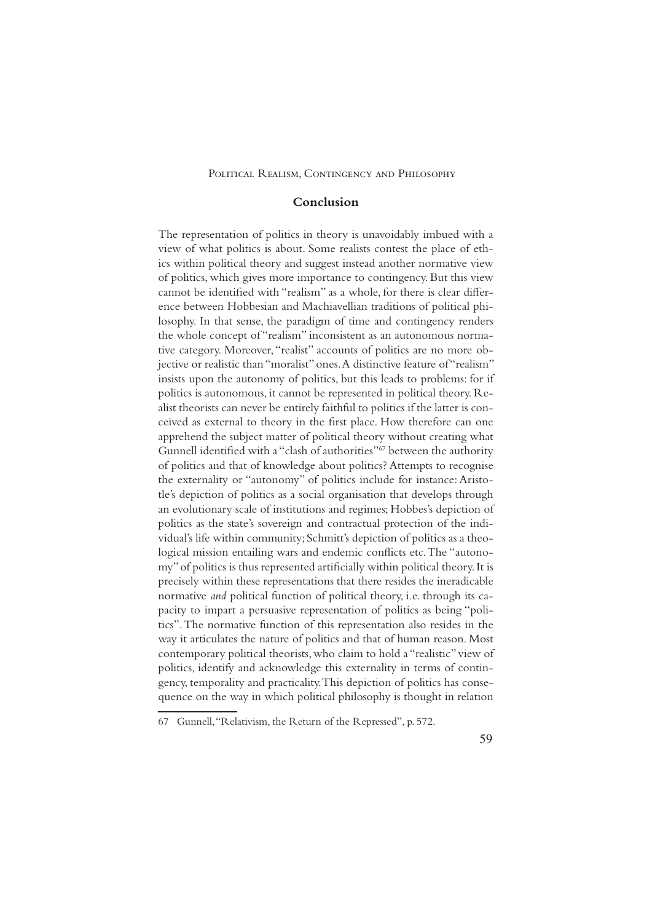## Conclusion

The representation of politics in theory is unavoidably imbued with a view of what politics is about. Some realists contest the place of ethics within political theory and suggest instead another normative view of politics, which gives more importance to contingency. But this view cannot be identified with "realism" as a whole, for there is clear difference between Hobbesian and Machiavellian traditions of political philosophy. In that sense, the paradigm of time and contingency renders the whole concept of "realism" inconsistent as an autonomous normative category. Moreover, "realist" accounts of politics are no more objective or realistic than "moralist" ones. A distinctive feature of "realism" insists upon the autonomy of politics, but this leads to problems: for if politics is autonomous, it cannot be represented in political theory. Realist theorists can never be entirely faithful to politics if the latter is conceived as external to theory in the first place. How therefore can one apprehend the subject matter of political theory without creating what Gunnell identified with a "clash of authorities"[67] between the authority of politics and that of knowledge about politics? Attempts to recognise the externality or "autonomy" of politics include for instance: Aristotle's depiction of politics as a social organisation that develops through an evolutionary scale of institutions and regimes; Hobbes's depiction of politics as the state's sovereign and contractual protection of the individual's life within community; Schmitt's depiction of politics as a theological mission entailing wars and endemic conflicts etc. The "autonomy" of politics is thus represented artificially within political theory. It is precisely within these representations that there resides the ineradicable normative *and* political function of political theory, i.e. through its capacity to impart a persuasive representation of politics as being "politics". The normative function of this representation also resides in the way it articulates the nature of politics and that of human reason. Most contemporary political theorists, who claim to hold a "realistic" view of politics, identify and acknowledge this externality in terms of contingency, temporality and practicality. This depiction of politics has consequence on the way in which political philosophy is thought in relation

67 Gunnell, "Relativism, the Return of the Repressed", p. 572.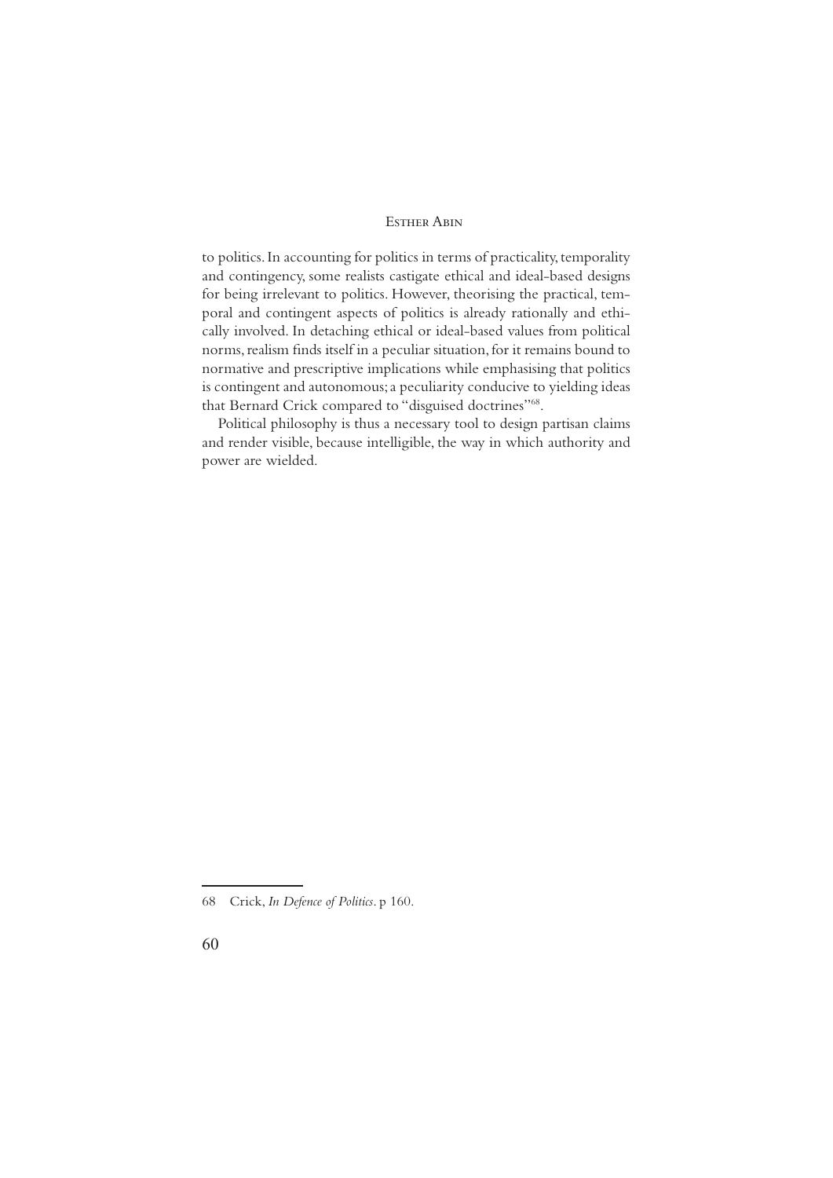to politics. In accounting for politics in terms of practicality, temporality and contingency, some realists castigate ethical and ideal-based designs for being irrelevant to politics. However, theorising the practical, temporal and contingent aspects of politics is already rationally and ethically involved. In detaching ethical or ideal-based values from political norms, realism finds itself in a peculiar situation, for it remains bound to normative and prescriptive implications while emphasising that politics is contingent and autonomous; a peculiarity conducive to yielding ideas that Bernard Crick compared to "disguised doctrines"[68].

Political philosophy is thus a necessary tool to design partisan claims and render visible, because intelligible, the way in which authority and power are wielded.

---

68 Crick, *In Defence of Politics*. p 160.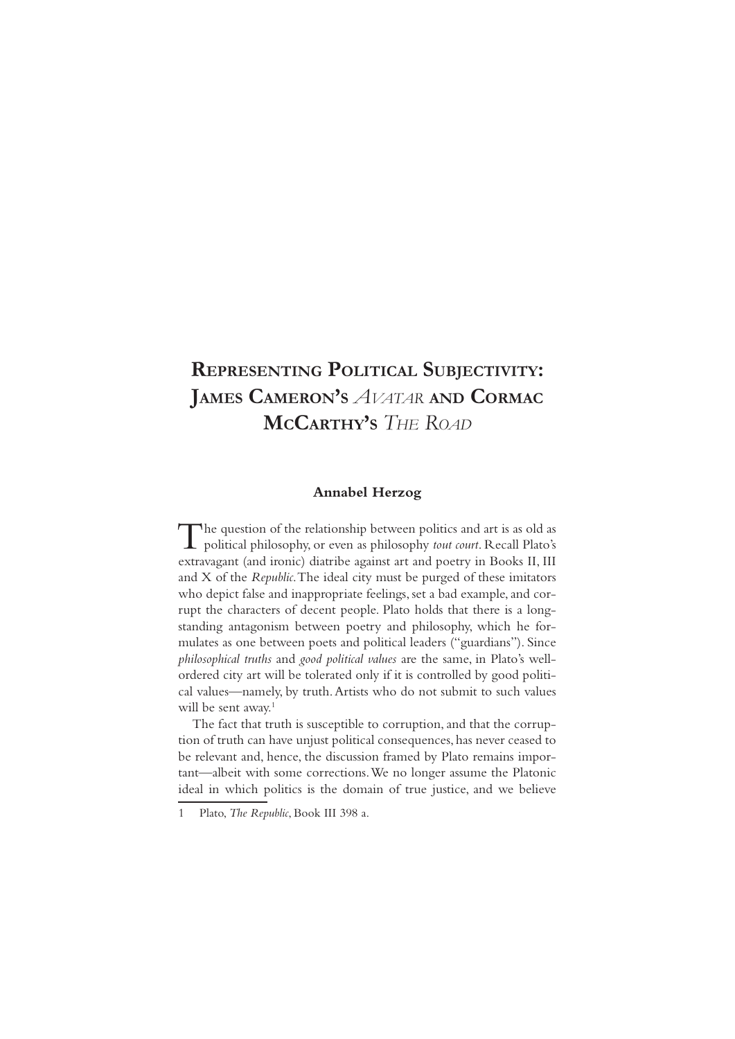# Representing Political Subjectivity: James Cameron's *Avatar* and Cormac McCarthy's *The Road*

**Annabel Herzog**

The question of the relationship between politics and art is as old as political philosophy, or even as philosophy *tout court*. Recall Plato's extravagant (and ironic) diatribe against art and poetry in Books II, III and X of the *Republic*. The ideal city must be purged of these imitators who depict false and inappropriate feelings, set a bad example, and corrupt the characters of decent people. Plato holds that there is a longstanding antagonism between poetry and philosophy, which he formulates as one between poets and political leaders ("guardians"). Since *philosophical truths* and *good political values* are the same, in Plato's well-ordered city art will be tolerated only if it is controlled by good political values—namely, by truth. Artists who do not submit to such values will be sent away.[1]

The fact that truth is susceptible to corruption, and that the corruption of truth can have unjust political consequences, has never ceased to be relevant and, hence, the discussion framed by Plato remains important—albeit with some corrections. We no longer assume the Platonic ideal in which politics is the domain of true justice, and we believe

1 Plato, *The Republic*, Book III 398 a.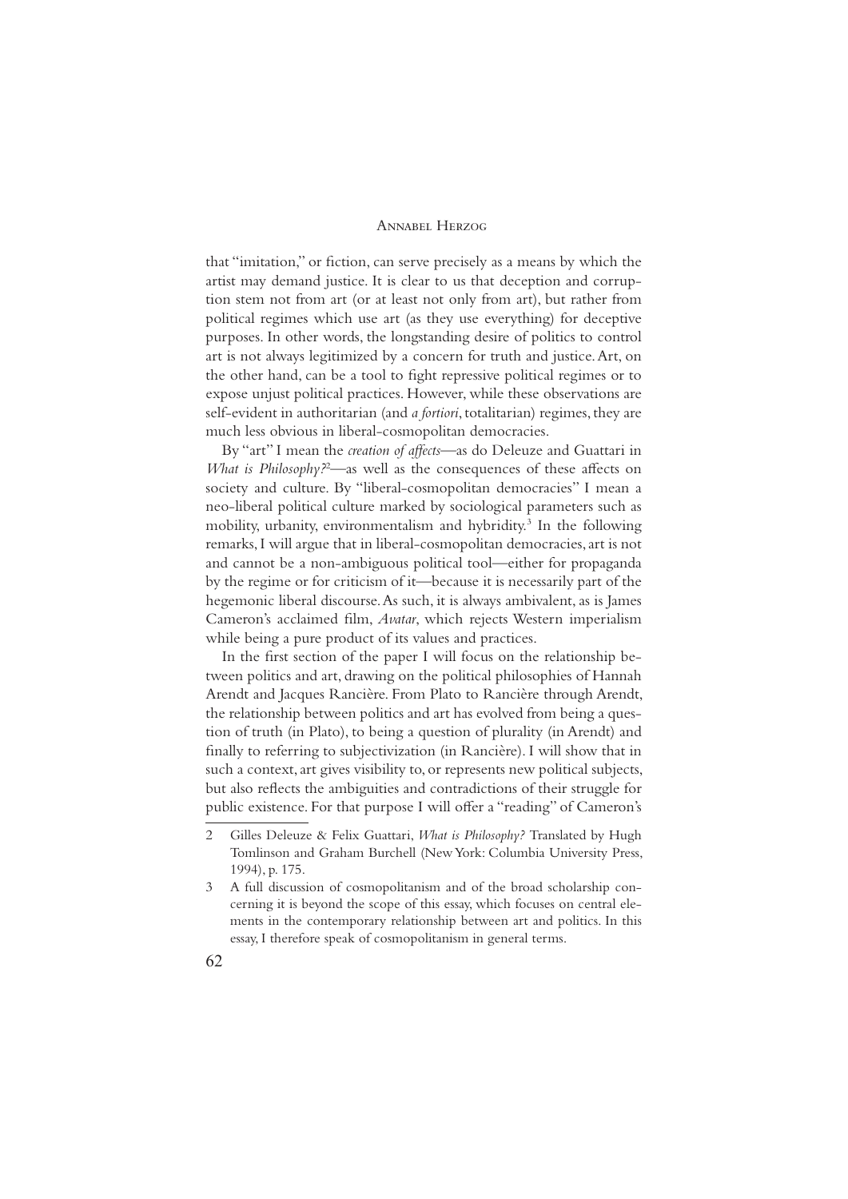that "imitation," or fiction, can serve precisely as a means by which the artist may demand justice. It is clear to us that deception and corruption stem not from art (or at least not only from art), but rather from political regimes which use art (as they use everything) for deceptive purposes. In other words, the longstanding desire of politics to control art is not always legitimized by a concern for truth and justice. Art, on the other hand, can be a tool to fight repressive political regimes or to expose unjust political practices. However, while these observations are self-evident in authoritarian (and *a fortiori*, totalitarian) regimes, they are much less obvious in liberal-cosmopolitan democracies.

By "art" I mean the *creation of affects*—as do Deleuze and Guattari in *What is Philosophy?*[2]—as well as the consequences of these affects on society and culture. By "liberal-cosmopolitan democracies" I mean a neo-liberal political culture marked by sociological parameters such as mobility, urbanity, environmentalism and hybridity.[3] In the following remarks, I will argue that in liberal-cosmopolitan democracies, art is not and cannot be a non-ambiguous political tool—either for propaganda by the regime or for criticism of it—because it is necessarily part of the hegemonic liberal discourse. As such, it is always ambivalent, as is James Cameron's acclaimed film, *Avatar*, which rejects Western imperialism while being a pure product of its values and practices.

In the first section of the paper I will focus on the relationship between politics and art, drawing on the political philosophies of Hannah Arendt and Jacques Rancière. From Plato to Rancière through Arendt, the relationship between politics and art has evolved from being a question of truth (in Plato), to being a question of plurality (in Arendt) and finally to referring to subjectivization (in Rancière). I will show that in such a context, art gives visibility to, or represents new political subjects, but also reflects the ambiguities and contradictions of their struggle for public existence. For that purpose I will offer a "reading" of Cameron's

---

2 Gilles Deleuze & Felix Guattari, *What is Philosophy?* Translated by Hugh Tomlinson and Graham Burchell (New York: Columbia University Press, 1994), p. 175.

3 A full discussion of cosmopolitanism and of the broad scholarship concerning it is beyond the scope of this essay, which focuses on central elements in the contemporary relationship between art and politics. In this essay, I therefore speak of cosmopolitanism in general terms.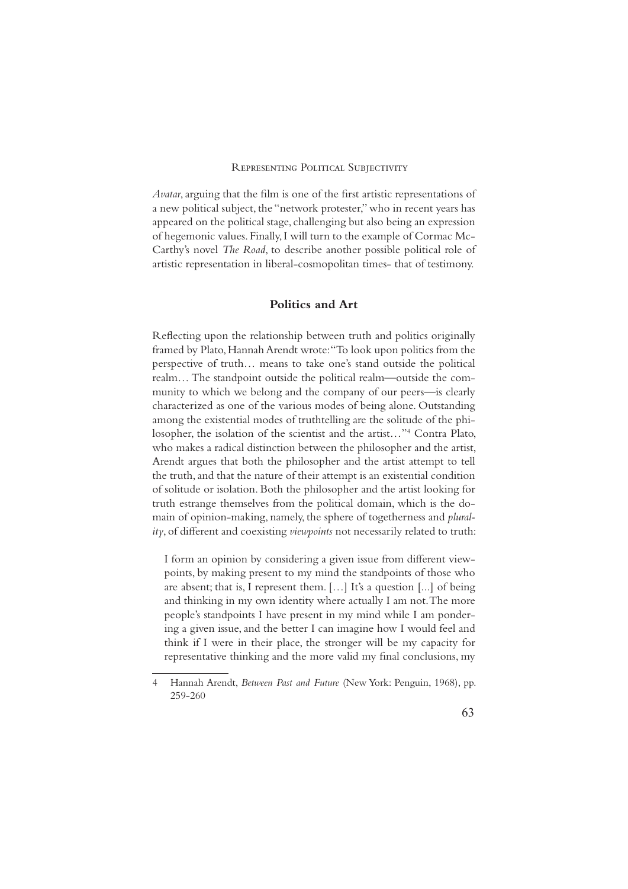*Avatar*, arguing that the film is one of the first artistic representations of a new political subject, the "network protester," who in recent years has appeared on the political stage, challenging but also being an expression of hegemonic values. Finally, I will turn to the example of Cormac McCarthy's novel *The Road*, to describe another possible political role of artistic representation in liberal-cosmopolitan times- that of testimony.

## Politics and Art

Reflecting upon the relationship between truth and politics originally framed by Plato, Hannah Arendt wrote: "To look upon politics from the perspective of truth… means to take one's stand outside the political realm… The standpoint outside the political realm—outside the community to which we belong and the company of our peers—is clearly characterized as one of the various modes of being alone. Outstanding among the existential modes of truthtelling are the solitude of the philosopher, the isolation of the scientist and the artist…"[4] Contra Plato, who makes a radical distinction between the philosopher and the artist, Arendt argues that both the philosopher and the artist attempt to tell the truth, and that the nature of their attempt is an existential condition of solitude or isolation. Both the philosopher and the artist looking for truth estrange themselves from the political domain, which is the domain of opinion-making, namely, the sphere of togetherness and *plurality*, of different and coexisting *viewpoints* not necessarily related to truth:

> I form an opinion by considering a given issue from different viewpoints, by making present to my mind the standpoints of those who are absent; that is, I represent them. […] It's a question [...] of being and thinking in my own identity where actually I am not. The more people's standpoints I have present in my mind while I am pondering a given issue, and the better I can imagine how I would feel and think if I were in their place, the stronger will be my capacity for representative thinking and the more valid my final conclusions, my

4 Hannah Arendt, *Between Past and Future* (New York: Penguin, 1968), pp. 259-260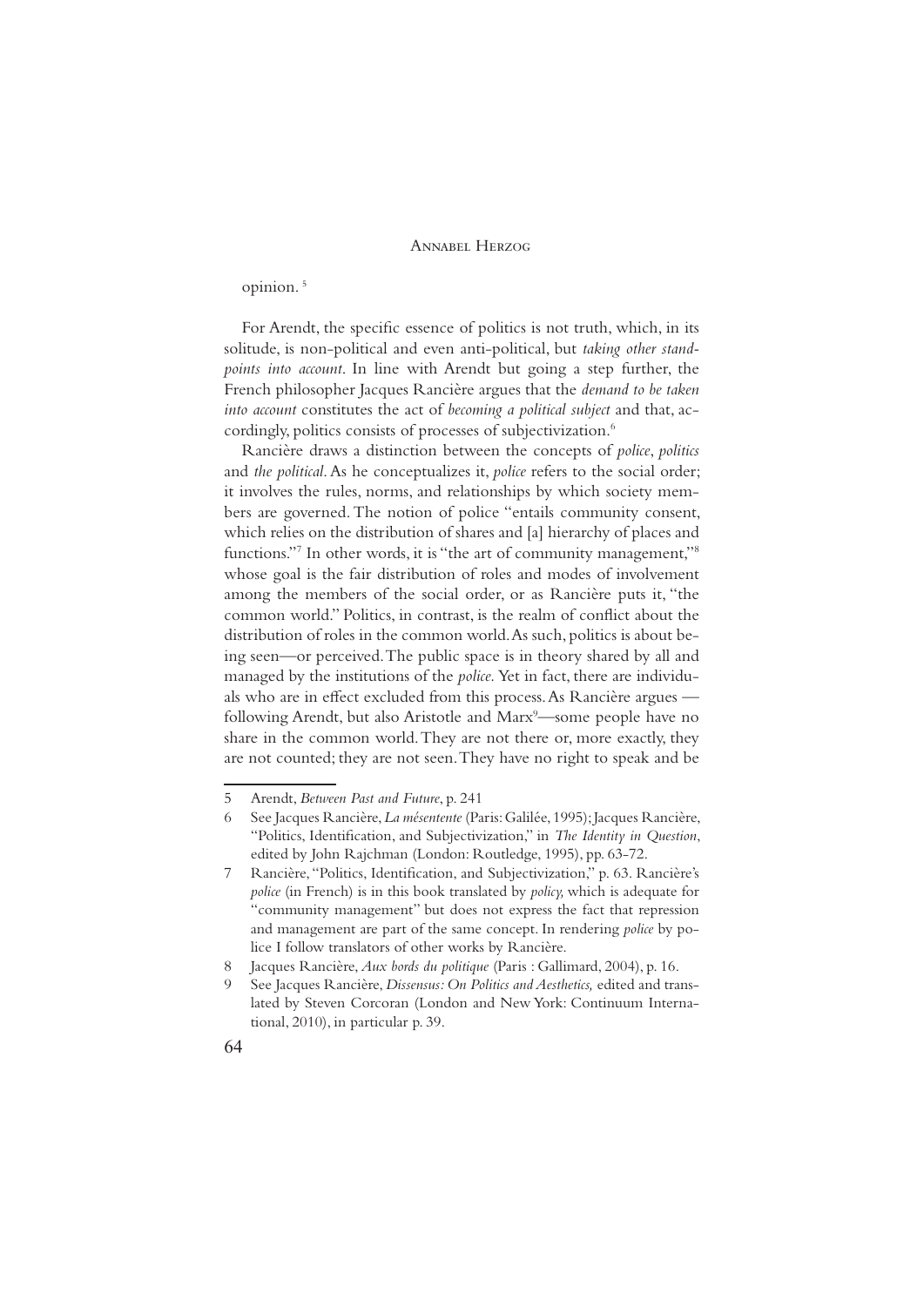opinion. [5]

For Arendt, the specific essence of politics is not truth, which, in its solitude, is non-political and even anti-political, but *taking other standpoints into account*. In line with Arendt but going a step further, the French philosopher Jacques Rancière argues that the *demand to be taken into account* constitutes the act of *becoming a political subject* and that, accordingly, politics consists of processes of subjectivization.[6]

Rancière draws a distinction between the concepts of *police*, *politics* and *the political*. As he conceptualizes it, *police* refers to the social order; it involves the rules, norms, and relationships by which society members are governed. The notion of police "entails community consent, which relies on the distribution of shares and [a] hierarchy of places and functions."[7] In other words, it is "the art of community management,"[8] whose goal is the fair distribution of roles and modes of involvement among the members of the social order, or as Rancière puts it, "the common world." Politics, in contrast, is the realm of conflict about the distribution of roles in the common world. As such, politics is about being seen—or perceived. The public space is in theory shared by all and managed by the institutions of the *police*. Yet in fact, there are individuals who are in effect excluded from this process. As Rancière argues — following Arendt, but also Aristotle and Marx[9]—some people have no share in the common world. They are not there or, more exactly, they are not counted; they are not seen. They have no right to speak and be

---

5 Arendt, *Between Past and Future*, p. 241

6 See Jacques Rancière, *La mésentente* (Paris: Galilée, 1995); Jacques Rancière, "Politics, Identification, and Subjectivization," in *The Identity in Question*, edited by John Rajchman (London: Routledge, 1995), pp. 63-72.

7 Rancière, "Politics, Identification, and Subjectivization," p. 63. Rancière's *police* (in French) is in this book translated by *policy,* which is adequate for "community management" but does not express the fact that repression and management are part of the same concept. In rendering *police* by police I follow translators of other works by Rancière.

8 Jacques Rancière, *Aux bords du politique* (Paris : Gallimard, 2004), p. 16.

9 See Jacques Rancière, *Dissensus: On Politics and Aesthetics,* edited and translated by Steven Corcoran (London and New York: Continuum International, 2010), in particular p. 39.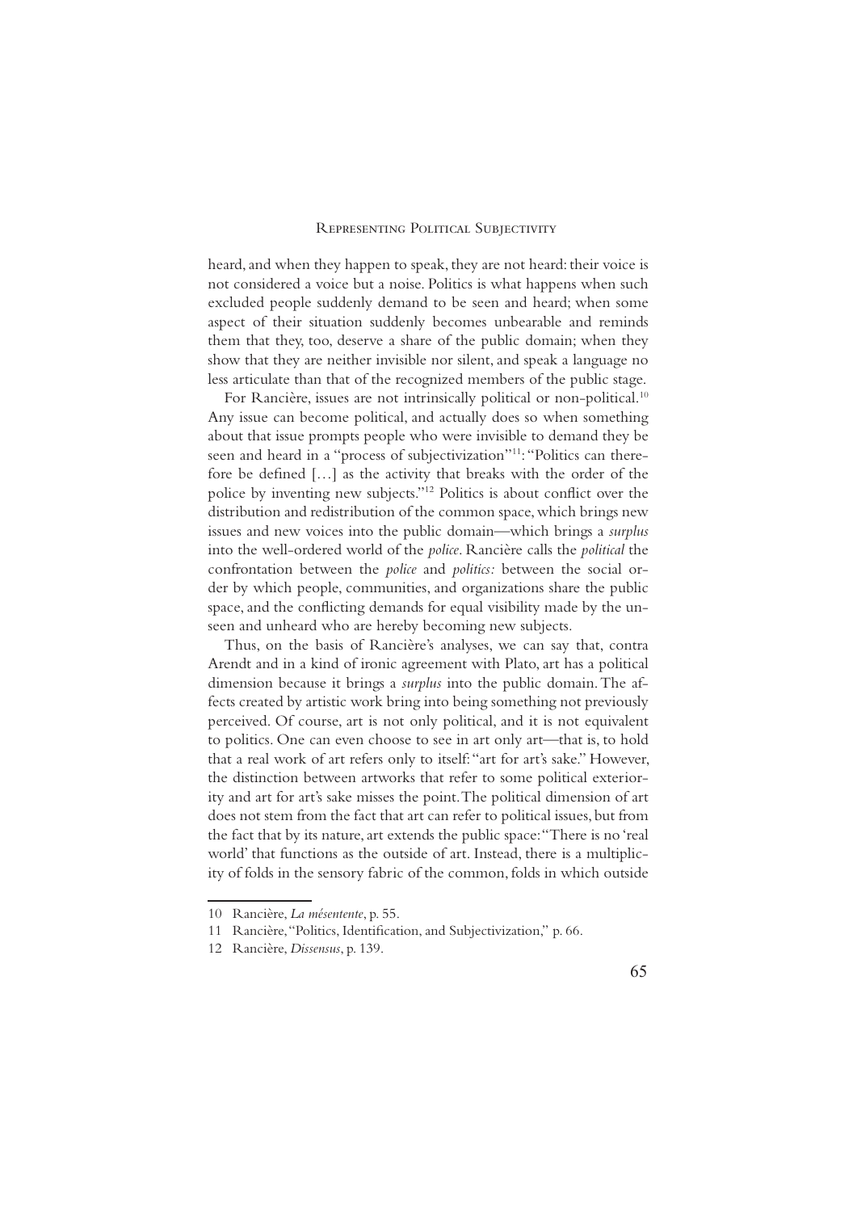heard, and when they happen to speak, they are not heard: their voice is not considered a voice but a noise. Politics is what happens when such excluded people suddenly demand to be seen and heard; when some aspect of their situation suddenly becomes unbearable and reminds them that they, too, deserve a share of the public domain; when they show that they are neither invisible nor silent, and speak a language no less articulate than that of the recognized members of the public stage.

For Rancière, issues are not intrinsically political or non-political.[10] Any issue can become political, and actually does so when something about that issue prompts people who were invisible to demand they be seen and heard in a "process of subjectivization"[11]: "Politics can therefore be defined […] as the activity that breaks with the order of the police by inventing new subjects."[12] Politics is about conflict over the distribution and redistribution of the common space, which brings new issues and new voices into the public domain—which brings a *surplus* into the well-ordered world of the *police*. Rancière calls the *political* the confrontation between the *police* and *politics:* between the social order by which people, communities, and organizations share the public space, and the conflicting demands for equal visibility made by the unseen and unheard who are hereby becoming new subjects.

Thus, on the basis of Rancière's analyses, we can say that, contra Arendt and in a kind of ironic agreement with Plato, art has a political dimension because it brings a *surplus* into the public domain. The affects created by artistic work bring into being something not previously perceived. Of course, art is not only political, and it is not equivalent to politics. One can even choose to see in art only art—that is, to hold that a real work of art refers only to itself: "art for art's sake." However, the distinction between artworks that refer to some political exteriority and art for art's sake misses the point. The political dimension of art does not stem from the fact that art can refer to political issues, but from the fact that by its nature, art extends the public space: "There is no 'real world' that functions as the outside of art. Instead, there is a multiplicity of folds in the sensory fabric of the common, folds in which outside

---

10 Rancière, *La mésentente*, p. 55.

11 Rancière, "Politics, Identification, and Subjectivization," p. 66.

12 Rancière, *Dissensus*, p. 139.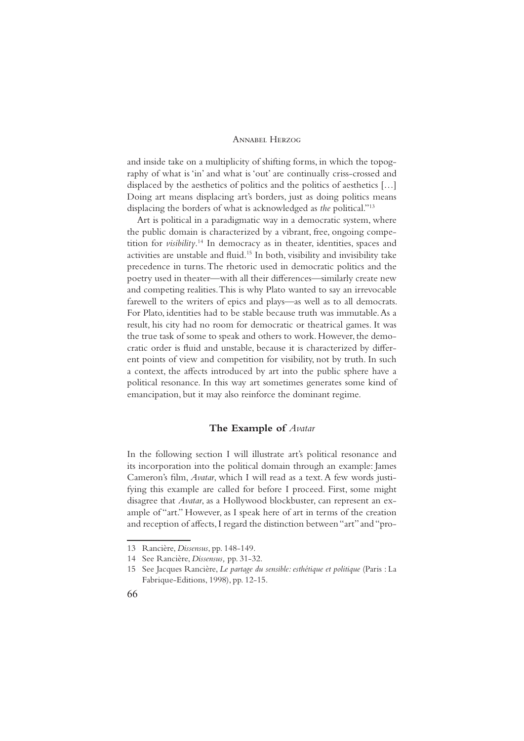and inside take on a multiplicity of shifting forms, in which the topography of what is 'in' and what is 'out' are continually criss-crossed and displaced by the aesthetics of politics and the politics of aesthetics […] Doing art means displacing art's borders, just as doing politics means displacing the borders of what is acknowledged as *the* political."[13]

Art is political in a paradigmatic way in a democratic system, where the public domain is characterized by a vibrant, free, ongoing competition for *visibility*.[14] In democracy as in theater, identities, spaces and activities are unstable and fluid.[15] In both, visibility and invisibility take precedence in turns. The rhetoric used in democratic politics and the poetry used in theater—with all their differences—similarly create new and competing realities. This is why Plato wanted to say an irrevocable farewell to the writers of epics and plays—as well as to all democrats. For Plato, identities had to be stable because truth was immutable. As a result, his city had no room for democratic or theatrical games. It was the true task of some to speak and others to work. However, the democratic order is fluid and unstable, because it is characterized by different points of view and competition for visibility, not by truth. In such a context, the affects introduced by art into the public sphere have a political resonance. In this way art sometimes generates some kind of emancipation, but it may also reinforce the dominant regime.

## The Example of *Avatar*

In the following section I will illustrate art's political resonance and its incorporation into the political domain through an example: James Cameron's film, *Avatar*, which I will read as a text. A few words justifying this example are called for before I proceed. First, some might disagree that *Avatar*, as a Hollywood blockbuster, can represent an example of "art." However, as I speak here of art in terms of the creation and reception of affects, I regard the distinction between "art" and "pro-

13 Rancière, *Dissensus*, pp. 148-149.

14 See Rancière, *Dissensus,* pp. 31-32.

15 See Jacques Rancière, *Le partage du sensible: esthétique et politique* (Paris : La Fabrique-Editions, 1998), pp. 12-15.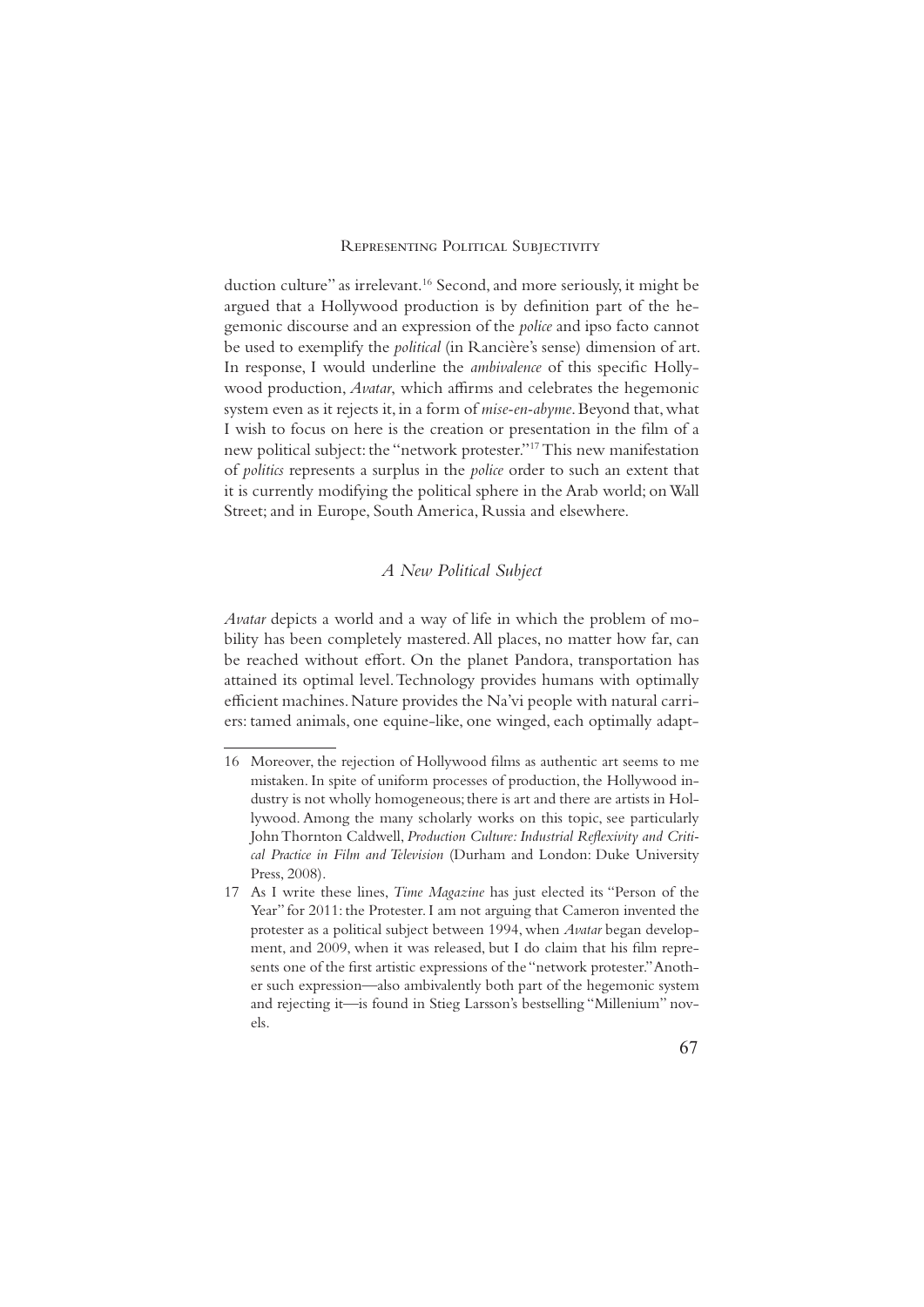duction culture" as irrelevant.[16] Second, and more seriously, it might be argued that a Hollywood production is by definition part of the hegemonic discourse and an expression of the *police* and ipso facto cannot be used to exemplify the *political* (in Rancière's sense) dimension of art. In response, I would underline the *ambivalence* of this specific Hollywood production, *Avatar*, which affirms and celebrates the hegemonic system even as it rejects it, in a form of *mise-en-abyme*. Beyond that, what I wish to focus on here is the creation or presentation in the film of a new political subject: the "network protester."[17] This new manifestation of *politics* represents a surplus in the *police* order to such an extent that it is currently modifying the political sphere in the Arab world; on Wall Street; and in Europe, South America, Russia and elsewhere.

### *A New Political Subject*

*Avatar* depicts a world and a way of life in which the problem of mobility has been completely mastered. All places, no matter how far, can be reached without effort. On the planet Pandora, transportation has attained its optimal level. Technology provides humans with optimally efficient machines. Nature provides the Na'vi people with natural carriers: tamed animals, one equine-like, one winged, each optimally adapt-

---

16 Moreover, the rejection of Hollywood films as authentic art seems to me mistaken. In spite of uniform processes of production, the Hollywood industry is not wholly homogeneous; there is art and there are artists in Hollywood. Among the many scholarly works on this topic, see particularly John Thornton Caldwell, *Production Culture: Industrial Reflexivity and Critical Practice in Film and Television* (Durham and London: Duke University Press, 2008).

17 As I write these lines, *Time Magazine* has just elected its "Person of the Year" for 2011: the Protester. I am not arguing that Cameron invented the protester as a political subject between 1994, when *Avatar* began development, and 2009, when it was released, but I do claim that his film represents one of the first artistic expressions of the "network protester." Another such expression—also ambivalently both part of the hegemonic system and rejecting it—is found in Stieg Larsson's bestselling "Millenium" novels.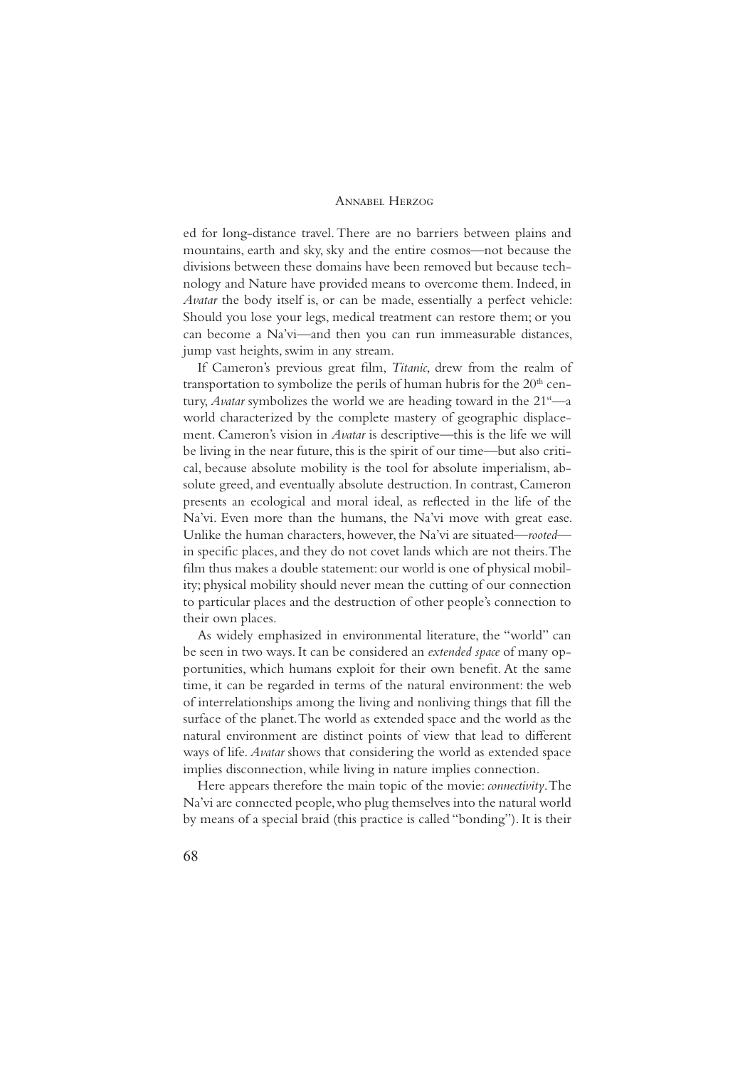ed for long-distance travel. There are no barriers between plains and mountains, earth and sky, sky and the entire cosmos—not because the divisions between these domains have been removed but because technology and Nature have provided means to overcome them. Indeed, in *Avatar* the body itself is, or can be made, essentially a perfect vehicle: Should you lose your legs, medical treatment can restore them; or you can become a Na'vi—and then you can run immeasurable distances, jump vast heights, swim in any stream.

If Cameron's previous great film, *Titanic*, drew from the realm of transportation to symbolize the perils of human hubris for the 20th century, *Avatar* symbolizes the world we are heading toward in the 21st—a world characterized by the complete mastery of geographic displacement. Cameron's vision in *Avatar* is descriptive—this is the life we will be living in the near future, this is the spirit of our time—but also critical, because absolute mobility is the tool for absolute imperialism, absolute greed, and eventually absolute destruction. In contrast, Cameron presents an ecological and moral ideal, as reflected in the life of the Na'vi. Even more than the humans, the Na'vi move with great ease. Unlike the human characters, however, the Na'vi are situated—*rooted*—in specific places, and they do not covet lands which are not theirs. The film thus makes a double statement: our world is one of physical mobility; physical mobility should never mean the cutting of our connection to particular places and the destruction of other people's connection to their own places.

As widely emphasized in environmental literature, the "world" can be seen in two ways. It can be considered an *extended space* of many opportunities, which humans exploit for their own benefit. At the same time, it can be regarded in terms of the natural environment: the web of interrelationships among the living and nonliving things that fill the surface of the planet. The world as extended space and the world as the natural environment are distinct points of view that lead to different ways of life. *Avatar* shows that considering the world as extended space implies disconnection, while living in nature implies connection.

Here appears therefore the main topic of the movie: *connectivity*. The Na'vi are connected people, who plug themselves into the natural world by means of a special braid (this practice is called "bonding"). It is their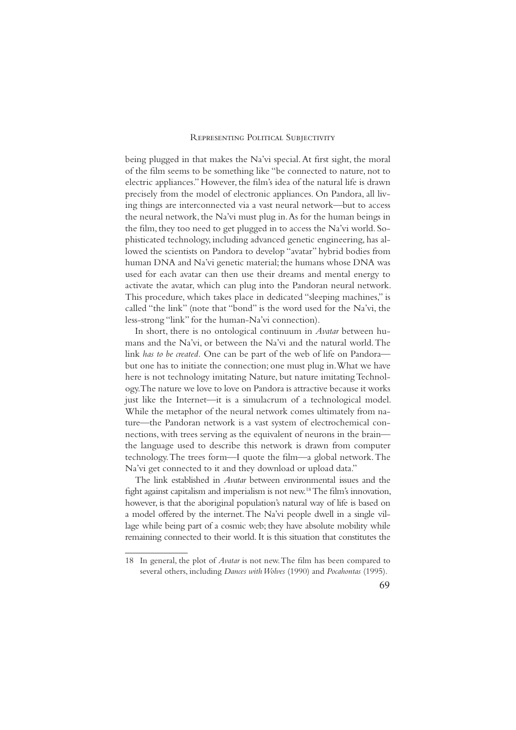being plugged in that makes the Na'vi special. At first sight, the moral of the film seems to be something like "be connected to nature, not to electric appliances." However, the film's idea of the natural life is drawn precisely from the model of electronic appliances. On Pandora, all living things are interconnected via a vast neural network—but to access the neural network, the Na'vi must plug in. As for the human beings in the film, they too need to get plugged in to access the Na'vi world. Sophisticated technology, including advanced genetic engineering, has allowed the scientists on Pandora to develop "avatar" hybrid bodies from human DNA and Na'vi genetic material; the humans whose DNA was used for each avatar can then use their dreams and mental energy to activate the avatar, which can plug into the Pandoran neural network. This procedure, which takes place in dedicated "sleeping machines," is called "the link" (note that "bond" is the word used for the Na'vi, the less-strong "link" for the human-Na'vi connection).

In short, there is no ontological continuum in *Avatar* between humans and the Na'vi, or between the Na'vi and the natural world. The link *has to be created*. One can be part of the web of life on Pandora—but one has to initiate the connection; one must plug in. What we have here is not technology imitating Nature, but nature imitating Technology. The nature we love to love on Pandora is attractive because it works just like the Internet—it is a simulacrum of a technological model. While the metaphor of the neural network comes ultimately from nature—the Pandoran network is a vast system of electrochemical connections, with trees serving as the equivalent of neurons in the brain—the language used to describe this network is drawn from computer technology. The trees form—I quote the film—a global network. The Na'vi get connected to it and they download or upload data."

The link established in *Avatar* between environmental issues and the fight against capitalism and imperialism is not new.[18] The film's innovation, however, is that the aboriginal population's natural way of life is based on a model offered by the internet. The Na'vi people dwell in a single village while being part of a cosmic web; they have absolute mobility while remaining connected to their world. It is this situation that constitutes the

18 In general, the plot of *Avatar* is not new. The film has been compared to several others, including *Dances with Wolves* (1990) and *Pocahontas* (1995).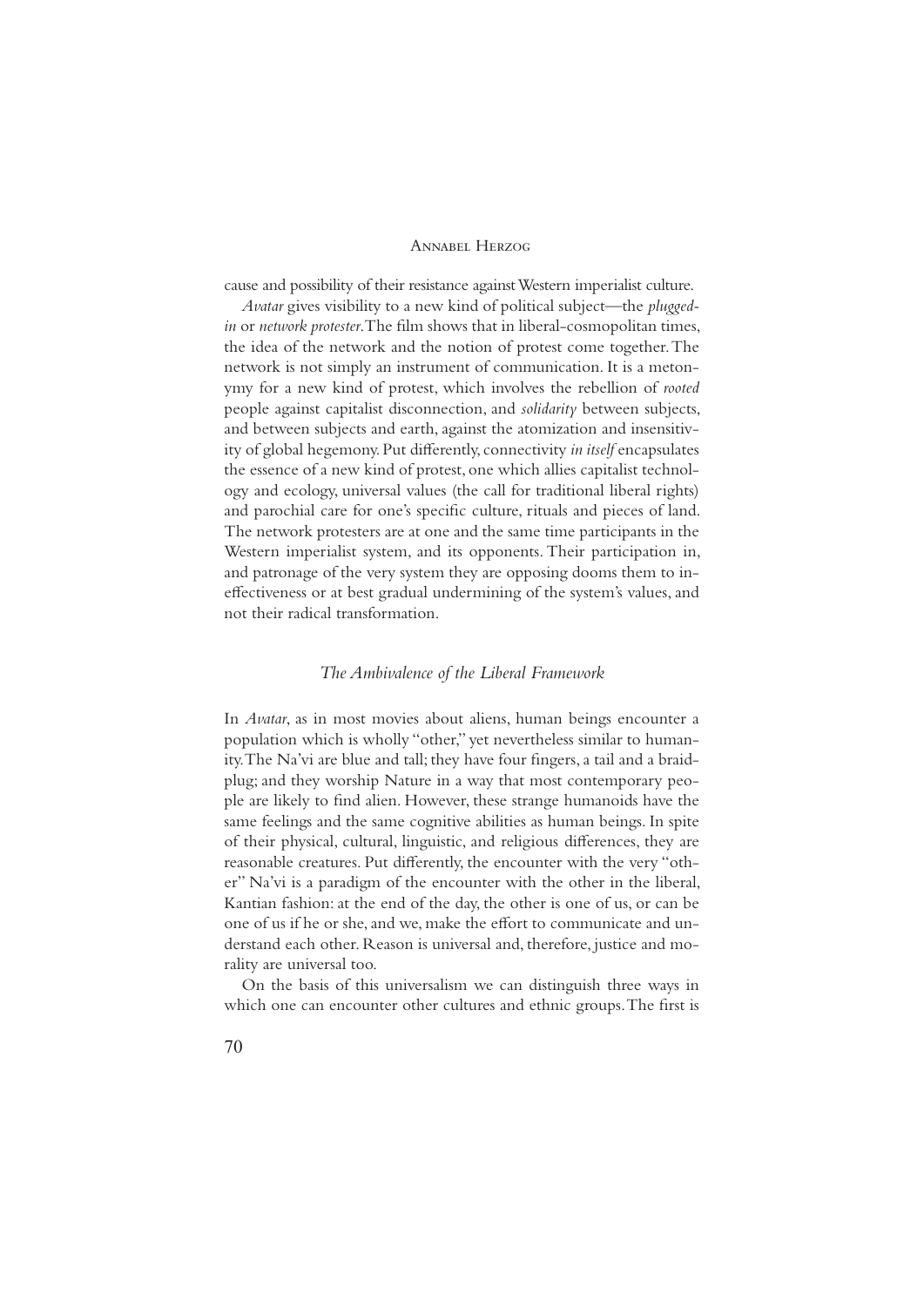cause and possibility of their resistance against Western imperialist culture.

*Avatar* gives visibility to a new kind of political subject—the *plugged-in* or *network protester*. The film shows that in liberal-cosmopolitan times, the idea of the network and the notion of protest come together. The network is not simply an instrument of communication. It is a metonymy for a new kind of protest, which involves the rebellion of *rooted* people against capitalist disconnection, and *solidarity* between subjects, and between subjects and earth, against the atomization and insensitivity of global hegemony. Put differently, connectivity *in itself* encapsulates the essence of a new kind of protest, one which allies capitalist technology and ecology, universal values (the call for traditional liberal rights) and parochial care for one's specific culture, rituals and pieces of land. The network protesters are at one and the same time participants in the Western imperialist system, and its opponents. Their participation in, and patronage of the very system they are opposing dooms them to ineffectiveness or at best gradual undermining of the system's values, and not their radical transformation.

### *The Ambivalence of the Liberal Framework*

In *Avatar*, as in most movies about aliens, human beings encounter a population which is wholly "other," yet nevertheless similar to humanity. The Na'vi are blue and tall; they have four fingers, a tail and a braid-plug; and they worship Nature in a way that most contemporary people are likely to find alien. However, these strange humanoids have the same feelings and the same cognitive abilities as human beings. In spite of their physical, cultural, linguistic, and religious differences, they are reasonable creatures. Put differently, the encounter with the very "other" Na'vi is a paradigm of the encounter with the other in the liberal, Kantian fashion: at the end of the day, the other is one of us, or can be one of us if he or she, and we, make the effort to communicate and understand each other. Reason is universal and, therefore, justice and morality are universal too.

On the basis of this universalism we can distinguish three ways in which one can encounter other cultures and ethnic groups. The first is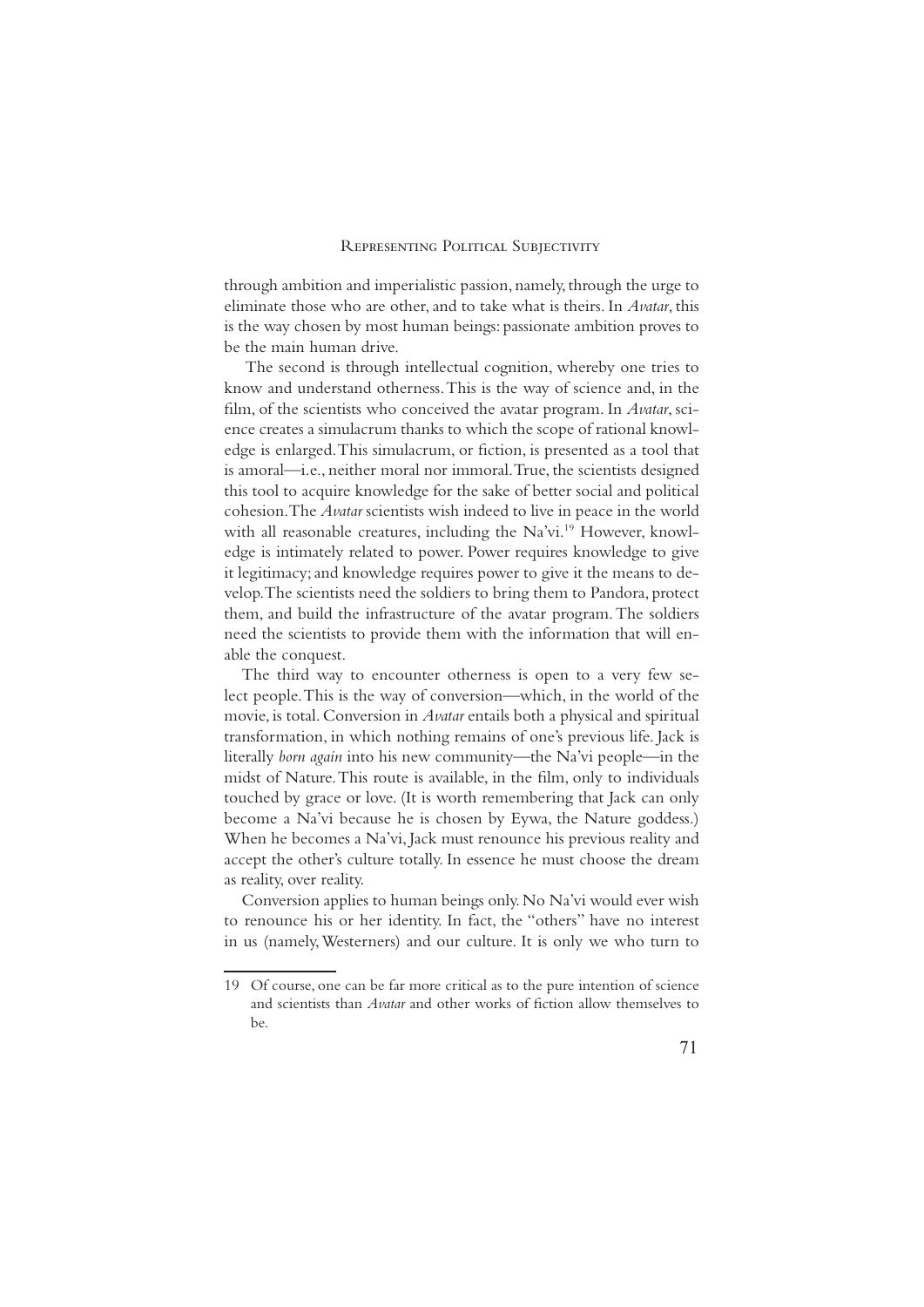through ambition and imperialistic passion, namely, through the urge to eliminate those who are other, and to take what is theirs. In *Avatar*, this is the way chosen by most human beings: passionate ambition proves to be the main human drive.

The second is through intellectual cognition, whereby one tries to know and understand otherness. This is the way of science and, in the film, of the scientists who conceived the avatar program. In *Avatar*, science creates a simulacrum thanks to which the scope of rational knowledge is enlarged. This simulacrum, or fiction, is presented as a tool that is amoral—i.e., neither moral nor immoral. True, the scientists designed this tool to acquire knowledge for the sake of better social and political cohesion. The *Avatar* scientists wish indeed to live in peace in the world with all reasonable creatures, including the Na'vi.[19] However, knowledge is intimately related to power. Power requires knowledge to give it legitimacy; and knowledge requires power to give it the means to develop. The scientists need the soldiers to bring them to Pandora, protect them, and build the infrastructure of the avatar program. The soldiers need the scientists to provide them with the information that will enable the conquest.

The third way to encounter otherness is open to a very few select people. This is the way of conversion—which, in the world of the movie, is total. Conversion in *Avatar* entails both a physical and spiritual transformation, in which nothing remains of one's previous life. Jack is literally *born again* into his new community—the Na'vi people—in the midst of Nature. This route is available, in the film, only to individuals touched by grace or love. (It is worth remembering that Jack can only become a Na'vi because he is chosen by Eywa, the Nature goddess.) When he becomes a Na'vi, Jack must renounce his previous reality and accept the other's culture totally. In essence he must choose the dream as reality, over reality.

Conversion applies to human beings only. No Na'vi would ever wish to renounce his or her identity. In fact, the "others" have no interest in us (namely, Westerners) and our culture. It is only we who turn to

---

19 Of course, one can be far more critical as to the pure intention of science and scientists than *Avatar* and other works of fiction allow themselves to be.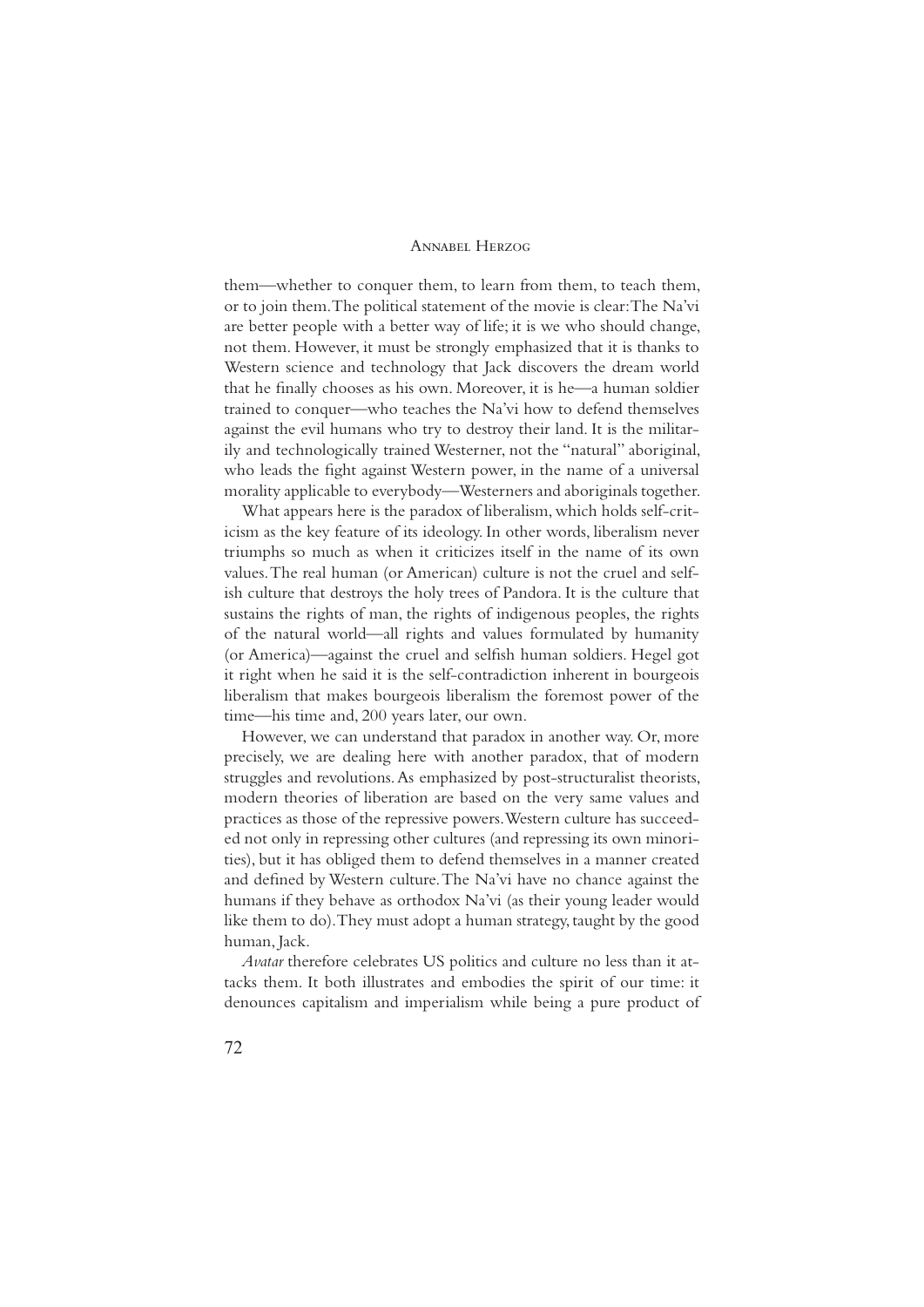them—whether to conquer them, to learn from them, to teach them, or to join them. The political statement of the movie is clear: The Na'vi are better people with a better way of life; it is we who should change, not them. However, it must be strongly emphasized that it is thanks to Western science and technology that Jack discovers the dream world that he finally chooses as his own. Moreover, it is he—a human soldier trained to conquer—who teaches the Na'vi how to defend themselves against the evil humans who try to destroy their land. It is the militarily and technologically trained Westerner, not the "natural" aboriginal, who leads the fight against Western power, in the name of a universal morality applicable to everybody—Westerners and aboriginals together.

What appears here is the paradox of liberalism, which holds self-criticism as the key feature of its ideology. In other words, liberalism never triumphs so much as when it criticizes itself in the name of its own values. The real human (or American) culture is not the cruel and selfish culture that destroys the holy trees of Pandora. It is the culture that sustains the rights of man, the rights of indigenous peoples, the rights of the natural world—all rights and values formulated by humanity (or America)—against the cruel and selfish human soldiers. Hegel got it right when he said it is the self-contradiction inherent in bourgeois liberalism that makes bourgeois liberalism the foremost power of the time—his time and, 200 years later, our own.

However, we can understand that paradox in another way. Or, more precisely, we are dealing here with another paradox, that of modern struggles and revolutions. As emphasized by post-structuralist theorists, modern theories of liberation are based on the very same values and practices as those of the repressive powers. Western culture has succeeded not only in repressing other cultures (and repressing its own minorities), but it has obliged them to defend themselves in a manner created and defined by Western culture. The Na'vi have no chance against the humans if they behave as orthodox Na'vi (as their young leader would like them to do). They must adopt a human strategy, taught by the good human, Jack.

*Avatar* therefore celebrates US politics and culture no less than it attacks them. It both illustrates and embodies the spirit of our time: it denounces capitalism and imperialism while being a pure product of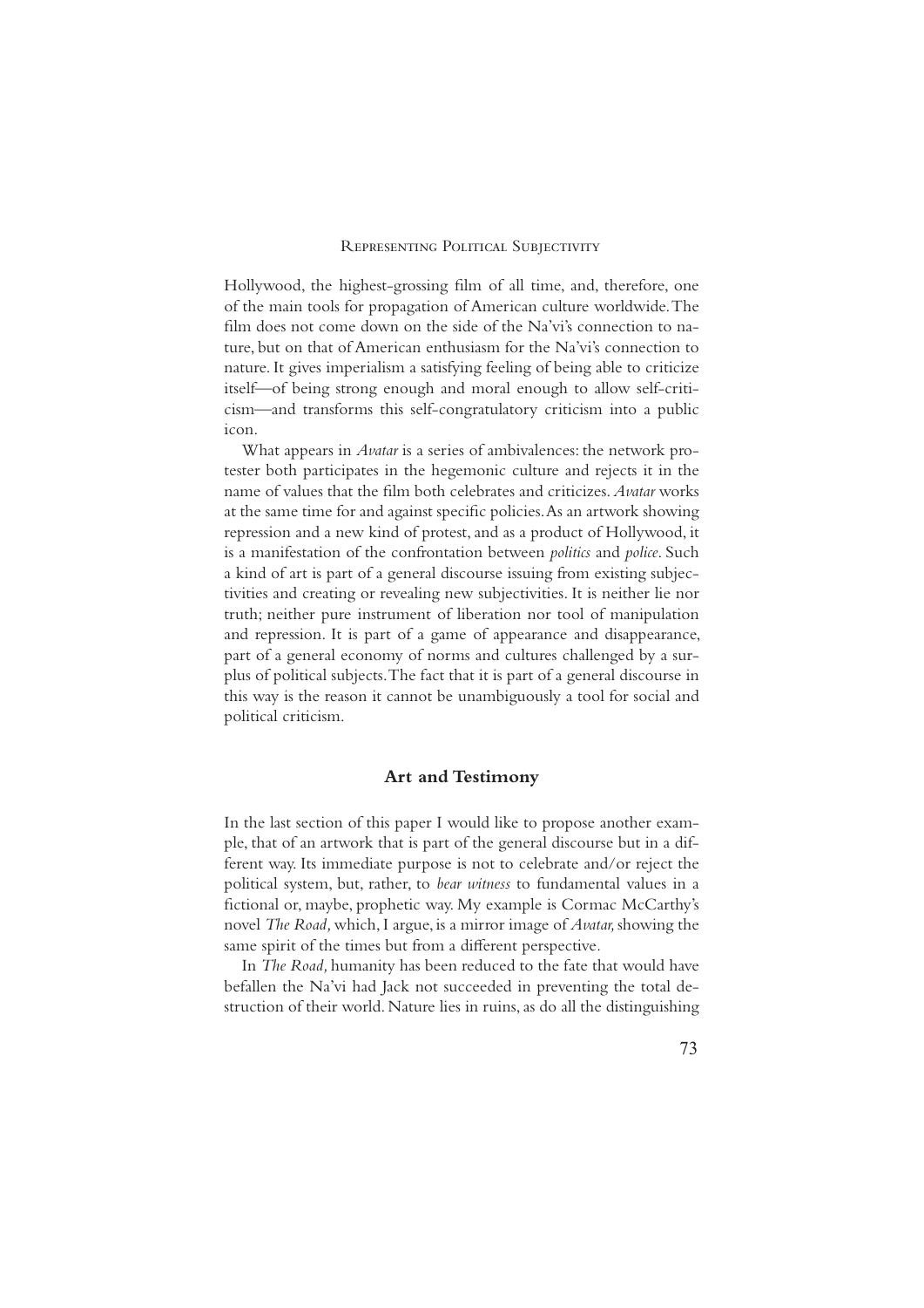Hollywood, the highest-grossing film of all time, and, therefore, one of the main tools for propagation of American culture worldwide. The film does not come down on the side of the Na'vi's connection to nature, but on that of American enthusiasm for the Na'vi's connection to nature. It gives imperialism a satisfying feeling of being able to criticize itself—of being strong enough and moral enough to allow self-criticism—and transforms this self-congratulatory criticism into a public icon.

What appears in *Avatar* is a series of ambivalences: the network protester both participates in the hegemonic culture and rejects it in the name of values that the film both celebrates and criticizes. *Avatar* works at the same time for and against specific policies. As an artwork showing repression and a new kind of protest, and as a product of Hollywood, it is a manifestation of the confrontation between *politics* and *police*. Such a kind of art is part of a general discourse issuing from existing subjectivities and creating or revealing new subjectivities. It is neither lie nor truth; neither pure instrument of liberation nor tool of manipulation and repression. It is part of a game of appearance and disappearance, part of a general economy of norms and cultures challenged by a surplus of political subjects. The fact that it is part of a general discourse in this way is the reason it cannot be unambiguously a tool for social and political criticism.

## Art and Testimony

In the last section of this paper I would like to propose another example, that of an artwork that is part of the general discourse but in a different way. Its immediate purpose is not to celebrate and/or reject the political system, but, rather, to *bear witness* to fundamental values in a fictional or, maybe, prophetic way. My example is Cormac McCarthy's novel *The Road,* which, I argue, is a mirror image of *Avatar,* showing the same spirit of the times but from a different perspective.

In *The Road,* humanity has been reduced to the fate that would have befallen the Na'vi had Jack not succeeded in preventing the total destruction of their world. Nature lies in ruins, as do all the distinguishing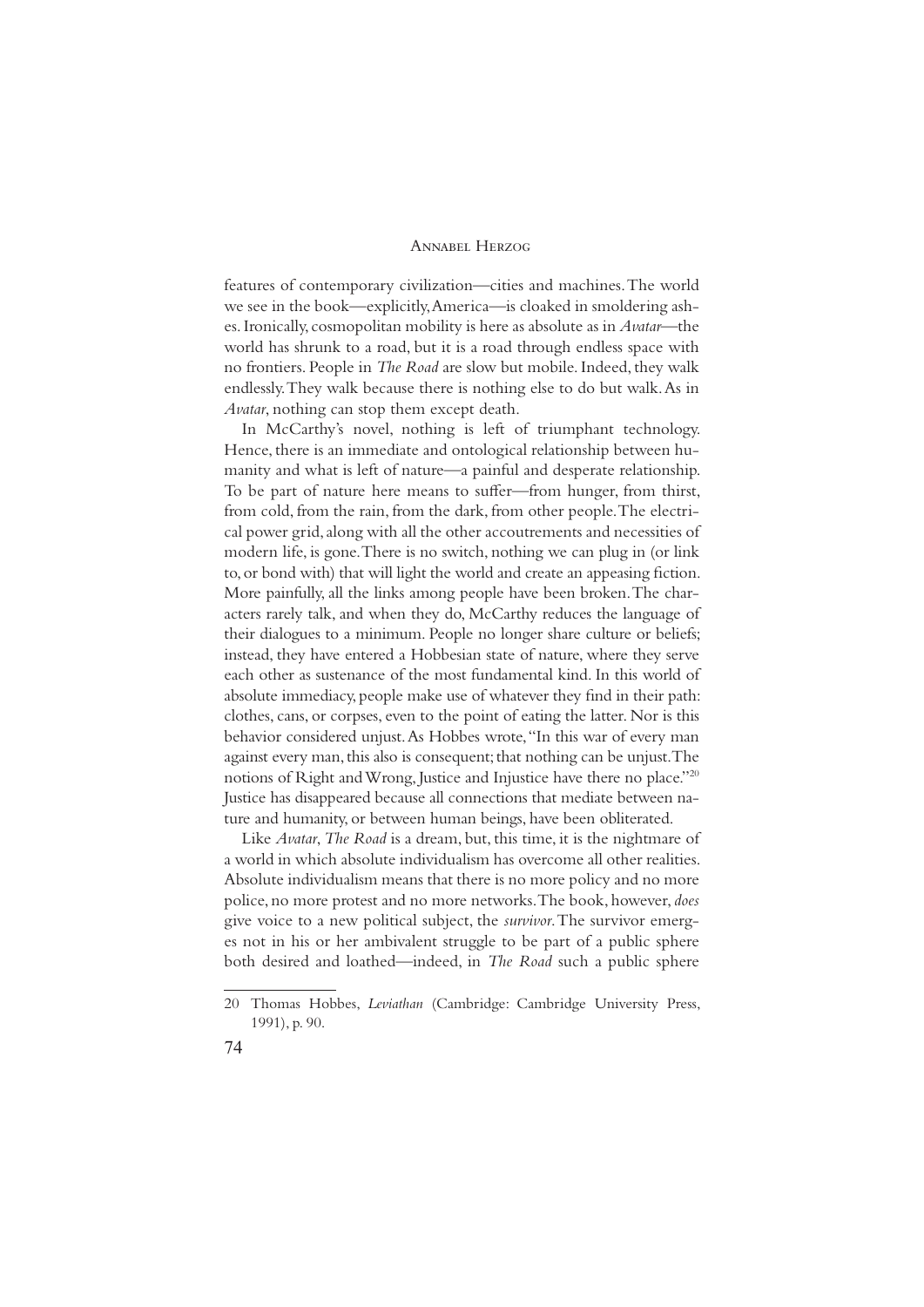features of contemporary civilization—cities and machines. The world we see in the book—explicitly, America—is cloaked in smoldering ashes. Ironically, cosmopolitan mobility is here as absolute as in *Avatar*—the world has shrunk to a road, but it is a road through endless space with no frontiers. People in *The Road* are slow but mobile. Indeed, they walk endlessly. They walk because there is nothing else to do but walk. As in *Avatar*, nothing can stop them except death.

In McCarthy's novel, nothing is left of triumphant technology. Hence, there is an immediate and ontological relationship between humanity and what is left of nature—a painful and desperate relationship. To be part of nature here means to suffer—from hunger, from thirst, from cold, from the rain, from the dark, from other people. The electrical power grid, along with all the other accoutrements and necessities of modern life, is gone. There is no switch, nothing we can plug in (or link to, or bond with) that will light the world and create an appeasing fiction. More painfully, all the links among people have been broken. The characters rarely talk, and when they do, McCarthy reduces the language of their dialogues to a minimum. People no longer share culture or beliefs; instead, they have entered a Hobbesian state of nature, where they serve each other as sustenance of the most fundamental kind. In this world of absolute immediacy, people make use of whatever they find in their path: clothes, cans, or corpses, even to the point of eating the latter. Nor is this behavior considered unjust. As Hobbes wrote, "In this war of every man against every man, this also is consequent; that nothing can be unjust. The notions of Right and Wrong, Justice and Injustice have there no place."[20] Justice has disappeared because all connections that mediate between nature and humanity, or between human beings, have been obliterated.

Like *Avatar*, *The Road* is a dream, but, this time, it is the nightmare of a world in which absolute individualism has overcome all other realities. Absolute individualism means that there is no more policy and no more police, no more protest and no more networks. The book, however, *does* give voice to a new political subject, the *survivor*. The survivor emerges not in his or her ambivalent struggle to be part of a public sphere both desired and loathed—indeed, in *The Road* such a public sphere

---

20 Thomas Hobbes, *Leviathan* (Cambridge: Cambridge University Press, 1991), p. 90.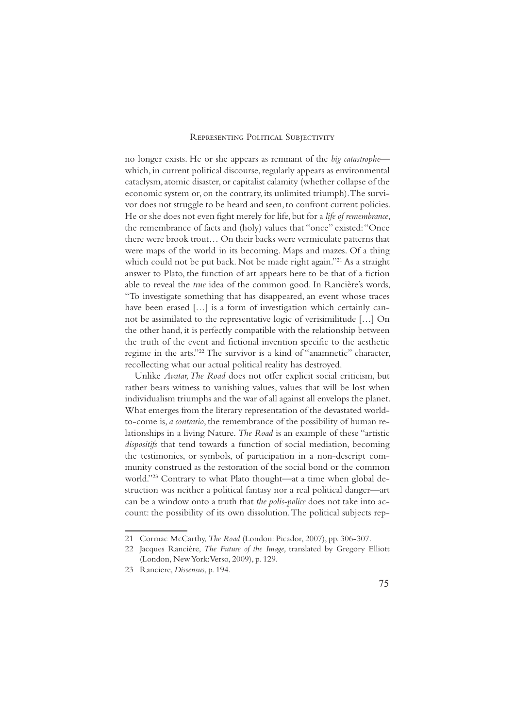no longer exists. He or she appears as remnant of the *big catastrophe*—which, in current political discourse, regularly appears as environmental cataclysm, atomic disaster, or capitalist calamity (whether collapse of the economic system or, on the contrary, its unlimited triumph). The survivor does not struggle to be heard and seen, to confront current policies. He or she does not even fight merely for life, but for a *life of remembrance*, the remembrance of facts and (holy) values that "once" existed: "Once there were brook trout… On their backs were vermiculate patterns that were maps of the world in its becoming. Maps and mazes. Of a thing which could not be put back. Not be made right again."[21] As a straight answer to Plato, the function of art appears here to be that of a fiction able to reveal the *true* idea of the common good. In Rancière's words, "To investigate something that has disappeared, an event whose traces have been erased […] is a form of investigation which certainly cannot be assimilated to the representative logic of verisimilitude […] On the other hand, it is perfectly compatible with the relationship between the truth of the event and fictional invention specific to the aesthetic regime in the arts."[22] The survivor is a kind of "anamnetic" character, recollecting what our actual political reality has destroyed.

Unlike *Avatar, The Road* does not offer explicit social criticism, but rather bears witness to vanishing values, values that will be lost when individualism triumphs and the war of all against all envelops the planet. What emerges from the literary representation of the devastated world-to-come is, *a contrario*, the remembrance of the possibility of human relationships in a living Nature. *The Road* is an example of these "artistic *dispositifs* that tend towards a function of social mediation, becoming the testimonies, or symbols, of participation in a non-descript community construed as the restoration of the social bond or the common world."[23] Contrary to what Plato thought—at a time when global destruction was neither a political fantasy nor a real political danger—art can be a window onto a truth that *the polis-police* does not take into account: the possibility of its own dissolution. The political subjects rep-

21 Cormac McCarthy, *The Road* (London: Picador, 2007), pp. 306-307.

22 Jacques Rancière, *The Future of the Image,* translated by Gregory Elliott (London, New York: Verso, 2009), p. 129.

23 Ranciere, *Dissensus*, p. 194.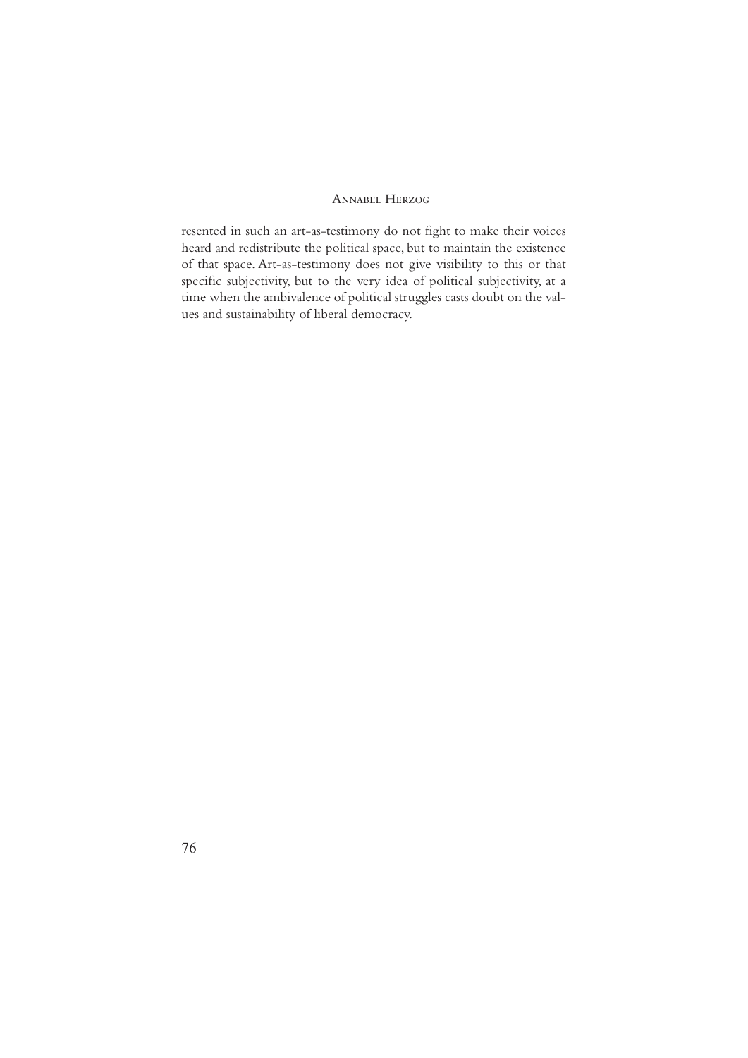resented in such an art-as-testimony do not fight to make their voices heard and redistribute the political space, but to maintain the existence of that space. Art-as-testimony does not give visibility to this or that specific subjectivity, but to the very idea of political subjectivity, at a time when the ambivalence of political struggles casts doubt on the values and sustainability of liberal democracy.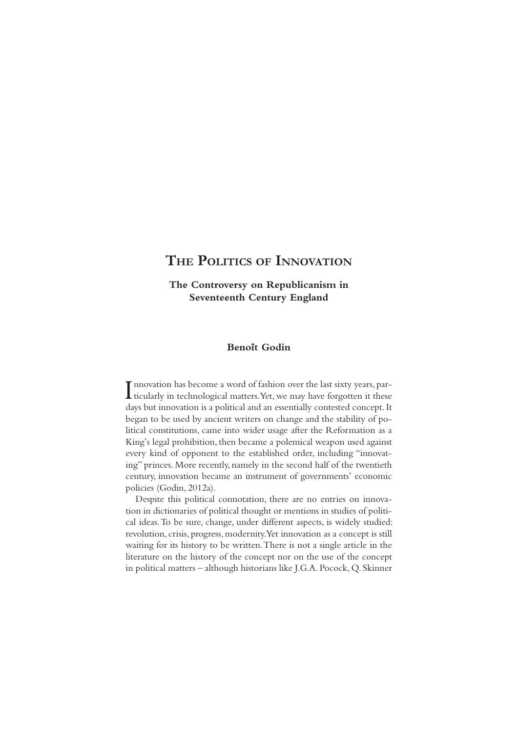# The Politics of Innovation

### The Controversy on Republicanism in Seventeenth Century England

**Benoît Godin**

Innovation has become a word of fashion over the last sixty years, particularly in technological matters. Yet, we may have forgotten it these days but innovation is a political and an essentially contested concept. It began to be used by ancient writers on change and the stability of political constitutions, came into wider usage after the Reformation as a King's legal prohibition, then became a polemical weapon used against every kind of opponent to the established order, including "innovating" princes. More recently, namely in the second half of the twentieth century, innovation became an instrument of governments' economic policies (Godin, 2012a).

Despite this political connotation, there are no entries on innovation in dictionaries of political thought or mentions in studies of political ideas. To be sure, change, under different aspects, is widely studied: revolution, crisis, progress, modernity. Yet innovation as a concept is still waiting for its history to be written. There is not a single article in the literature on the history of the concept nor on the use of the concept in political matters – although historians like J.G.A. Pocock, Q. Skinner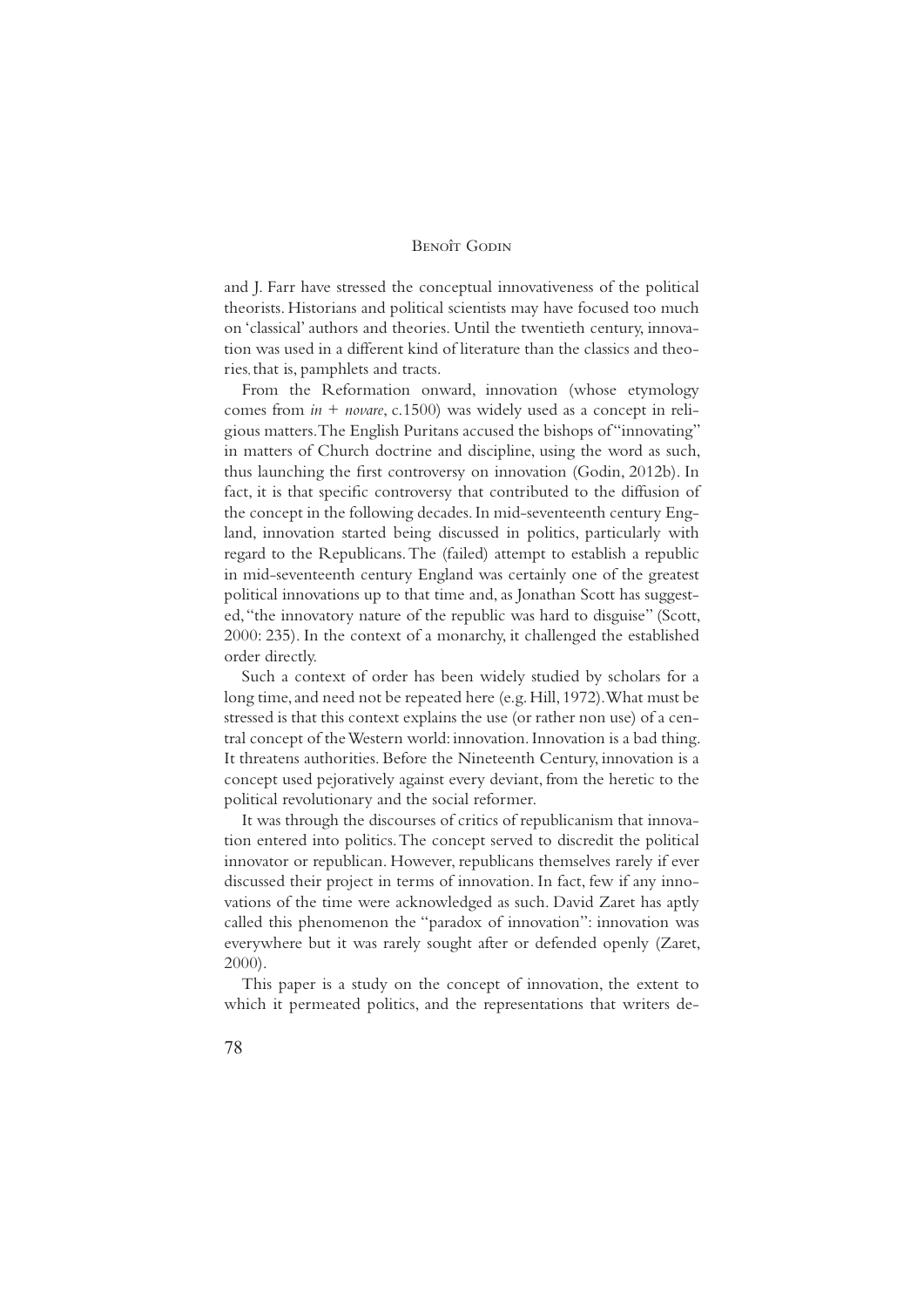and J. Farr have stressed the conceptual innovativeness of the political theorists. Historians and political scientists may have focused too much on 'classical' authors and theories. Until the twentieth century, innovation was used in a different kind of literature than the classics and theories, that is, pamphlets and tracts.

From the Reformation onward, innovation (whose etymology comes from *in* + *novare*, c.1500) was widely used as a concept in religious matters. The English Puritans accused the bishops of "innovating" in matters of Church doctrine and discipline, using the word as such, thus launching the first controversy on innovation (Godin, 2012b). In fact, it is that specific controversy that contributed to the diffusion of the concept in the following decades. In mid-seventeenth century England, innovation started being discussed in politics, particularly with regard to the Republicans. The (failed) attempt to establish a republic in mid-seventeenth century England was certainly one of the greatest political innovations up to that time and, as Jonathan Scott has suggested, "the innovatory nature of the republic was hard to disguise" (Scott, 2000: 235). In the context of a monarchy, it challenged the established order directly.

Such a context of order has been widely studied by scholars for a long time, and need not be repeated here (e.g. Hill, 1972). What must be stressed is that this context explains the use (or rather non use) of a central concept of the Western world: innovation. Innovation is a bad thing. It threatens authorities. Before the Nineteenth Century, innovation is a concept used pejoratively against every deviant, from the heretic to the political revolutionary and the social reformer.

It was through the discourses of critics of republicanism that innovation entered into politics. The concept served to discredit the political innovator or republican. However, republicans themselves rarely if ever discussed their project in terms of innovation. In fact, few if any innovations of the time were acknowledged as such. David Zaret has aptly called this phenomenon the "paradox of innovation": innovation was everywhere but it was rarely sought after or defended openly (Zaret, 2000).

This paper is a study on the concept of innovation, the extent to which it permeated politics, and the representations that writers de-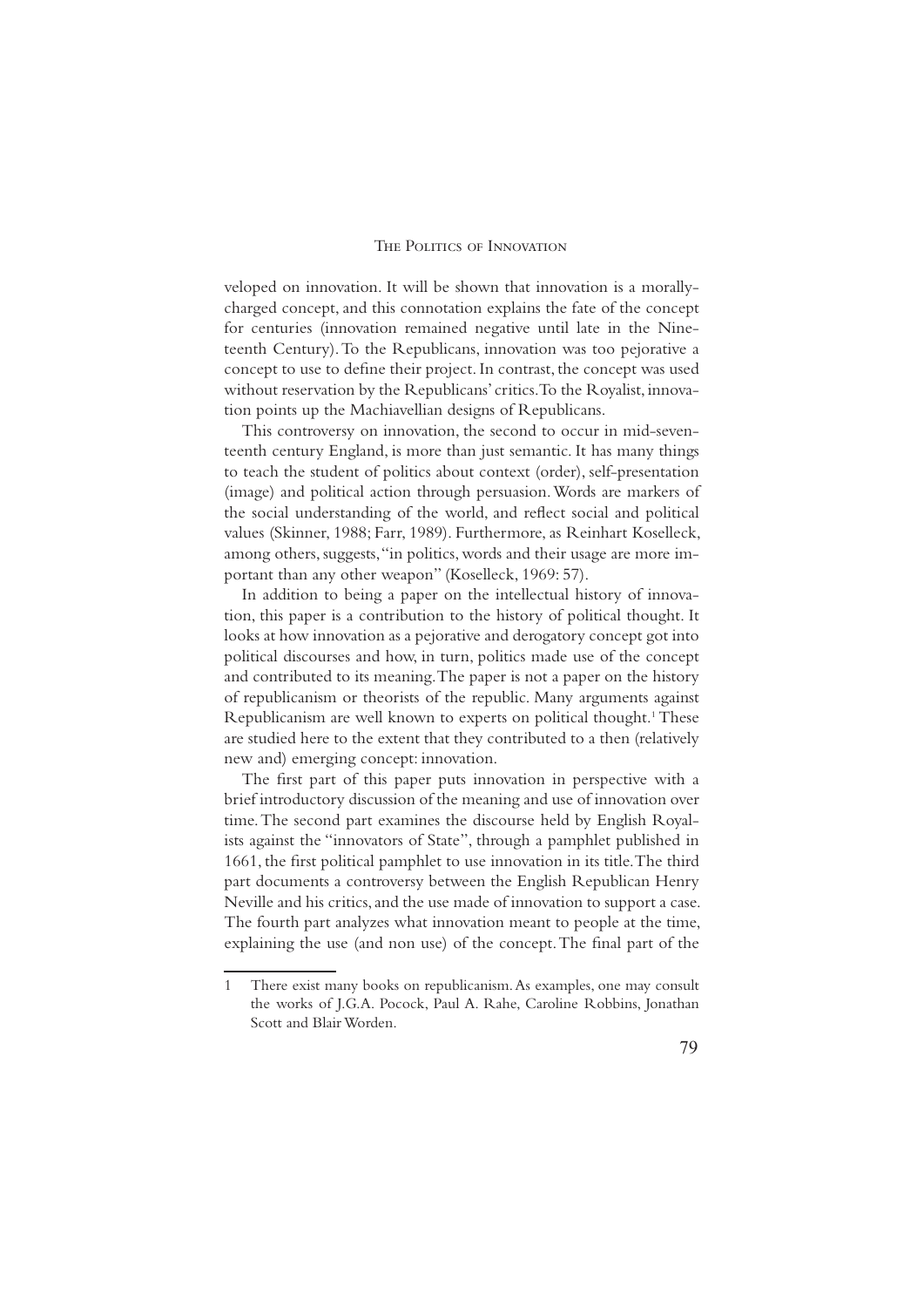veloped on innovation. It will be shown that innovation is a morally-charged concept, and this connotation explains the fate of the concept for centuries (innovation remained negative until late in the Nineteenth Century). To the Republicans, innovation was too pejorative a concept to use to define their project. In contrast, the concept was used without reservation by the Republicans' critics. To the Royalist, innovation points up the Machiavellian designs of Republicans.

This controversy on innovation, the second to occur in mid-seventeenth century England, is more than just semantic. It has many things to teach the student of politics about context (order), self-presentation (image) and political action through persuasion. Words are markers of the social understanding of the world, and reflect social and political values (Skinner, 1988; Farr, 1989). Furthermore, as Reinhart Koselleck, among others, suggests, "in politics, words and their usage are more important than any other weapon" (Koselleck, 1969: 57).

In addition to being a paper on the intellectual history of innovation, this paper is a contribution to the history of political thought. It looks at how innovation as a pejorative and derogatory concept got into political discourses and how, in turn, politics made use of the concept and contributed to its meaning. The paper is not a paper on the history of republicanism or theorists of the republic. Many arguments against Republicanism are well known to experts on political thought.[1] These are studied here to the extent that they contributed to a then (relatively new and) emerging concept: innovation.

The first part of this paper puts innovation in perspective with a brief introductory discussion of the meaning and use of innovation over time. The second part examines the discourse held by English Royalists against the "innovators of State", through a pamphlet published in 1661, the first political pamphlet to use innovation in its title. The third part documents a controversy between the English Republican Henry Neville and his critics, and the use made of innovation to support a case. The fourth part analyzes what innovation meant to people at the time, explaining the use (and non use) of the concept. The final part of the

---

1 There exist many books on republicanism. As examples, one may consult the works of J.G.A. Pocock, Paul A. Rahe, Caroline Robbins, Jonathan Scott and Blair Worden.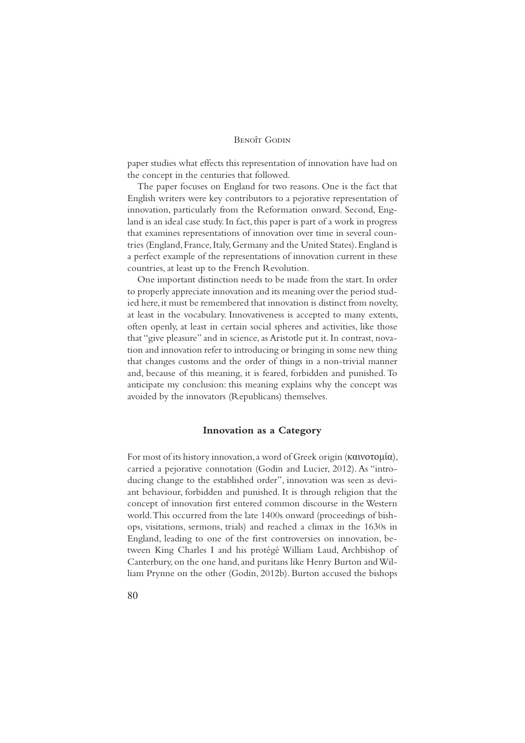paper studies what effects this representation of innovation have had on the concept in the centuries that followed.

The paper focuses on England for two reasons. One is the fact that English writers were key contributors to a pejorative representation of innovation, particularly from the Reformation onward. Second, England is an ideal case study. In fact, this paper is part of a work in progress that examines representations of innovation over time in several countries (England, France, Italy, Germany and the United States). England is a perfect example of the representations of innovation current in these countries, at least up to the French Revolution.

One important distinction needs to be made from the start. In order to properly appreciate innovation and its meaning over the period studied here, it must be remembered that innovation is distinct from novelty, at least in the vocabulary. Innovativeness is accepted to many extents, often openly, at least in certain social spheres and activities, like those that "give pleasure" and in science, as Aristotle put it. In contrast, novation and innovation refer to introducing or bringing in some new thing that changes customs and the order of things in a non-trivial manner and, because of this meaning, it is feared, forbidden and punished. To anticipate my conclusion: this meaning explains why the concept was avoided by the innovators (Republicans) themselves.

## Innovation as a Category

For most of its history innovation, a word of Greek origin (καινοτομία), carried a pejorative connotation (Godin and Lucier, 2012). As "introducing change to the established order", innovation was seen as deviant behaviour, forbidden and punished. It is through religion that the concept of innovation first entered common discourse in the Western world. This occurred from the late 1400s onward (proceedings of bishops, visitations, sermons, trials) and reached a climax in the 1630s in England, leading to one of the first controversies on innovation, between King Charles I and his protégé William Laud, Archbishop of Canterbury, on the one hand, and puritans like Henry Burton and William Prynne on the other (Godin, 2012b). Burton accused the bishops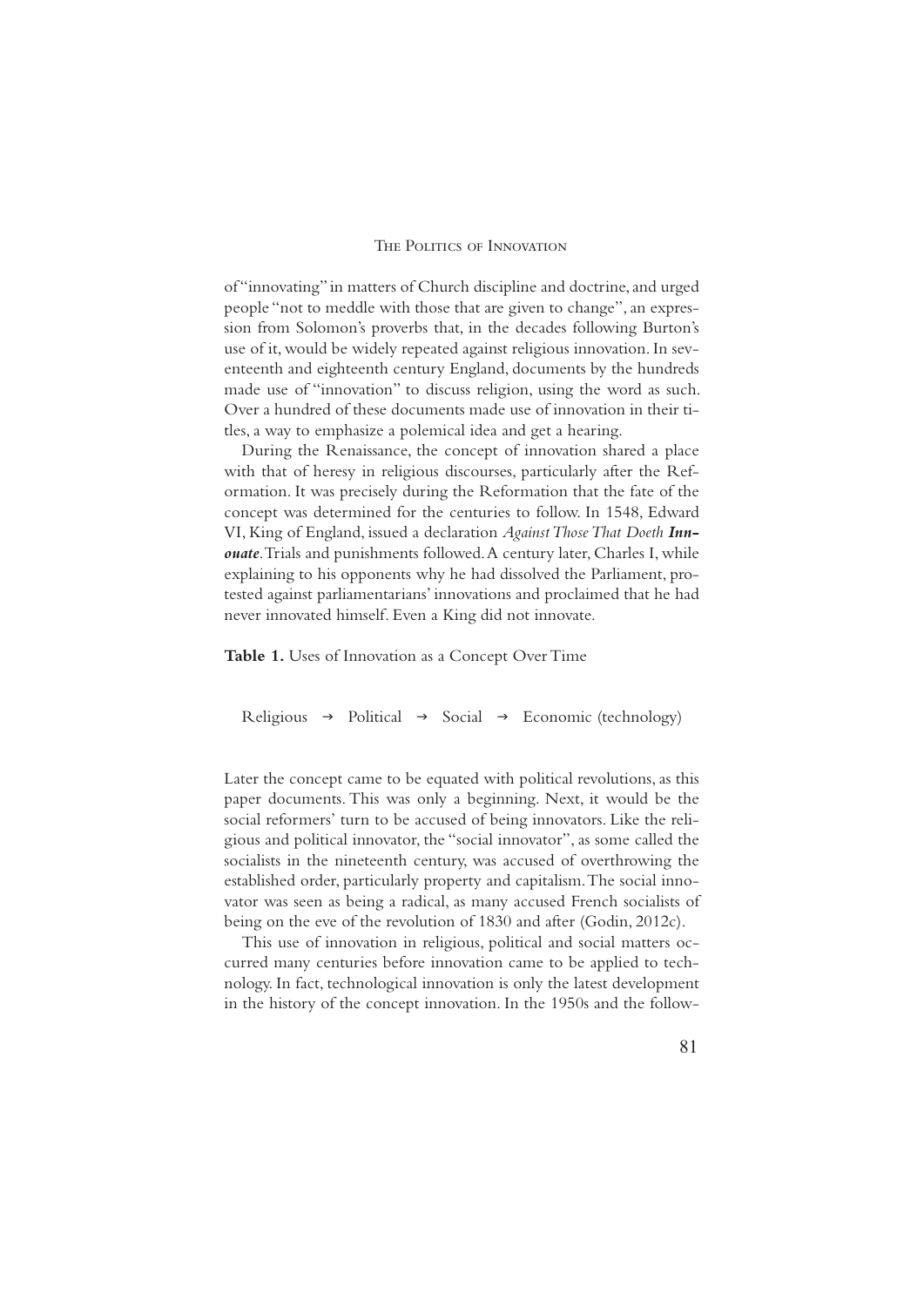of "innovating" in matters of Church discipline and doctrine, and urged people "not to meddle with those that are given to change", an expression from Solomon's proverbs that, in the decades following Burton's use of it, would be widely repeated against religious innovation. In seventeenth and eighteenth century England, documents by the hundreds made use of "innovation" to discuss religion, using the word as such. Over a hundred of these documents made use of innovation in their titles, a way to emphasize a polemical idea and get a hearing.

During the Renaissance, the concept of innovation shared a place with that of heresy in religious discourses, particularly after the Reformation. It was precisely during the Reformation that the fate of the concept was determined for the centuries to follow. In 1548, Edward VI, King of England, issued a declaration *Against Those That Doeth **Innouate***. Trials and punishments followed. A century later, Charles I, while explaining to his opponents why he had dissolved the Parliament, protested against parliamentarians' innovations and proclaimed that he had never innovated himself. Even a King did not innovate.

**Table 1.** Uses of Innovation as a Concept Over Time

Religious → Political → Social → Economic (technology)

Later the concept came to be equated with political revolutions, as this paper documents. This was only a beginning. Next, it would be the social reformers' turn to be accused of being innovators. Like the religious and political innovator, the "social innovator", as some called the socialists in the nineteenth century, was accused of overthrowing the established order, particularly property and capitalism. The social innovator was seen as being a radical, as many accused French socialists of being on the eve of the revolution of 1830 and after (Godin, 2012c).

This use of innovation in religious, political and social matters occurred many centuries before innovation came to be applied to technology. In fact, technological innovation is only the latest development in the history of the concept innovation. In the 1950s and the follow-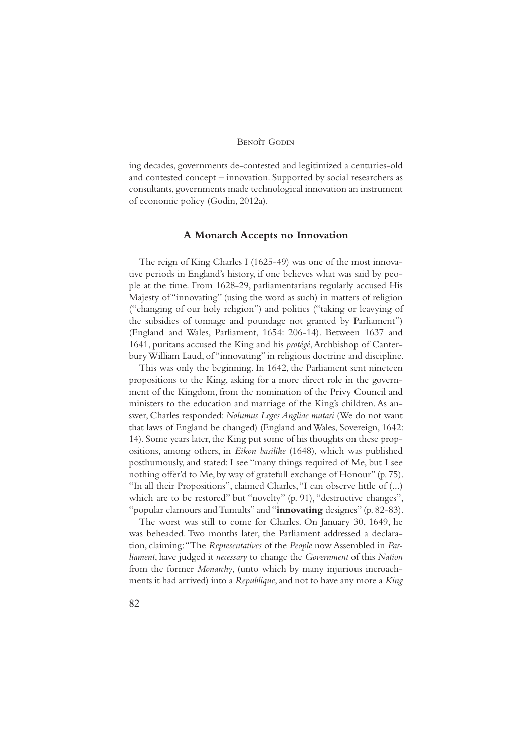ing decades, governments de-contested and legitimized a centuries-old and contested concept – innovation. Supported by social researchers as consultants, governments made technological innovation an instrument of economic policy (Godin, 2012a).

## A Monarch Accepts no Innovation

The reign of King Charles I (1625-49) was one of the most innovative periods in England's history, if one believes what was said by people at the time. From 1628-29, parliamentarians regularly accused His Majesty of "innovating" (using the word as such) in matters of religion ("changing of our holy religion") and politics ("taking or leavying of the subsidies of tonnage and poundage not granted by Parliament") (England and Wales, Parliament, 1654: 206-14). Between 1637 and 1641, puritans accused the King and his *protégé*, Archbishop of Canterbury William Laud, of "innovating" in religious doctrine and discipline.

This was only the beginning. In 1642, the Parliament sent nineteen propositions to the King, asking for a more direct role in the government of the Kingdom, from the nomination of the Privy Council and ministers to the education and marriage of the King's children. As answer, Charles responded: *Nolumus Leges Angliae mutari* (We do not want that laws of England be changed) (England and Wales, Sovereign, 1642: 14). Some years later, the King put some of his thoughts on these propositions, among others, in *Eikon basilike* (1648), which was published posthumously, and stated: I see "many things required of Me, but I see nothing offer'd to Me, by way of gratefull exchange of Honour" (p. 75). "In all their Propositions", claimed Charles, "I can observe little of (...) which are to be restored" but "novelty" (p. 91), "destructive changes", "popular clamours and Tumults" and "**innovating** designes" (p. 82-83).

The worst was still to come for Charles. On January 30, 1649, he was beheaded. Two months later, the Parliament addressed a declaration, claiming: "The *Representatives* of the *People* now Assembled in *Parliament*, have judged it *necessary* to change the *Government* of this *Nation* from the former *Monarchy*, (unto which by many injurious incroachments it had arrived) into a *Republique*, and not to have any more a *King*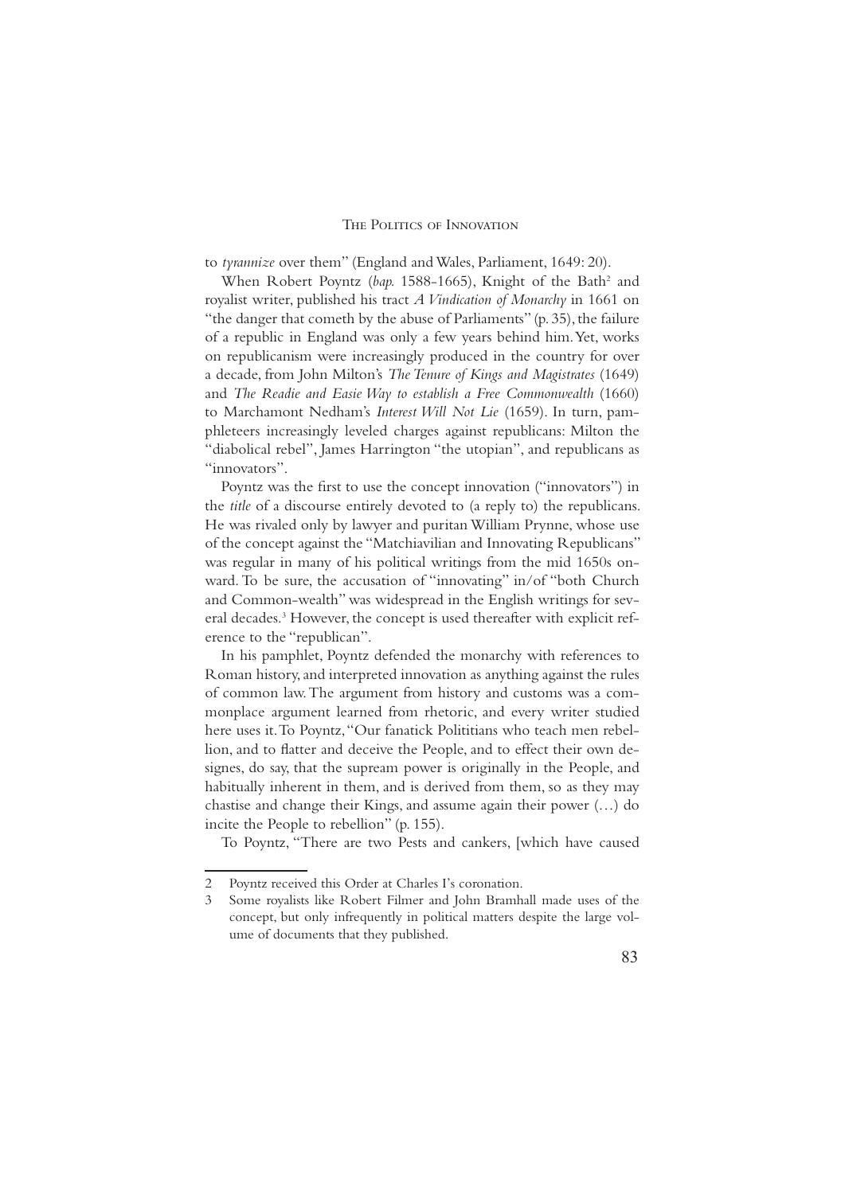to *tyrannize* over them" (England and Wales, Parliament, 1649: 20).

When Robert Poyntz (*bap.* 1588-1665), Knight of the Bath[2] and royalist writer, published his tract *A Vindication of Monarchy* in 1661 on "the danger that cometh by the abuse of Parliaments" (p. 35), the failure of a republic in England was only a few years behind him. Yet, works on republicanism were increasingly produced in the country for over a decade, from John Milton's *The Tenure of Kings and Magistrates* (1649) and *The Readie and Easie Way to establish a Free Commonwealth* (1660) to Marchamont Nedham's *Interest Will Not Lie* (1659). In turn, pamphleteers increasingly leveled charges against republicans: Milton the "diabolical rebel", James Harrington "the utopian", and republicans as "innovators".

Poyntz was the first to use the concept innovation ("innovators") in the *title* of a discourse entirely devoted to (a reply to) the republicans. He was rivaled only by lawyer and puritan William Prynne, whose use of the concept against the "Matchiavilian and Innovating Republicans" was regular in many of his political writings from the mid 1650s onward. To be sure, the accusation of "innovating" in/of "both Church and Common-wealth" was widespread in the English writings for several decades.[3] However, the concept is used thereafter with explicit reference to the "republican".

In his pamphlet, Poyntz defended the monarchy with references to Roman history, and interpreted innovation as anything against the rules of common law. The argument from history and customs was a commonplace argument learned from rhetoric, and every writer studied here uses it. To Poyntz, "Our fanatick Polititians who teach men rebellion, and to flatter and deceive the People, and to effect their own designes, do say, that the supream power is originally in the People, and habitually inherent in them, and is derived from them, so as they may chastise and change their Kings, and assume again their power (…) do incite the People to rebellion" (p. 155).

To Poyntz, "There are two Pests and cankers, [which have caused

---

2 Poyntz received this Order at Charles I's coronation.

3 Some royalists like Robert Filmer and John Bramhall made uses of the concept, but only infrequently in political matters despite the large volume of documents that they published.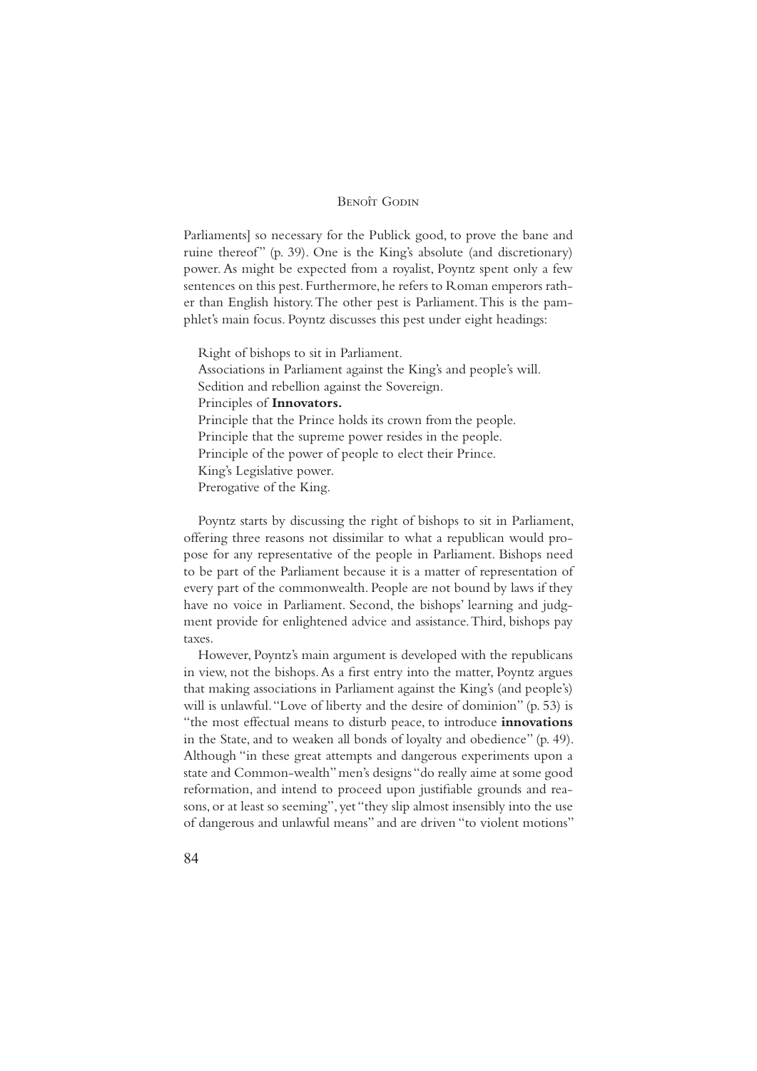Parliaments] so necessary for the Publick good, to prove the bane and ruine thereof" (p. 39). One is the King's absolute (and discretionary) power. As might be expected from a royalist, Poyntz spent only a few sentences on this pest. Furthermore, he refers to Roman emperors rather than English history. The other pest is Parliament. This is the pamphlet's main focus. Poyntz discusses this pest under eight headings:

Right of bishops to sit in Parliament.
Associations in Parliament against the King's and people's will.
Sedition and rebellion against the Sovereign.
Principles of **Innovators.**
Principle that the Prince holds its crown from the people.
Principle that the supreme power resides in the people.
Principle of the power of people to elect their Prince.
King's Legislative power.
Prerogative of the King.

Poyntz starts by discussing the right of bishops to sit in Parliament, offering three reasons not dissimilar to what a republican would propose for any representative of the people in Parliament. Bishops need to be part of the Parliament because it is a matter of representation of every part of the commonwealth. People are not bound by laws if they have no voice in Parliament. Second, the bishops' learning and judgment provide for enlightened advice and assistance. Third, bishops pay taxes.

However, Poyntz's main argument is developed with the republicans in view, not the bishops. As a first entry into the matter, Poyntz argues that making associations in Parliament against the King's (and people's) will is unlawful. "Love of liberty and the desire of dominion" (p. 53) is "the most effectual means to disturb peace, to introduce **innovations** in the State, and to weaken all bonds of loyalty and obedience" (p. 49). Although "in these great attempts and dangerous experiments upon a state and Common-wealth" men's designs "do really aime at some good reformation, and intend to proceed upon justifiable grounds and reasons, or at least so seeming", yet "they slip almost insensibly into the use of dangerous and unlawful means" and are driven "to violent motions"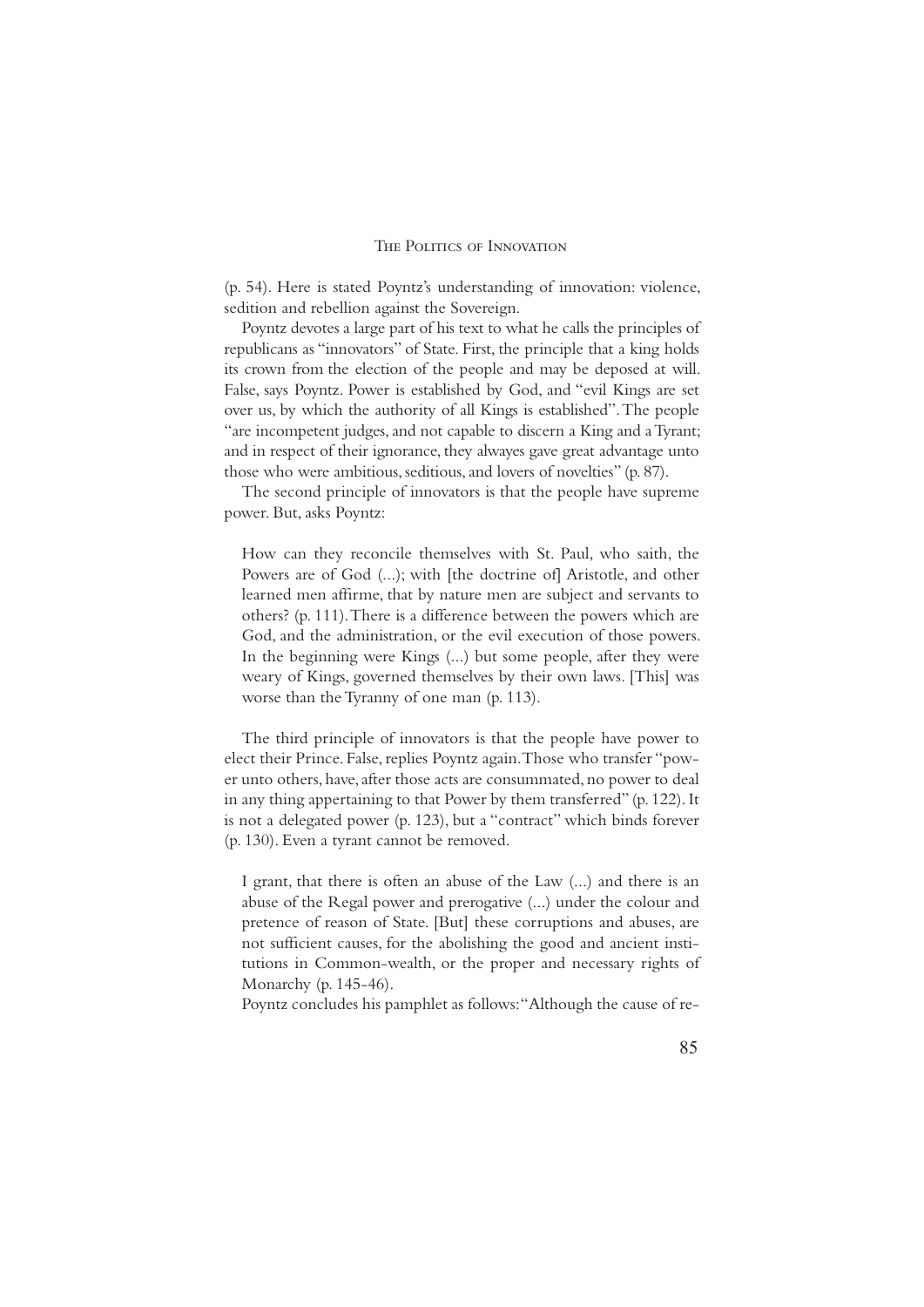(p. 54). Here is stated Poyntz's understanding of innovation: violence, sedition and rebellion against the Sovereign.

Poyntz devotes a large part of his text to what he calls the principles of republicans as "innovators" of State. First, the principle that a king holds its crown from the election of the people and may be deposed at will. False, says Poyntz. Power is established by God, and "evil Kings are set over us, by which the authority of all Kings is established". The people "are incompetent judges, and not capable to discern a King and a Tyrant; and in respect of their ignorance, they alwayes gave great advantage unto those who were ambitious, seditious, and lovers of novelties" (p. 87).

The second principle of innovators is that the people have supreme power. But, asks Poyntz:

> How can they reconcile themselves with St. Paul, who saith, the Powers are of God (...); with [the doctrine of] Aristotle, and other learned men affirme, that by nature men are subject and servants to others? (p. 111). There is a difference between the powers which are God, and the administration, or the evil execution of those powers. In the beginning were Kings (...) but some people, after they were weary of Kings, governed themselves by their own laws. [This] was worse than the Tyranny of one man (p. 113).

The third principle of innovators is that the people have power to elect their Prince. False, replies Poyntz again. Those who transfer "power unto others, have, after those acts are consummated, no power to deal in any thing appertaining to that Power by them transferred" (p. 122). It is not a delegated power (p. 123), but a "contract" which binds forever (p. 130). Even a tyrant cannot be removed.

> I grant, that there is often an abuse of the Law (...) and there is an abuse of the Regal power and prerogative (...) under the colour and pretence of reason of State. [But] these corruptions and abuses, are not sufficient causes, for the abolishing the good and ancient institutions in Common-wealth, or the proper and necessary rights of Monarchy (p. 145-46).

Poyntz concludes his pamphlet as follows: "Although the cause of re-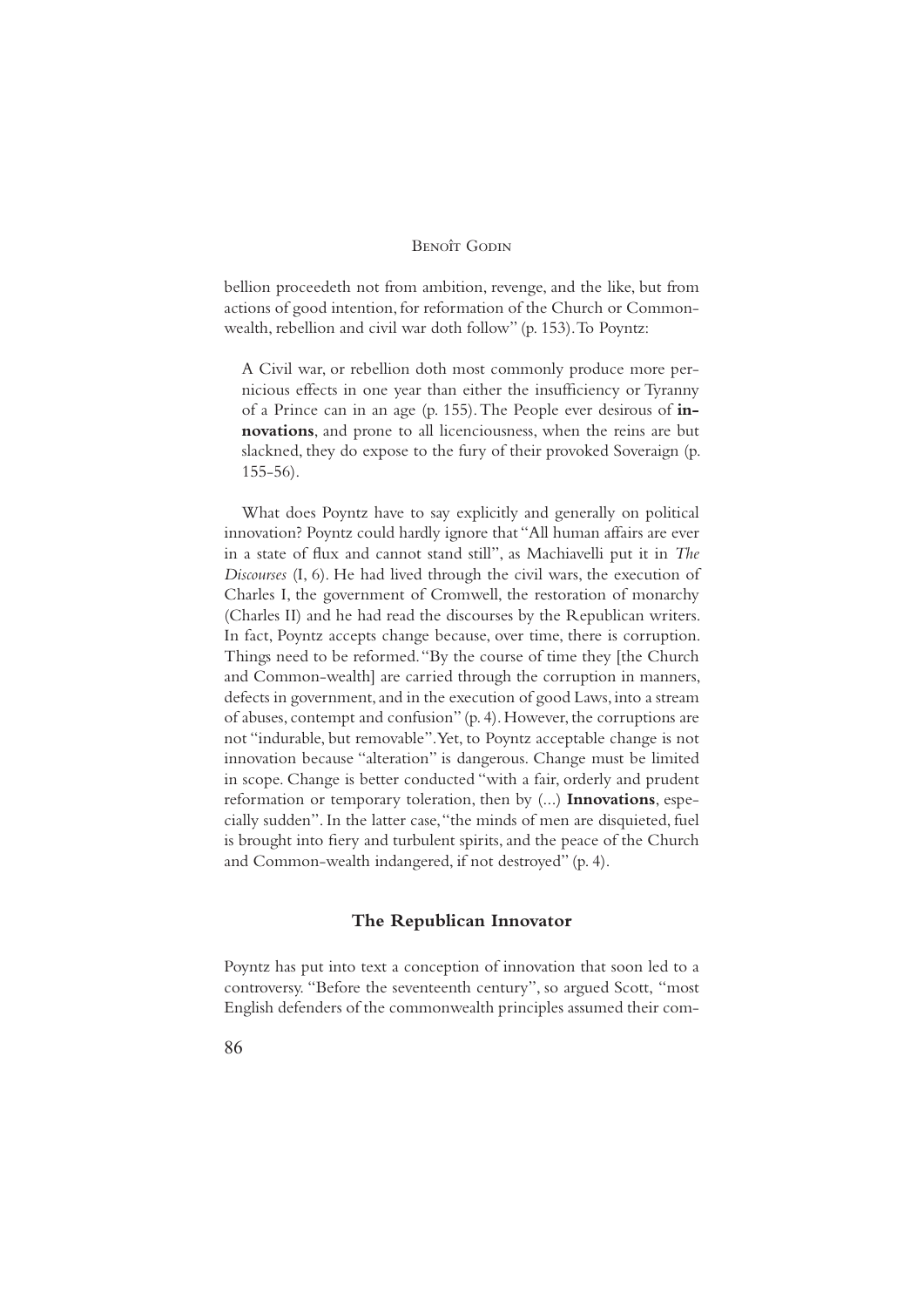bellion proceedeth not from ambition, revenge, and the like, but from actions of good intention, for reformation of the Church or Commonwealth, rebellion and civil war doth follow" (p. 153). To Poyntz:

> A Civil war, or rebellion doth most commonly produce more pernicious effects in one year than either the insufficiency or Tyranny of a Prince can in an age (p. 155). The People ever desirous of **innovations**, and prone to all licenciousness, when the reins are but slackned, they do expose to the fury of their provoked Soveraign (p. 155-56).

What does Poyntz have to say explicitly and generally on political innovation? Poyntz could hardly ignore that "All human affairs are ever in a state of flux and cannot stand still", as Machiavelli put it in *The Discourses* (I, 6). He had lived through the civil wars, the execution of Charles I, the government of Cromwell, the restoration of monarchy (Charles II) and he had read the discourses by the Republican writers. In fact, Poyntz accepts change because, over time, there is corruption. Things need to be reformed. "By the course of time they [the Church and Common-wealth] are carried through the corruption in manners, defects in government, and in the execution of good Laws, into a stream of abuses, contempt and confusion" (p. 4). However, the corruptions are not "indurable, but removable". Yet, to Poyntz acceptable change is not innovation because "alteration" is dangerous. Change must be limited in scope. Change is better conducted "with a fair, orderly and prudent reformation or temporary toleration, then by (...) **Innovations**, especially sudden". In the latter case, "the minds of men are disquieted, fuel is brought into fiery and turbulent spirits, and the peace of the Church and Common-wealth indangered, if not destroyed" (p. 4).

## The Republican Innovator

Poyntz has put into text a conception of innovation that soon led to a controversy. "Before the seventeenth century", so argued Scott, "most English defenders of the commonwealth principles assumed their com-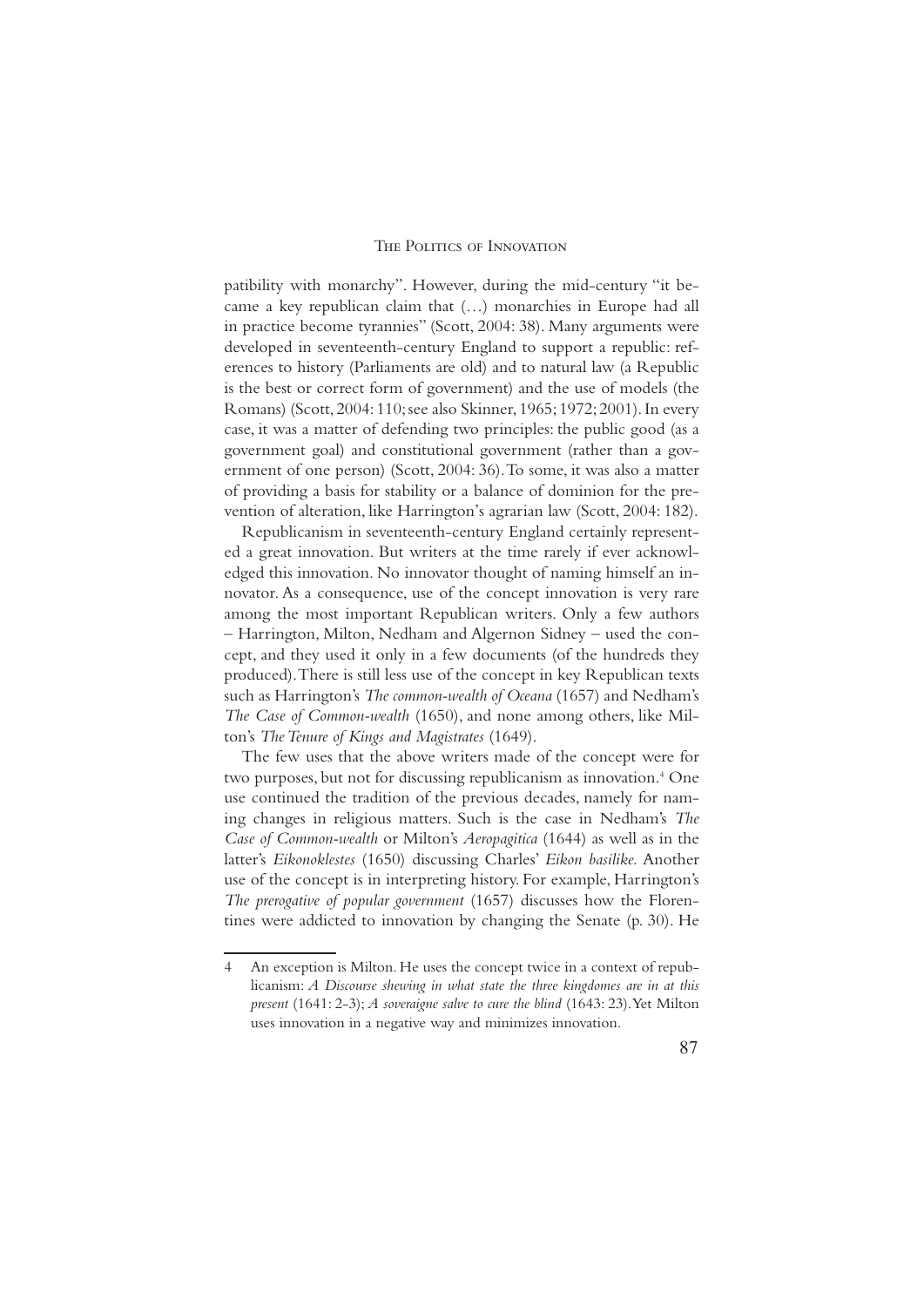patibility with monarchy". However, during the mid-century "it became a key republican claim that (…) monarchies in Europe had all in practice become tyrannies" (Scott, 2004: 38). Many arguments were developed in seventeenth-century England to support a republic: references to history (Parliaments are old) and to natural law (a Republic is the best or correct form of government) and the use of models (the Romans) (Scott, 2004: 110; see also Skinner, 1965; 1972; 2001). In every case, it was a matter of defending two principles: the public good (as a government goal) and constitutional government (rather than a government of one person) (Scott, 2004: 36). To some, it was also a matter of providing a basis for stability or a balance of dominion for the prevention of alteration, like Harrington's agrarian law (Scott, 2004: 182).

Republicanism in seventeenth-century England certainly represented a great innovation. But writers at the time rarely if ever acknowledged this innovation. No innovator thought of naming himself an innovator. As a consequence, use of the concept innovation is very rare among the most important Republican writers. Only a few authors – Harrington, Milton, Nedham and Algernon Sidney – used the concept, and they used it only in a few documents (of the hundreds they produced). There is still less use of the concept in key Republican texts such as Harrington's *The common-wealth of Oceana* (1657) and Nedham's *The Case of Common-wealth* (1650), and none among others, like Milton's *The Tenure of Kings and Magistrates* (1649).

The few uses that the above writers made of the concept were for two purposes, but not for discussing republicanism as innovation.[4] One use continued the tradition of the previous decades, namely for naming changes in religious matters. Such is the case in Nedham's *The Case of Common-wealth* or Milton's *Aeropagitica* (1644) as well as in the latter's *Eikonoklestes* (1650) discussing Charles' *Eikon basilike.* Another use of the concept is in interpreting history. For example, Harrington's *The prerogative of popular government* (1657) discusses how the Florentines were addicted to innovation by changing the Senate (p. 30). He

4 An exception is Milton. He uses the concept twice in a context of republicanism: *A Discourse shewing in what state the three kingdomes are in at this present* (1641: 2-3); *A soveraigne salve to cure the blind* (1643: 23). Yet Milton uses innovation in a negative way and minimizes innovation.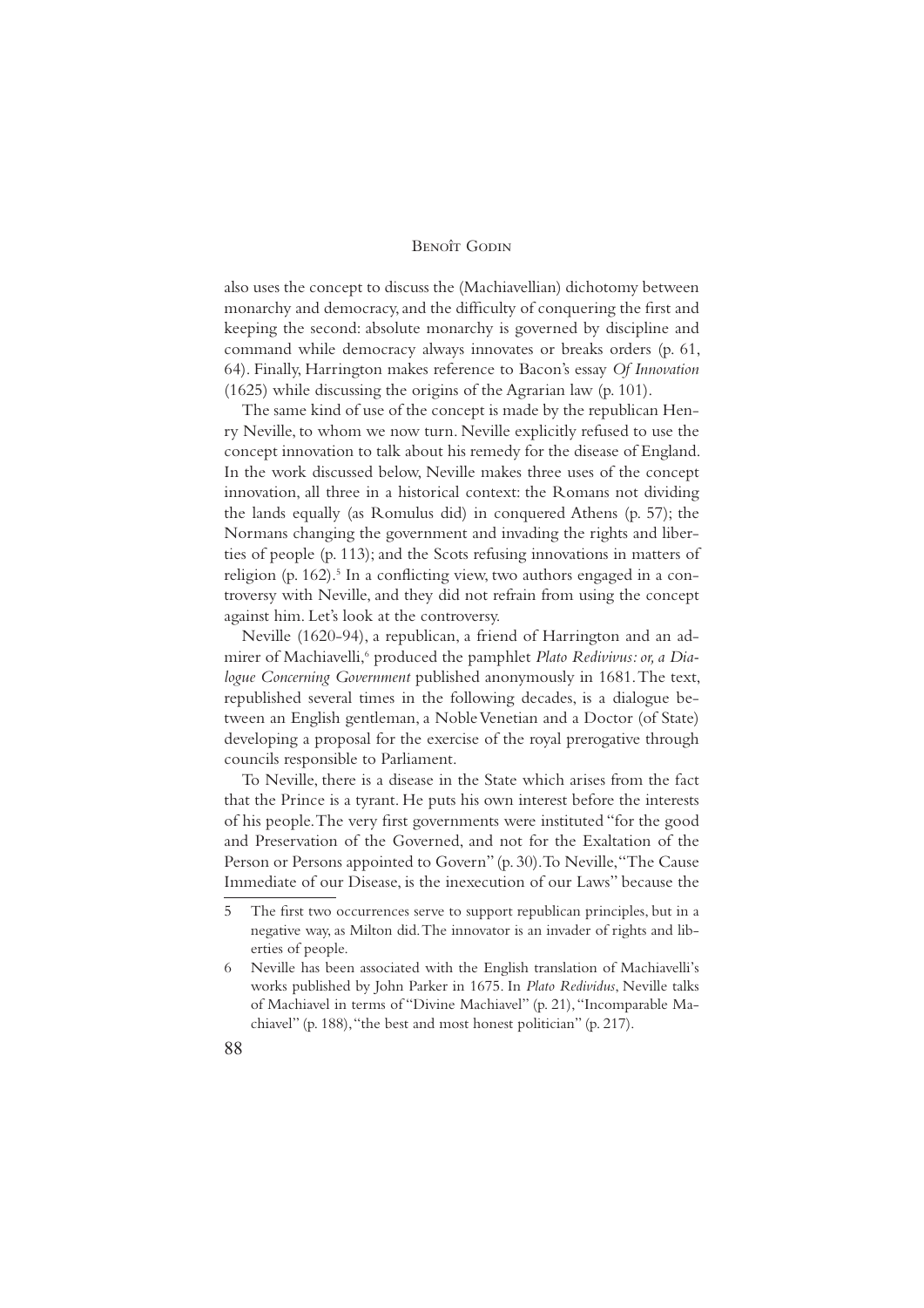also uses the concept to discuss the (Machiavellian) dichotomy between monarchy and democracy, and the difficulty of conquering the first and keeping the second: absolute monarchy is governed by discipline and command while democracy always innovates or breaks orders (p. 61, 64). Finally, Harrington makes reference to Bacon's essay *Of Innovation* (1625) while discussing the origins of the Agrarian law (p. 101).

The same kind of use of the concept is made by the republican Henry Neville, to whom we now turn. Neville explicitly refused to use the concept innovation to talk about his remedy for the disease of England. In the work discussed below, Neville makes three uses of the concept innovation, all three in a historical context: the Romans not dividing the lands equally (as Romulus did) in conquered Athens (p. 57); the Normans changing the government and invading the rights and liberties of people (p. 113); and the Scots refusing innovations in matters of religion (p. 162).[5] In a conflicting view, two authors engaged in a controversy with Neville, and they did not refrain from using the concept against him. Let's look at the controversy.

Neville (1620-94), a republican, a friend of Harrington and an admirer of Machiavelli,[6] produced the pamphlet *Plato Redivivus: or, a Dialogue Concerning Government* published anonymously in 1681. The text, republished several times in the following decades, is a dialogue between an English gentleman, a Noble Venetian and a Doctor (of State) developing a proposal for the exercise of the royal prerogative through councils responsible to Parliament.

To Neville, there is a disease in the State which arises from the fact that the Prince is a tyrant. He puts his own interest before the interests of his people. The very first governments were instituted "for the good and Preservation of the Governed, and not for the Exaltation of the Person or Persons appointed to Govern" (p. 30). To Neville, "The Cause Immediate of our Disease, is the inexecution of our Laws" because the

5 The first two occurrences serve to support republican principles, but in a negative way, as Milton did. The innovator is an invader of rights and liberties of people.

6 Neville has been associated with the English translation of Machiavelli's works published by John Parker in 1675. In *Plato Redividus*, Neville talks of Machiavel in terms of "Divine Machiavel" (p. 21), "Incomparable Machiavel" (p. 188), "the best and most honest politician" (p. 217).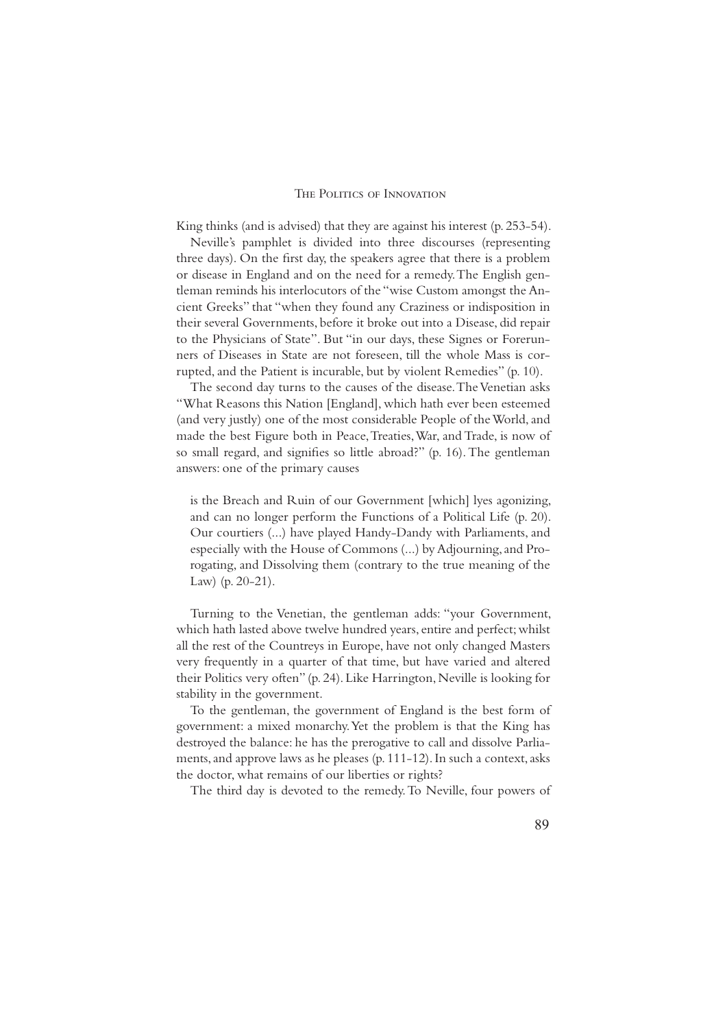King thinks (and is advised) that they are against his interest (p. 253-54).

Neville's pamphlet is divided into three discourses (representing three days). On the first day, the speakers agree that there is a problem or disease in England and on the need for a remedy. The English gentleman reminds his interlocutors of the "wise Custom amongst the Ancient Greeks" that "when they found any Craziness or indisposition in their several Governments, before it broke out into a Disease, did repair to the Physicians of State". But "in our days, these Signes or Forerunners of Diseases in State are not foreseen, till the whole Mass is corrupted, and the Patient is incurable, but by violent Remedies" (p. 10).

The second day turns to the causes of the disease. The Venetian asks "What Reasons this Nation [England], which hath ever been esteemed (and very justly) one of the most considerable People of the World, and made the best Figure both in Peace, Treaties, War, and Trade, is now of so small regard, and signifies so little abroad?" (p. 16). The gentleman answers: one of the primary causes

> is the Breach and Ruin of our Government [which] lyes agonizing, and can no longer perform the Functions of a Political Life (p. 20). Our courtiers (...) have played Handy-Dandy with Parliaments, and especially with the House of Commons (...) by Adjourning, and Prorogating, and Dissolving them (contrary to the true meaning of the Law) (p. 20-21).

Turning to the Venetian, the gentleman adds: "your Government, which hath lasted above twelve hundred years, entire and perfect; whilst all the rest of the Countreys in Europe, have not only changed Masters very frequently in a quarter of that time, but have varied and altered their Politics very often" (p. 24). Like Harrington, Neville is looking for stability in the government.

To the gentleman, the government of England is the best form of government: a mixed monarchy. Yet the problem is that the King has destroyed the balance: he has the prerogative to call and dissolve Parliaments, and approve laws as he pleases (p. 111-12). In such a context, asks the doctor, what remains of our liberties or rights?

The third day is devoted to the remedy. To Neville, four powers of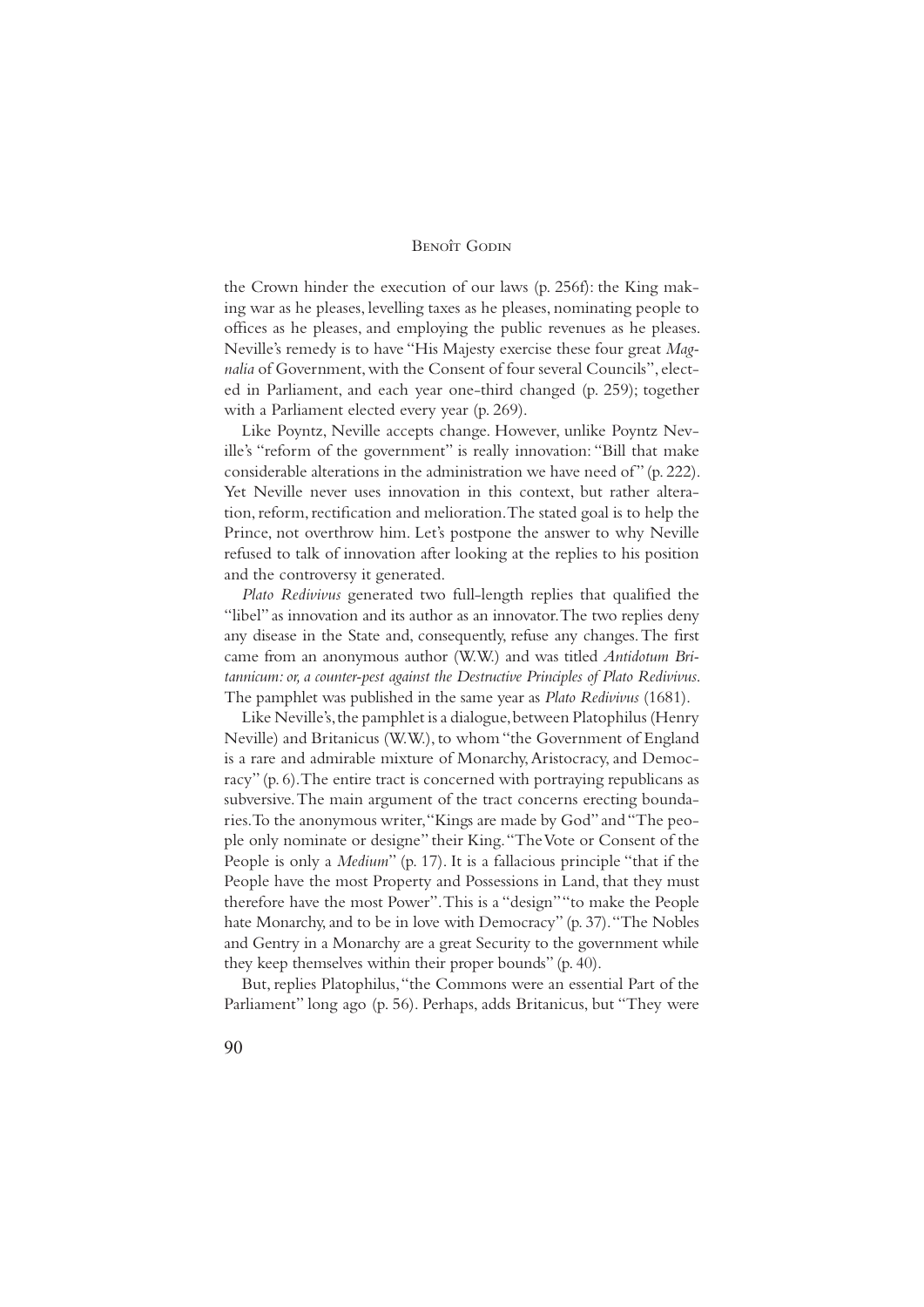the Crown hinder the execution of our laws (p. 256f): the King making war as he pleases, levelling taxes as he pleases, nominating people to offices as he pleases, and employing the public revenues as he pleases. Neville's remedy is to have "His Majesty exercise these four great *Magnalia* of Government, with the Consent of four several Councils", elected in Parliament, and each year one-third changed (p. 259); together with a Parliament elected every year (p. 269).

Like Poyntz, Neville accepts change. However, unlike Poyntz Neville's "reform of the government" is really innovation: "Bill that make considerable alterations in the administration we have need of" (p. 222). Yet Neville never uses innovation in this context, but rather alteration, reform, rectification and melioration. The stated goal is to help the Prince, not overthrow him. Let's postpone the answer to why Neville refused to talk of innovation after looking at the replies to his position and the controversy it generated.

*Plato Redivivus* generated two full-length replies that qualified the "libel" as innovation and its author as an innovator. The two replies deny any disease in the State and, consequently, refuse any changes. The first came from an anonymous author (W.W.) and was titled *Antidotum Britannicum: or, a counter-pest against the Destructive Principles of Plato Redivivus*. The pamphlet was published in the same year as *Plato Redivivus* (1681).

Like Neville's, the pamphlet is a dialogue, between Platophilus (Henry Neville) and Britanicus (W.W.), to whom "the Government of England is a rare and admirable mixture of Monarchy, Aristocracy, and Democracy" (p. 6). The entire tract is concerned with portraying republicans as subversive. The main argument of the tract concerns erecting boundaries. To the anonymous writer, "Kings are made by God" and "The people only nominate or designe" their King. "The Vote or Consent of the People is only a *Medium*" (p. 17). It is a fallacious principle "that if the People have the most Property and Possessions in Land, that they must therefore have the most Power". This is a "design" "to make the People hate Monarchy, and to be in love with Democracy" (p. 37). "The Nobles and Gentry in a Monarchy are a great Security to the government while they keep themselves within their proper bounds" (p. 40).

But, replies Platophilus, "the Commons were an essential Part of the Parliament" long ago (p. 56). Perhaps, adds Britanicus, but "They were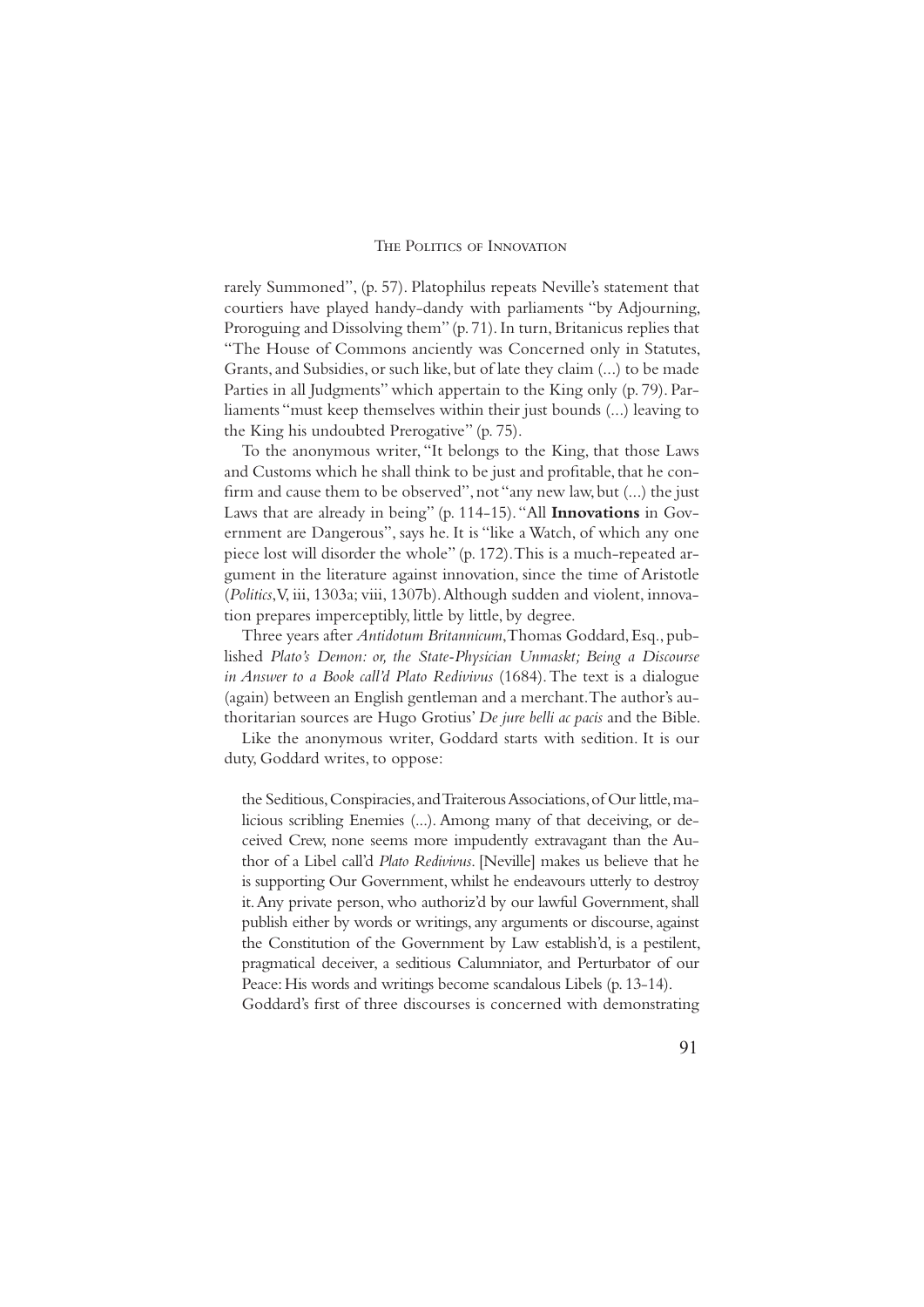rarely Summoned", (p. 57). Platophilus repeats Neville's statement that courtiers have played handy-dandy with parliaments "by Adjourning, Proroguing and Dissolving them" (p. 71). In turn, Britanicus replies that "The House of Commons anciently was Concerned only in Statutes, Grants, and Subsidies, or such like, but of late they claim (...) to be made Parties in all Judgments" which appertain to the King only (p. 79). Parliaments "must keep themselves within their just bounds (...) leaving to the King his undoubted Prerogative" (p. 75).

To the anonymous writer, "It belongs to the King, that those Laws and Customs which he shall think to be just and profitable, that he confirm and cause them to be observed", not "any new law, but (...) the just Laws that are already in being" (p. 114-15). "All **Innovations** in Government are Dangerous", says he. It is "like a Watch, of which any one piece lost will disorder the whole" (p. 172). This is a much-repeated argument in the literature against innovation, since the time of Aristotle (*Politics*, V, iii, 1303a; viii, 1307b). Although sudden and violent, innovation prepares imperceptibly, little by little, by degree.

Three years after *Antidotum Britannicum*, Thomas Goddard, Esq., published *Plato's Demon: or, the State-Physician Unmaskt; Being a Discourse in Answer to a Book call'd Plato Redivivus* (1684). The text is a dialogue (again) between an English gentleman and a merchant. The author's authoritarian sources are Hugo Grotius' *De jure belli ac pacis* and the Bible.

Like the anonymous writer, Goddard starts with sedition. It is our duty, Goddard writes, to oppose:

> the Seditious, Conspiracies, and Traiterous Associations, of Our little, malicious scribling Enemies (...). Among many of that deceiving, or deceived Crew, none seems more impudently extravagant than the Author of a Libel call'd *Plato Redivivus*. [Neville] makes us believe that he is supporting Our Government, whilst he endeavours utterly to destroy it. Any private person, who authoriz'd by our lawful Government, shall publish either by words or writings, any arguments or discourse, against the Constitution of the Government by Law establish'd, is a pestilent, pragmatical deceiver, a seditious Calumniator, and Perturbator of our Peace: His words and writings become scandalous Libels (p. 13-14).

Goddard's first of three discourses is concerned with demonstrating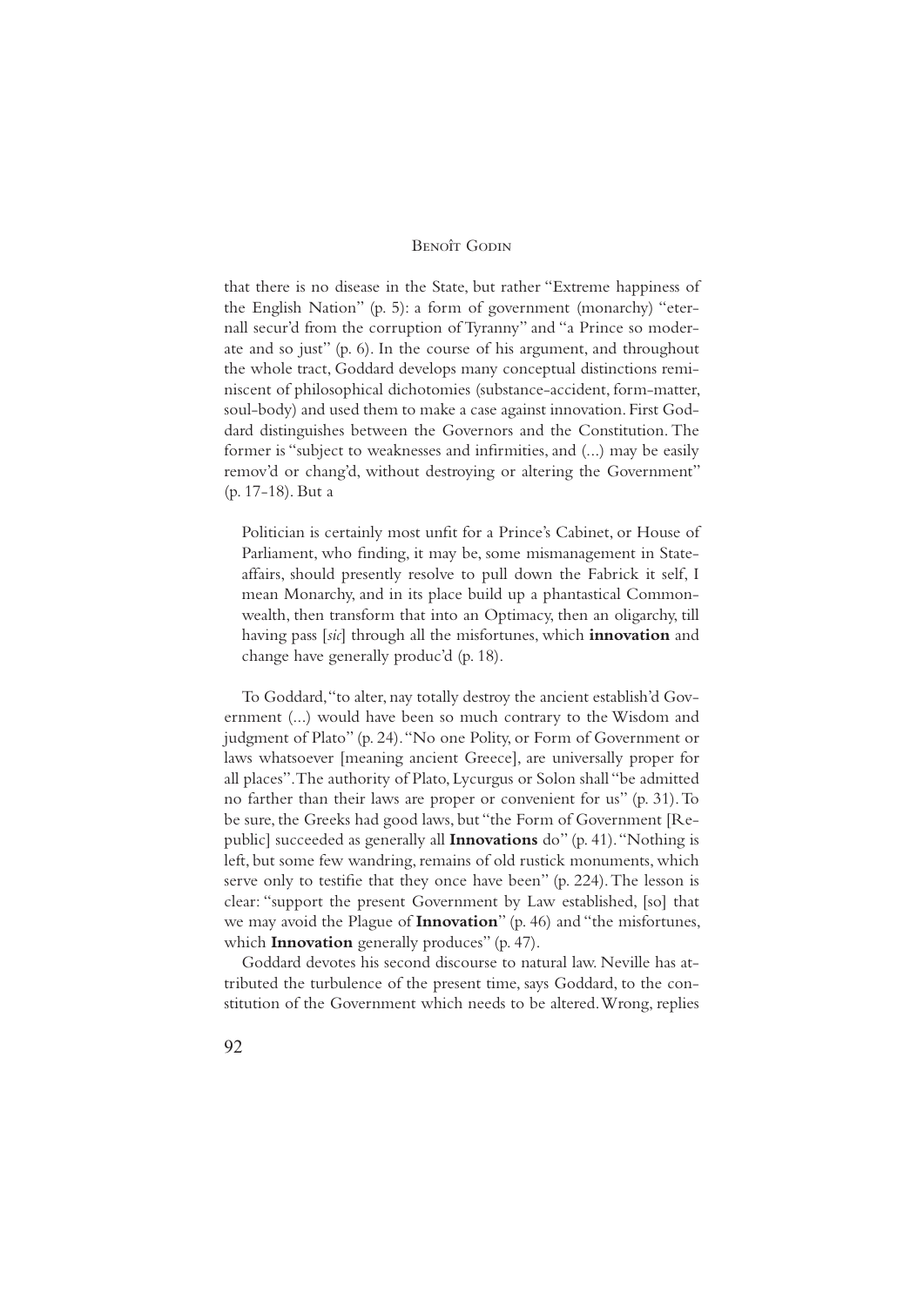that there is no disease in the State, but rather "Extreme happiness of the English Nation" (p. 5): a form of government (monarchy) "eternall secur'd from the corruption of Tyranny" and "a Prince so moderate and so just" (p. 6). In the course of his argument, and throughout the whole tract, Goddard develops many conceptual distinctions reminiscent of philosophical dichotomies (substance-accident, form-matter, soul-body) and used them to make a case against innovation. First Goddard distinguishes between the Governors and the Constitution. The former is "subject to weaknesses and infirmities, and (...) may be easily remov'd or chang'd, without destroying or altering the Government" (p. 17-18). But a

> Politician is certainly most unfit for a Prince's Cabinet, or House of Parliament, who finding, it may be, some mismanagement in State-affairs, should presently resolve to pull down the Fabrick it self, I mean Monarchy, and in its place build up a phantastical Commonwealth, then transform that into an Optimacy, then an oligarchy, till having pass [*sic*] through all the misfortunes, which **innovation** and change have generally produc'd (p. 18).

To Goddard, "to alter, nay totally destroy the ancient establish'd Government (...) would have been so much contrary to the Wisdom and judgment of Plato" (p. 24). "No one Polity, or Form of Government or laws whatsoever [meaning ancient Greece], are universally proper for all places". The authority of Plato, Lycurgus or Solon shall "be admitted no farther than their laws are proper or convenient for us" (p. 31). To be sure, the Greeks had good laws, but "the Form of Government [Republic] succeeded as generally all **Innovations** do" (p. 41). "Nothing is left, but some few wandring, remains of old rustick monuments, which serve only to testifie that they once have been" (p. 224). The lesson is clear: "support the present Government by Law established, [so] that we may avoid the Plague of **Innovation**" (p. 46) and "the misfortunes, which **Innovation** generally produces" (p. 47).

Goddard devotes his second discourse to natural law. Neville has attributed the turbulence of the present time, says Goddard, to the constitution of the Government which needs to be altered. Wrong, replies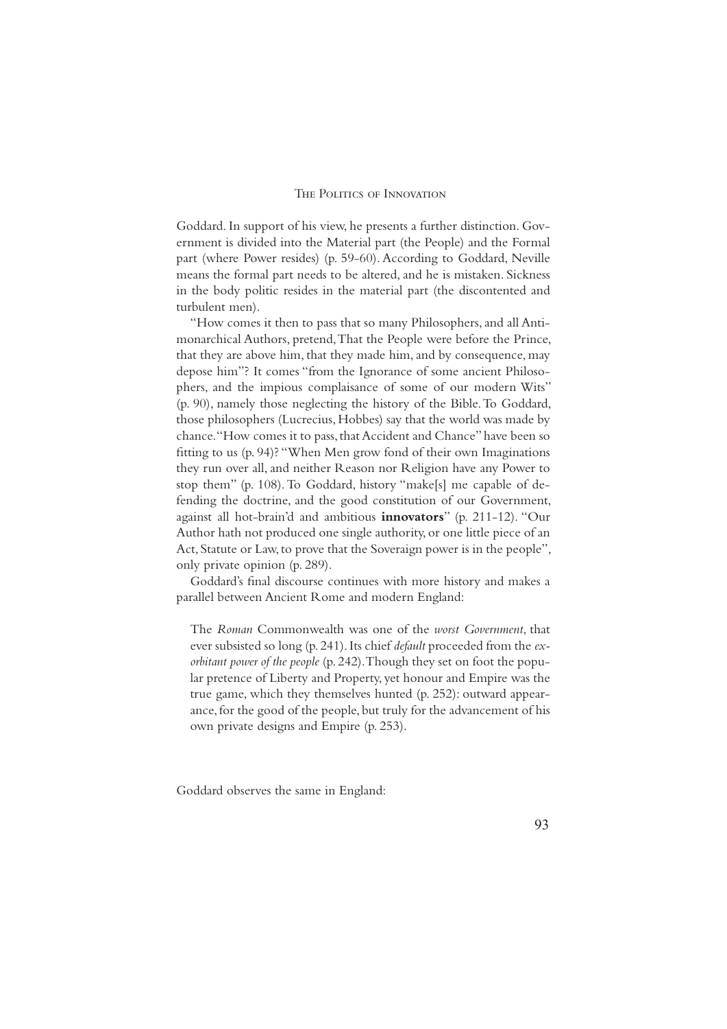Goddard. In support of his view, he presents a further distinction. Government is divided into the Material part (the People) and the Formal part (where Power resides) (p. 59-60). According to Goddard, Neville means the formal part needs to be altered, and he is mistaken. Sickness in the body politic resides in the material part (the discontented and turbulent men).

"How comes it then to pass that so many Philosophers, and all Antimonarchical Authors, pretend, That the People were before the Prince, that they are above him, that they made him, and by consequence, may depose him"? It comes "from the Ignorance of some ancient Philosophers, and the impious complaisance of some of our modern Wits" (p. 90), namely those neglecting the history of the Bible. To Goddard, those philosophers (Lucrecius, Hobbes) say that the world was made by chance. "How comes it to pass, that Accident and Chance" have been so fitting to us (p. 94)? "When Men grow fond of their own Imaginations they run over all, and neither Reason nor Religion have any Power to stop them" (p. 108). To Goddard, history "make[s] me capable of defending the doctrine, and the good constitution of our Government, against all hot-brain'd and ambitious **innovators**" (p. 211-12). "Our Author hath not produced one single authority, or one little piece of an Act, Statute or Law, to prove that the Soveraign power is in the people", only private opinion (p. 289).

Goddard's final discourse continues with more history and makes a parallel between Ancient Rome and modern England:

> The *Roman* Commonwealth was one of the *worst Government*, that ever subsisted so long (p. 241). Its chief *default* proceeded from the *exorbitant power of the people* (p. 242). Though they set on foot the popular pretence of Liberty and Property, yet honour and Empire was the true game, which they themselves hunted (p. 252): outward appearance, for the good of the people, but truly for the advancement of his own private designs and Empire (p. 253).

Goddard observes the same in England: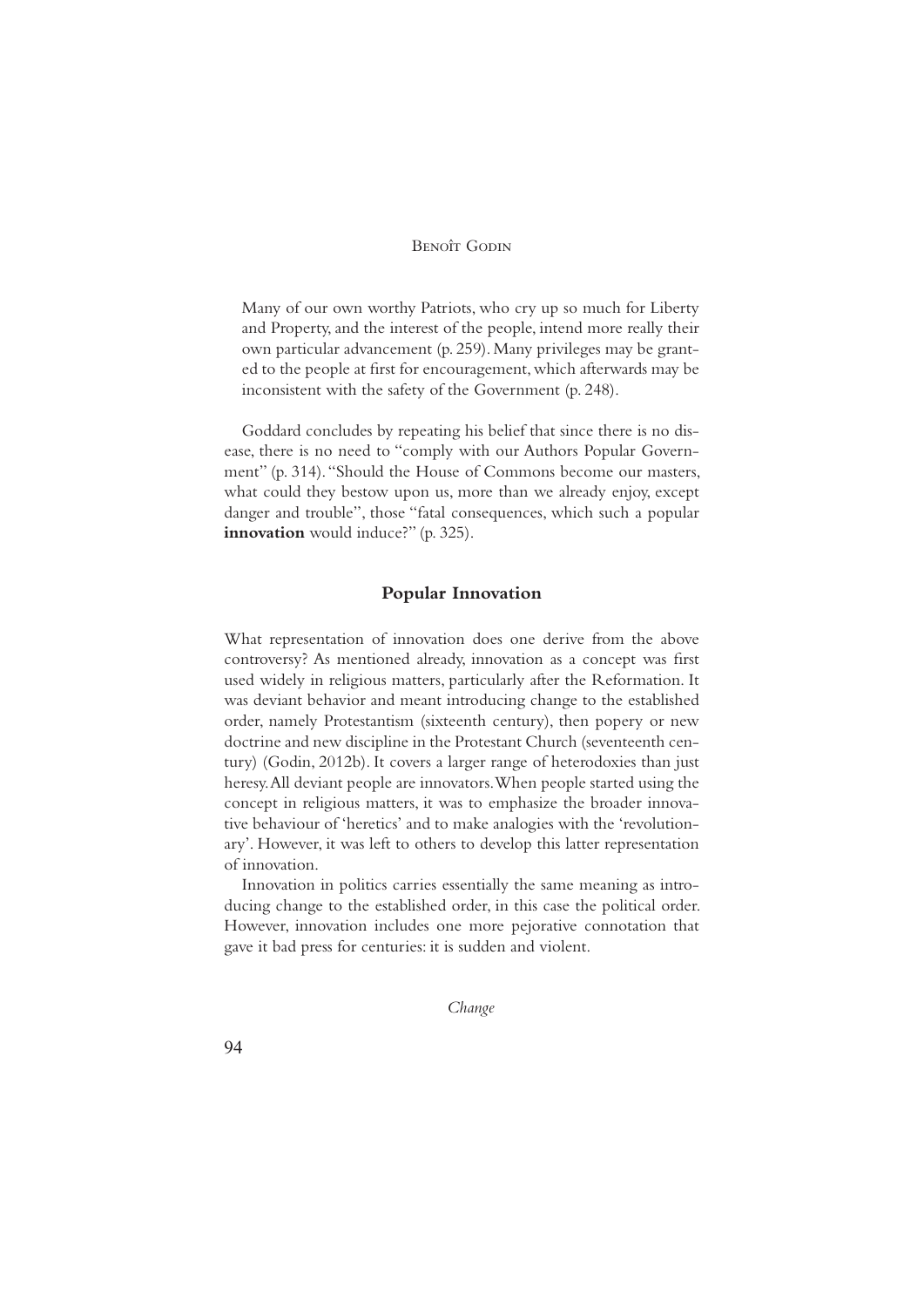> Many of our own worthy Patriots, who cry up so much for Liberty and Property, and the interest of the people, intend more really their own particular advancement (p. 259). Many privileges may be granted to the people at first for encouragement, which afterwards may be inconsistent with the safety of the Government (p. 248).

Goddard concludes by repeating his belief that since there is no disease, there is no need to "comply with our Authors Popular Government" (p. 314). "Should the House of Commons become our masters, what could they bestow upon us, more than we already enjoy, except danger and trouble", those "fatal consequences, which such a popular **innovation** would induce?" (p. 325).

## Popular Innovation

What representation of innovation does one derive from the above controversy? As mentioned already, innovation as a concept was first used widely in religious matters, particularly after the Reformation. It was deviant behavior and meant introducing change to the established order, namely Protestantism (sixteenth century), then popery or new doctrine and new discipline in the Protestant Church (seventeenth century) (Godin, 2012b). It covers a larger range of heterodoxies than just heresy. All deviant people are innovators. When people started using the concept in religious matters, it was to emphasize the broader innovative behaviour of 'heretics' and to make analogies with the 'revolutionary'. However, it was left to others to develop this latter representation of innovation.

Innovation in politics carries essentially the same meaning as introducing change to the established order, in this case the political order. However, innovation includes one more pejorative connotation that gave it bad press for centuries: it is sudden and violent.

*Change*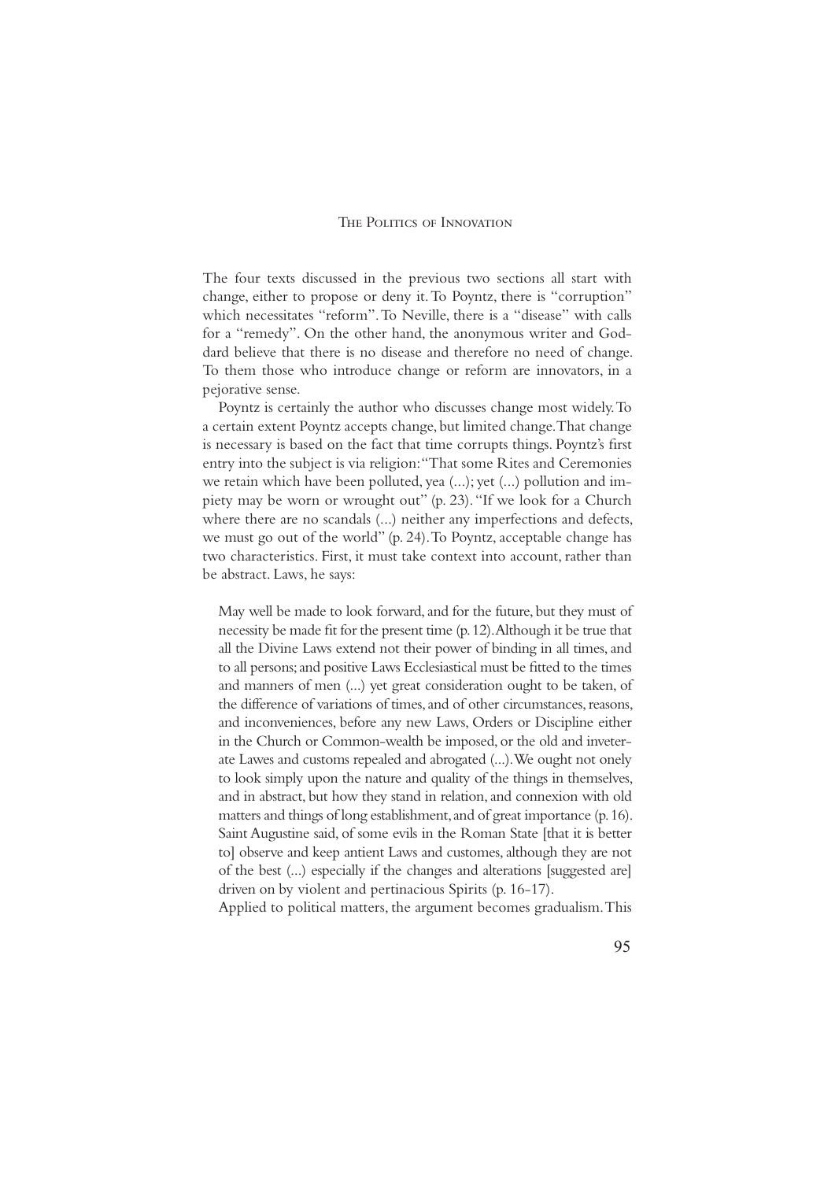The four texts discussed in the previous two sections all start with change, either to propose or deny it. To Poyntz, there is "corruption" which necessitates "reform". To Neville, there is a "disease" with calls for a "remedy". On the other hand, the anonymous writer and Goddard believe that there is no disease and therefore no need of change. To them those who introduce change or reform are innovators, in a pejorative sense.

Poyntz is certainly the author who discusses change most widely. To a certain extent Poyntz accepts change, but limited change. That change is necessary is based on the fact that time corrupts things. Poyntz's first entry into the subject is via religion: "That some Rites and Ceremonies we retain which have been polluted, yea (...); yet (...) pollution and impiety may be worn or wrought out" (p. 23). "If we look for a Church where there are no scandals (...) neither any imperfections and defects, we must go out of the world" (p. 24). To Poyntz, acceptable change has two characteristics. First, it must take context into account, rather than be abstract. Laws, he says:

> May well be made to look forward, and for the future, but they must of necessity be made fit for the present time (p. 12). Although it be true that all the Divine Laws extend not their power of binding in all times, and to all persons; and positive Laws Ecclesiastical must be fitted to the times and manners of men (...) yet great consideration ought to be taken, of the difference of variations of times, and of other circumstances, reasons, and inconveniences, before any new Laws, Orders or Discipline either in the Church or Common-wealth be imposed, or the old and inveterate Lawes and customs repealed and abrogated (...). We ought not onely to look simply upon the nature and quality of the things in themselves, and in abstract, but how they stand in relation, and connexion with old matters and things of long establishment, and of great importance (p. 16). Saint Augustine said, of some evils in the Roman State [that it is better to] observe and keep antient Laws and customes, although they are not of the best (...) especially if the changes and alterations [suggested are] driven on by violent and pertinacious Spirits (p. 16-17).

Applied to political matters, the argument becomes gradualism. This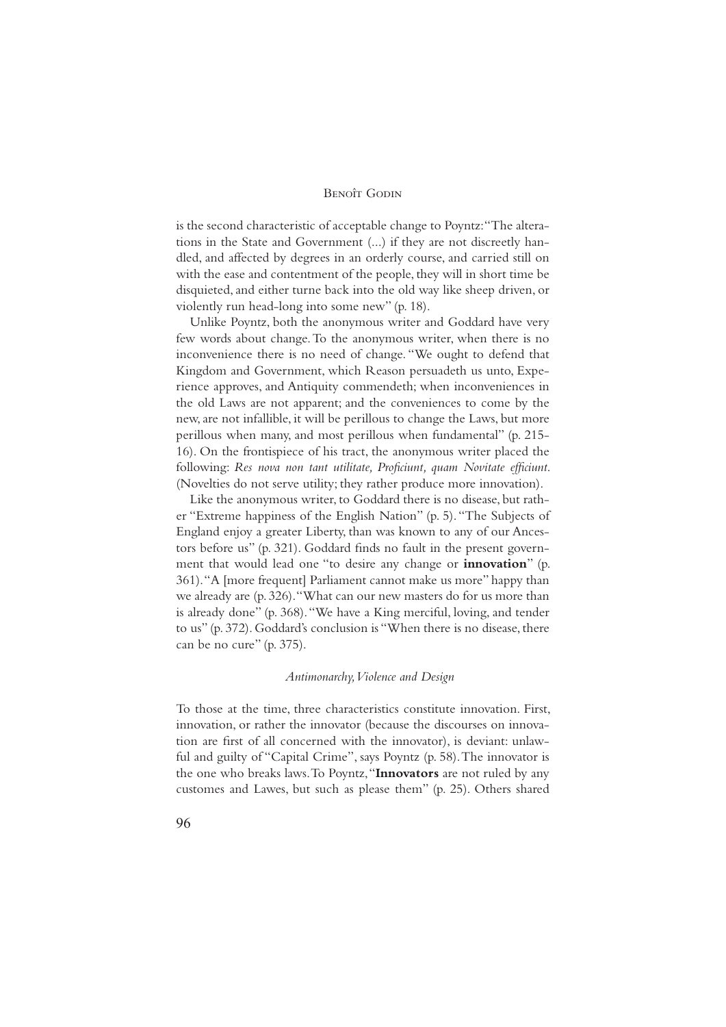is the second characteristic of acceptable change to Poyntz: "The alterations in the State and Government (...) if they are not discreetly handled, and affected by degrees in an orderly course, and carried still on with the ease and contentment of the people, they will in short time be disquieted, and either turne back into the old way like sheep driven, or violently run head-long into some new" (p. 18).

Unlike Poyntz, both the anonymous writer and Goddard have very few words about change. To the anonymous writer, when there is no inconvenience there is no need of change. "We ought to defend that Kingdom and Government, which Reason persuadeth us unto, Experience approves, and Antiquity commendeth; when inconveniences in the old Laws are not apparent; and the conveniences to come by the new, are not infallible, it will be perillous to change the Laws, but more perillous when many, and most perillous when fundamental" (p. 215-16). On the frontispiece of his tract, the anonymous writer placed the following: *Res nova non tant utilitate, Proficiunt, quam Novitate efficiunt*. (Novelties do not serve utility; they rather produce more innovation).

Like the anonymous writer, to Goddard there is no disease, but rather "Extreme happiness of the English Nation" (p. 5). "The Subjects of England enjoy a greater Liberty, than was known to any of our Ancestors before us" (p. 321). Goddard finds no fault in the present government that would lead one "to desire any change or **innovation**" (p. 361). "A [more frequent] Parliament cannot make us more" happy than we already are (p. 326). "What can our new masters do for us more than is already done" (p. 368). "We have a King merciful, loving, and tender to us" (p. 372). Goddard's conclusion is "When there is no disease, there can be no cure" (p. 375).

### *Antimonarchy, Violence and Design*

To those at the time, three characteristics constitute innovation. First, innovation, or rather the innovator (because the discourses on innovation are first of all concerned with the innovator), is deviant: unlawful and guilty of "Capital Crime", says Poyntz (p. 58). The innovator is the one who breaks laws. To Poyntz, "**Innovators** are not ruled by any customes and Lawes, but such as please them" (p. 25). Others shared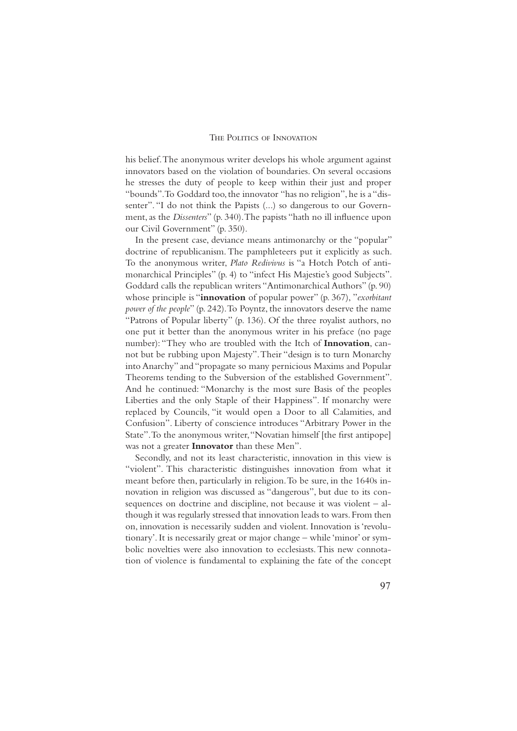his belief. The anonymous writer develops his whole argument against innovators based on the violation of boundaries. On several occasions he stresses the duty of people to keep within their just and proper "bounds". To Goddard too, the innovator "has no religion", he is a "dissenter". "I do not think the Papists (...) so dangerous to our Government, as the *Dissenters*" (p. 340). The papists "hath no ill influence upon our Civil Government" (p. 350).

In the present case, deviance means antimonarchy or the "popular" doctrine of republicanism. The pamphleteers put it explicitly as such. To the anonymous writer, *Plato Redivivus* is "a Hotch Potch of antimonarchical Principles" (p. 4) to "infect His Majestie's good Subjects". Goddard calls the republican writers "Antimonarchical Authors" (p. 90) whose principle is "**innovation** of popular power" (p. 367), "*exorbitant power of the people*" (p. 242). To Poyntz, the innovators deserve the name "Patrons of Popular liberty" (p. 136). Of the three royalist authors, no one put it better than the anonymous writer in his preface (no page number): "They who are troubled with the Itch of **Innovation**, cannot but be rubbing upon Majesty". Their "design is to turn Monarchy into Anarchy" and "propagate so many pernicious Maxims and Popular Theorems tending to the Subversion of the established Government". And he continued: "Monarchy is the most sure Basis of the peoples Liberties and the only Staple of their Happiness". If monarchy were replaced by Councils, "it would open a Door to all Calamities, and Confusion". Liberty of conscience introduces "Arbitrary Power in the State". To the anonymous writer, "Novatian himself [the first antipope] was not a greater **Innovator** than these Men".

Secondly, and not its least characteristic, innovation in this view is "violent". This characteristic distinguishes innovation from what it meant before then, particularly in religion. To be sure, in the 1640s innovation in religion was discussed as "dangerous", but due to its consequences on doctrine and discipline, not because it was violent – although it was regularly stressed that innovation leads to wars. From then on, innovation is necessarily sudden and violent. Innovation is 'revolutionary'. It is necessarily great or major change – while 'minor' or symbolic novelties were also innovation to ecclesiasts. This new connotation of violence is fundamental to explaining the fate of the concept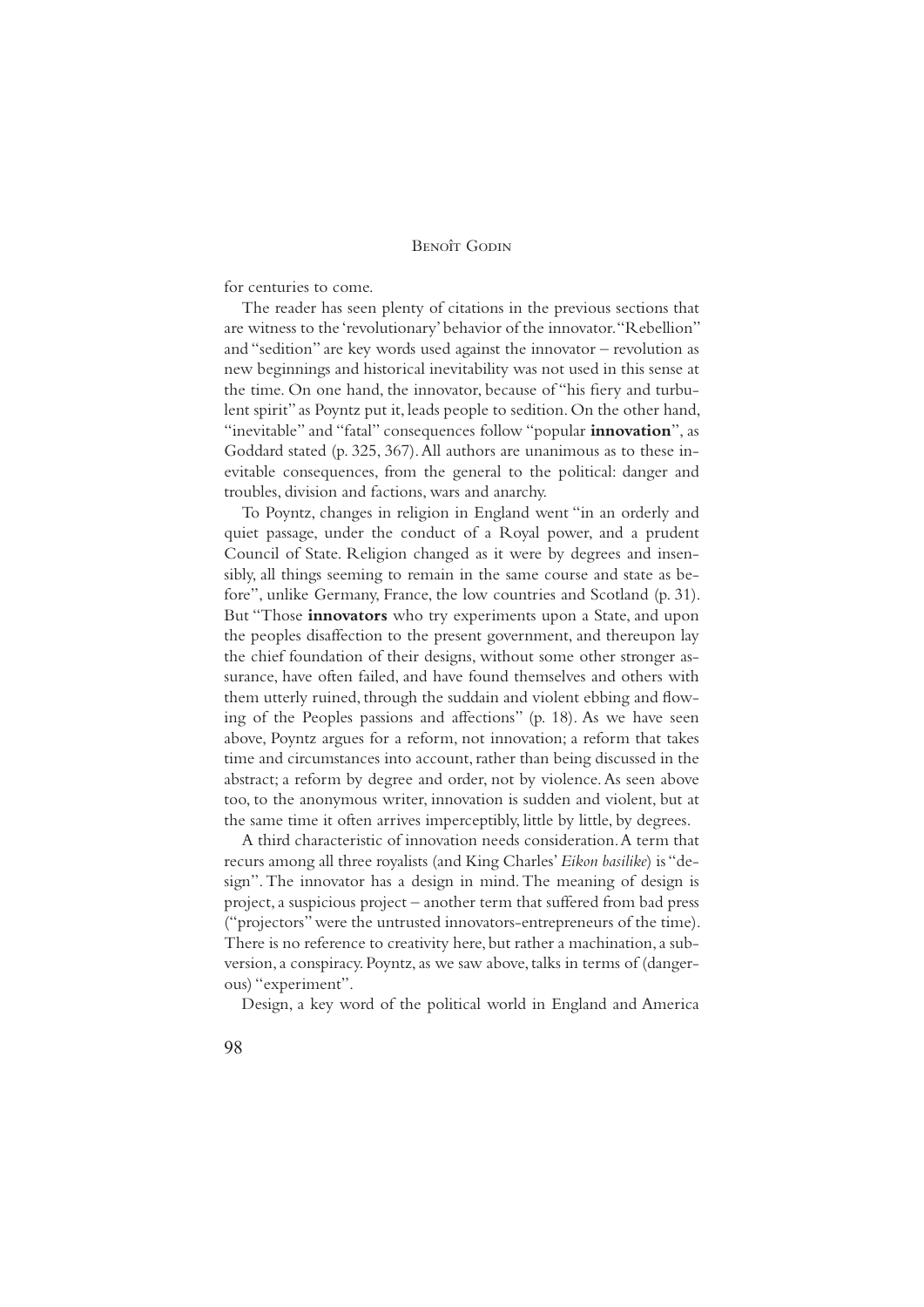for centuries to come.

The reader has seen plenty of citations in the previous sections that are witness to the 'revolutionary' behavior of the innovator. "Rebellion" and "sedition" are key words used against the innovator – revolution as new beginnings and historical inevitability was not used in this sense at the time. On one hand, the innovator, because of "his fiery and turbulent spirit" as Poyntz put it, leads people to sedition. On the other hand, "inevitable" and "fatal" consequences follow "popular **innovation**", as Goddard stated (p. 325, 367). All authors are unanimous as to these inevitable consequences, from the general to the political: danger and troubles, division and factions, wars and anarchy.

To Poyntz, changes in religion in England went "in an orderly and quiet passage, under the conduct of a Royal power, and a prudent Council of State. Religion changed as it were by degrees and insensibly, all things seeming to remain in the same course and state as before", unlike Germany, France, the low countries and Scotland (p. 31). But "Those **innovators** who try experiments upon a State, and upon the peoples disaffection to the present government, and thereupon lay the chief foundation of their designs, without some other stronger assurance, have often failed, and have found themselves and others with them utterly ruined, through the suddain and violent ebbing and flowing of the Peoples passions and affections" (p. 18). As we have seen above, Poyntz argues for a reform, not innovation; a reform that takes time and circumstances into account, rather than being discussed in the abstract; a reform by degree and order, not by violence. As seen above too, to the anonymous writer, innovation is sudden and violent, but at the same time it often arrives imperceptibly, little by little, by degrees.

A third characteristic of innovation needs consideration. A term that recurs among all three royalists (and King Charles' *Eikon basilike*) is "design". The innovator has a design in mind. The meaning of design is project, a suspicious project – another term that suffered from bad press ("projectors" were the untrusted innovators-entrepreneurs of the time). There is no reference to creativity here, but rather a machination, a subversion, a conspiracy. Poyntz, as we saw above, talks in terms of (dangerous) "experiment".

Design, a key word of the political world in England and America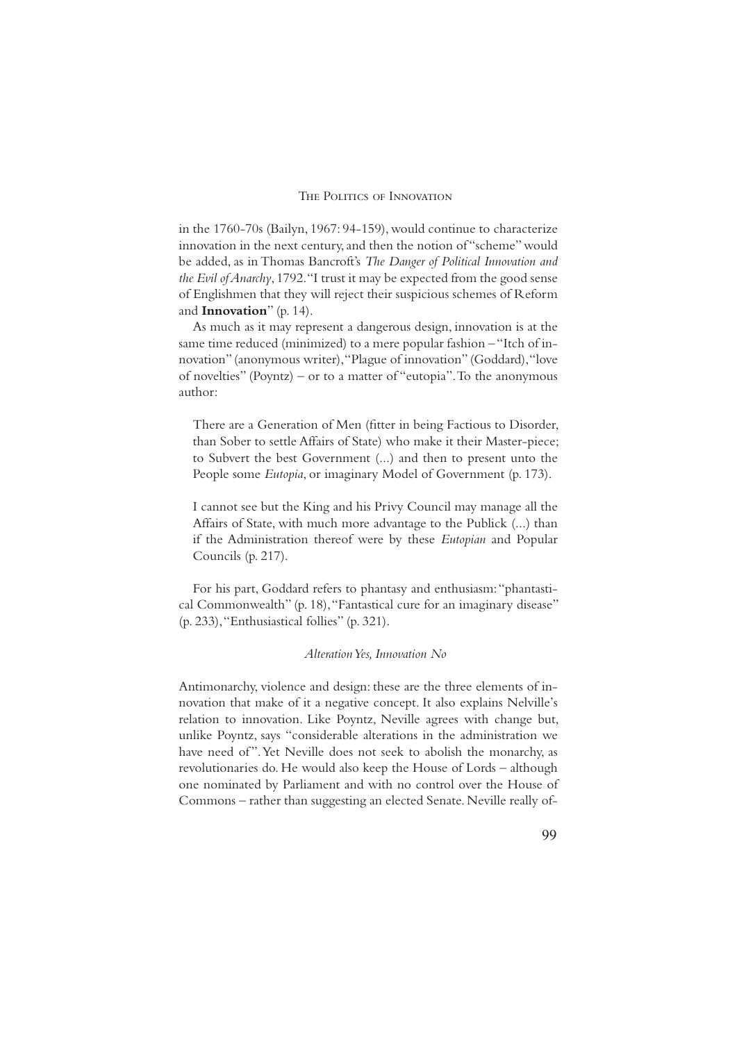in the 1760-70s (Bailyn, 1967: 94-159), would continue to characterize innovation in the next century, and then the notion of "scheme" would be added, as in Thomas Bancroft's *The Danger of Political Innovation and the Evil of Anarchy*, 1792. "I trust it may be expected from the good sense of Englishmen that they will reject their suspicious schemes of Reform and **Innovation**" (p. 14).

As much as it may represent a dangerous design, innovation is at the same time reduced (minimized) to a mere popular fashion – "Itch of innovation" (anonymous writer), "Plague of innovation" (Goddard), "love of novelties" (Poyntz) – or to a matter of "eutopia". To the anonymous author:

> There are a Generation of Men (fitter in being Factious to Disorder, than Sober to settle Affairs of State) who make it their Master-piece; to Subvert the best Government (...) and then to present unto the People some *Eutopia*, or imaginary Model of Government (p. 173).
>
> I cannot see but the King and his Privy Council may manage all the Affairs of State, with much more advantage to the Publick (...) than if the Administration thereof were by these *Eutopian* and Popular Councils (p. 217).

For his part, Goddard refers to phantasy and enthusiasm: "phantastical Commonwealth" (p. 18), "Fantastical cure for an imaginary disease" (p. 233), "Enthusiastical follies" (p. 321).

### *Alteration Yes, Innovation No*

Antimonarchy, violence and design: these are the three elements of innovation that make of it a negative concept. It also explains Nelville's relation to innovation. Like Poyntz, Neville agrees with change but, unlike Poyntz, says "considerable alterations in the administration we have need of". Yet Neville does not seek to abolish the monarchy, as revolutionaries do. He would also keep the House of Lords – although one nominated by Parliament and with no control over the House of Commons – rather than suggesting an elected Senate. Neville really of-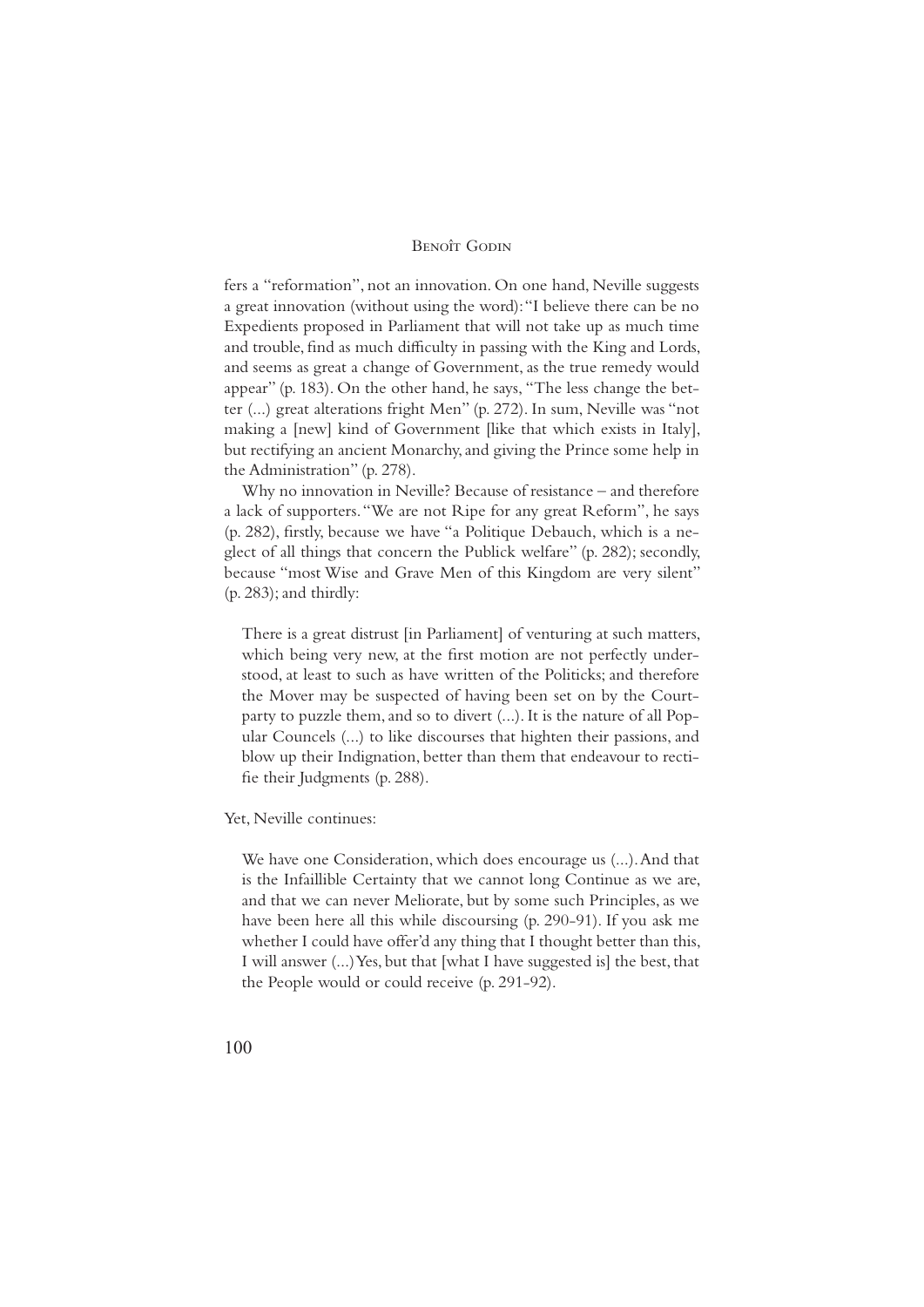fers a "reformation", not an innovation. On one hand, Neville suggests a great innovation (without using the word): "I believe there can be no Expedients proposed in Parliament that will not take up as much time and trouble, find as much difficulty in passing with the King and Lords, and seems as great a change of Government, as the true remedy would appear" (p. 183). On the other hand, he says, "The less change the better (...) great alterations fright Men" (p. 272). In sum, Neville was "not making a [new] kind of Government [like that which exists in Italy], but rectifying an ancient Monarchy, and giving the Prince some help in the Administration" (p. 278).

Why no innovation in Neville? Because of resistance – and therefore a lack of supporters. "We are not Ripe for any great Reform", he says (p. 282), firstly, because we have "a Politique Debauch, which is a neglect of all things that concern the Publick welfare" (p. 282); secondly, because "most Wise and Grave Men of this Kingdom are very silent" (p. 283); and thirdly:

> There is a great distrust [in Parliament] of venturing at such matters, which being very new, at the first motion are not perfectly understood, at least to such as have written of the Politicks; and therefore the Mover may be suspected of having been set on by the Court-party to puzzle them, and so to divert (...). It is the nature of all Popular Councels (...) to like discourses that highten their passions, and blow up their Indignation, better than them that endeavour to rectifie their Judgments (p. 288).

Yet, Neville continues:

> We have one Consideration, which does encourage us (...). And that is the Infaillible Certainty that we cannot long Continue as we are, and that we can never Meliorate, but by some such Principles, as we have been here all this while discoursing (p. 290-91). If you ask me whether I could have offer'd any thing that I thought better than this, I will answer (...) Yes, but that [what I have suggested is] the best, that the People would or could receive (p. 291-92).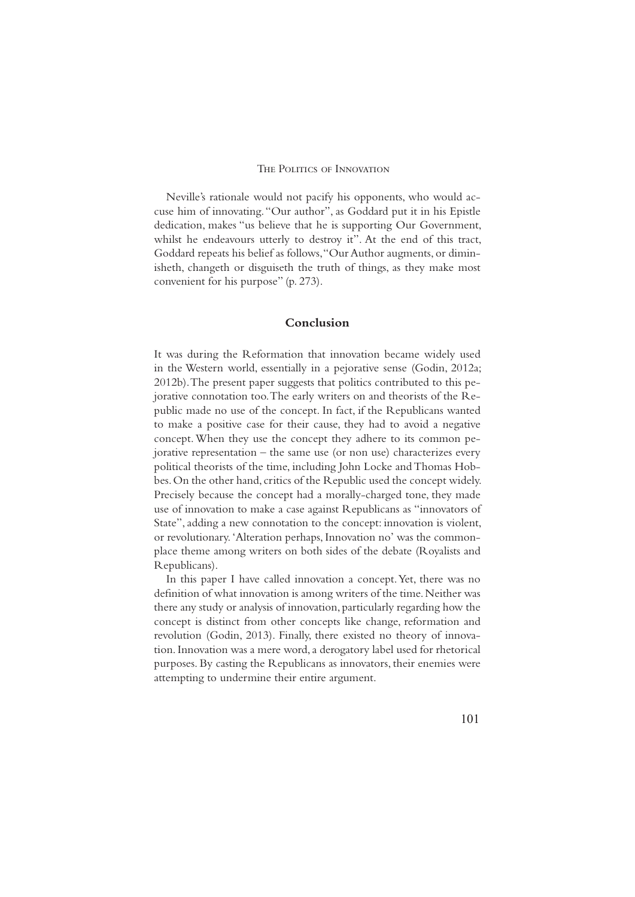Neville's rationale would not pacify his opponents, who would accuse him of innovating. "Our author", as Goddard put it in his Epistle dedication, makes "us believe that he is supporting Our Government, whilst he endeavours utterly to destroy it". At the end of this tract, Goddard repeats his belief as follows, "Our Author augments, or diminisheth, changeth or disguiseth the truth of things, as they make most convenient for his purpose" (p. 273).

## Conclusion

It was during the Reformation that innovation became widely used in the Western world, essentially in a pejorative sense (Godin, 2012a; 2012b). The present paper suggests that politics contributed to this pejorative connotation too. The early writers on and theorists of the Republic made no use of the concept. In fact, if the Republicans wanted to make a positive case for their cause, they had to avoid a negative concept. When they use the concept they adhere to its common pejorative representation – the same use (or non use) characterizes every political theorists of the time, including John Locke and Thomas Hobbes. On the other hand, critics of the Republic used the concept widely. Precisely because the concept had a morally-charged tone, they made use of innovation to make a case against Republicans as "innovators of State", adding a new connotation to the concept: innovation is violent, or revolutionary. 'Alteration perhaps, Innovation no' was the commonplace theme among writers on both sides of the debate (Royalists and Republicans).

In this paper I have called innovation a concept. Yet, there was no definition of what innovation is among writers of the time. Neither was there any study or analysis of innovation, particularly regarding how the concept is distinct from other concepts like change, reformation and revolution (Godin, 2013). Finally, there existed no theory of innovation. Innovation was a mere word, a derogatory label used for rhetorical purposes. By casting the Republicans as innovators, their enemies were attempting to undermine their entire argument.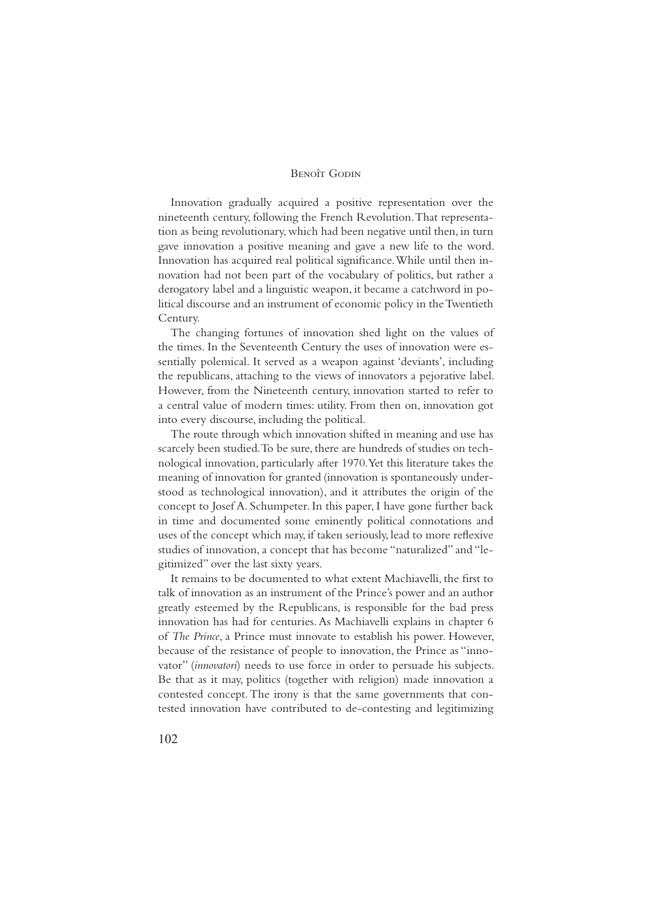Innovation gradually acquired a positive representation over the nineteenth century, following the French Revolution. That representation as being revolutionary, which had been negative until then, in turn gave innovation a positive meaning and gave a new life to the word. Innovation has acquired real political significance. While until then innovation had not been part of the vocabulary of politics, but rather a derogatory label and a linguistic weapon, it became a catchword in political discourse and an instrument of economic policy in the Twentieth Century.

The changing fortunes of innovation shed light on the values of the times. In the Seventeenth Century the uses of innovation were essentially polemical. It served as a weapon against 'deviants', including the republicans, attaching to the views of innovators a pejorative label. However, from the Nineteenth century, innovation started to refer to a central value of modern times: utility. From then on, innovation got into every discourse, including the political.

The route through which innovation shifted in meaning and use has scarcely been studied. To be sure, there are hundreds of studies on technological innovation, particularly after 1970. Yet this literature takes the meaning of innovation for granted (innovation is spontaneously understood as technological innovation), and it attributes the origin of the concept to Josef A. Schumpeter. In this paper, I have gone further back in time and documented some eminently political connotations and uses of the concept which may, if taken seriously, lead to more reflexive studies of innovation, a concept that has become "naturalized" and "legitimized" over the last sixty years.

It remains to be documented to what extent Machiavelli, the first to talk of innovation as an instrument of the Prince's power and an author greatly esteemed by the Republicans, is responsible for the bad press innovation has had for centuries. As Machiavelli explains in chapter 6 of *The Prince*, a Prince must innovate to establish his power. However, because of the resistance of people to innovation, the Prince as "innovator" (*innovatori*) needs to use force in order to persuade his subjects. Be that as it may, politics (together with religion) made innovation a contested concept. The irony is that the same governments that contested innovation have contributed to de-contesting and legitimizing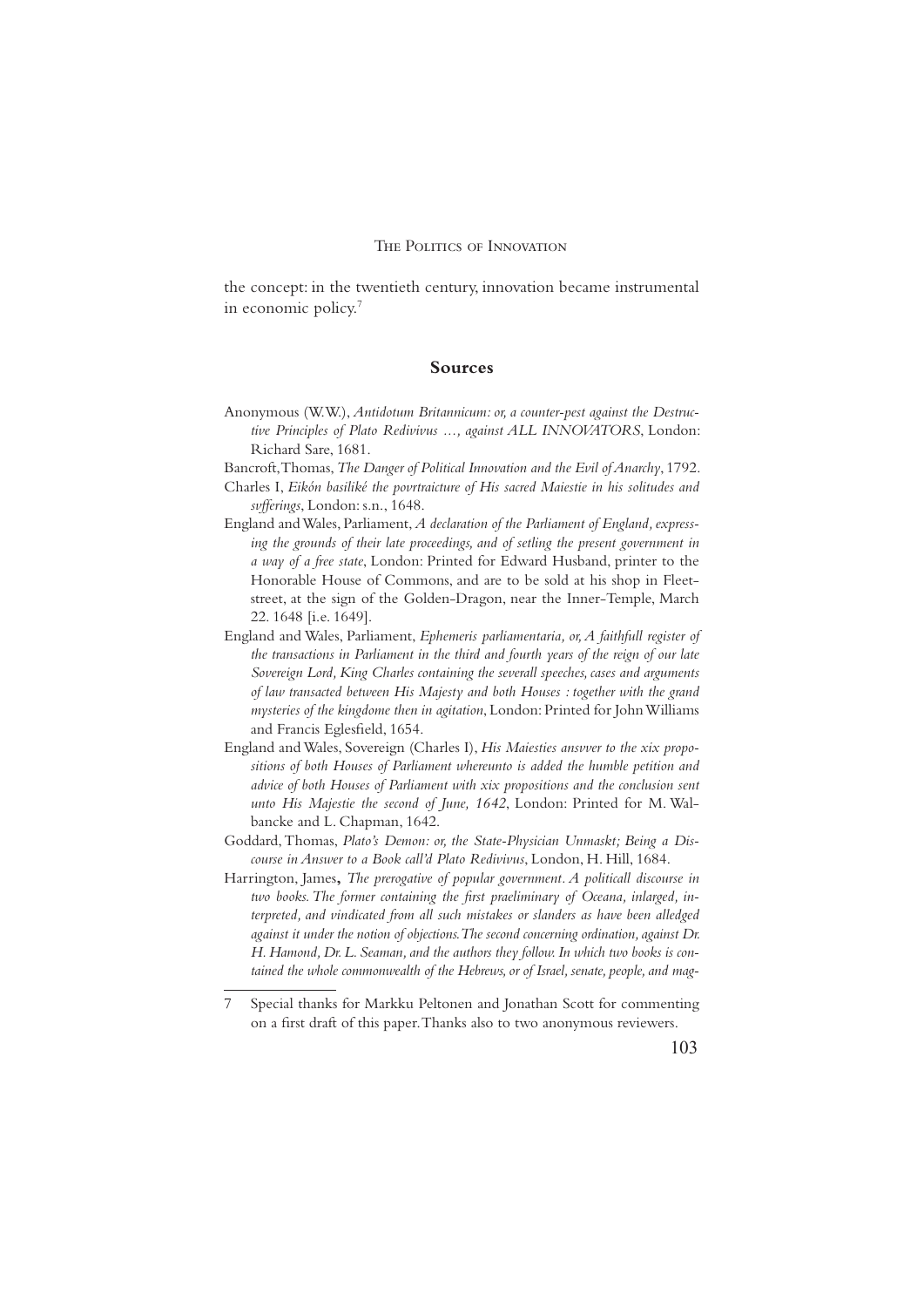the concept: in the twentieth century, innovation became instrumental in economic policy.[7]

## Sources

Anonymous (W.W.), *Antidotum Britannicum: or, a counter-pest against the Destructive Principles of Plato Redivivus …, against ALL INNOVATORS*, London: Richard Sare, 1681.

Bancroft, Thomas, *The Danger of Political Innovation and the Evil of Anarchy*, 1792.

Charles I, *Eikón basiliké the povrtraicture of His sacred Maiestie in his solitudes and svfferings*, London: s.n., 1648.

England and Wales, Parliament, *A declaration of the Parliament of England, expressing the grounds of their late proceedings, and of setling the present government in a way of a free state*, London: Printed for Edward Husband, printer to the Honorable House of Commons, and are to be sold at his shop in Fleetstreet, at the sign of the Golden-Dragon, near the Inner-Temple, March 22. 1648 [i.e. 1649].

England and Wales, Parliament, *Ephemeris parliamentaria, or, A faithfull register of the transactions in Parliament in the third and fourth years of the reign of our late Sovereign Lord, King Charles containing the severall speeches, cases and arguments of law transacted between His Majesty and both Houses : together with the grand mysteries of the kingdome then in agitation*, London: Printed for John Williams and Francis Eglesfield, 1654.

England and Wales, Sovereign (Charles I), *His Maiesties ansvver to the xix propositions of both Houses of Parliament whereunto is added the humble petition and advice of both Houses of Parliament with xix propositions and the conclusion sent unto His Majestie the second of June, 1642*, London: Printed for M. Walbancke and L. Chapman, 1642.

Goddard, Thomas, *Plato's Demon: or, the State-Physician Unmaskt; Being a Discourse in Answer to a Book call'd Plato Redivivus*, London, H. Hill, 1684.

Harrington, James**,** *The prerogative of popular government. A politicall discourse in two books. The former containing the first praeliminary of Oceana, inlarged, interpreted, and vindicated from all such mistakes or slanders as have been alledged against it under the notion of objections. The second concerning ordination, against Dr. H. Hamond, Dr. L. Seaman, and the authors they follow. In which two books is contained the whole commonwealth of the Hebrews, or of Israel, senate, people, and mag-*

---

7 Special thanks for Markku Peltonen and Jonathan Scott for commenting on a first draft of this paper. Thanks also to two anonymous reviewers.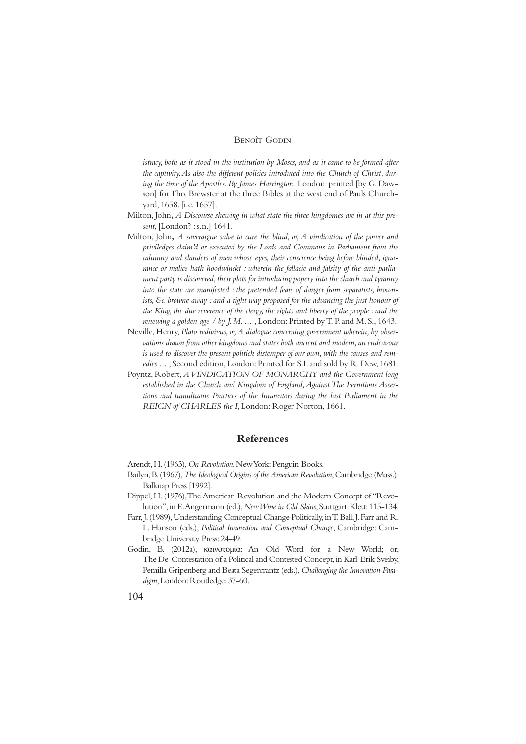*istracy, both as it stood in the institution by Moses, and as it came to be formed after the captivity. As also the different policies introduced into the Church of Christ, during the time of the Apostles. By James Harrington.* London: printed [by G. Dawson] for Tho. Brewster at the three Bibles at the west end of Pauls Churchyard, 1658. [i.e. 1657].

Milton, John**,** *A Discourse shewing in what state the three kingdomes are in at this present*, [London? : s.n.] 1641.

Milton, John**,** *A soveraigne salve to cure the blind, or, A vindication of the power and priviledges claim'd or executed by the Lords and Commons in Parliament from the calumny and slanders of men whose eyes, their conscience being before blinded, ignorance or malice hath hoodwinckt : wherein the fallacie and falsity of the anti-parliament party is discovered, their plots for introducing popery into the church and tyranny into the state are manifested : the pretended fears of danger from separatists, brownists, &c. browne away : and a right way proposed for the advancing the just honour of the King, the due reverence of the clergy, the rights and liberty of the people : and the renewing a golden age / by J. M. ...* , London: Printed by T. P. and M. S., 1643.

Neville, Henry, *Plato redivivus, or, A dialogue concerning government wherein, by observations drawn from other kingdoms and states both ancient and modern, an endeavour is used to discover the present politick distemper of our own, with the causes and remedies ...* , Second edition, London: Printed for S.I. and sold by R. Dew, 1681.

Poyntz, Robert, *A VINDICATION OF MONARCHY and the Government long established in the Church and Kingdom of England, Against The Pernitious Assertions and tumultuous Practices of the Innovators during the last Parliament in the REIGN of CHARLES the I*, London: Roger Norton, 1661.

## References

Arendt, H. (1963), *On Revolution*, New York: Penguin Books.

Bailyn, B. (1967), *The Ideological Origins of the American Revolution*, Cambridge (Mass.): Balknap Press [1992].

Dippel, H. (1976), The American Revolution and the Modern Concept of "Revolution", in E. Angermann (ed.), *New Wine in Old Skins*, Stuttgart: Klett: 115-134.

Farr, J. (1989), Understanding Conceptual Change Politically, in T. Ball, J. Farr and R. L. Hanson (eds.), *Political Innovation and Conceptual Change*, Cambridge: Cambridge University Press: 24-49.

Godin, B. (2012a), καινοτομία: An Old Word for a New World; or, The De-Contestation of a Political and Contested Concept, in Karl-Erik Sveiby, Pernilla Gripenberg and Beata Segercrantz (eds.), *Challenging the Innovation Paradigm*, London: Routledge: 37-60.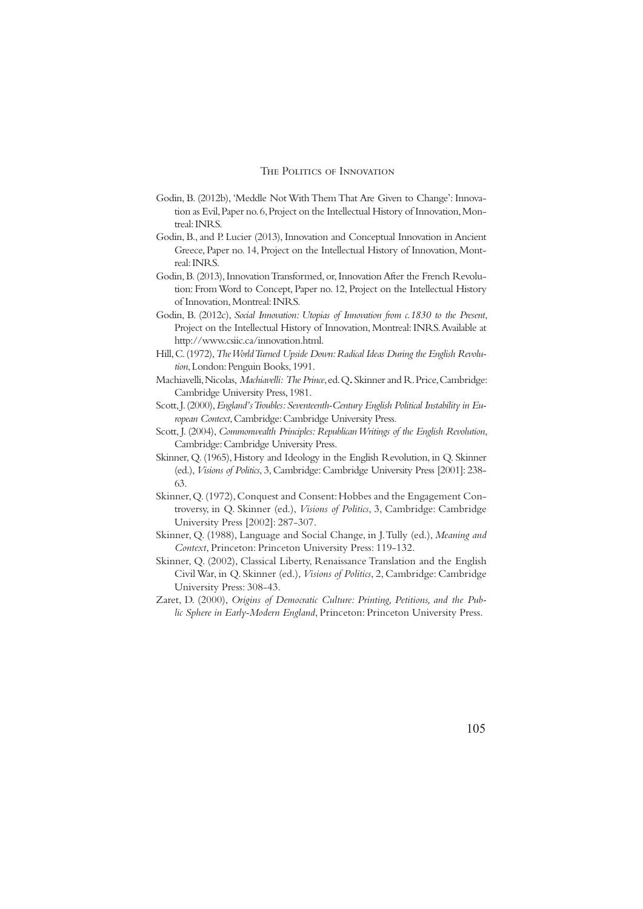Godin, B. (2012b), 'Meddle Not With Them That Are Given to Change': Innovation as Evil, Paper no. 6, Project on the Intellectual History of Innovation, Montreal: INRS.

Godin, B., and P. Lucier (2013), Innovation and Conceptual Innovation in Ancient Greece, Paper no. 14, Project on the Intellectual History of Innovation, Montreal: INRS.

Godin, B. (2013), Innovation Transformed, or, Innovation After the French Revolution: From Word to Concept, Paper no. 12, Project on the Intellectual History of Innovation, Montreal: INRS.

Godin, B. (2012c), *Social Innovation: Utopias of Innovation from c.1830 to the Present*, Project on the Intellectual History of Innovation, Montreal: INRS. Available at http://www.csiic.ca/innovation.html.

Hill, C. (1972), *The World Turned Upside Down: Radical Ideas During the English Revolution*, London: Penguin Books, 1991.

Machiavelli, Nicolas, *Machiavelli: The Prince*, ed. Q. Skinner and R. Price, Cambridge: Cambridge University Press, 1981.

Scott, J. (2000), *England's Troubles: Seventeenth-Century English Political Instability in European Context*, Cambridge: Cambridge University Press.

Scott, J. (2004), *Commonwealth Principles: Republican Writings of the English Revolution*, Cambridge: Cambridge University Press.

Skinner, Q. (1965), History and Ideology in the English Revolution, in Q. Skinner (ed.), *Visions of Politics*, 3, Cambridge: Cambridge University Press [2001]: 238-63.

Skinner, Q. (1972), Conquest and Consent: Hobbes and the Engagement Controversy, in Q. Skinner (ed.), *Visions of Politics*, 3, Cambridge: Cambridge University Press [2002]: 287-307.

Skinner, Q. (1988), Language and Social Change, in J. Tully (ed.), *Meaning and Context*, Princeton: Princeton University Press: 119-132.

Skinner, Q. (2002), Classical Liberty, Renaissance Translation and the English Civil War, in Q. Skinner (ed.), *Visions of Politics*, 2, Cambridge: Cambridge University Press: 308-43.

Zaret, D. (2000), *Origins of Democratic Culture: Printing, Petitions, and the Public Sphere in Early-Modern England*, Princeton: Princeton University Press.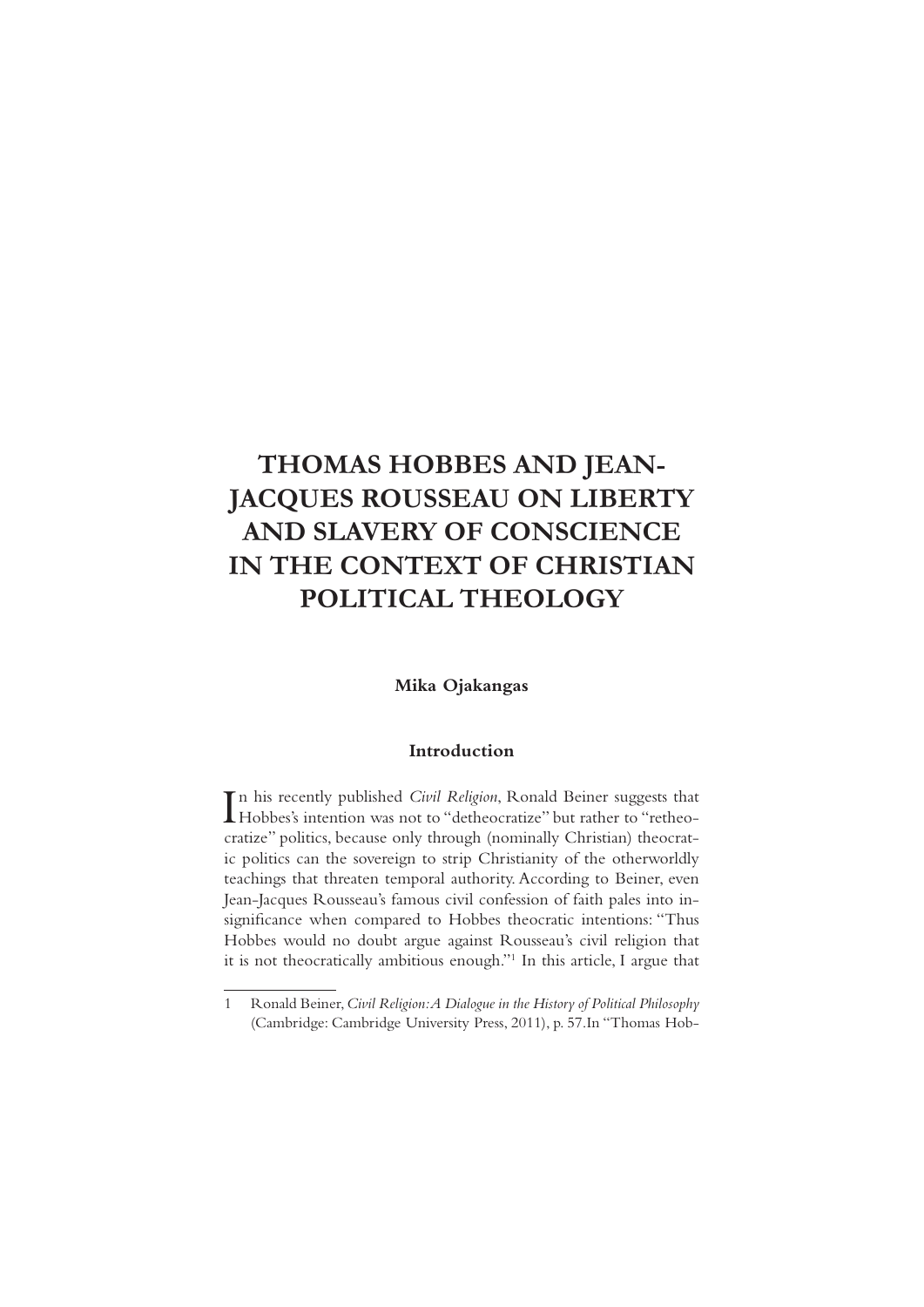# THOMAS HOBBES AND JEAN-JACQUES ROUSSEAU ON LIBERTY AND SLAVERY OF CONSCIENCE IN THE CONTEXT OF CHRISTIAN POLITICAL THEOLOGY

**Mika Ojakangas**

## Introduction

In his recently published *Civil Religion*, Ronald Beiner suggests that Hobbes's intention was not to "detheocratize" but rather to "retheocratize" politics, because only through (nominally Christian) theocratic politics can the sovereign to strip Christianity of the otherworldly teachings that threaten temporal authority. According to Beiner, even Jean-Jacques Rousseau's famous civil confession of faith pales into insignificance when compared to Hobbes theocratic intentions: "Thus Hobbes would no doubt argue against Rousseau's civil religion that it is not theocratically ambitious enough."[1] In this article, I argue that

---

1 Ronald Beiner, *Civil Religion: A Dialogue in the History of Political Philosophy* (Cambridge: Cambridge University Press, 2011), p. 57.In "Thomas Hob-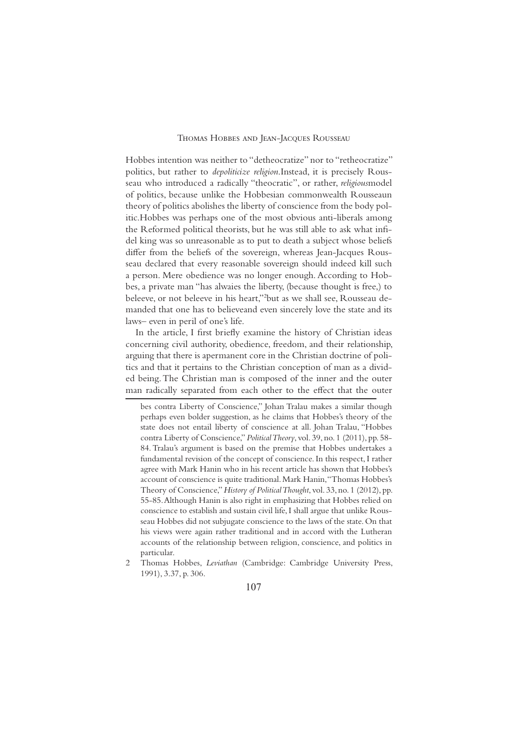Hobbes intention was neither to "detheocratize" nor to "retheocratize" politics, but rather to *depoliticize religion*.Instead, it is precisely Rousseau who introduced a radically "theocratic", or rather, *religious*model of politics, because unlike the Hobbesian commonwealth Rousseaun theory of politics abolishes the liberty of conscience from the body politic.Hobbes was perhaps one of the most obvious anti-liberals among the Reformed political theorists, but he was still able to ask what infidel king was so unreasonable as to put to death a subject whose beliefs differ from the beliefs of the sovereign, whereas Jean-Jacques Rousseau declared that every reasonable sovereign should indeed kill such a person. Mere obedience was no longer enough. According to Hobbes, a private man "has alwaies the liberty, (because thought is free,) to beleeve, or not beleeve in his heart,"[2]but as we shall see, Rousseau demanded that one has to believeand even sincerely love the state and its laws– even in peril of one's life.

In the article, I first briefly examine the history of Christian ideas concerning civil authority, obedience, freedom, and their relationship, arguing that there is apermanent core in the Christian doctrine of politics and that it pertains to the Christian conception of man as a divided being. The Christian man is composed of the inner and the outer man radically separated from each other to the effect that the outer

bes contra Liberty of Conscience," Johan Tralau makes a similar though perhaps even bolder suggestion, as he claims that Hobbes's theory of the state does not entail liberty of conscience at all. Johan Tralau, "Hobbes contra Liberty of Conscience," *Political Theory*, vol. 39, no. 1 (2011), pp. 58-84. Tralau's argument is based on the premise that Hobbes undertakes a fundamental revision of the concept of conscience. In this respect, I rather agree with Mark Hanin who in his recent article has shown that Hobbes's account of conscience is quite traditional. Mark Hanin, "Thomas Hobbes's Theory of Conscience," *History of Political Thought*, vol. 33, no. 1 (2012), pp. 55-85. Although Hanin is also right in emphasizing that Hobbes relied on conscience to establish and sustain civil life, I shall argue that unlike Rousseau Hobbes did not subjugate conscience to the laws of the state. On that his views were again rather traditional and in accord with the Lutheran accounts of the relationship between religion, conscience, and politics in particular.

2 Thomas Hobbes, *Leviathan* (Cambridge: Cambridge University Press, 1991), 3.37, p. 306.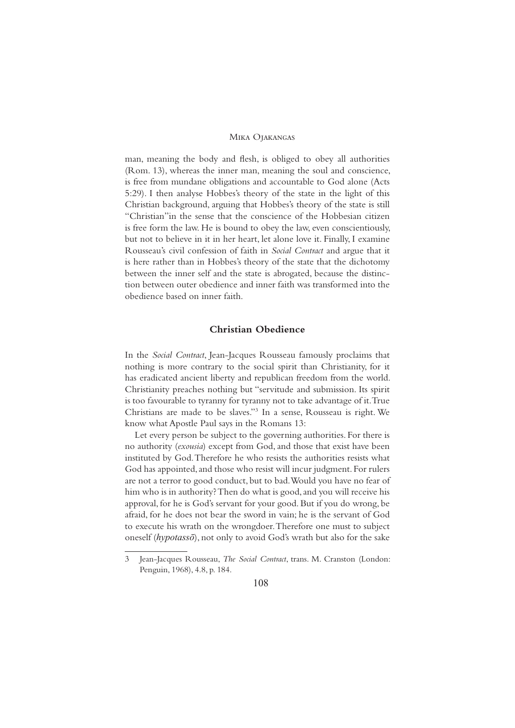man, meaning the body and flesh, is obliged to obey all authorities (Rom. 13), whereas the inner man, meaning the soul and conscience, is free from mundane obligations and accountable to God alone (Acts 5:29). I then analyse Hobbes's theory of the state in the light of this Christian background, arguing that Hobbes's theory of the state is still "Christian"in the sense that the conscience of the Hobbesian citizen is free form the law. He is bound to obey the law, even conscientiously, but not to believe in it in her heart, let alone love it. Finally, I examine Rousseau's civil confession of faith in *Social Contract* and argue that it is here rather than in Hobbes's theory of the state that the dichotomy between the inner self and the state is abrogated, because the distinction between outer obedience and inner faith was transformed into the obedience based on inner faith.

## Christian Obedience

In the *Social Contract*, Jean-Jacques Rousseau famously proclaims that nothing is more contrary to the social spirit than Christianity, for it has eradicated ancient liberty and republican freedom from the world. Christianity preaches nothing but "servitude and submission. Its spirit is too favourable to tyranny for tyranny not to take advantage of it. True Christians are made to be slaves."[3] In a sense, Rousseau is right. We know what Apostle Paul says in the Romans 13:

Let every person be subject to the governing authorities. For there is no authority (*exousia*) except from God, and those that exist have been instituted by God. Therefore he who resists the authorities resists what God has appointed, and those who resist will incur judgment. For rulers are not a terror to good conduct, but to bad. Would you have no fear of him who is in authority? Then do what is good, and you will receive his approval, for he is God's servant for your good. But if you do wrong, be afraid, for he does not bear the sword in vain; he is the servant of God to execute his wrath on the wrongdoer. Therefore one must to subject oneself (*hypotassō*), not only to avoid God's wrath but also for the sake

---

3 Jean-Jacques Rousseau, *The Social Contract*, trans. M. Cranston (London: Penguin, 1968), 4.8, p. 184.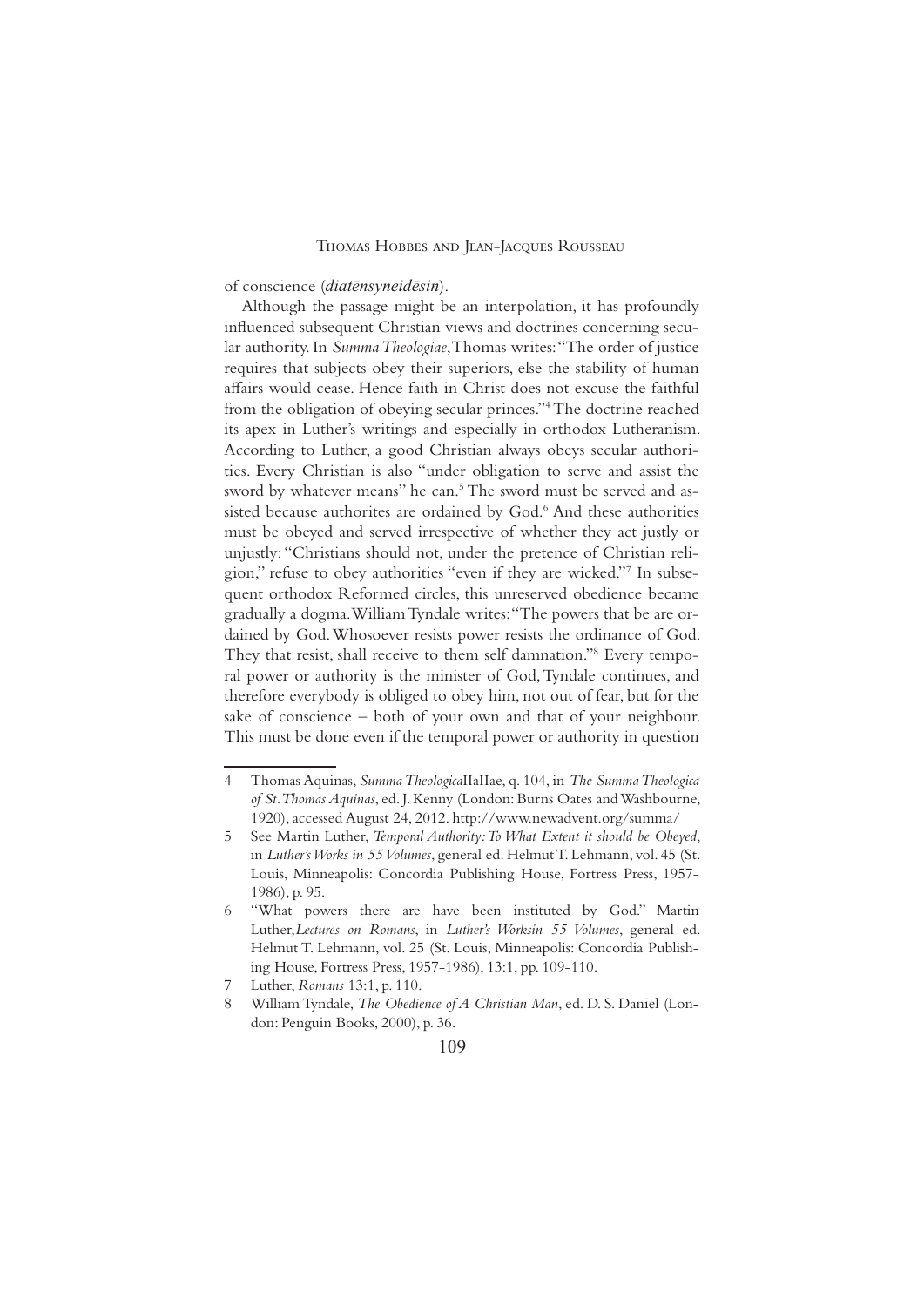of conscience (*diatēnsyneidēsin*).

Although the passage might be an interpolation, it has profoundly influenced subsequent Christian views and doctrines concerning secular authority. In *Summa Theologiae*, Thomas writes: "The order of justice requires that subjects obey their superiors, else the stability of human affairs would cease. Hence faith in Christ does not excuse the faithful from the obligation of obeying secular princes."[4] The doctrine reached its apex in Luther's writings and especially in orthodox Lutheranism. According to Luther, a good Christian always obeys secular authorities. Every Christian is also "under obligation to serve and assist the sword by whatever means" he can.[5] The sword must be served and assisted because authorites are ordained by God.[6] And these authorities must be obeyed and served irrespective of whether they act justly or unjustly: "Christians should not, under the pretence of Christian religion," refuse to obey authorities "even if they are wicked."[7] In subsequent orthodox Reformed circles, this unreserved obedience became gradually a dogma. William Tyndale writes: "The powers that be are ordained by God. Whosoever resists power resists the ordinance of God. They that resist, shall receive to them self damnation."[8] Every temporal power or authority is the minister of God, Tyndale continues, and therefore everybody is obliged to obey him, not out of fear, but for the sake of conscience – both of your own and that of your neighbour. This must be done even if the temporal power or authority in question

---

4 Thomas Aquinas, *Summa Theologica* IIaIIae, q. 104, in *The Summa Theologica of St. Thomas Aquinas*, ed. J. Kenny (London: Burns Oates and Washbourne, 1920), accessed August 24, 2012. http://www.newadvent.org/summa/

5 See Martin Luther, *Temporal Authority: To What Extent it should be Obeyed*, in *Luther's Works in 55 Volumes*, general ed. Helmut T. Lehmann, vol. 45 (St. Louis, Minneapolis: Concordia Publishing House, Fortress Press, 1957-1986), p. 95.

6 "What powers there are have been instituted by God." Martin Luther, *Lectures on Romans*, in *Luther's Works in 55 Volumes*, general ed. Helmut T. Lehmann, vol. 25 (St. Louis, Minneapolis: Concordia Publishing House, Fortress Press, 1957-1986), 13:1, pp. 109-110.

7 Luther, *Romans* 13:1, p. 110.

8 William Tyndale, *The Obedience of A Christian Man*, ed. D. S. Daniel (London: Penguin Books, 2000), p. 36.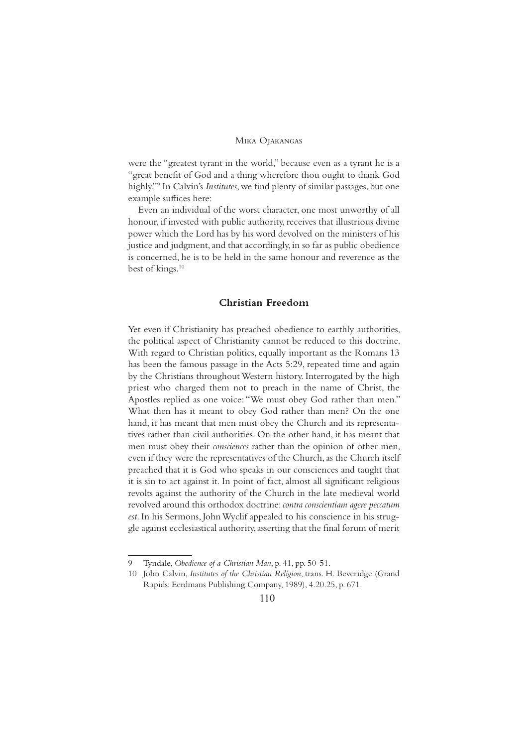were the "greatest tyrant in the world," because even as a tyrant he is a "great benefit of God and a thing wherefore thou ought to thank God highly."[9] In Calvin's *Institutes*, we find plenty of similar passages, but one example suffices here:

> Even an individual of the worst character, one most unworthy of all honour, if invested with public authority, receives that illustrious divine power which the Lord has by his word devolved on the ministers of his justice and judgment, and that accordingly, in so far as public obedience is concerned, he is to be held in the same honour and reverence as the best of kings.[10]

## Christian Freedom

Yet even if Christianity has preached obedience to earthly authorities, the political aspect of Christianity cannot be reduced to this doctrine. With regard to Christian politics, equally important as the Romans 13 has been the famous passage in the Acts 5:29, repeated time and again by the Christians throughout Western history. Interrogated by the high priest who charged them not to preach in the name of Christ, the Apostles replied as one voice: "We must obey God rather than men." What then has it meant to obey God rather than men? On the one hand, it has meant that men must obey the Church and its representatives rather than civil authorities. On the other hand, it has meant that men must obey their *consciences* rather than the opinion of other men, even if they were the representatives of the Church, as the Church itself preached that it is God who speaks in our consciences and taught that it is sin to act against it. In point of fact, almost all significant religious revolts against the authority of the Church in the late medieval world revolved around this orthodox doctrine: *contra conscientiam agere peccatum est*. In his Sermons, John Wyclif appealed to his conscience in his struggle against ecclesiastical authority, asserting that the final forum of merit

---

9 Tyndale, *Obedience of a Christian Man*, p. 41, pp. 50-51.

10 John Calvin, *Institutes of the Christian Religion*, trans. H. Beveridge (Grand Rapids: Eerdmans Publishing Company, 1989), 4.20.25, p. 671.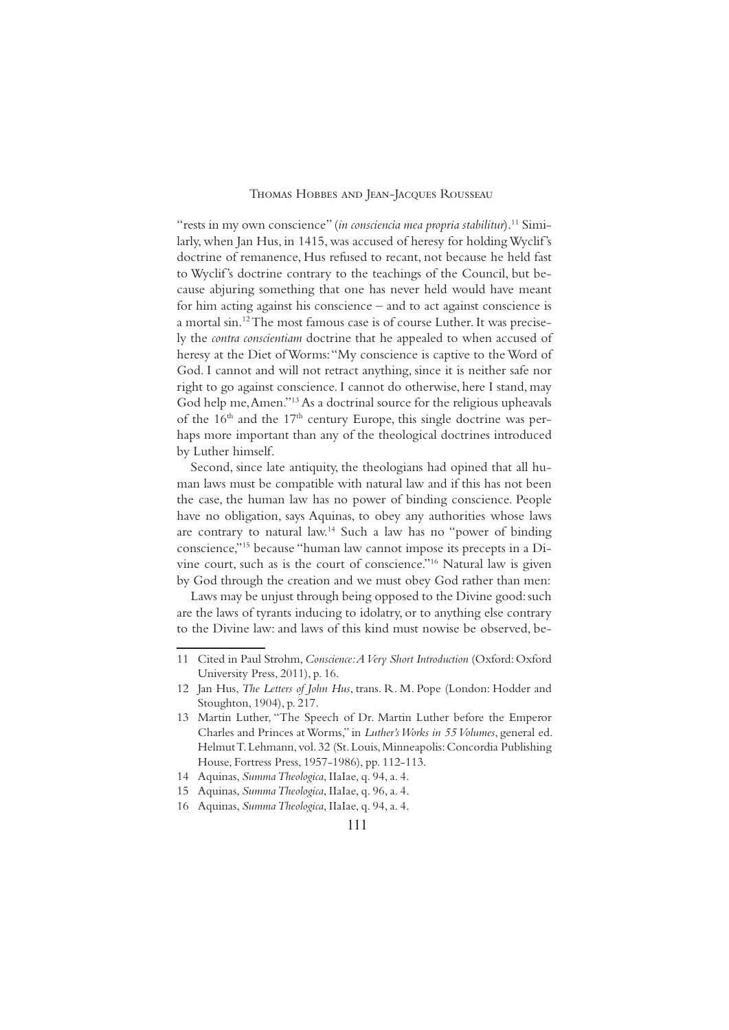"rests in my own conscience" (*in consciencia mea propria stabilitur*).[11] Similarly, when Jan Hus, in 1415, was accused of heresy for holding Wyclif's doctrine of remanence, Hus refused to recant, not because he held fast to Wyclif's doctrine contrary to the teachings of the Council, but because abjuring something that one has never held would have meant for him acting against his conscience – and to act against conscience is a mortal sin.[12] The most famous case is of course Luther. It was precisely the *contra conscientiam* doctrine that he appealed to when accused of heresy at the Diet of Worms: "My conscience is captive to the Word of God. I cannot and will not retract anything, since it is neither safe nor right to go against conscience. I cannot do otherwise, here I stand, may God help me, Amen."[13] As a doctrinal source for the religious upheavals of the 16th and the 17th century Europe, this single doctrine was perhaps more important than any of the theological doctrines introduced by Luther himself.

Second, since late antiquity, the theologians had opined that all human laws must be compatible with natural law and if this has not been the case, the human law has no power of binding conscience. People have no obligation, says Aquinas, to obey any authorities whose laws are contrary to natural law.[14] Such a law has no "power of binding conscience,"[15] because "human law cannot impose its precepts in a Divine court, such as is the court of conscience."[16] Natural law is given by God through the creation and we must obey God rather than men:

> Laws may be unjust through being opposed to the Divine good: such are the laws of tyrants inducing to idolatry, or to anything else contrary to the Divine law: and laws of this kind must nowise be observed, be-

---

11 Cited in Paul Strohm, *Conscience: A Very Short Introduction* (Oxford: Oxford University Press, 2011), p. 16.

12 Jan Hus, *The Letters of John Hus*, trans. R. M. Pope (London: Hodder and Stoughton, 1904), p. 217.

13 Martin Luther, "The Speech of Dr. Martin Luther before the Emperor Charles and Princes at Worms," in *Luther's Works in 55 Volumes*, general ed. Helmut T. Lehmann, vol. 32 (St. Louis, Minneapolis: Concordia Publishing House, Fortress Press, 1957-1986), pp. 112-113.

14 Aquinas, *Summa Theologica*, IIaIae, q. 94, a. 4.

15 Aquinas, *Summa Theologica*, IIaIae, q. 96, a. 4.

16 Aquinas, *Summa Theologica*, IIaIae, q. 94, a. 4.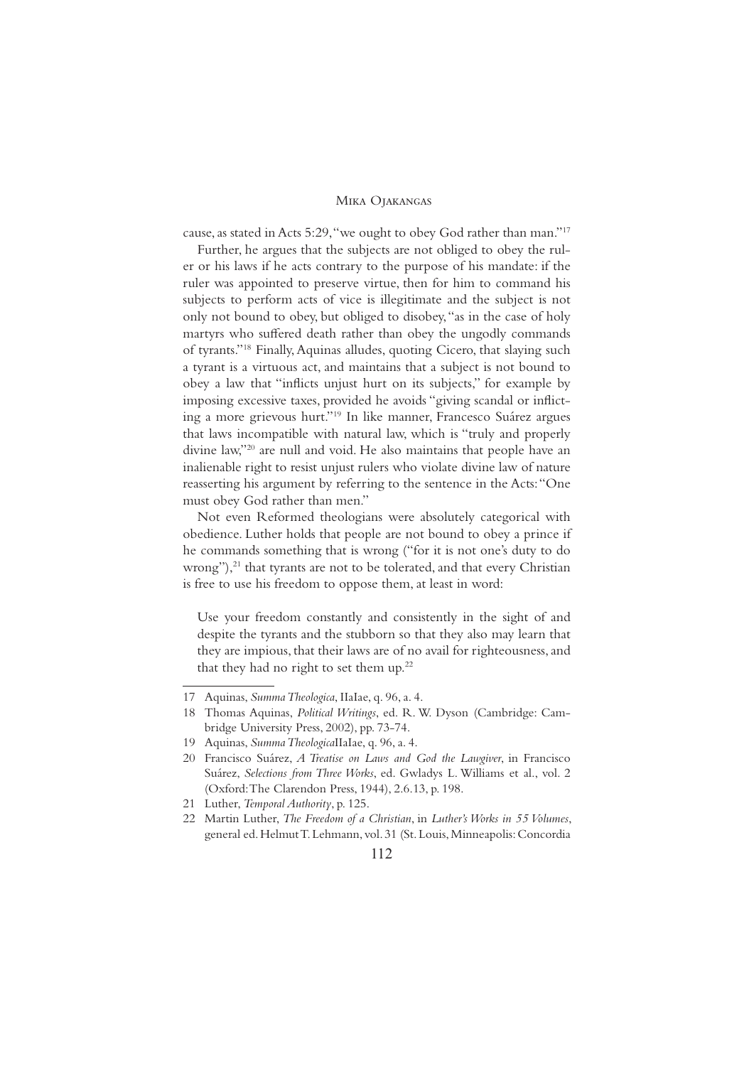cause, as stated in Acts 5:29, "we ought to obey God rather than man."[17]

Further, he argues that the subjects are not obliged to obey the ruler or his laws if he acts contrary to the purpose of his mandate: if the ruler was appointed to preserve virtue, then for him to command his subjects to perform acts of vice is illegitimate and the subject is not only not bound to obey, but obliged to disobey, "as in the case of holy martyrs who suffered death rather than obey the ungodly commands of tyrants."[18] Finally, Aquinas alludes, quoting Cicero, that slaying such a tyrant is a virtuous act, and maintains that a subject is not bound to obey a law that "inflicts unjust hurt on its subjects," for example by imposing excessive taxes, provided he avoids "giving scandal or inflicting a more grievous hurt."[19] In like manner, Francesco Suárez argues that laws incompatible with natural law, which is "truly and properly divine law,"[20] are null and void. He also maintains that people have an inalienable right to resist unjust rulers who violate divine law of nature reasserting his argument by referring to the sentence in the Acts: "One must obey God rather than men."

Not even Reformed theologians were absolutely categorical with obedience. Luther holds that people are not bound to obey a prince if he commands something that is wrong ("for it is not one's duty to do wrong"),[21] that tyrants are not to be tolerated, and that every Christian is free to use his freedom to oppose them, at least in word:

> Use your freedom constantly and consistently in the sight of and despite the tyrants and the stubborn so that they also may learn that they are impious, that their laws are of no avail for righteousness, and that they had no right to set them up.[22]

---

17 Aquinas, *Summa Theologica*, IIaIae, q. 96, a. 4.

18 Thomas Aquinas, *Political Writings*, ed. R. W. Dyson (Cambridge: Cambridge University Press, 2002), pp. 73-74.

19 Aquinas, *Summa Theologica* IIaIae, q. 96, a. 4.

20 Francisco Suárez, *A Treatise on Laws and God the Lawgiver*, in Francisco Suárez, *Selections from Three Works*, ed. Gwladys L. Williams et al., vol. 2 (Oxford: The Clarendon Press, 1944), 2.6.13, p. 198.

21 Luther, *Temporal Authority*, p. 125.

22 Martin Luther, *The Freedom of a Christian*, in *Luther's Works in 55 Volumes*, general ed. Helmut T. Lehmann, vol. 31 (St. Louis, Minneapolis: Concordia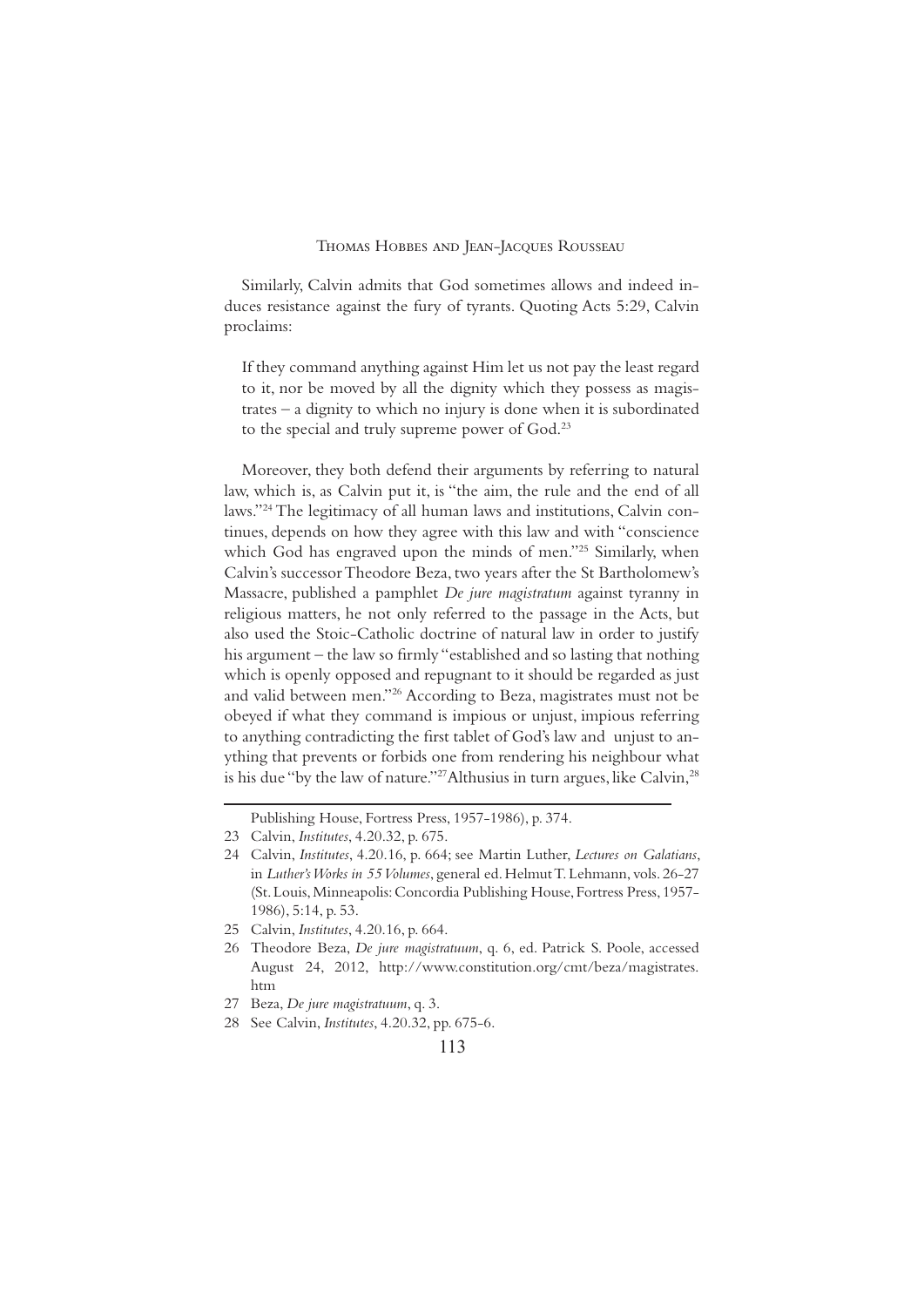Similarly, Calvin admits that God sometimes allows and indeed induces resistance against the fury of tyrants. Quoting Acts 5:29, Calvin proclaims:

> If they command anything against Him let us not pay the least regard to it, nor be moved by all the dignity which they possess as magistrates – a dignity to which no injury is done when it is subordinated to the special and truly supreme power of God.[23]

Moreover, they both defend their arguments by referring to natural law, which is, as Calvin put it, is "the aim, the rule and the end of all laws."[24] The legitimacy of all human laws and institutions, Calvin continues, depends on how they agree with this law and with "conscience which God has engraved upon the minds of men."[25] Similarly, when Calvin's successor Theodore Beza, two years after the St Bartholomew's Massacre, published a pamphlet *De jure magistratum* against tyranny in religious matters, he not only referred to the passage in the Acts, but also used the Stoic-Catholic doctrine of natural law in order to justify his argument – the law so firmly "established and so lasting that nothing which is openly opposed and repugnant to it should be regarded as just and valid between men."[26] According to Beza, magistrates must not be obeyed if what they command is impious or unjust, impious referring to anything contradicting the first tablet of God's law and unjust to anything that prevents or forbids one from rendering his neighbour what is his due "by the law of nature."[27] Althusius in turn argues, like Calvin,[28]

---

Publishing House, Fortress Press, 1957-1986), p. 374.

23 Calvin, *Institutes*, 4.20.32, p. 675.

24 Calvin, *Institutes*, 4.20.16, p. 664; see Martin Luther, *Lectures on Galatians*, in *Luther's Works in 55 Volumes*, general ed. Helmut T. Lehmann, vols. 26-27 (St. Louis, Minneapolis: Concordia Publishing House, Fortress Press, 1957-1986), 5:14, p. 53.

25 Calvin, *Institutes*, 4.20.16, p. 664.

26 Theodore Beza, *De jure magistratuum*, q. 6, ed. Patrick S. Poole, accessed August 24, 2012, http://www.constitution.org/cmt/beza/magistrates.htm

27 Beza, *De jure magistratuum*, q. 3.

28 See Calvin, *Institutes*, 4.20.32, pp. 675-6.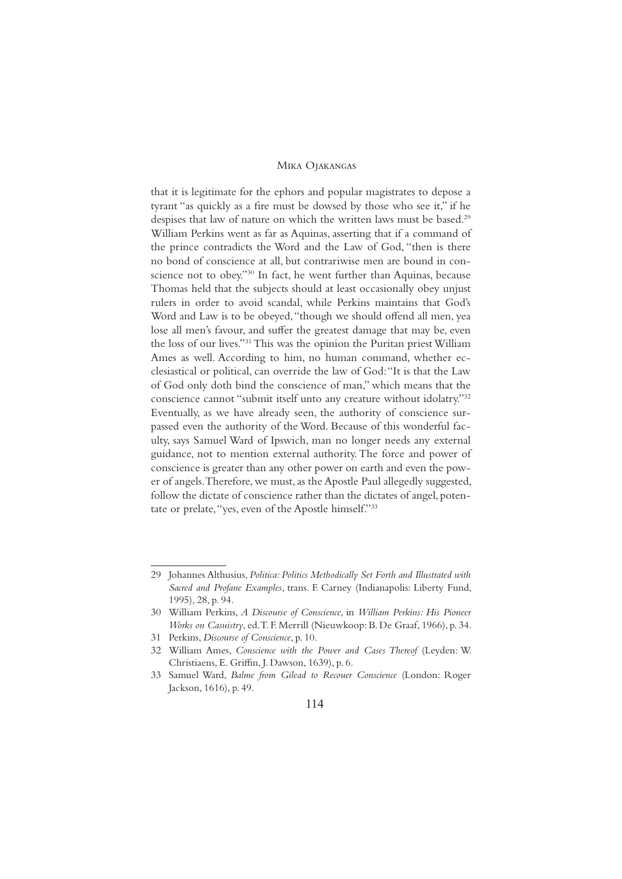that it is legitimate for the ephors and popular magistrates to depose a tyrant "as quickly as a fire must be dowsed by those who see it," if he despises that law of nature on which the written laws must be based.[29] William Perkins went as far as Aquinas, asserting that if a command of the prince contradicts the Word and the Law of God, "then is there no bond of conscience at all, but contrariwise men are bound in conscience not to obey."[30] In fact, he went further than Aquinas, because Thomas held that the subjects should at least occasionally obey unjust rulers in order to avoid scandal, while Perkins maintains that God's Word and Law is to be obeyed, "though we should offend all men, yea lose all men's favour, and suffer the greatest damage that may be, even the loss of our lives."[31] This was the opinion the Puritan priest William Ames as well. According to him, no human command, whether ecclesiastical or political, can override the law of God: "It is that the Law of God only doth bind the conscience of man," which means that the conscience cannot "submit itself unto any creature without idolatry."[32] Eventually, as we have already seen, the authority of conscience surpassed even the authority of the Word. Because of this wonderful faculty, says Samuel Ward of Ipswich, man no longer needs any external guidance, not to mention external authority. The force and power of conscience is greater than any other power on earth and even the power of angels. Therefore, we must, as the Apostle Paul allegedly suggested, follow the dictate of conscience rather than the dictates of angel, potentate or prelate, "yes, even of the Apostle himself."[33]

---

29 Johannes Althusius, *Politica: Politics Methodically Set Forth and Illustrated with Sacred and Profane Examples*, trans. F. Carney (Indianapolis: Liberty Fund, 1995), 28, p. 94.

30 William Perkins, *A Discourse of Conscience*, in *William Perkins: His Pioneer Works on Casuistry*, ed. T. F. Merrill (Nieuwkoop: B. De Graaf, 1966), p. 34.

31 Perkins, *Discourse of Conscience*, p. 10.

32 William Ames, *Conscience with the Power and Cases Thereof* (Leyden: W. Christiaens, E. Griffin, J. Dawson, 1639), p. 6.

33 Samuel Ward, *Balme from Gilead to Recouer Conscience* (London: Roger Jackson, 1616), p. 49.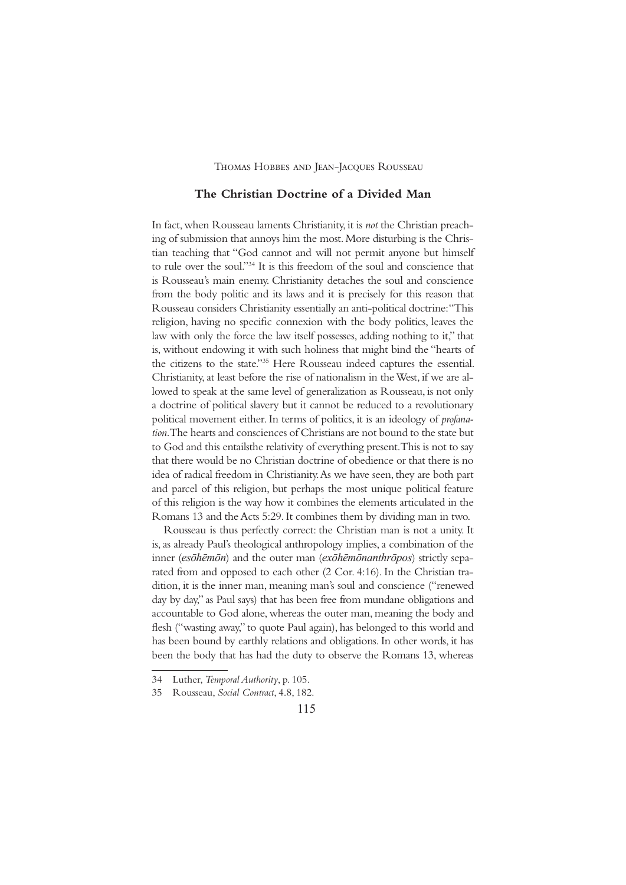## The Christian Doctrine of a Divided Man

In fact, when Rousseau laments Christianity, it is *not* the Christian preaching of submission that annoys him the most. More disturbing is the Christian teaching that "God cannot and will not permit anyone but himself to rule over the soul."[34] It is this freedom of the soul and conscience that is Rousseau's main enemy. Christianity detaches the soul and conscience from the body politic and its laws and it is precisely for this reason that Rousseau considers Christianity essentially an anti-political doctrine: "This religion, having no specific connexion with the body politics, leaves the law with only the force the law itself possesses, adding nothing to it," that is, without endowing it with such holiness that might bind the "hearts of the citizens to the state."[35] Here Rousseau indeed captures the essential. Christianity, at least before the rise of nationalism in the West, if we are allowed to speak at the same level of generalization as Rousseau, is not only a doctrine of political slavery but it cannot be reduced to a revolutionary political movement either. In terms of politics, it is an ideology of *profanation*. The hearts and consciences of Christians are not bound to the state but to God and this entailsthe relativity of everything present. This is not to say that there would be no Christian doctrine of obedience or that there is no idea of radical freedom in Christianity. As we have seen, they are both part and parcel of this religion, but perhaps the most unique political feature of this religion is the way how it combines the elements articulated in the Romans 13 and the Acts 5:29. It combines them by dividing man in two.

Rousseau is thus perfectly correct: the Christian man is not a unity. It is, as already Paul's theological anthropology implies, a combination of the inner (*esōhēmōn*) and the outer man (*exōhēmōnanthrōpos*) strictly separated from and opposed to each other (2 Cor. 4:16). In the Christian tradition, it is the inner man, meaning man's soul and conscience ("renewed day by day," as Paul says) that has been free from mundane obligations and accountable to God alone, whereas the outer man, meaning the body and flesh ("wasting away," to quote Paul again), has belonged to this world and has been bound by earthly relations and obligations. In other words, it has been the body that has had the duty to observe the Romans 13, whereas

34 Luther, *Temporal Authority*, p. 105.

35 Rousseau, *Social Contract*, 4.8, 182.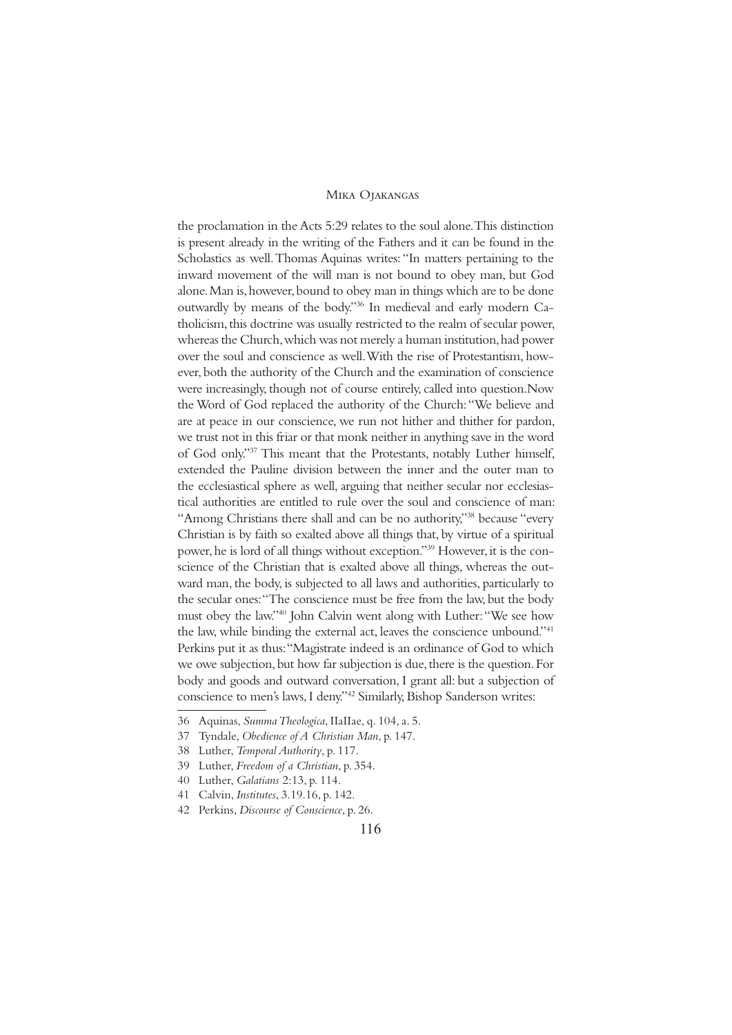the proclamation in the Acts 5:29 relates to the soul alone. This distinction is present already in the writing of the Fathers and it can be found in the Scholastics as well. Thomas Aquinas writes: "In matters pertaining to the inward movement of the will man is not bound to obey man, but God alone. Man is, however, bound to obey man in things which are to be done outwardly by means of the body."[36] In medieval and early modern Catholicism, this doctrine was usually restricted to the realm of secular power, whereas the Church, which was not merely a human institution, had power over the soul and conscience as well. With the rise of Protestantism, however, both the authority of the Church and the examination of conscience were increasingly, though not of course entirely, called into question. Now the Word of God replaced the authority of the Church: "We believe and are at peace in our conscience, we run not hither and thither for pardon, we trust not in this friar or that monk neither in anything save in the word of God only."[37] This meant that the Protestants, notably Luther himself, extended the Pauline division between the inner and the outer man to the ecclesiastical sphere as well, arguing that neither secular nor ecclesiastical authorities are entitled to rule over the soul and conscience of man: "Among Christians there shall and can be no authority,"[38] because "every Christian is by faith so exalted above all things that, by virtue of a spiritual power, he is lord of all things without exception."[39] However, it is the conscience of the Christian that is exalted above all things, whereas the outward man, the body, is subjected to all laws and authorities, particularly to the secular ones: "The conscience must be free from the law, but the body must obey the law."[40] John Calvin went along with Luther: "We see how the law, while binding the external act, leaves the conscience unbound."[41] Perkins put it as thus: "Magistrate indeed is an ordinance of God to which we owe subjection, but how far subjection is due, there is the question. For body and goods and outward conversation, I grant all: but a subjection of conscience to men's laws, I deny."[42] Similarly, Bishop Sanderson writes:

---

36 Aquinas, *Summa Theologica*, IIaIIae, q. 104, a. 5.

37 Tyndale, *Obedience of A Christian Man*, p. 147.

38 Luther, *Temporal Authority*, p. 117.

39 Luther, *Freedom of a Christian*, p. 354.

40 Luther, *Galatians* 2:13, p. 114.

41 Calvin, *Institutes*, 3.19.16, p. 142.

42 Perkins, *Discourse of Conscience*, p. 26.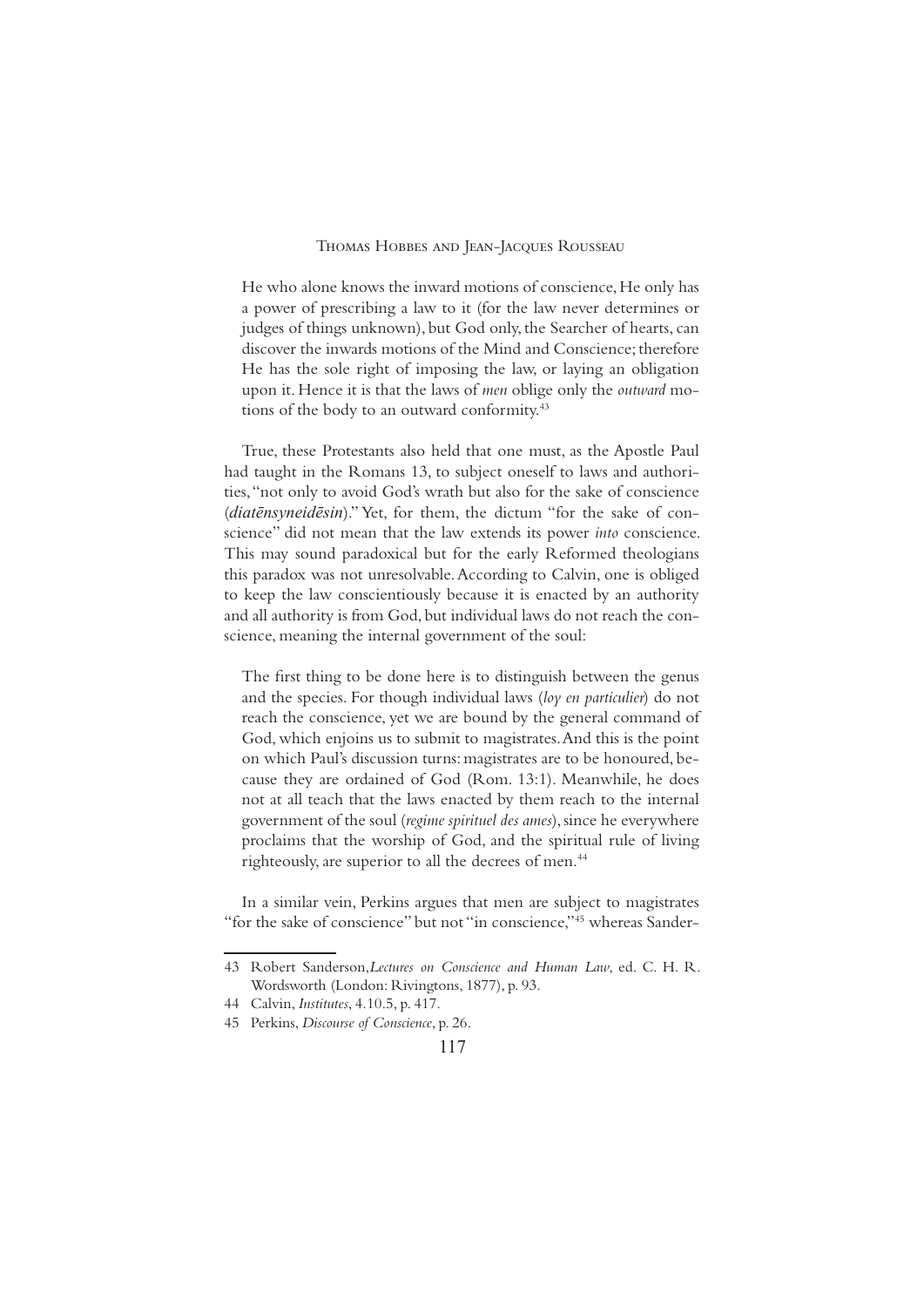> He who alone knows the inward motions of conscience, He only has a power of prescribing a law to it (for the law never determines or judges of things unknown), but God only, the Searcher of hearts, can discover the inwards motions of the Mind and Conscience; therefore He has the sole right of imposing the law, or laying an obligation upon it. Hence it is that the laws of *men* oblige only the *outward* motions of the body to an outward conformity.[43]

True, these Protestants also held that one must, as the Apostle Paul had taught in the Romans 13, to subject oneself to laws and authorities, "not only to avoid God's wrath but also for the sake of conscience (***diatēnsyneidēsin***)." Yet, for them, the dictum "for the sake of conscience" did not mean that the law extends its power *into* conscience. This may sound paradoxical but for the early Reformed theologians this paradox was not unresolvable. According to Calvin, one is obliged to keep the law conscientiously because it is enacted by an authority and all authority is from God, but individual laws do not reach the conscience, meaning the internal government of the soul:

> The first thing to be done here is to distinguish between the genus and the species. For though individual laws (*loy en particulier*) do not reach the conscience, yet we are bound by the general command of God, which enjoins us to submit to magistrates. And this is the point on which Paul's discussion turns: magistrates are to be honoured, because they are ordained of God (Rom. 13:1). Meanwhile, he does not at all teach that the laws enacted by them reach to the internal government of the soul (*regime spirituel des ames*), since he everywhere proclaims that the worship of God, and the spiritual rule of living righteously, are superior to all the decrees of men.[44]

In a similar vein, Perkins argues that men are subject to magistrates "for the sake of conscience" but not "in conscience,"[45] whereas Sander-

---

43 Robert Sanderson, *Lectures on Conscience and Human Law*, ed. C. H. R. Wordsworth (London: Rivingtons, 1877), p. 93.

44 Calvin, *Institutes*, 4.10.5, p. 417.

45 Perkins, *Discourse of Conscience*, p. 26.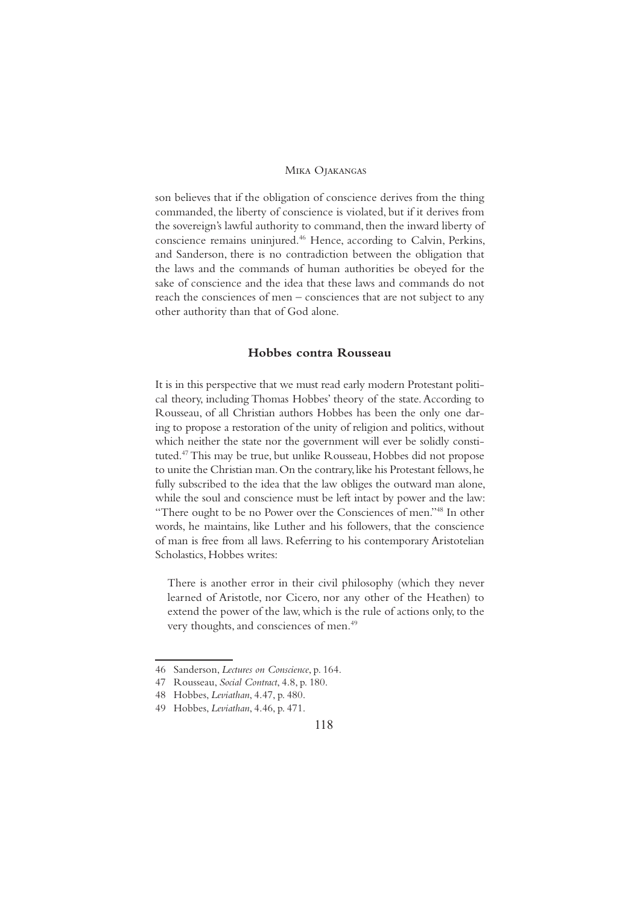son believes that if the obligation of conscience derives from the thing commanded, the liberty of conscience is violated, but if it derives from the sovereign's lawful authority to command, then the inward liberty of conscience remains uninjured.[46] Hence, according to Calvin, Perkins, and Sanderson, there is no contradiction between the obligation that the laws and the commands of human authorities be obeyed for the sake of conscience and the idea that these laws and commands do not reach the consciences of men – consciences that are not subject to any other authority than that of God alone.

## Hobbes contra Rousseau

It is in this perspective that we must read early modern Protestant political theory, including Thomas Hobbes' theory of the state. According to Rousseau, of all Christian authors Hobbes has been the only one daring to propose a restoration of the unity of religion and politics, without which neither the state nor the government will ever be solidly constituted.[47] This may be true, but unlike Rousseau, Hobbes did not propose to unite the Christian man. On the contrary, like his Protestant fellows, he fully subscribed to the idea that the law obliges the outward man alone, while the soul and conscience must be left intact by power and the law: "There ought to be no Power over the Consciences of men."[48] In other words, he maintains, like Luther and his followers, that the conscience of man is free from all laws. Referring to his contemporary Aristotelian Scholastics, Hobbes writes:

> There is another error in their civil philosophy (which they never learned of Aristotle, nor Cicero, nor any other of the Heathen) to extend the power of the law, which is the rule of actions only, to the very thoughts, and consciences of men.[49]

---

46 Sanderson, *Lectures on Conscience*, p. 164.

47 Rousseau, *Social Contract*, 4.8, p. 180.

48 Hobbes, *Leviathan*, 4.47, p. 480.

49 Hobbes, *Leviathan*, 4.46, p. 471.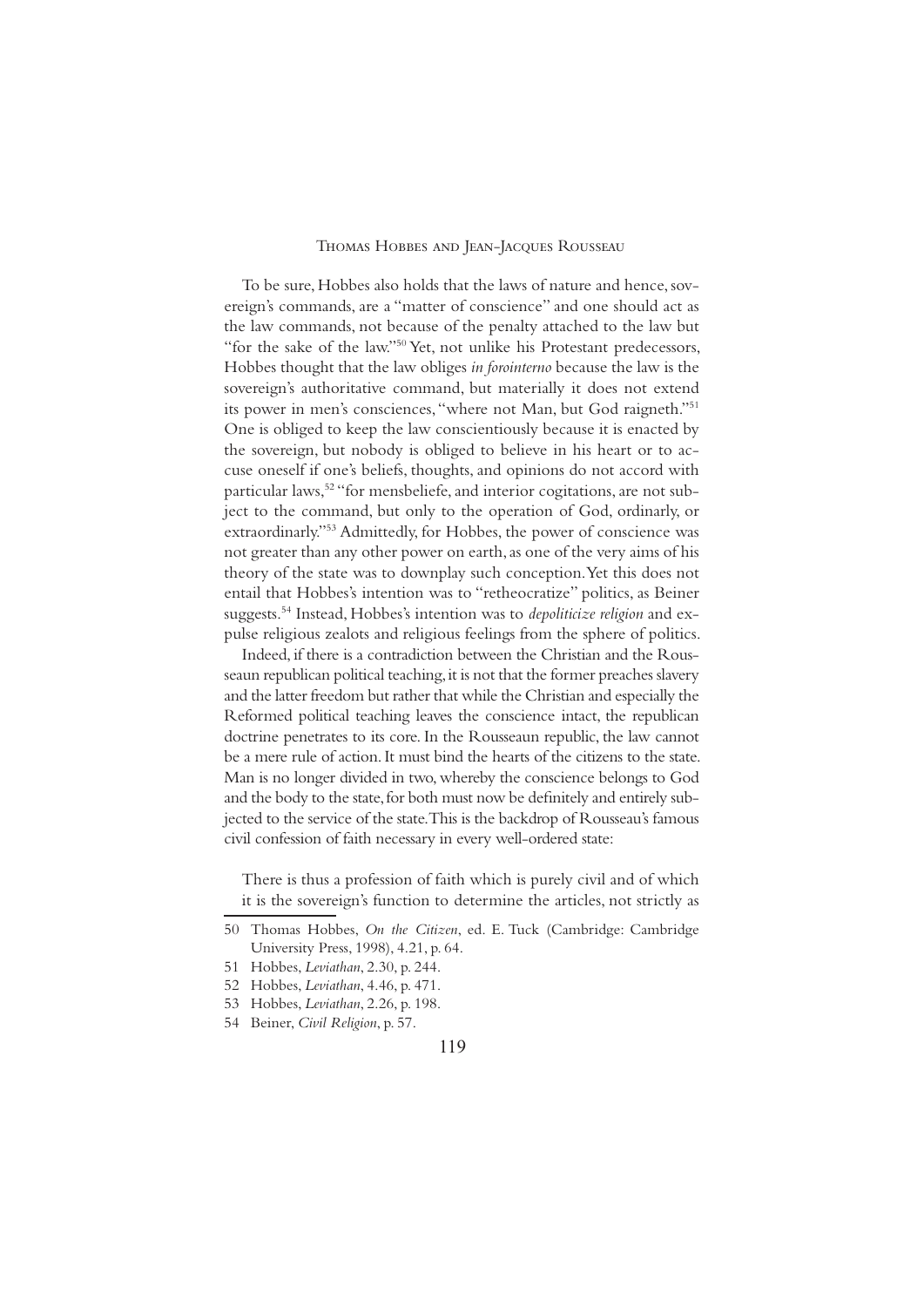To be sure, Hobbes also holds that the laws of nature and hence, sovereign's commands, are a "matter of conscience" and one should act as the law commands, not because of the penalty attached to the law but "for the sake of the law."[50] Yet, not unlike his Protestant predecessors, Hobbes thought that the law obliges *in forointerno* because the law is the sovereign's authoritative command, but materially it does not extend its power in men's consciences, "where not Man, but God raigneth."[51] One is obliged to keep the law conscientiously because it is enacted by the sovereign, but nobody is obliged to believe in his heart or to accuse oneself if one's beliefs, thoughts, and opinions do not accord with particular laws,[52] "for mensbeliefe, and interior cogitations, are not subject to the command, but only to the operation of God, ordinarly, or extraordinarly."[53] Admittedly, for Hobbes, the power of conscience was not greater than any other power on earth, as one of the very aims of his theory of the state was to downplay such conception. Yet this does not entail that Hobbes's intention was to "retheocratize" politics, as Beiner suggests.[54] Instead, Hobbes's intention was to *depoliticize religion* and expulse religious zealots and religious feelings from the sphere of politics.

Indeed, if there is a contradiction between the Christian and the Rousseaun republican political teaching, it is not that the former preaches slavery and the latter freedom but rather that while the Christian and especially the Reformed political teaching leaves the conscience intact, the republican doctrine penetrates to its core. In the Rousseaun republic, the law cannot be a mere rule of action. It must bind the hearts of the citizens to the state. Man is no longer divided in two, whereby the conscience belongs to God and the body to the state, for both must now be definitely and entirely subjected to the service of the state. This is the backdrop of Rousseau's famous civil confession of faith necessary in every well-ordered state:

> There is thus a profession of faith which is purely civil and of which it is the sovereign's function to determine the articles, not strictly as

---

50 Thomas Hobbes, *On the Citizen*, ed. E. Tuck (Cambridge: Cambridge University Press, 1998), 4.21, p. 64.

51 Hobbes, *Leviathan*, 2.30, p. 244.

52 Hobbes, *Leviathan*, 4.46, p. 471.

53 Hobbes, *Leviathan*, 2.26, p. 198.

54 Beiner, *Civil Religion*, p. 57.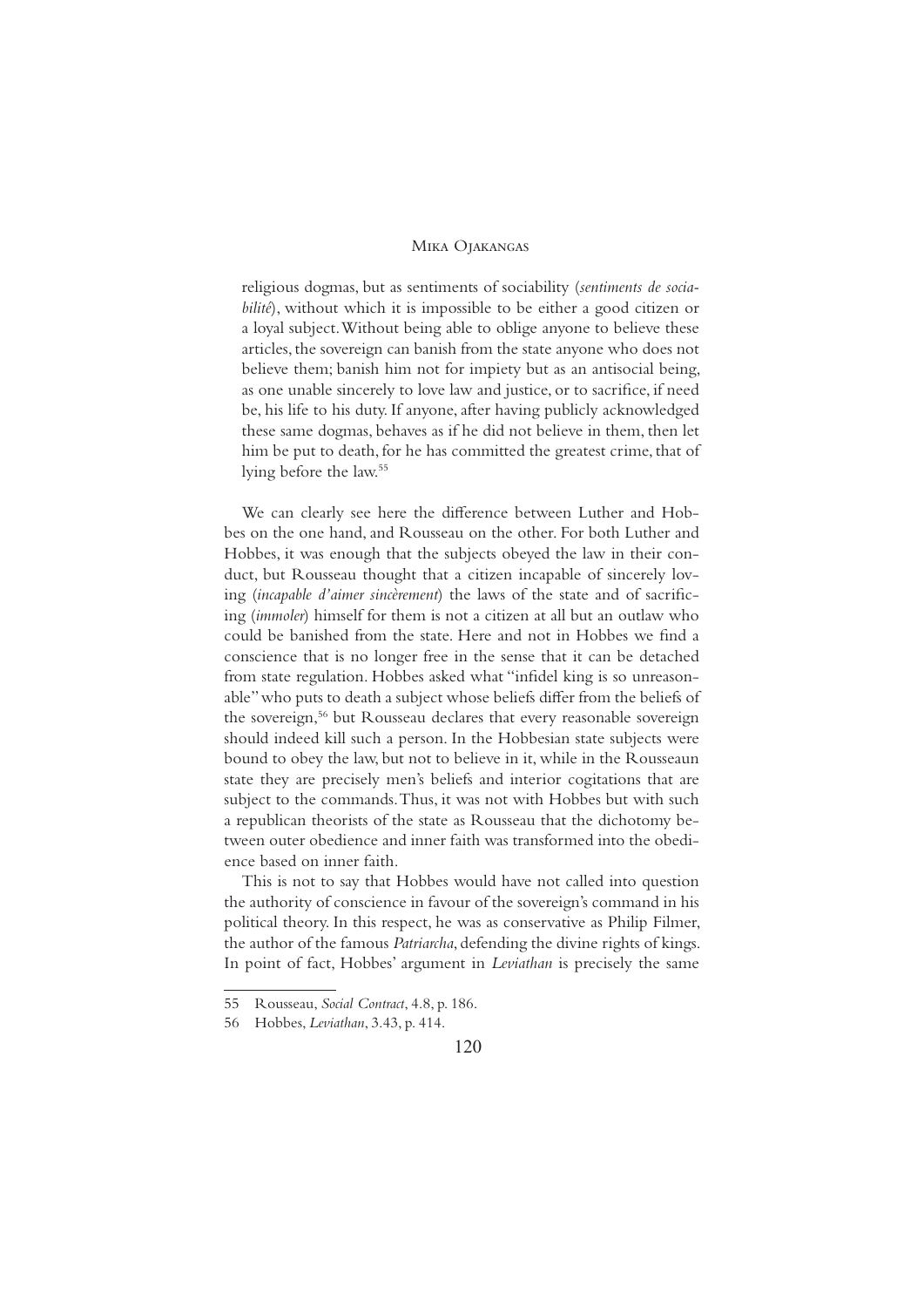religious dogmas, but as sentiments of sociability (*sentiments de sociabilité*), without which it is impossible to be either a good citizen or a loyal subject. Without being able to oblige anyone to believe these articles, the sovereign can banish from the state anyone who does not believe them; banish him not for impiety but as an antisocial being, as one unable sincerely to love law and justice, or to sacrifice, if need be, his life to his duty. If anyone, after having publicly acknowledged these same dogmas, behaves as if he did not believe in them, then let him be put to death, for he has committed the greatest crime, that of lying before the law.[55]

We can clearly see here the difference between Luther and Hobbes on the one hand, and Rousseau on the other. For both Luther and Hobbes, it was enough that the subjects obeyed the law in their conduct, but Rousseau thought that a citizen incapable of sincerely loving (*incapable d'aimer sincèrement*) the laws of the state and of sacrificing (*immoler*) himself for them is not a citizen at all but an outlaw who could be banished from the state. Here and not in Hobbes we find a conscience that is no longer free in the sense that it can be detached from state regulation. Hobbes asked what "infidel king is so unreasonable" who puts to death a subject whose beliefs differ from the beliefs of the sovereign,[56] but Rousseau declares that every reasonable sovereign should indeed kill such a person. In the Hobbesian state subjects were bound to obey the law, but not to believe in it, while in the Rousseaun state they are precisely men's beliefs and interior cogitations that are subject to the commands. Thus, it was not with Hobbes but with such a republican theorists of the state as Rousseau that the dichotomy between outer obedience and inner faith was transformed into the obedience based on inner faith.

This is not to say that Hobbes would have not called into question the authority of conscience in favour of the sovereign's command in his political theory. In this respect, he was as conservative as Philip Filmer, the author of the famous *Patriarcha*, defending the divine rights of kings. In point of fact, Hobbes' argument in *Leviathan* is precisely the same

55 Rousseau, *Social Contract*, 4.8, p. 186.

56 Hobbes, *Leviathan*, 3.43, p. 414.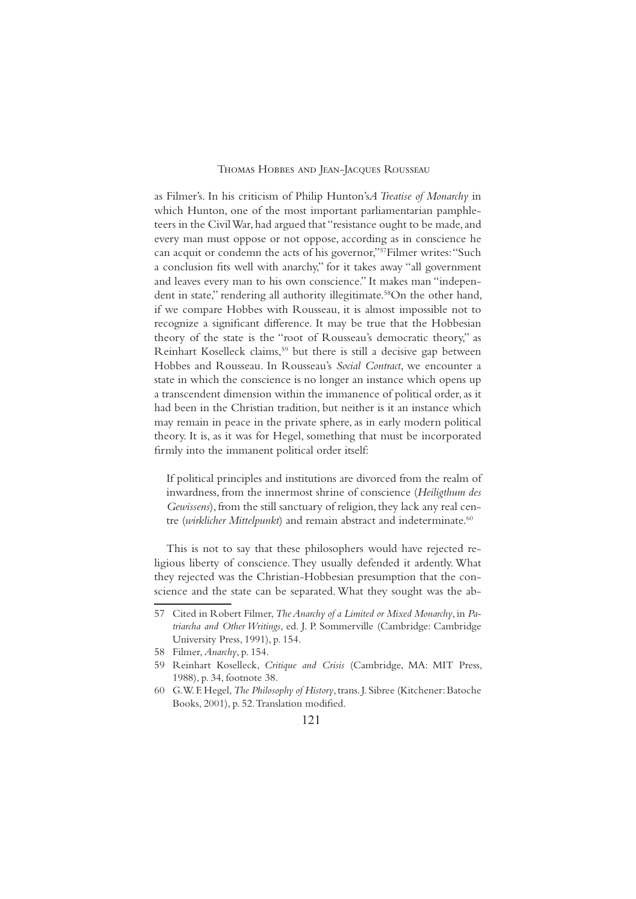as Filmer's. In his criticism of Philip Hunton's *A Treatise of Monarchy* in which Hunton, one of the most important parliamentarian pamphleteers in the Civil War, had argued that "resistance ought to be made, and every man must oppose or not oppose, according as in conscience he can acquit or condemn the acts of his governor,"[57] Filmer writes: "Such a conclusion fits well with anarchy," for it takes away "all government and leaves every man to his own conscience." It makes man "independent in state," rendering all authority illegitimate.[58] On the other hand, if we compare Hobbes with Rousseau, it is almost impossible not to recognize a significant difference. It may be true that the Hobbesian theory of the state is the "root of Rousseau's democratic theory," as Reinhart Koselleck claims,[59] but there is still a decisive gap between Hobbes and Rousseau. In Rousseau's *Social Contract*, we encounter a state in which the conscience is no longer an instance which opens up a transcendent dimension within the immanence of political order, as it had been in the Christian tradition, but neither is it an instance which may remain in peace in the private sphere, as in early modern political theory. It is, as it was for Hegel, something that must be incorporated firmly into the immanent political order itself:

> If political principles and institutions are divorced from the realm of inwardness, from the innermost shrine of conscience (*Heiligthum des Gewissens*), from the still sanctuary of religion, they lack any real centre (*wirklicher Mittelpunkt*) and remain abstract and indeterminate.[60]

This is not to say that these philosophers would have rejected religious liberty of conscience. They usually defended it ardently. What they rejected was the Christian-Hobbesian presumption that the conscience and the state can be separated. What they sought was the ab-

---

57 Cited in Robert Filmer, *The Anarchy of a Limited or Mixed Monarchy*, in *Patriarcha and Other Writings*, ed. J. P. Sommerville (Cambridge: Cambridge University Press, 1991), p. 154.

58 Filmer, *Anarchy*, p. 154.

59 Reinhart Koselleck, *Critique and Crisis* (Cambridge, MA: MIT Press, 1988), p. 34, footnote 38.

60 G.W. F. Hegel, *The Philosophy of History*, trans. J. Sibree (Kitchener: Batoche Books, 2001), p. 52. Translation modified.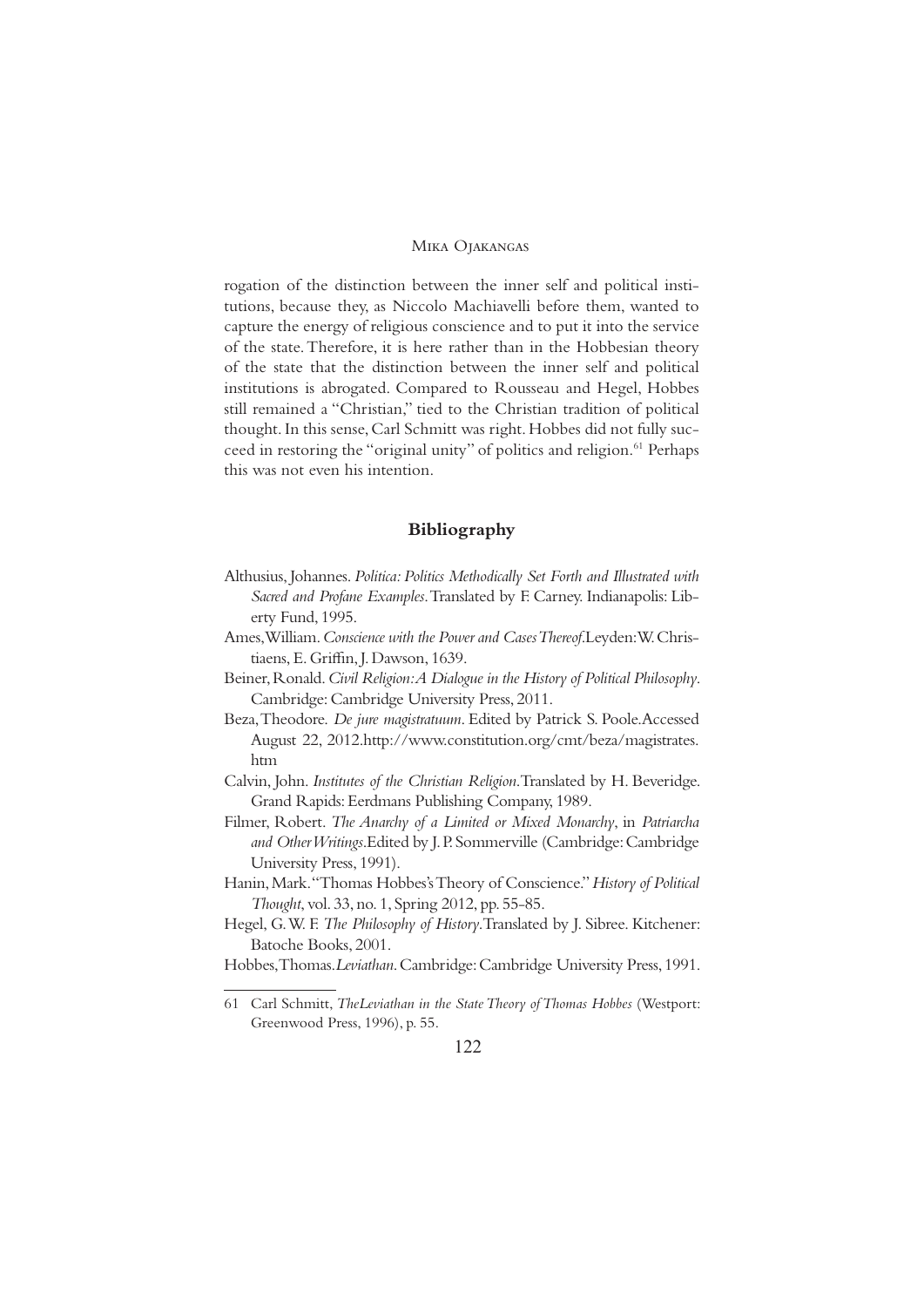rogation of the distinction between the inner self and political institutions, because they, as Niccolo Machiavelli before them, wanted to capture the energy of religious conscience and to put it into the service of the state. Therefore, it is here rather than in the Hobbesian theory of the state that the distinction between the inner self and political institutions is abrogated. Compared to Rousseau and Hegel, Hobbes still remained a "Christian," tied to the Christian tradition of political thought. In this sense, Carl Schmitt was right. Hobbes did not fully succeed in restoring the "original unity" of politics and religion.[61] Perhaps this was not even his intention.

## Bibliography

Althusius, Johannes. *Politica: Politics Methodically Set Forth and Illustrated with Sacred and Profane Examples*. Translated by F. Carney. Indianapolis: Liberty Fund, 1995.

Ames, William. *Conscience with the Power and Cases Thereof*. Leyden: W. Christiaens, E. Griffin, J. Dawson, 1639.

Beiner, Ronald. *Civil Religion: A Dialogue in the History of Political Philosophy*. Cambridge: Cambridge University Press, 2011.

Beza, Theodore. *De jure magistratuum*. Edited by Patrick S. Poole. Accessed August 22, 2012. http://www.constitution.org/cmt/beza/magistrates.htm

Calvin, John. *Institutes of the Christian Religion*. Translated by H. Beveridge. Grand Rapids: Eerdmans Publishing Company, 1989.

Filmer, Robert. *The Anarchy of a Limited or Mixed Monarchy*, in *Patriarcha and Other Writings*. Edited by J. P. Sommerville (Cambridge: Cambridge University Press, 1991).

Hanin, Mark. "Thomas Hobbes's Theory of Conscience." *History of Political Thought*, vol. 33, no. 1, Spring 2012, pp. 55-85.

Hegel, G. W. F. *The Philosophy of History*. Translated by J. Sibree. Kitchener: Batoche Books, 2001.

Hobbes, Thomas. *Leviathan*. Cambridge: Cambridge University Press, 1991.

---

61 Carl Schmitt, *The Leviathan in the State Theory of Thomas Hobbes* (Westport: Greenwood Press, 1996), p. 55.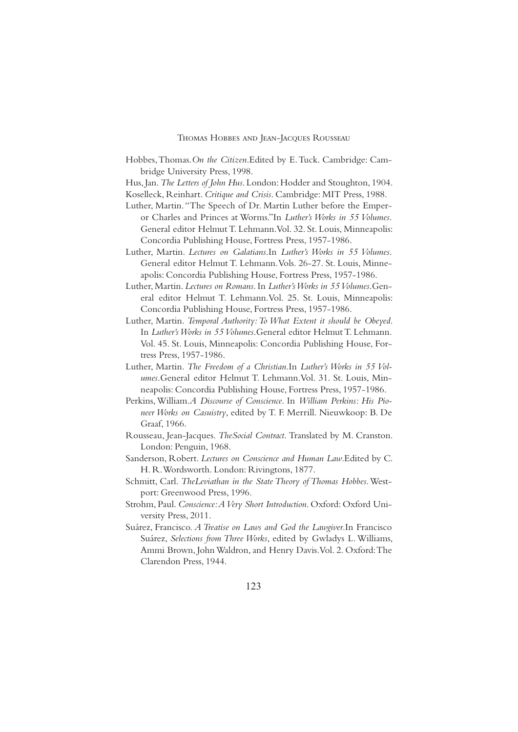Hobbes, Thomas. *On the Citizen*. Edited by E. Tuck. Cambridge: Cambridge University Press, 1998.

Hus, Jan. *The Letters of John Hus*. London: Hodder and Stoughton, 1904.

Koselleck, Reinhart. *Critique and Crisis*. Cambridge: MIT Press, 1988.

Luther, Martin. "The Speech of Dr. Martin Luther before the Emperor Charles and Princes at Worms." In *Luther's Works in 55 Volumes*. General editor Helmut T. Lehmann. Vol. 32. St. Louis, Minneapolis: Concordia Publishing House, Fortress Press, 1957-1986.

Luther, Martin. *Lectures on Galatians*. In *Luther's Works in 55 Volumes*. General editor Helmut T. Lehmann. Vols. 26-27. St. Louis, Minneapolis: Concordia Publishing House, Fortress Press, 1957-1986.

Luther, Martin. *Lectures on Romans*. In *Luther's Works in 55 Volumes*. General editor Helmut T. Lehmann. Vol. 25. St. Louis, Minneapolis: Concordia Publishing House, Fortress Press, 1957-1986.

Luther, Martin. *Temporal Authority: To What Extent it should be Obeyed*. In *Luther's Works in 55 Volumes*. General editor Helmut T. Lehmann. Vol. 45. St. Louis, Minneapolis: Concordia Publishing House, Fortress Press, 1957-1986.

Luther, Martin. *The Freedom of a Christian*. In *Luther's Works in 55 Volumes*. General editor Helmut T. Lehmann. Vol. 31. St. Louis, Minneapolis: Concordia Publishing House, Fortress Press, 1957-1986.

Perkins, William. *A Discourse of Conscience*. In *William Perkins: His Pioneer Works on Casuistry*, edited by T. F. Merrill. Nieuwkoop: B. De Graaf, 1966.

Rousseau, Jean-Jacques. *The Social Contract*. Translated by M. Cranston. London: Penguin, 1968.

Sanderson, Robert. *Lectures on Conscience and Human Law*. Edited by C. H. R. Wordsworth. London: Rivingtons, 1877.

Schmitt, Carl. *The Leviathan in the State Theory of Thomas Hobbes*. Westport: Greenwood Press, 1996.

Strohm, Paul. *Conscience: A Very Short Introduction*. Oxford: Oxford University Press, 2011.

Suárez, Francisco. *A Treatise on Laws and God the Lawgiver*. In Francisco Suárez, *Selections from Three Works*, edited by Gwladys L. Williams, Ammi Brown, John Waldron, and Henry Davis. Vol. 2. Oxford: The Clarendon Press, 1944.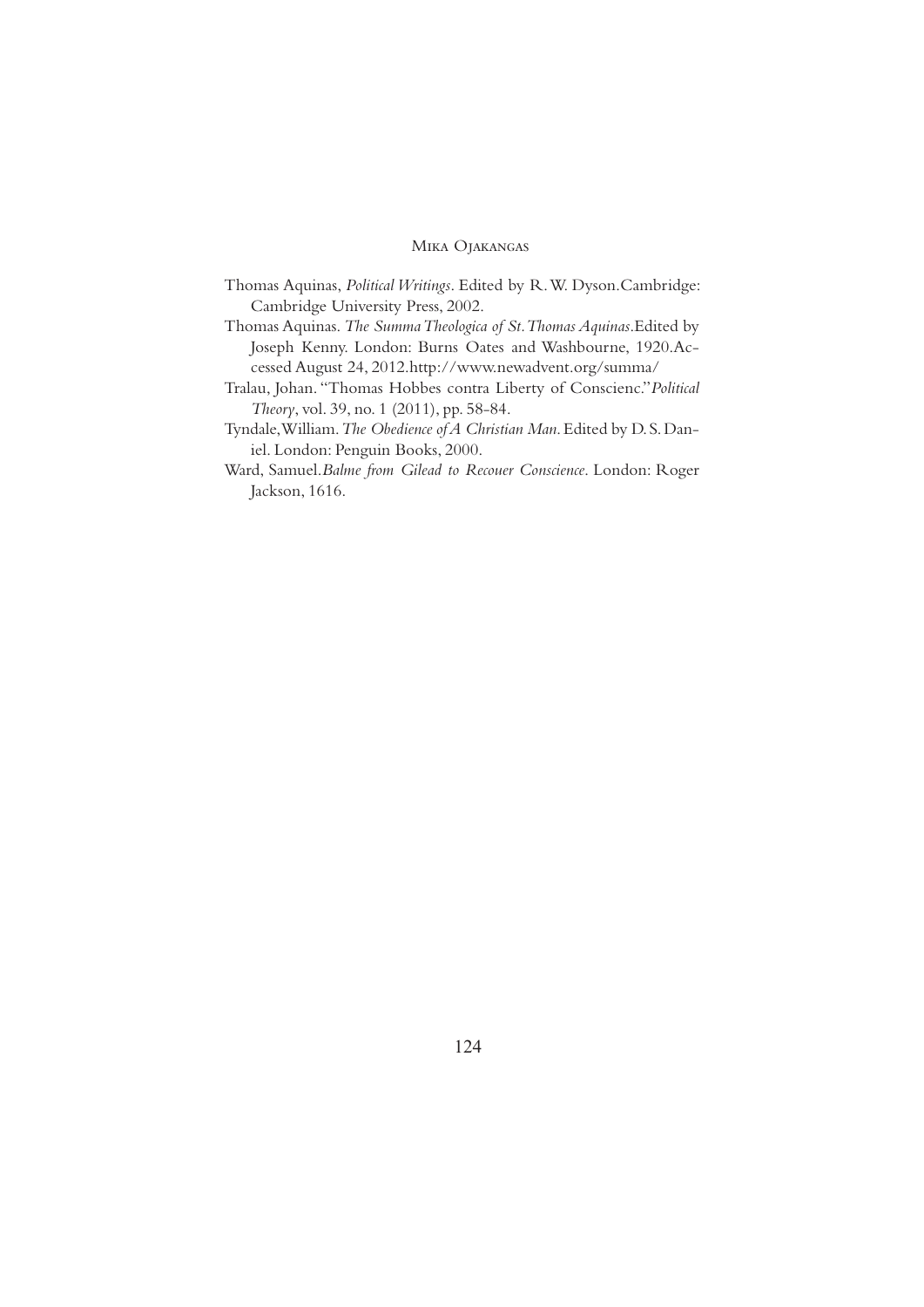Thomas Aquinas, *Political Writings*. Edited by R. W. Dyson.Cambridge: Cambridge University Press, 2002.

Thomas Aquinas. *The Summa Theologica of St. Thomas Aquinas*.Edited by Joseph Kenny. London: Burns Oates and Washbourne, 1920.Accessed August 24, 2012.http://www.newadvent.org/summa/

Tralau, Johan. "Thomas Hobbes contra Liberty of Conscienc."*Political Theory*, vol. 39, no. 1 (2011), pp. 58-84.

Tyndale,William. *The Obedience of A Christian Man*. Edited by D. S. Daniel. London: Penguin Books, 2000.

Ward, Samuel.*Balme from Gilead to Recouer Conscience*. London: Roger Jackson, 1616.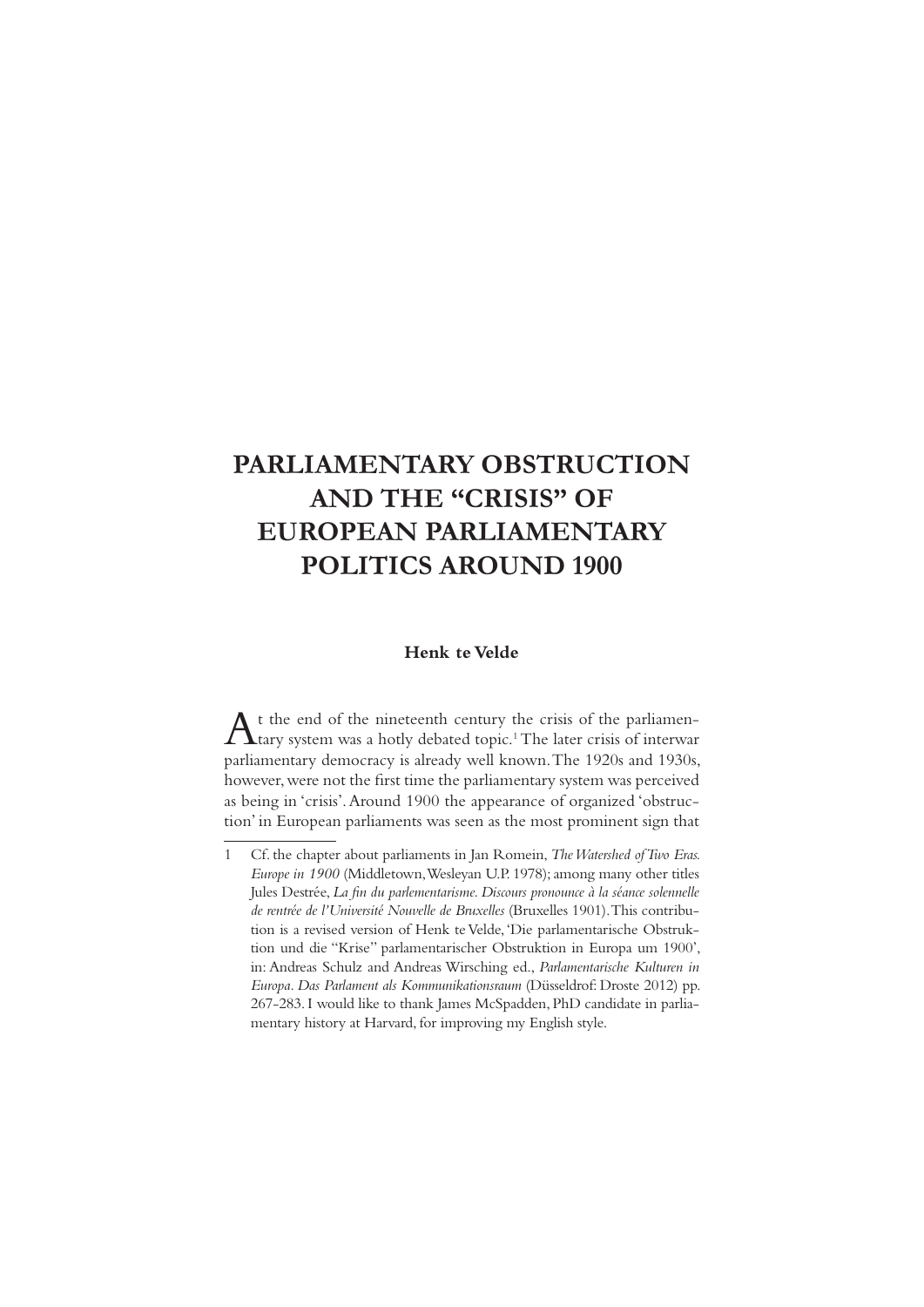# PARLIAMENTARY OBSTRUCTION AND THE "CRISIS" OF EUROPEAN PARLIAMENTARY POLITICS AROUND 1900

**Henk te Velde**

At the end of the nineteenth century the crisis of the parliamentary system was a hotly debated topic.[1] The later crisis of interwar parliamentary democracy is already well known. The 1920s and 1930s, however, were not the first time the parliamentary system was perceived as being in 'crisis'. Around 1900 the appearance of organized 'obstruction' in European parliaments was seen as the most prominent sign that

---

1 Cf. the chapter about parliaments in Jan Romein, *The Watershed of Two Eras. Europe in 1900* (Middletown, Wesleyan U.P. 1978); among many other titles Jules Destrée, *La fin du parlementarisme. Discours pronounce à la séance solennelle de rentrée de l'Université Nouvelle de Bruxelles* (Bruxelles 1901). This contribution is a revised version of Henk te Velde, 'Die parlamentarische Obstruktion und die "Krise" parlamentarischer Obstruktion in Europa um 1900', in: Andreas Schulz and Andreas Wirsching ed., *Parlamentarische Kulturen in Europa. Das Parlament als Kommunikationsraum* (Düsseldrof: Droste 2012) pp. 267-283. I would like to thank James McSpadden, PhD candidate in parliamentary history at Harvard, for improving my English style.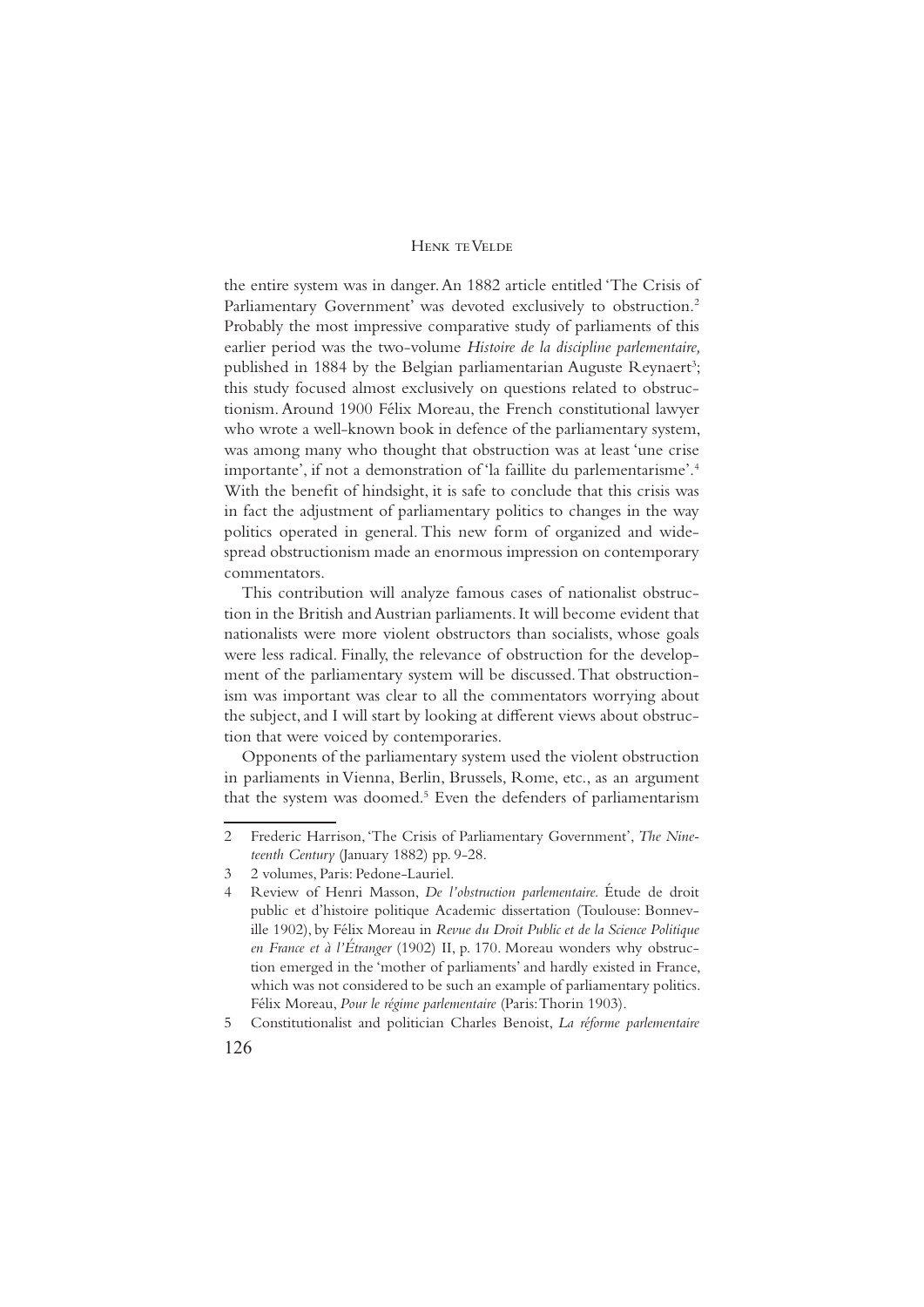the entire system was in danger. An 1882 article entitled 'The Crisis of Parliamentary Government' was devoted exclusively to obstruction.[2] Probably the most impressive comparative study of parliaments of this earlier period was the two-volume *Histoire de la discipline parlementaire,* published in 1884 by the Belgian parliamentarian Auguste Reynaert[3]; this study focused almost exclusively on questions related to obstructionism. Around 1900 Félix Moreau, the French constitutional lawyer who wrote a well-known book in defence of the parliamentary system, was among many who thought that obstruction was at least 'une crise importante', if not a demonstration of 'la faillite du parlementarisme'.[4] With the benefit of hindsight, it is safe to conclude that this crisis was in fact the adjustment of parliamentary politics to changes in the way politics operated in general. This new form of organized and widespread obstructionism made an enormous impression on contemporary commentators.

This contribution will analyze famous cases of nationalist obstruction in the British and Austrian parliaments. It will become evident that nationalists were more violent obstructors than socialists, whose goals were less radical. Finally, the relevance of obstruction for the development of the parliamentary system will be discussed. That obstructionism was important was clear to all the commentators worrying about the subject, and I will start by looking at different views about obstruction that were voiced by contemporaries.

Opponents of the parliamentary system used the violent obstruction in parliaments in Vienna, Berlin, Brussels, Rome, etc., as an argument that the system was doomed.[5] Even the defenders of parliamentarism

---

2 Frederic Harrison, 'The Crisis of Parliamentary Government', *The Nineteenth Century* (January 1882) pp. 9-28.

3 2 volumes, Paris: Pedone-Lauriel.

4 Review of Henri Masson, *De l'obstruction parlementaire.* Étude de droit public et d'histoire politique Academic dissertation (Toulouse: Bonneville 1902), by Félix Moreau in *Revue du Droit Public et de la Science Politique en France et à l'Étranger* (1902) II, p. 170. Moreau wonders why obstruction emerged in the 'mother of parliaments' and hardly existed in France, which was not considered to be such an example of parliamentary politics. Félix Moreau, *Pour le régime parlementaire* (Paris: Thorin 1903).

5 Constitutionalist and politician Charles Benoist, *La réforme parlementaire*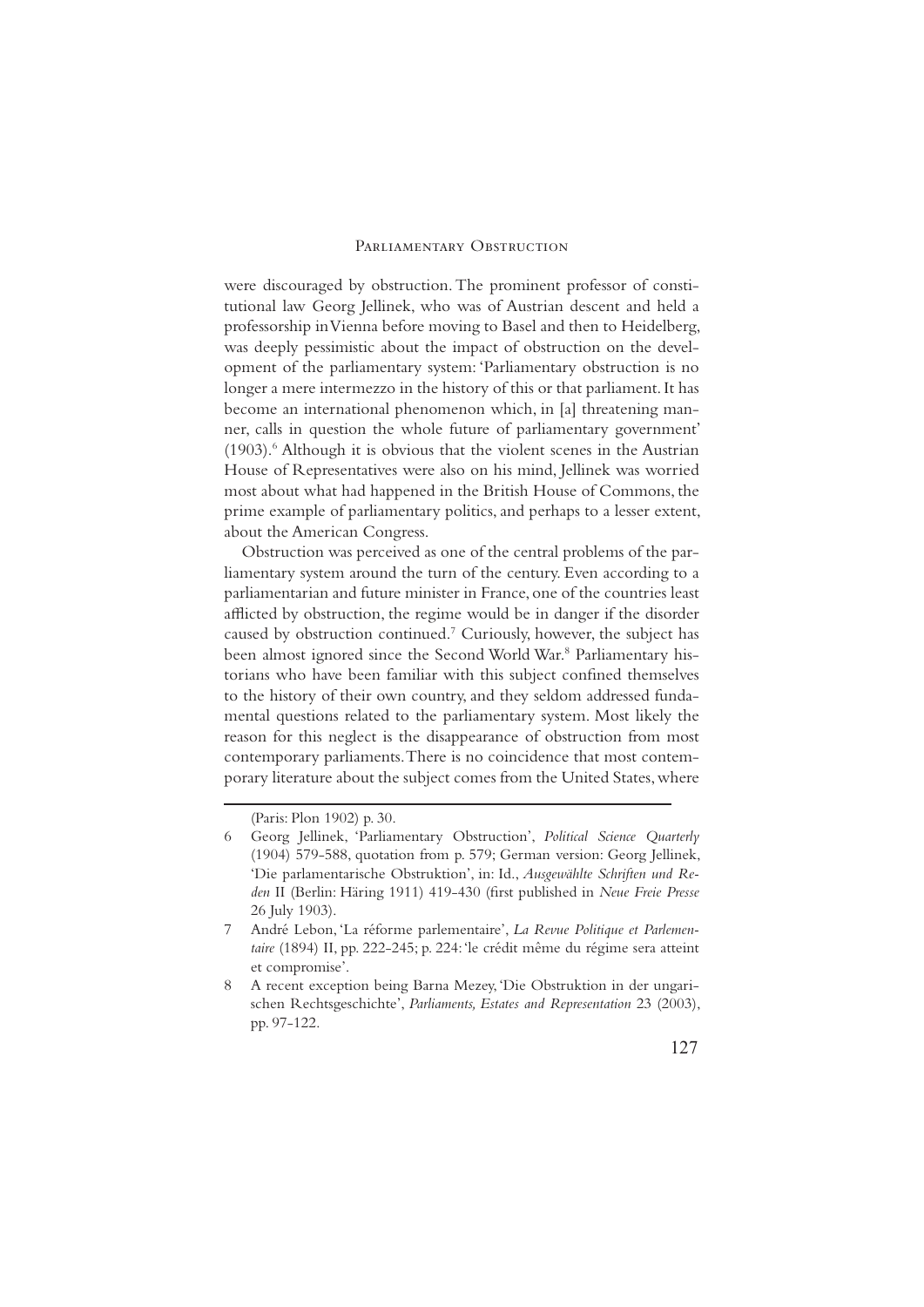were discouraged by obstruction. The prominent professor of constitutional law Georg Jellinek, who was of Austrian descent and held a professorship in Vienna before moving to Basel and then to Heidelberg, was deeply pessimistic about the impact of obstruction on the development of the parliamentary system: 'Parliamentary obstruction is no longer a mere intermezzo in the history of this or that parliament. It has become an international phenomenon which, in [a] threatening manner, calls in question the whole future of parliamentary government' (1903).[6] Although it is obvious that the violent scenes in the Austrian House of Representatives were also on his mind, Jellinek was worried most about what had happened in the British House of Commons, the prime example of parliamentary politics, and perhaps to a lesser extent, about the American Congress.

Obstruction was perceived as one of the central problems of the parliamentary system around the turn of the century. Even according to a parliamentarian and future minister in France, one of the countries least afflicted by obstruction, the regime would be in danger if the disorder caused by obstruction continued.[7] Curiously, however, the subject has been almost ignored since the Second World War.[8] Parliamentary historians who have been familiar with this subject confined themselves to the history of their own country, and they seldom addressed fundamental questions related to the parliamentary system. Most likely the reason for this neglect is the disappearance of obstruction from most contemporary parliaments. There is no coincidence that most contemporary literature about the subject comes from the United States, where

---

(Paris: Plon 1902) p. 30.

6 Georg Jellinek, 'Parliamentary Obstruction', *Political Science Quarterly* (1904) 579-588, quotation from p. 579; German version: Georg Jellinek, 'Die parlamentarische Obstruktion', in: Id., *Ausgewählte Schriften und Reden* II (Berlin: Häring 1911) 419-430 (first published in *Neue Freie Presse* 26 July 1903).

7 André Lebon, 'La réforme parlementaire', *La Revue Politique et Parlementaire* (1894) II, pp. 222-245; p. 224: 'le crédit même du régime sera atteint et compromise'.

8 A recent exception being Barna Mezey, 'Die Obstruktion in der ungarischen Rechtsgeschichte', *Parliaments, Estates and Representation* 23 (2003), pp. 97-122.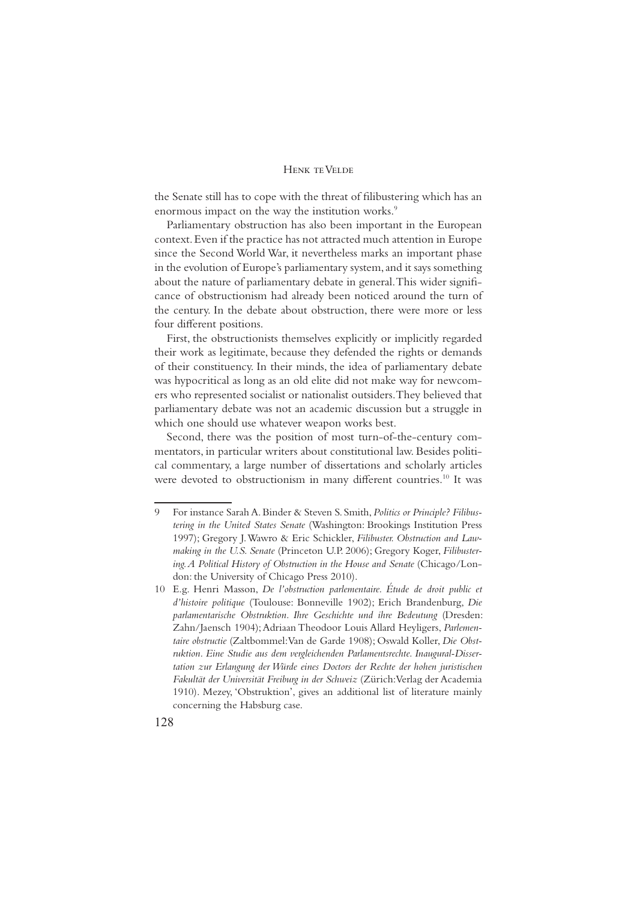the Senate still has to cope with the threat of filibustering which has an enormous impact on the way the institution works.[9]

Parliamentary obstruction has also been important in the European context. Even if the practice has not attracted much attention in Europe since the Second World War, it nevertheless marks an important phase in the evolution of Europe's parliamentary system, and it says something about the nature of parliamentary debate in general. This wider significance of obstructionism had already been noticed around the turn of the century. In the debate about obstruction, there were more or less four different positions.

First, the obstructionists themselves explicitly or implicitly regarded their work as legitimate, because they defended the rights or demands of their constituency. In their minds, the idea of parliamentary debate was hypocritical as long as an old elite did not make way for newcomers who represented socialist or nationalist outsiders. They believed that parliamentary debate was not an academic discussion but a struggle in which one should use whatever weapon works best.

Second, there was the position of most turn-of-the-century commentators, in particular writers about constitutional law. Besides political commentary, a large number of dissertations and scholarly articles were devoted to obstructionism in many different countries.[10] It was

---

9 For instance Sarah A. Binder & Steven S. Smith, *Politics or Principle? Filibustering in the United States Senate* (Washington: Brookings Institution Press 1997); Gregory J. Wawro & Eric Schickler, *Filibuster. Obstruction and Lawmaking in the U.S. Senate* (Princeton U.P. 2006); Gregory Koger, *Filibustering. A Political History of Obstruction in the House and Senate* (Chicago/London: the University of Chicago Press 2010).

10 E.g. Henri Masson, *De l'obstruction parlementaire. Étude de droit public et d'histoire politique* (Toulouse: Bonneville 1902); Erich Brandenburg, *Die parlamentarische Obstruktion. Ihre Geschichte und ihre Bedeutung* (Dresden: Zahn/Jaensch 1904); Adriaan Theodoor Louis Allard Heyligers, *Parlementaire obstructie* (Zaltbommel: Van de Garde 1908); Oswald Koller, *Die Obstruktion. Eine Studie aus dem vergleichenden Parlamentsrechte. Inaugural-Dissertation zur Erlangung der Würde eines Doctors der Rechte der hohen juristischen Fakultät der Universität Freiburg in der Schweiz* (Zürich: Verlag der Academia 1910). Mezey, 'Obstruktion', gives an additional list of literature mainly concerning the Habsburg case.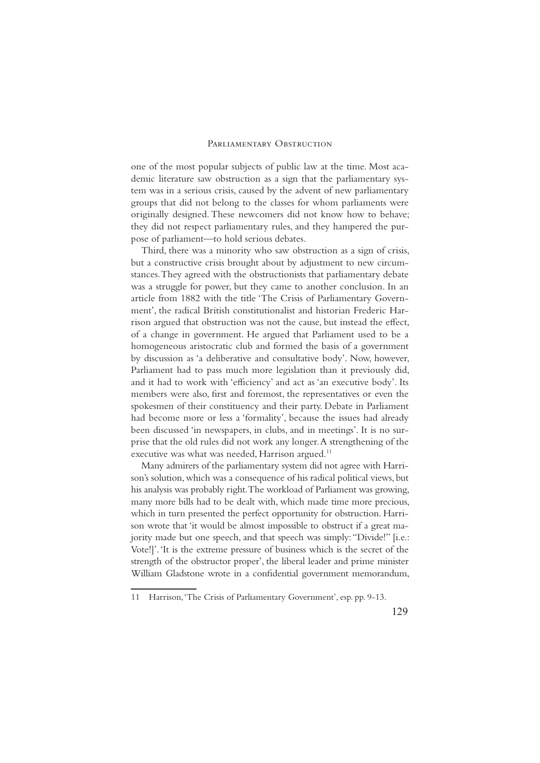one of the most popular subjects of public law at the time. Most academic literature saw obstruction as a sign that the parliamentary system was in a serious crisis, caused by the advent of new parliamentary groups that did not belong to the classes for whom parliaments were originally designed. These newcomers did not know how to behave; they did not respect parliamentary rules, and they hampered the purpose of parliament—to hold serious debates.

Third, there was a minority who saw obstruction as a sign of crisis, but a constructive crisis brought about by adjustment to new circumstances. They agreed with the obstructionists that parliamentary debate was a struggle for power, but they came to another conclusion. In an article from 1882 with the title 'The Crisis of Parliamentary Government', the radical British constitutionalist and historian Frederic Harrison argued that obstruction was not the cause, but instead the effect, of a change in government. He argued that Parliament used to be a homogeneous aristocratic club and formed the basis of a government by discussion as 'a deliberative and consultative body'. Now, however, Parliament had to pass much more legislation than it previously did, and it had to work with 'efficiency' and act as 'an executive body'. Its members were also, first and foremost, the representatives or even the spokesmen of their constituency and their party. Debate in Parliament had become more or less a 'formality', because the issues had already been discussed 'in newspapers, in clubs, and in meetings'. It is no surprise that the old rules did not work any longer. A strengthening of the executive was what was needed, Harrison argued.[11]

Many admirers of the parliamentary system did not agree with Harrison's solution, which was a consequence of his radical political views, but his analysis was probably right. The workload of Parliament was growing, many more bills had to be dealt with, which made time more precious, which in turn presented the perfect opportunity for obstruction. Harrison wrote that 'it would be almost impossible to obstruct if a great majority made but one speech, and that speech was simply: "Divide!" [i.e.: Vote!]'. 'It is the extreme pressure of business which is the secret of the strength of the obstructor proper', the liberal leader and prime minister William Gladstone wrote in a confidential government memorandum,

11 Harrison, 'The Crisis of Parliamentary Government', esp. pp. 9-13.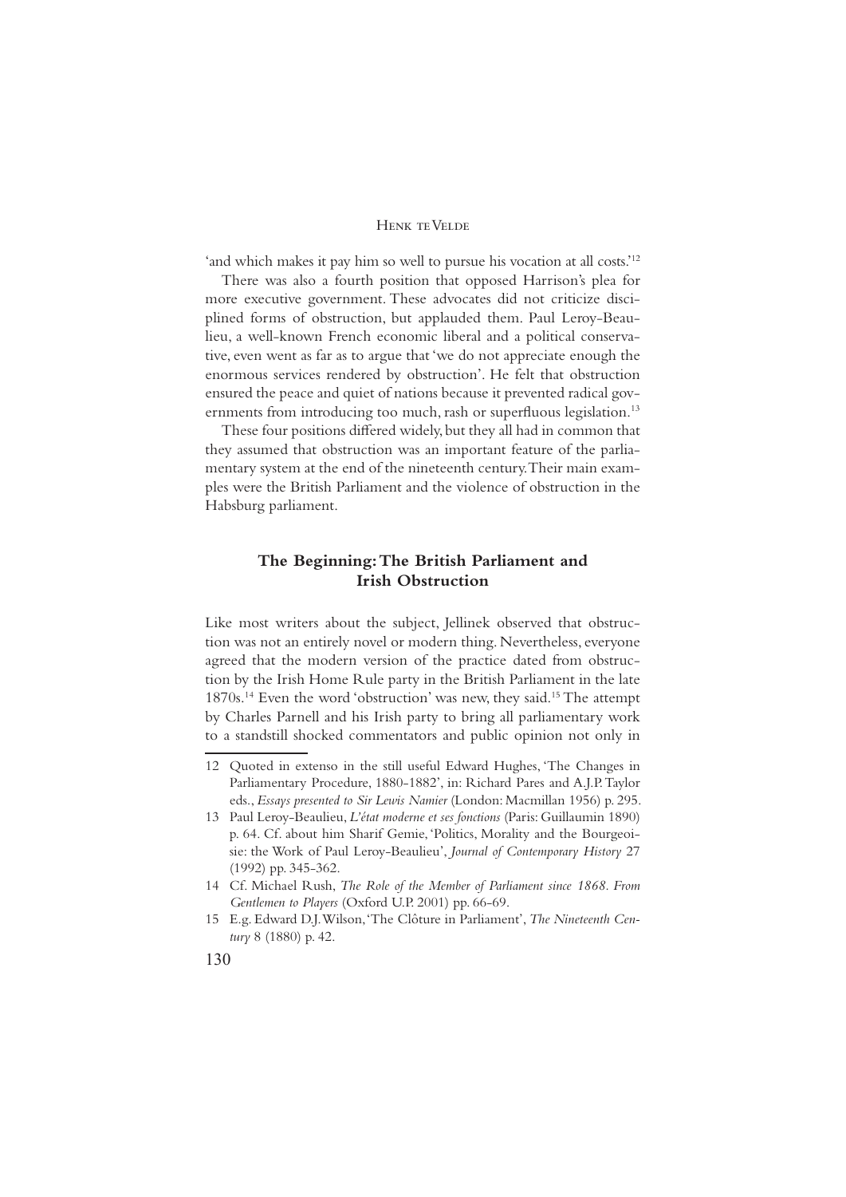'and which makes it pay him so well to pursue his vocation at all costs.'[12]

There was also a fourth position that opposed Harrison's plea for more executive government. These advocates did not criticize disciplined forms of obstruction, but applauded them. Paul Leroy-Beaulieu, a well-known French economic liberal and a political conservative, even went as far as to argue that 'we do not appreciate enough the enormous services rendered by obstruction'. He felt that obstruction ensured the peace and quiet of nations because it prevented radical governments from introducing too much, rash or superfluous legislation.[13]

These four positions differed widely, but they all had in common that they assumed that obstruction was an important feature of the parliamentary system at the end of the nineteenth century. Their main examples were the British Parliament and the violence of obstruction in the Habsburg parliament.

## The Beginning: The British Parliament and Irish Obstruction

Like most writers about the subject, Jellinek observed that obstruction was not an entirely novel or modern thing. Nevertheless, everyone agreed that the modern version of the practice dated from obstruction by the Irish Home Rule party in the British Parliament in the late 1870s.[14] Even the word 'obstruction' was new, they said.[15] The attempt by Charles Parnell and his Irish party to bring all parliamentary work to a standstill shocked commentators and public opinion not only in

---

12 Quoted in extenso in the still useful Edward Hughes, 'The Changes in Parliamentary Procedure, 1880-1882', in: Richard Pares and A.J.P. Taylor eds., *Essays presented to Sir Lewis Namier* (London: Macmillan 1956) p. 295.

13 Paul Leroy-Beaulieu, *L'état moderne et ses fonctions* (Paris: Guillaumin 1890) p. 64. Cf. about him Sharif Gemie, 'Politics, Morality and the Bourgeoisie: the Work of Paul Leroy-Beaulieu', *Journal of Contemporary History* 27 (1992) pp. 345-362.

14 Cf. Michael Rush, *The Role of the Member of Parliament since 1868. From Gentlemen to Players* (Oxford U.P. 2001) pp. 66-69.

15 E.g. Edward D.J. Wilson, 'The Clôture in Parliament', *The Nineteenth Century* 8 (1880) p. 42.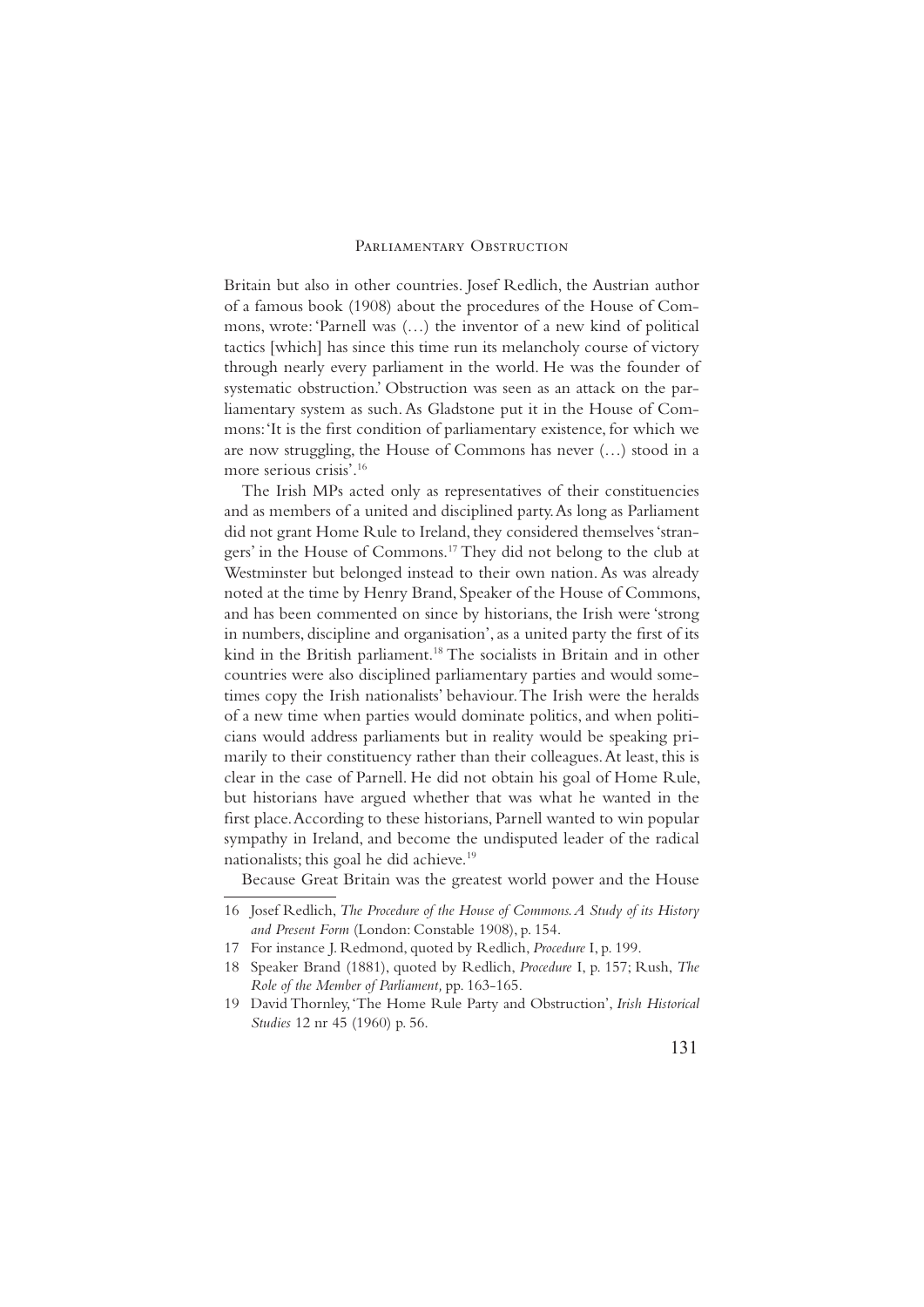Britain but also in other countries. Josef Redlich, the Austrian author of a famous book (1908) about the procedures of the House of Commons, wrote: 'Parnell was (…) the inventor of a new kind of political tactics [which] has since this time run its melancholy course of victory through nearly every parliament in the world. He was the founder of systematic obstruction.' Obstruction was seen as an attack on the parliamentary system as such. As Gladstone put it in the House of Commons: 'It is the first condition of parliamentary existence, for which we are now struggling, the House of Commons has never (…) stood in a more serious crisis'.[16]

The Irish MPs acted only as representatives of their constituencies and as members of a united and disciplined party. As long as Parliament did not grant Home Rule to Ireland, they considered themselves 'strangers' in the House of Commons.[17] They did not belong to the club at Westminster but belonged instead to their own nation. As was already noted at the time by Henry Brand, Speaker of the House of Commons, and has been commented on since by historians, the Irish were 'strong in numbers, discipline and organisation', as a united party the first of its kind in the British parliament.[18] The socialists in Britain and in other countries were also disciplined parliamentary parties and would sometimes copy the Irish nationalists' behaviour. The Irish were the heralds of a new time when parties would dominate politics, and when politicians would address parliaments but in reality would be speaking primarily to their constituency rather than their colleagues. At least, this is clear in the case of Parnell. He did not obtain his goal of Home Rule, but historians have argued whether that was what he wanted in the first place. According to these historians, Parnell wanted to win popular sympathy in Ireland, and become the undisputed leader of the radical nationalists; this goal he did achieve.[19]

Because Great Britain was the greatest world power and the House

---

16 Josef Redlich, *The Procedure of the House of Commons. A Study of its History and Present Form* (London: Constable 1908), p. 154.

17 For instance J. Redmond, quoted by Redlich, *Procedure* I, p. 199.

18 Speaker Brand (1881), quoted by Redlich, *Procedure* I, p. 157; Rush, *The Role of the Member of Parliament,* pp. 163-165.

19 David Thornley, 'The Home Rule Party and Obstruction', *Irish Historical Studies* 12 nr 45 (1960) p. 56.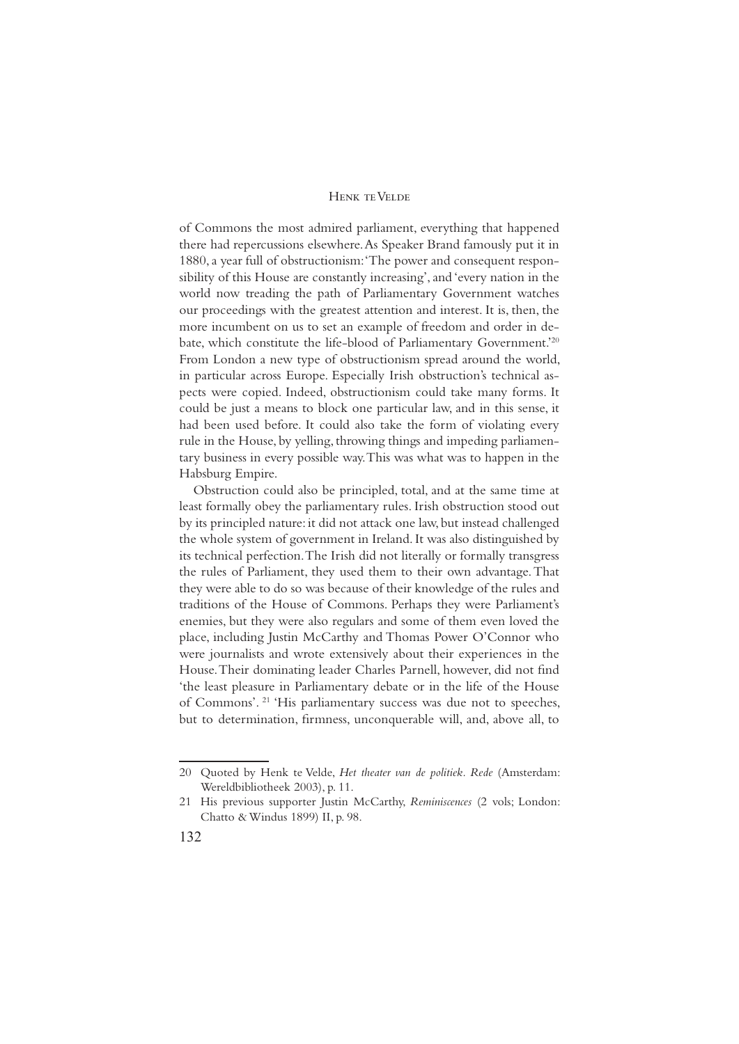of Commons the most admired parliament, everything that happened there had repercussions elsewhere. As Speaker Brand famously put it in 1880, a year full of obstructionism: 'The power and consequent responsibility of this House are constantly increasing', and 'every nation in the world now treading the path of Parliamentary Government watches our proceedings with the greatest attention and interest. It is, then, the more incumbent on us to set an example of freedom and order in debate, which constitute the life-blood of Parliamentary Government.'[20] From London a new type of obstructionism spread around the world, in particular across Europe. Especially Irish obstruction's technical aspects were copied. Indeed, obstructionism could take many forms. It could be just a means to block one particular law, and in this sense, it had been used before. It could also take the form of violating every rule in the House, by yelling, throwing things and impeding parliamentary business in every possible way. This was what was to happen in the Habsburg Empire.

Obstruction could also be principled, total, and at the same time at least formally obey the parliamentary rules. Irish obstruction stood out by its principled nature: it did not attack one law, but instead challenged the whole system of government in Ireland. It was also distinguished by its technical perfection. The Irish did not literally or formally transgress the rules of Parliament, they used them to their own advantage. That they were able to do so was because of their knowledge of the rules and traditions of the House of Commons. Perhaps they were Parliament's enemies, but they were also regulars and some of them even loved the place, including Justin McCarthy and Thomas Power O'Connor who were journalists and wrote extensively about their experiences in the House. Their dominating leader Charles Parnell, however, did not find 'the least pleasure in Parliamentary debate or in the life of the House of Commons'. [21] 'His parliamentary success was due not to speeches, but to determination, firmness, unconquerable will, and, above all, to

---

20 Quoted by Henk te Velde, *Het theater van de politiek. Rede* (Amsterdam: Wereldbibliotheek 2003), p. 11.

21 His previous supporter Justin McCarthy, *Reminiscences* (2 vols; London: Chatto & Windus 1899) II, p. 98.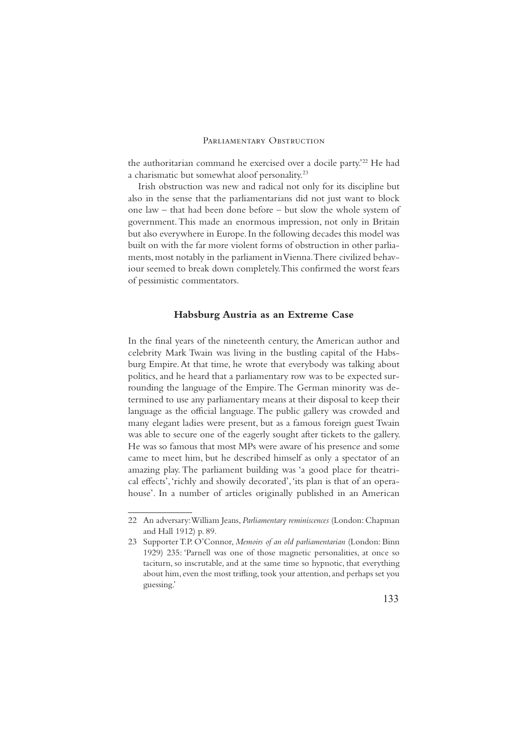the authoritarian command he exercised over a docile party.'[22] He had a charismatic but somewhat aloof personality.[23]

Irish obstruction was new and radical not only for its discipline but also in the sense that the parliamentarians did not just want to block one law – that had been done before – but slow the whole system of government. This made an enormous impression, not only in Britain but also everywhere in Europe. In the following decades this model was built on with the far more violent forms of obstruction in other parliaments, most notably in the parliament in Vienna. There civilized behaviour seemed to break down completely. This confirmed the worst fears of pessimistic commentators.

### Habsburg Austria as an Extreme Case

In the final years of the nineteenth century, the American author and celebrity Mark Twain was living in the bustling capital of the Habsburg Empire. At that time, he wrote that everybody was talking about politics, and he heard that a parliamentary row was to be expected surrounding the language of the Empire. The German minority was determined to use any parliamentary means at their disposal to keep their language as the official language. The public gallery was crowded and many elegant ladies were present, but as a famous foreign guest Twain was able to secure one of the eagerly sought after tickets to the gallery. He was so famous that most MPs were aware of his presence and some came to meet him, but he described himself as only a spectator of an amazing play. The parliament building was 'a good place for theatrical effects', 'richly and showily decorated', 'its plan is that of an opera-house'. In a number of articles originally published in an American

---

22 An adversary: William Jeans, *Parliamentary reminiscences* (London: Chapman and Hall 1912) p. 89.

23 Supporter T.P. O'Connor, *Memoirs of an old parliamentarian* (London: Binn 1929) 235: 'Parnell was one of those magnetic personalities, at once so taciturn, so inscrutable, and at the same time so hypnotic, that everything about him, even the most trifling, took your attention, and perhaps set you guessing.'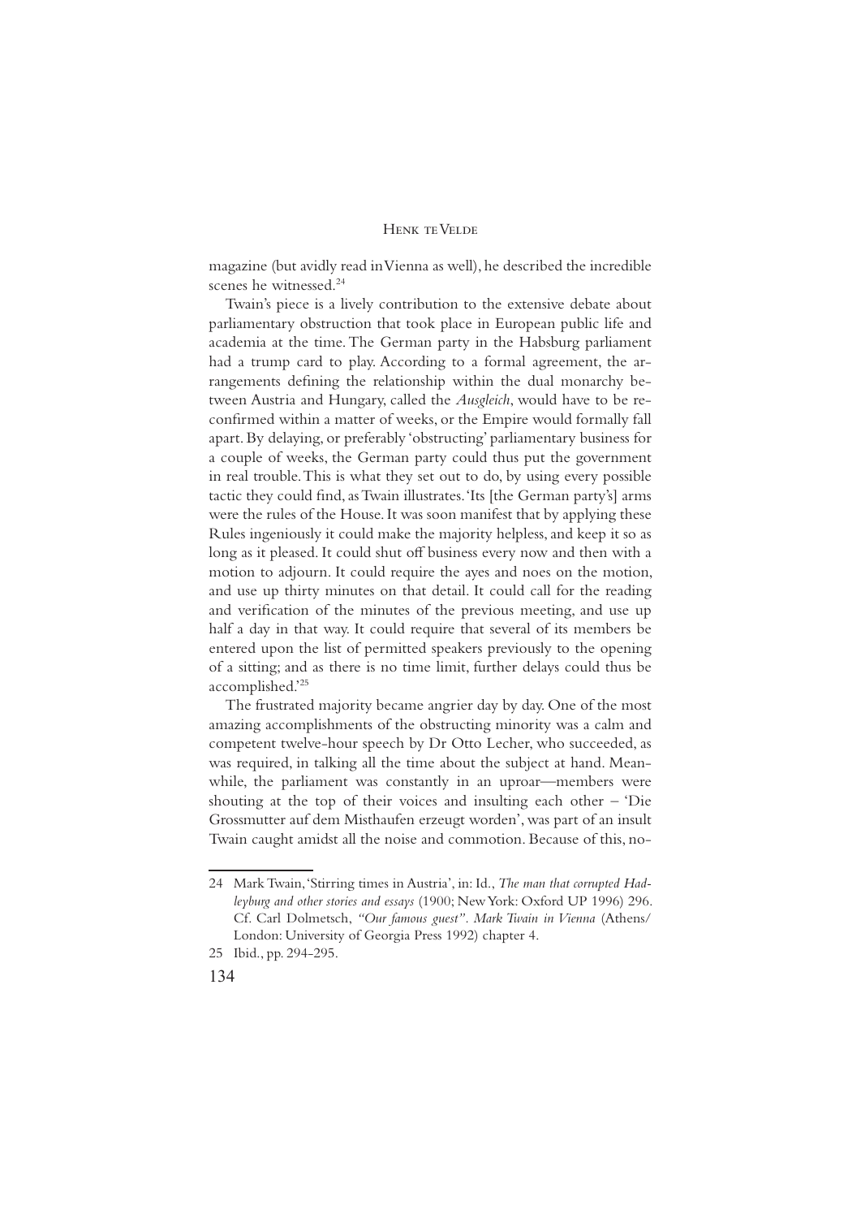magazine (but avidly read in Vienna as well), he described the incredible scenes he witnessed.[24]

Twain's piece is a lively contribution to the extensive debate about parliamentary obstruction that took place in European public life and academia at the time. The German party in the Habsburg parliament had a trump card to play. According to a formal agreement, the arrangements defining the relationship within the dual monarchy between Austria and Hungary, called the *Ausgleich*, would have to be reconfirmed within a matter of weeks, or the Empire would formally fall apart. By delaying, or preferably 'obstructing' parliamentary business for a couple of weeks, the German party could thus put the government in real trouble. This is what they set out to do, by using every possible tactic they could find, as Twain illustrates. 'Its [the German party's] arms were the rules of the House. It was soon manifest that by applying these Rules ingeniously it could make the majority helpless, and keep it so as long as it pleased. It could shut off business every now and then with a motion to adjourn. It could require the ayes and noes on the motion, and use up thirty minutes on that detail. It could call for the reading and verification of the minutes of the previous meeting, and use up half a day in that way. It could require that several of its members be entered upon the list of permitted speakers previously to the opening of a sitting; and as there is no time limit, further delays could thus be accomplished.'[25]

The frustrated majority became angrier day by day. One of the most amazing accomplishments of the obstructing minority was a calm and competent twelve-hour speech by Dr Otto Lecher, who succeeded, as was required, in talking all the time about the subject at hand. Meanwhile, the parliament was constantly in an uproar—members were shouting at the top of their voices and insulting each other – 'Die Grossmutter auf dem Misthaufen erzeugt worden', was part of an insult Twain caught amidst all the noise and commotion. Because of this, no-

---

24 Mark Twain, 'Stirring times in Austria', in: Id., *The man that corrupted Hadleyburg and other stories and essays* (1900; New York: Oxford UP 1996) 296. Cf. Carl Dolmetsch, *"Our famous guest". Mark Twain in Vienna* (Athens/London: University of Georgia Press 1992) chapter 4.

25 Ibid., pp. 294-295.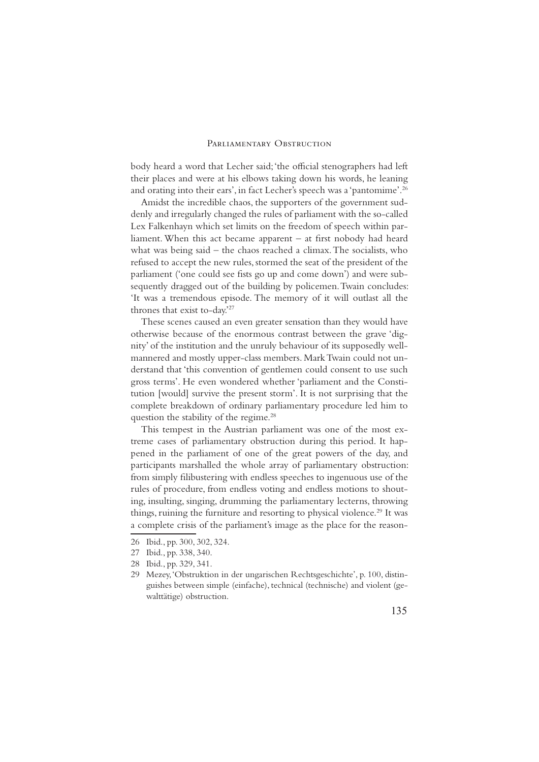body heard a word that Lecher said; 'the official stenographers had left their places and were at his elbows taking down his words, he leaning and orating into their ears', in fact Lecher's speech was a 'pantomime'.[26]

Amidst the incredible chaos, the supporters of the government suddenly and irregularly changed the rules of parliament with the so-called Lex Falkenhayn which set limits on the freedom of speech within parliament. When this act became apparent – at first nobody had heard what was being said – the chaos reached a climax. The socialists, who refused to accept the new rules, stormed the seat of the president of the parliament ('one could see fists go up and come down') and were subsequently dragged out of the building by policemen. Twain concludes: 'It was a tremendous episode. The memory of it will outlast all the thrones that exist to-day.'[27]

These scenes caused an even greater sensation than they would have otherwise because of the enormous contrast between the grave 'dignity' of the institution and the unruly behaviour of its supposedly well-mannered and mostly upper-class members. Mark Twain could not understand that 'this convention of gentlemen could consent to use such gross terms'. He even wondered whether 'parliament and the Constitution [would] survive the present storm'. It is not surprising that the complete breakdown of ordinary parliamentary procedure led him to question the stability of the regime.[28]

This tempest in the Austrian parliament was one of the most extreme cases of parliamentary obstruction during this period. It happened in the parliament of one of the great powers of the day, and participants marshalled the whole array of parliamentary obstruction: from simply filibustering with endless speeches to ingenuous use of the rules of procedure, from endless voting and endless motions to shouting, insulting, singing, drumming the parliamentary lecterns, throwing things, ruining the furniture and resorting to physical violence.[29] It was a complete crisis of the parliament's image as the place for the reason-

---

26 Ibid., pp. 300, 302, 324.

27 Ibid., pp. 338, 340.

28 Ibid., pp. 329, 341.

29 Mezey, 'Obstruktion in der ungarischen Rechtsgeschichte', p. 100, distinguishes between simple (einfache), technical (technische) and violent (gewalttätige) obstruction.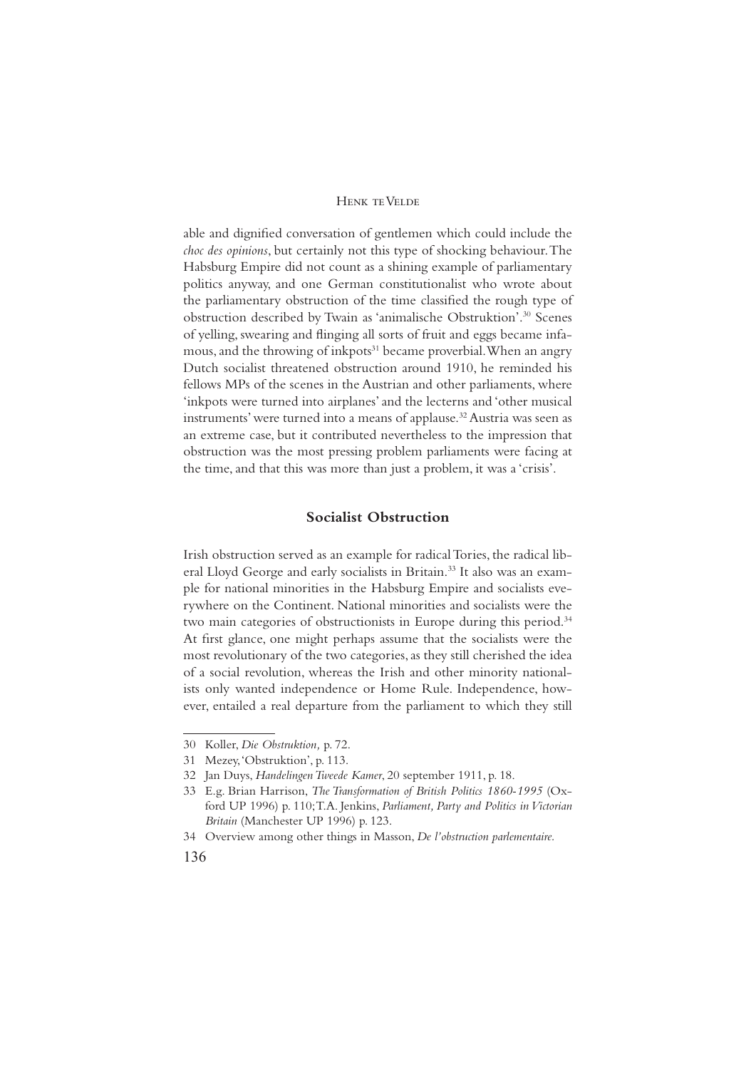able and dignified conversation of gentlemen which could include the *choc des opinions*, but certainly not this type of shocking behaviour. The Habsburg Empire did not count as a shining example of parliamentary politics anyway, and one German constitutionalist who wrote about the parliamentary obstruction of the time classified the rough type of obstruction described by Twain as 'animalische Obstruktion'.[30] Scenes of yelling, swearing and flinging all sorts of fruit and eggs became infamous, and the throwing of inkpots[31] became proverbial. When an angry Dutch socialist threatened obstruction around 1910, he reminded his fellows MPs of the scenes in the Austrian and other parliaments, where 'inkpots were turned into airplanes' and the lecterns and 'other musical instruments' were turned into a means of applause.[32] Austria was seen as an extreme case, but it contributed nevertheless to the impression that obstruction was the most pressing problem parliaments were facing at the time, and that this was more than just a problem, it was a 'crisis'.

## Socialist Obstruction

Irish obstruction served as an example for radical Tories, the radical liberal Lloyd George and early socialists in Britain.[33] It also was an example for national minorities in the Habsburg Empire and socialists everywhere on the Continent. National minorities and socialists were the two main categories of obstructionists in Europe during this period.[34] At first glance, one might perhaps assume that the socialists were the most revolutionary of the two categories, as they still cherished the idea of a social revolution, whereas the Irish and other minority nationalists only wanted independence or Home Rule. Independence, however, entailed a real departure from the parliament to which they still

30 Koller, *Die Obstruktion,* p. 72.

31 Mezey, 'Obstruktion', p. 113.

32 Jan Duys, *Handelingen Tweede Kamer*, 20 september 1911, p. 18.

33 E.g. Brian Harrison, *The Transformation of British Politics 1860-1995* (Oxford UP 1996) p. 110; T.A. Jenkins, *Parliament, Party and Politics in Victorian Britain* (Manchester UP 1996) p. 123.

34 Overview among other things in Masson, *De l'obstruction parlementaire.*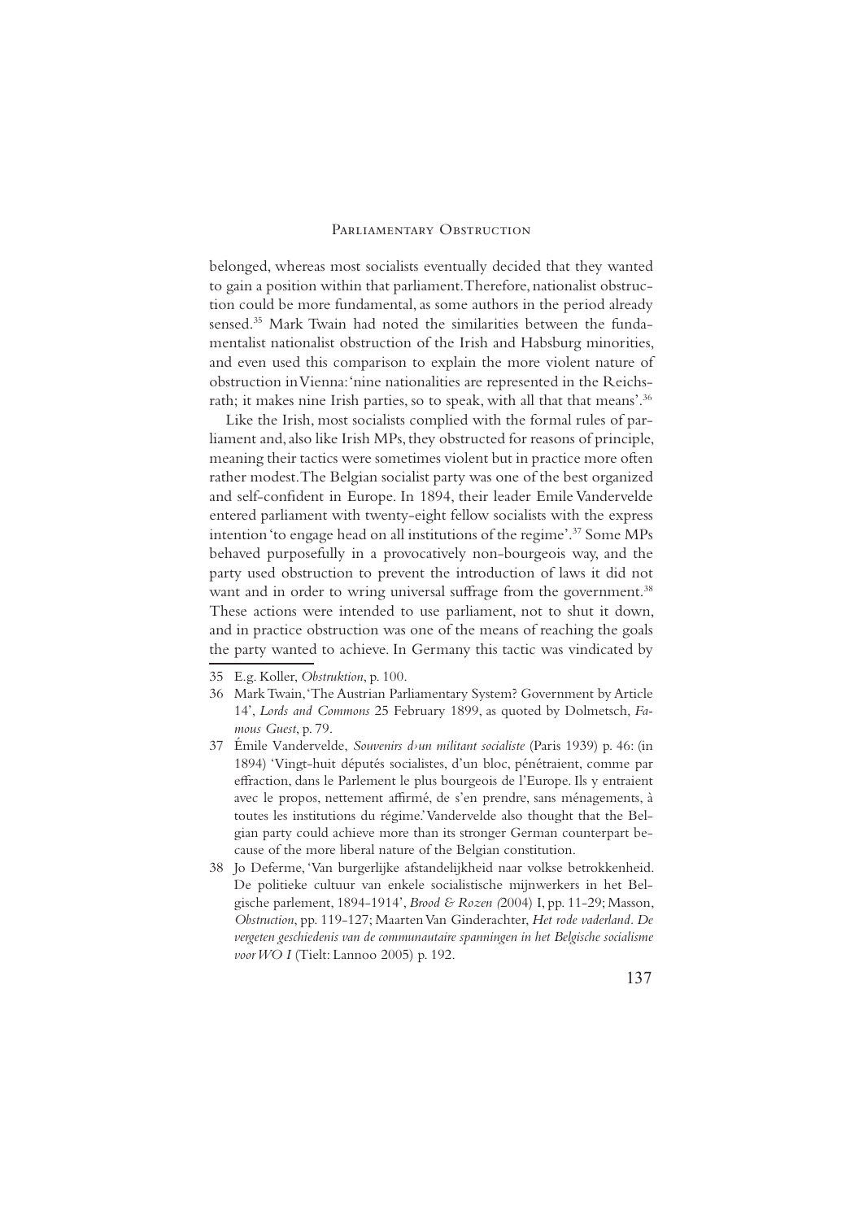belonged, whereas most socialists eventually decided that they wanted to gain a position within that parliament. Therefore, nationalist obstruction could be more fundamental, as some authors in the period already sensed.[35] Mark Twain had noted the similarities between the fundamentalist nationalist obstruction of the Irish and Habsburg minorities, and even used this comparison to explain the more violent nature of obstruction in Vienna: 'nine nationalities are represented in the Reichsrath; it makes nine Irish parties, so to speak, with all that that means'.[36]

Like the Irish, most socialists complied with the formal rules of parliament and, also like Irish MPs, they obstructed for reasons of principle, meaning their tactics were sometimes violent but in practice more often rather modest. The Belgian socialist party was one of the best organized and self-confident in Europe. In 1894, their leader Emile Vandervelde entered parliament with twenty-eight fellow socialists with the express intention 'to engage head on all institutions of the regime'.[37] Some MPs behaved purposefully in a provocatively non-bourgeois way, and the party used obstruction to prevent the introduction of laws it did not want and in order to wring universal suffrage from the government.[38] These actions were intended to use parliament, not to shut it down, and in practice obstruction was one of the means of reaching the goals the party wanted to achieve. In Germany this tactic was vindicated by

---

35 E.g. Koller, *Obstruktion*, p. 100.

36 Mark Twain, 'The Austrian Parliamentary System? Government by Article 14', *Lords and Commons* 25 February 1899, as quoted by Dolmetsch, *Famous Guest*, p. 79.

37 Émile Vandervelde, *Souvenirs d›un militant socialiste* (Paris 1939) p. 46: (in 1894) 'Vingt-huit députés socialistes, d'un bloc, pénétraient, comme par effraction, dans le Parlement le plus bourgeois de l'Europe. Ils y entraient avec le propos, nettement affirmé, de s'en prendre, sans ménagements, à toutes les institutions du régime.' Vandervelde also thought that the Belgian party could achieve more than its stronger German counterpart because of the more liberal nature of the Belgian constitution.

38 Jo Deferme, 'Van burgerlijke afstandelijkheid naar volkse betrokkenheid. De politieke cultuur van enkele socialistische mijnwerkers in het Belgische parlement, 1894-1914', *Brood & Rozen (*2004) I, pp. 11-29; Masson, *Obstruction*, pp. 119-127; Maarten Van Ginderachter, *Het rode vaderland. De vergeten geschiedenis van de communautaire spanningen in het Belgische socialisme voor WO I* (Tielt: Lannoo 2005) p. 192.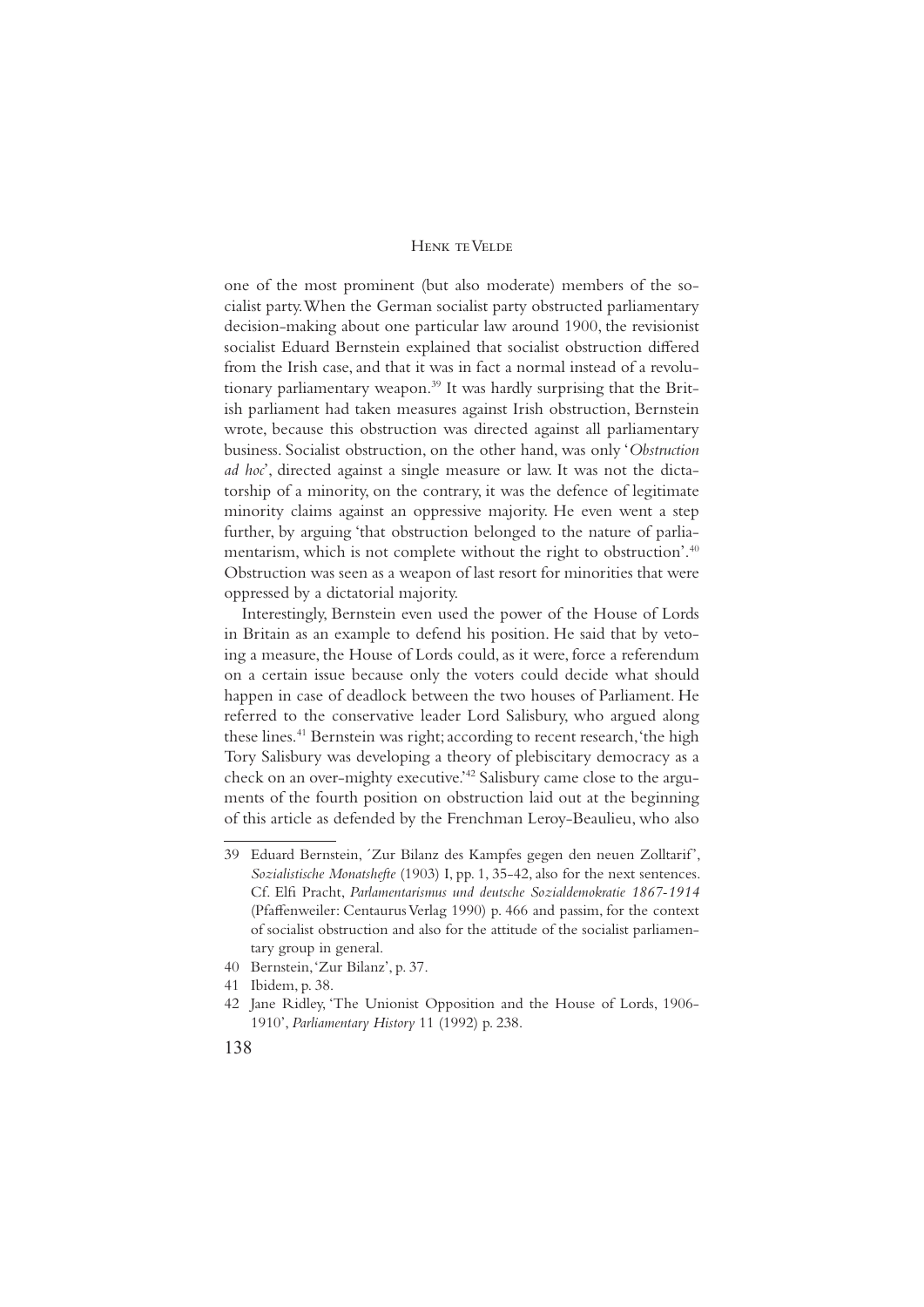one of the most prominent (but also moderate) members of the socialist party. When the German socialist party obstructed parliamentary decision-making about one particular law around 1900, the revisionist socialist Eduard Bernstein explained that socialist obstruction differed from the Irish case, and that it was in fact a normal instead of a revolutionary parliamentary weapon.[39] It was hardly surprising that the British parliament had taken measures against Irish obstruction, Bernstein wrote, because this obstruction was directed against all parliamentary business. Socialist obstruction, on the other hand, was only '*Obstruction ad hoc*', directed against a single measure or law. It was not the dictatorship of a minority, on the contrary, it was the defence of legitimate minority claims against an oppressive majority. He even went a step further, by arguing 'that obstruction belonged to the nature of parliamentarism, which is not complete without the right to obstruction'.[40] Obstruction was seen as a weapon of last resort for minorities that were oppressed by a dictatorial majority.

Interestingly, Bernstein even used the power of the House of Lords in Britain as an example to defend his position. He said that by vetoing a measure, the House of Lords could, as it were, force a referendum on a certain issue because only the voters could decide what should happen in case of deadlock between the two houses of Parliament. He referred to the conservative leader Lord Salisbury, who argued along these lines.[41] Bernstein was right; according to recent research, 'the high Tory Salisbury was developing a theory of plebiscitary democracy as a check on an over-mighty executive.'[42] Salisbury came close to the arguments of the fourth position on obstruction laid out at the beginning of this article as defended by the Frenchman Leroy-Beaulieu, who also

---

39 Eduard Bernstein, ´Zur Bilanz des Kampfes gegen den neuen Zolltarif', *Sozialistische Monatshefte* (1903) I, pp. 1, 35-42, also for the next sentences. Cf. Elfi Pracht, *Parlamentarismus und deutsche Sozialdemokratie 1867-1914* (Pfaffenweiler: Centaurus Verlag 1990) p. 466 and passim, for the context of socialist obstruction and also for the attitude of the socialist parliamentary group in general.

40 Bernstein, 'Zur Bilanz', p. 37.

41 Ibidem, p. 38.

42 Jane Ridley, 'The Unionist Opposition and the House of Lords, 1906-1910', *Parliamentary History* 11 (1992) p. 238.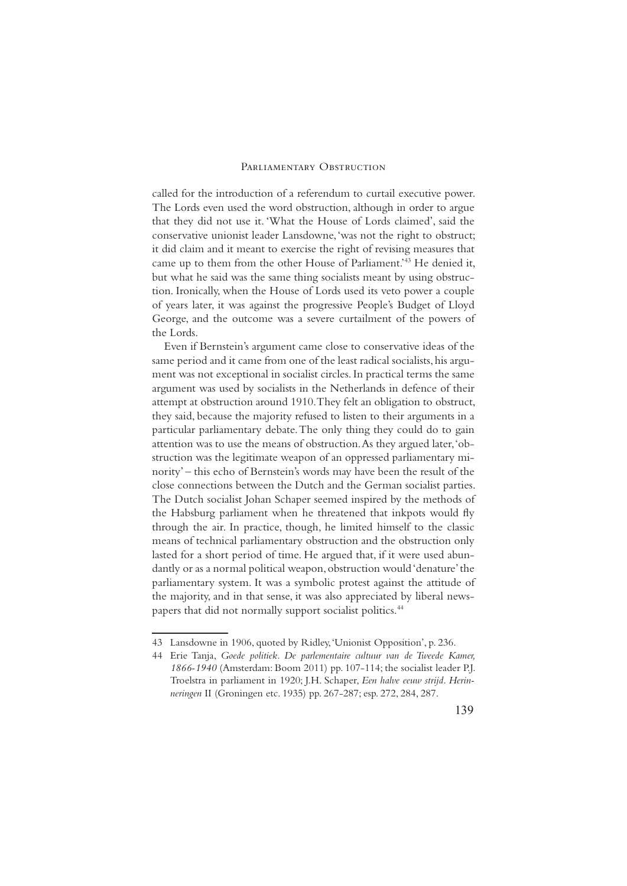called for the introduction of a referendum to curtail executive power. The Lords even used the word obstruction, although in order to argue that they did not use it. 'What the House of Lords claimed', said the conservative unionist leader Lansdowne, 'was not the right to obstruct; it did claim and it meant to exercise the right of revising measures that came up to them from the other House of Parliament.'[43] He denied it, but what he said was the same thing socialists meant by using obstruction. Ironically, when the House of Lords used its veto power a couple of years later, it was against the progressive People's Budget of Lloyd George, and the outcome was a severe curtailment of the powers of the Lords.

Even if Bernstein's argument came close to conservative ideas of the same period and it came from one of the least radical socialists, his argument was not exceptional in socialist circles. In practical terms the same argument was used by socialists in the Netherlands in defence of their attempt at obstruction around 1910. They felt an obligation to obstruct, they said, because the majority refused to listen to their arguments in a particular parliamentary debate. The only thing they could do to gain attention was to use the means of obstruction. As they argued later, 'obstruction was the legitimate weapon of an oppressed parliamentary minority' – this echo of Bernstein's words may have been the result of the close connections between the Dutch and the German socialist parties. The Dutch socialist Johan Schaper seemed inspired by the methods of the Habsburg parliament when he threatened that inkpots would fly through the air. In practice, though, he limited himself to the classic means of technical parliamentary obstruction and the obstruction only lasted for a short period of time. He argued that, if it were used abundantly or as a normal political weapon, obstruction would 'denature' the parliamentary system. It was a symbolic protest against the attitude of the majority, and in that sense, it was also appreciated by liberal newspapers that did not normally support socialist politics.[44]

---

43 Lansdowne in 1906, quoted by Ridley, 'Unionist Opposition', p. 236.

44 Erie Tanja, *Goede politiek. De parlementaire cultuur van de Tweede Kamer, 1866-1940* (Amsterdam: Boom 2011) pp. 107-114; the socialist leader P.J. Troelstra in parliament in 1920; J.H. Schaper, *Een halve eeuw strijd. Herinneringen* II (Groningen etc. 1935) pp. 267-287; esp. 272, 284, 287.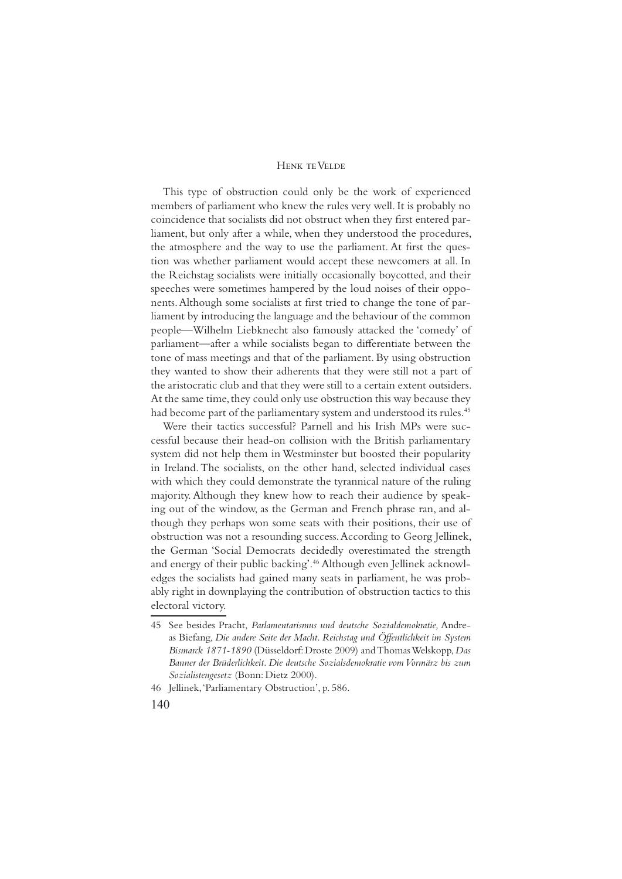This type of obstruction could only be the work of experienced members of parliament who knew the rules very well. It is probably no coincidence that socialists did not obstruct when they first entered parliament, but only after a while, when they understood the procedures, the atmosphere and the way to use the parliament. At first the question was whether parliament would accept these newcomers at all. In the Reichstag socialists were initially occasionally boycotted, and their speeches were sometimes hampered by the loud noises of their opponents. Although some socialists at first tried to change the tone of parliament by introducing the language and the behaviour of the common people—Wilhelm Liebknecht also famously attacked the 'comedy' of parliament—after a while socialists began to differentiate between the tone of mass meetings and that of the parliament. By using obstruction they wanted to show their adherents that they were still not a part of the aristocratic club and that they were still to a certain extent outsiders. At the same time, they could only use obstruction this way because they had become part of the parliamentary system and understood its rules.[45]

Were their tactics successful? Parnell and his Irish MPs were successful because their head-on collision with the British parliamentary system did not help them in Westminster but boosted their popularity in Ireland. The socialists, on the other hand, selected individual cases with which they could demonstrate the tyrannical nature of the ruling majority. Although they knew how to reach their audience by speaking out of the window, as the German and French phrase ran, and although they perhaps won some seats with their positions, their use of obstruction was not a resounding success. According to Georg Jellinek, the German 'Social Democrats decidedly overestimated the strength and energy of their public backing'.[46] Although even Jellinek acknowledges the socialists had gained many seats in parliament, he was probably right in downplaying the contribution of obstruction tactics to this electoral victory.

---

45 See besides Pracht, *Parlamentarismus und deutsche Sozialdemokratie,* Andreas Biefang, *Die andere Seite der Macht. Reichstag und Öffentlichkeit im System Bismarck 1871-1890* (Düsseldorf: Droste 2009) and Thomas Welskopp, *Das Banner der Brüderlichkeit. Die deutsche Sozialsdemokratie vom Vormärz bis zum Sozialistengesetz* (Bonn: Dietz 2000).

46 Jellinek, 'Parliamentary Obstruction', p. 586.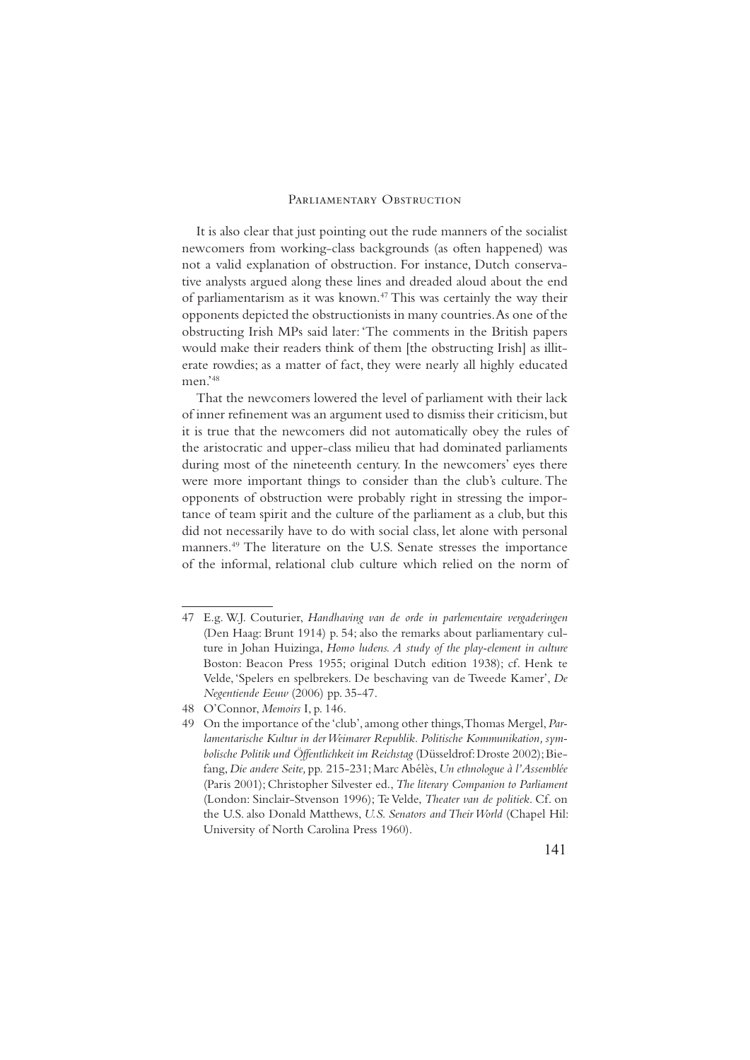It is also clear that just pointing out the rude manners of the socialist newcomers from working-class backgrounds (as often happened) was not a valid explanation of obstruction. For instance, Dutch conservative analysts argued along these lines and dreaded aloud about the end of parliamentarism as it was known.[47] This was certainly the way their opponents depicted the obstructionists in many countries. As one of the obstructing Irish MPs said later: 'The comments in the British papers would make their readers think of them [the obstructing Irish] as illiterate rowdies; as a matter of fact, they were nearly all highly educated men.'[48]

That the newcomers lowered the level of parliament with their lack of inner refinement was an argument used to dismiss their criticism, but it is true that the newcomers did not automatically obey the rules of the aristocratic and upper-class milieu that had dominated parliaments during most of the nineteenth century. In the newcomers' eyes there were more important things to consider than the club's culture. The opponents of obstruction were probably right in stressing the importance of team spirit and the culture of the parliament as a club, but this did not necessarily have to do with social class, let alone with personal manners.[49] The literature on the U.S. Senate stresses the importance of the informal, relational club culture which relied on the norm of

---

47 E.g. W.J. Couturier, *Handhaving van de orde in parlementaire vergaderingen* (Den Haag: Brunt 1914) p. 54; also the remarks about parliamentary culture in Johan Huizinga, *Homo ludens. A study of the play-element in culture* Boston: Beacon Press 1955; original Dutch edition 1938); cf. Henk te Velde, 'Spelers en spelbrekers. De beschaving van de Tweede Kamer', *De Negentiende Eeuw* (2006) pp. 35-47.

48 O'Connor, *Memoirs* I, p. 146.

49 On the importance of the 'club', among other things, Thomas Mergel, *Parlamentarische Kultur in der Weimarer Republik. Politische Kommunikation, symbolische Politik und Öffentlichkeit im Reichstag* (Düsseldrof: Droste 2002); Biefang, *Die andere Seite,* pp. 215-231; Marc Abélès, *Un ethnologue à l'Assemblée* (Paris 2001); Christopher Silvester ed., *The literary Companion to Parliament* (London: Sinclair-Stvenson 1996); Te Velde, *Theater van de politiek*. Cf. on the U.S. also Donald Matthews, *U.S. Senators and Their World* (Chapel Hil: University of North Carolina Press 1960).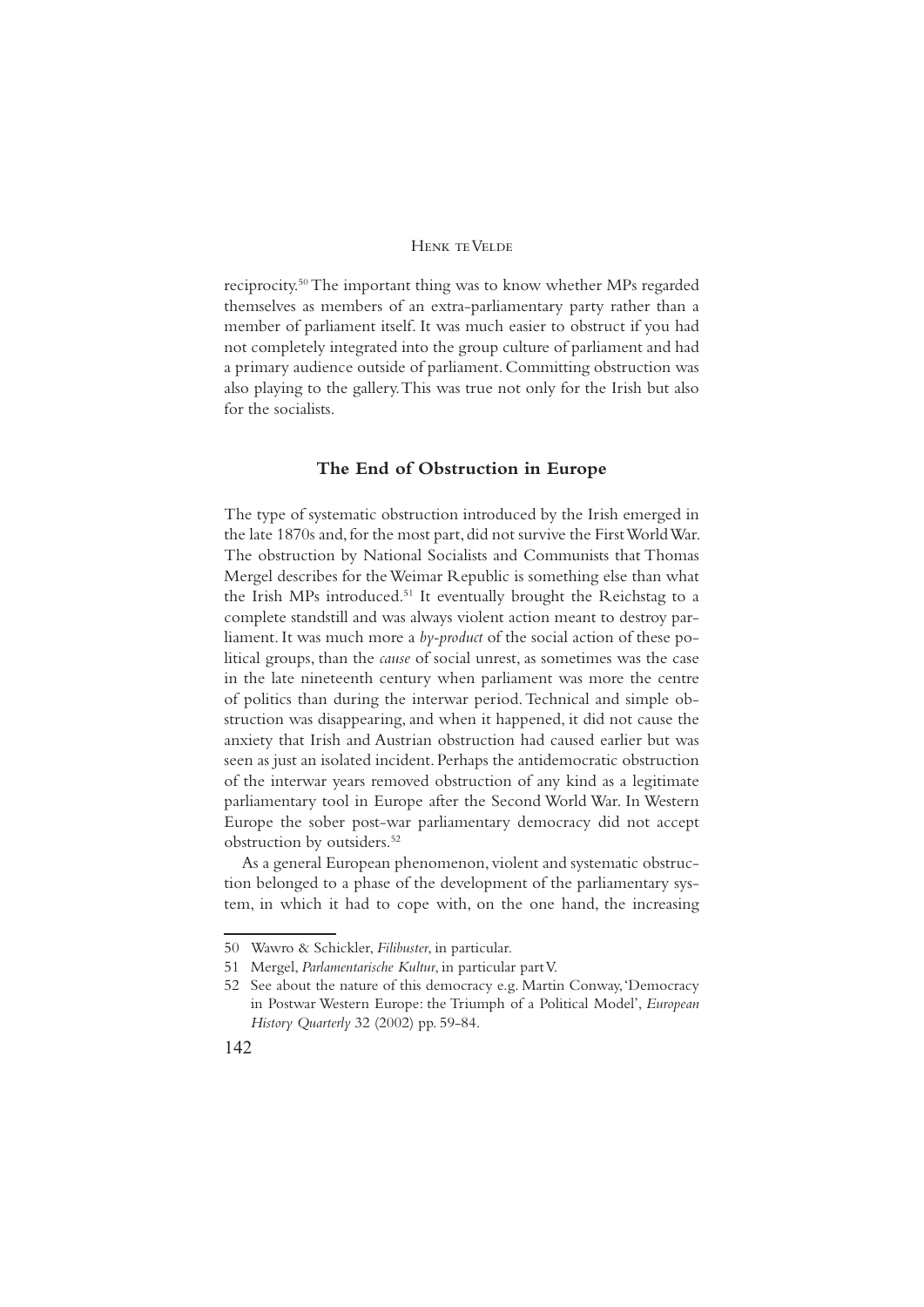reciprocity.[50] The important thing was to know whether MPs regarded themselves as members of an extra-parliamentary party rather than a member of parliament itself. It was much easier to obstruct if you had not completely integrated into the group culture of parliament and had a primary audience outside of parliament. Committing obstruction was also playing to the gallery. This was true not only for the Irish but also for the socialists.

## The End of Obstruction in Europe

The type of systematic obstruction introduced by the Irish emerged in the late 1870s and, for the most part, did not survive the First World War. The obstruction by National Socialists and Communists that Thomas Mergel describes for the Weimar Republic is something else than what the Irish MPs introduced.[51] It eventually brought the Reichstag to a complete standstill and was always violent action meant to destroy parliament. It was much more a *by-product* of the social action of these political groups, than the *cause* of social unrest, as sometimes was the case in the late nineteenth century when parliament was more the centre of politics than during the interwar period. Technical and simple obstruction was disappearing, and when it happened, it did not cause the anxiety that Irish and Austrian obstruction had caused earlier but was seen as just an isolated incident. Perhaps the antidemocratic obstruction of the interwar years removed obstruction of any kind as a legitimate parliamentary tool in Europe after the Second World War. In Western Europe the sober post-war parliamentary democracy did not accept obstruction by outsiders.[52]

As a general European phenomenon, violent and systematic obstruction belonged to a phase of the development of the parliamentary system, in which it had to cope with, on the one hand, the increasing

---

50 Wawro & Schickler, *Filibuster*, in particular.

51 Mergel, *Parlamentarische Kultur*, in particular part V.

52 See about the nature of this democracy e.g. Martin Conway, 'Democracy in Postwar Western Europe: the Triumph of a Political Model', *European History Quarterly* 32 (2002) pp. 59-84.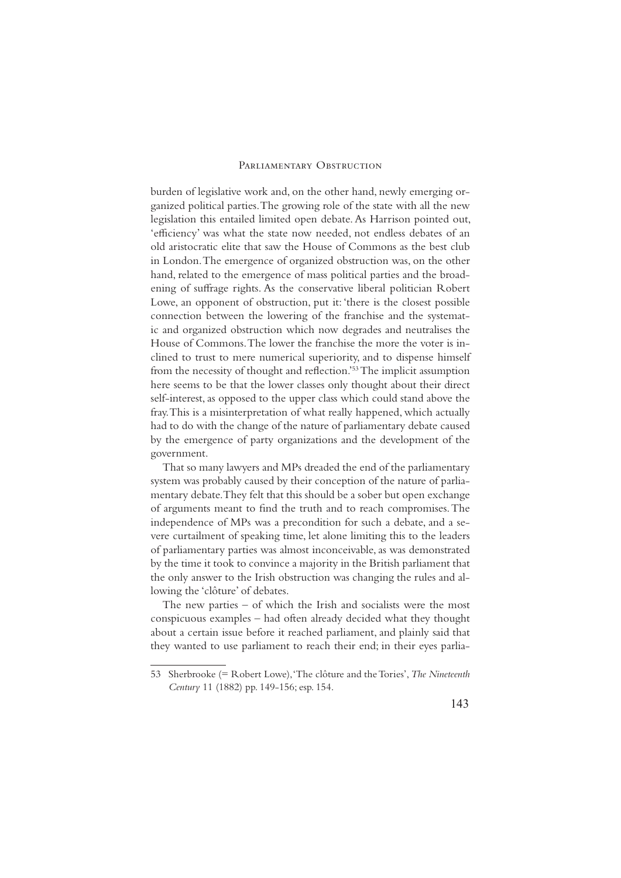burden of legislative work and, on the other hand, newly emerging organized political parties. The growing role of the state with all the new legislation this entailed limited open debate. As Harrison pointed out, 'efficiency' was what the state now needed, not endless debates of an old aristocratic elite that saw the House of Commons as the best club in London. The emergence of organized obstruction was, on the other hand, related to the emergence of mass political parties and the broadening of suffrage rights. As the conservative liberal politician Robert Lowe, an opponent of obstruction, put it: 'there is the closest possible connection between the lowering of the franchise and the systematic and organized obstruction which now degrades and neutralises the House of Commons. The lower the franchise the more the voter is inclined to trust to mere numerical superiority, and to dispense himself from the necessity of thought and reflection.'[53] The implicit assumption here seems to be that the lower classes only thought about their direct self-interest, as opposed to the upper class which could stand above the fray. This is a misinterpretation of what really happened, which actually had to do with the change of the nature of parliamentary debate caused by the emergence of party organizations and the development of the government.

That so many lawyers and MPs dreaded the end of the parliamentary system was probably caused by their conception of the nature of parliamentary debate. They felt that this should be a sober but open exchange of arguments meant to find the truth and to reach compromises. The independence of MPs was a precondition for such a debate, and a severe curtailment of speaking time, let alone limiting this to the leaders of parliamentary parties was almost inconceivable, as was demonstrated by the time it took to convince a majority in the British parliament that the only answer to the Irish obstruction was changing the rules and allowing the 'clôture' of debates.

The new parties – of which the Irish and socialists were the most conspicuous examples – had often already decided what they thought about a certain issue before it reached parliament, and plainly said that they wanted to use parliament to reach their end; in their eyes parlia-

---

53 Sherbrooke (= Robert Lowe), 'The clôture and the Tories', *The Nineteenth Century* 11 (1882) pp. 149-156; esp. 154.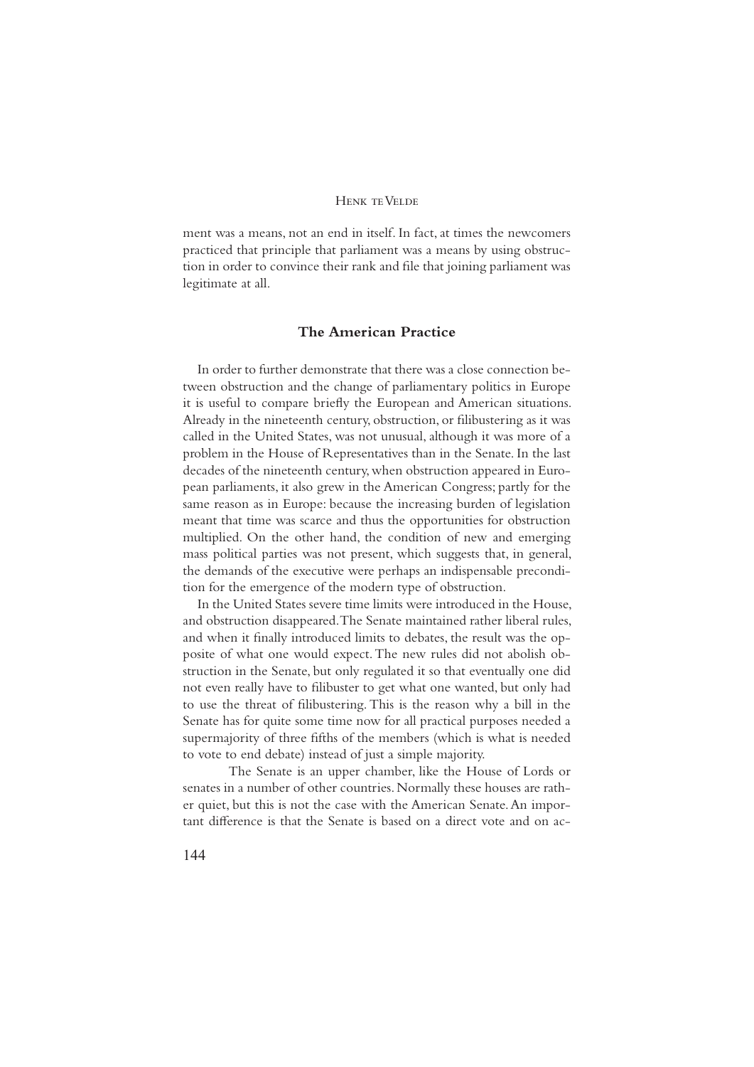ment was a means, not an end in itself. In fact, at times the newcomers practiced that principle that parliament was a means by using obstruction in order to convince their rank and file that joining parliament was legitimate at all.

## The American Practice

In order to further demonstrate that there was a close connection between obstruction and the change of parliamentary politics in Europe it is useful to compare briefly the European and American situations. Already in the nineteenth century, obstruction, or filibustering as it was called in the United States, was not unusual, although it was more of a problem in the House of Representatives than in the Senate. In the last decades of the nineteenth century, when obstruction appeared in European parliaments, it also grew in the American Congress; partly for the same reason as in Europe: because the increasing burden of legislation meant that time was scarce and thus the opportunities for obstruction multiplied. On the other hand, the condition of new and emerging mass political parties was not present, which suggests that, in general, the demands of the executive were perhaps an indispensable precondition for the emergence of the modern type of obstruction.

In the United States severe time limits were introduced in the House, and obstruction disappeared. The Senate maintained rather liberal rules, and when it finally introduced limits to debates, the result was the opposite of what one would expect. The new rules did not abolish obstruction in the Senate, but only regulated it so that eventually one did not even really have to filibuster to get what one wanted, but only had to use the threat of filibustering. This is the reason why a bill in the Senate has for quite some time now for all practical purposes needed a supermajority of three fifths of the members (which is what is needed to vote to end debate) instead of just a simple majority.

The Senate is an upper chamber, like the House of Lords or senates in a number of other countries. Normally these houses are rather quiet, but this is not the case with the American Senate. An important difference is that the Senate is based on a direct vote and on ac-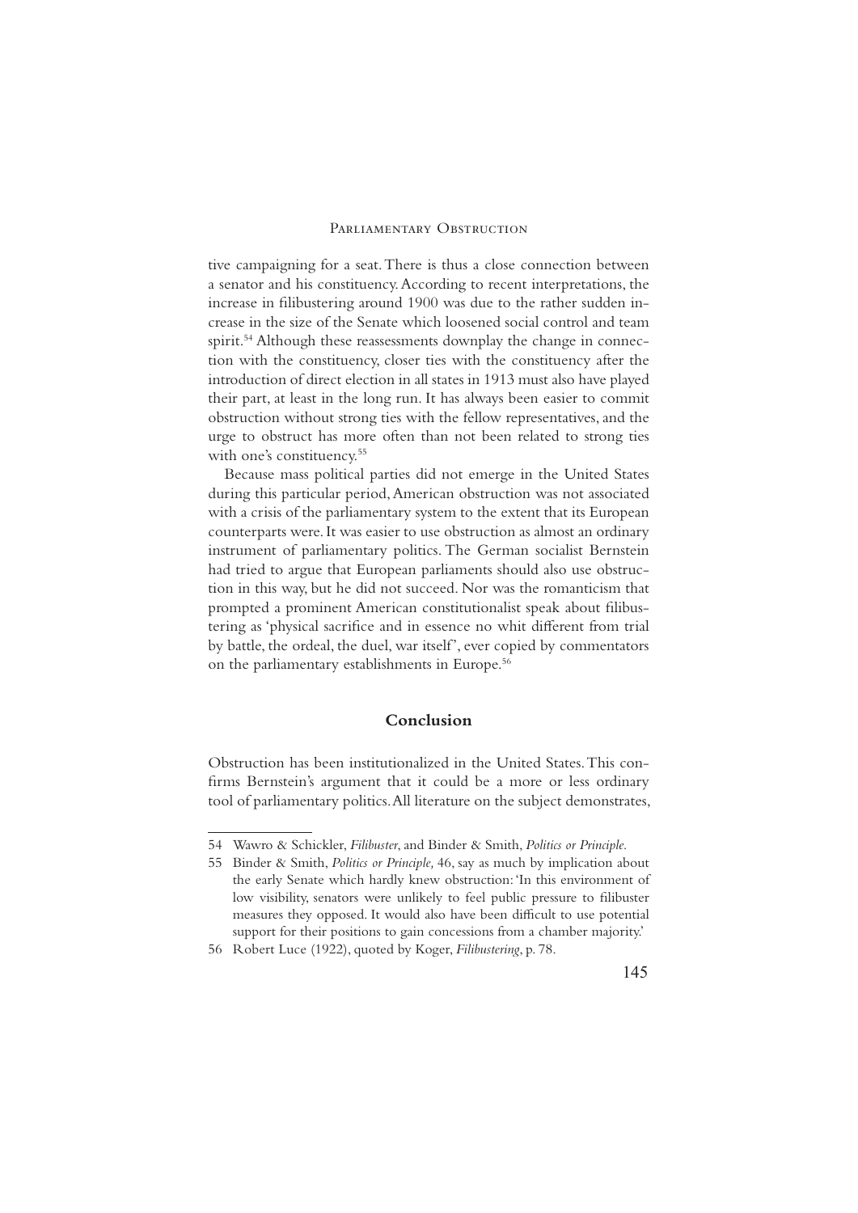tive campaigning for a seat. There is thus a close connection between a senator and his constituency. According to recent interpretations, the increase in filibustering around 1900 was due to the rather sudden increase in the size of the Senate which loosened social control and team spirit.[54] Although these reassessments downplay the change in connection with the constituency, closer ties with the constituency after the introduction of direct election in all states in 1913 must also have played their part, at least in the long run. It has always been easier to commit obstruction without strong ties with the fellow representatives, and the urge to obstruct has more often than not been related to strong ties with one's constituency.[55]

Because mass political parties did not emerge in the United States during this particular period, American obstruction was not associated with a crisis of the parliamentary system to the extent that its European counterparts were. It was easier to use obstruction as almost an ordinary instrument of parliamentary politics. The German socialist Bernstein had tried to argue that European parliaments should also use obstruction in this way, but he did not succeed. Nor was the romanticism that prompted a prominent American constitutionalist speak about filibustering as 'physical sacrifice and in essence no whit different from trial by battle, the ordeal, the duel, war itself', ever copied by commentators on the parliamentary establishments in Europe.[56]

## Conclusion

Obstruction has been institutionalized in the United States. This confirms Bernstein's argument that it could be a more or less ordinary tool of parliamentary politics. All literature on the subject demonstrates,

---

54 Wawro & Schickler, *Filibuster*, and Binder & Smith, *Politics or Principle*.

55 Binder & Smith, *Politics or Principle,* 46, say as much by implication about the early Senate which hardly knew obstruction: 'In this environment of low visibility, senators were unlikely to feel public pressure to filibuster measures they opposed. It would also have been difficult to use potential support for their positions to gain concessions from a chamber majority.'

56 Robert Luce (1922), quoted by Koger, *Filibustering*, p. 78.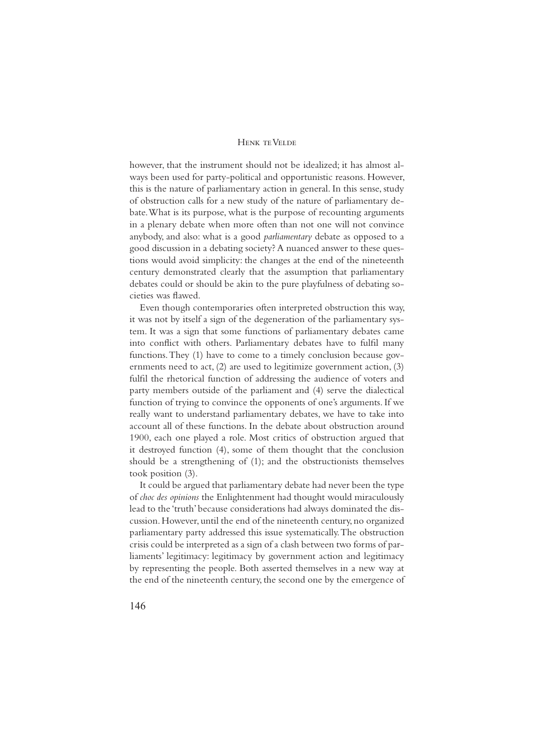however, that the instrument should not be idealized; it has almost always been used for party-political and opportunistic reasons. However, this is the nature of parliamentary action in general. In this sense, study of obstruction calls for a new study of the nature of parliamentary debate. What is its purpose, what is the purpose of recounting arguments in a plenary debate when more often than not one will not convince anybody, and also: what is a good *parliamentary* debate as opposed to a good discussion in a debating society? A nuanced answer to these questions would avoid simplicity: the changes at the end of the nineteenth century demonstrated clearly that the assumption that parliamentary debates could or should be akin to the pure playfulness of debating societies was flawed.

Even though contemporaries often interpreted obstruction this way, it was not by itself a sign of the degeneration of the parliamentary system. It was a sign that some functions of parliamentary debates came into conflict with others. Parliamentary debates have to fulfil many functions. They (1) have to come to a timely conclusion because governments need to act, (2) are used to legitimize government action, (3) fulfil the rhetorical function of addressing the audience of voters and party members outside of the parliament and (4) serve the dialectical function of trying to convince the opponents of one's arguments. If we really want to understand parliamentary debates, we have to take into account all of these functions. In the debate about obstruction around 1900, each one played a role. Most critics of obstruction argued that it destroyed function (4), some of them thought that the conclusion should be a strengthening of (1); and the obstructionists themselves took position (3).

It could be argued that parliamentary debate had never been the type of *choc des opinions* the Enlightenment had thought would miraculously lead to the 'truth' because considerations had always dominated the discussion. However, until the end of the nineteenth century, no organized parliamentary party addressed this issue systematically. The obstruction crisis could be interpreted as a sign of a clash between two forms of parliaments' legitimacy: legitimacy by government action and legitimacy by representing the people. Both asserted themselves in a new way at the end of the nineteenth century, the second one by the emergence of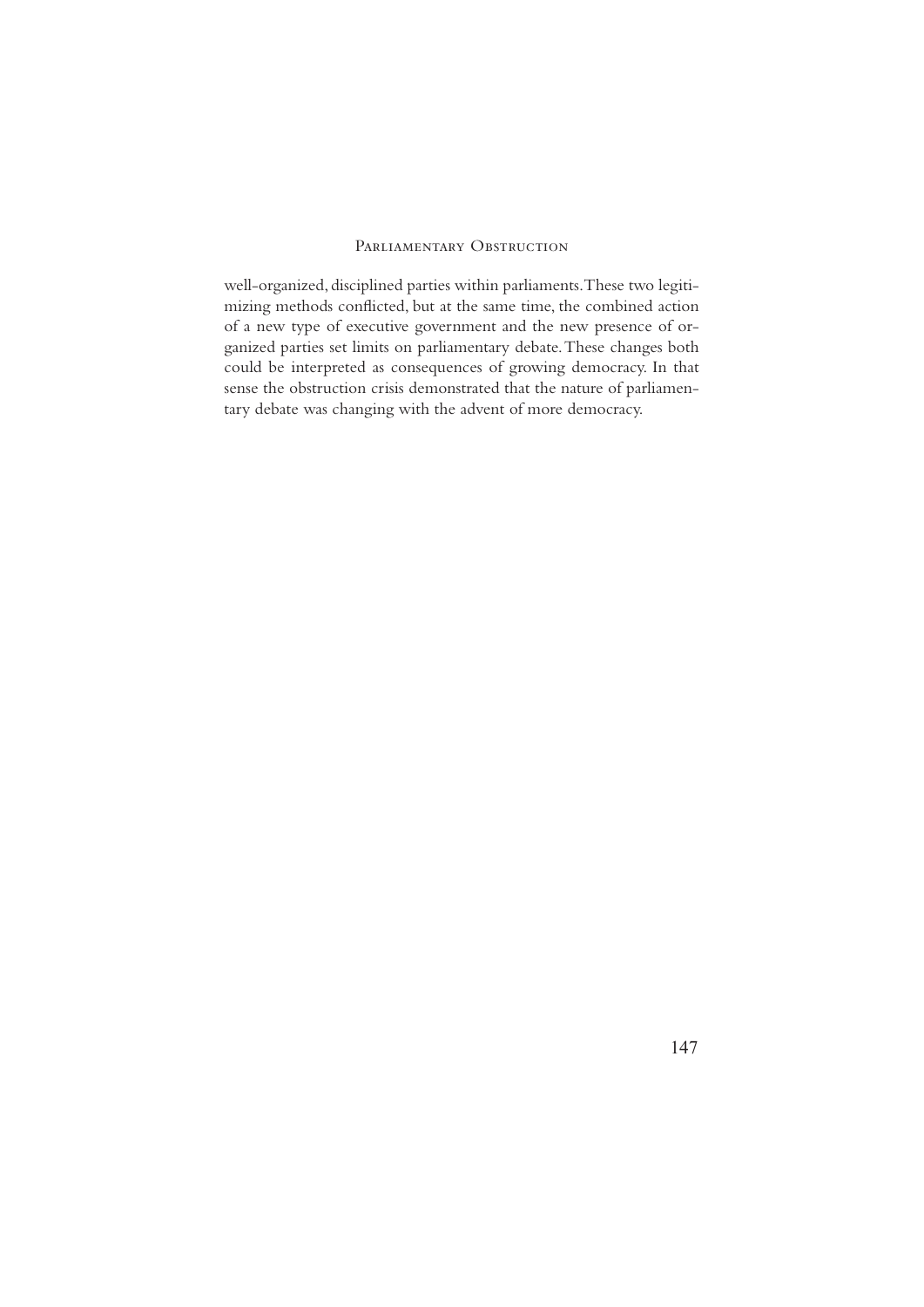well-organized, disciplined parties within parliaments. These two legitimizing methods conflicted, but at the same time, the combined action of a new type of executive government and the new presence of organized parties set limits on parliamentary debate. These changes both could be interpreted as consequences of growing democracy. In that sense the obstruction crisis demonstrated that the nature of parliamentary debate was changing with the advent of more democracy.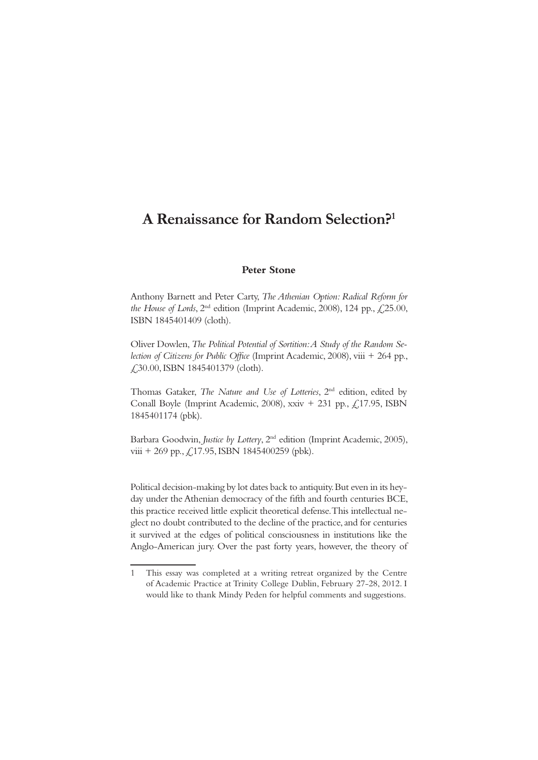# A Renaissance for Random Selection?[1]

**Peter Stone**

Anthony Barnett and Peter Carty, *The Athenian Option: Radical Reform for the House of Lords*, 2nd edition (Imprint Academic, 2008), 124 pp., £25.00, ISBN 1845401409 (cloth).

Oliver Dowlen, *The Political Potential of Sortition: A Study of the Random Selection of Citizens for Public Office* (Imprint Academic, 2008), viii + 264 pp., £30.00, ISBN 1845401379 (cloth).

Thomas Gataker, *The Nature and Use of Lotteries*, 2nd edition, edited by Conall Boyle (Imprint Academic, 2008), xxiv + 231 pp., £17.95, ISBN 1845401174 (pbk).

Barbara Goodwin, *Justice by Lottery*, 2nd edition (Imprint Academic, 2005), viii + 269 pp., £17.95, ISBN 1845400259 (pbk).

Political decision-making by lot dates back to antiquity. But even in its heyday under the Athenian democracy of the fifth and fourth centuries BCE, this practice received little explicit theoretical defense. This intellectual neglect no doubt contributed to the decline of the practice, and for centuries it survived at the edges of political consciousness in institutions like the Anglo-American jury. Over the past forty years, however, the theory of

1 This essay was completed at a writing retreat organized by the Centre of Academic Practice at Trinity College Dublin, February 27-28, 2012. I would like to thank Mindy Peden for helpful comments and suggestions.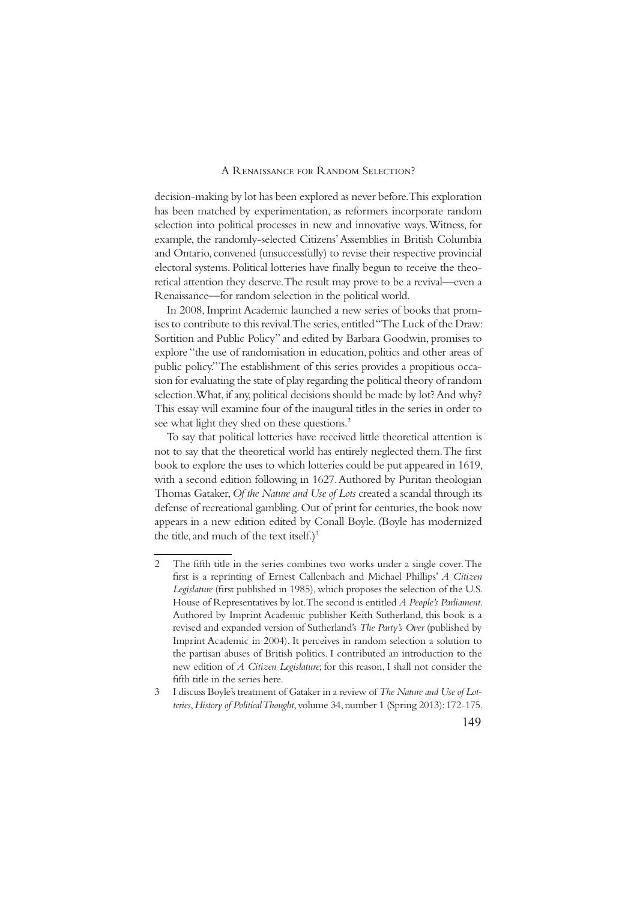decision-making by lot has been explored as never before. This exploration has been matched by experimentation, as reformers incorporate random selection into political processes in new and innovative ways. Witness, for example, the randomly-selected Citizens' Assemblies in British Columbia and Ontario, convened (unsuccessfully) to revise their respective provincial electoral systems. Political lotteries have finally begun to receive the theoretical attention they deserve. The result may prove to be a revival—even a Renaissance—for random selection in the political world.

In 2008, Imprint Academic launched a new series of books that promises to contribute to this revival. The series, entitled "The Luck of the Draw: Sortition and Public Policy" and edited by Barbara Goodwin, promises to explore "the use of randomisation in education, politics and other areas of public policy." The establishment of this series provides a propitious occasion for evaluating the state of play regarding the political theory of random selection. What, if any, political decisions should be made by lot? And why? This essay will examine four of the inaugural titles in the series in order to see what light they shed on these questions.[2]

To say that political lotteries have received little theoretical attention is not to say that the theoretical world has entirely neglected them. The first book to explore the uses to which lotteries could be put appeared in 1619, with a second edition following in 1627. Authored by Puritan theologian Thomas Gataker, *Of the Nature and Use of Lots* created a scandal through its defense of recreational gambling. Out of print for centuries, the book now appears in a new edition edited by Conall Boyle. (Boyle has modernized the title, and much of the text itself.)[3]

---

2 The fifth title in the series combines two works under a single cover. The first is a reprinting of Ernest Callenbach and Michael Phillips' *A Citizen Legislature* (first published in 1985), which proposes the selection of the U.S. House of Representatives by lot. The second is entitled *A People's Parliament*. Authored by Imprint Academic publisher Keith Sutherland, this book is a revised and expanded version of Sutherland's *The Party's Over* (published by Imprint Academic in 2004). It perceives in random selection a solution to the partisan abuses of British politics. I contributed an introduction to the new edition of *A Citizen Legislature*; for this reason, I shall not consider the fifth title in the series here.

3 I discuss Boyle's treatment of Gataker in a review of *The Nature and Use of Lotteries*, *History of Political Thought*, volume 34, number 1 (Spring 2013): 172-175.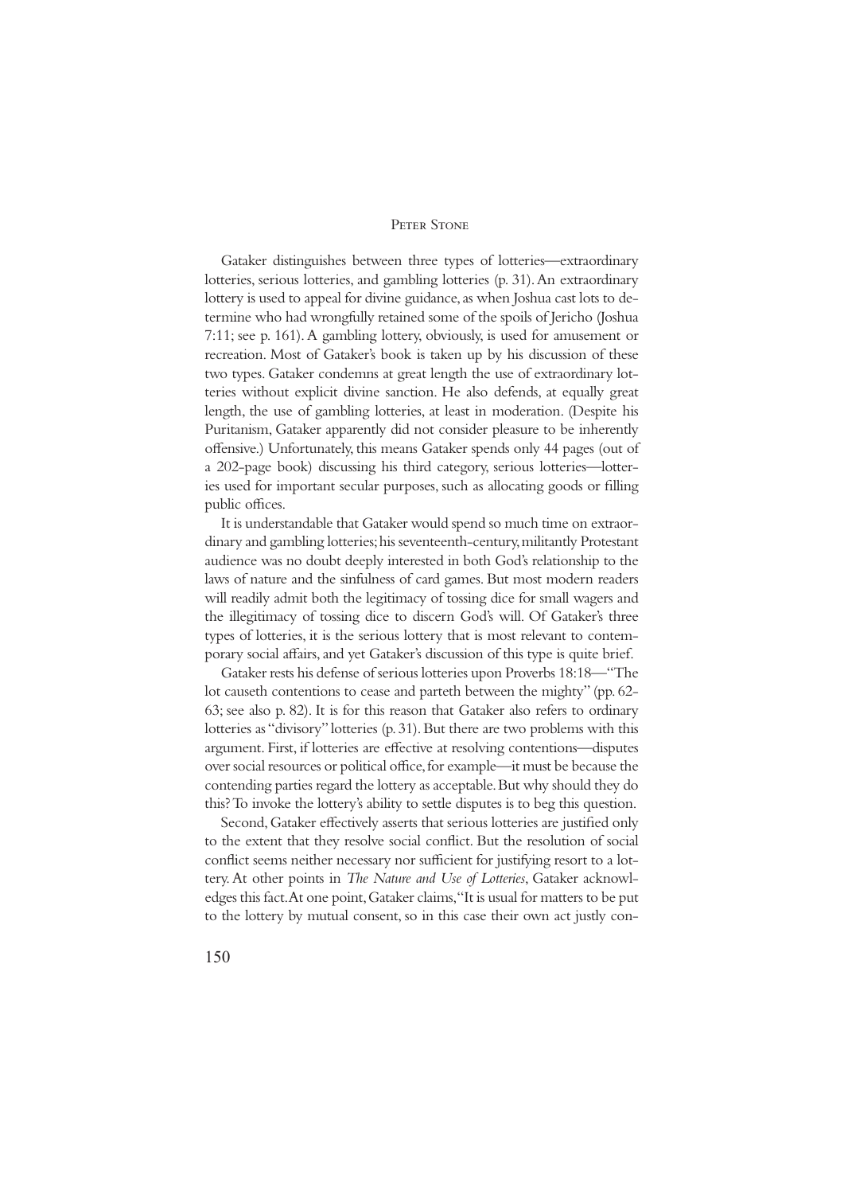Gataker distinguishes between three types of lotteries—extraordinary lotteries, serious lotteries, and gambling lotteries (p. 31). An extraordinary lottery is used to appeal for divine guidance, as when Joshua cast lots to determine who had wrongfully retained some of the spoils of Jericho (Joshua 7:11; see p. 161). A gambling lottery, obviously, is used for amusement or recreation. Most of Gataker's book is taken up by his discussion of these two types. Gataker condemns at great length the use of extraordinary lotteries without explicit divine sanction. He also defends, at equally great length, the use of gambling lotteries, at least in moderation. (Despite his Puritanism, Gataker apparently did not consider pleasure to be inherently offensive.) Unfortunately, this means Gataker spends only 44 pages (out of a 202-page book) discussing his third category, serious lotteries—lotteries used for important secular purposes, such as allocating goods or filling public offices.

It is understandable that Gataker would spend so much time on extraordinary and gambling lotteries; his seventeenth-century, militantly Protestant audience was no doubt deeply interested in both God's relationship to the laws of nature and the sinfulness of card games. But most modern readers will readily admit both the legitimacy of tossing dice for small wagers and the illegitimacy of tossing dice to discern God's will. Of Gataker's three types of lotteries, it is the serious lottery that is most relevant to contemporary social affairs, and yet Gataker's discussion of this type is quite brief.

Gataker rests his defense of serious lotteries upon Proverbs 18:18—"The lot causeth contentions to cease and parteth between the mighty" (pp. 62-63; see also p. 82). It is for this reason that Gataker also refers to ordinary lotteries as "divisory" lotteries (p. 31). But there are two problems with this argument. First, if lotteries are effective at resolving contentions—disputes over social resources or political office, for example—it must be because the contending parties regard the lottery as acceptable. But why should they do this? To invoke the lottery's ability to settle disputes is to beg this question.

Second, Gataker effectively asserts that serious lotteries are justified only to the extent that they resolve social conflict. But the resolution of social conflict seems neither necessary nor sufficient for justifying resort to a lottery. At other points in *The Nature and Use of Lotteries*, Gataker acknowledges this fact. At one point, Gataker claims, "It is usual for matters to be put to the lottery by mutual consent, so in this case their own act justly con-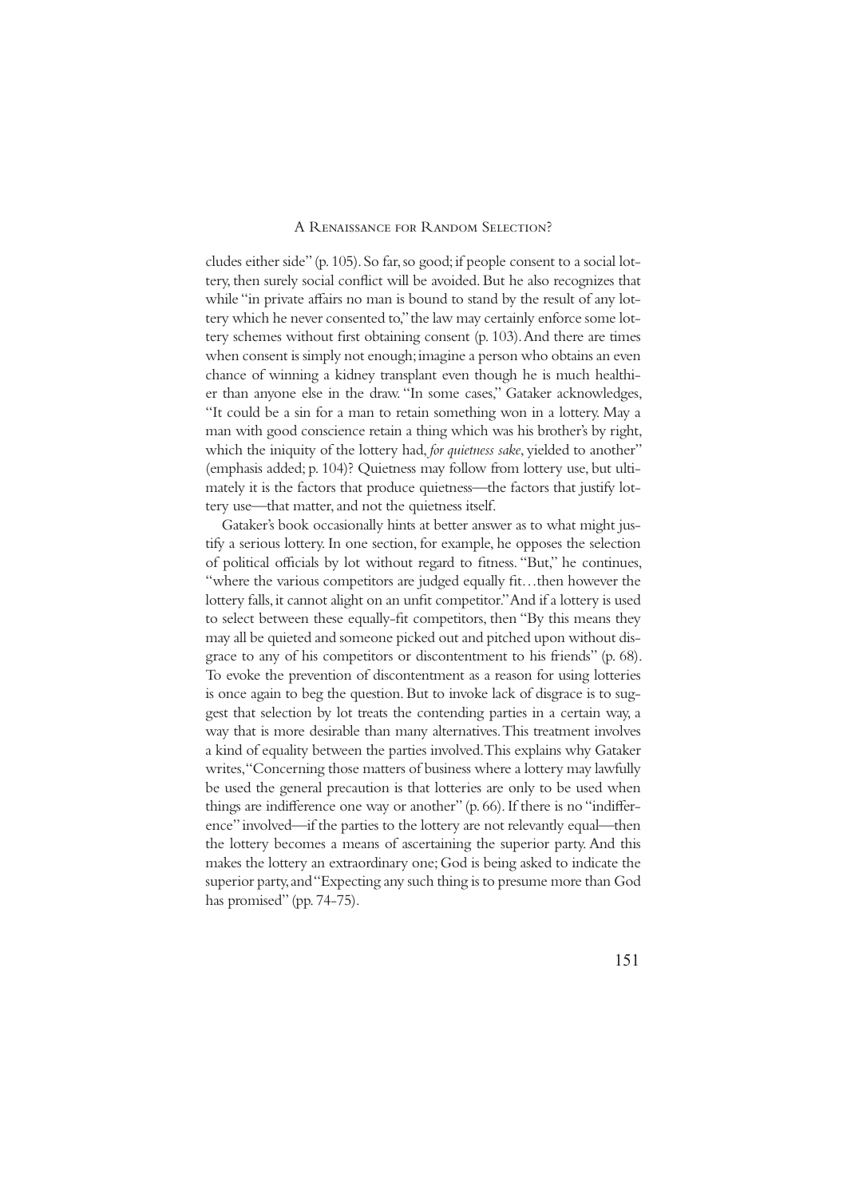cludes either side" (p. 105). So far, so good; if people consent to a social lottery, then surely social conflict will be avoided. But he also recognizes that while "in private affairs no man is bound to stand by the result of any lottery which he never consented to," the law may certainly enforce some lottery schemes without first obtaining consent (p. 103). And there are times when consent is simply not enough; imagine a person who obtains an even chance of winning a kidney transplant even though he is much healthier than anyone else in the draw. "In some cases," Gataker acknowledges, "It could be a sin for a man to retain something won in a lottery. May a man with good conscience retain a thing which was his brother's by right, which the iniquity of the lottery had, *for quietness sake*, yielded to another" (emphasis added; p. 104)? Quietness may follow from lottery use, but ultimately it is the factors that produce quietness—the factors that justify lottery use—that matter, and not the quietness itself.

Gataker's book occasionally hints at better answer as to what might justify a serious lottery. In one section, for example, he opposes the selection of political officials by lot without regard to fitness. "But," he continues, "where the various competitors are judged equally fit…then however the lottery falls, it cannot alight on an unfit competitor." And if a lottery is used to select between these equally-fit competitors, then "By this means they may all be quieted and someone picked out and pitched upon without disgrace to any of his competitors or discontentment to his friends" (p. 68). To evoke the prevention of discontentment as a reason for using lotteries is once again to beg the question. But to invoke lack of disgrace is to suggest that selection by lot treats the contending parties in a certain way, a way that is more desirable than many alternatives. This treatment involves a kind of equality between the parties involved. This explains why Gataker writes, "Concerning those matters of business where a lottery may lawfully be used the general precaution is that lotteries are only to be used when things are indifference one way or another" (p. 66). If there is no "indifference" involved—if the parties to the lottery are not relevantly equal—then the lottery becomes a means of ascertaining the superior party. And this makes the lottery an extraordinary one; God is being asked to indicate the superior party, and "Expecting any such thing is to presume more than God has promised" (pp. 74-75).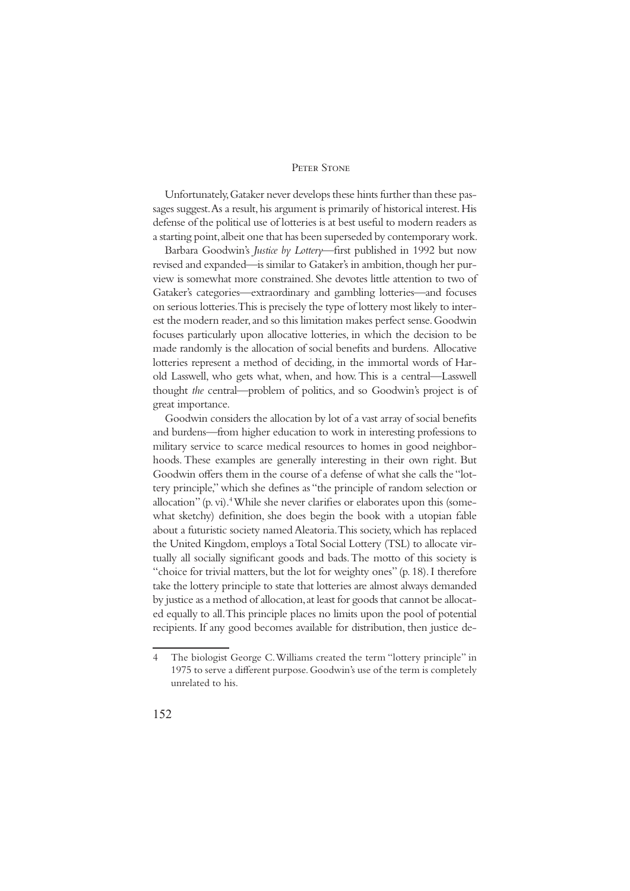Unfortunately, Gataker never develops these hints further than these passages suggest. As a result, his argument is primarily of historical interest. His defense of the political use of lotteries is at best useful to modern readers as a starting point, albeit one that has been superseded by contemporary work.

Barbara Goodwin's *Justice by Lottery*—first published in 1992 but now revised and expanded—is similar to Gataker's in ambition, though her purview is somewhat more constrained. She devotes little attention to two of Gataker's categories—extraordinary and gambling lotteries—and focuses on serious lotteries. This is precisely the type of lottery most likely to interest the modern reader, and so this limitation makes perfect sense. Goodwin focuses particularly upon allocative lotteries, in which the decision to be made randomly is the allocation of social benefits and burdens. Allocative lotteries represent a method of deciding, in the immortal words of Harold Lasswell, who gets what, when, and how. This is a central—Lasswell thought *the* central—problem of politics, and so Goodwin's project is of great importance.

Goodwin considers the allocation by lot of a vast array of social benefits and burdens—from higher education to work in interesting professions to military service to scarce medical resources to homes in good neighborhoods. These examples are generally interesting in their own right. But Goodwin offers them in the course of a defense of what she calls the "lottery principle," which she defines as "the principle of random selection or allocation" (p. vi).[4] While she never clarifies or elaborates upon this (somewhat sketchy) definition, she does begin the book with a utopian fable about a futuristic society named Aleatoria. This society, which has replaced the United Kingdom, employs a Total Social Lottery (TSL) to allocate virtually all socially significant goods and bads. The motto of this society is "choice for trivial matters, but the lot for weighty ones" (p. 18). I therefore take the lottery principle to state that lotteries are almost always demanded by justice as a method of allocation, at least for goods that cannot be allocated equally to all. This principle places no limits upon the pool of potential recipients. If any good becomes available for distribution, then justice de-

---

4 The biologist George C. Williams created the term "lottery principle" in 1975 to serve a different purpose. Goodwin's use of the term is completely unrelated to his.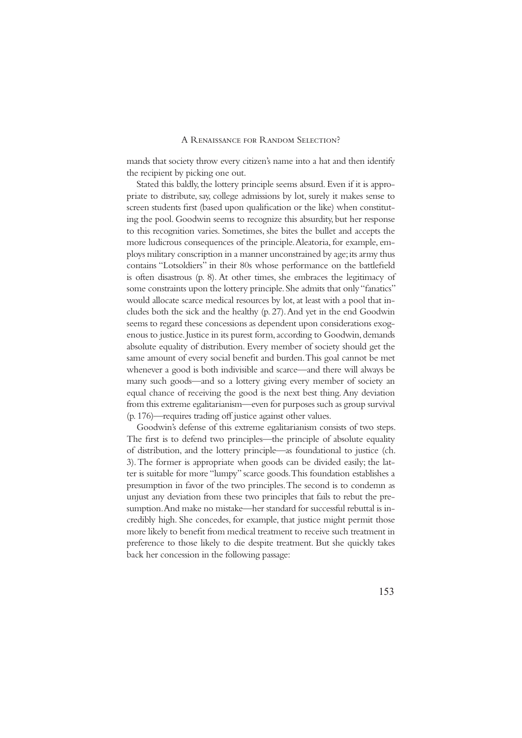mands that society throw every citizen's name into a hat and then identify the recipient by picking one out.

Stated this baldly, the lottery principle seems absurd. Even if it is appropriate to distribute, say, college admissions by lot, surely it makes sense to screen students first (based upon qualification or the like) when constituting the pool. Goodwin seems to recognize this absurdity, but her response to this recognition varies. Sometimes, she bites the bullet and accepts the more ludicrous consequences of the principle. Aleatoria, for example, employs military conscription in a manner unconstrained by age; its army thus contains "Lotsoldiers" in their 80s whose performance on the battlefield is often disastrous (p. 8). At other times, she embraces the legitimacy of some constraints upon the lottery principle. She admits that only "fanatics" would allocate scarce medical resources by lot, at least with a pool that includes both the sick and the healthy (p. 27). And yet in the end Goodwin seems to regard these concessions as dependent upon considerations exogenous to justice. Justice in its purest form, according to Goodwin, demands absolute equality of distribution. Every member of society should get the same amount of every social benefit and burden. This goal cannot be met whenever a good is both indivisible and scarce—and there will always be many such goods—and so a lottery giving every member of society an equal chance of receiving the good is the next best thing. Any deviation from this extreme egalitarianism—even for purposes such as group survival (p. 176)—requires trading off justice against other values.

Goodwin's defense of this extreme egalitarianism consists of two steps. The first is to defend two principles—the principle of absolute equality of distribution, and the lottery principle—as foundational to justice (ch. 3). The former is appropriate when goods can be divided easily; the latter is suitable for more "lumpy" scarce goods. This foundation establishes a presumption in favor of the two principles. The second is to condemn as unjust any deviation from these two principles that fails to rebut the presumption. And make no mistake—her standard for successful rebuttal is incredibly high. She concedes, for example, that justice might permit those more likely to benefit from medical treatment to receive such treatment in preference to those likely to die despite treatment. But she quickly takes back her concession in the following passage: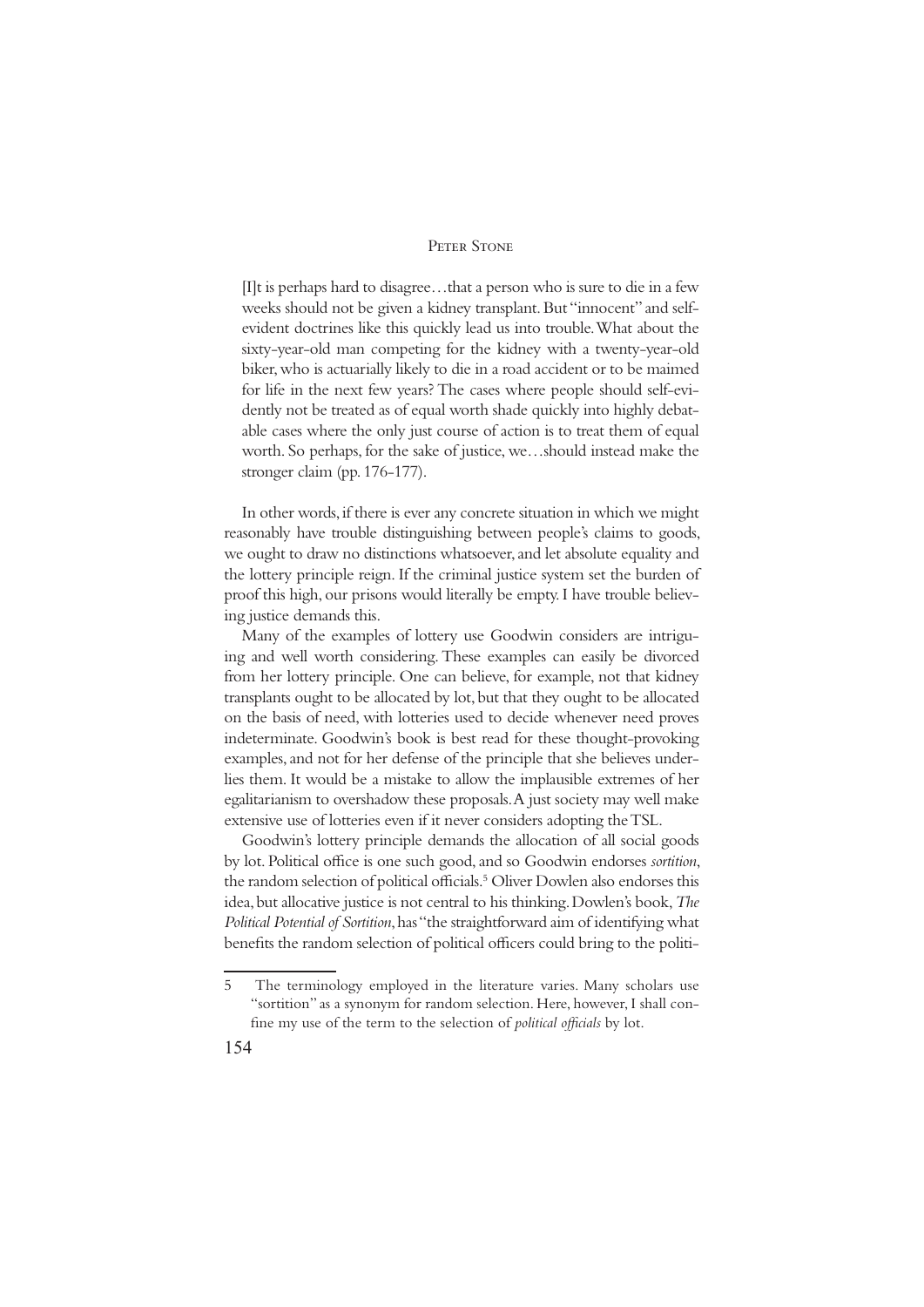> [I]t is perhaps hard to disagree…that a person who is sure to die in a few weeks should not be given a kidney transplant. But "innocent" and self-evident doctrines like this quickly lead us into trouble. What about the sixty-year-old man competing for the kidney with a twenty-year-old biker, who is actuarially likely to die in a road accident or to be maimed for life in the next few years? The cases where people should self-evidently not be treated as of equal worth shade quickly into highly debatable cases where the only just course of action is to treat them of equal worth. So perhaps, for the sake of justice, we…should instead make the stronger claim (pp. 176-177).

In other words, if there is ever any concrete situation in which we might reasonably have trouble distinguishing between people's claims to goods, we ought to draw no distinctions whatsoever, and let absolute equality and the lottery principle reign. If the criminal justice system set the burden of proof this high, our prisons would literally be empty. I have trouble believing justice demands this.

Many of the examples of lottery use Goodwin considers are intriguing and well worth considering. These examples can easily be divorced from her lottery principle. One can believe, for example, not that kidney transplants ought to be allocated by lot, but that they ought to be allocated on the basis of need, with lotteries used to decide whenever need proves indeterminate. Goodwin's book is best read for these thought-provoking examples, and not for her defense of the principle that she believes underlies them. It would be a mistake to allow the implausible extremes of her egalitarianism to overshadow these proposals. A just society may well make extensive use of lotteries even if it never considers adopting the TSL.

Goodwin's lottery principle demands the allocation of all social goods by lot. Political office is one such good, and so Goodwin endorses *sortition*, the random selection of political officials.[5] Oliver Dowlen also endorses this idea, but allocative justice is not central to his thinking. Dowlen's book, *The Political Potential of Sortition*, has "the straightforward aim of identifying what benefits the random selection of political officers could bring to the politi-

---

5 The terminology employed in the literature varies. Many scholars use "sortition" as a synonym for random selection. Here, however, I shall confine my use of the term to the selection of *political officials* by lot.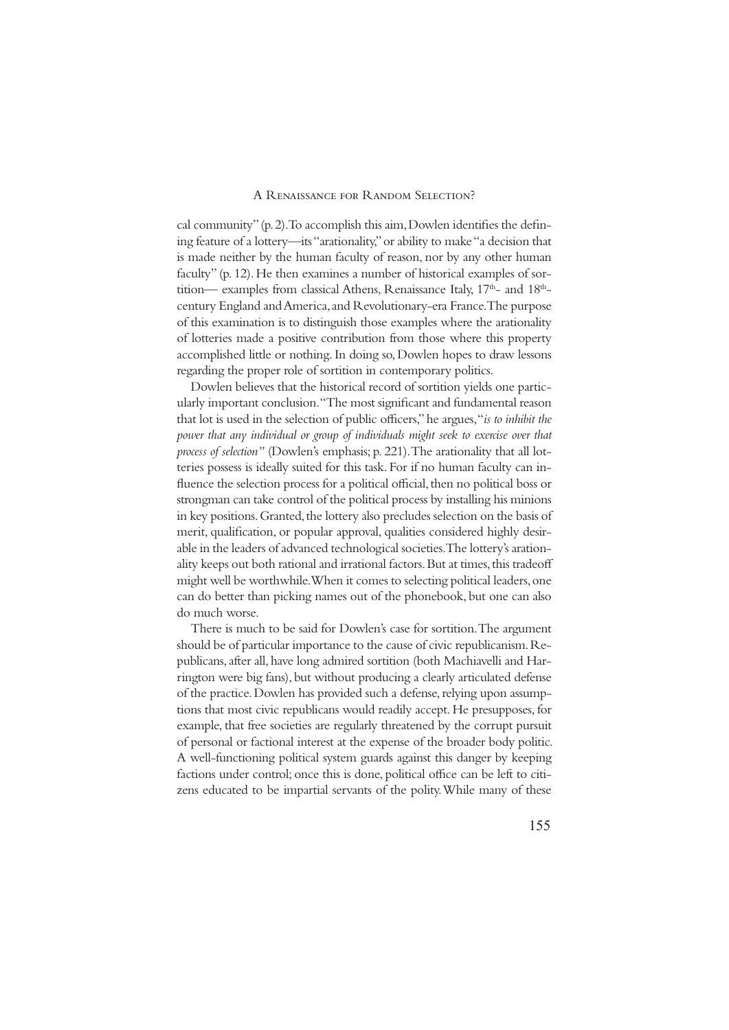cal community" (p. 2). To accomplish this aim, Dowlen identifies the defining feature of a lottery—its "arationality," or ability to make "a decision that is made neither by the human faculty of reason, nor by any other human faculty" (p. 12). He then examines a number of historical examples of sortition— examples from classical Athens, Renaissance Italy, 17th- and 18th-century England and America, and Revolutionary-era France. The purpose of this examination is to distinguish those examples where the arationality of lotteries made a positive contribution from those where this property accomplished little or nothing. In doing so, Dowlen hopes to draw lessons regarding the proper role of sortition in contemporary politics.

Dowlen believes that the historical record of sortition yields one particularly important conclusion. "The most significant and fundamental reason that lot is used in the selection of public officers," he argues, "*is to inhibit the power that any individual or group of individuals might seek to exercise over that process of selection*" (Dowlen's emphasis; p. 221). The arationality that all lotteries possess is ideally suited for this task. For if no human faculty can influence the selection process for a political official, then no political boss or strongman can take control of the political process by installing his minions in key positions. Granted, the lottery also precludes selection on the basis of merit, qualification, or popular approval, qualities considered highly desirable in the leaders of advanced technological societies. The lottery's arationality keeps out both rational and irrational factors. But at times, this tradeoff might well be worthwhile. When it comes to selecting political leaders, one can do better than picking names out of the phonebook, but one can also do much worse.

There is much to be said for Dowlen's case for sortition. The argument should be of particular importance to the cause of civic republicanism. Republicans, after all, have long admired sortition (both Machiavelli and Harrington were big fans), but without producing a clearly articulated defense of the practice. Dowlen has provided such a defense, relying upon assumptions that most civic republicans would readily accept. He presupposes, for example, that free societies are regularly threatened by the corrupt pursuit of personal or factional interest at the expense of the broader body politic. A well-functioning political system guards against this danger by keeping factions under control; once this is done, political office can be left to citizens educated to be impartial servants of the polity. While many of these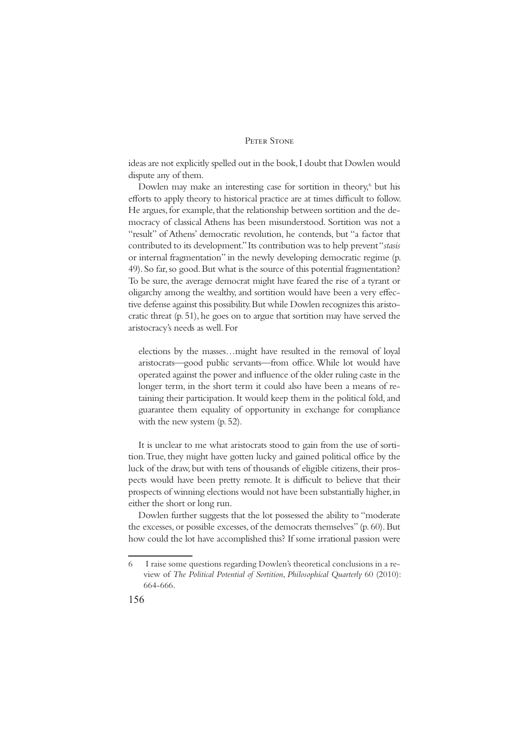ideas are not explicitly spelled out in the book, I doubt that Dowlen would dispute any of them.

Dowlen may make an interesting case for sortition in theory,[6] but his efforts to apply theory to historical practice are at times difficult to follow. He argues, for example, that the relationship between sortition and the democracy of classical Athens has been misunderstood. Sortition was not a "result" of Athens' democratic revolution, he contends, but "a factor that contributed to its development." Its contribution was to help prevent "*stasis* or internal fragmentation" in the newly developing democratic regime (p. 49). So far, so good. But what is the source of this potential fragmentation? To be sure, the average democrat might have feared the rise of a tyrant or oligarchy among the wealthy, and sortition would have been a very effective defense against this possibility. But while Dowlen recognizes this aristocratic threat (p. 51), he goes on to argue that sortition may have served the aristocracy's needs as well. For

> elections by the masses…might have resulted in the removal of loyal aristocrats—good public servants—from office. While lot would have operated against the power and influence of the older ruling caste in the longer term, in the short term it could also have been a means of retaining their participation. It would keep them in the political fold, and guarantee them equality of opportunity in exchange for compliance with the new system (p. 52).

It is unclear to me what aristocrats stood to gain from the use of sortition. True, they might have gotten lucky and gained political office by the luck of the draw, but with tens of thousands of eligible citizens, their prospects would have been pretty remote. It is difficult to believe that their prospects of winning elections would not have been substantially higher, in either the short or long run.

Dowlen further suggests that the lot possessed the ability to "moderate the excesses, or possible excesses, of the democrats themselves" (p. 60). But how could the lot have accomplished this? If some irrational passion were

---

6 I raise some questions regarding Dowlen's theoretical conclusions in a review of *The Political Potential of Sortition*, *Philosophical Quarterly* 60 (2010): 664-666.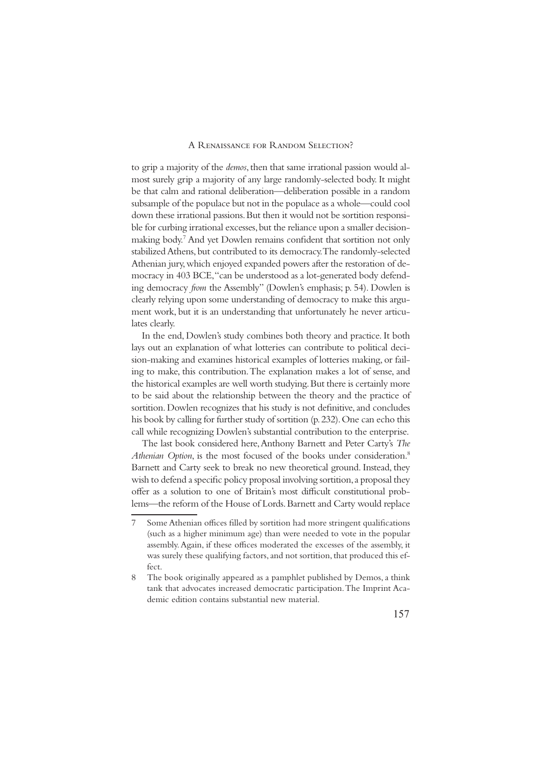to grip a majority of the *demos*, then that same irrational passion would almost surely grip a majority of any large randomly-selected body. It might be that calm and rational deliberation—deliberation possible in a random subsample of the populace but not in the populace as a whole—could cool down these irrational passions. But then it would not be sortition responsible for curbing irrational excesses, but the reliance upon a smaller decision-making body.[7] And yet Dowlen remains confident that sortition not only stabilized Athens, but contributed to its democracy. The randomly-selected Athenian jury, which enjoyed expanded powers after the restoration of democracy in 403 BCE, "can be understood as a lot-generated body defending democracy *from* the Assembly" (Dowlen's emphasis; p. 54). Dowlen is clearly relying upon some understanding of democracy to make this argument work, but it is an understanding that unfortunately he never articulates clearly.

In the end, Dowlen's study combines both theory and practice. It both lays out an explanation of what lotteries can contribute to political decision-making and examines historical examples of lotteries making, or failing to make, this contribution. The explanation makes a lot of sense, and the historical examples are well worth studying. But there is certainly more to be said about the relationship between the theory and the practice of sortition. Dowlen recognizes that his study is not definitive, and concludes his book by calling for further study of sortition (p. 232). One can echo this call while recognizing Dowlen's substantial contribution to the enterprise.

The last book considered here, Anthony Barnett and Peter Carty's *The Athenian Option*, is the most focused of the books under consideration.[8] Barnett and Carty seek to break no new theoretical ground. Instead, they wish to defend a specific policy proposal involving sortition, a proposal they offer as a solution to one of Britain's most difficult constitutional problems—the reform of the House of Lords. Barnett and Carty would replace

---

7 Some Athenian offices filled by sortition had more stringent qualifications (such as a higher minimum age) than were needed to vote in the popular assembly. Again, if these offices moderated the excesses of the assembly, it was surely these qualifying factors, and not sortition, that produced this effect.

8 The book originally appeared as a pamphlet published by Demos, a think tank that advocates increased democratic participation. The Imprint Academic edition contains substantial new material.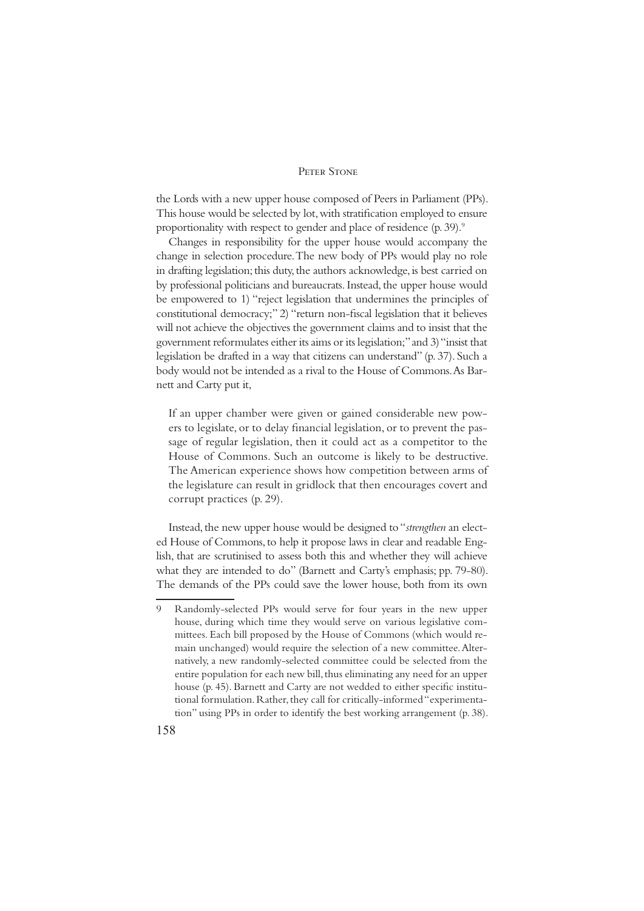the Lords with a new upper house composed of Peers in Parliament (PPs). This house would be selected by lot, with stratification employed to ensure proportionality with respect to gender and place of residence (p. 39).[9]

Changes in responsibility for the upper house would accompany the change in selection procedure. The new body of PPs would play no role in drafting legislation; this duty, the authors acknowledge, is best carried on by professional politicians and bureaucrats. Instead, the upper house would be empowered to 1) "reject legislation that undermines the principles of constitutional democracy;" 2) "return non-fiscal legislation that it believes will not achieve the objectives the government claims and to insist that the government reformulates either its aims or its legislation;" and 3) "insist that legislation be drafted in a way that citizens can understand" (p. 37). Such a body would not be intended as a rival to the House of Commons. As Barnett and Carty put it,

> If an upper chamber were given or gained considerable new powers to legislate, or to delay financial legislation, or to prevent the passage of regular legislation, then it could act as a competitor to the House of Commons. Such an outcome is likely to be destructive. The American experience shows how competition between arms of the legislature can result in gridlock that then encourages covert and corrupt practices (p. 29).

Instead, the new upper house would be designed to "*strengthen* an elected House of Commons, to help it propose laws in clear and readable English, that are scrutinised to assess both this and whether they will achieve what they are intended to do" (Barnett and Carty's emphasis; pp. 79-80). The demands of the PPs could save the lower house, both from its own

---

9 Randomly-selected PPs would serve for four years in the new upper house, during which time they would serve on various legislative committees. Each bill proposed by the House of Commons (which would remain unchanged) would require the selection of a new committee. Alternatively, a new randomly-selected committee could be selected from the entire population for each new bill, thus eliminating any need for an upper house (p. 45). Barnett and Carty are not wedded to either specific institutional formulation. Rather, they call for critically-informed "experimentation" using PPs in order to identify the best working arrangement (p. 38).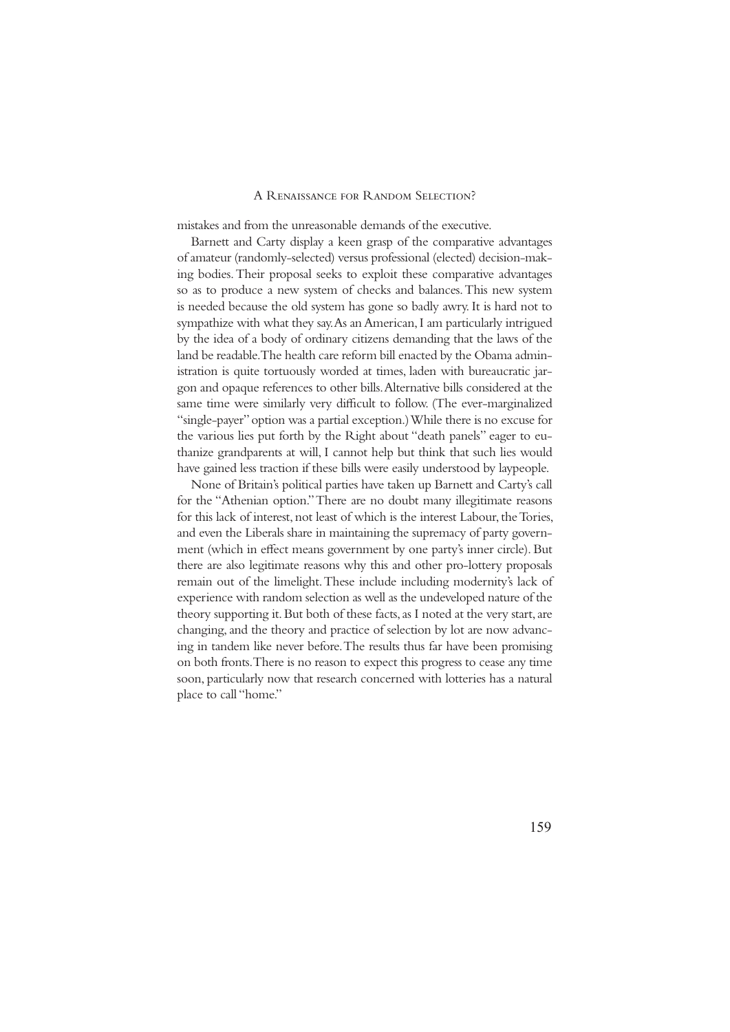mistakes and from the unreasonable demands of the executive.

Barnett and Carty display a keen grasp of the comparative advantages of amateur (randomly-selected) versus professional (elected) decision-making bodies. Their proposal seeks to exploit these comparative advantages so as to produce a new system of checks and balances. This new system is needed because the old system has gone so badly awry. It is hard not to sympathize with what they say. As an American, I am particularly intrigued by the idea of a body of ordinary citizens demanding that the laws of the land be readable. The health care reform bill enacted by the Obama administration is quite tortuously worded at times, laden with bureaucratic jargon and opaque references to other bills. Alternative bills considered at the same time were similarly very difficult to follow. (The ever-marginalized "single-payer" option was a partial exception.) While there is no excuse for the various lies put forth by the Right about "death panels" eager to euthanize grandparents at will, I cannot help but think that such lies would have gained less traction if these bills were easily understood by laypeople.

None of Britain's political parties have taken up Barnett and Carty's call for the "Athenian option." There are no doubt many illegitimate reasons for this lack of interest, not least of which is the interest Labour, the Tories, and even the Liberals share in maintaining the supremacy of party government (which in effect means government by one party's inner circle). But there are also legitimate reasons why this and other pro-lottery proposals remain out of the limelight. These include including modernity's lack of experience with random selection as well as the undeveloped nature of the theory supporting it. But both of these facts, as I noted at the very start, are changing, and the theory and practice of selection by lot are now advancing in tandem like never before. The results thus far have been promising on both fronts. There is no reason to expect this progress to cease any time soon, particularly now that research concerned with lotteries has a natural place to call "home."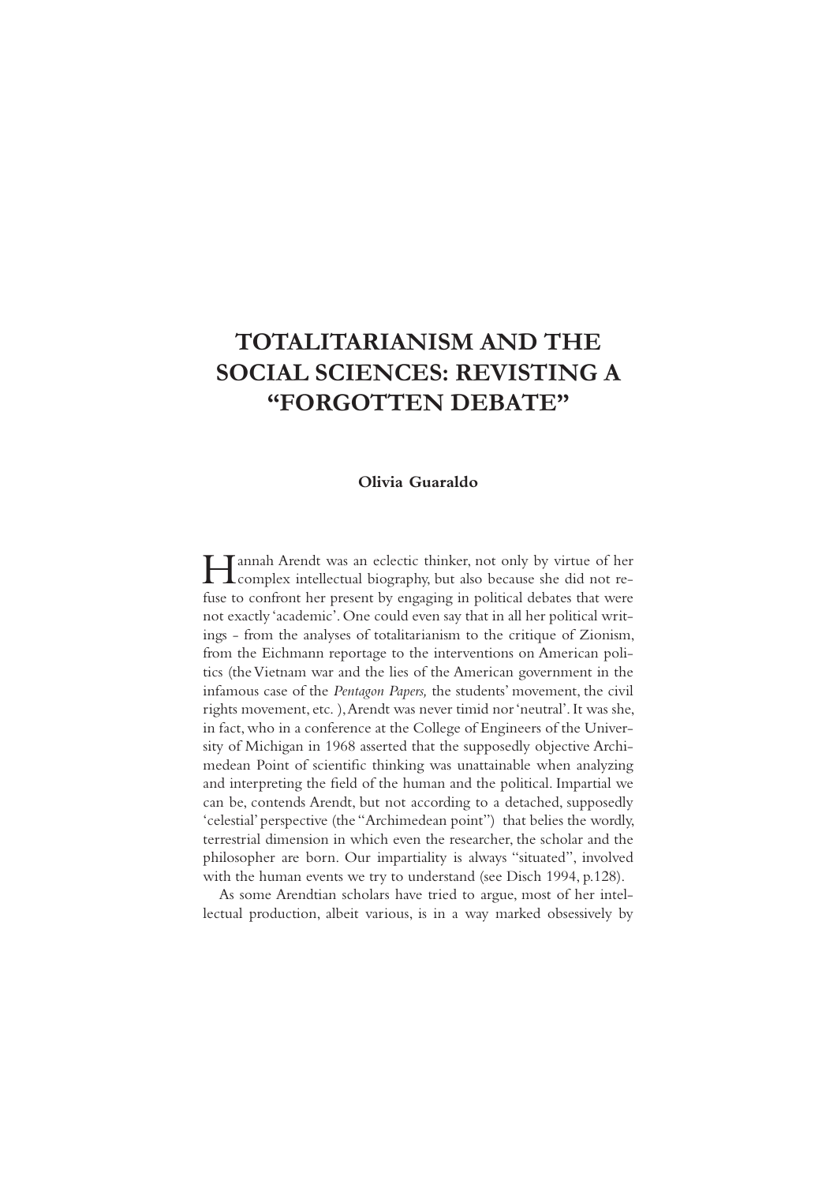# TOTALITARIANISM AND THE SOCIAL SCIENCES: REVISTING A "FORGOTTEN DEBATE"

**Olivia Guaraldo**

Hannah Arendt was an eclectic thinker, not only by virtue of her complex intellectual biography, but also because she did not refuse to confront her present by engaging in political debates that were not exactly 'academic'. One could even say that in all her political writings - from the analyses of totalitarianism to the critique of Zionism, from the Eichmann reportage to the interventions on American politics (the Vietnam war and the lies of the American government in the infamous case of the *Pentagon Papers,* the students' movement, the civil rights movement, etc. ), Arendt was never timid nor 'neutral'. It was she, in fact, who in a conference at the College of Engineers of the University of Michigan in 1968 asserted that the supposedly objective Archimedean Point of scientific thinking was unattainable when analyzing and interpreting the field of the human and the political. Impartial we can be, contends Arendt, but not according to a detached, supposedly 'celestial' perspective (the "Archimedean point") that belies the wordly, terrestrial dimension in which even the researcher, the scholar and the philosopher are born. Our impartiality is always "situated", involved with the human events we try to understand (see Disch 1994, p.128).

As some Arendtian scholars have tried to argue, most of her intellectual production, albeit various, is in a way marked obsessively by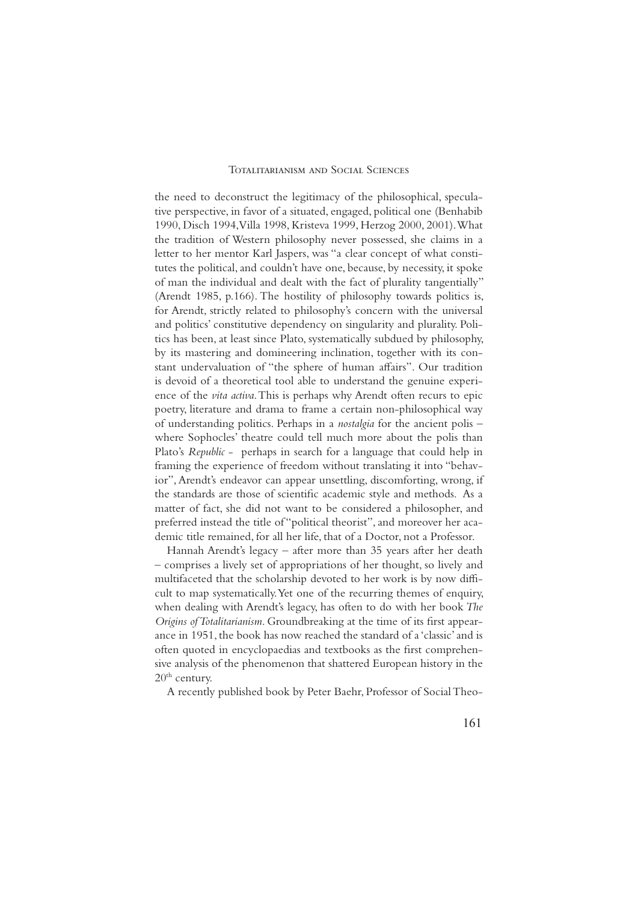the need to deconstruct the legitimacy of the philosophical, speculative perspective, in favor of a situated, engaged, political one (Benhabib 1990, Disch 1994, Villa 1998, Kristeva 1999, Herzog 2000, 2001). What the tradition of Western philosophy never possessed, she claims in a letter to her mentor Karl Jaspers, was "a clear concept of what constitutes the political, and couldn't have one, because, by necessity, it spoke of man the individual and dealt with the fact of plurality tangentially" (Arendt 1985, p.166). The hostility of philosophy towards politics is, for Arendt, strictly related to philosophy's concern with the universal and politics' constitutive dependency on singularity and plurality. Politics has been, at least since Plato, systematically subdued by philosophy, by its mastering and domineering inclination, together with its constant undervaluation of "the sphere of human affairs". Our tradition is devoid of a theoretical tool able to understand the genuine experience of the *vita activa*. This is perhaps why Arendt often recurs to epic poetry, literature and drama to frame a certain non-philosophical way of understanding politics. Perhaps in a *nostalgia* for the ancient polis – where Sophocles' theatre could tell much more about the polis than Plato's *Republic* - perhaps in search for a language that could help in framing the experience of freedom without translating it into "behavior", Arendt's endeavor can appear unsettling, discomforting, wrong, if the standards are those of scientific academic style and methods. As a matter of fact, she did not want to be considered a philosopher, and preferred instead the title of "political theorist", and moreover her academic title remained, for all her life, that of a Doctor, not a Professor.

Hannah Arendt's legacy – after more than 35 years after her death – comprises a lively set of appropriations of her thought, so lively and multifaceted that the scholarship devoted to her work is by now difficult to map systematically. Yet one of the recurring themes of enquiry, when dealing with Arendt's legacy, has often to do with her book *The Origins of Totalitarianism*. Groundbreaking at the time of its first appearance in 1951, the book has now reached the standard of a 'classic' and is often quoted in encyclopaedias and textbooks as the first comprehensive analysis of the phenomenon that shattered European history in the 20th century.

A recently published book by Peter Baehr, Professor of Social Theo-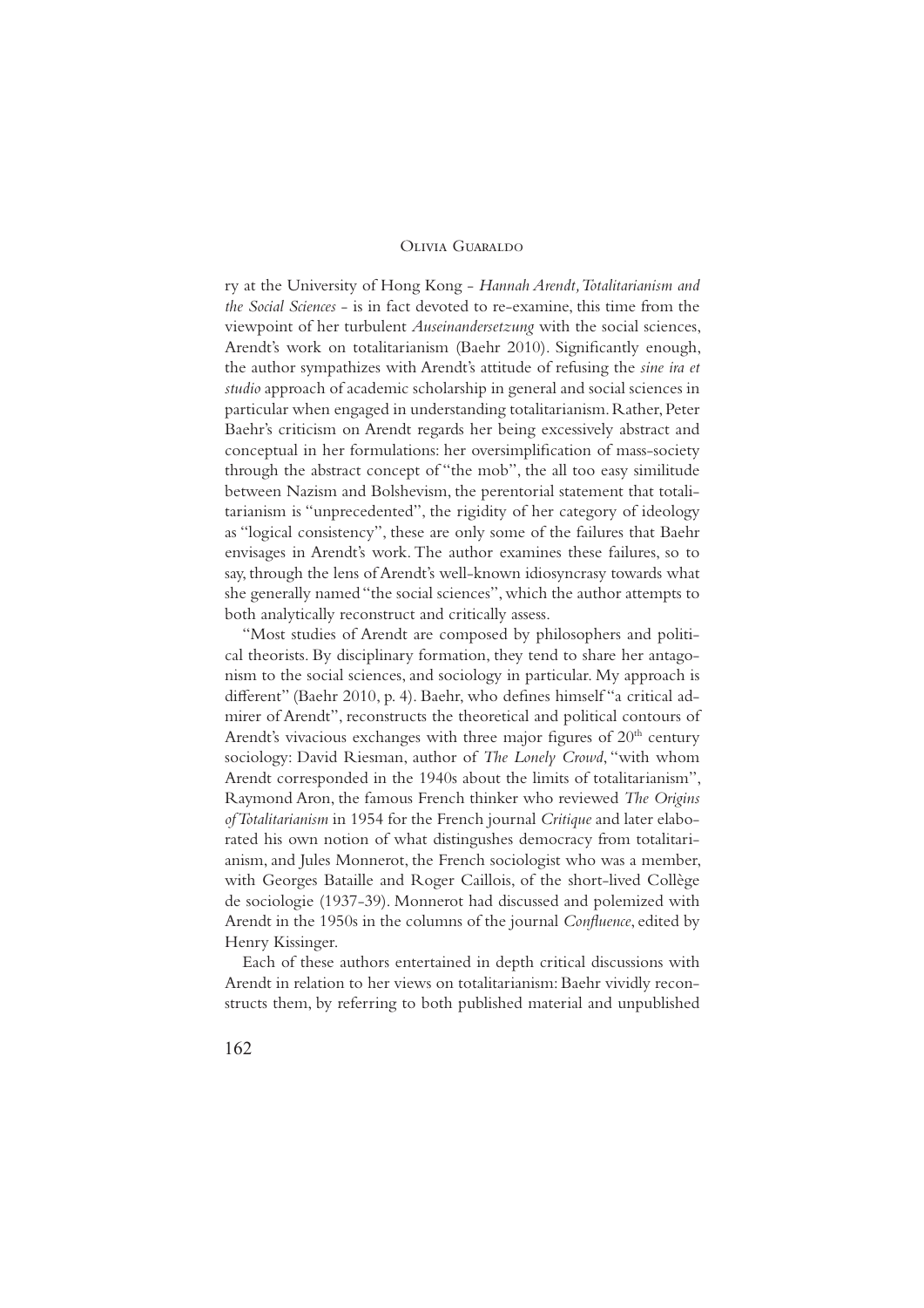ry at the University of Hong Kong - *Hannah Arendt, Totalitarianism and the Social Sciences* - is in fact devoted to re-examine, this time from the viewpoint of her turbulent *Auseinandersetzung* with the social sciences, Arendt's work on totalitarianism (Baehr 2010). Significantly enough, the author sympathizes with Arendt's attitude of refusing the *sine ira et studio* approach of academic scholarship in general and social sciences in particular when engaged in understanding totalitarianism. Rather, Peter Baehr's criticism on Arendt regards her being excessively abstract and conceptual in her formulations: her oversimplification of mass-society through the abstract concept of "the mob", the all too easy similitude between Nazism and Bolshevism, the perentorial statement that totalitarianism is "unprecedented", the rigidity of her category of ideology as "logical consistency", these are only some of the failures that Baehr envisages in Arendt's work. The author examines these failures, so to say, through the lens of Arendt's well-known idiosyncrasy towards what she generally named "the social sciences", which the author attempts to both analytically reconstruct and critically assess.

"Most studies of Arendt are composed by philosophers and political theorists. By disciplinary formation, they tend to share her antagonism to the social sciences, and sociology in particular. My approach is different" (Baehr 2010, p. 4). Baehr, who defines himself "a critical admirer of Arendt", reconstructs the theoretical and political contours of Arendt's vivacious exchanges with three major figures of 20th century sociology: David Riesman, author of *The Lonely Crowd*, "with whom Arendt corresponded in the 1940s about the limits of totalitarianism", Raymond Aron, the famous French thinker who reviewed *The Origins of Totalitarianism* in 1954 for the French journal *Critique* and later elaborated his own notion of what distingushes democracy from totalitarianism, and Jules Monnerot, the French sociologist who was a member, with Georges Bataille and Roger Caillois, of the short-lived Collège de sociologie (1937-39). Monnerot had discussed and polemized with Arendt in the 1950s in the columns of the journal *Confluence*, edited by Henry Kissinger.

Each of these authors entertained in depth critical discussions with Arendt in relation to her views on totalitarianism: Baehr vividly reconstructs them, by referring to both published material and unpublished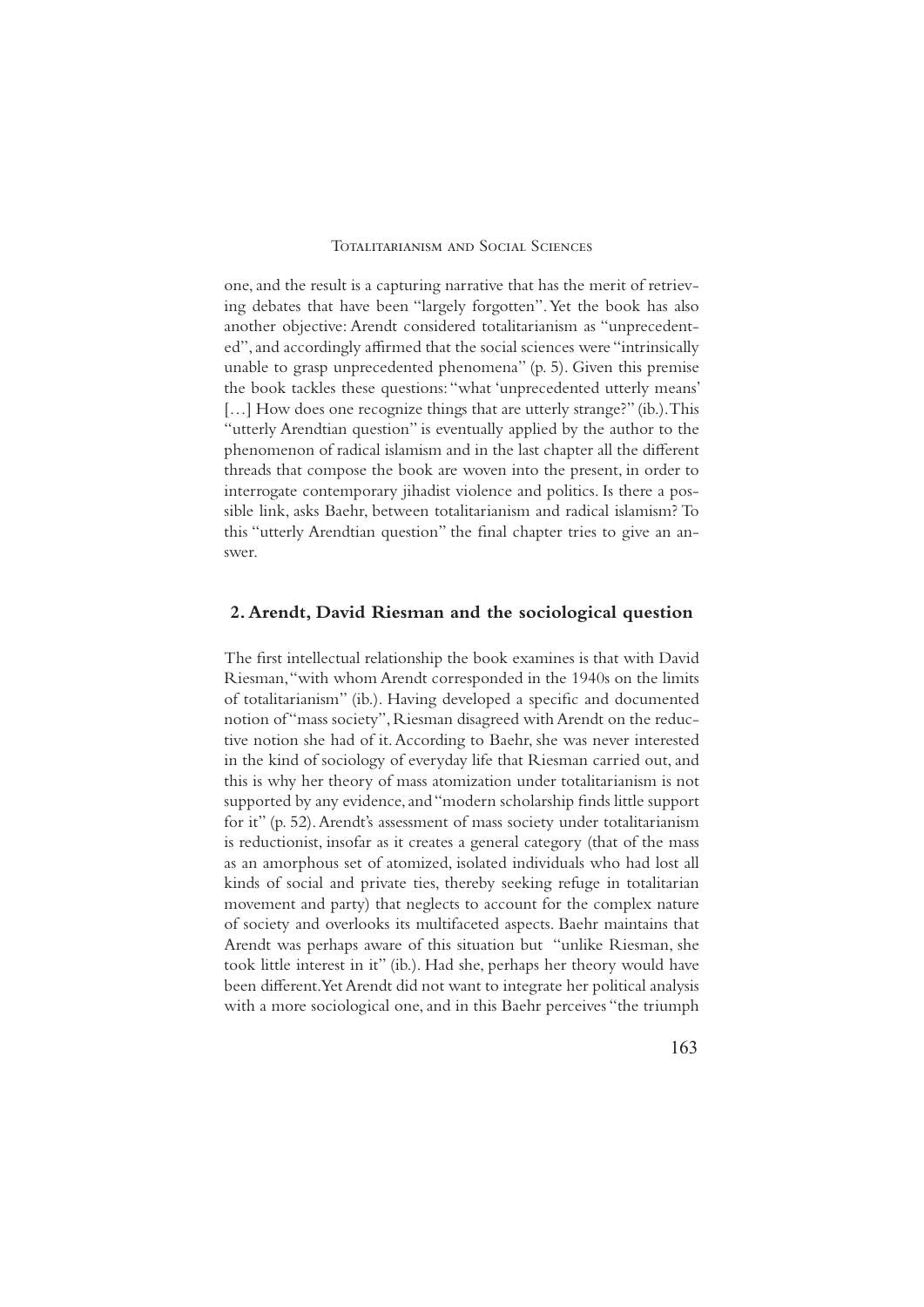one, and the result is a capturing narrative that has the merit of retrieving debates that have been "largely forgotten". Yet the book has also another objective: Arendt considered totalitarianism as "unprecedented", and accordingly affirmed that the social sciences were "intrinsically unable to grasp unprecedented phenomena" (p. 5). Given this premise the book tackles these questions: "what 'unprecedented utterly means' […] How does one recognize things that are utterly strange?" (ib.). This "utterly Arendtian question" is eventually applied by the author to the phenomenon of radical islamism and in the last chapter all the different threads that compose the book are woven into the present, in order to interrogate contemporary jihadist violence and politics. Is there a possible link, asks Baehr, between totalitarianism and radical islamism? To this "utterly Arendtian question" the final chapter tries to give an answer.

## 2. Arendt, David Riesman and the sociological question

The first intellectual relationship the book examines is that with David Riesman, "with whom Arendt corresponded in the 1940s on the limits of totalitarianism" (ib.). Having developed a specific and documented notion of "mass society", Riesman disagreed with Arendt on the reductive notion she had of it. According to Baehr, she was never interested in the kind of sociology of everyday life that Riesman carried out, and this is why her theory of mass atomization under totalitarianism is not supported by any evidence, and "modern scholarship finds little support for it" (p. 52). Arendt's assessment of mass society under totalitarianism is reductionist, insofar as it creates a general category (that of the mass as an amorphous set of atomized, isolated individuals who had lost all kinds of social and private ties, thereby seeking refuge in totalitarian movement and party) that neglects to account for the complex nature of society and overlooks its multifaceted aspects. Baehr maintains that Arendt was perhaps aware of this situation but "unlike Riesman, she took little interest in it" (ib.). Had she, perhaps her theory would have been different. Yet Arendt did not want to integrate her political analysis with a more sociological one, and in this Baehr perceives "the triumph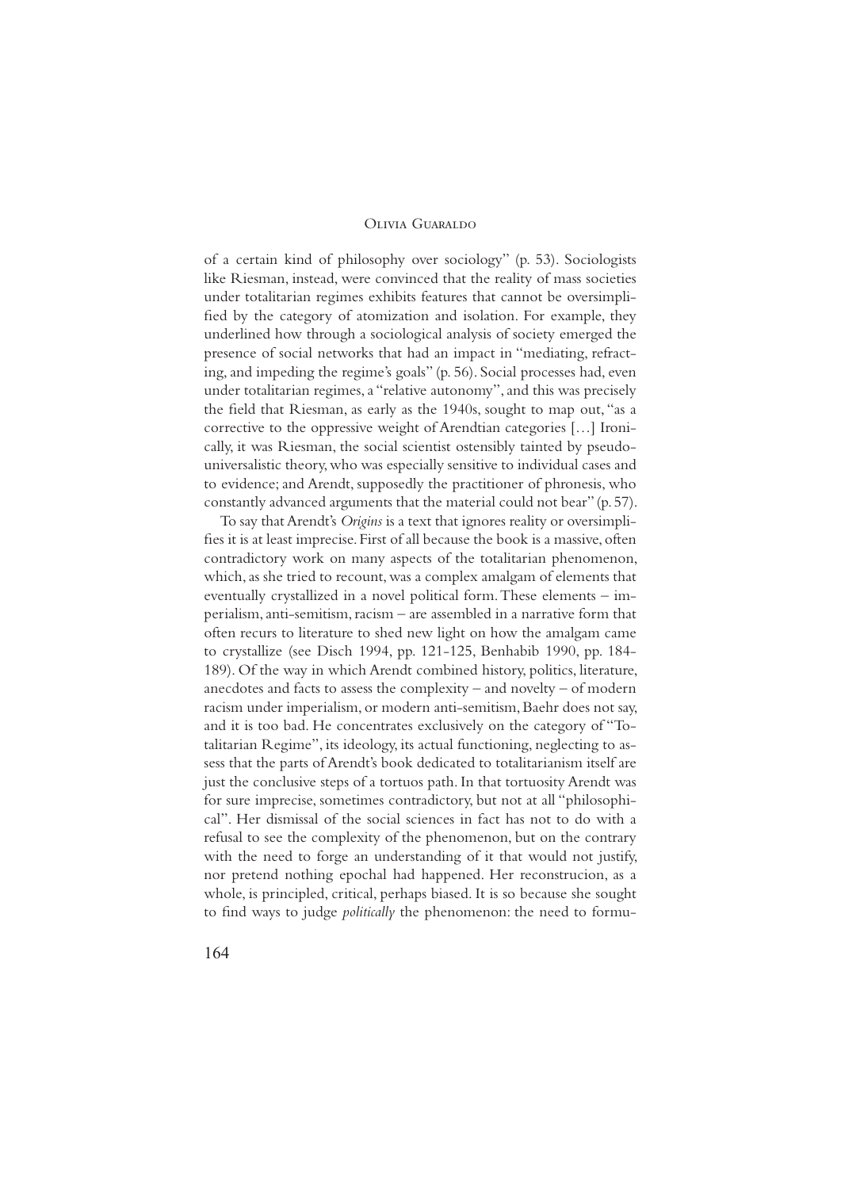of a certain kind of philosophy over sociology" (p. 53). Sociologists like Riesman, instead, were convinced that the reality of mass societies under totalitarian regimes exhibits features that cannot be oversimplified by the category of atomization and isolation. For example, they underlined how through a sociological analysis of society emerged the presence of social networks that had an impact in "mediating, refracting, and impeding the regime's goals" (p. 56). Social processes had, even under totalitarian regimes, a "relative autonomy", and this was precisely the field that Riesman, as early as the 1940s, sought to map out, "as a corrective to the oppressive weight of Arendtian categories […] Ironically, it was Riesman, the social scientist ostensibly tainted by pseudo-universalistic theory, who was especially sensitive to individual cases and to evidence; and Arendt, supposedly the practitioner of phronesis, who constantly advanced arguments that the material could not bear" (p. 57).

To say that Arendt's *Origins* is a text that ignores reality or oversimplifies it is at least imprecise. First of all because the book is a massive, often contradictory work on many aspects of the totalitarian phenomenon, which, as she tried to recount, was a complex amalgam of elements that eventually crystallized in a novel political form. These elements – imperialism, anti-semitism, racism – are assembled in a narrative form that often recurs to literature to shed new light on how the amalgam came to crystallize (see Disch 1994, pp. 121-125, Benhabib 1990, pp. 184-189). Of the way in which Arendt combined history, politics, literature, anecdotes and facts to assess the complexity – and novelty – of modern racism under imperialism, or modern anti-semitism, Baehr does not say, and it is too bad. He concentrates exclusively on the category of "Totalitarian Regime", its ideology, its actual functioning, neglecting to assess that the parts of Arendt's book dedicated to totalitarianism itself are just the conclusive steps of a tortuos path. In that tortuosity Arendt was for sure imprecise, sometimes contradictory, but not at all "philosophical". Her dismissal of the social sciences in fact has not to do with a refusal to see the complexity of the phenomenon, but on the contrary with the need to forge an understanding of it that would not justify, nor pretend nothing epochal had happened. Her reconstrucion, as a whole, is principled, critical, perhaps biased. It is so because she sought to find ways to judge *politically* the phenomenon: the need to formu-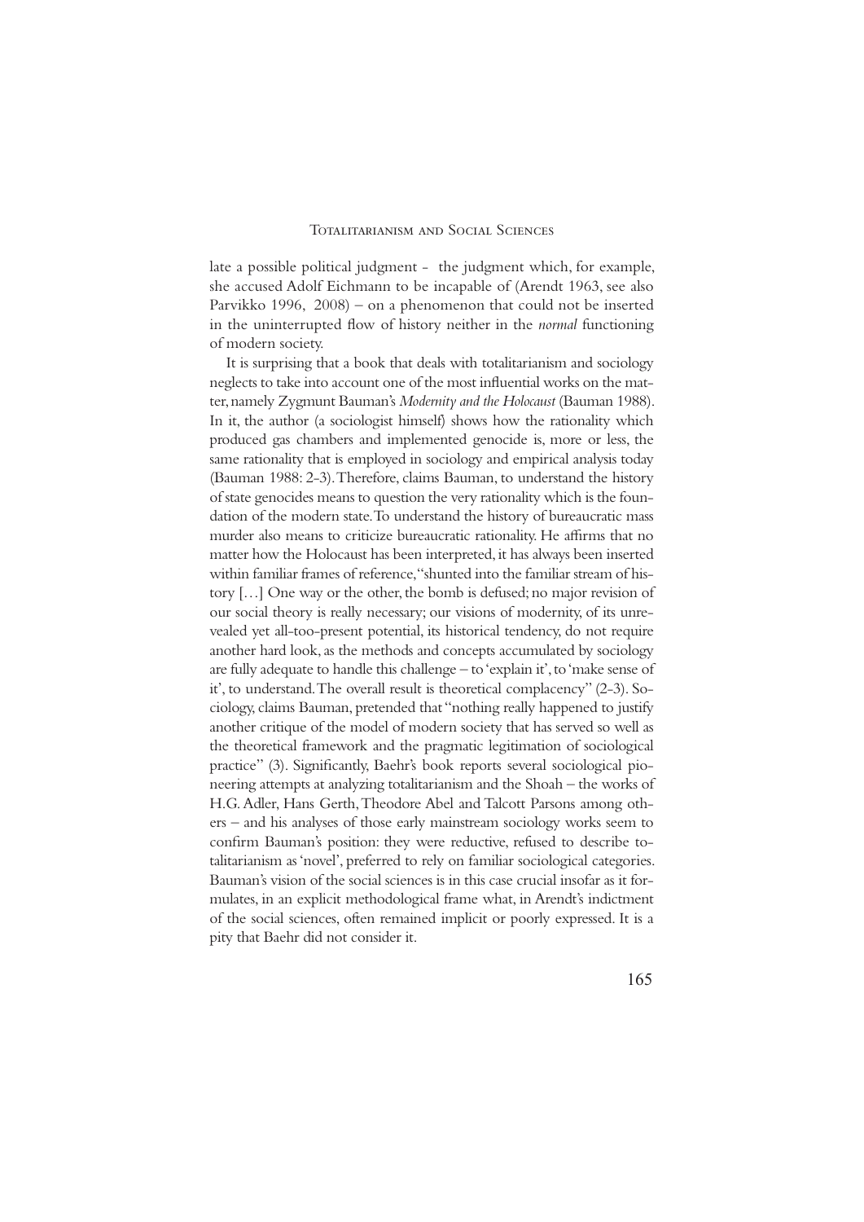late a possible political judgment - the judgment which, for example, she accused Adolf Eichmann to be incapable of (Arendt 1963, see also Parvikko 1996, 2008) – on a phenomenon that could not be inserted in the uninterrupted flow of history neither in the *normal* functioning of modern society.

It is surprising that a book that deals with totalitarianism and sociology neglects to take into account one of the most influential works on the matter, namely Zygmunt Bauman's *Modernity and the Holocaust* (Bauman 1988). In it, the author (a sociologist himself) shows how the rationality which produced gas chambers and implemented genocide is, more or less, the same rationality that is employed in sociology and empirical analysis today (Bauman 1988: 2-3). Therefore, claims Bauman, to understand the history of state genocides means to question the very rationality which is the foundation of the modern state. To understand the history of bureaucratic mass murder also means to criticize bureaucratic rationality. He affirms that no matter how the Holocaust has been interpreted, it has always been inserted within familiar frames of reference, "shunted into the familiar stream of history […] One way or the other, the bomb is defused; no major revision of our social theory is really necessary; our visions of modernity, of its unrevealed yet all-too-present potential, its historical tendency, do not require another hard look, as the methods and concepts accumulated by sociology are fully adequate to handle this challenge – to 'explain it', to 'make sense of it', to understand. The overall result is theoretical complacency" (2-3). Sociology, claims Bauman, pretended that "nothing really happened to justify another critique of the model of modern society that has served so well as the theoretical framework and the pragmatic legitimation of sociological practice" (3). Significantly, Baehr's book reports several sociological pioneering attempts at analyzing totalitarianism and the Shoah – the works of H.G. Adler, Hans Gerth, Theodore Abel and Talcott Parsons among others – and his analyses of those early mainstream sociology works seem to confirm Bauman's position: they were reductive, refused to describe totalitarianism as 'novel', preferred to rely on familiar sociological categories. Bauman's vision of the social sciences is in this case crucial insofar as it formulates, in an explicit methodological frame what, in Arendt's indictment of the social sciences, often remained implicit or poorly expressed. It is a pity that Baehr did not consider it.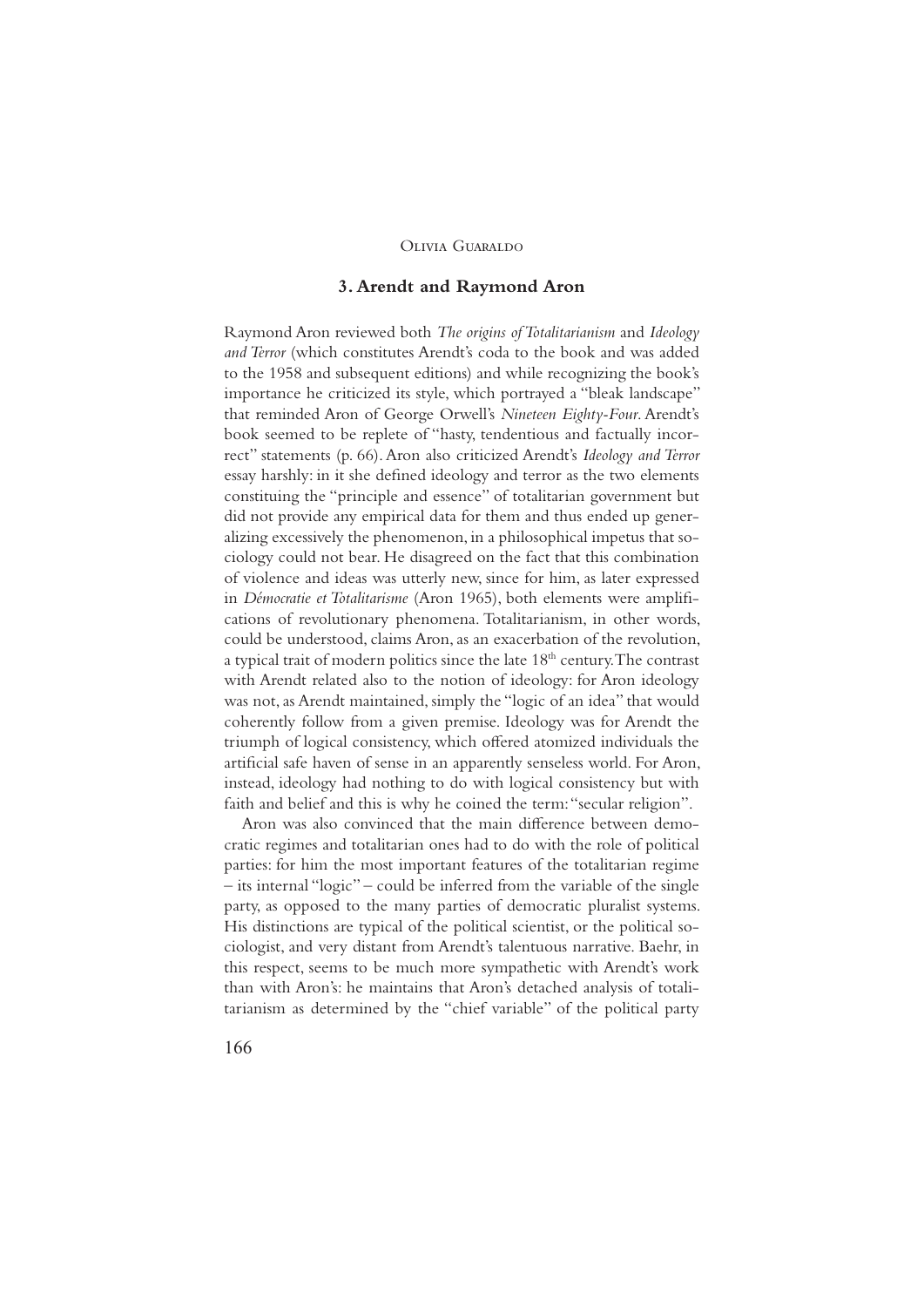## 3. Arendt and Raymond Aron

Raymond Aron reviewed both *The origins of Totalitarianism* and *Ideology and Terror* (which constitutes Arendt's coda to the book and was added to the 1958 and subsequent editions) and while recognizing the book's importance he criticized its style, which portrayed a "bleak landscape" that reminded Aron of George Orwell's *Nineteen Eighty-Four*. Arendt's book seemed to be replete of "hasty, tendentious and factually incorrect" statements (p. 66). Aron also criticized Arendt's *Ideology and Terror* essay harshly: in it she defined ideology and terror as the two elements constituing the "principle and essence" of totalitarian government but did not provide any empirical data for them and thus ended up generalizing excessively the phenomenon, in a philosophical impetus that sociology could not bear. He disagreed on the fact that this combination of violence and ideas was utterly new, since for him, as later expressed in *Démocratie et Totalitarisme* (Aron 1965), both elements were amplifications of revolutionary phenomena. Totalitarianism, in other words, could be understood, claims Aron, as an exacerbation of the revolution, a typical trait of modern politics since the late 18th century. The contrast with Arendt related also to the notion of ideology: for Aron ideology was not, as Arendt maintained, simply the "logic of an idea" that would coherently follow from a given premise. Ideology was for Arendt the triumph of logical consistency, which offered atomized individuals the artificial safe haven of sense in an apparently senseless world. For Aron, instead, ideology had nothing to do with logical consistency but with faith and belief and this is why he coined the term: "secular religion".

Aron was also convinced that the main difference between democratic regimes and totalitarian ones had to do with the role of political parties: for him the most important features of the totalitarian regime – its internal "logic" – could be inferred from the variable of the single party, as opposed to the many parties of democratic pluralist systems. His distinctions are typical of the political scientist, or the political sociologist, and very distant from Arendt's talentuous narrative. Baehr, in this respect, seems to be much more sympathetic with Arendt's work than with Aron's: he maintains that Aron's detached analysis of totalitarianism as determined by the "chief variable" of the political party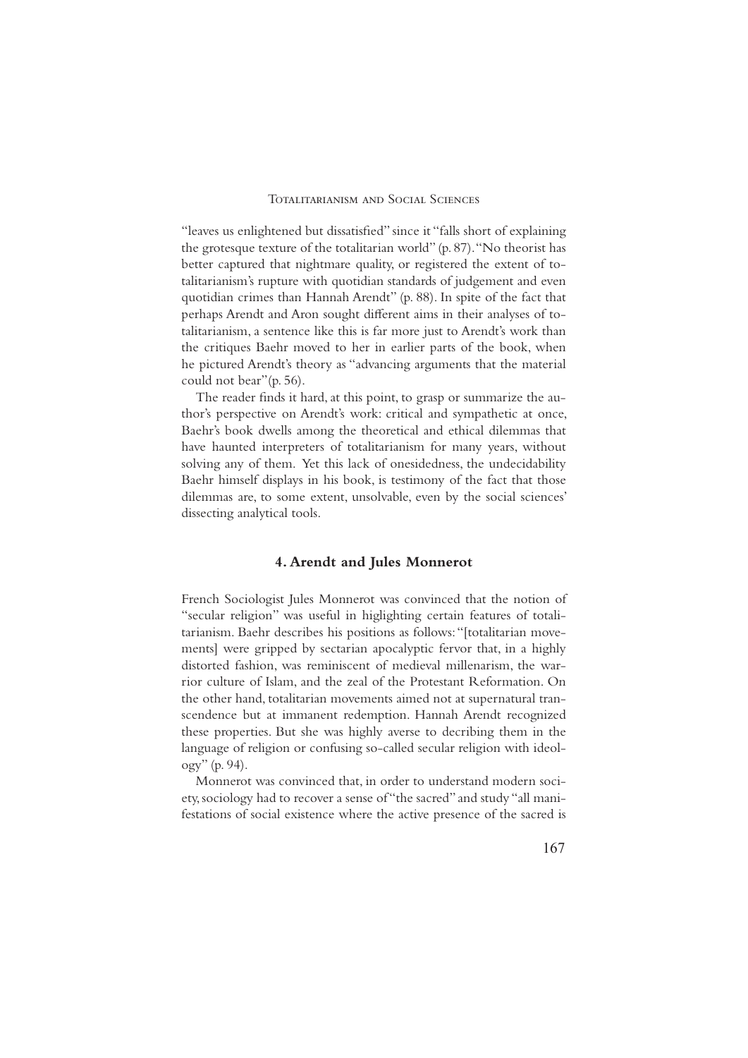"leaves us enlightened but dissatisfied" since it "falls short of explaining the grotesque texture of the totalitarian world" (p. 87). "No theorist has better captured that nightmare quality, or registered the extent of totalitarianism's rupture with quotidian standards of judgement and even quotidian crimes than Hannah Arendt" (p. 88). In spite of the fact that perhaps Arendt and Aron sought different aims in their analyses of totalitarianism, a sentence like this is far more just to Arendt's work than the critiques Baehr moved to her in earlier parts of the book, when he pictured Arendt's theory as "advancing arguments that the material could not bear"(p. 56).

The reader finds it hard, at this point, to grasp or summarize the author's perspective on Arendt's work: critical and sympathetic at once, Baehr's book dwells among the theoretical and ethical dilemmas that have haunted interpreters of totalitarianism for many years, without solving any of them. Yet this lack of onesidedness, the undecidability Baehr himself displays in his book, is testimony of the fact that those dilemmas are, to some extent, unsolvable, even by the social sciences' dissecting analytical tools.

## 4. Arendt and Jules Monnerot

French Sociologist Jules Monnerot was convinced that the notion of "secular religion" was useful in higlighting certain features of totalitarianism. Baehr describes his positions as follows: "[totalitarian movements] were gripped by sectarian apocalyptic fervor that, in a highly distorted fashion, was reminiscent of medieval millenarism, the warrior culture of Islam, and the zeal of the Protestant Reformation. On the other hand, totalitarian movements aimed not at supernatural transcendence but at immanent redemption. Hannah Arendt recognized these properties. But she was highly averse to decribing them in the language of religion or confusing so-called secular religion with ideology" (p. 94).

Monnerot was convinced that, in order to understand modern society, sociology had to recover a sense of "the sacred" and study "all manifestations of social existence where the active presence of the sacred is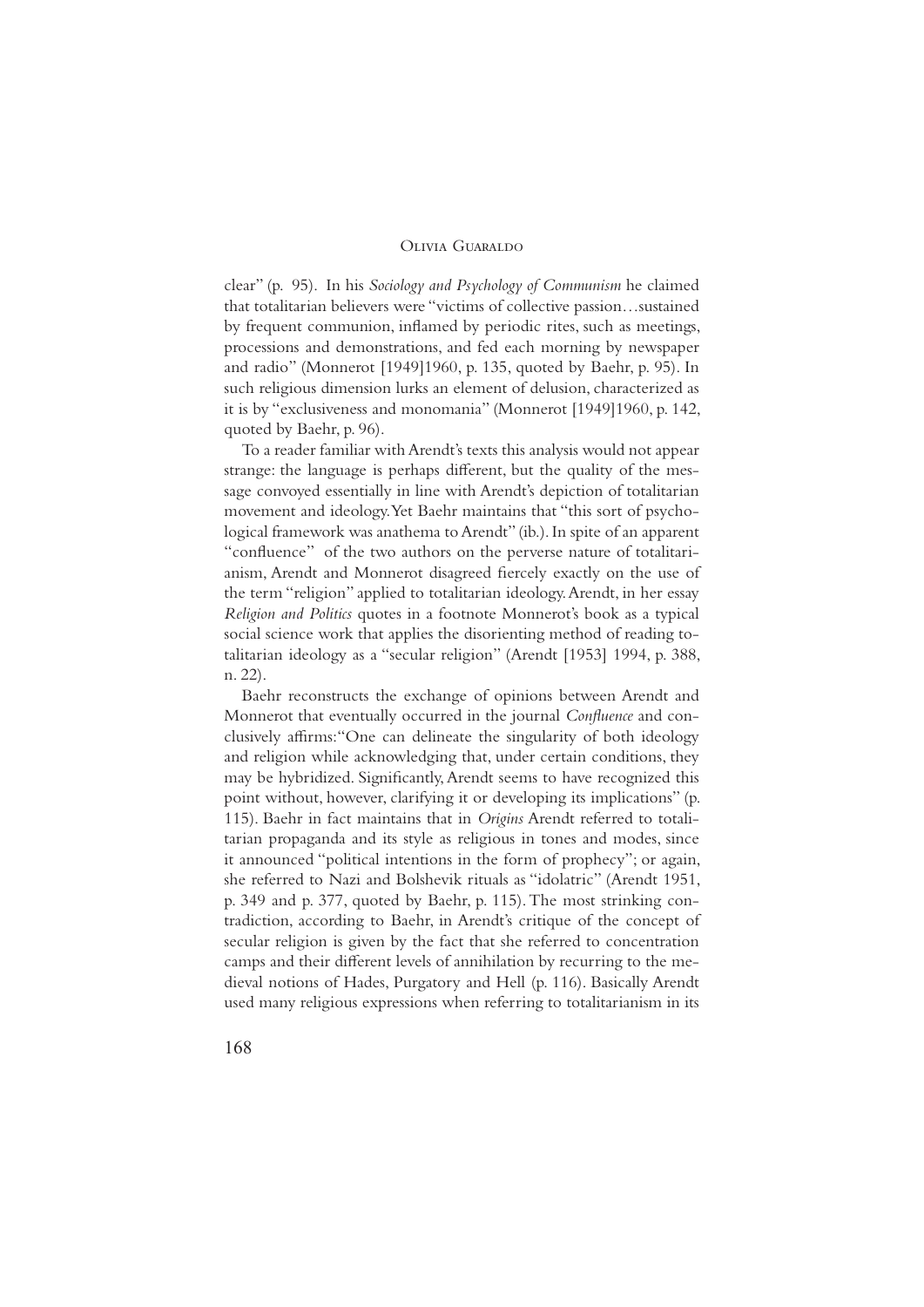clear" (p. 95). In his *Sociology and Psychology of Communism* he claimed that totalitarian believers were "victims of collective passion…sustained by frequent communion, inflamed by periodic rites, such as meetings, processions and demonstrations, and fed each morning by newspaper and radio" (Monnerot [1949]1960, p. 135, quoted by Baehr, p. 95). In such religious dimension lurks an element of delusion, characterized as it is by "exclusiveness and monomania" (Monnerot [1949]1960, p. 142, quoted by Baehr, p. 96).

To a reader familiar with Arendt's texts this analysis would not appear strange: the language is perhaps different, but the quality of the message convoyed essentially in line with Arendt's depiction of totalitarian movement and ideology. Yet Baehr maintains that "this sort of psychological framework was anathema to Arendt" (ib.). In spite of an apparent "confluence" of the two authors on the perverse nature of totalitarianism, Arendt and Monnerot disagreed fiercely exactly on the use of the term "religion" applied to totalitarian ideology. Arendt, in her essay *Religion and Politics* quotes in a footnote Monnerot's book as a typical social science work that applies the disorienting method of reading totalitarian ideology as a "secular religion" (Arendt [1953] 1994, p. 388, n. 22).

Baehr reconstructs the exchange of opinions between Arendt and Monnerot that eventually occurred in the journal *Confluence* and conclusively affirms: "One can delineate the singularity of both ideology and religion while acknowledging that, under certain conditions, they may be hybridized. Significantly, Arendt seems to have recognized this point without, however, clarifying it or developing its implications" (p. 115). Baehr in fact maintains that in *Origins* Arendt referred to totalitarian propaganda and its style as religious in tones and modes, since it announced "political intentions in the form of prophecy"; or again, she referred to Nazi and Bolshevik rituals as "idolatric" (Arendt 1951, p. 349 and p. 377, quoted by Baehr, p. 115). The most strinking contradiction, according to Baehr, in Arendt's critique of the concept of secular religion is given by the fact that she referred to concentration camps and their different levels of annihilation by recurring to the medieval notions of Hades, Purgatory and Hell (p. 116). Basically Arendt used many religious expressions when referring to totalitarianism in its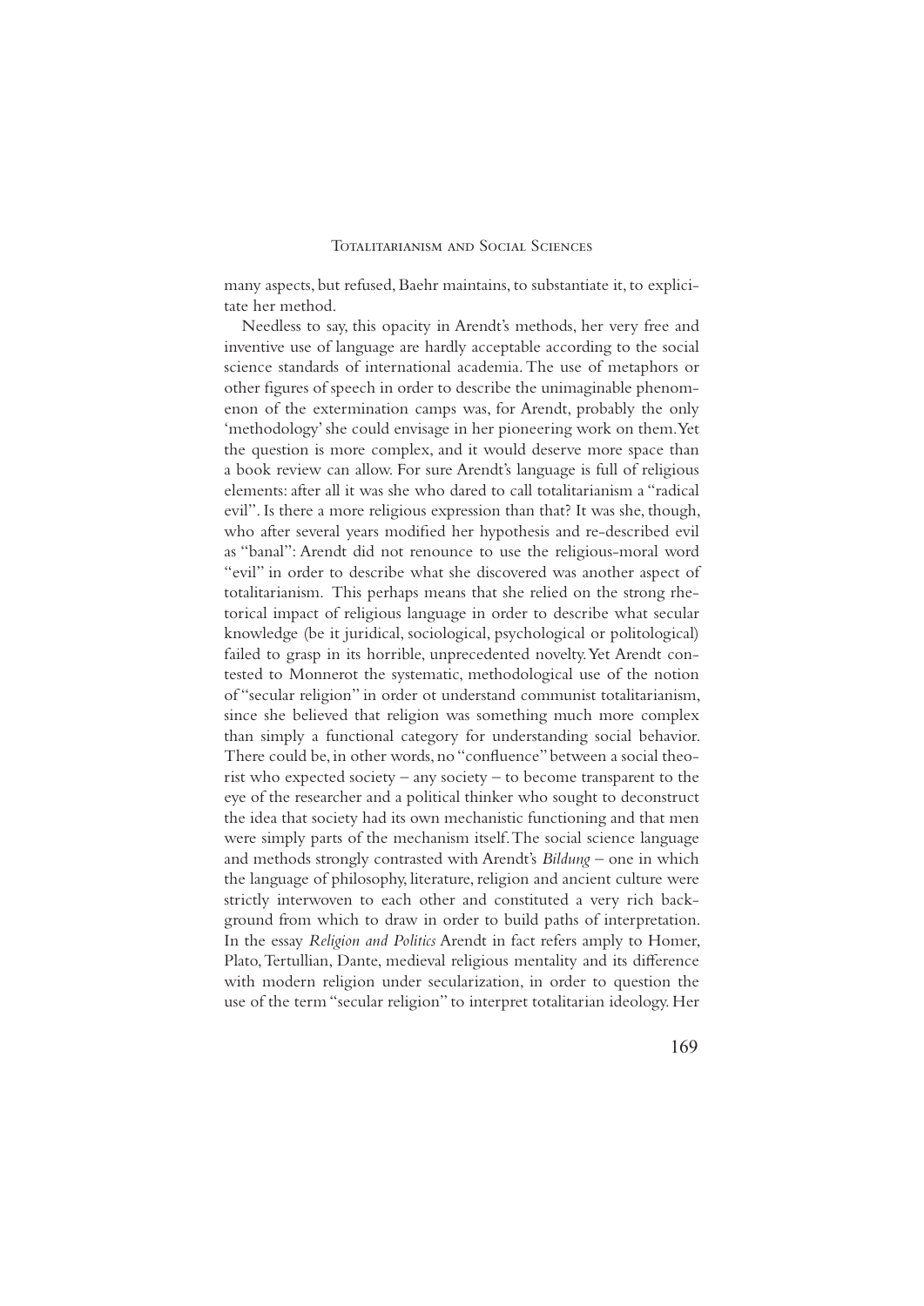many aspects, but refused, Baehr maintains, to substantiate it, to explicitate her method.

Needless to say, this opacity in Arendt's methods, her very free and inventive use of language are hardly acceptable according to the social science standards of international academia. The use of metaphors or other figures of speech in order to describe the unimaginable phenomenon of the extermination camps was, for Arendt, probably the only 'methodology' she could envisage in her pioneering work on them. Yet the question is more complex, and it would deserve more space than a book review can allow. For sure Arendt's language is full of religious elements: after all it was she who dared to call totalitarianism a "radical evil". Is there a more religious expression than that? It was she, though, who after several years modified her hypothesis and re-described evil as "banal": Arendt did not renounce to use the religious-moral word "evil" in order to describe what she discovered was another aspect of totalitarianism. This perhaps means that she relied on the strong rhetorical impact of religious language in order to describe what secular knowledge (be it juridical, sociological, psychological or politological) failed to grasp in its horrible, unprecedented novelty. Yet Arendt contested to Monnerot the systematic, methodological use of the notion of "secular religion" in order ot understand communist totalitarianism, since she believed that religion was something much more complex than simply a functional category for understanding social behavior. There could be, in other words, no "confluence" between a social theorist who expected society – any society – to become transparent to the eye of the researcher and a political thinker who sought to deconstruct the idea that society had its own mechanistic functioning and that men were simply parts of the mechanism itself. The social science language and methods strongly contrasted with Arendt's *Bildung* – one in which the language of philosophy, literature, religion and ancient culture were strictly interwoven to each other and constituted a very rich background from which to draw in order to build paths of interpretation. In the essay *Religion and Politics* Arendt in fact refers amply to Homer, Plato, Tertullian, Dante, medieval religious mentality and its difference with modern religion under secularization, in order to question the use of the term "secular religion" to interpret totalitarian ideology. Her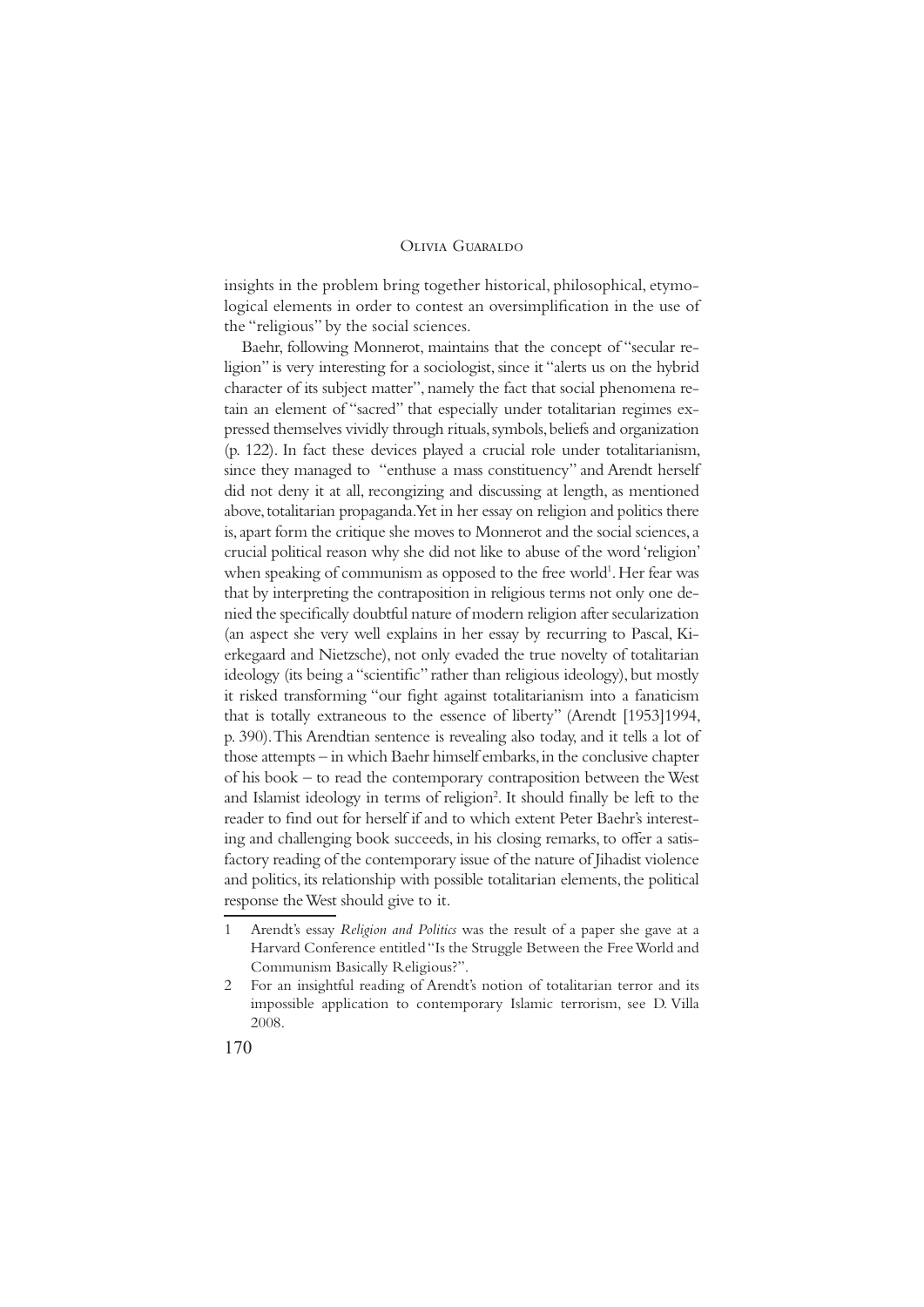insights in the problem bring together historical, philosophical, etymological elements in order to contest an oversimplification in the use of the "religious" by the social sciences.

Baehr, following Monnerot, maintains that the concept of "secular religion" is very interesting for a sociologist, since it "alerts us on the hybrid character of its subject matter", namely the fact that social phenomena retain an element of "sacred" that especially under totalitarian regimes expressed themselves vividly through rituals, symbols, beliefs and organization (p. 122). In fact these devices played a crucial role under totalitarianism, since they managed to "enthuse a mass constituency" and Arendt herself did not deny it at all, recongizing and discussing at length, as mentioned above, totalitarian propaganda. Yet in her essay on religion and politics there is, apart form the critique she moves to Monnerot and the social sciences, a crucial political reason why she did not like to abuse of the word 'religion' when speaking of communism as opposed to the free world[1]. Her fear was that by interpreting the contraposition in religious terms not only one denied the specifically doubtful nature of modern religion after secularization (an aspect she very well explains in her essay by recurring to Pascal, Kierkegaard and Nietzsche), not only evaded the true novelty of totalitarian ideology (its being a "scientific" rather than religious ideology), but mostly it risked transforming "our fight against totalitarianism into a fanaticism that is totally extraneous to the essence of liberty" (Arendt [1953]1994, p. 390). This Arendtian sentence is revealing also today, and it tells a lot of those attempts – in which Baehr himself embarks, in the conclusive chapter of his book – to read the contemporary contraposition between the West and Islamist ideology in terms of religion[2]. It should finally be left to the reader to find out for herself if and to which extent Peter Baehr's interesting and challenging book succeeds, in his closing remarks, to offer a satisfactory reading of the contemporary issue of the nature of Jihadist violence and politics, its relationship with possible totalitarian elements, the political response the West should give to it.

1 Arendt's essay *Religion and Politics* was the result of a paper she gave at a Harvard Conference entitled "Is the Struggle Between the Free World and Communism Basically Religious?".

2 For an insightful reading of Arendt's notion of totalitarian terror and its impossible application to contemporary Islamic terrorism, see D. Villa 2008.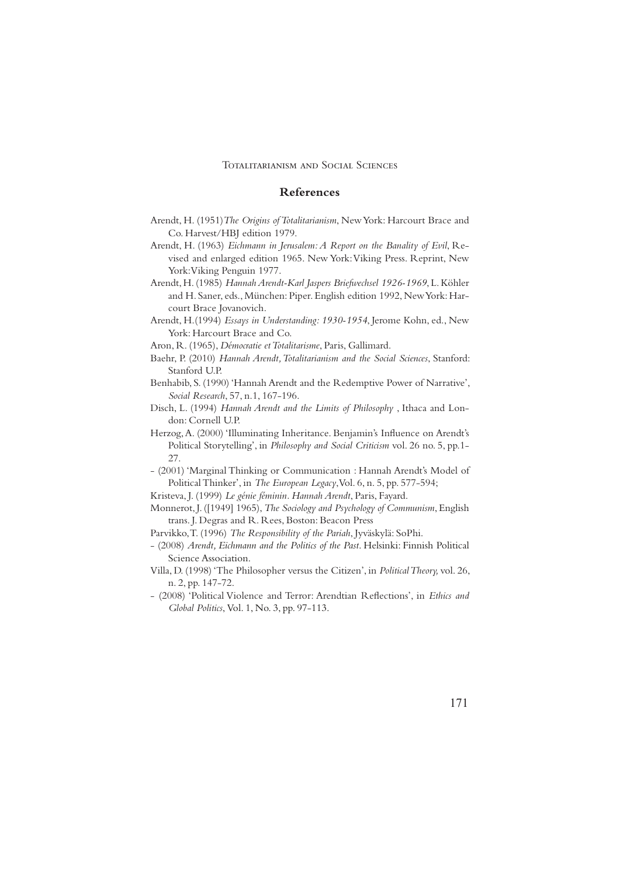## References

Arendt, H. (1951)*The Origins of Totalitarianism*, New York: Harcourt Brace and Co. Harvest/HBJ edition 1979.

Arendt, H. (1963) *Eichmann in Jerusalem: A Report on the Banality of Evil*, Revised and enlarged edition 1965. New York: Viking Press. Reprint, New York: Viking Penguin 1977.

Arendt, H. (1985) *Hannah Arendt-Karl Jaspers Briefwechsel 1926-1969*, L. Köhler and H. Saner, eds., München: Piper. English edition 1992, New York: Harcourt Brace Jovanovich.

Arendt, H.(1994) *Essays in Understanding: 1930-1954*, Jerome Kohn, ed., New York: Harcourt Brace and Co.

Aron, R. (1965), *Démocratie et Totalitarisme*, Paris, Gallimard.

Baehr, P. (2010) *Hannah Arendt, Totalitarianism and the Social Sciences*, Stanford: Stanford U.P.

Benhabib, S. (1990) 'Hannah Arendt and the Redemptive Power of Narrative', *Social Research*, 57, n.1, 167-196.

Disch, L. (1994) *Hannah Arendt and the Limits of Philosophy* , Ithaca and London: Cornell U.P.

Herzog, A. (2000) 'Illuminating Inheritance. Benjamin's Influence on Arendt's Political Storytelling', in *Philosophy and Social Criticism* vol. 26 no. 5, pp.1-27.

- (2001) 'Marginal Thinking or Communication : Hannah Arendt's Model of Political Thinker', in *The European Legacy*, Vol. 6, n. 5, pp. 577-594;

Kristeva, J. (1999) *Le génie féminin. Hannah Arendt*, Paris, Fayard.

Monnerot, J. ([1949] 1965), *The Sociology and Psychology of Communism*, English trans. J. Degras and R. Rees, Boston: Beacon Press

Parvikko, T. (1996) *The Responsibility of the Pariah*, Jyväskylä: SoPhi.

- (2008) *Arendt, Eichmann and the Politics of the Past*. Helsinki: Finnish Political Science Association.

Villa, D. (1998) 'The Philosopher versus the Citizen', in *Political Theory,* vol. 26, n. 2, pp. 147-72.

- (2008) 'Political Violence and Terror: Arendtian Reflections', in *Ethics and Global Politics*, Vol. 1, No. 3, pp. 97-113.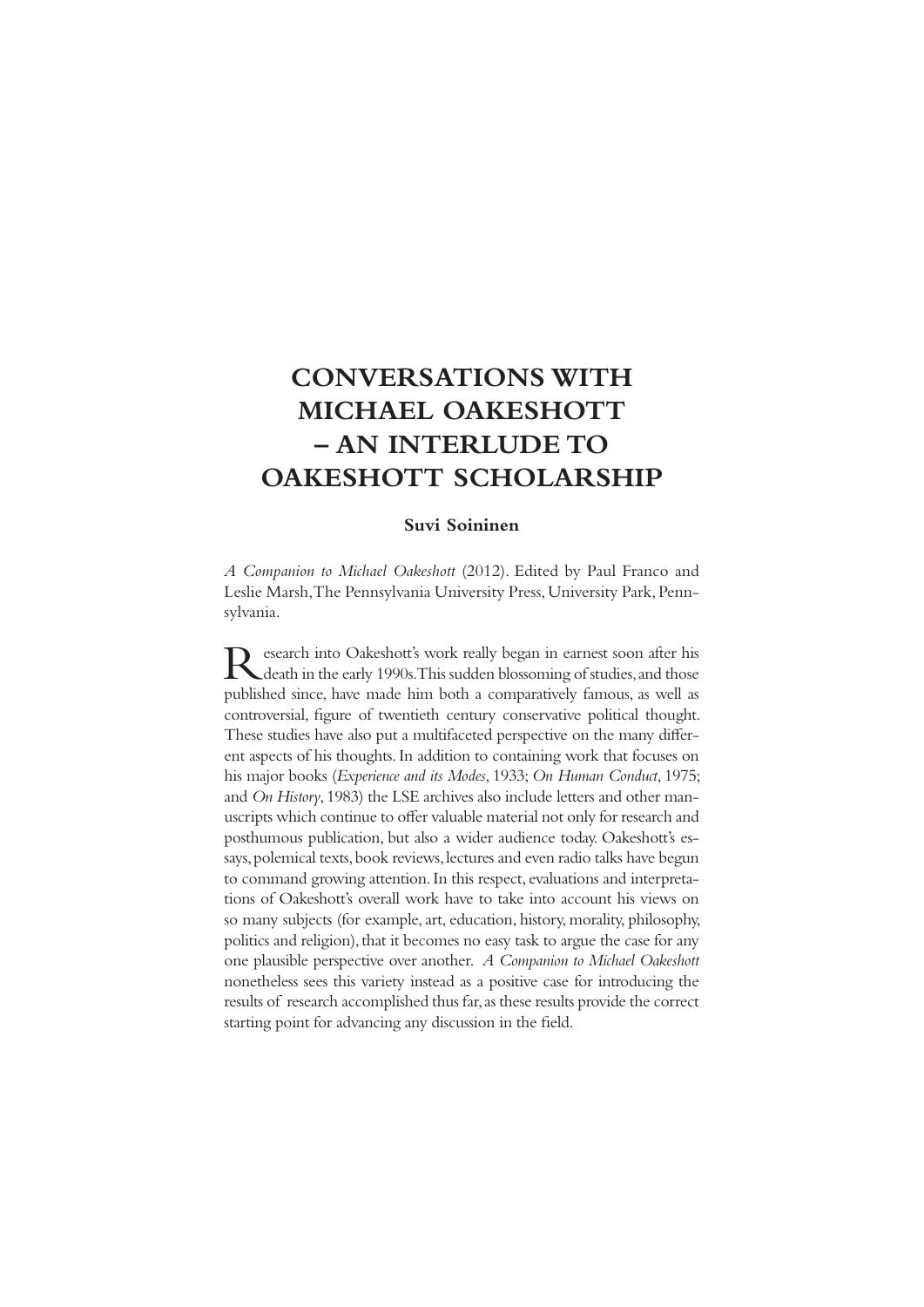# CONVERSATIONS WITH MICHAEL OAKESHOTT – AN INTERLUDE TO OAKESHOTT SCHOLARSHIP

**Suvi Soininen**

*A Companion to Michael Oakeshott* (2012). Edited by Paul Franco and Leslie Marsh, The Pennsylvania University Press, University Park, Pennsylvania.

Research into Oakeshott's work really began in earnest soon after his death in the early 1990s. This sudden blossoming of studies, and those published since, have made him both a comparatively famous, as well as controversial, figure of twentieth century conservative political thought. These studies have also put a multifaceted perspective on the many different aspects of his thoughts. In addition to containing work that focuses on his major books (*Experience and its Modes*, 1933; *On Human Conduct*, 1975; and *On History*, 1983) the LSE archives also include letters and other manuscripts which continue to offer valuable material not only for research and posthumous publication, but also a wider audience today. Oakeshott's essays, polemical texts, book reviews, lectures and even radio talks have begun to command growing attention. In this respect, evaluations and interpretations of Oakeshott's overall work have to take into account his views on so many subjects (for example, art, education, history, morality, philosophy, politics and religion), that it becomes no easy task to argue the case for any one plausible perspective over another. *A Companion to Michael Oakeshott* nonetheless sees this variety instead as a positive case for introducing the results of research accomplished thus far, as these results provide the correct starting point for advancing any discussion in the field.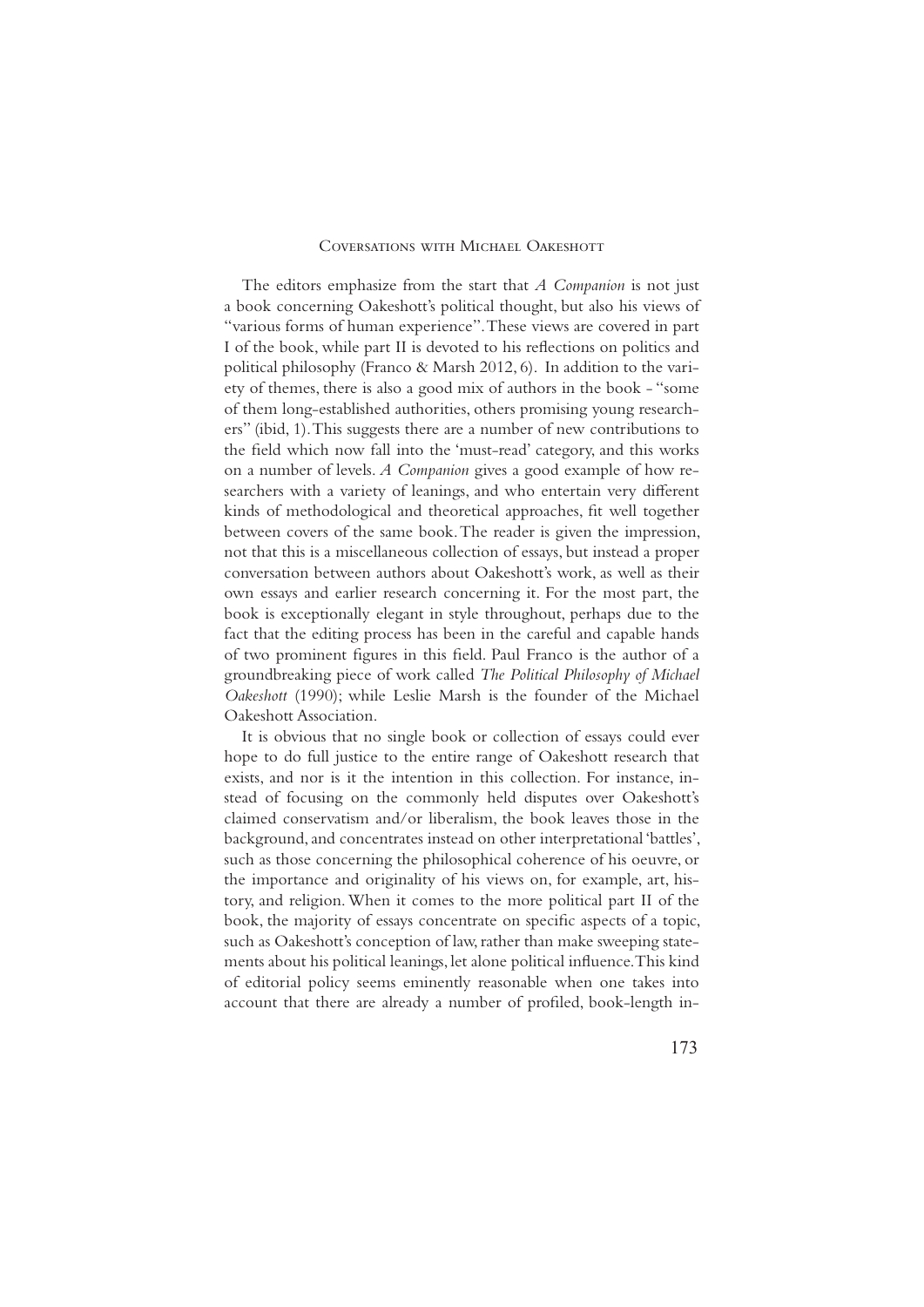The editors emphasize from the start that *A Companion* is not just a book concerning Oakeshott's political thought, but also his views of "various forms of human experience". These views are covered in part I of the book, while part II is devoted to his reflections on politics and political philosophy (Franco & Marsh 2012, 6). In addition to the variety of themes, there is also a good mix of authors in the book - "some of them long-established authorities, others promising young researchers" (ibid, 1). This suggests there are a number of new contributions to the field which now fall into the 'must-read' category, and this works on a number of levels. *A Companion* gives a good example of how researchers with a variety of leanings, and who entertain very different kinds of methodological and theoretical approaches, fit well together between covers of the same book. The reader is given the impression, not that this is a miscellaneous collection of essays, but instead a proper conversation between authors about Oakeshott's work, as well as their own essays and earlier research concerning it. For the most part, the book is exceptionally elegant in style throughout, perhaps due to the fact that the editing process has been in the careful and capable hands of two prominent figures in this field. Paul Franco is the author of a groundbreaking piece of work called *The Political Philosophy of Michael Oakeshott* (1990); while Leslie Marsh is the founder of the Michael Oakeshott Association.

It is obvious that no single book or collection of essays could ever hope to do full justice to the entire range of Oakeshott research that exists, and nor is it the intention in this collection. For instance, instead of focusing on the commonly held disputes over Oakeshott's claimed conservatism and/or liberalism, the book leaves those in the background, and concentrates instead on other interpretational 'battles', such as those concerning the philosophical coherence of his oeuvre, or the importance and originality of his views on, for example, art, history, and religion. When it comes to the more political part II of the book, the majority of essays concentrate on specific aspects of a topic, such as Oakeshott's conception of law, rather than make sweeping statements about his political leanings, let alone political influence. This kind of editorial policy seems eminently reasonable when one takes into account that there are already a number of profiled, book-length in-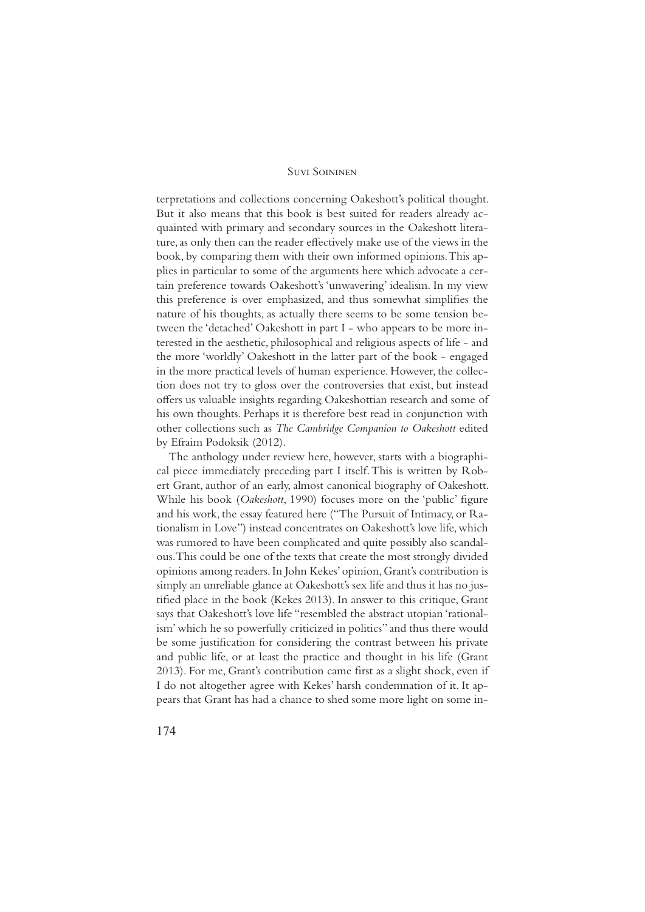terpretations and collections concerning Oakeshott's political thought. But it also means that this book is best suited for readers already acquainted with primary and secondary sources in the Oakeshott literature, as only then can the reader effectively make use of the views in the book, by comparing them with their own informed opinions. This applies in particular to some of the arguments here which advocate a certain preference towards Oakeshott's 'unwavering' idealism. In my view this preference is over emphasized, and thus somewhat simplifies the nature of his thoughts, as actually there seems to be some tension between the 'detached' Oakeshott in part I - who appears to be more interested in the aesthetic, philosophical and religious aspects of life - and the more 'worldly' Oakeshott in the latter part of the book - engaged in the more practical levels of human experience. However, the collection does not try to gloss over the controversies that exist, but instead offers us valuable insights regarding Oakeshottian research and some of his own thoughts. Perhaps it is therefore best read in conjunction with other collections such as *The Cambridge Companion to Oakeshott* edited by Efraim Podoksik (2012).

The anthology under review here, however, starts with a biographical piece immediately preceding part I itself. This is written by Robert Grant, author of an early, almost canonical biography of Oakeshott. While his book (*Oakeshott*, 1990) focuses more on the 'public' figure and his work, the essay featured here ("The Pursuit of Intimacy, or Rationalism in Love") instead concentrates on Oakeshott's love life, which was rumored to have been complicated and quite possibly also scandalous. This could be one of the texts that create the most strongly divided opinions among readers. In John Kekes' opinion, Grant's contribution is simply an unreliable glance at Oakeshott's sex life and thus it has no justified place in the book (Kekes 2013). In answer to this critique, Grant says that Oakeshott's love life "resembled the abstract utopian 'rationalism' which he so powerfully criticized in politics" and thus there would be some justification for considering the contrast between his private and public life, or at least the practice and thought in his life (Grant 2013). For me, Grant's contribution came first as a slight shock, even if I do not altogether agree with Kekes' harsh condemnation of it. It appears that Grant has had a chance to shed some more light on some in-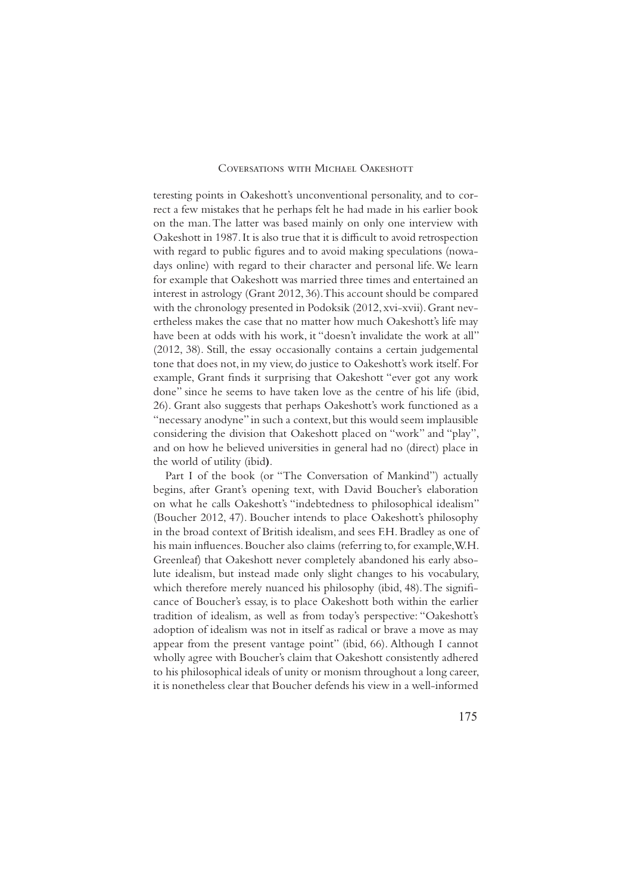teresting points in Oakeshott's unconventional personality, and to correct a few mistakes that he perhaps felt he had made in his earlier book on the man. The latter was based mainly on only one interview with Oakeshott in 1987. It is also true that it is difficult to avoid retrospection with regard to public figures and to avoid making speculations (nowadays online) with regard to their character and personal life. We learn for example that Oakeshott was married three times and entertained an interest in astrology (Grant 2012, 36). This account should be compared with the chronology presented in Podoksik (2012, xvi-xvii). Grant nevertheless makes the case that no matter how much Oakeshott's life may have been at odds with his work, it "doesn't invalidate the work at all" (2012, 38). Still, the essay occasionally contains a certain judgemental tone that does not, in my view, do justice to Oakeshott's work itself. For example, Grant finds it surprising that Oakeshott "ever got any work done" since he seems to have taken love as the centre of his life (ibid, 26). Grant also suggests that perhaps Oakeshott's work functioned as a "necessary anodyne" in such a context, but this would seem implausible considering the division that Oakeshott placed on "work" and "play", and on how he believed universities in general had no (direct) place in the world of utility (ibid).

Part I of the book (or "The Conversation of Mankind") actually begins, after Grant's opening text, with David Boucher's elaboration on what he calls Oakeshott's "indebtedness to philosophical idealism" (Boucher 2012, 47). Boucher intends to place Oakeshott's philosophy in the broad context of British idealism, and sees F.H. Bradley as one of his main influences. Boucher also claims (referring to, for example, W.H. Greenleaf) that Oakeshott never completely abandoned his early absolute idealism, but instead made only slight changes to his vocabulary, which therefore merely nuanced his philosophy (ibid, 48). The significance of Boucher's essay, is to place Oakeshott both within the earlier tradition of idealism, as well as from today's perspective: "Oakeshott's adoption of idealism was not in itself as radical or brave a move as may appear from the present vantage point" (ibid, 66). Although I cannot wholly agree with Boucher's claim that Oakeshott consistently adhered to his philosophical ideals of unity or monism throughout a long career, it is nonetheless clear that Boucher defends his view in a well-informed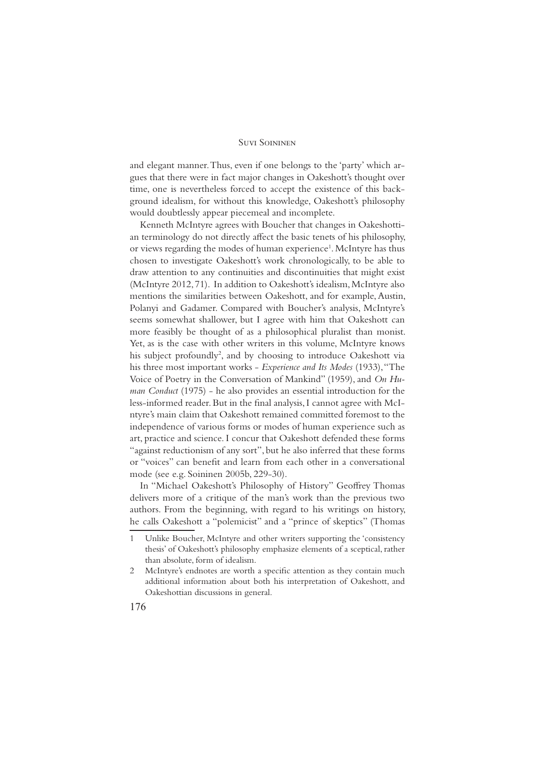and elegant manner. Thus, even if one belongs to the 'party' which argues that there were in fact major changes in Oakeshott's thought over time, one is nevertheless forced to accept the existence of this background idealism, for without this knowledge, Oakeshott's philosophy would doubtlessly appear piecemeal and incomplete.

Kenneth McIntyre agrees with Boucher that changes in Oakeshottian terminology do not directly affect the basic tenets of his philosophy, or views regarding the modes of human experience[1]. McIntyre has thus chosen to investigate Oakeshott's work chronologically, to be able to draw attention to any continuities and discontinuities that might exist (McIntyre 2012, 71). In addition to Oakeshott's idealism, McIntyre also mentions the similarities between Oakeshott, and for example, Austin, Polanyi and Gadamer. Compared with Boucher's analysis, McIntyre's seems somewhat shallower, but I agree with him that Oakeshott can more feasibly be thought of as a philosophical pluralist than monist. Yet, as is the case with other writers in this volume, McIntyre knows his subject profoundly[2], and by choosing to introduce Oakeshott via his three most important works - *Experience and Its Modes* (1933), "The Voice of Poetry in the Conversation of Mankind" (1959), and *On Human Conduct* (1975) - he also provides an essential introduction for the less-informed reader. But in the final analysis, I cannot agree with McIntyre's main claim that Oakeshott remained committed foremost to the independence of various forms or modes of human experience such as art, practice and science. I concur that Oakeshott defended these forms "against reductionism of any sort", but he also inferred that these forms or "voices" can benefit and learn from each other in a conversational mode (see e.g. Soininen 2005b, 229-30).

In "Michael Oakeshott's Philosophy of History" Geoffrey Thomas delivers more of a critique of the man's work than the previous two authors. From the beginning, with regard to his writings on history, he calls Oakeshott a "polemicist" and a "prince of skeptics" (Thomas

1 Unlike Boucher, McIntyre and other writers supporting the 'consistency thesis' of Oakeshott's philosophy emphasize elements of a sceptical, rather than absolute, form of idealism.

2 McIntyre's endnotes are worth a specific attention as they contain much additional information about both his interpretation of Oakeshott, and Oakeshottian discussions in general.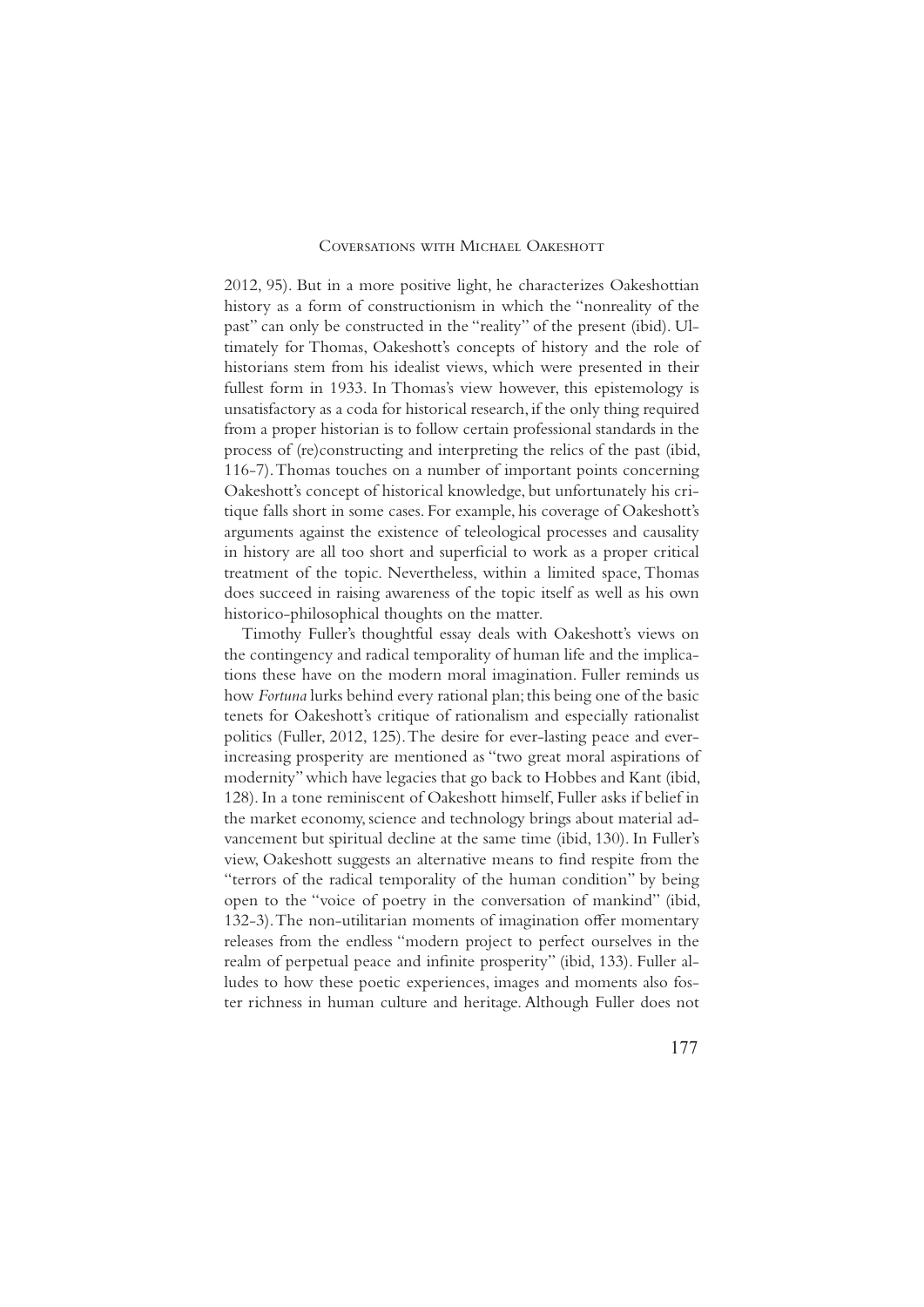2012, 95). But in a more positive light, he characterizes Oakeshottian history as a form of constructionism in which the "nonreality of the past" can only be constructed in the "reality" of the present (ibid). Ultimately for Thomas, Oakeshott's concepts of history and the role of historians stem from his idealist views, which were presented in their fullest form in 1933. In Thomas's view however, this epistemology is unsatisfactory as a coda for historical research, if the only thing required from a proper historian is to follow certain professional standards in the process of (re)constructing and interpreting the relics of the past (ibid, 116-7). Thomas touches on a number of important points concerning Oakeshott's concept of historical knowledge, but unfortunately his critique falls short in some cases. For example, his coverage of Oakeshott's arguments against the existence of teleological processes and causality in history are all too short and superficial to work as a proper critical treatment of the topic. Nevertheless, within a limited space, Thomas does succeed in raising awareness of the topic itself as well as his own historico-philosophical thoughts on the matter.

Timothy Fuller's thoughtful essay deals with Oakeshott's views on the contingency and radical temporality of human life and the implications these have on the modern moral imagination. Fuller reminds us how *Fortuna* lurks behind every rational plan; this being one of the basic tenets for Oakeshott's critique of rationalism and especially rationalist politics (Fuller, 2012, 125). The desire for ever-lasting peace and ever-increasing prosperity are mentioned as "two great moral aspirations of modernity" which have legacies that go back to Hobbes and Kant (ibid, 128). In a tone reminiscent of Oakeshott himself, Fuller asks if belief in the market economy, science and technology brings about material advancement but spiritual decline at the same time (ibid, 130). In Fuller's view, Oakeshott suggests an alternative means to find respite from the "terrors of the radical temporality of the human condition" by being open to the "voice of poetry in the conversation of mankind" (ibid, 132-3). The non-utilitarian moments of imagination offer momentary releases from the endless "modern project to perfect ourselves in the realm of perpetual peace and infinite prosperity" (ibid, 133). Fuller alludes to how these poetic experiences, images and moments also foster richness in human culture and heritage. Although Fuller does not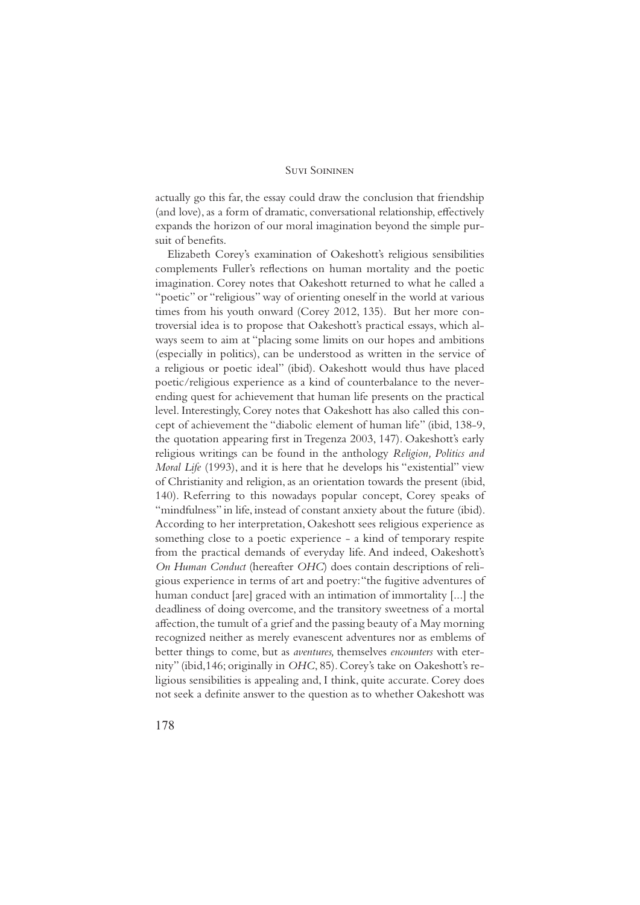actually go this far, the essay could draw the conclusion that friendship (and love), as a form of dramatic, conversational relationship, effectively expands the horizon of our moral imagination beyond the simple pursuit of benefits.

Elizabeth Corey's examination of Oakeshott's religious sensibilities complements Fuller's reflections on human mortality and the poetic imagination. Corey notes that Oakeshott returned to what he called a "poetic" or "religious" way of orienting oneself in the world at various times from his youth onward (Corey 2012, 135). But her more controversial idea is to propose that Oakeshott's practical essays, which always seem to aim at "placing some limits on our hopes and ambitions (especially in politics), can be understood as written in the service of a religious or poetic ideal" (ibid). Oakeshott would thus have placed poetic/religious experience as a kind of counterbalance to the never-ending quest for achievement that human life presents on the practical level. Interestingly, Corey notes that Oakeshott has also called this concept of achievement the "diabolic element of human life" (ibid, 138-9, the quotation appearing first in Tregenza 2003, 147). Oakeshott's early religious writings can be found in the anthology *Religion, Politics and Moral Life* (1993), and it is here that he develops his "existential" view of Christianity and religion, as an orientation towards the present (ibid, 140). Referring to this nowadays popular concept, Corey speaks of "mindfulness" in life, instead of constant anxiety about the future (ibid). According to her interpretation, Oakeshott sees religious experience as something close to a poetic experience - a kind of temporary respite from the practical demands of everyday life. And indeed, Oakeshott's *On Human Conduct* (hereafter *OHC*) does contain descriptions of religious experience in terms of art and poetry: "the fugitive adventures of human conduct [are] graced with an intimation of immortality [...] the deadliness of doing overcome, and the transitory sweetness of a mortal affection, the tumult of a grief and the passing beauty of a May morning recognized neither as merely evanescent adventures nor as emblems of better things to come, but as *aventures,* themselves *encounters* with eternity" (ibid,146; originally in *OHC*, 85). Corey's take on Oakeshott's religious sensibilities is appealing and, I think, quite accurate. Corey does not seek a definite answer to the question as to whether Oakeshott was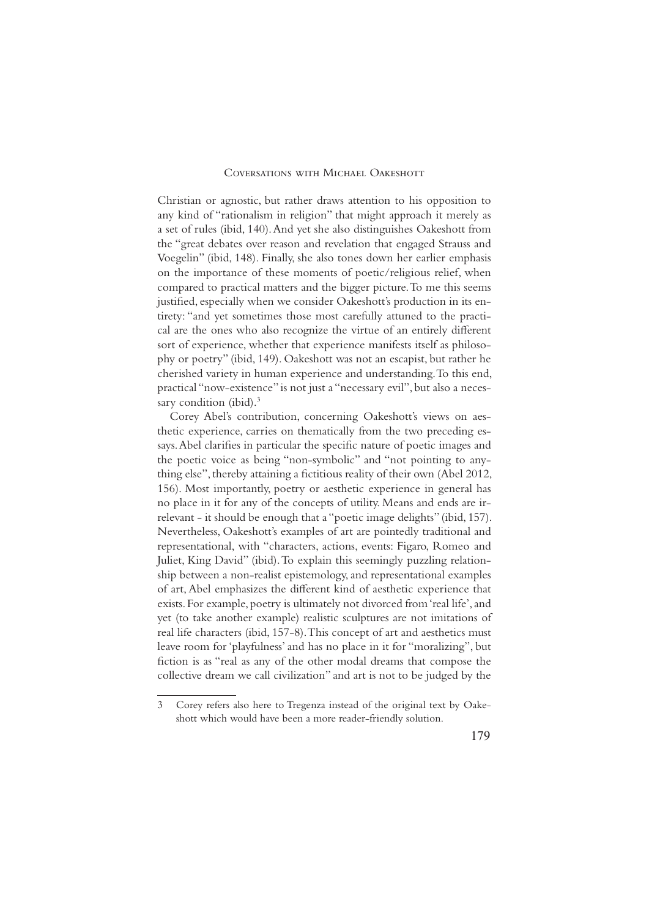Christian or agnostic, but rather draws attention to his opposition to any kind of "rationalism in religion" that might approach it merely as a set of rules (ibid, 140). And yet she also distinguishes Oakeshott from the "great debates over reason and revelation that engaged Strauss and Voegelin" (ibid, 148). Finally, she also tones down her earlier emphasis on the importance of these moments of poetic/religious relief, when compared to practical matters and the bigger picture. To me this seems justified, especially when we consider Oakeshott's production in its entirety: "and yet sometimes those most carefully attuned to the practical are the ones who also recognize the virtue of an entirely different sort of experience, whether that experience manifests itself as philosophy or poetry" (ibid, 149). Oakeshott was not an escapist, but rather he cherished variety in human experience and understanding. To this end, practical "now-existence" is not just a "necessary evil", but also a necessary condition (ibid).[3]

Corey Abel's contribution, concerning Oakeshott's views on aesthetic experience, carries on thematically from the two preceding essays. Abel clarifies in particular the specific nature of poetic images and the poetic voice as being "non-symbolic" and "not pointing to anything else", thereby attaining a fictitious reality of their own (Abel 2012, 156). Most importantly, poetry or aesthetic experience in general has no place in it for any of the concepts of utility. Means and ends are irrelevant - it should be enough that a "poetic image delights" (ibid, 157). Nevertheless, Oakeshott's examples of art are pointedly traditional and representational, with "characters, actions, events: Figaro, Romeo and Juliet, King David" (ibid). To explain this seemingly puzzling relationship between a non-realist epistemology, and representational examples of art, Abel emphasizes the different kind of aesthetic experience that exists. For example, poetry is ultimately not divorced from 'real life', and yet (to take another example) realistic sculptures are not imitations of real life characters (ibid, 157-8). This concept of art and aesthetics must leave room for 'playfulness' and has no place in it for "moralizing", but fiction is as "real as any of the other modal dreams that compose the collective dream we call civilization" and art is not to be judged by the

---

3 Corey refers also here to Tregenza instead of the original text by Oakeshott which would have been a more reader-friendly solution.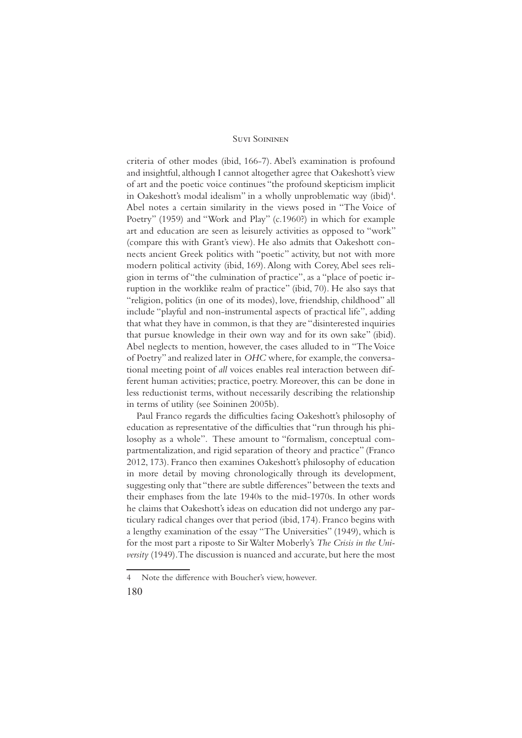criteria of other modes (ibid, 166-7). Abel's examination is profound and insightful, although I cannot altogether agree that Oakeshott's view of art and the poetic voice continues "the profound skepticism implicit in Oakeshott's modal idealism" in a wholly unproblematic way (ibid)[4]. Abel notes a certain similarity in the views posed in "The Voice of Poetry" (1959) and "Work and Play" (c.1960?) in which for example art and education are seen as leisurely activities as opposed to "work" (compare this with Grant's view). He also admits that Oakeshott connects ancient Greek politics with "poetic" activity, but not with more modern political activity (ibid, 169). Along with Corey, Abel sees religion in terms of "the culmination of practice", as a "place of poetic irruption in the worklike realm of practice" (ibid, 70). He also says that "religion, politics (in one of its modes), love, friendship, childhood" all include "playful and non-instrumental aspects of practical life", adding that what they have in common, is that they are "disinterested inquiries that pursue knowledge in their own way and for its own sake" (ibid). Abel neglects to mention, however, the cases alluded to in "The Voice of Poetry" and realized later in *OHC* where, for example, the conversational meeting point of *all* voices enables real interaction between different human activities; practice, poetry. Moreover, this can be done in less reductionist terms, without necessarily describing the relationship in terms of utility (see Soininen 2005b).

Paul Franco regards the difficulties facing Oakeshott's philosophy of education as representative of the difficulties that "run through his philosophy as a whole". These amount to "formalism, conceptual compartmentalization, and rigid separation of theory and practice" (Franco 2012, 173). Franco then examines Oakeshott's philosophy of education in more detail by moving chronologically through its development, suggesting only that "there are subtle differences" between the texts and their emphases from the late 1940s to the mid-1970s. In other words he claims that Oakeshott's ideas on education did not undergo any particulary radical changes over that period (ibid, 174). Franco begins with a lengthy examination of the essay "The Universities" (1949), which is for the most part a riposte to Sir Walter Moberly's *The Crisis in the University* (1949). The discussion is nuanced and accurate, but here the most

---

4 Note the difference with Boucher's view, however.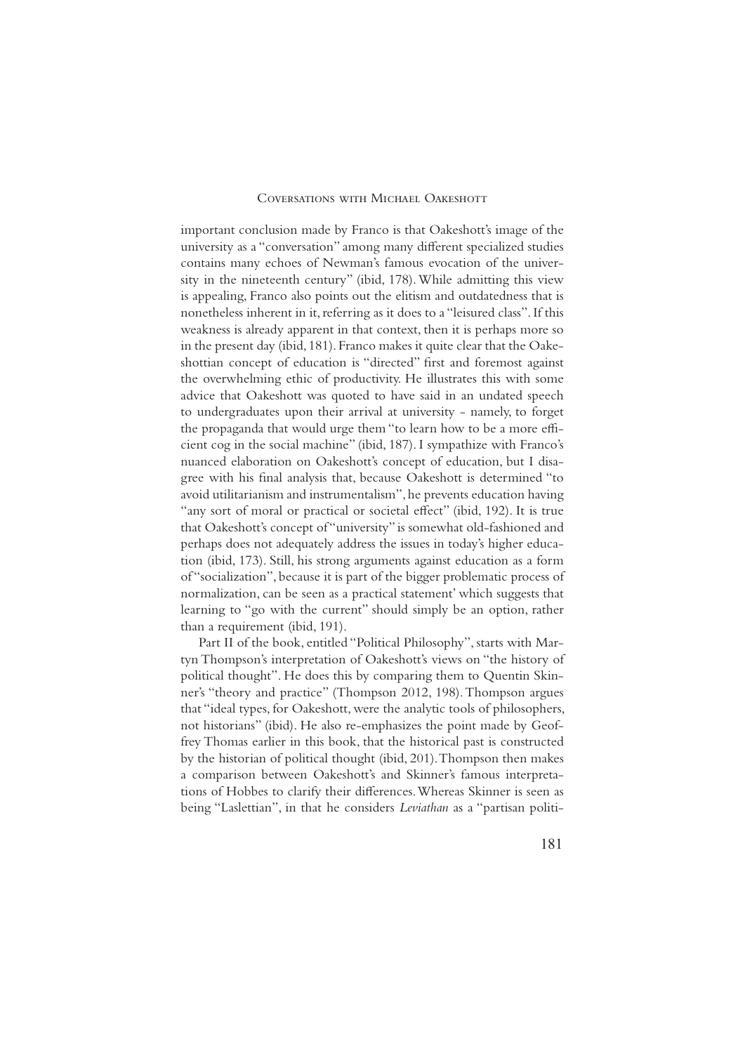important conclusion made by Franco is that Oakeshott's image of the university as a "conversation" among many different specialized studies contains many echoes of Newman's famous evocation of the university in the nineteenth century" (ibid, 178). While admitting this view is appealing, Franco also points out the elitism and outdatedness that is nonetheless inherent in it, referring as it does to a "leisured class". If this weakness is already apparent in that context, then it is perhaps more so in the present day (ibid, 181). Franco makes it quite clear that the Oakeshottian concept of education is "directed" first and foremost against the overwhelming ethic of productivity. He illustrates this with some advice that Oakeshott was quoted to have said in an undated speech to undergraduates upon their arrival at university - namely, to forget the propaganda that would urge them "to learn how to be a more efficient cog in the social machine" (ibid, 187). I sympathize with Franco's nuanced elaboration on Oakeshott's concept of education, but I disagree with his final analysis that, because Oakeshott is determined "to avoid utilitarianism and instrumentalism", he prevents education having "any sort of moral or practical or societal effect" (ibid, 192). It is true that Oakeshott's concept of "university" is somewhat old-fashioned and perhaps does not adequately address the issues in today's higher education (ibid, 173). Still, his strong arguments against education as a form of "socialization", because it is part of the bigger problematic process of normalization, can be seen as a practical statement' which suggests that learning to "go with the current" should simply be an option, rather than a requirement (ibid, 191).

Part II of the book, entitled "Political Philosophy", starts with Martyn Thompson's interpretation of Oakeshott's views on "the history of political thought". He does this by comparing them to Quentin Skinner's "theory and practice" (Thompson 2012, 198). Thompson argues that "ideal types, for Oakeshott, were the analytic tools of philosophers, not historians" (ibid). He also re-emphasizes the point made by Geoffrey Thomas earlier in this book, that the historical past is constructed by the historian of political thought (ibid, 201). Thompson then makes a comparison between Oakeshott's and Skinner's famous interpretations of Hobbes to clarify their differences. Whereas Skinner is seen as being "Laslettian", in that he considers *Leviathan* as a "partisan politi-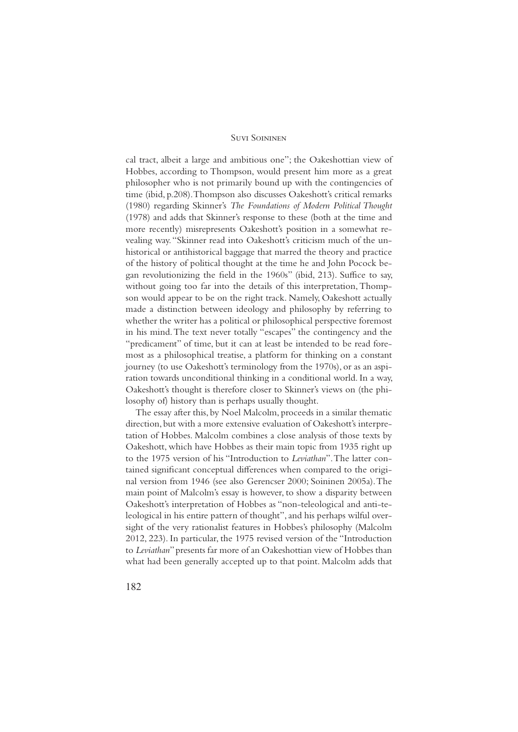cal tract, albeit a large and ambitious one"; the Oakeshottian view of Hobbes, according to Thompson, would present him more as a great philosopher who is not primarily bound up with the contingencies of time (ibid, p.208). Thompson also discusses Oakeshott's critical remarks (1980) regarding Skinner's *The Foundations of Modern Political Thought* (1978) and adds that Skinner's response to these (both at the time and more recently) misrepresents Oakeshott's position in a somewhat revealing way. "Skinner read into Oakeshott's criticism much of the unhistorical or antihistorical baggage that marred the theory and practice of the history of political thought at the time he and John Pocock began revolutionizing the field in the 1960s" (ibid, 213). Suffice to say, without going too far into the details of this interpretation, Thompson would appear to be on the right track. Namely, Oakeshott actually made a distinction between ideology and philosophy by referring to whether the writer has a political or philosophical perspective foremost in his mind. The text never totally "escapes" the contingency and the "predicament" of time, but it can at least be intended to be read foremost as a philosophical treatise, a platform for thinking on a constant journey (to use Oakeshott's terminology from the 1970s), or as an aspiration towards unconditional thinking in a conditional world. In a way, Oakeshott's thought is therefore closer to Skinner's views on (the philosophy of) history than is perhaps usually thought.

The essay after this, by Noel Malcolm, proceeds in a similar thematic direction, but with a more extensive evaluation of Oakeshott's interpretation of Hobbes. Malcolm combines a close analysis of those texts by Oakeshott, which have Hobbes as their main topic from 1935 right up to the 1975 version of his "Introduction to *Leviathan*". The latter contained significant conceptual differences when compared to the original version from 1946 (see also Gerencser 2000; Soininen 2005a). The main point of Malcolm's essay is however, to show a disparity between Oakeshott's interpretation of Hobbes as "non-teleological and anti-teleological in his entire pattern of thought", and his perhaps wilful oversight of the very rationalist features in Hobbes's philosophy (Malcolm 2012, 223). In particular, the 1975 revised version of the "Introduction to *Leviathan*" presents far more of an Oakeshottian view of Hobbes than what had been generally accepted up to that point. Malcolm adds that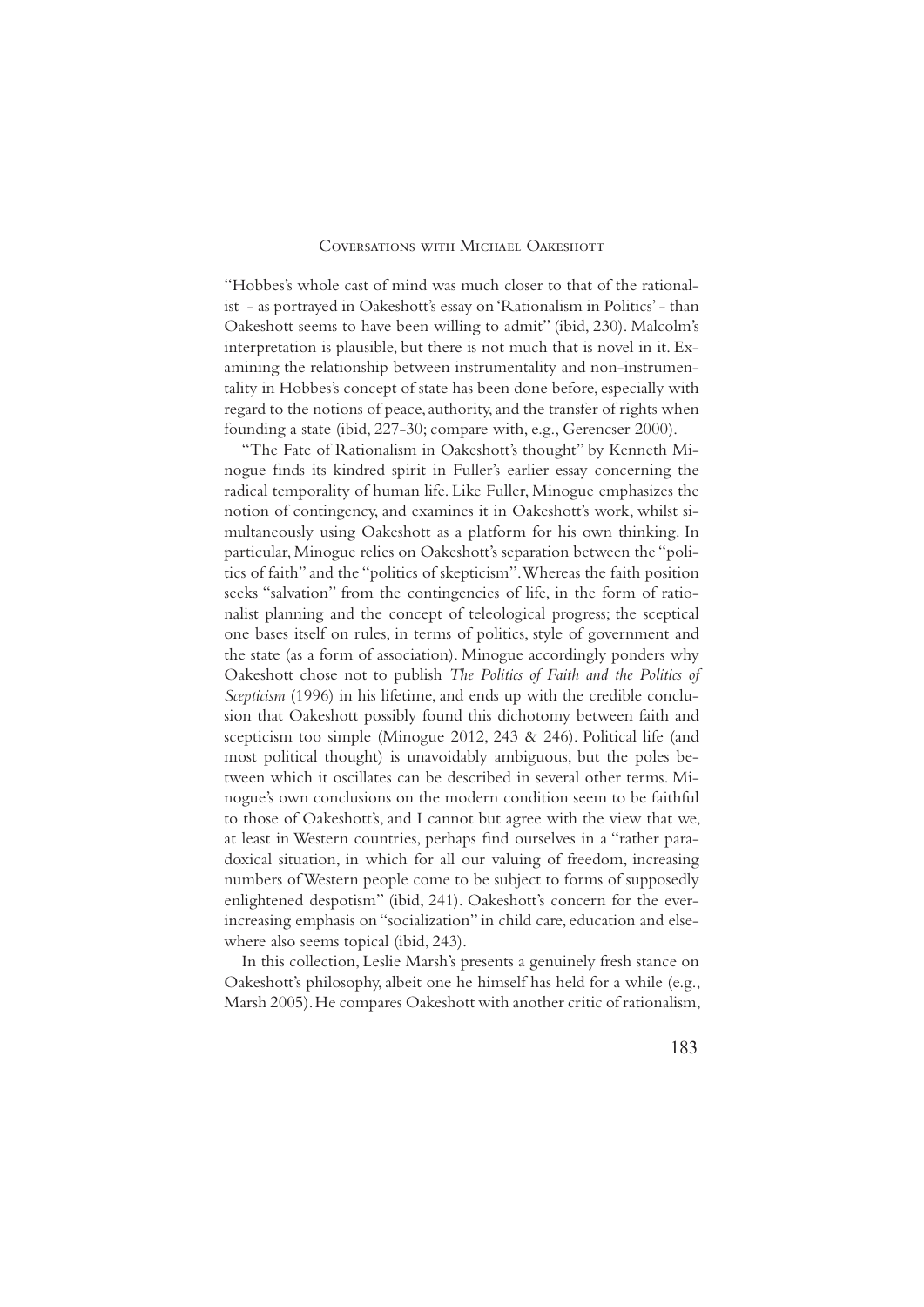"Hobbes's whole cast of mind was much closer to that of the rationalist - as portrayed in Oakeshott's essay on 'Rationalism in Politics' - than Oakeshott seems to have been willing to admit" (ibid, 230). Malcolm's interpretation is plausible, but there is not much that is novel in it. Examining the relationship between instrumentality and non-instrumentality in Hobbes's concept of state has been done before, especially with regard to the notions of peace, authority, and the transfer of rights when founding a state (ibid, 227-30; compare with, e.g., Gerencser 2000).

"The Fate of Rationalism in Oakeshott's thought" by Kenneth Minogue finds its kindred spirit in Fuller's earlier essay concerning the radical temporality of human life. Like Fuller, Minogue emphasizes the notion of contingency, and examines it in Oakeshott's work, whilst simultaneously using Oakeshott as a platform for his own thinking. In particular, Minogue relies on Oakeshott's separation between the "politics of faith" and the "politics of skepticism". Whereas the faith position seeks "salvation" from the contingencies of life, in the form of rationalist planning and the concept of teleological progress; the sceptical one bases itself on rules, in terms of politics, style of government and the state (as a form of association). Minogue accordingly ponders why Oakeshott chose not to publish *The Politics of Faith and the Politics of Scepticism* (1996) in his lifetime, and ends up with the credible conclusion that Oakeshott possibly found this dichotomy between faith and scepticism too simple (Minogue 2012, 243 & 246). Political life (and most political thought) is unavoidably ambiguous, but the poles between which it oscillates can be described in several other terms. Minogue's own conclusions on the modern condition seem to be faithful to those of Oakeshott's, and I cannot but agree with the view that we, at least in Western countries, perhaps find ourselves in a "rather paradoxical situation, in which for all our valuing of freedom, increasing numbers of Western people come to be subject to forms of supposedly enlightened despotism" (ibid, 241). Oakeshott's concern for the ever-increasing emphasis on "socialization" in child care, education and elsewhere also seems topical (ibid, 243).

In this collection, Leslie Marsh's presents a genuinely fresh stance on Oakeshott's philosophy, albeit one he himself has held for a while (e.g., Marsh 2005). He compares Oakeshott with another critic of rationalism,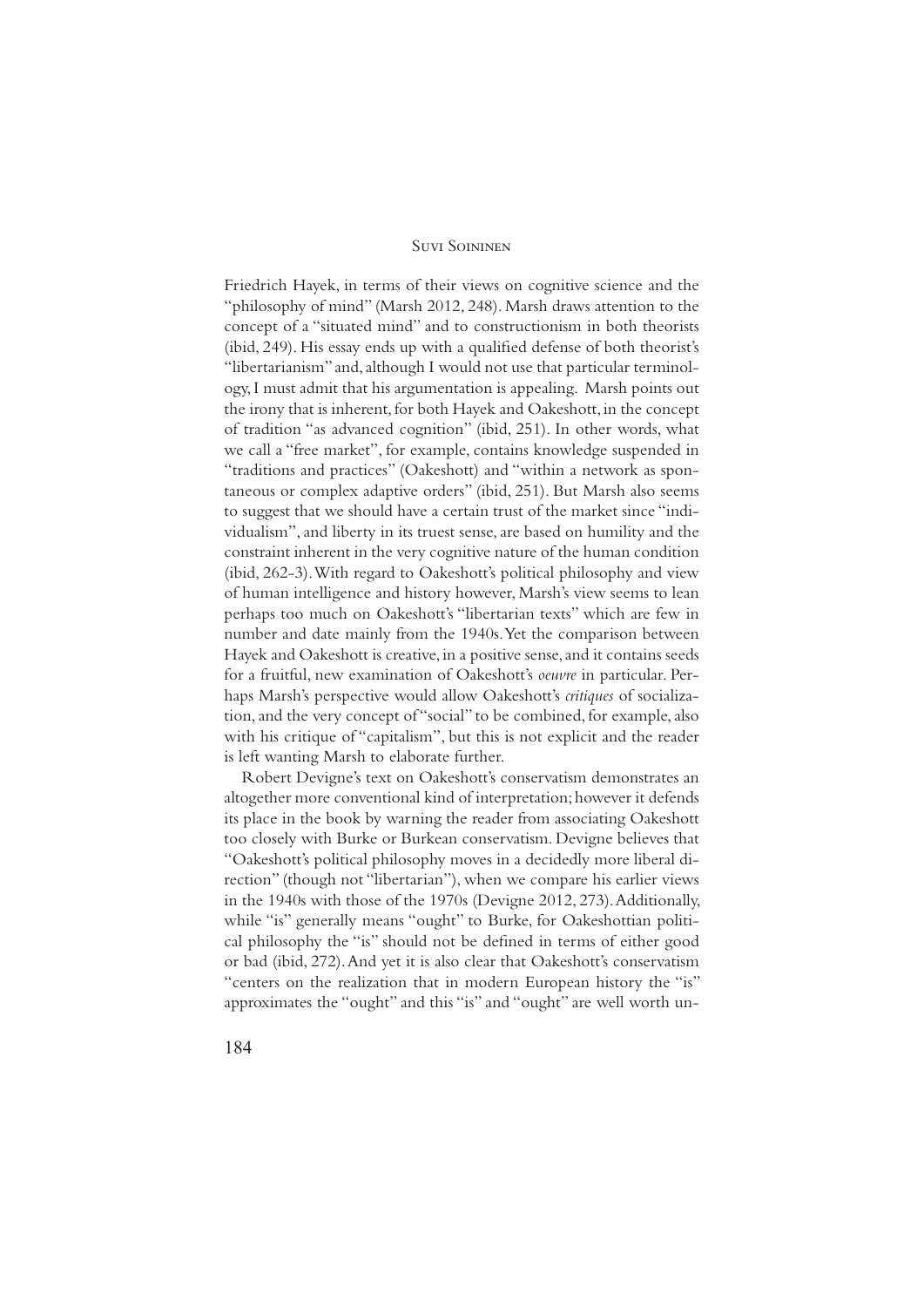Friedrich Hayek, in terms of their views on cognitive science and the "philosophy of mind" (Marsh 2012, 248). Marsh draws attention to the concept of a "situated mind" and to constructionism in both theorists (ibid, 249). His essay ends up with a qualified defense of both theorist's "libertarianism" and, although I would not use that particular terminology, I must admit that his argumentation is appealing. Marsh points out the irony that is inherent, for both Hayek and Oakeshott, in the concept of tradition "as advanced cognition" (ibid, 251). In other words, what we call a "free market", for example, contains knowledge suspended in "traditions and practices" (Oakeshott) and "within a network as spontaneous or complex adaptive orders" (ibid, 251). But Marsh also seems to suggest that we should have a certain trust of the market since "individualism", and liberty in its truest sense, are based on humility and the constraint inherent in the very cognitive nature of the human condition (ibid, 262-3). With regard to Oakeshott's political philosophy and view of human intelligence and history however, Marsh's view seems to lean perhaps too much on Oakeshott's "libertarian texts" which are few in number and date mainly from the 1940s. Yet the comparison between Hayek and Oakeshott is creative, in a positive sense, and it contains seeds for a fruitful, new examination of Oakeshott's *oeuvre* in particular. Perhaps Marsh's perspective would allow Oakeshott's *critiques* of socialization, and the very concept of "social" to be combined, for example, also with his critique of "capitalism", but this is not explicit and the reader is left wanting Marsh to elaborate further.

Robert Devigne's text on Oakeshott's conservatism demonstrates an altogether more conventional kind of interpretation; however it defends its place in the book by warning the reader from associating Oakeshott too closely with Burke or Burkean conservatism. Devigne believes that "Oakeshott's political philosophy moves in a decidedly more liberal direction" (though not "libertarian"), when we compare his earlier views in the 1940s with those of the 1970s (Devigne 2012, 273). Additionally, while "is" generally means "ought" to Burke, for Oakeshottian political philosophy the "is" should not be defined in terms of either good or bad (ibid, 272). And yet it is also clear that Oakeshott's conservatism "centers on the realization that in modern European history the "is" approximates the "ought" and this "is" and "ought" are well worth un-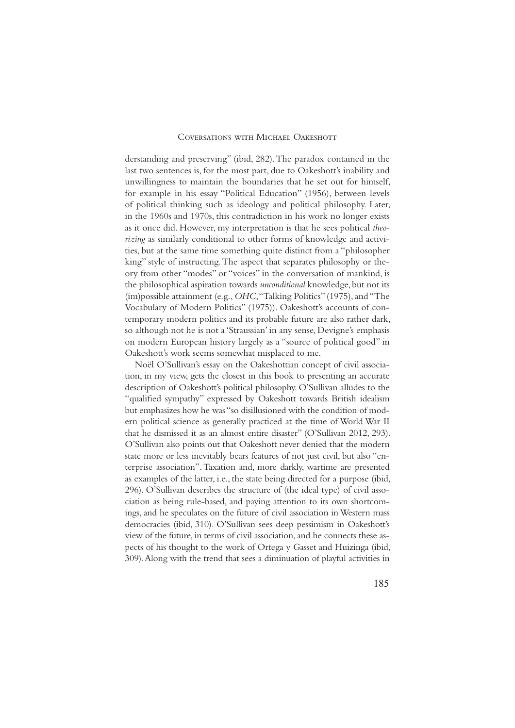derstanding and preserving" (ibid, 282). The paradox contained in the last two sentences is, for the most part, due to Oakeshott's inability and unwillingness to maintain the boundaries that he set out for himself, for example in his essay "Political Education" (1956), between levels of political thinking such as ideology and political philosophy. Later, in the 1960s and 1970s, this contradiction in his work no longer exists as it once did. However, my interpretation is that he sees political *theorizing* as similarly conditional to other forms of knowledge and activities, but at the same time something quite distinct from a "philosopher king" style of instructing. The aspect that separates philosophy or theory from other "modes" or "voices" in the conversation of mankind, is the philosophical aspiration towards *unconditional* knowledge, but not its (im)possible attainment (e.g., *OHC*, "Talking Politics" (1975), and "The Vocabulary of Modern Politics" (1975)). Oakeshott's accounts of contemporary modern politics and its probable future are also rather dark, so although not he is not a 'Straussian' in any sense, Devigne's emphasis on modern European history largely as a "source of political good" in Oakeshott's work seems somewhat misplaced to me.

Noël O'Sullivan's essay on the Oakeshottian concept of civil association, in my view, gets the closest in this book to presenting an accurate description of Oakeshott's political philosophy. O'Sullivan alludes to the "qualified sympathy" expressed by Oakeshott towards British idealism but emphasizes how he was "so disillusioned with the condition of modern political science as generally practiced at the time of World War II that he dismissed it as an almost entire disaster" (O'Sullivan 2012, 293). O'Sullivan also points out that Oakeshott never denied that the modern state more or less inevitably bears features of not just civil, but also "enterprise association". Taxation and, more darkly, wartime are presented as examples of the latter, i.e., the state being directed for a purpose (ibid, 296). O'Sullivan describes the structure of (the ideal type) of civil association as being rule-based, and paying attention to its own shortcomings, and he speculates on the future of civil association in Western mass democracies (ibid, 310). O'Sullivan sees deep pessimism in Oakeshott's view of the future, in terms of civil association, and he connects these aspects of his thought to the work of Ortega y Gasset and Huizinga (ibid, 309). Along with the trend that sees a diminuation of playful activities in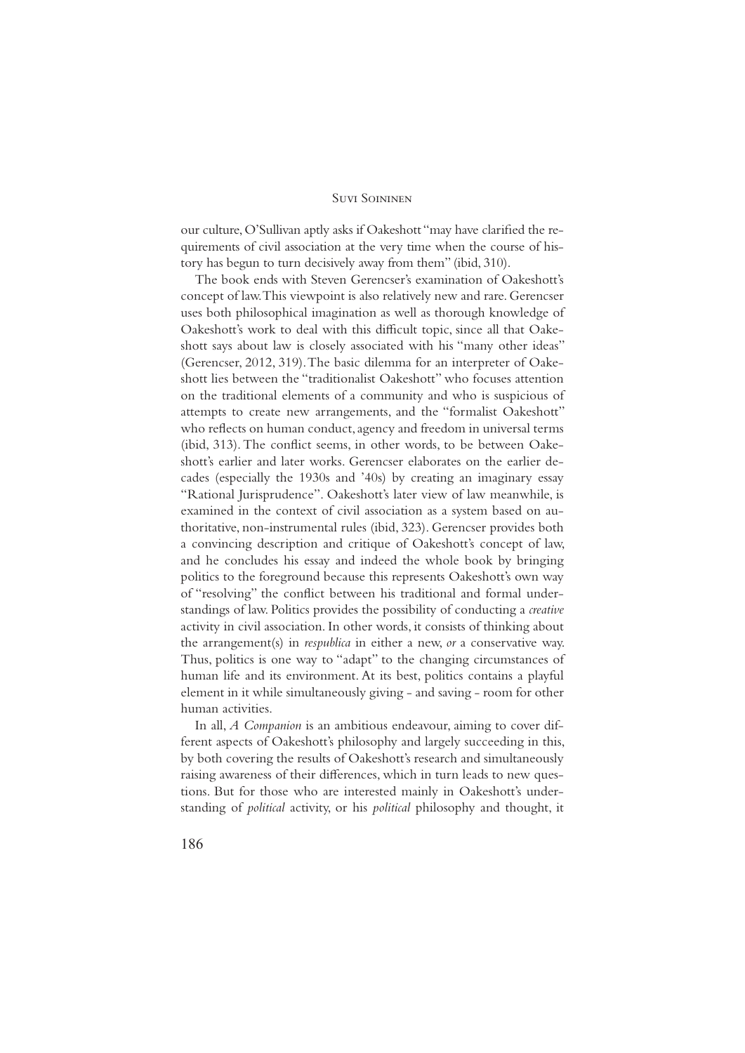our culture, O'Sullivan aptly asks if Oakeshott "may have clarified the requirements of civil association at the very time when the course of history has begun to turn decisively away from them" (ibid, 310).

The book ends with Steven Gerencser's examination of Oakeshott's concept of law. This viewpoint is also relatively new and rare. Gerencser uses both philosophical imagination as well as thorough knowledge of Oakeshott's work to deal with this difficult topic, since all that Oakeshott says about law is closely associated with his "many other ideas" (Gerencser, 2012, 319). The basic dilemma for an interpreter of Oakeshott lies between the "traditionalist Oakeshott" who focuses attention on the traditional elements of a community and who is suspicious of attempts to create new arrangements, and the "formalist Oakeshott" who reflects on human conduct, agency and freedom in universal terms (ibid, 313). The conflict seems, in other words, to be between Oakeshott's earlier and later works. Gerencser elaborates on the earlier decades (especially the 1930s and '40s) by creating an imaginary essay "Rational Jurisprudence". Oakeshott's later view of law meanwhile, is examined in the context of civil association as a system based on authoritative, non-instrumental rules (ibid, 323). Gerencser provides both a convincing description and critique of Oakeshott's concept of law, and he concludes his essay and indeed the whole book by bringing politics to the foreground because this represents Oakeshott's own way of "resolving" the conflict between his traditional and formal understandings of law. Politics provides the possibility of conducting a *creative* activity in civil association. In other words, it consists of thinking about the arrangement(s) in *respublica* in either a new, *or* a conservative way. Thus, politics is one way to "adapt" to the changing circumstances of human life and its environment. At its best, politics contains a playful element in it while simultaneously giving - and saving - room for other human activities.

In all, *A Companion* is an ambitious endeavour, aiming to cover different aspects of Oakeshott's philosophy and largely succeeding in this, by both covering the results of Oakeshott's research and simultaneously raising awareness of their differences, which in turn leads to new questions. But for those who are interested mainly in Oakeshott's understanding of *political* activity, or his *political* philosophy and thought, it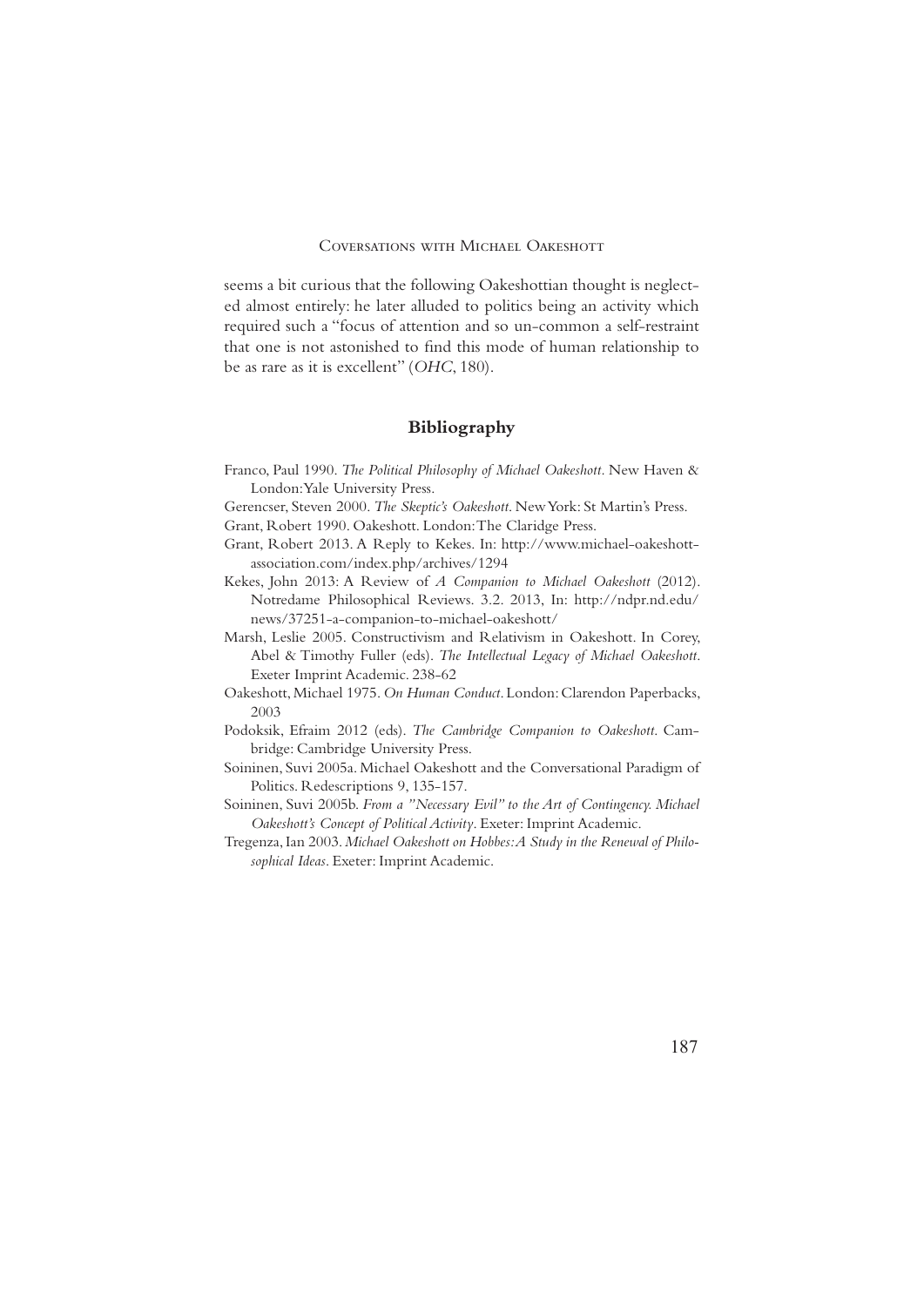seems a bit curious that the following Oakeshottian thought is neglected almost entirely: he later alluded to politics being an activity which required such a "focus of attention and so un-common a self-restraint that one is not astonished to find this mode of human relationship to be as rare as it is excellent" (*OHC*, 180).

## Bibliography

Franco, Paul 1990. *The Political Philosophy of Michael Oakeshott*. New Haven & London: Yale University Press.

Gerencser, Steven 2000. *The Skeptic's Oakeshott*. New York: St Martin's Press.

Grant, Robert 1990. Oakeshott. London: The Claridge Press.

Grant, Robert 2013. A Reply to Kekes. In: http://www.michael-oakeshott-association.com/index.php/archives/1294

Kekes, John 2013: A Review of *A Companion to Michael Oakeshott* (2012). Notredame Philosophical Reviews. 3.2. 2013, In: http://ndpr.nd.edu/news/37251-a-companion-to-michael-oakeshott/

Marsh, Leslie 2005. Constructivism and Relativism in Oakeshott. In Corey, Abel & Timothy Fuller (eds). *The Intellectual Legacy of Michael Oakeshott*. Exeter Imprint Academic. 238-62

Oakeshott, Michael 1975. *On Human Conduct*. London: Clarendon Paperbacks, 2003

Podoksik, Efraim 2012 (eds). *The Cambridge Companion to Oakeshott*. Cambridge: Cambridge University Press.

Soininen, Suvi 2005a. Michael Oakeshott and the Conversational Paradigm of Politics. Redescriptions 9, 135-157.

Soininen, Suvi 2005b. *From a "Necessary Evil" to the Art of Contingency. Michael Oakeshott's Concept of Political Activity*. Exeter: Imprint Academic.

Tregenza, Ian 2003. *Michael Oakeshott on Hobbes: A Study in the Renewal of Philosophical Ideas*. Exeter: Imprint Academic.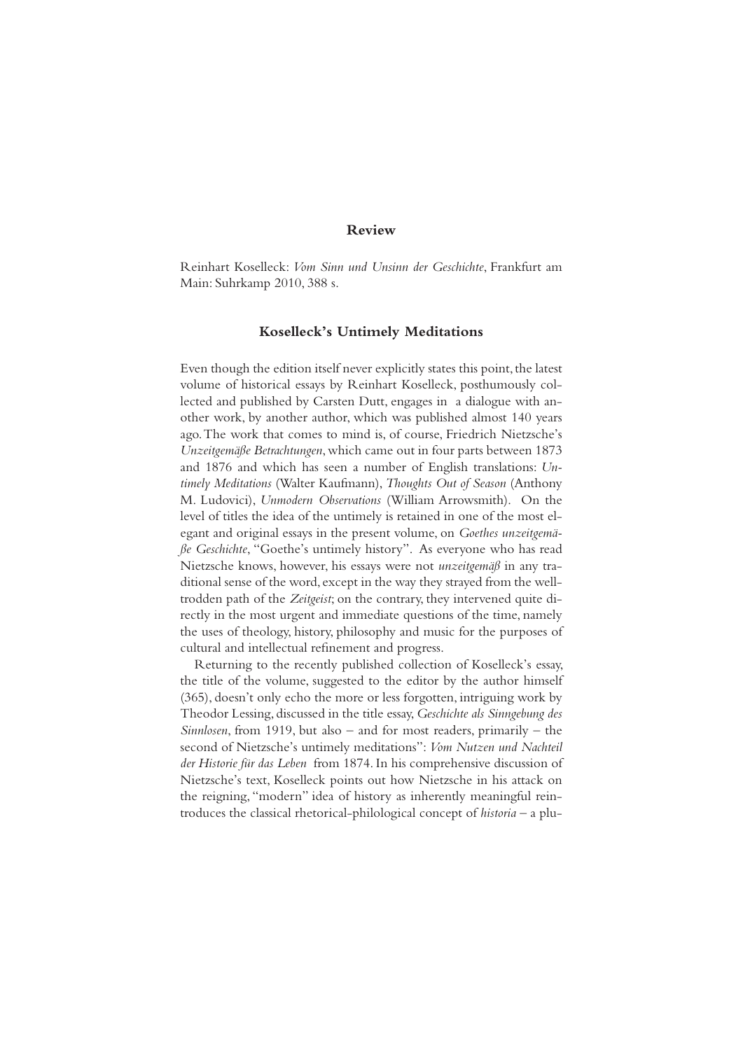## Review

Reinhart Koselleck: *Vom Sinn und Unsinn der Geschichte*, Frankfurt am Main: Suhrkamp 2010, 388 s.

### Koselleck's Untimely Meditations

Even though the edition itself never explicitly states this point, the latest volume of historical essays by Reinhart Koselleck, posthumously collected and published by Carsten Dutt, engages in a dialogue with another work, by another author, which was published almost 140 years ago. The work that comes to mind is, of course, Friedrich Nietzsche's *Unzeitgemäße Betrachtungen*, which came out in four parts between 1873 and 1876 and which has seen a number of English translations: *Untimely Meditations* (Walter Kaufmann), *Thoughts Out of Season* (Anthony M. Ludovici), *Unmodern Observations* (William Arrowsmith). On the level of titles the idea of the untimely is retained in one of the most elegant and original essays in the present volume, on *Goethes unzeitgemäße Geschichte*, "Goethe's untimely history". As everyone who has read Nietzsche knows, however, his essays were not *unzeitgemäß* in any traditional sense of the word, except in the way they strayed from the well-trodden path of the *Zeitgeist*; on the contrary, they intervened quite directly in the most urgent and immediate questions of the time, namely the uses of theology, history, philosophy and music for the purposes of cultural and intellectual refinement and progress.

Returning to the recently published collection of Koselleck's essay, the title of the volume, suggested to the editor by the author himself (365), doesn't only echo the more or less forgotten, intriguing work by Theodor Lessing, discussed in the title essay, *Geschichte als Sinngebung des Sinnlosen*, from 1919, but also – and for most readers, primarily – the second of Nietzsche's untimely meditations": *Vom Nutzen und Nachteil der Historie für das Leben* from 1874. In his comprehensive discussion of Nietzsche's text, Koselleck points out how Nietzsche in his attack on the reigning, "modern" idea of history as inherently meaningful reintroduces the classical rhetorical-philological concept of *historia* – a plu-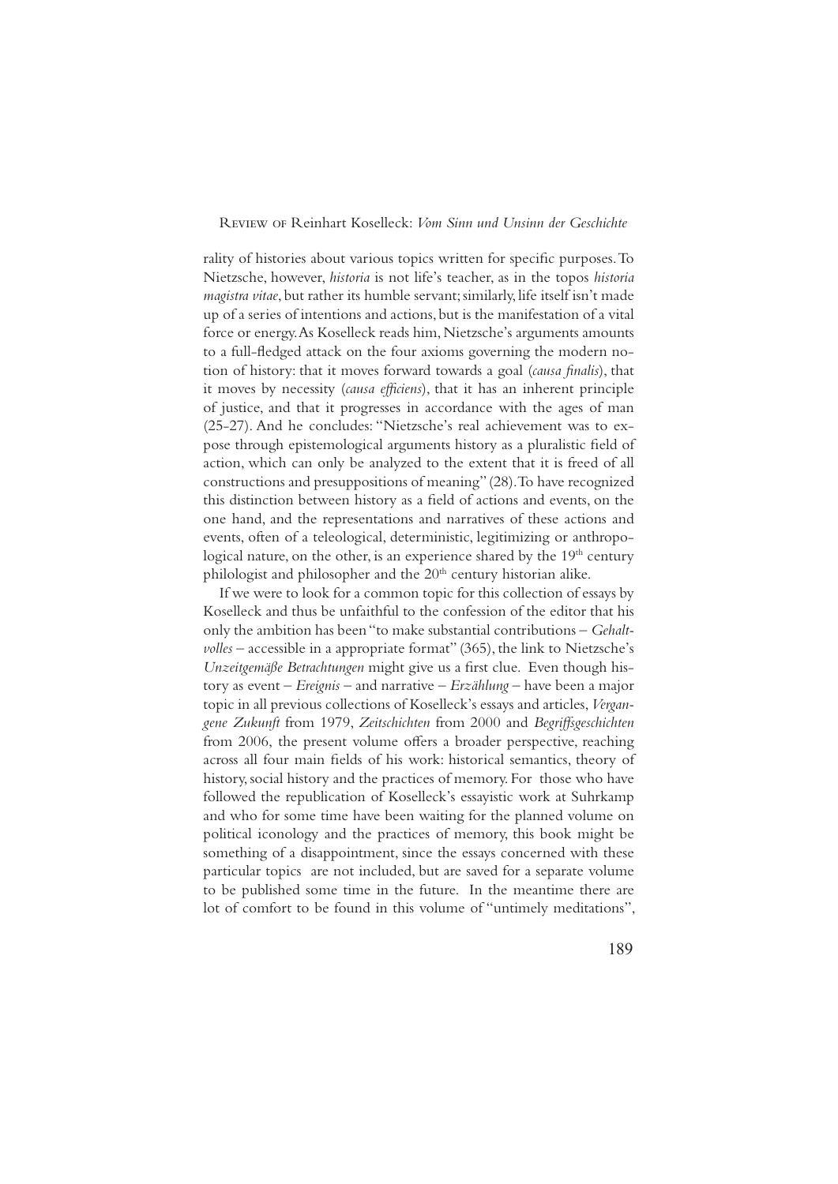rality of histories about various topics written for specific purposes. To Nietzsche, however, *historia* is not life's teacher, as in the topos *historia magistra vitae*, but rather its humble servant; similarly, life itself isn't made up of a series of intentions and actions, but is the manifestation of a vital force or energy. As Koselleck reads him, Nietzsche's arguments amounts to a full-fledged attack on the four axioms governing the modern notion of history: that it moves forward towards a goal (*causa finalis*), that it moves by necessity (*causa efficiens*), that it has an inherent principle of justice, and that it progresses in accordance with the ages of man (25-27). And he concludes: "Nietzsche's real achievement was to expose through epistemological arguments history as a pluralistic field of action, which can only be analyzed to the extent that it is freed of all constructions and presuppositions of meaning" (28). To have recognized this distinction between history as a field of actions and events, on the one hand, and the representations and narratives of these actions and events, often of a teleological, deterministic, legitimizing or anthropological nature, on the other, is an experience shared by the 19th century philologist and philosopher and the 20th century historian alike.

If we were to look for a common topic for this collection of essays by Koselleck and thus be unfaithful to the confession of the editor that his only the ambition has been "to make substantial contributions – *Gehaltvolles* – accessible in a appropriate format" (365), the link to Nietzsche's *Unzeitgemäße Betrachtungen* might give us a first clue. Even though history as event – *Ereignis* – and narrative – *Erzählung* – have been a major topic in all previous collections of Koselleck's essays and articles, *Vergangene Zukunft* from 1979, *Zeitschichten* from 2000 and *Begriffsgeschichten* from 2006, the present volume offers a broader perspective, reaching across all four main fields of his work: historical semantics, theory of history, social history and the practices of memory. For those who have followed the republication of Koselleck's essayistic work at Suhrkamp and who for some time have been waiting for the planned volume on political iconology and the practices of memory, this book might be something of a disappointment, since the essays concerned with these particular topics are not included, but are saved for a separate volume to be published some time in the future. In the meantime there are lot of comfort to be found in this volume of "untimely meditations",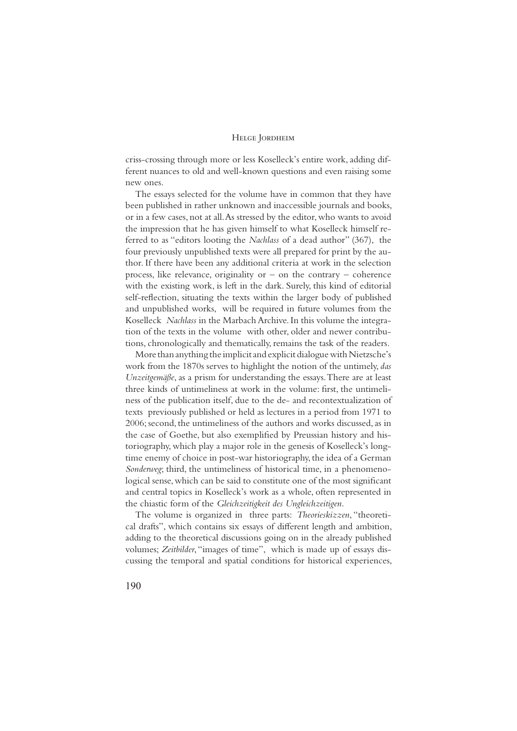criss-crossing through more or less Koselleck's entire work, adding different nuances to old and well-known questions and even raising some new ones.

The essays selected for the volume have in common that they have been published in rather unknown and inaccessible journals and books, or in a few cases, not at all. As stressed by the editor, who wants to avoid the impression that he has given himself to what Koselleck himself referred to as "editors looting the *Nachlass* of a dead author" (367), the four previously unpublished texts were all prepared for print by the author. If there have been any additional criteria at work in the selection process, like relevance, originality or – on the contrary – coherence with the existing work, is left in the dark. Surely, this kind of editorial self-reflection, situating the texts within the larger body of published and unpublished works, will be required in future volumes from the Koselleck *Nachlass* in the Marbach Archive. In this volume the integration of the texts in the volume with other, older and newer contributions, chronologically and thematically, remains the task of the readers.

More than anything the implicit and explicit dialogue with Nietzsche's work from the 1870s serves to highlight the notion of the untimely, *das Unzeitgemäße*, as a prism for understanding the essays. There are at least three kinds of untimeliness at work in the volume: first, the untimeliness of the publication itself, due to the de- and recontextualization of texts previously published or held as lectures in a period from 1971 to 2006; second, the untimeliness of the authors and works discussed, as in the case of Goethe, but also exemplified by Preussian history and historiography, which play a major role in the genesis of Koselleck's longtime enemy of choice in post-war historiography, the idea of a German *Sonderweg*; third, the untimeliness of historical time, in a phenomenological sense, which can be said to constitute one of the most significant and central topics in Koselleck's work as a whole, often represented in the chiastic form of the *Gleichzeitigkeit des Ungleichzeitigen*.

The volume is organized in three parts: *Theorieskizzen*, "theoretical drafts", which contains six essays of different length and ambition, adding to the theoretical discussions going on in the already published volumes; *Zeitbilder*, "images of time", which is made up of essays discussing the temporal and spatial conditions for historical experiences,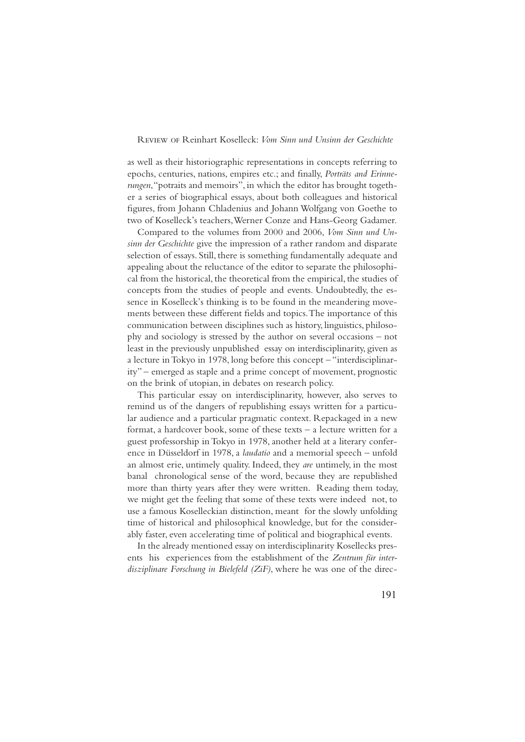as well as their historiographic representations in concepts referring to epochs, centuries, nations, empires etc.; and finally, *Porträts and Erinnerungen*, "potraits and memoirs", in which the editor has brought together a series of biographical essays, about both colleagues and historical figures, from Johann Chladenius and Johann Wolfgang von Goethe to two of Koselleck's teachers, Werner Conze and Hans-Georg Gadamer.

Compared to the volumes from 2000 and 2006, *Vom Sinn und Unsinn der Geschichte* give the impression of a rather random and disparate selection of essays. Still, there is something fundamentally adequate and appealing about the reluctance of the editor to separate the philosophical from the historical, the theoretical from the empirical, the studies of concepts from the studies of people and events. Undoubtedly, the essence in Koselleck's thinking is to be found in the meandering movements between these different fields and topics. The importance of this communication between disciplines such as history, linguistics, philosophy and sociology is stressed by the author on several occasions – not least in the previously unpublished essay on interdisciplinarity, given as a lecture in Tokyo in 1978, long before this concept – "interdisciplinarity" – emerged as staple and a prime concept of movement, prognostic on the brink of utopian, in debates on research policy.

This particular essay on interdisciplinarity, however, also serves to remind us of the dangers of republishing essays written for a particular audience and a particular pragmatic context. Repackaged in a new format, a hardcover book, some of these texts – a lecture written for a guest professorship in Tokyo in 1978, another held at a literary conference in Düsseldorf in 1978, a *laudatio* and a memorial speech – unfold an almost erie, untimely quality. Indeed, they *are* untimely, in the most banal chronological sense of the word, because they are republished more than thirty years after they were written. Reading them today, we might get the feeling that some of these texts were indeed not, to use a famous Koselleckian distinction, meant for the slowly unfolding time of historical and philosophical knowledge, but for the considerably faster, even accelerating time of political and biographical events.

In the already mentioned essay on interdisciplinarity Kosellecks presents his experiences from the establishment of the *Zentrum für interdisziplinare Forschung in Bielefeld (ZiF)*, where he was one of the direc-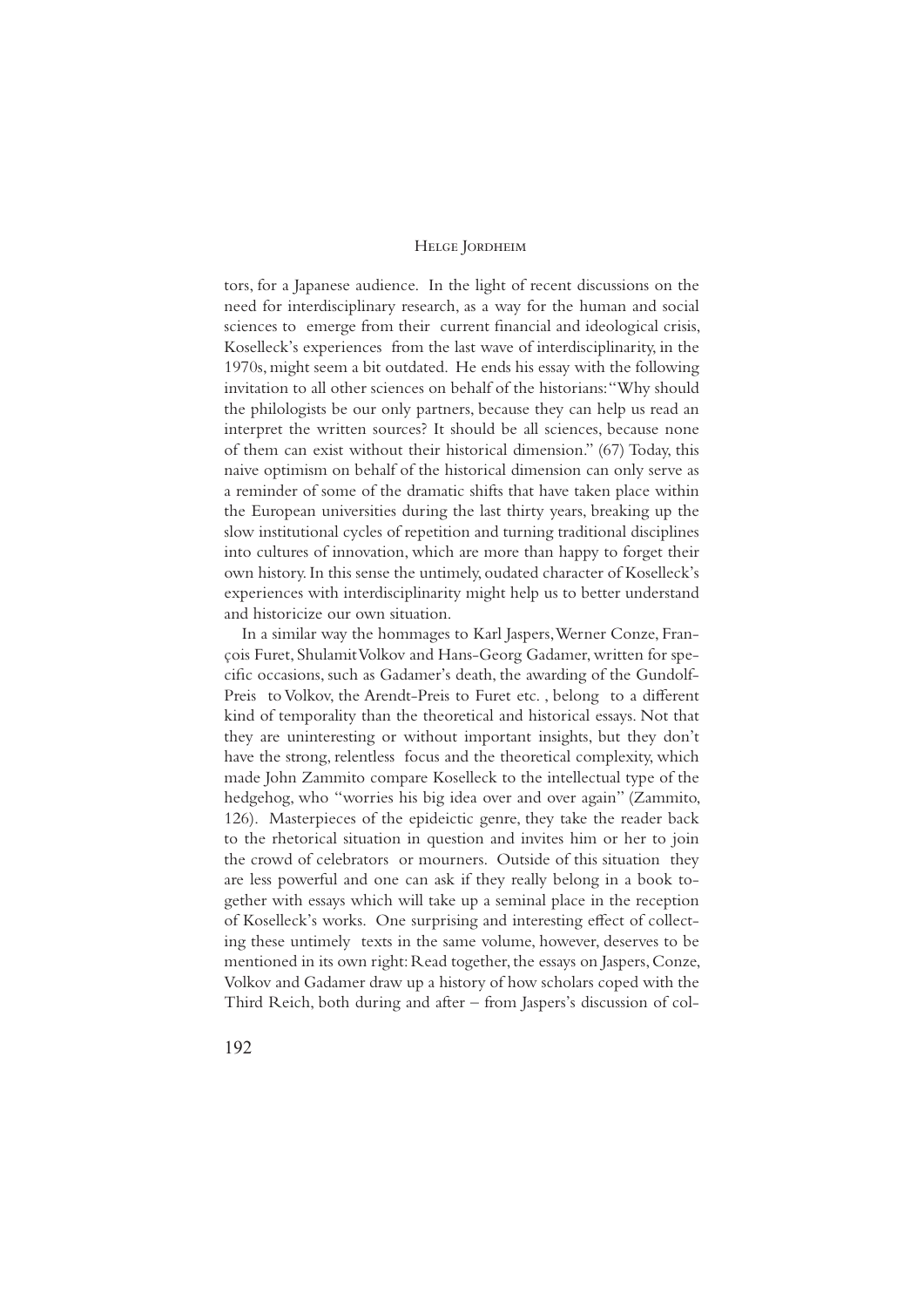tors, for a Japanese audience. In the light of recent discussions on the need for interdisciplinary research, as a way for the human and social sciences to emerge from their current financial and ideological crisis, Koselleck's experiences from the last wave of interdisciplinarity, in the 1970s, might seem a bit outdated. He ends his essay with the following invitation to all other sciences on behalf of the historians: "Why should the philologists be our only partners, because they can help us read an interpret the written sources? It should be all sciences, because none of them can exist without their historical dimension." (67) Today, this naive optimism on behalf of the historical dimension can only serve as a reminder of some of the dramatic shifts that have taken place within the European universities during the last thirty years, breaking up the slow institutional cycles of repetition and turning traditional disciplines into cultures of innovation, which are more than happy to forget their own history. In this sense the untimely, oudated character of Koselleck's experiences with interdisciplinarity might help us to better understand and historicize our own situation.

In a similar way the hommages to Karl Jaspers, Werner Conze, François Furet, Shulamit Volkov and Hans-Georg Gadamer, written for specific occasions, such as Gadamer's death, the awarding of the Gundolf-Preis to Volkov, the Arendt-Preis to Furet etc. , belong to a different kind of temporality than the theoretical and historical essays. Not that they are uninteresting or without important insights, but they don't have the strong, relentless focus and the theoretical complexity, which made John Zammito compare Koselleck to the intellectual type of the hedgehog, who "worries his big idea over and over again" (Zammito, 126). Masterpieces of the epideictic genre, they take the reader back to the rhetorical situation in question and invites him or her to join the crowd of celebrators or mourners. Outside of this situation they are less powerful and one can ask if they really belong in a book together with essays which will take up a seminal place in the reception of Koselleck's works. One surprising and interesting effect of collecting these untimely texts in the same volume, however, deserves to be mentioned in its own right: Read together, the essays on Jaspers, Conze, Volkov and Gadamer draw up a history of how scholars coped with the Third Reich, both during and after – from Jaspers's discussion of col-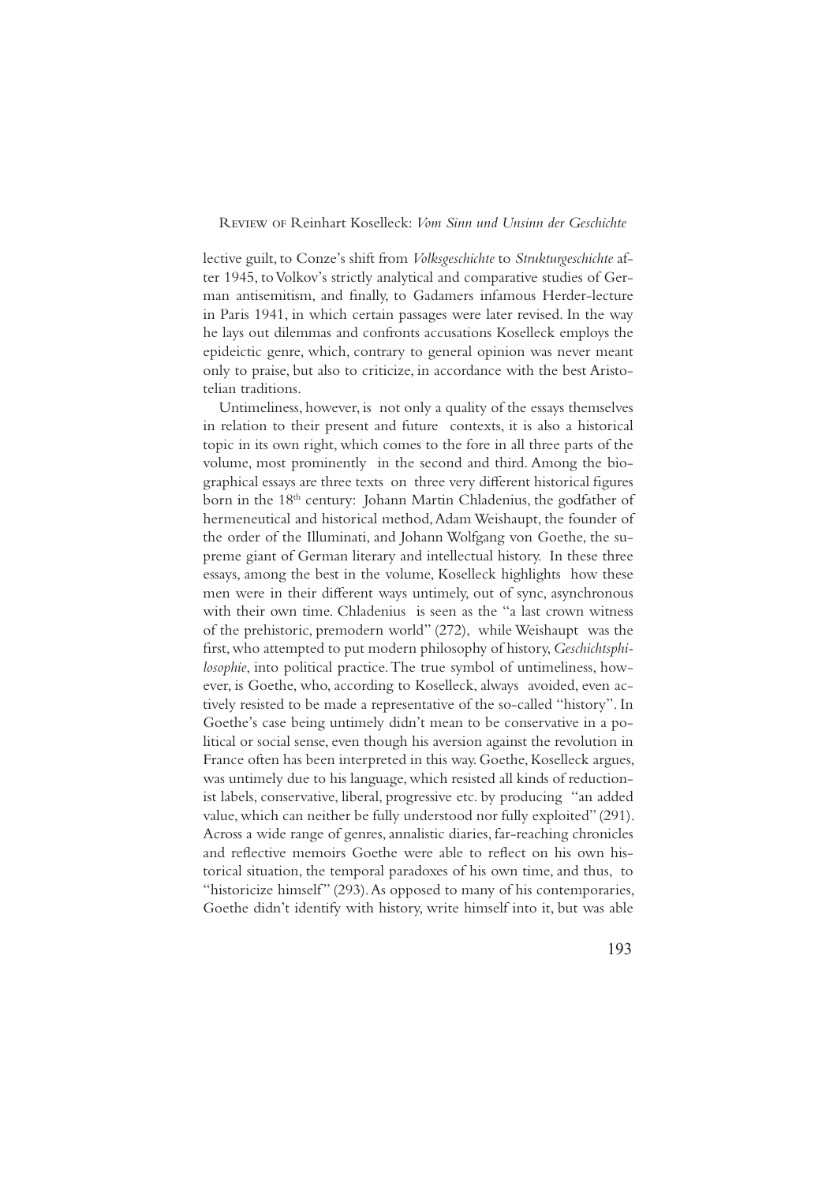lective guilt, to Conze's shift from *Volksgeschichte* to *Strukturgeschichte* after 1945, to Volkov's strictly analytical and comparative studies of German antisemitism, and finally, to Gadamers infamous Herder-lecture in Paris 1941, in which certain passages were later revised. In the way he lays out dilemmas and confronts accusations Koselleck employs the epideictic genre, which, contrary to general opinion was never meant only to praise, but also to criticize, in accordance with the best Aristotelian traditions.

Untimeliness, however, is not only a quality of the essays themselves in relation to their present and future contexts, it is also a historical topic in its own right, which comes to the fore in all three parts of the volume, most prominently in the second and third. Among the biographical essays are three texts on three very different historical figures born in the 18th century: Johann Martin Chladenius, the godfather of hermeneutical and historical method, Adam Weishaupt, the founder of the order of the Illuminati, and Johann Wolfgang von Goethe, the supreme giant of German literary and intellectual history. In these three essays, among the best in the volume, Koselleck highlights how these men were in their different ways untimely, out of sync, asynchronous with their own time. Chladenius is seen as the "a last crown witness of the prehistoric, premodern world" (272), while Weishaupt was the first, who attempted to put modern philosophy of history, *Geschichtsphilosophie*, into political practice. The true symbol of untimeliness, however, is Goethe, who, according to Koselleck, always avoided, even actively resisted to be made a representative of the so-called "history". In Goethe's case being untimely didn't mean to be conservative in a political or social sense, even though his aversion against the revolution in France often has been interpreted in this way. Goethe, Koselleck argues, was untimely due to his language, which resisted all kinds of reductionist labels, conservative, liberal, progressive etc. by producing "an added value, which can neither be fully understood nor fully exploited" (291). Across a wide range of genres, annalistic diaries, far-reaching chronicles and reflective memoirs Goethe were able to reflect on his own historical situation, the temporal paradoxes of his own time, and thus, to "historicize himself" (293). As opposed to many of his contemporaries, Goethe didn't identify with history, write himself into it, but was able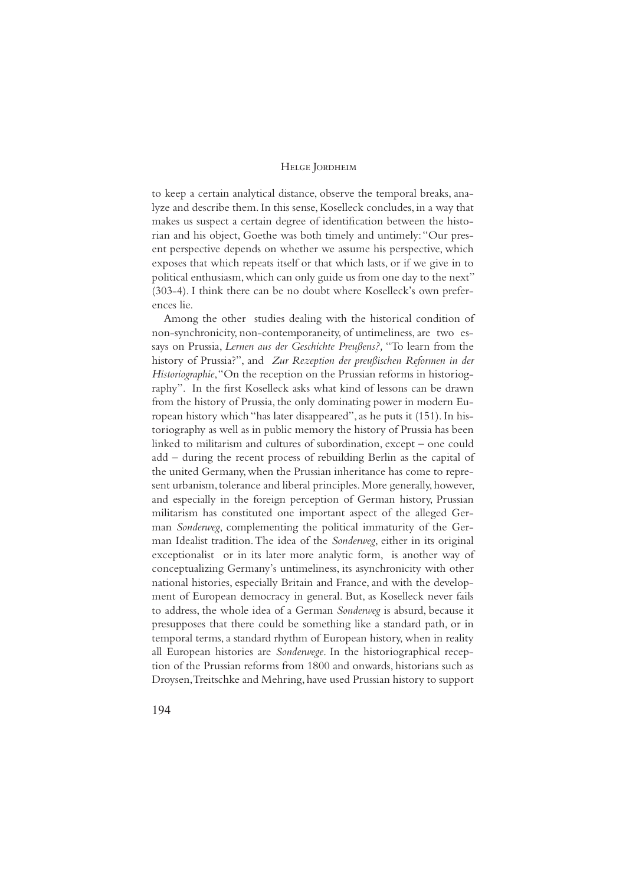to keep a certain analytical distance, observe the temporal breaks, analyze and describe them. In this sense, Koselleck concludes, in a way that makes us suspect a certain degree of identification between the historian and his object, Goethe was both timely and untimely: "Our present perspective depends on whether we assume his perspective, which exposes that which repeats itself or that which lasts, or if we give in to political enthusiasm, which can only guide us from one day to the next" (303-4). I think there can be no doubt where Koselleck's own preferences lie.

Among the other studies dealing with the historical condition of non-synchronicity, non-contemporaneity, of untimeliness, are two essays on Prussia, *Lernen aus der Geschichte Preußens?,* "To learn from the history of Prussia?", and *Zur Rezeption der preußischen Reformen in der Historiographie*, "On the reception on the Prussian reforms in historiography". In the first Koselleck asks what kind of lessons can be drawn from the history of Prussia, the only dominating power in modern European history which "has later disappeared", as he puts it (151). In historiography as well as in public memory the history of Prussia has been linked to militarism and cultures of subordination, except – one could add – during the recent process of rebuilding Berlin as the capital of the united Germany, when the Prussian inheritance has come to represent urbanism, tolerance and liberal principles. More generally, however, and especially in the foreign perception of German history, Prussian militarism has constituted one important aspect of the alleged German *Sonderweg*, complementing the political immaturity of the German Idealist tradition. The idea of the *Sonderweg*, either in its original exceptionalist or in its later more analytic form, is another way of conceptualizing Germany's untimeliness, its asynchronicity with other national histories, especially Britain and France, and with the development of European democracy in general. But, as Koselleck never fails to address, the whole idea of a German *Sonderweg* is absurd, because it presupposes that there could be something like a standard path, or in temporal terms, a standard rhythm of European history, when in reality all European histories are *Sonderwege*. In the historiographical reception of the Prussian reforms from 1800 and onwards, historians such as Droysen, Treitschke and Mehring, have used Prussian history to support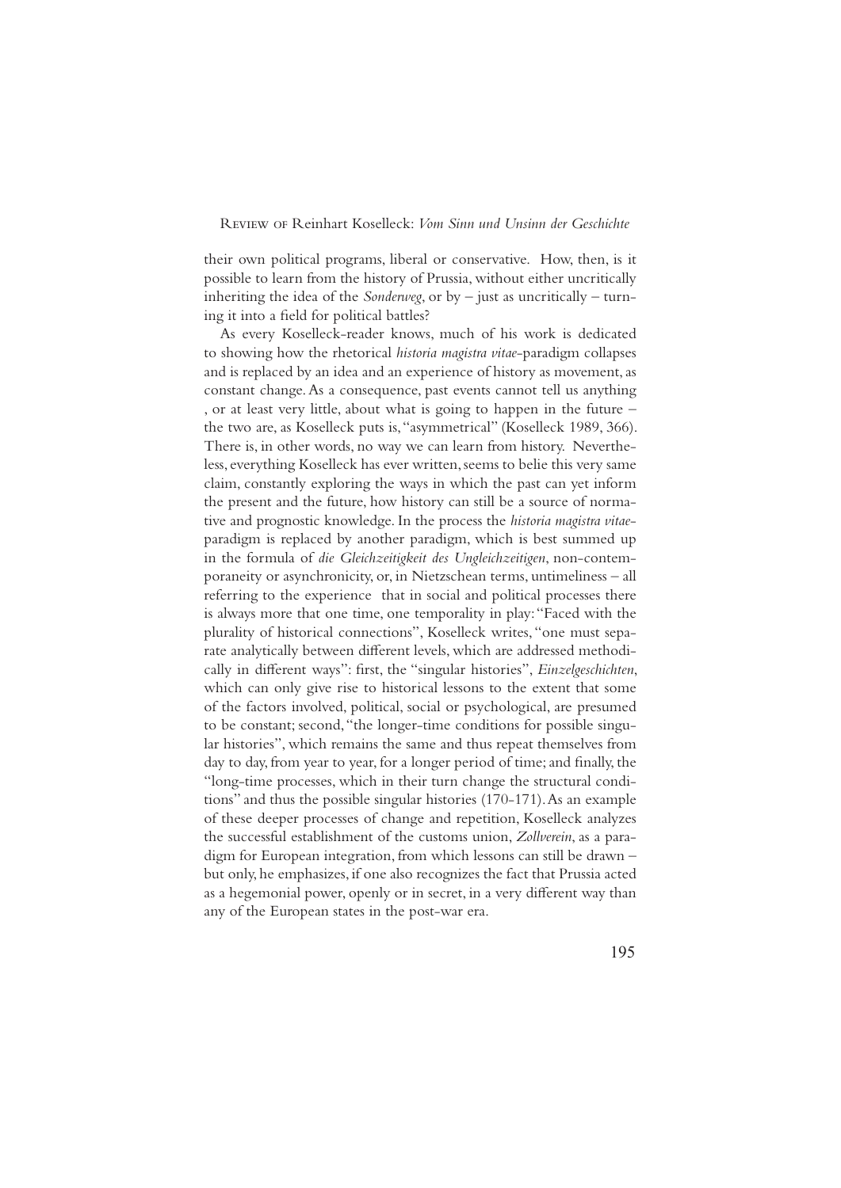their own political programs, liberal or conservative. How, then, is it possible to learn from the history of Prussia, without either uncritically inheriting the idea of the *Sonderweg*, or by – just as uncritically – turning it into a field for political battles?

As every Koselleck-reader knows, much of his work is dedicated to showing how the rhetorical *historia magistra vitae*-paradigm collapses and is replaced by an idea and an experience of history as movement, as constant change. As a consequence, past events cannot tell us anything , or at least very little, about what is going to happen in the future – the two are, as Koselleck puts is, "asymmetrical" (Koselleck 1989, 366). There is, in other words, no way we can learn from history. Nevertheless, everything Koselleck has ever written, seems to belie this very same claim, constantly exploring the ways in which the past can yet inform the present and the future, how history can still be a source of normative and prognostic knowledge. In the process the *historia magistra vitae*-paradigm is replaced by another paradigm, which is best summed up in the formula of *die Gleichzeitigkeit des Ungleichzeitigen*, non-contemporaneity or asynchronicity, or, in Nietzschean terms, untimeliness – all referring to the experience that in social and political processes there is always more that one time, one temporality in play: "Faced with the plurality of historical connections", Koselleck writes, "one must separate analytically between different levels, which are addressed methodically in different ways": first, the "singular histories", *Einzelgeschichten*, which can only give rise to historical lessons to the extent that some of the factors involved, political, social or psychological, are presumed to be constant; second, "the longer-time conditions for possible singular histories", which remains the same and thus repeat themselves from day to day, from year to year, for a longer period of time; and finally, the "long-time processes, which in their turn change the structural conditions" and thus the possible singular histories (170-171). As an example of these deeper processes of change and repetition, Koselleck analyzes the successful establishment of the customs union, *Zollverein*, as a paradigm for European integration, from which lessons can still be drawn – but only, he emphasizes, if one also recognizes the fact that Prussia acted as a hegemonial power, openly or in secret, in a very different way than any of the European states in the post-war era.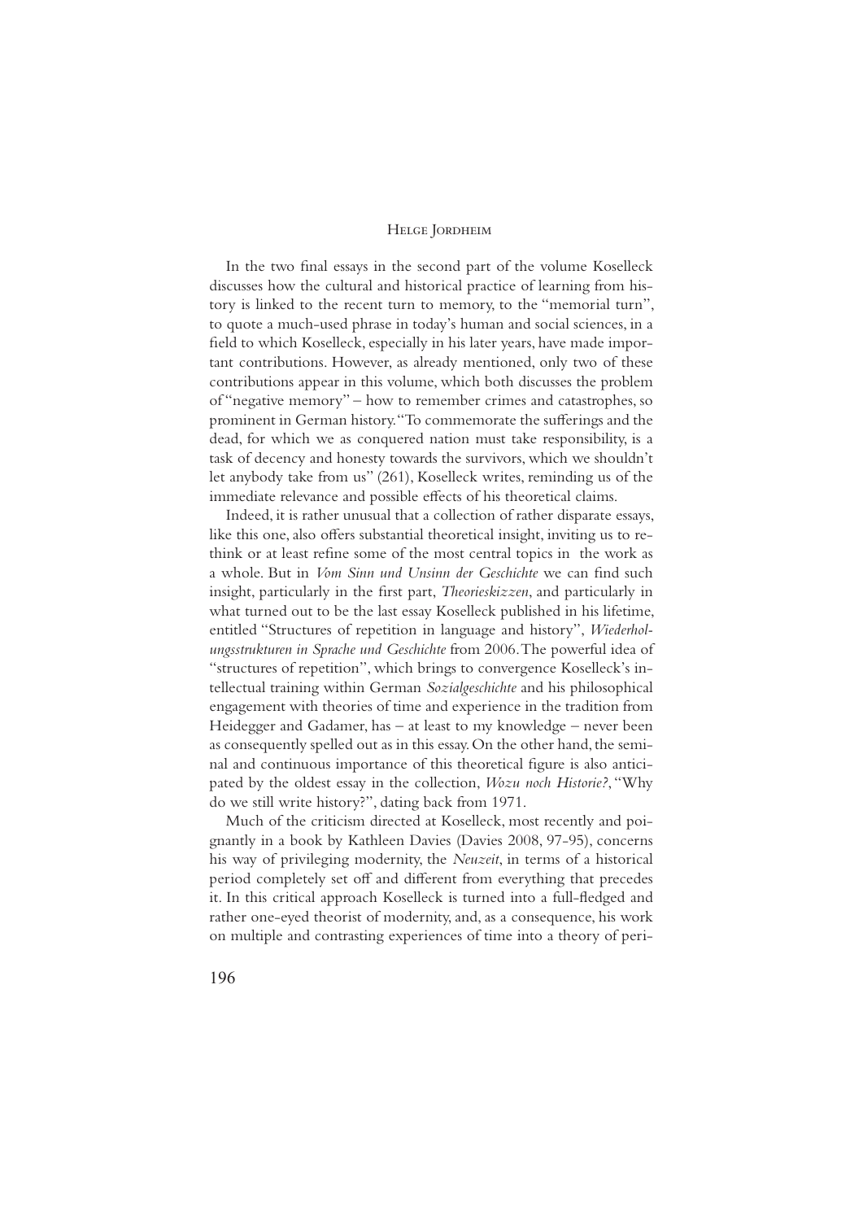In the two final essays in the second part of the volume Koselleck discusses how the cultural and historical practice of learning from history is linked to the recent turn to memory, to the "memorial turn", to quote a much-used phrase in today's human and social sciences, in a field to which Koselleck, especially in his later years, have made important contributions. However, as already mentioned, only two of these contributions appear in this volume, which both discusses the problem of "negative memory" – how to remember crimes and catastrophes, so prominent in German history. "To commemorate the sufferings and the dead, for which we as conquered nation must take responsibility, is a task of decency and honesty towards the survivors, which we shouldn't let anybody take from us" (261), Koselleck writes, reminding us of the immediate relevance and possible effects of his theoretical claims.

Indeed, it is rather unusual that a collection of rather disparate essays, like this one, also offers substantial theoretical insight, inviting us to rethink or at least refine some of the most central topics in the work as a whole. But in *Vom Sinn und Unsinn der Geschichte* we can find such insight, particularly in the first part, *Theorieskizzen*, and particularly in what turned out to be the last essay Koselleck published in his lifetime, entitled "Structures of repetition in language and history", *Wiederholungsstrukturen in Sprache und Geschichte* from 2006. The powerful idea of "structures of repetition", which brings to convergence Koselleck's intellectual training within German *Sozialgeschichte* and his philosophical engagement with theories of time and experience in the tradition from Heidegger and Gadamer, has – at least to my knowledge – never been as consequently spelled out as in this essay. On the other hand, the seminal and continuous importance of this theoretical figure is also anticipated by the oldest essay in the collection, *Wozu noch Historie?*, "Why do we still write history?", dating back from 1971.

Much of the criticism directed at Koselleck, most recently and poignantly in a book by Kathleen Davies (Davies 2008, 97-95), concerns his way of privileging modernity, the *Neuzeit*, in terms of a historical period completely set off and different from everything that precedes it. In this critical approach Koselleck is turned into a full-fledged and rather one-eyed theorist of modernity, and, as a consequence, his work on multiple and contrasting experiences of time into a theory of peri-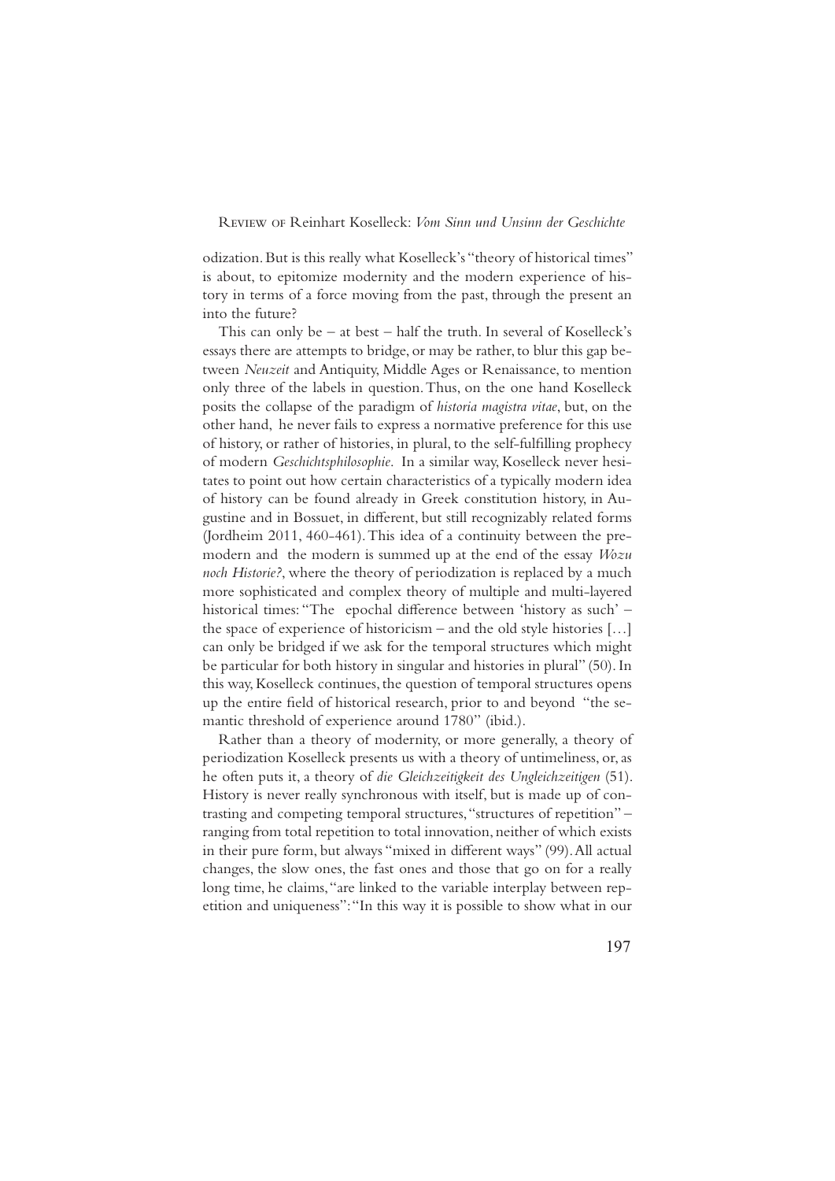odization. But is this really what Koselleck's "theory of historical times" is about, to epitomize modernity and the modern experience of history in terms of a force moving from the past, through the present an into the future?

This can only be – at best – half the truth. In several of Koselleck's essays there are attempts to bridge, or may be rather, to blur this gap between *Neuzeit* and Antiquity, Middle Ages or Renaissance, to mention only three of the labels in question. Thus, on the one hand Koselleck posits the collapse of the paradigm of *historia magistra vitae*, but, on the other hand, he never fails to express a normative preference for this use of history, or rather of histories, in plural, to the self-fulfilling prophecy of modern *Geschichtsphilosophie*. In a similar way, Koselleck never hesitates to point out how certain characteristics of a typically modern idea of history can be found already in Greek constitution history, in Augustine and in Bossuet, in different, but still recognizably related forms (Jordheim 2011, 460-461). This idea of a continuity between the premodern and the modern is summed up at the end of the essay *Wozu noch Historie?*, where the theory of periodization is replaced by a much more sophisticated and complex theory of multiple and multi-layered historical times: "The epochal difference between 'history as such' – the space of experience of historicism – and the old style histories […] can only be bridged if we ask for the temporal structures which might be particular for both history in singular and histories in plural" (50). In this way, Koselleck continues, the question of temporal structures opens up the entire field of historical research, prior to and beyond "the semantic threshold of experience around 1780" (ibid.).

Rather than a theory of modernity, or more generally, a theory of periodization Koselleck presents us with a theory of untimeliness, or, as he often puts it, a theory of *die Gleichzeitigkeit des Ungleichzeitigen* (51). History is never really synchronous with itself, but is made up of contrasting and competing temporal structures, "structures of repetition" – ranging from total repetition to total innovation, neither of which exists in their pure form, but always "mixed in different ways" (99). All actual changes, the slow ones, the fast ones and those that go on for a really long time, he claims, "are linked to the variable interplay between repetition and uniqueness": "In this way it is possible to show what in our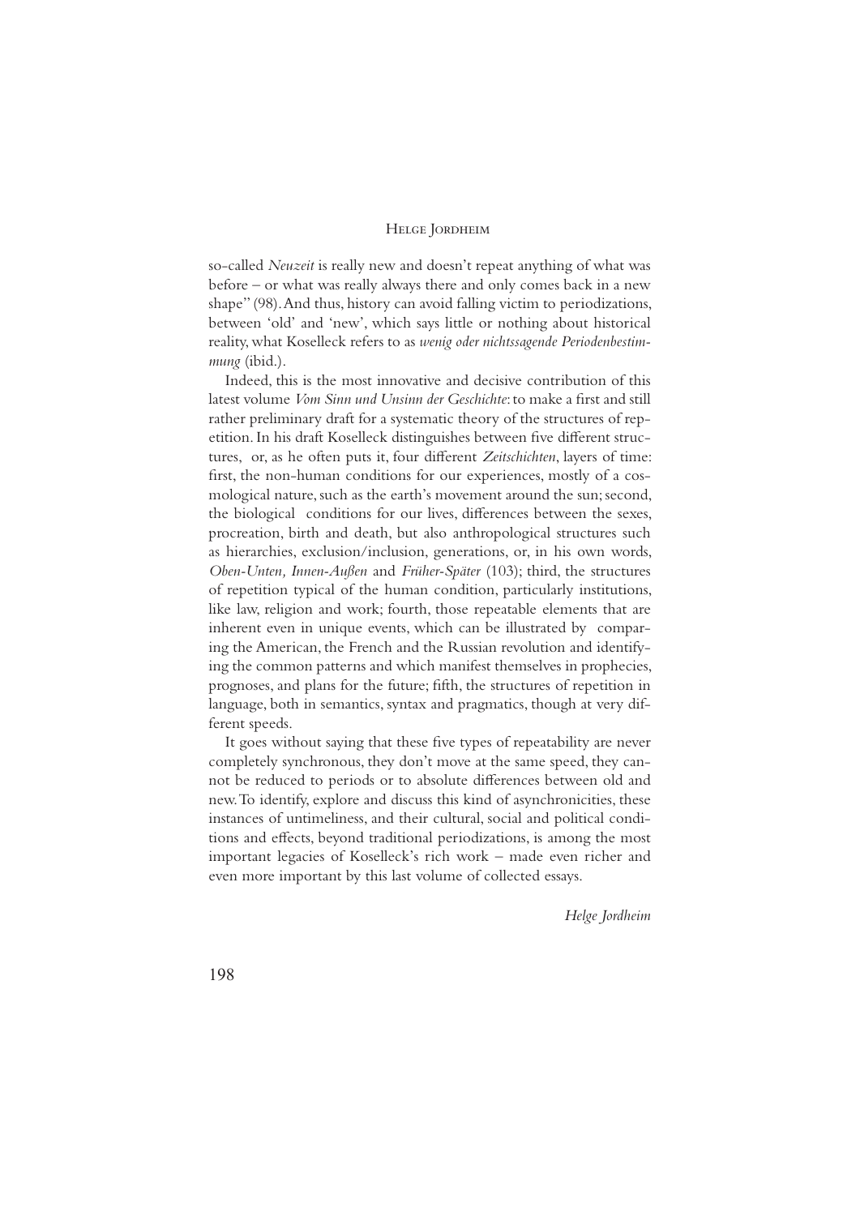so-called *Neuzeit* is really new and doesn't repeat anything of what was before – or what was really always there and only comes back in a new shape" (98). And thus, history can avoid falling victim to periodizations, between 'old' and 'new', which says little or nothing about historical reality, what Koselleck refers to as *wenig oder nichtssagende Periodenbestimmung* (ibid.).

Indeed, this is the most innovative and decisive contribution of this latest volume *Vom Sinn und Unsinn der Geschichte*: to make a first and still rather preliminary draft for a systematic theory of the structures of repetition. In his draft Koselleck distinguishes between five different structures, or, as he often puts it, four different *Zeitschichten*, layers of time: first, the non-human conditions for our experiences, mostly of a cosmological nature, such as the earth's movement around the sun; second, the biological conditions for our lives, differences between the sexes, procreation, birth and death, but also anthropological structures such as hierarchies, exclusion/inclusion, generations, or, in his own words, *Oben-Unten, Innen-Außen* and *Früher-Später* (103); third, the structures of repetition typical of the human condition, particularly institutions, like law, religion and work; fourth, those repeatable elements that are inherent even in unique events, which can be illustrated by comparing the American, the French and the Russian revolution and identifying the common patterns and which manifest themselves in prophecies, prognoses, and plans for the future; fifth, the structures of repetition in language, both in semantics, syntax and pragmatics, though at very different speeds.

It goes without saying that these five types of repeatability are never completely synchronous, they don't move at the same speed, they cannot be reduced to periods or to absolute differences between old and new. To identify, explore and discuss this kind of asynchronicities, these instances of untimeliness, and their cultural, social and political conditions and effects, beyond traditional periodizations, is among the most important legacies of Koselleck's rich work – made even richer and even more important by this last volume of collected essays.

*Helge Jordheim*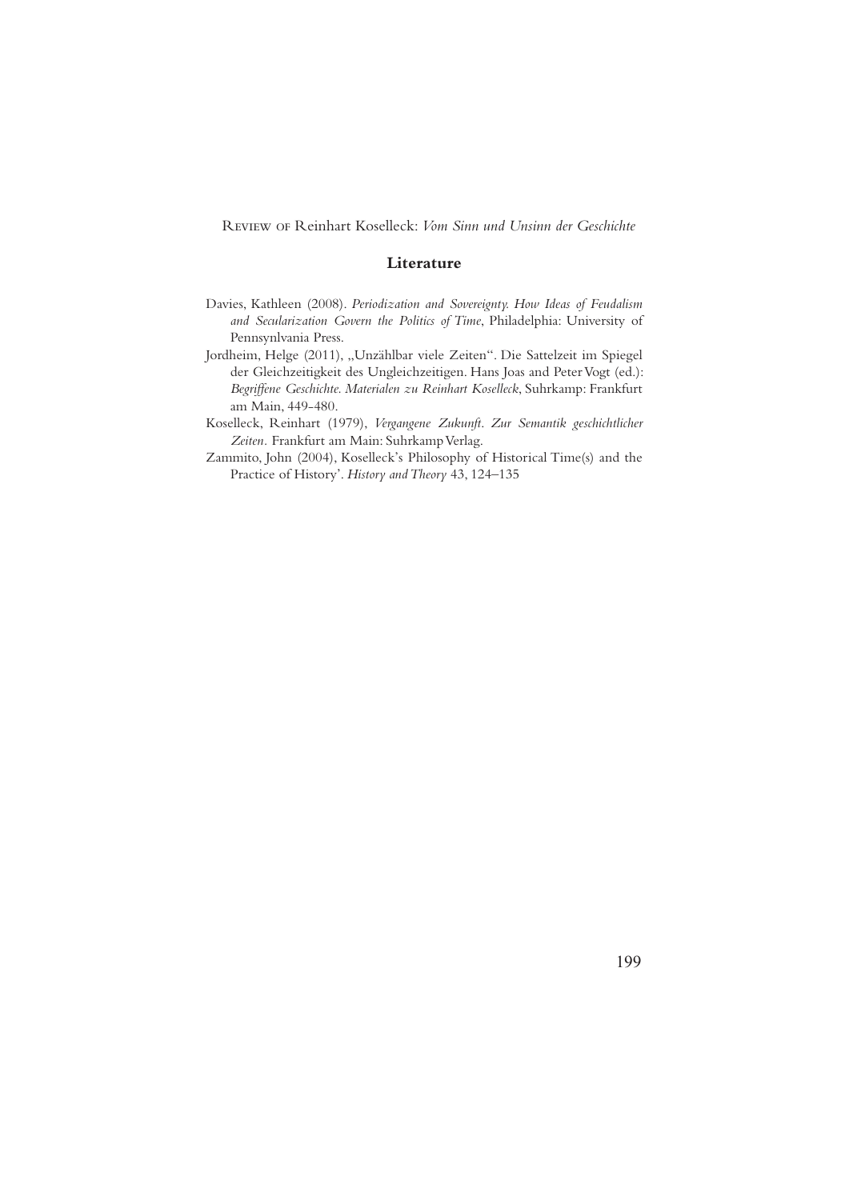## Literature

Davies, Kathleen (2008). *Periodization and Sovereignty. How Ideas of Feudalism and Secularization Govern the Politics of Time*, Philadelphia: University of Pennsynlvania Press.

Jordheim, Helge (2011), „Unzählbar viele Zeiten“. Die Sattelzeit im Spiegel der Gleichzeitigkeit des Ungleichzeitigen. Hans Joas and Peter Vogt (ed.): *Begriffene Geschichte. Materialen zu Reinhart Koselleck*, Suhrkamp: Frankfurt am Main, 449-480.

Koselleck, Reinhart (1979), *Vergangene Zukunft. Zur Semantik geschichtlicher Zeiten.* Frankfurt am Main: Suhrkamp Verlag.

Zammito, John (2004), Koselleck's Philosophy of Historical Time(s) and the Practice of History'. *History and Theory* 43, 124–135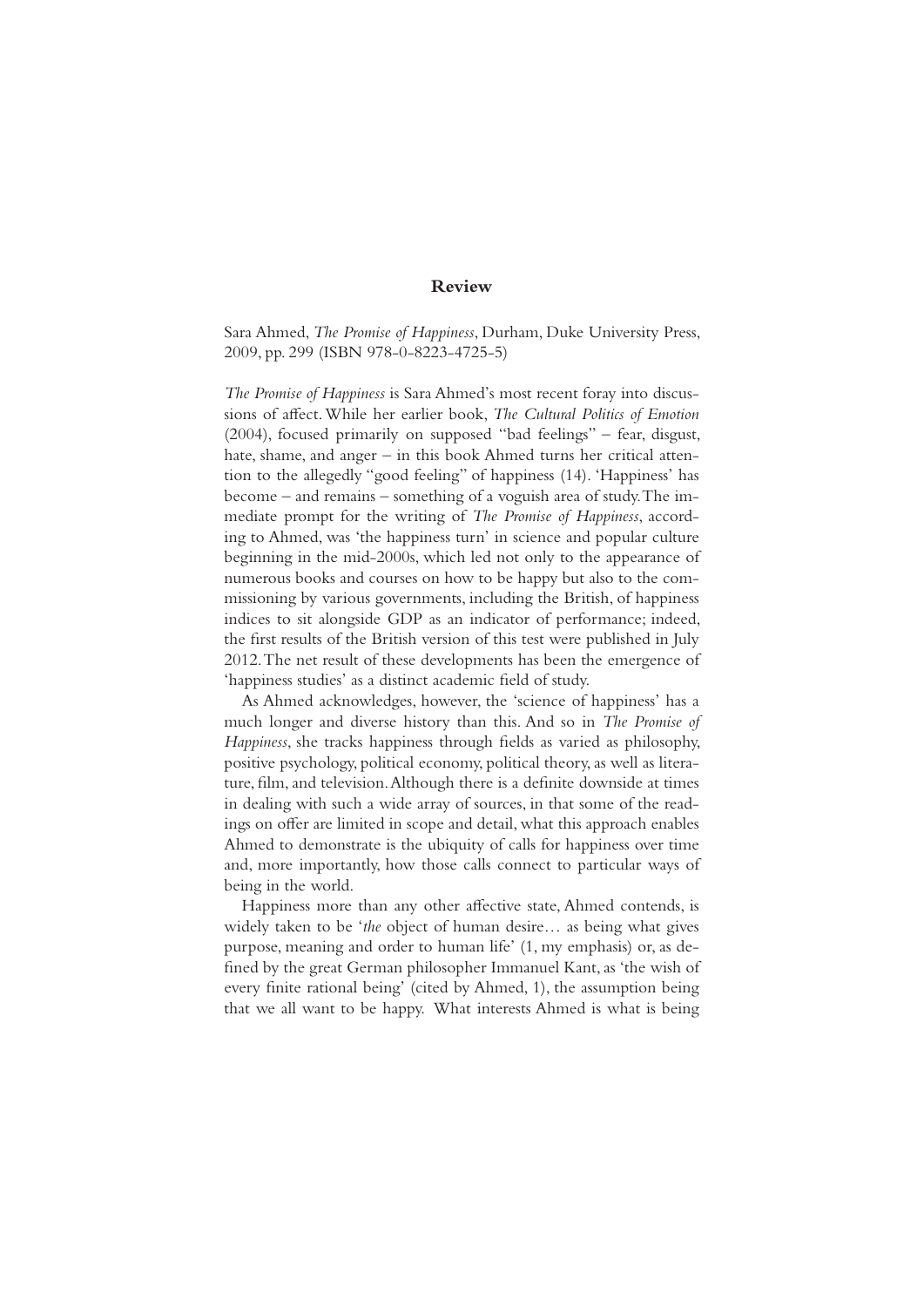## Review

Sara Ahmed, *The Promise of Happiness*, Durham, Duke University Press, 2009, pp. 299 (ISBN 978-0-8223-4725-5)

*The Promise of Happiness* is Sara Ahmed's most recent foray into discussions of affect. While her earlier book, *The Cultural Politics of Emotion* (2004), focused primarily on supposed "bad feelings" – fear, disgust, hate, shame, and anger – in this book Ahmed turns her critical attention to the allegedly "good feeling" of happiness (14). 'Happiness' has become – and remains – something of a voguish area of study. The immediate prompt for the writing of *The Promise of Happiness*, according to Ahmed, was 'the happiness turn' in science and popular culture beginning in the mid-2000s, which led not only to the appearance of numerous books and courses on how to be happy but also to the commissioning by various governments, including the British, of happiness indices to sit alongside GDP as an indicator of performance; indeed, the first results of the British version of this test were published in July 2012. The net result of these developments has been the emergence of 'happiness studies' as a distinct academic field of study.

As Ahmed acknowledges, however, the 'science of happiness' has a much longer and diverse history than this. And so in *The Promise of Happiness*, she tracks happiness through fields as varied as philosophy, positive psychology, political economy, political theory, as well as literature, film, and television. Although there is a definite downside at times in dealing with such a wide array of sources, in that some of the readings on offer are limited in scope and detail, what this approach enables Ahmed to demonstrate is the ubiquity of calls for happiness over time and, more importantly, how those calls connect to particular ways of being in the world.

Happiness more than any other affective state, Ahmed contends, is widely taken to be '*the* object of human desire… as being what gives purpose, meaning and order to human life' (1, my emphasis) or, as defined by the great German philosopher Immanuel Kant, as 'the wish of every finite rational being' (cited by Ahmed, 1), the assumption being that we all want to be happy. What interests Ahmed is what is being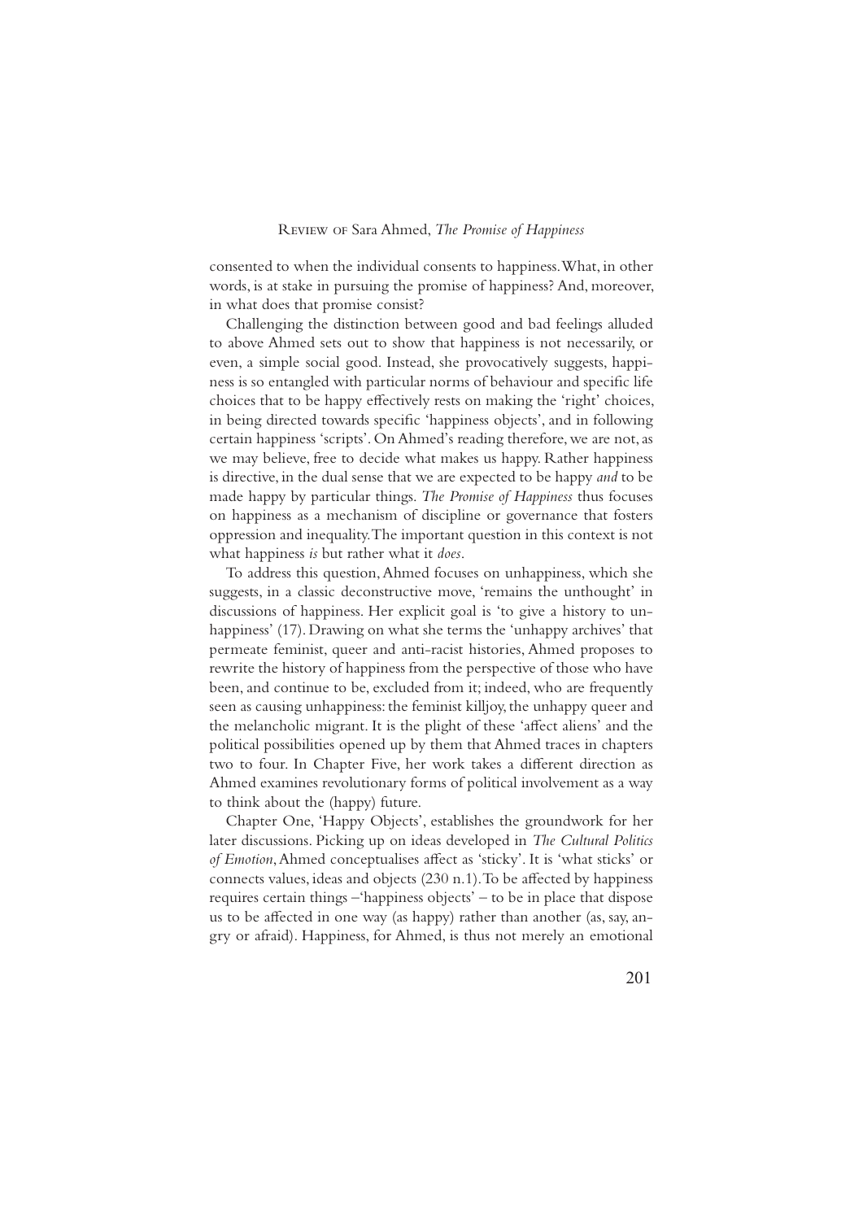consented to when the individual consents to happiness. What, in other words, is at stake in pursuing the promise of happiness? And, moreover, in what does that promise consist?

Challenging the distinction between good and bad feelings alluded to above Ahmed sets out to show that happiness is not necessarily, or even, a simple social good. Instead, she provocatively suggests, happiness is so entangled with particular norms of behaviour and specific life choices that to be happy effectively rests on making the 'right' choices, in being directed towards specific 'happiness objects', and in following certain happiness 'scripts'. On Ahmed's reading therefore, we are not, as we may believe, free to decide what makes us happy. Rather happiness is directive, in the dual sense that we are expected to be happy *and* to be made happy by particular things. *The Promise of Happiness* thus focuses on happiness as a mechanism of discipline or governance that fosters oppression and inequality. The important question in this context is not what happiness *is* but rather what it *does*.

To address this question, Ahmed focuses on unhappiness, which she suggests, in a classic deconstructive move, 'remains the unthought' in discussions of happiness. Her explicit goal is 'to give a history to unhappiness' (17). Drawing on what she terms the 'unhappy archives' that permeate feminist, queer and anti-racist histories, Ahmed proposes to rewrite the history of happiness from the perspective of those who have been, and continue to be, excluded from it; indeed, who are frequently seen as causing unhappiness: the feminist killjoy, the unhappy queer and the melancholic migrant. It is the plight of these 'affect aliens' and the political possibilities opened up by them that Ahmed traces in chapters two to four. In Chapter Five, her work takes a different direction as Ahmed examines revolutionary forms of political involvement as a way to think about the (happy) future.

Chapter One, 'Happy Objects', establishes the groundwork for her later discussions. Picking up on ideas developed in *The Cultural Politics of Emotion*, Ahmed conceptualises affect as 'sticky'. It is 'what sticks' or connects values, ideas and objects (230 n.1). To be affected by happiness requires certain things –'happiness objects' – to be in place that dispose us to be affected in one way (as happy) rather than another (as, say, angry or afraid). Happiness, for Ahmed, is thus not merely an emotional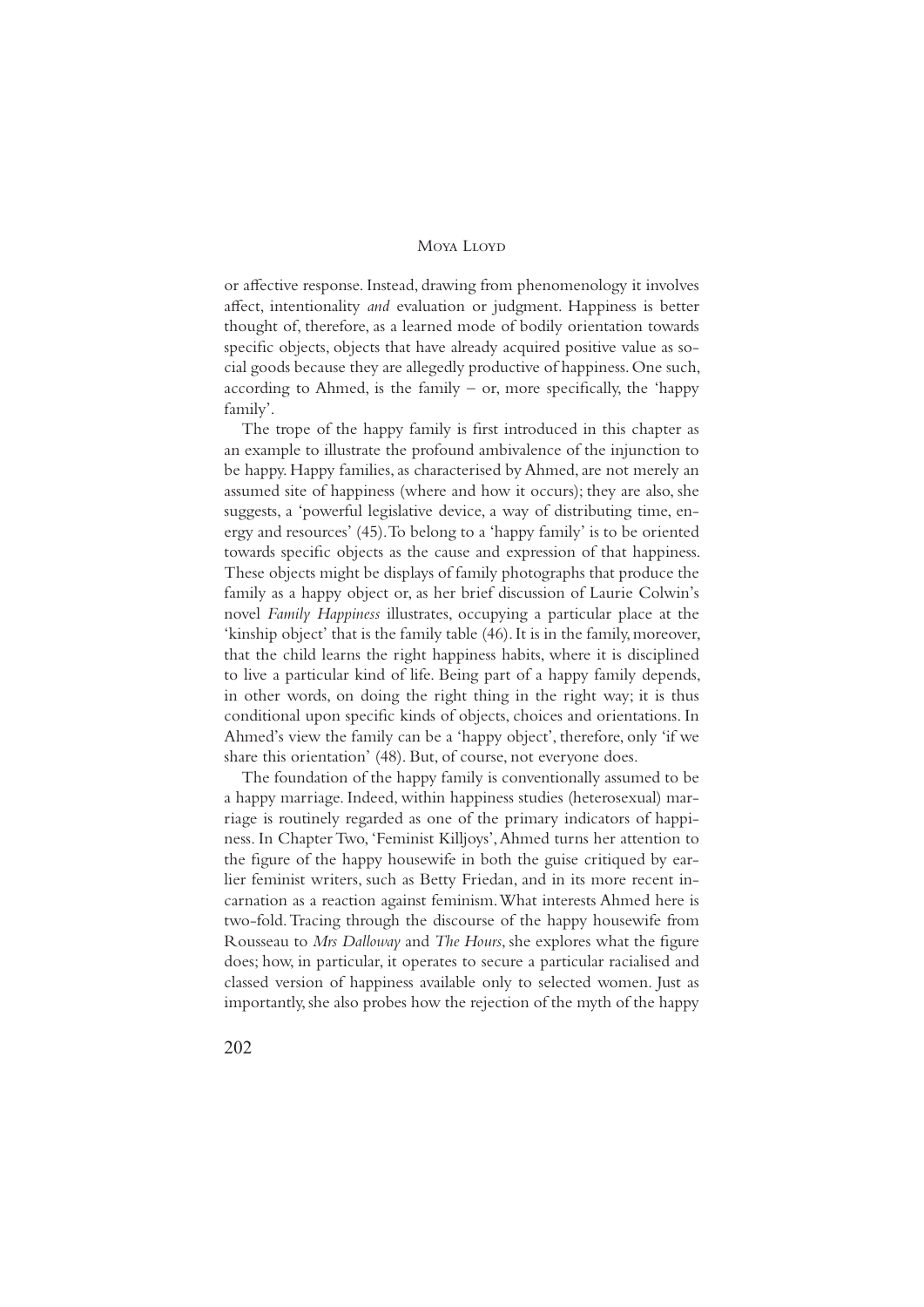or affective response. Instead, drawing from phenomenology it involves affect, intentionality *and* evaluation or judgment. Happiness is better thought of, therefore, as a learned mode of bodily orientation towards specific objects, objects that have already acquired positive value as social goods because they are allegedly productive of happiness. One such, according to Ahmed, is the family – or, more specifically, the 'happy family'.

The trope of the happy family is first introduced in this chapter as an example to illustrate the profound ambivalence of the injunction to be happy. Happy families, as characterised by Ahmed, are not merely an assumed site of happiness (where and how it occurs); they are also, she suggests, a 'powerful legislative device, a way of distributing time, energy and resources' (45). To belong to a 'happy family' is to be oriented towards specific objects as the cause and expression of that happiness. These objects might be displays of family photographs that produce the family as a happy object or, as her brief discussion of Laurie Colwin's novel *Family Happiness* illustrates, occupying a particular place at the 'kinship object' that is the family table (46). It is in the family, moreover, that the child learns the right happiness habits, where it is disciplined to live a particular kind of life. Being part of a happy family depends, in other words, on doing the right thing in the right way; it is thus conditional upon specific kinds of objects, choices and orientations. In Ahmed's view the family can be a 'happy object', therefore, only 'if we share this orientation' (48). But, of course, not everyone does.

The foundation of the happy family is conventionally assumed to be a happy marriage. Indeed, within happiness studies (heterosexual) marriage is routinely regarded as one of the primary indicators of happiness. In Chapter Two, 'Feminist Killjoys', Ahmed turns her attention to the figure of the happy housewife in both the guise critiqued by earlier feminist writers, such as Betty Friedan, and in its more recent incarnation as a reaction against feminism. What interests Ahmed here is two-fold. Tracing through the discourse of the happy housewife from Rousseau to *Mrs Dalloway* and *The Hours*, she explores what the figure does; how, in particular, it operates to secure a particular racialised and classed version of happiness available only to selected women. Just as importantly, she also probes how the rejection of the myth of the happy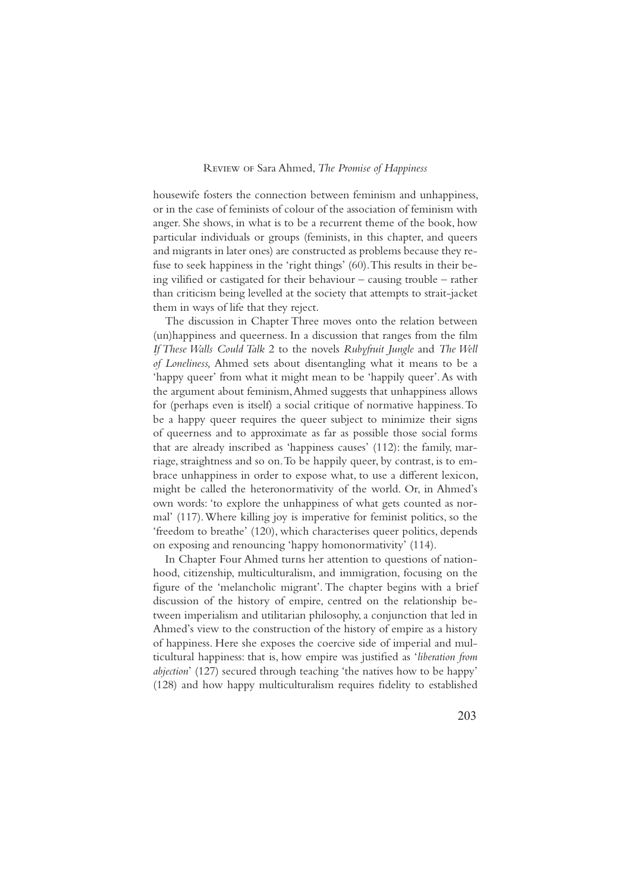housewife fosters the connection between feminism and unhappiness, or in the case of feminists of colour of the association of feminism with anger. She shows, in what is to be a recurrent theme of the book, how particular individuals or groups (feminists, in this chapter, and queers and migrants in later ones) are constructed as problems because they refuse to seek happiness in the 'right things' (60). This results in their being vilified or castigated for their behaviour – causing trouble – rather than criticism being levelled at the society that attempts to strait-jacket them in ways of life that they reject.

The discussion in Chapter Three moves onto the relation between (un)happiness and queerness. In a discussion that ranges from the film *If These Walls Could Talk* 2 to the novels *Rubyfruit Jungle* and *The Well of Loneliness,* Ahmed sets about disentangling what it means to be a 'happy queer' from what it might mean to be 'happily queer'. As with the argument about feminism, Ahmed suggests that unhappiness allows for (perhaps even is itself) a social critique of normative happiness. To be a happy queer requires the queer subject to minimize their signs of queerness and to approximate as far as possible those social forms that are already inscribed as 'happiness causes' (112): the family, marriage, straightness and so on. To be happily queer, by contrast, is to embrace unhappiness in order to expose what, to use a different lexicon, might be called the heteronormativity of the world. Or, in Ahmed's own words: 'to explore the unhappiness of what gets counted as normal' (117). Where killing joy is imperative for feminist politics, so the 'freedom to breathe' (120), which characterises queer politics, depends on exposing and renouncing 'happy homonormativity' (114).

In Chapter Four Ahmed turns her attention to questions of nationhood, citizenship, multiculturalism, and immigration, focusing on the figure of the 'melancholic migrant'. The chapter begins with a brief discussion of the history of empire, centred on the relationship between imperialism and utilitarian philosophy, a conjunction that led in Ahmed's view to the construction of the history of empire as a history of happiness. Here she exposes the coercive side of imperial and multicultural happiness: that is, how empire was justified as '*liberation from abjection*' (127) secured through teaching 'the natives how to be happy' (128) and how happy multiculturalism requires fidelity to established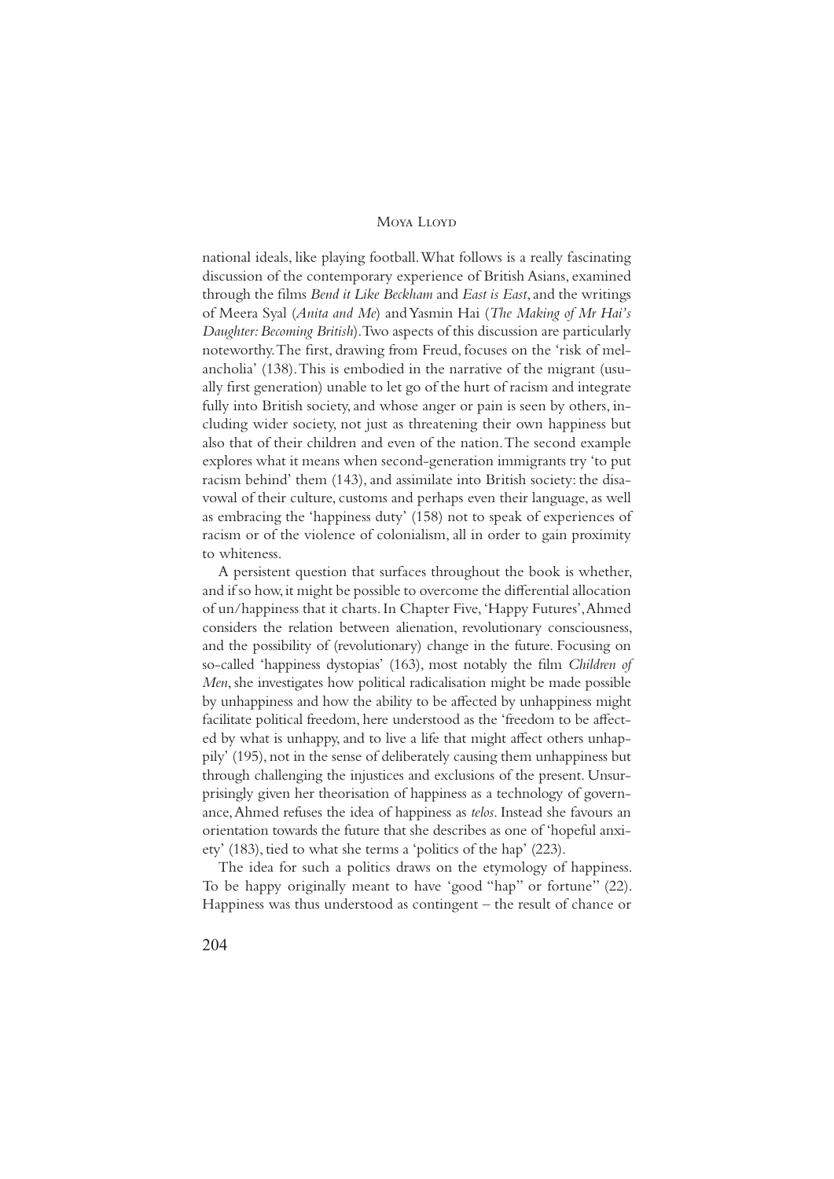national ideals, like playing football. What follows is a really fascinating discussion of the contemporary experience of British Asians, examined through the films *Bend it Like Beckham* and *East is East*, and the writings of Meera Syal (*Anita and Me*) and Yasmin Hai (*The Making of Mr Hai's Daughter: Becoming British*). Two aspects of this discussion are particularly noteworthy. The first, drawing from Freud, focuses on the 'risk of melancholia' (138). This is embodied in the narrative of the migrant (usually first generation) unable to let go of the hurt of racism and integrate fully into British society, and whose anger or pain is seen by others, including wider society, not just as threatening their own happiness but also that of their children and even of the nation. The second example explores what it means when second-generation immigrants try 'to put racism behind' them (143), and assimilate into British society: the disavowal of their culture, customs and perhaps even their language, as well as embracing the 'happiness duty' (158) not to speak of experiences of racism or of the violence of colonialism, all in order to gain proximity to whiteness.

A persistent question that surfaces throughout the book is whether, and if so how, it might be possible to overcome the differential allocation of un/happiness that it charts. In Chapter Five, 'Happy Futures', Ahmed considers the relation between alienation, revolutionary consciousness, and the possibility of (revolutionary) change in the future. Focusing on so-called 'happiness dystopias' (163), most notably the film *Children of Men*, she investigates how political radicalisation might be made possible by unhappiness and how the ability to be affected by unhappiness might facilitate political freedom, here understood as the 'freedom to be affected by what is unhappy, and to live a life that might affect others unhappily' (195), not in the sense of deliberately causing them unhappiness but through challenging the injustices and exclusions of the present. Unsurprisingly given her theorisation of happiness as a technology of governance, Ahmed refuses the idea of happiness as *telos*. Instead she favours an orientation towards the future that she describes as one of 'hopeful anxiety' (183), tied to what she terms a 'politics of the hap' (223).

The idea for such a politics draws on the etymology of happiness. To be happy originally meant to have 'good "hap" or fortune" (22). Happiness was thus understood as contingent – the result of chance or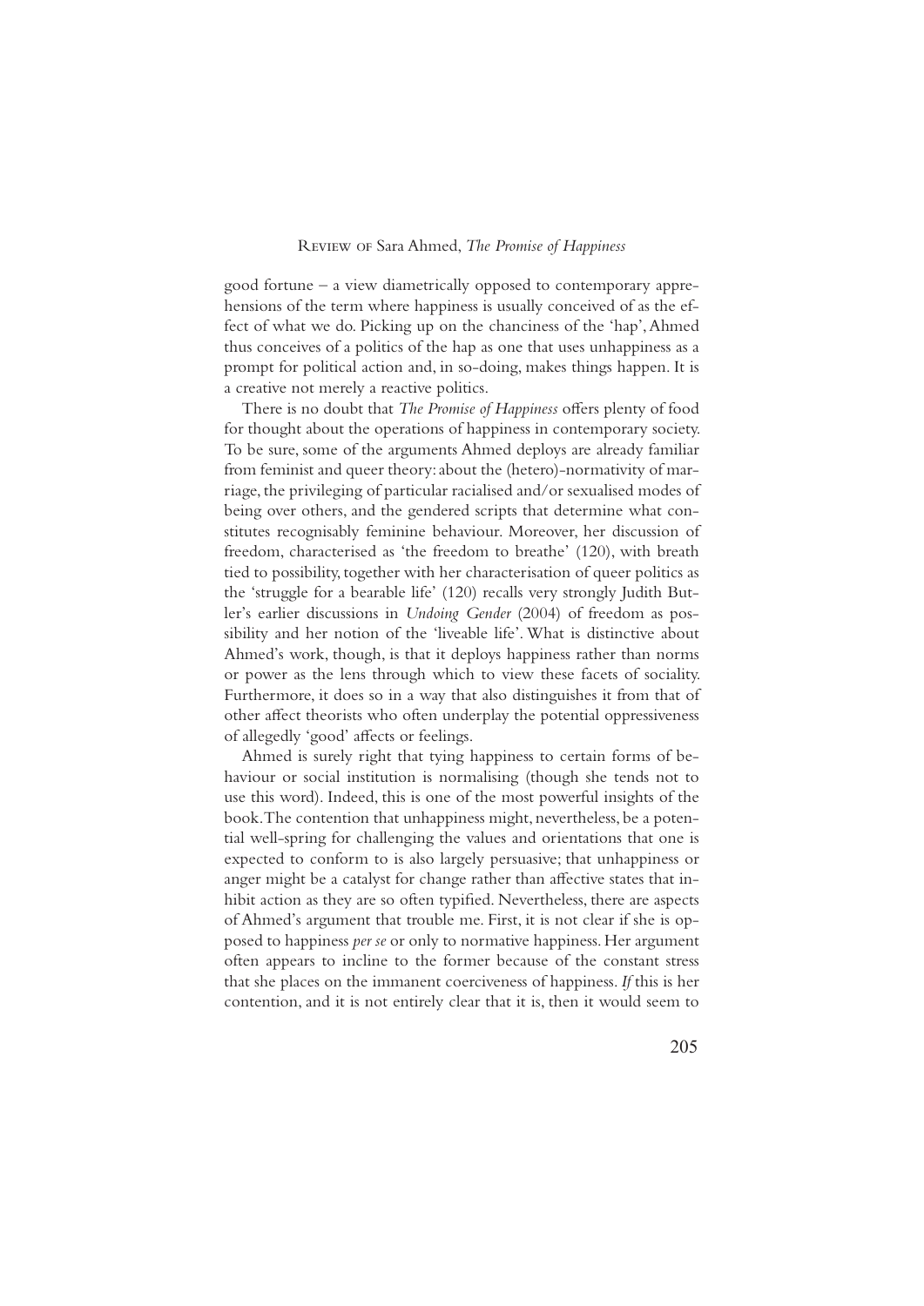good fortune – a view diametrically opposed to contemporary apprehensions of the term where happiness is usually conceived of as the effect of what we do. Picking up on the chanciness of the 'hap', Ahmed thus conceives of a politics of the hap as one that uses unhappiness as a prompt for political action and, in so-doing, makes things happen. It is a creative not merely a reactive politics.

There is no doubt that *The Promise of Happiness* offers plenty of food for thought about the operations of happiness in contemporary society. To be sure, some of the arguments Ahmed deploys are already familiar from feminist and queer theory: about the (hetero)-normativity of marriage, the privileging of particular racialised and/or sexualised modes of being over others, and the gendered scripts that determine what constitutes recognisably feminine behaviour. Moreover, her discussion of freedom, characterised as 'the freedom to breathe' (120), with breath tied to possibility, together with her characterisation of queer politics as the 'struggle for a bearable life' (120) recalls very strongly Judith Butler's earlier discussions in *Undoing Gender* (2004) of freedom as possibility and her notion of the 'liveable life'. What is distinctive about Ahmed's work, though, is that it deploys happiness rather than norms or power as the lens through which to view these facets of sociality. Furthermore, it does so in a way that also distinguishes it from that of other affect theorists who often underplay the potential oppressiveness of allegedly 'good' affects or feelings.

Ahmed is surely right that tying happiness to certain forms of behaviour or social institution is normalising (though she tends not to use this word). Indeed, this is one of the most powerful insights of the book. The contention that unhappiness might, nevertheless, be a potential well-spring for challenging the values and orientations that one is expected to conform to is also largely persuasive; that unhappiness or anger might be a catalyst for change rather than affective states that inhibit action as they are so often typified. Nevertheless, there are aspects of Ahmed's argument that trouble me. First, it is not clear if she is opposed to happiness *per se* or only to normative happiness. Her argument often appears to incline to the former because of the constant stress that she places on the immanent coerciveness of happiness. *If* this is her contention, and it is not entirely clear that it is, then it would seem to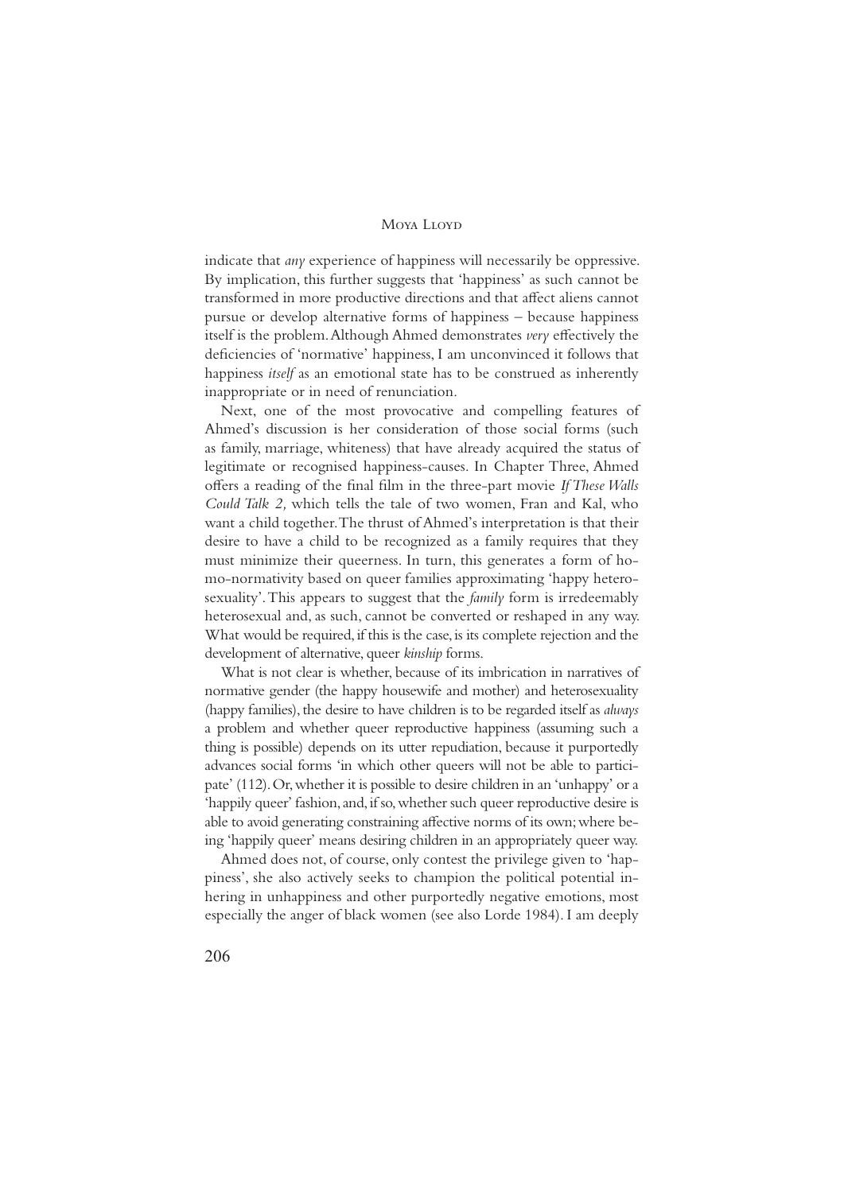indicate that *any* experience of happiness will necessarily be oppressive. By implication, this further suggests that 'happiness' as such cannot be transformed in more productive directions and that affect aliens cannot pursue or develop alternative forms of happiness – because happiness itself is the problem. Although Ahmed demonstrates *very* effectively the deficiencies of 'normative' happiness, I am unconvinced it follows that happiness *itself* as an emotional state has to be construed as inherently inappropriate or in need of renunciation.

Next, one of the most provocative and compelling features of Ahmed's discussion is her consideration of those social forms (such as family, marriage, whiteness) that have already acquired the status of legitimate or recognised happiness-causes. In Chapter Three, Ahmed offers a reading of the final film in the three-part movie *If These Walls Could Talk 2,* which tells the tale of two women, Fran and Kal, who want a child together. The thrust of Ahmed's interpretation is that their desire to have a child to be recognized as a family requires that they must minimize their queerness. In turn, this generates a form of homo-normativity based on queer families approximating 'happy heterosexuality'. This appears to suggest that the *family* form is irredeemably heterosexual and, as such, cannot be converted or reshaped in any way. What would be required, if this is the case, is its complete rejection and the development of alternative, queer *kinship* forms.

What is not clear is whether, because of its imbrication in narratives of normative gender (the happy housewife and mother) and heterosexuality (happy families), the desire to have children is to be regarded itself as *always* a problem and whether queer reproductive happiness (assuming such a thing is possible) depends on its utter repudiation, because it purportedly advances social forms 'in which other queers will not be able to participate' (112). Or, whether it is possible to desire children in an 'unhappy' or a 'happily queer' fashion, and, if so, whether such queer reproductive desire is able to avoid generating constraining affective norms of its own; where being 'happily queer' means desiring children in an appropriately queer way.

Ahmed does not, of course, only contest the privilege given to 'happiness', she also actively seeks to champion the political potential inhering in unhappiness and other purportedly negative emotions, most especially the anger of black women (see also Lorde 1984). I am deeply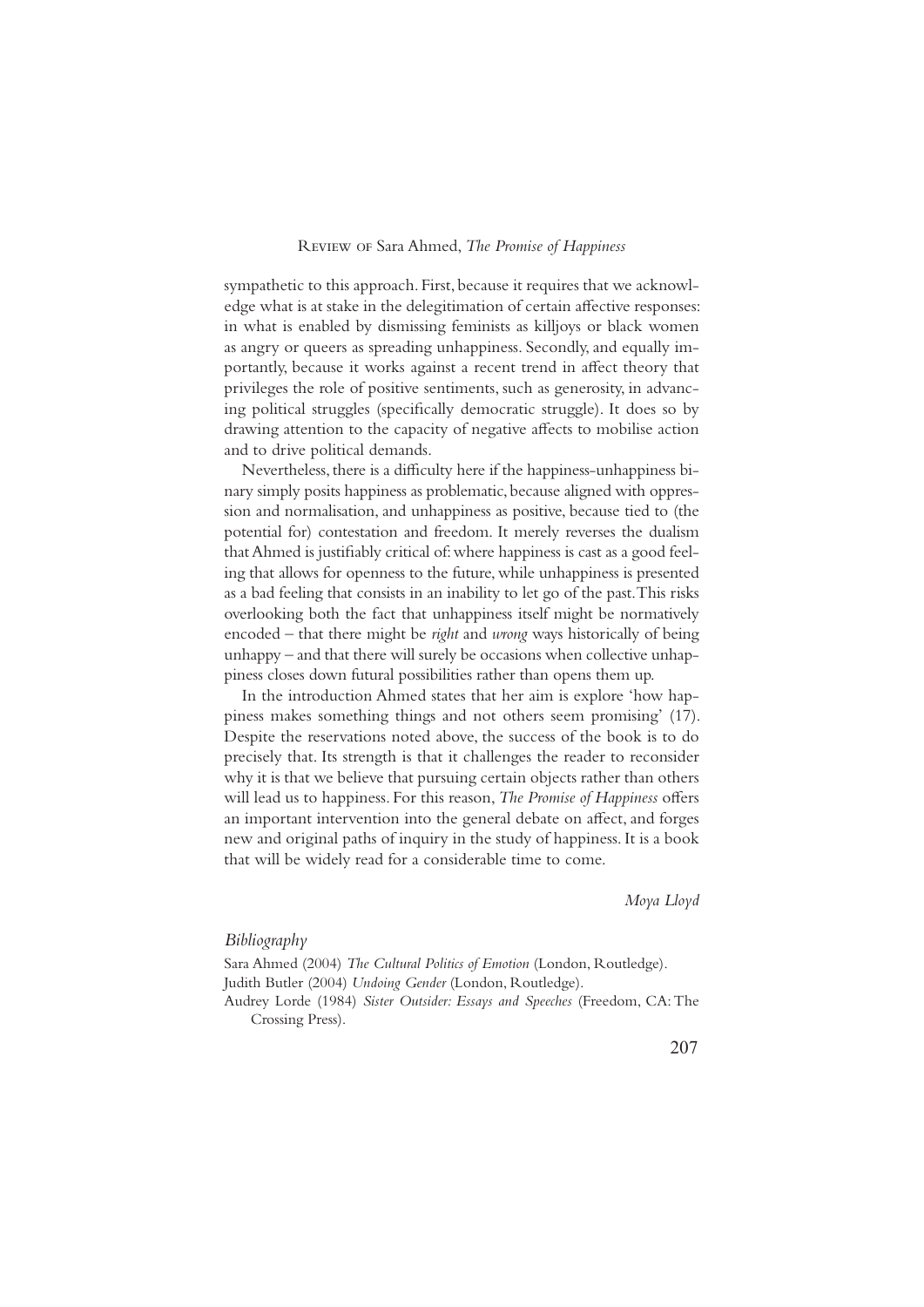sympathetic to this approach. First, because it requires that we acknowledge what is at stake in the delegitimation of certain affective responses: in what is enabled by dismissing feminists as killjoys or black women as angry or queers as spreading unhappiness. Secondly, and equally importantly, because it works against a recent trend in affect theory that privileges the role of positive sentiments, such as generosity, in advancing political struggles (specifically democratic struggle). It does so by drawing attention to the capacity of negative affects to mobilise action and to drive political demands.

Nevertheless, there is a difficulty here if the happiness-unhappiness binary simply posits happiness as problematic, because aligned with oppression and normalisation, and unhappiness as positive, because tied to (the potential for) contestation and freedom. It merely reverses the dualism that Ahmed is justifiably critical of: where happiness is cast as a good feeling that allows for openness to the future, while unhappiness is presented as a bad feeling that consists in an inability to let go of the past. This risks overlooking both the fact that unhappiness itself might be normatively encoded – that there might be *right* and *wrong* ways historically of being unhappy – and that there will surely be occasions when collective unhappiness closes down futural possibilities rather than opens them up.

In the introduction Ahmed states that her aim is explore 'how happiness makes something things and not others seem promising' (17). Despite the reservations noted above, the success of the book is to do precisely that. Its strength is that it challenges the reader to reconsider why it is that we believe that pursuing certain objects rather than others will lead us to happiness. For this reason, *The Promise of Happiness* offers an important intervention into the general debate on affect, and forges new and original paths of inquiry in the study of happiness. It is a book that will be widely read for a considerable time to come.

*Moya Lloyd*

### *Bibliography*

Sara Ahmed (2004) *The Cultural Politics of Emotion* (London, Routledge).

Judith Butler (2004) *Undoing Gender* (London, Routledge).

Audrey Lorde (1984) *Sister Outsider: Essays and Speeches* (Freedom, CA: The Crossing Press).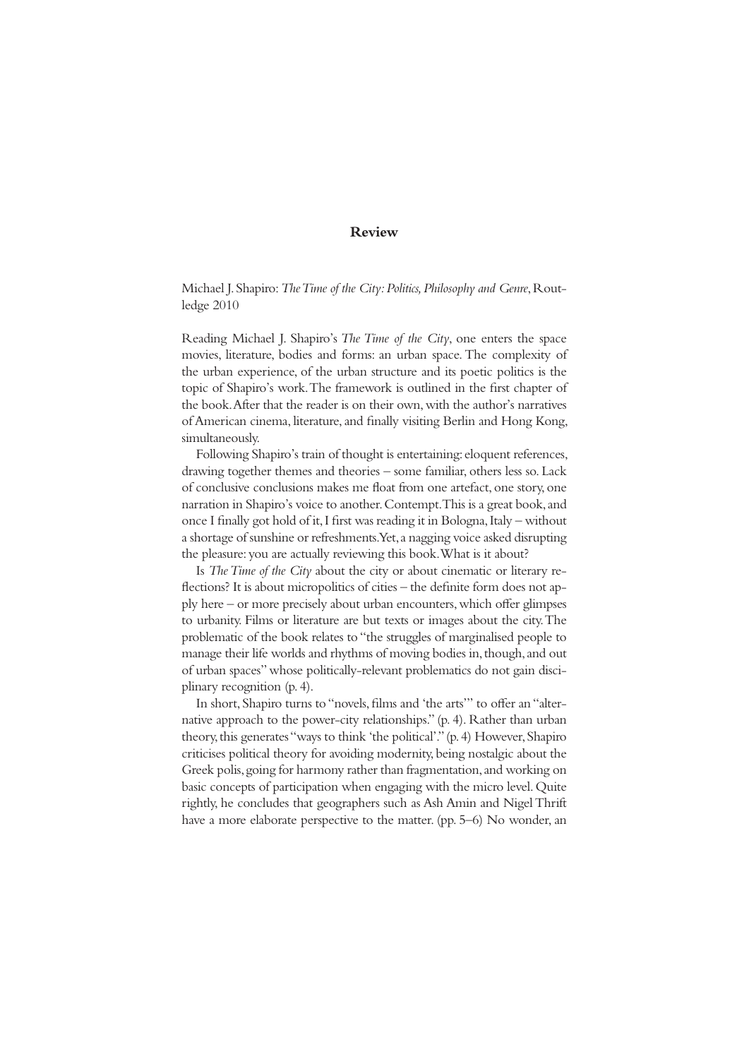# Review

Michael J. Shapiro: *The Time of the City: Politics, Philosophy and Genre*, Routledge 2010

Reading Michael J. Shapiro's *The Time of the City*, one enters the space movies, literature, bodies and forms: an urban space. The complexity of the urban experience, of the urban structure and its poetic politics is the topic of Shapiro's work. The framework is outlined in the first chapter of the book. After that the reader is on their own, with the author's narratives of American cinema, literature, and finally visiting Berlin and Hong Kong, simultaneously.

Following Shapiro's train of thought is entertaining: eloquent references, drawing together themes and theories – some familiar, others less so. Lack of conclusive conclusions makes me float from one artefact, one story, one narration in Shapiro's voice to another. Contempt. This is a great book, and once I finally got hold of it, I first was reading it in Bologna, Italy – without a shortage of sunshine or refreshments. Yet, a nagging voice asked disrupting the pleasure: you are actually reviewing this book. What is it about?

Is *The Time of the City* about the city or about cinematic or literary reflections? It is about micropolitics of cities – the definite form does not apply here – or more precisely about urban encounters, which offer glimpses to urbanity. Films or literature are but texts or images about the city. The problematic of the book relates to "the struggles of marginalised people to manage their life worlds and rhythms of moving bodies in, though, and out of urban spaces" whose politically-relevant problematics do not gain disciplinary recognition (p. 4).

In short, Shapiro turns to "novels, films and 'the arts'" to offer an "alternative approach to the power-city relationships." (p. 4). Rather than urban theory, this generates "ways to think 'the political'." (p. 4) However, Shapiro criticises political theory for avoiding modernity, being nostalgic about the Greek polis, going for harmony rather than fragmentation, and working on basic concepts of participation when engaging with the micro level. Quite rightly, he concludes that geographers such as Ash Amin and Nigel Thrift have a more elaborate perspective to the matter. (pp. 5–6) No wonder, an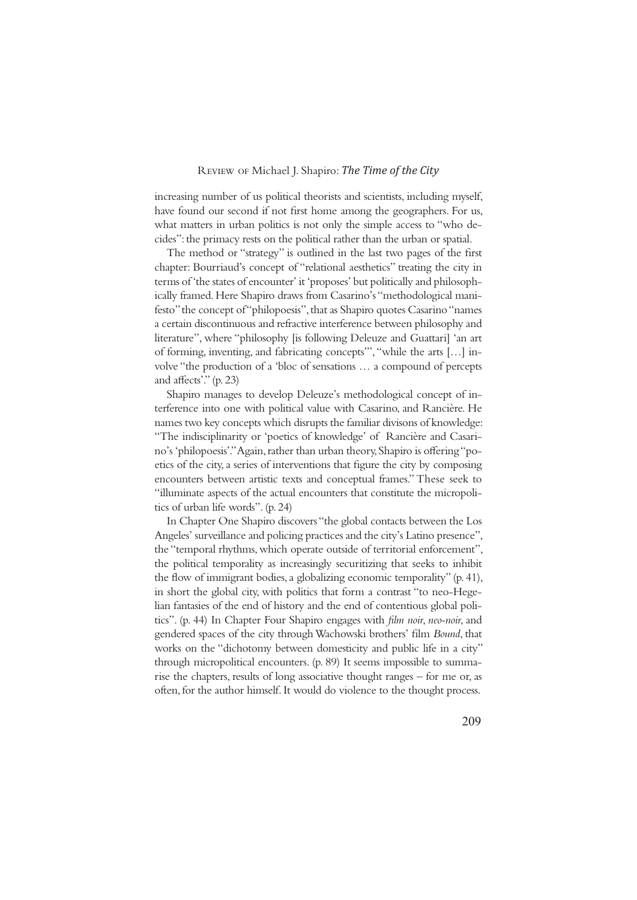increasing number of us political theorists and scientists, including myself, have found our second if not first home among the geographers. For us, what matters in urban politics is not only the simple access to "who decides": the primacy rests on the political rather than the urban or spatial.

The method or "strategy" is outlined in the last two pages of the first chapter: Bourriaud's concept of "relational aesthetics" treating the city in terms of 'the states of encounter' it 'proposes' but politically and philosophically framed. Here Shapiro draws from Casarino's "methodological manifesto" the concept of "philopoesis", that as Shapiro quotes Casarino "names a certain discontinuous and refractive interference between philosophy and literature", where "philosophy [is following Deleuze and Guattari] 'an art of forming, inventing, and fabricating concepts'", "while the arts […] involve "the production of a 'bloc of sensations … a compound of percepts and affects'." (p. 23)

Shapiro manages to develop Deleuze's methodological concept of interference into one with political value with Casarino, and Rancière. He names two key concepts which disrupts the familiar divisons of knowledge: "The indisciplinarity or 'poetics of knowledge' of Rancière and Casarino's 'philopoesis'." Again, rather than urban theory, Shapiro is offering "poetics of the city, a series of interventions that figure the city by composing encounters between artistic texts and conceptual frames." These seek to "illuminate aspects of the actual encounters that constitute the micropolitics of urban life words". (p. 24)

In Chapter One Shapiro discovers "the global contacts between the Los Angeles' surveillance and policing practices and the city's Latino presence", the "temporal rhythms, which operate outside of territorial enforcement", the political temporality as increasingly securitizing that seeks to inhibit the flow of immigrant bodies, a globalizing economic temporality" (p. 41), in short the global city, with politics that form a contrast "to neo-Hegelian fantasies of the end of history and the end of contentious global politics". (p. 44) In Chapter Four Shapiro engages with *film noir*, *neo-noir*, and gendered spaces of the city through Wachowski brothers' film *Bound*, that works on the "dichotomy between domesticity and public life in a city" through micropolitical encounters. (p. 89) It seems impossible to summarise the chapters, results of long associative thought ranges – for me or, as often, for the author himself. It would do violence to the thought process.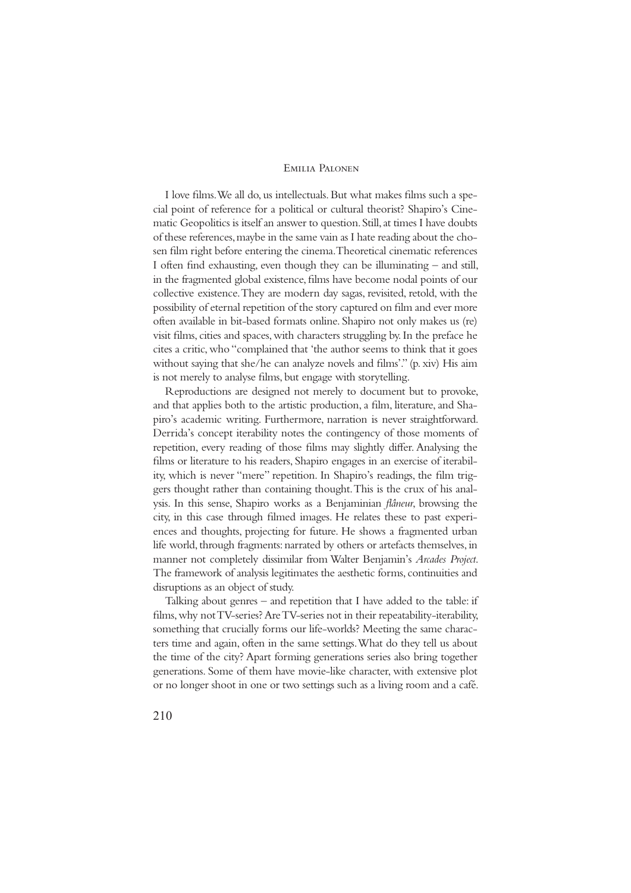## Emilia Palonen

I love films. We all do, us intellectuals. But what makes films such a special point of reference for a political or cultural theorist? Shapiro's Cinematic Geopolitics is itself an answer to question. Still, at times I have doubts of these references, maybe in the same vain as I hate reading about the chosen film right before entering the cinema. Theoretical cinematic references I often find exhausting, even though they can be illuminating – and still, in the fragmented global existence, films have become nodal points of our collective existence. They are modern day sagas, revisited, retold, with the possibility of eternal repetition of the story captured on film and ever more often available in bit-based formats online. Shapiro not only makes us (re) visit films, cities and spaces, with characters struggling by. In the preface he cites a critic, who "complained that 'the author seems to think that it goes without saying that she/he can analyze novels and films'." (p. xiv) His aim is not merely to analyse films, but engage with storytelling.

Reproductions are designed not merely to document but to provoke, and that applies both to the artistic production, a film, literature, and Shapiro's academic writing. Furthermore, narration is never straightforward. Derrida's concept iterability notes the contingency of those moments of repetition, every reading of those films may slightly differ. Analysing the films or literature to his readers, Shapiro engages in an exercise of iterability, which is never "mere" repetition. In Shapiro's readings, the film triggers thought rather than containing thought. This is the crux of his analysis. In this sense, Shapiro works as a Benjaminian *flâneur*, browsing the city, in this case through filmed images. He relates these to past experiences and thoughts, projecting for future. He shows a fragmented urban life world, through fragments: narrated by others or artefacts themselves, in manner not completely dissimilar from Walter Benjamin's *Arcades Project*. The framework of analysis legitimates the aesthetic forms, continuities and disruptions as an object of study.

Talking about genres – and repetition that I have added to the table: if films, why not TV-series? Are TV-series not in their repeatability-iterability, something that crucially forms our life-worlds? Meeting the same characters time and again, often in the same settings. What do they tell us about the time of the city? Apart forming generations series also bring together generations. Some of them have movie-like character, with extensive plot or no longer shoot in one or two settings such as a living room and a café.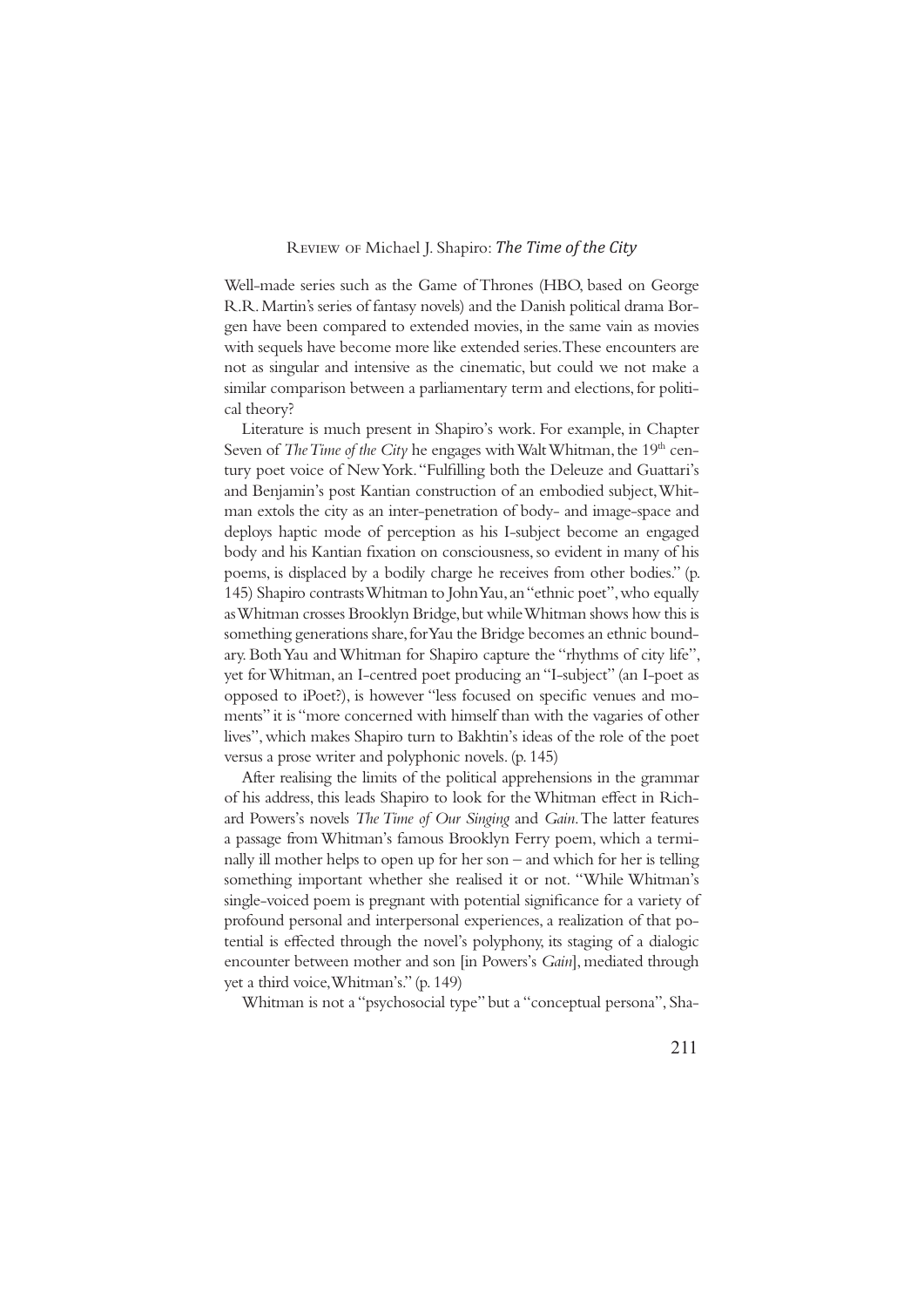Well-made series such as the Game of Thrones (HBO, based on George R.R. Martin's series of fantasy novels) and the Danish political drama Borgen have been compared to extended movies, in the same vain as movies with sequels have become more like extended series. These encounters are not as singular and intensive as the cinematic, but could we not make a similar comparison between a parliamentary term and elections, for political theory?

Literature is much present in Shapiro's work. For example, in Chapter Seven of *The Time of the City* he engages with Walt Whitman, the 19th century poet voice of New York. "Fulfilling both the Deleuze and Guattari's and Benjamin's post Kantian construction of an embodied subject, Whitman extols the city as an inter-penetration of body- and image-space and deploys haptic mode of perception as his I-subject become an engaged body and his Kantian fixation on consciousness, so evident in many of his poems, is displaced by a bodily charge he receives from other bodies." (p. 145) Shapiro contrasts Whitman to John Yau, an "ethnic poet", who equally as Whitman crosses Brooklyn Bridge, but while Whitman shows how this is something generations share, for Yau the Bridge becomes an ethnic boundary. Both Yau and Whitman for Shapiro capture the "rhythms of city life", yet for Whitman, an I-centred poet producing an "I-subject" (an I-poet as opposed to iPoet?), is however "less focused on specific venues and moments" it is "more concerned with himself than with the vagaries of other lives", which makes Shapiro turn to Bakhtin's ideas of the role of the poet versus a prose writer and polyphonic novels. (p. 145)

After realising the limits of the political apprehensions in the grammar of his address, this leads Shapiro to look for the Whitman effect in Richard Powers's novels *The Time of Our Singing* and *Gain*. The latter features a passage from Whitman's famous Brooklyn Ferry poem, which a terminally ill mother helps to open up for her son – and which for her is telling something important whether she realised it or not. "While Whitman's single-voiced poem is pregnant with potential significance for a variety of profound personal and interpersonal experiences, a realization of that potential is effected through the novel's polyphony, its staging of a dialogic encounter between mother and son [in Powers's *Gain*], mediated through yet a third voice, Whitman's." (p. 149)

Whitman is not a "psychosocial type" but a "conceptual persona", Sha-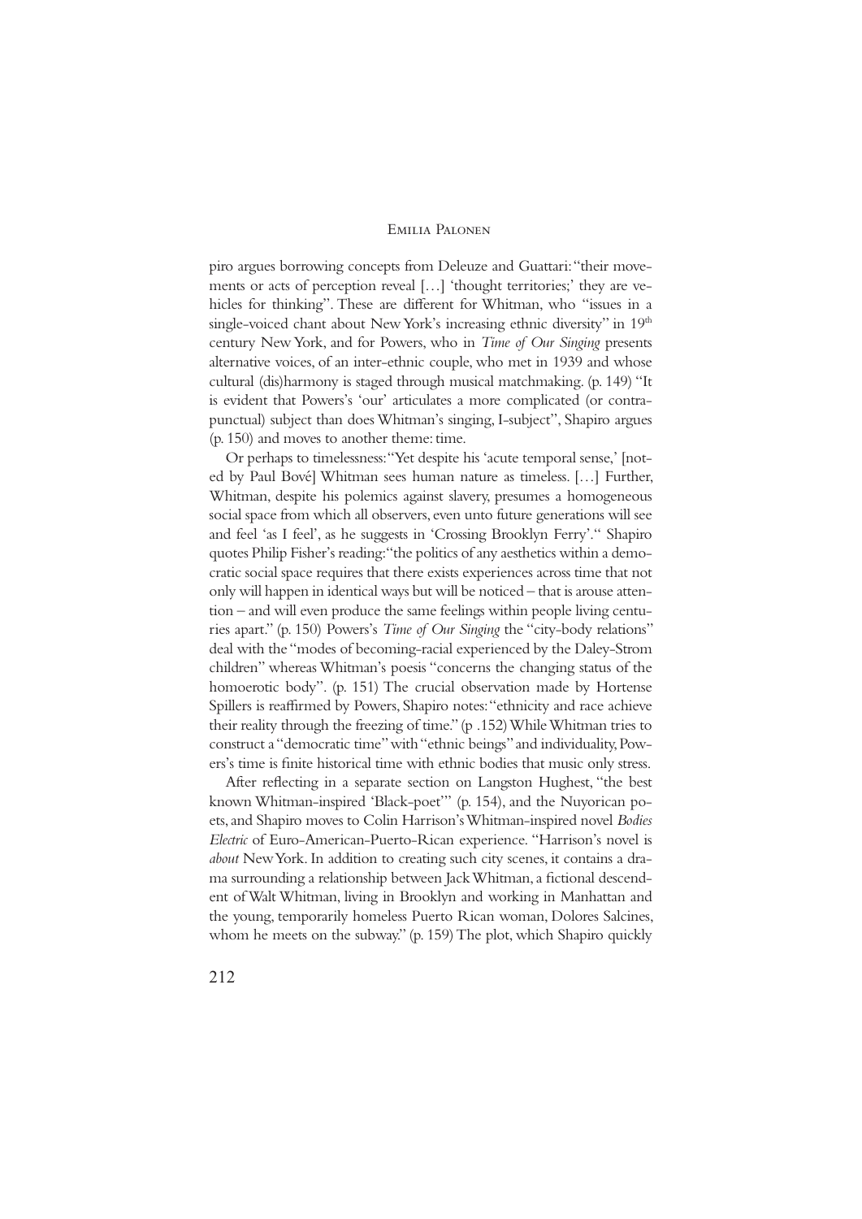piro argues borrowing concepts from Deleuze and Guattari: "their movements or acts of perception reveal […] 'thought territories;' they are vehicles for thinking". These are different for Whitman, who "issues in a single-voiced chant about New York's increasing ethnic diversity" in 19th century New York, and for Powers, who in *Time of Our Singing* presents alternative voices, of an inter-ethnic couple, who met in 1939 and whose cultural (dis)harmony is staged through musical matchmaking. (p. 149) "It is evident that Powers's 'our' articulates a more complicated (or contrapunctual) subject than does Whitman's singing, I-subject", Shapiro argues (p. 150) and moves to another theme: time.

Or perhaps to timelessness: "Yet despite his 'acute temporal sense,' [noted by Paul Bové] Whitman sees human nature as timeless. […] Further, Whitman, despite his polemics against slavery, presumes a homogeneous social space from which all observers, even unto future generations will see and feel 'as I feel', as he suggests in 'Crossing Brooklyn Ferry'." Shapiro quotes Philip Fisher's reading: "the politics of any aesthetics within a democratic social space requires that there exists experiences across time that not only will happen in identical ways but will be noticed – that is arouse attention – and will even produce the same feelings within people living centuries apart." (p. 150) Powers's *Time of Our Singing* the "city-body relations" deal with the "modes of becoming-racial experienced by the Daley-Strom children" whereas Whitman's poesis "concerns the changing status of the homoerotic body". (p. 151) The crucial observation made by Hortense Spillers is reaffirmed by Powers, Shapiro notes: "ethnicity and race achieve their reality through the freezing of time." (p .152) While Whitman tries to construct a "democratic time" with "ethnic beings" and individuality, Powers's time is finite historical time with ethnic bodies that music only stress.

After reflecting in a separate section on Langston Hughest, "the best known Whitman-inspired 'Black-poet'" (p. 154), and the Nuyorican poets, and Shapiro moves to Colin Harrison's Whitman-inspired novel *Bodies Electric* of Euro-American-Puerto-Rican experience. "Harrison's novel is *about* New York. In addition to creating such city scenes, it contains a drama surrounding a relationship between Jack Whitman, a fictional descendent of Walt Whitman, living in Brooklyn and working in Manhattan and the young, temporarily homeless Puerto Rican woman, Dolores Salcines, whom he meets on the subway." (p. 159) The plot, which Shapiro quickly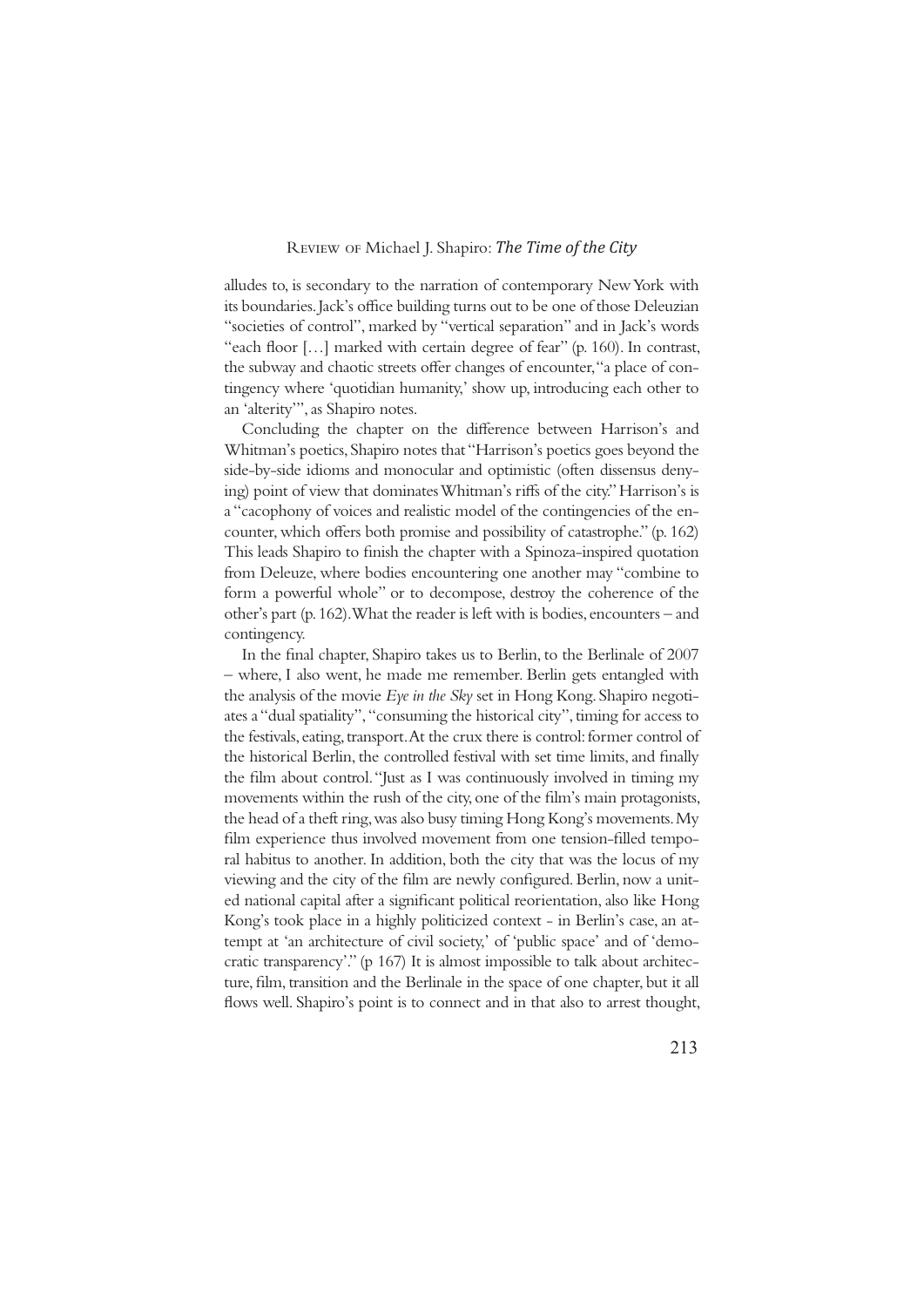alludes to, is secondary to the narration of contemporary New York with its boundaries. Jack's office building turns out to be one of those Deleuzian "societies of control", marked by "vertical separation" and in Jack's words "each floor […] marked with certain degree of fear" (p. 160). In contrast, the subway and chaotic streets offer changes of encounter, "a place of contingency where 'quotidian humanity,' show up, introducing each other to an 'alterity'", as Shapiro notes.

Concluding the chapter on the difference between Harrison's and Whitman's poetics, Shapiro notes that "Harrison's poetics goes beyond the side-by-side idioms and monocular and optimistic (often dissensus denying) point of view that dominates Whitman's riffs of the city." Harrison's is a "cacophony of voices and realistic model of the contingencies of the encounter, which offers both promise and possibility of catastrophe." (p. 162) This leads Shapiro to finish the chapter with a Spinoza-inspired quotation from Deleuze, where bodies encountering one another may "combine to form a powerful whole" or to decompose, destroy the coherence of the other's part (p. 162). What the reader is left with is bodies, encounters – and contingency.

In the final chapter, Shapiro takes us to Berlin, to the Berlinale of 2007 – where, I also went, he made me remember. Berlin gets entangled with the analysis of the movie *Eye in the Sky* set in Hong Kong. Shapiro negotiates a "dual spatiality", "consuming the historical city", timing for access to the festivals, eating, transport. At the crux there is control: former control of the historical Berlin, the controlled festival with set time limits, and finally the film about control. "Just as I was continuously involved in timing my movements within the rush of the city, one of the film's main protagonists, the head of a theft ring, was also busy timing Hong Kong's movements. My film experience thus involved movement from one tension-filled temporal habitus to another. In addition, both the city that was the locus of my viewing and the city of the film are newly configured. Berlin, now a united national capital after a significant political reorientation, also like Hong Kong's took place in a highly politicized context - in Berlin's case, an attempt at 'an architecture of civil society,' of 'public space' and of 'democratic transparency'." (p 167) It is almost impossible to talk about architecture, film, transition and the Berlinale in the space of one chapter, but it all flows well. Shapiro's point is to connect and in that also to arrest thought,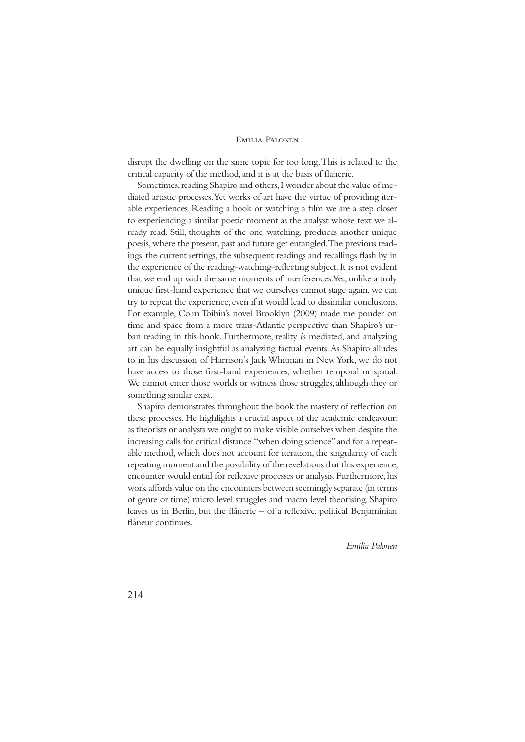disrupt the dwelling on the same topic for too long. This is related to the critical capacity of the method, and it is at the basis of flanerie.

Sometimes, reading Shapiro and others, I wonder about the value of mediated artistic processes. Yet works of art have the virtue of providing iterable experiences. Reading a book or watching a film we are a step closer to experiencing a similar poetic moment as the analyst whose text we already read. Still, thoughts of the one watching, produces another unique poesis, where the present, past and future get entangled. The previous readings, the current settings, the subsequent readings and recallings flash by in the experience of the reading-watching-reflecting subject. It is not evident that we end up with the same moments of interferences. Yet, unlike a truly unique first-hand experience that we ourselves cannot stage again, we can try to repeat the experience, even if it would lead to dissimilar conclusions. For example, Colm Toibín's novel Brooklyn (2009) made me ponder on time and space from a more trans-Atlantic perspective than Shapiro's urban reading in this book. Furthermore, reality *is* mediated, and analyzing art can be equally insightful as analyzing factual events. As Shapiro alludes to in his discussion of Harrison's Jack Whitman in New York, we do not have access to those first-hand experiences, whether temporal or spatial. We cannot enter those worlds or witness those struggles, although they or something similar exist.

Shapiro demonstrates throughout the book the mastery of reflection on these processes. He highlights a crucial aspect of the academic endeavour: as theorists or analysts we ought to make visible ourselves when despite the increasing calls for critical distance "when doing science" and for a repeatable method, which does not account for iteration, the singularity of each repeating moment and the possibility of the revelations that this experience, encounter would entail for reflexive processes or analysis. Furthermore, his work affords value on the encounters between seemingly separate (in terms of genre or time) micro level struggles and macro level theorising. Shapiro leaves us in Berlin, but the flânerie – of a reflexive, political Benjaminian flâneur continues.

*Emilia Palonen*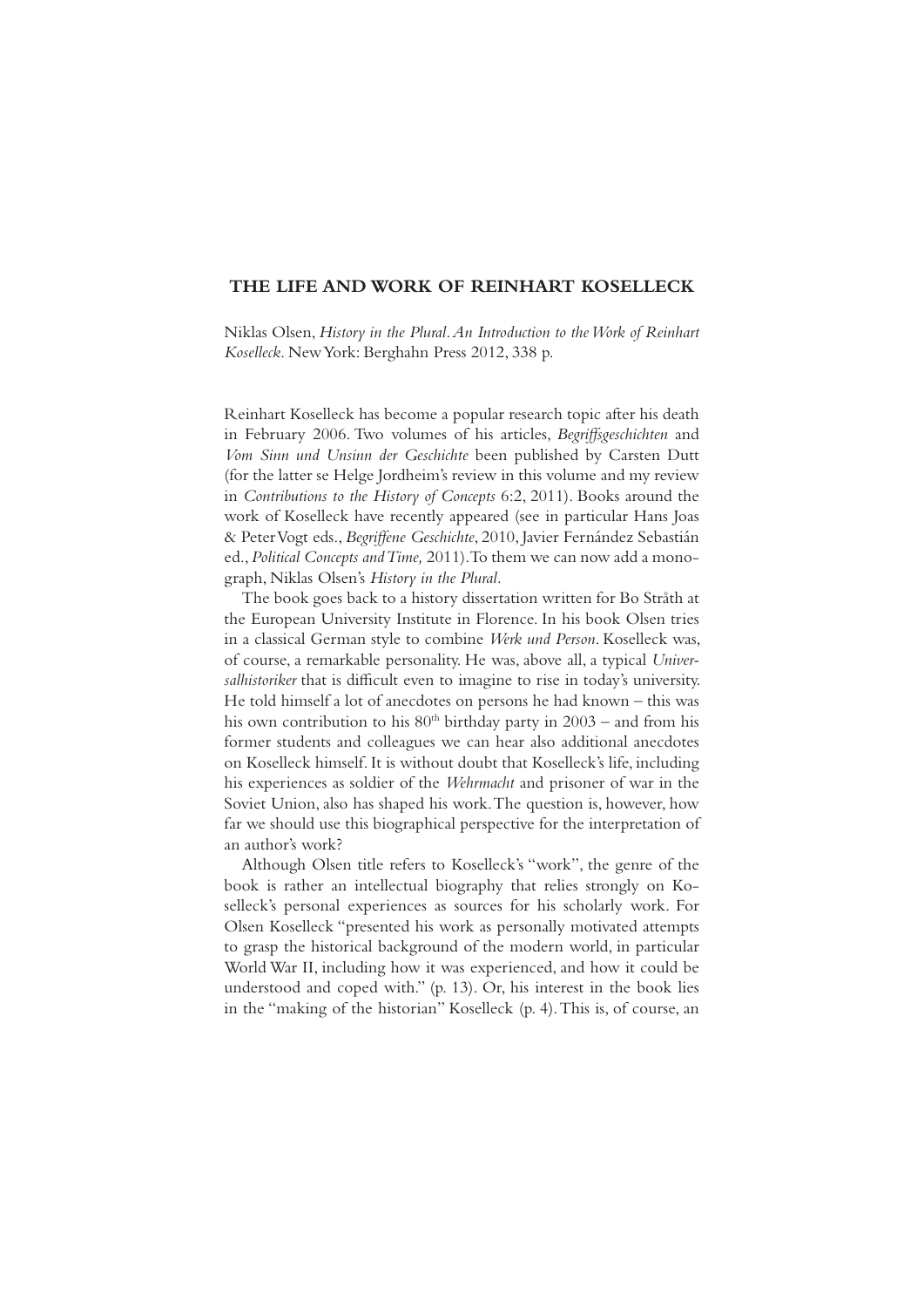## THE LIFE AND WORK OF REINHART KOSELLECK

Niklas Olsen, *History in the Plural. An Introduction to the Work of Reinhart Koselleck*. New York: Berghahn Press 2012, 338 p.

Reinhart Koselleck has become a popular research topic after his death in February 2006. Two volumes of his articles, *Begriffsgeschichten* and *Vom Sinn und Unsinn der Geschichte* been published by Carsten Dutt (for the latter se Helge Jordheim's review in this volume and my review in *Contributions to the History of Concepts* 6:2, 2011). Books around the work of Koselleck have recently appeared (see in particular Hans Joas & Peter Vogt eds., *Begriffene Geschichte*, 2010, Javier Fernández Sebastián ed., *Political Concepts and Time,* 2011). To them we can now add a monograph, Niklas Olsen's *History in the Plural*.

The book goes back to a history dissertation written for Bo Stråth at the European University Institute in Florence. In his book Olsen tries in a classical German style to combine *Werk und Person*. Koselleck was, of course, a remarkable personality. He was, above all, a typical *Universalhistoriker* that is difficult even to imagine to rise in today's university. He told himself a lot of anecdotes on persons he had known – this was his own contribution to his 80[th] birthday party in 2003 – and from his former students and colleagues we can hear also additional anecdotes on Koselleck himself. It is without doubt that Koselleck's life, including his experiences as soldier of the *Wehrmacht* and prisoner of war in the Soviet Union, also has shaped his work. The question is, however, how far we should use this biographical perspective for the interpretation of an author's work?

Although Olsen title refers to Koselleck's "work", the genre of the book is rather an intellectual biography that relies strongly on Koselleck's personal experiences as sources for his scholarly work. For Olsen Koselleck "presented his work as personally motivated attempts to grasp the historical background of the modern world, in particular World War II, including how it was experienced, and how it could be understood and coped with." (p. 13). Or, his interest in the book lies in the "making of the historian" Koselleck (p. 4). This is, of course, an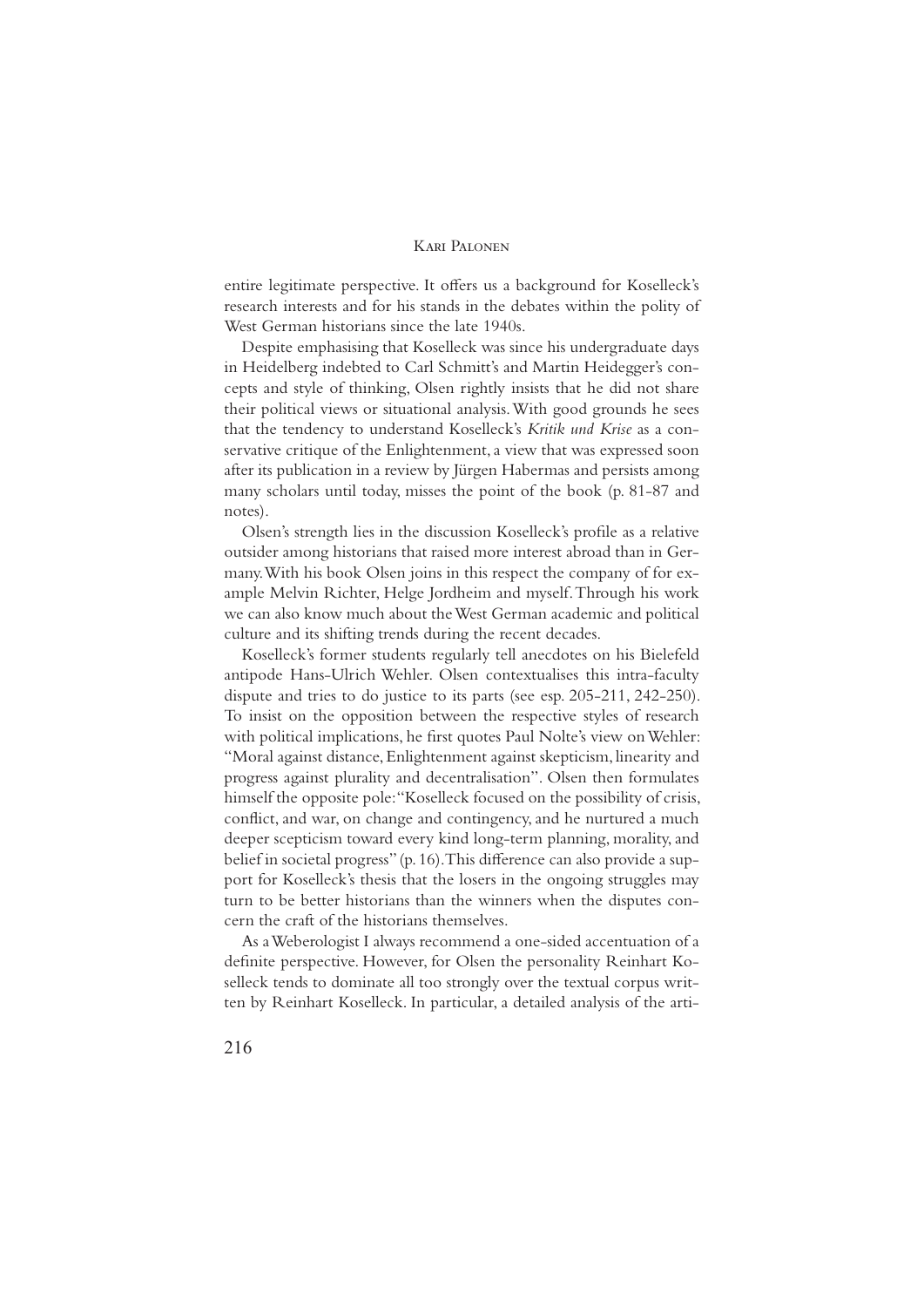entire legitimate perspective. It offers us a background for Koselleck's research interests and for his stands in the debates within the polity of West German historians since the late 1940s.

Despite emphasising that Koselleck was since his undergraduate days in Heidelberg indebted to Carl Schmitt's and Martin Heidegger's concepts and style of thinking, Olsen rightly insists that he did not share their political views or situational analysis. With good grounds he sees that the tendency to understand Koselleck's *Kritik und Krise* as a conservative critique of the Enlightenment, a view that was expressed soon after its publication in a review by Jürgen Habermas and persists among many scholars until today, misses the point of the book (p. 81-87 and notes).

Olsen's strength lies in the discussion Koselleck's profile as a relative outsider among historians that raised more interest abroad than in Germany. With his book Olsen joins in this respect the company of for example Melvin Richter, Helge Jordheim and myself. Through his work we can also know much about the West German academic and political culture and its shifting trends during the recent decades.

Koselleck's former students regularly tell anecdotes on his Bielefeld antipode Hans-Ulrich Wehler. Olsen contextualises this intra-faculty dispute and tries to do justice to its parts (see esp. 205-211, 242-250). To insist on the opposition between the respective styles of research with political implications, he first quotes Paul Nolte's view on Wehler: "Moral against distance, Enlightenment against skepticism, linearity and progress against plurality and decentralisation". Olsen then formulates himself the opposite pole: "Koselleck focused on the possibility of crisis, conflict, and war, on change and contingency, and he nurtured a much deeper scepticism toward every kind long-term planning, morality, and belief in societal progress" (p. 16). This difference can also provide a support for Koselleck's thesis that the losers in the ongoing struggles may turn to be better historians than the winners when the disputes concern the craft of the historians themselves.

As a Weberologist I always recommend a one-sided accentuation of a definite perspective. However, for Olsen the personality Reinhart Koselleck tends to dominate all too strongly over the textual corpus written by Reinhart Koselleck. In particular, a detailed analysis of the arti-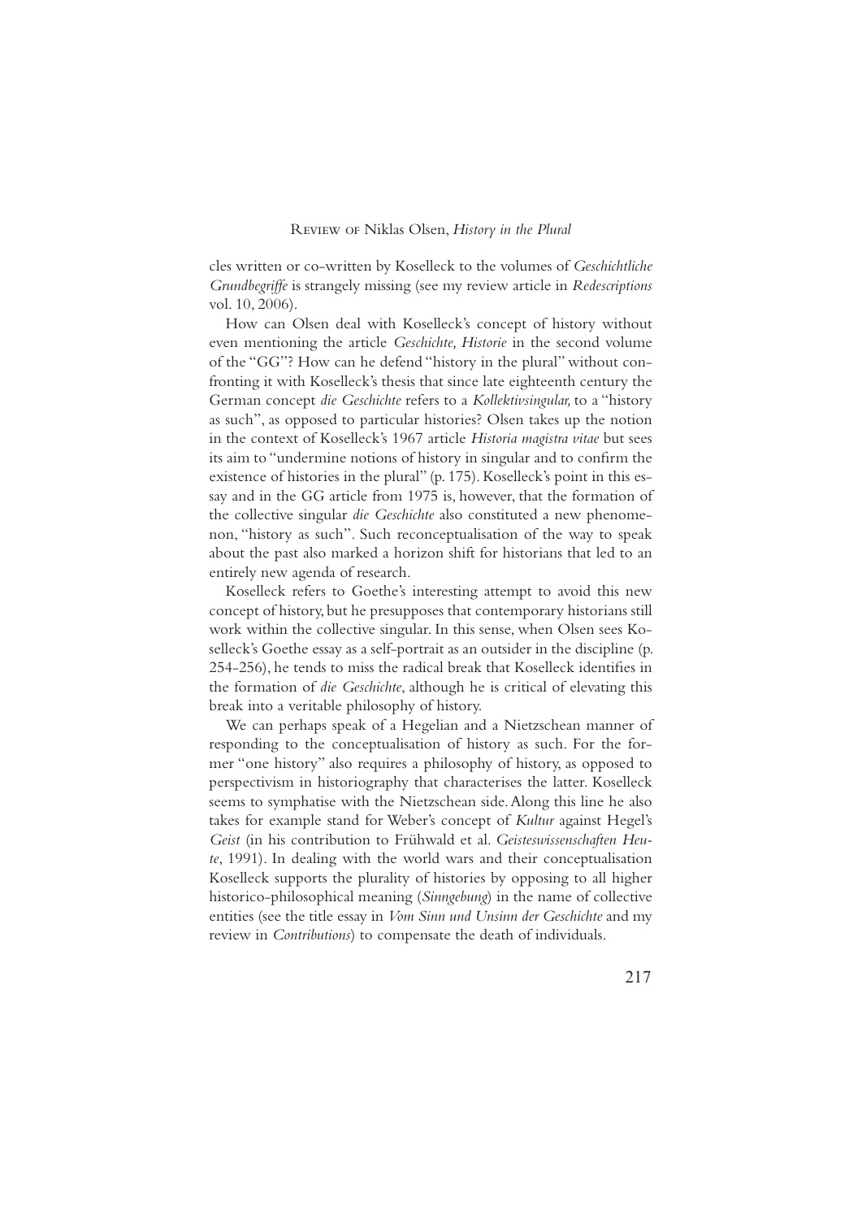cles written or co-written by Koselleck to the volumes of *Geschichtliche Grundbegriffe* is strangely missing (see my review article in *Redescriptions* vol. 10, 2006).

How can Olsen deal with Koselleck's concept of history without even mentioning the article *Geschichte, Historie* in the second volume of the "GG"? How can he defend "history in the plural" without confronting it with Koselleck's thesis that since late eighteenth century the German concept *die Geschichte* refers to a *Kollektivsingular,* to a "history as such", as opposed to particular histories? Olsen takes up the notion in the context of Koselleck's 1967 article *Historia magistra vitae* but sees its aim to "undermine notions of history in singular and to confirm the existence of histories in the plural" (p. 175). Koselleck's point in this essay and in the GG article from 1975 is, however, that the formation of the collective singular *die Geschichte* also constituted a new phenomenon, "history as such". Such reconceptualisation of the way to speak about the past also marked a horizon shift for historians that led to an entirely new agenda of research.

Koselleck refers to Goethe's interesting attempt to avoid this new concept of history, but he presupposes that contemporary historians still work within the collective singular. In this sense, when Olsen sees Koselleck's Goethe essay as a self-portrait as an outsider in the discipline (p. 254-256), he tends to miss the radical break that Koselleck identifies in the formation of *die Geschichte*, although he is critical of elevating this break into a veritable philosophy of history.

We can perhaps speak of a Hegelian and a Nietzschean manner of responding to the conceptualisation of history as such. For the former "one history" also requires a philosophy of history, as opposed to perspectivism in historiography that characterises the latter. Koselleck seems to symphatise with the Nietzschean side. Along this line he also takes for example stand for Weber's concept of *Kultur* against Hegel's *Geist* (in his contribution to Frühwald et al. *Geisteswissenschaften Heute*, 1991). In dealing with the world wars and their conceptualisation Koselleck supports the plurality of histories by opposing to all higher historico-philosophical meaning (*Sinngebung*) in the name of collective entities (see the title essay in *Vom Sinn und Unsinn der Geschichte* and my review in *Contributions*) to compensate the death of individuals.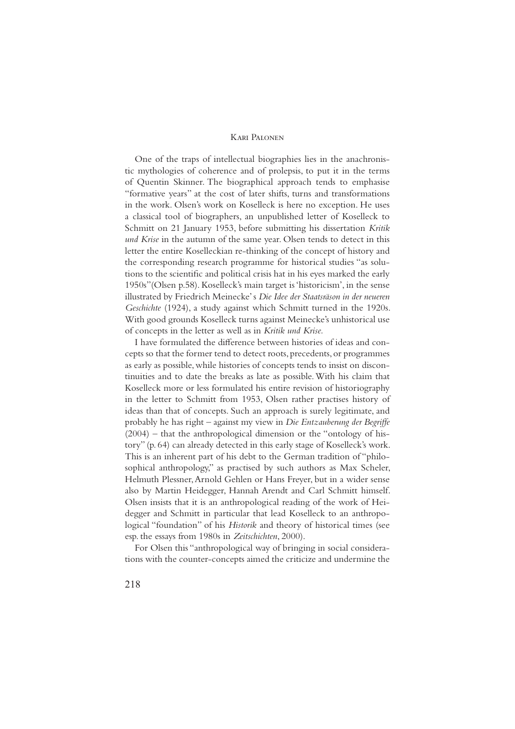One of the traps of intellectual biographies lies in the anachronistic mythologies of coherence and of prolepsis, to put it in the terms of Quentin Skinner. The biographical approach tends to emphasise "formative years" at the cost of later shifts, turns and transformations in the work. Olsen's work on Koselleck is here no exception. He uses a classical tool of biographers, an unpublished letter of Koselleck to Schmitt on 21 January 1953, before submitting his dissertation *Kritik und Krise* in the autumn of the same year. Olsen tends to detect in this letter the entire Koselleckian re-thinking of the concept of history and the corresponding research programme for historical studies "as solutions to the scientific and political crisis hat in his eyes marked the early 1950s"(Olsen p.58). Koselleck's main target is 'historicism', in the sense illustrated by Friedrich Meinecke' s *Die Idee der Staatsräson in der neueren Geschichte* (1924), a study against which Schmitt turned in the 1920s. With good grounds Koselleck turns against Meinecke's unhistorical use of concepts in the letter as well as in *Kritik und Krise.*

I have formulated the difference between histories of ideas and concepts so that the former tend to detect roots, precedents, or programmes as early as possible, while histories of concepts tends to insist on discontinuities and to date the breaks as late as possible. With his claim that Koselleck more or less formulated his entire revision of historiography in the letter to Schmitt from 1953, Olsen rather practises history of ideas than that of concepts. Such an approach is surely legitimate, and probably he has right – against my view in *Die Entzauberung der Begriffe* (2004) – that the anthropological dimension or the "ontology of history" (p. 64) can already detected in this early stage of Koselleck's work. This is an inherent part of his debt to the German tradition of "philosophical anthropology," as practised by such authors as Max Scheler, Helmuth Plessner, Arnold Gehlen or Hans Freyer, but in a wider sense also by Martin Heidegger, Hannah Arendt and Carl Schmitt himself. Olsen insists that it is an anthropological reading of the work of Heidegger and Schmitt in particular that lead Koselleck to an anthropological "foundation" of his *Historik* and theory of historical times (see esp. the essays from 1980s in *Zeitschichten*, 2000).

For Olsen this "anthropological way of bringing in social considerations with the counter-concepts aimed the criticize and undermine the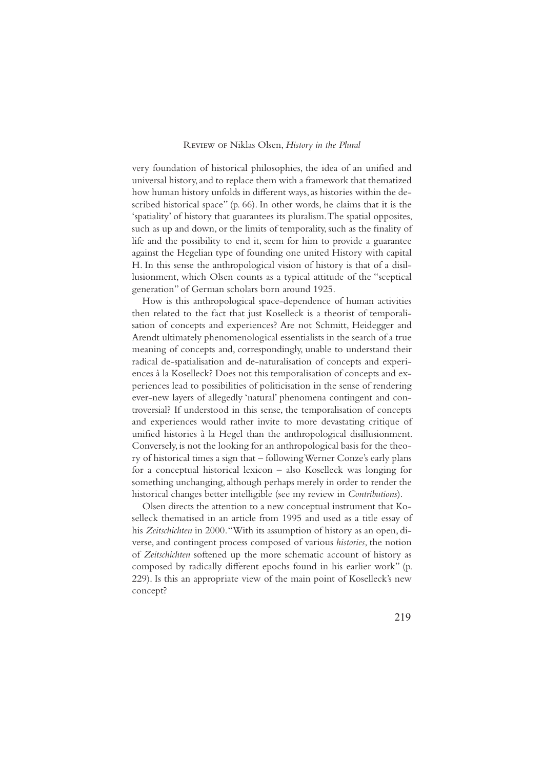very foundation of historical philosophies, the idea of an unified and universal history, and to replace them with a framework that thematized how human history unfolds in different ways, as histories within the described historical space" (p. 66). In other words, he claims that it is the 'spatiality' of history that guarantees its pluralism. The spatial opposites, such as up and down, or the limits of temporality, such as the finality of life and the possibility to end it, seem for him to provide a guarantee against the Hegelian type of founding one united History with capital H. In this sense the anthropological vision of history is that of a disillusionment, which Olsen counts as a typical attitude of the "sceptical generation" of German scholars born around 1925.

How is this anthropological space-dependence of human activities then related to the fact that just Koselleck is a theorist of temporalisation of concepts and experiences? Are not Schmitt, Heidegger and Arendt ultimately phenomenological essentialists in the search of a true meaning of concepts and, correspondingly, unable to understand their radical de-spatialisation and de-naturalisation of concepts and experiences à la Koselleck? Does not this temporalisation of concepts and experiences lead to possibilities of politicisation in the sense of rendering ever-new layers of allegedly 'natural' phenomena contingent and controversial? If understood in this sense, the temporalisation of concepts and experiences would rather invite to more devastating critique of unified histories à la Hegel than the anthropological disillusionment. Conversely, is not the looking for an anthropological basis for the theory of historical times a sign that – following Werner Conze's early plans for a conceptual historical lexicon – also Koselleck was longing for something unchanging, although perhaps merely in order to render the historical changes better intelligible (see my review in *Contributions*).

Olsen directs the attention to a new conceptual instrument that Koselleck thematised in an article from 1995 and used as a title essay of his *Zeitschichten* in 2000. "With its assumption of history as an open, diverse, and contingent process composed of various *histories*, the notion of *Zeitschichten* softened up the more schematic account of history as composed by radically different epochs found in his earlier work" (p. 229). Is this an appropriate view of the main point of Koselleck's new concept?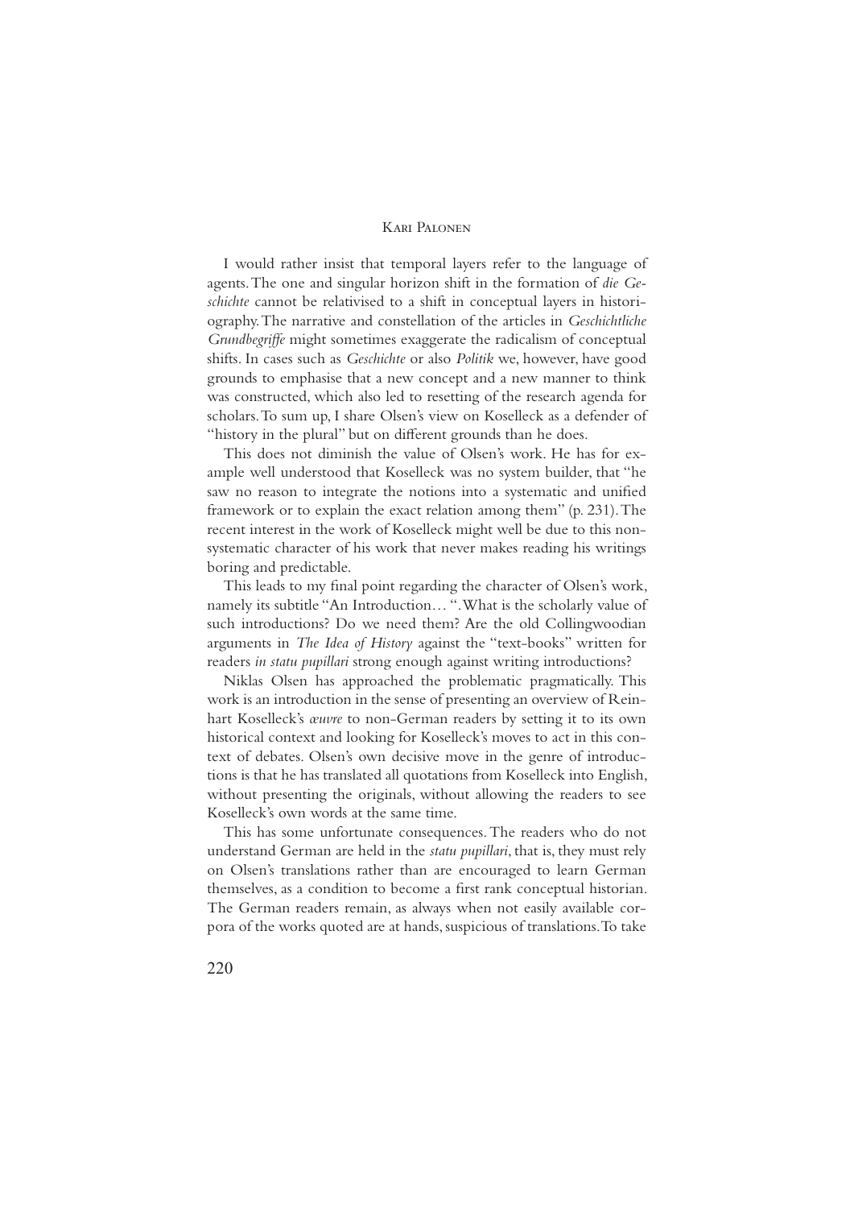I would rather insist that temporal layers refer to the language of agents. The one and singular horizon shift in the formation of *die Geschichte* cannot be relativised to a shift in conceptual layers in historiography. The narrative and constellation of the articles in *Geschichtliche Grundbegriffe* might sometimes exaggerate the radicalism of conceptual shifts. In cases such as *Geschichte* or also *Politik* we, however, have good grounds to emphasise that a new concept and a new manner to think was constructed, which also led to resetting of the research agenda for scholars. To sum up, I share Olsen's view on Koselleck as a defender of "history in the plural" but on different grounds than he does.

This does not diminish the value of Olsen's work. He has for example well understood that Koselleck was no system builder, that "he saw no reason to integrate the notions into a systematic and unified framework or to explain the exact relation among them" (p. 231). The recent interest in the work of Koselleck might well be due to this non-systematic character of his work that never makes reading his writings boring and predictable.

This leads to my final point regarding the character of Olsen's work, namely its subtitle "An Introduction… ". What is the scholarly value of such introductions? Do we need them? Are the old Collingwoodian arguments in *The Idea of History* against the "text-books" written for readers *in statu pupillari* strong enough against writing introductions?

Niklas Olsen has approached the problematic pragmatically. This work is an introduction in the sense of presenting an overview of Reinhart Koselleck's *œuvre* to non-German readers by setting it to its own historical context and looking for Koselleck's moves to act in this context of debates. Olsen's own decisive move in the genre of introductions is that he has translated all quotations from Koselleck into English, without presenting the originals, without allowing the readers to see Koselleck's own words at the same time.

This has some unfortunate consequences. The readers who do not understand German are held in the *statu pupillari*, that is, they must rely on Olsen's translations rather than are encouraged to learn German themselves, as a condition to become a first rank conceptual historian. The German readers remain, as always when not easily available corpora of the works quoted are at hands, suspicious of translations. To take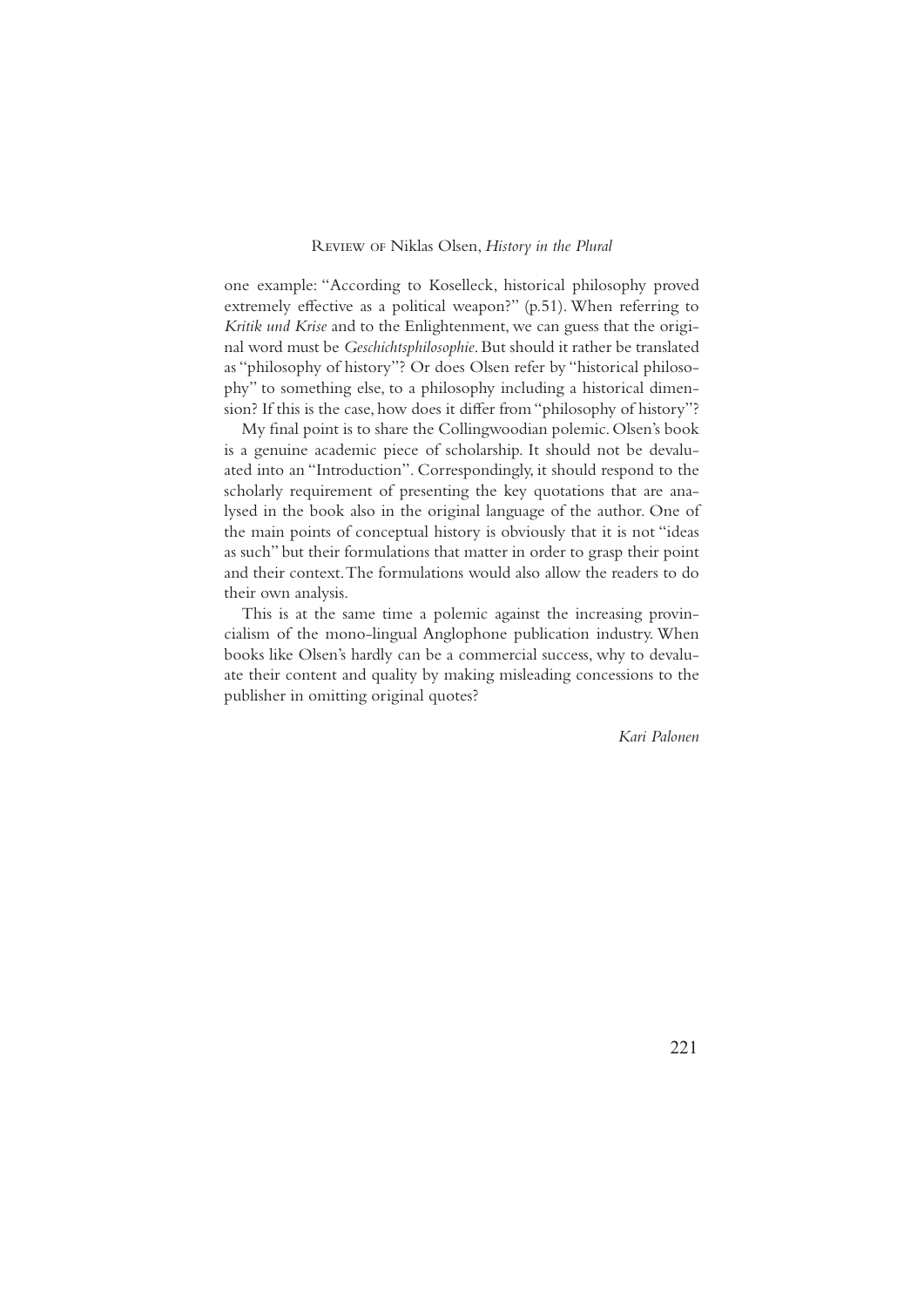one example: "According to Koselleck, historical philosophy proved extremely effective as a political weapon?" (p.51). When referring to *Kritik und Krise* and to the Enlightenment, we can guess that the original word must be *Geschichtsphilosophie*. But should it rather be translated as "philosophy of history"? Or does Olsen refer by "historical philosophy" to something else, to a philosophy including a historical dimension? If this is the case, how does it differ from "philosophy of history"?

My final point is to share the Collingwoodian polemic. Olsen's book is a genuine academic piece of scholarship. It should not be devaluated into an "Introduction". Correspondingly, it should respond to the scholarly requirement of presenting the key quotations that are analysed in the book also in the original language of the author. One of the main points of conceptual history is obviously that it is not "ideas as such" but their formulations that matter in order to grasp their point and their context. The formulations would also allow the readers to do their own analysis.

This is at the same time a polemic against the increasing provincialism of the mono-lingual Anglophone publication industry. When books like Olsen's hardly can be a commercial success, why to devaluate their content and quality by making misleading concessions to the publisher in omitting original quotes?

*Kari Palonen*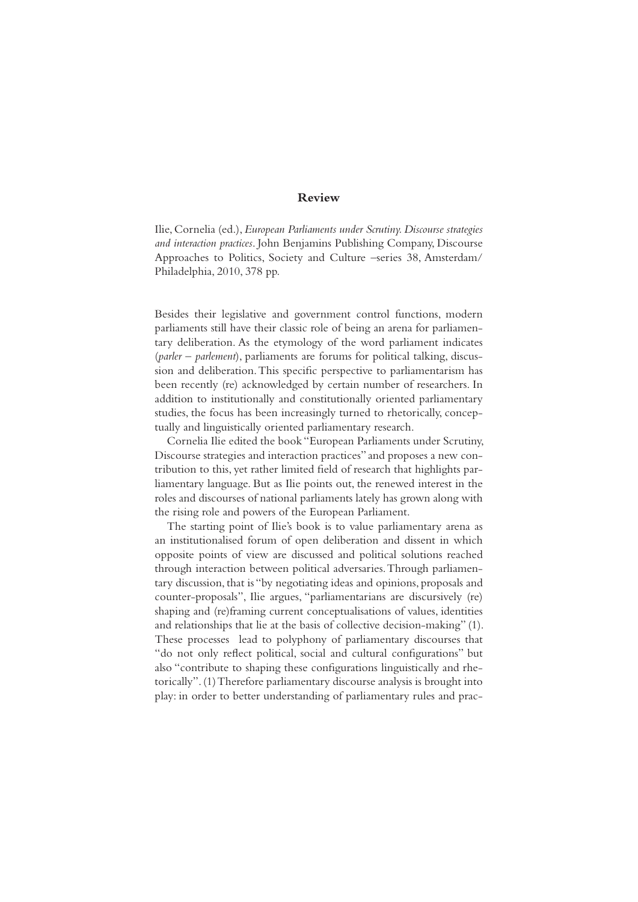## Review

Ilie, Cornelia (ed.), *European Parliaments under Scrutiny. Discourse strategies and interaction practices*. John Benjamins Publishing Company, Discourse Approaches to Politics, Society and Culture –series 38, Amsterdam/ Philadelphia, 2010, 378 pp.

Besides their legislative and government control functions, modern parliaments still have their classic role of being an arena for parliamentary deliberation. As the etymology of the word parliament indicates (*parler – parlement*), parliaments are forums for political talking, discussion and deliberation. This specific perspective to parliamentarism has been recently (re) acknowledged by certain number of researchers. In addition to institutionally and constitutionally oriented parliamentary studies, the focus has been increasingly turned to rhetorically, conceptually and linguistically oriented parliamentary research.

Cornelia Ilie edited the book "European Parliaments under Scrutiny, Discourse strategies and interaction practices" and proposes a new contribution to this, yet rather limited field of research that highlights parliamentary language. But as Ilie points out, the renewed interest in the roles and discourses of national parliaments lately has grown along with the rising role and powers of the European Parliament.

The starting point of Ilie's book is to value parliamentary arena as an institutionalised forum of open deliberation and dissent in which opposite points of view are discussed and political solutions reached through interaction between political adversaries. Through parliamentary discussion, that is "by negotiating ideas and opinions, proposals and counter-proposals", Ilie argues, "parliamentarians are discursively (re) shaping and (re)framing current conceptualisations of values, identities and relationships that lie at the basis of collective decision-making" (1). These processes lead to polyphony of parliamentary discourses that "do not only reflect political, social and cultural configurations" but also "contribute to shaping these configurations linguistically and rhetorically". (1) Therefore parliamentary discourse analysis is brought into play: in order to better understanding of parliamentary rules and prac-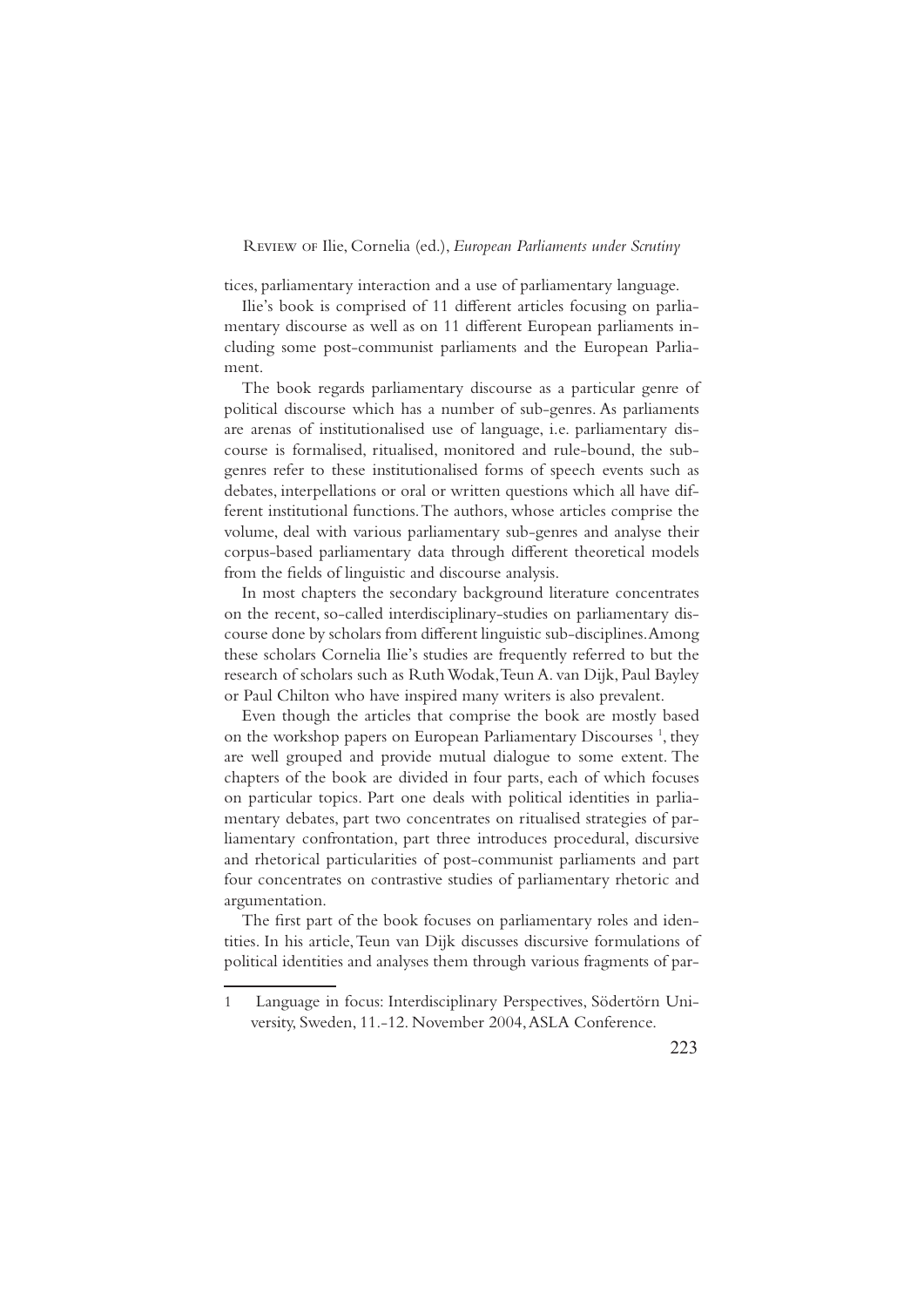tices, parliamentary interaction and a use of parliamentary language.

Ilie's book is comprised of 11 different articles focusing on parliamentary discourse as well as on 11 different European parliaments including some post-communist parliaments and the European Parliament.

The book regards parliamentary discourse as a particular genre of political discourse which has a number of sub-genres. As parliaments are arenas of institutionalised use of language, i.e. parliamentary discourse is formalised, ritualised, monitored and rule-bound, the sub-genres refer to these institutionalised forms of speech events such as debates, interpellations or oral or written questions which all have different institutional functions. The authors, whose articles comprise the volume, deal with various parliamentary sub-genres and analyse their corpus-based parliamentary data through different theoretical models from the fields of linguistic and discourse analysis.

In most chapters the secondary background literature concentrates on the recent, so-called interdisciplinary-studies on parliamentary discourse done by scholars from different linguistic sub-disciplines. Among these scholars Cornelia Ilie's studies are frequently referred to but the research of scholars such as Ruth Wodak, Teun A. van Dijk, Paul Bayley or Paul Chilton who have inspired many writers is also prevalent.

Even though the articles that comprise the book are mostly based on the workshop papers on European Parliamentary Discourses [1], they are well grouped and provide mutual dialogue to some extent. The chapters of the book are divided in four parts, each of which focuses on particular topics. Part one deals with political identities in parliamentary debates, part two concentrates on ritualised strategies of parliamentary confrontation, part three introduces procedural, discursive and rhetorical particularities of post-communist parliaments and part four concentrates on contrastive studies of parliamentary rhetoric and argumentation.

The first part of the book focuses on parliamentary roles and identities. In his article, Teun van Dijk discusses discursive formulations of political identities and analyses them through various fragments of par-

---

1 Language in focus: Interdisciplinary Perspectives, Södertörn University, Sweden, 11.-12. November 2004, ASLA Conference.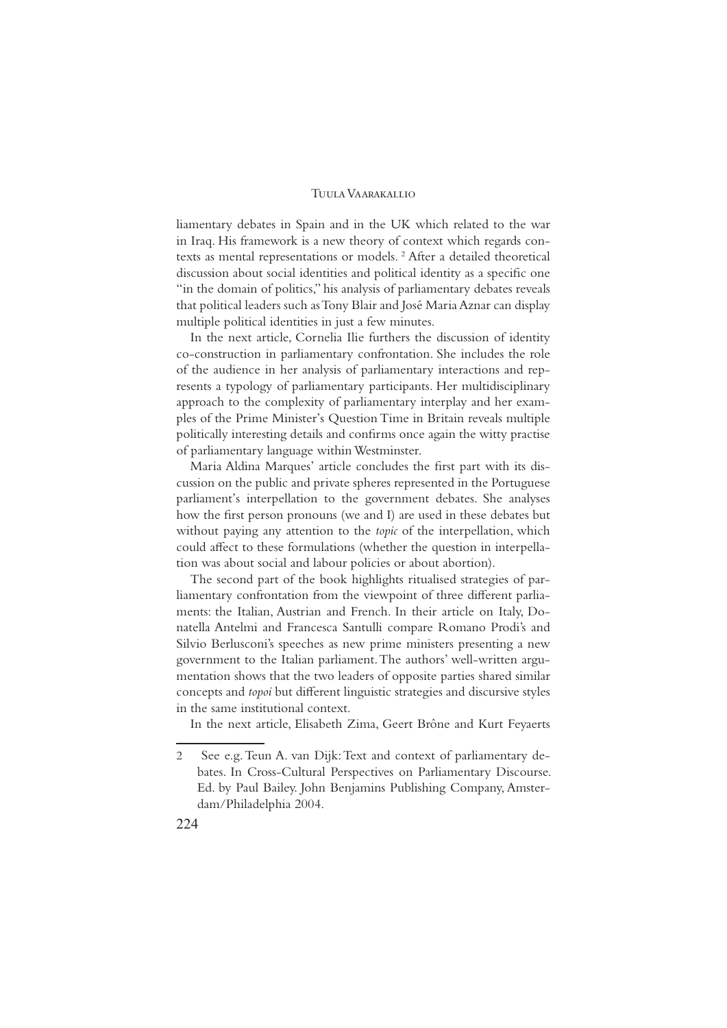liamentary debates in Spain and in the UK which related to the war in Iraq. His framework is a new theory of context which regards contexts as mental representations or models. [2] After a detailed theoretical discussion about social identities and political identity as a specific one "in the domain of politics," his analysis of parliamentary debates reveals that political leaders such as Tony Blair and José Maria Aznar can display multiple political identities in just a few minutes.

In the next article, Cornelia Ilie furthers the discussion of identity co-construction in parliamentary confrontation. She includes the role of the audience in her analysis of parliamentary interactions and represents a typology of parliamentary participants. Her multidisciplinary approach to the complexity of parliamentary interplay and her examples of the Prime Minister's Question Time in Britain reveals multiple politically interesting details and confirms once again the witty practise of parliamentary language within Westminster.

Maria Aldina Marques' article concludes the first part with its discussion on the public and private spheres represented in the Portuguese parliament's interpellation to the government debates. She analyses how the first person pronouns (we and I) are used in these debates but without paying any attention to the *topic* of the interpellation, which could affect to these formulations (whether the question in interpellation was about social and labour policies or about abortion).

The second part of the book highlights ritualised strategies of parliamentary confrontation from the viewpoint of three different parliaments: the Italian, Austrian and French. In their article on Italy, Donatella Antelmi and Francesca Santulli compare Romano Prodi's and Silvio Berlusconi's speeches as new prime ministers presenting a new government to the Italian parliament. The authors' well-written argumentation shows that the two leaders of opposite parties shared similar concepts and *topoi* but different linguistic strategies and discursive styles in the same institutional context.

In the next article, Elisabeth Zima, Geert Brône and Kurt Feyaerts

---

2 See e.g. Teun A. van Dijk: Text and context of parliamentary debates. In Cross-Cultural Perspectives on Parliamentary Discourse. Ed. by Paul Bailey. John Benjamins Publishing Company, Amsterdam/Philadelphia 2004.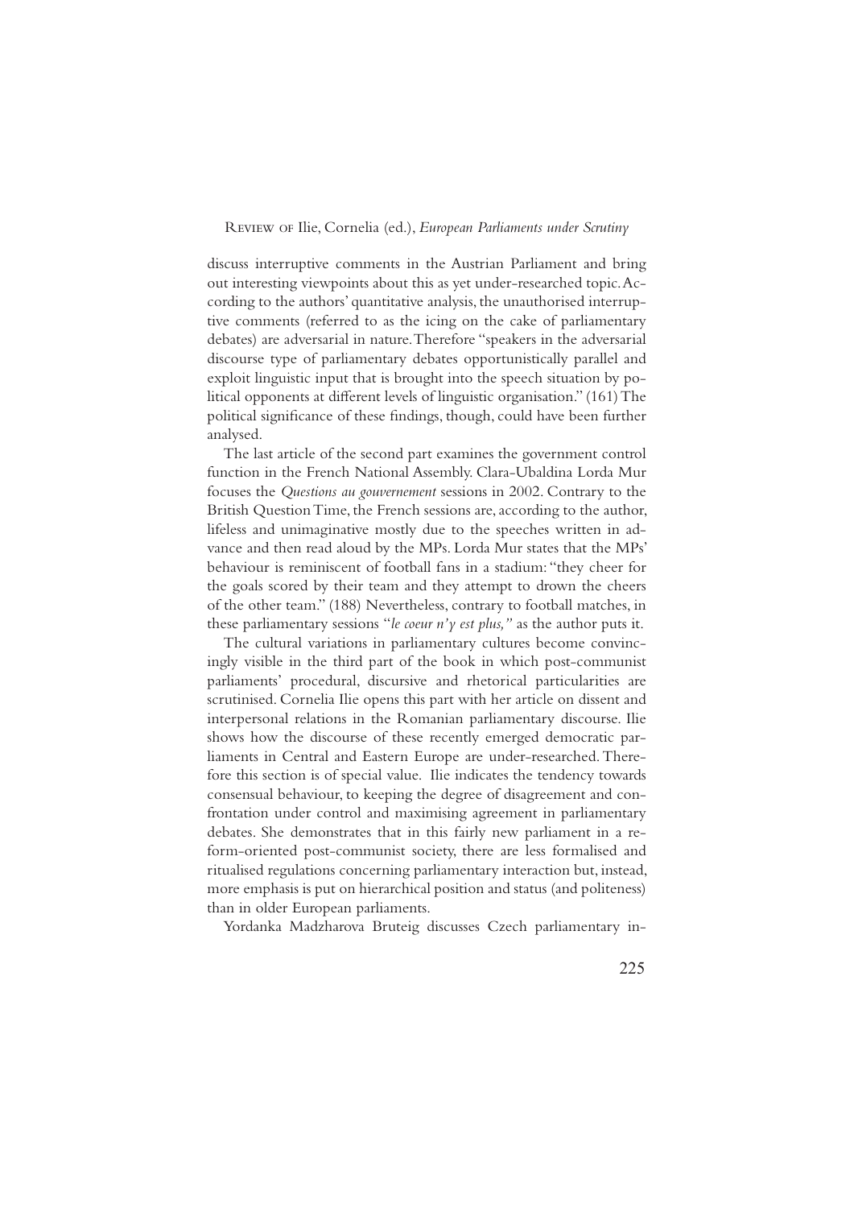discuss interruptive comments in the Austrian Parliament and bring out interesting viewpoints about this as yet under-researched topic. According to the authors' quantitative analysis, the unauthorised interruptive comments (referred to as the icing on the cake of parliamentary debates) are adversarial in nature. Therefore "speakers in the adversarial discourse type of parliamentary debates opportunistically parallel and exploit linguistic input that is brought into the speech situation by political opponents at different levels of linguistic organisation." (161) The political significance of these findings, though, could have been further analysed.

The last article of the second part examines the government control function in the French National Assembly. Clara-Ubaldina Lorda Mur focuses the *Questions au gouvernement* sessions in 2002. Contrary to the British Question Time, the French sessions are, according to the author, lifeless and unimaginative mostly due to the speeches written in advance and then read aloud by the MPs. Lorda Mur states that the MPs' behaviour is reminiscent of football fans in a stadium: "they cheer for the goals scored by their team and they attempt to drown the cheers of the other team." (188) Nevertheless, contrary to football matches, in these parliamentary sessions "*le coeur n'y est plus,*" as the author puts it.

The cultural variations in parliamentary cultures become convincingly visible in the third part of the book in which post-communist parliaments' procedural, discursive and rhetorical particularities are scrutinised. Cornelia Ilie opens this part with her article on dissent and interpersonal relations in the Romanian parliamentary discourse. Ilie shows how the discourse of these recently emerged democratic parliaments in Central and Eastern Europe are under-researched. Therefore this section is of special value. Ilie indicates the tendency towards consensual behaviour, to keeping the degree of disagreement and confrontation under control and maximising agreement in parliamentary debates. She demonstrates that in this fairly new parliament in a reform-oriented post-communist society, there are less formalised and ritualised regulations concerning parliamentary interaction but, instead, more emphasis is put on hierarchical position and status (and politeness) than in older European parliaments.

Yordanka Madzharova Bruteig discusses Czech parliamentary in-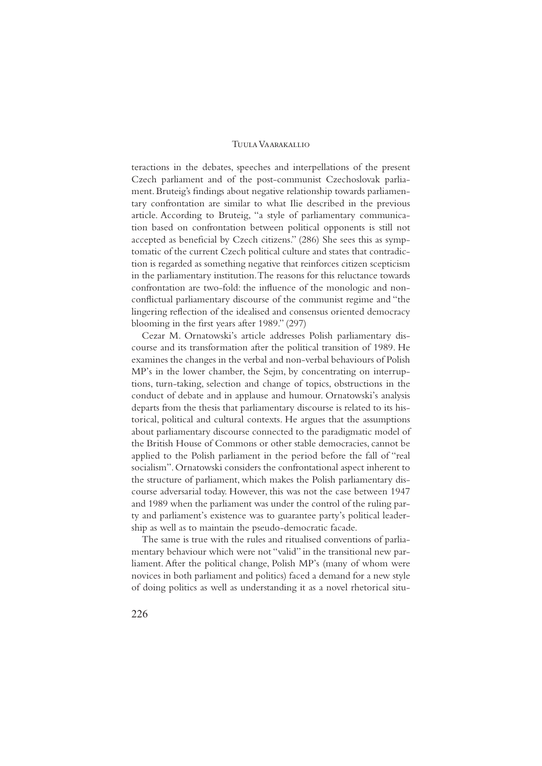teractions in the debates, speeches and interpellations of the present Czech parliament and of the post-communist Czechoslovak parliament. Bruteig's findings about negative relationship towards parliamentary confrontation are similar to what Ilie described in the previous article. According to Bruteig, "a style of parliamentary communication based on confrontation between political opponents is still not accepted as beneficial by Czech citizens." (286) She sees this as symptomatic of the current Czech political culture and states that contradiction is regarded as something negative that reinforces citizen scepticism in the parliamentary institution. The reasons for this reluctance towards confrontation are two-fold: the influence of the monologic and non-conflictual parliamentary discourse of the communist regime and "the lingering reflection of the idealised and consensus oriented democracy blooming in the first years after 1989." (297)

Cezar M. Ornatowski's article addresses Polish parliamentary discourse and its transformation after the political transition of 1989. He examines the changes in the verbal and non-verbal behaviours of Polish MP's in the lower chamber, the Sejm, by concentrating on interruptions, turn-taking, selection and change of topics, obstructions in the conduct of debate and in applause and humour. Ornatowski's analysis departs from the thesis that parliamentary discourse is related to its historical, political and cultural contexts. He argues that the assumptions about parliamentary discourse connected to the paradigmatic model of the British House of Commons or other stable democracies, cannot be applied to the Polish parliament in the period before the fall of "real socialism". Ornatowski considers the confrontational aspect inherent to the structure of parliament, which makes the Polish parliamentary discourse adversarial today. However, this was not the case between 1947 and 1989 when the parliament was under the control of the ruling party and parliament's existence was to guarantee party's political leadership as well as to maintain the pseudo-democratic facade.

The same is true with the rules and ritualised conventions of parliamentary behaviour which were not "valid" in the transitional new parliament. After the political change, Polish MP's (many of whom were novices in both parliament and politics) faced a demand for a new style of doing politics as well as understanding it as a novel rhetorical situ-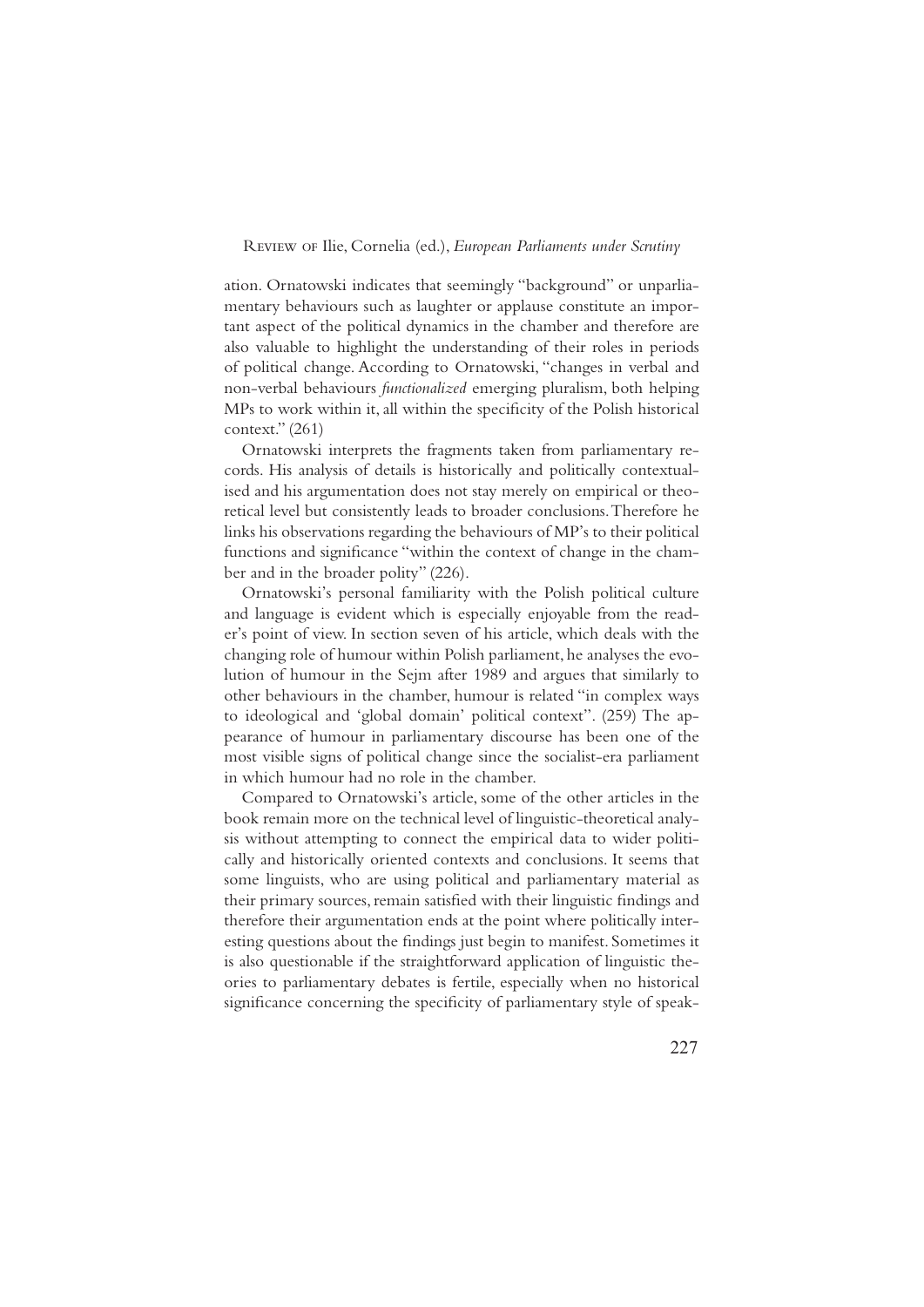ation. Ornatowski indicates that seemingly "background" or unparliamentary behaviours such as laughter or applause constitute an important aspect of the political dynamics in the chamber and therefore are also valuable to highlight the understanding of their roles in periods of political change. According to Ornatowski, "changes in verbal and non-verbal behaviours *functionalized* emerging pluralism, both helping MPs to work within it, all within the specificity of the Polish historical context." (261)

Ornatowski interprets the fragments taken from parliamentary records. His analysis of details is historically and politically contextualised and his argumentation does not stay merely on empirical or theoretical level but consistently leads to broader conclusions. Therefore he links his observations regarding the behaviours of MP's to their political functions and significance "within the context of change in the chamber and in the broader polity" (226).

Ornatowski's personal familiarity with the Polish political culture and language is evident which is especially enjoyable from the reader's point of view. In section seven of his article, which deals with the changing role of humour within Polish parliament, he analyses the evolution of humour in the Sejm after 1989 and argues that similarly to other behaviours in the chamber, humour is related "in complex ways to ideological and 'global domain' political context". (259) The appearance of humour in parliamentary discourse has been one of the most visible signs of political change since the socialist-era parliament in which humour had no role in the chamber.

Compared to Ornatowski's article, some of the other articles in the book remain more on the technical level of linguistic-theoretical analysis without attempting to connect the empirical data to wider politically and historically oriented contexts and conclusions. It seems that some linguists, who are using political and parliamentary material as their primary sources, remain satisfied with their linguistic findings and therefore their argumentation ends at the point where politically interesting questions about the findings just begin to manifest. Sometimes it is also questionable if the straightforward application of linguistic theories to parliamentary debates is fertile, especially when no historical significance concerning the specificity of parliamentary style of speak-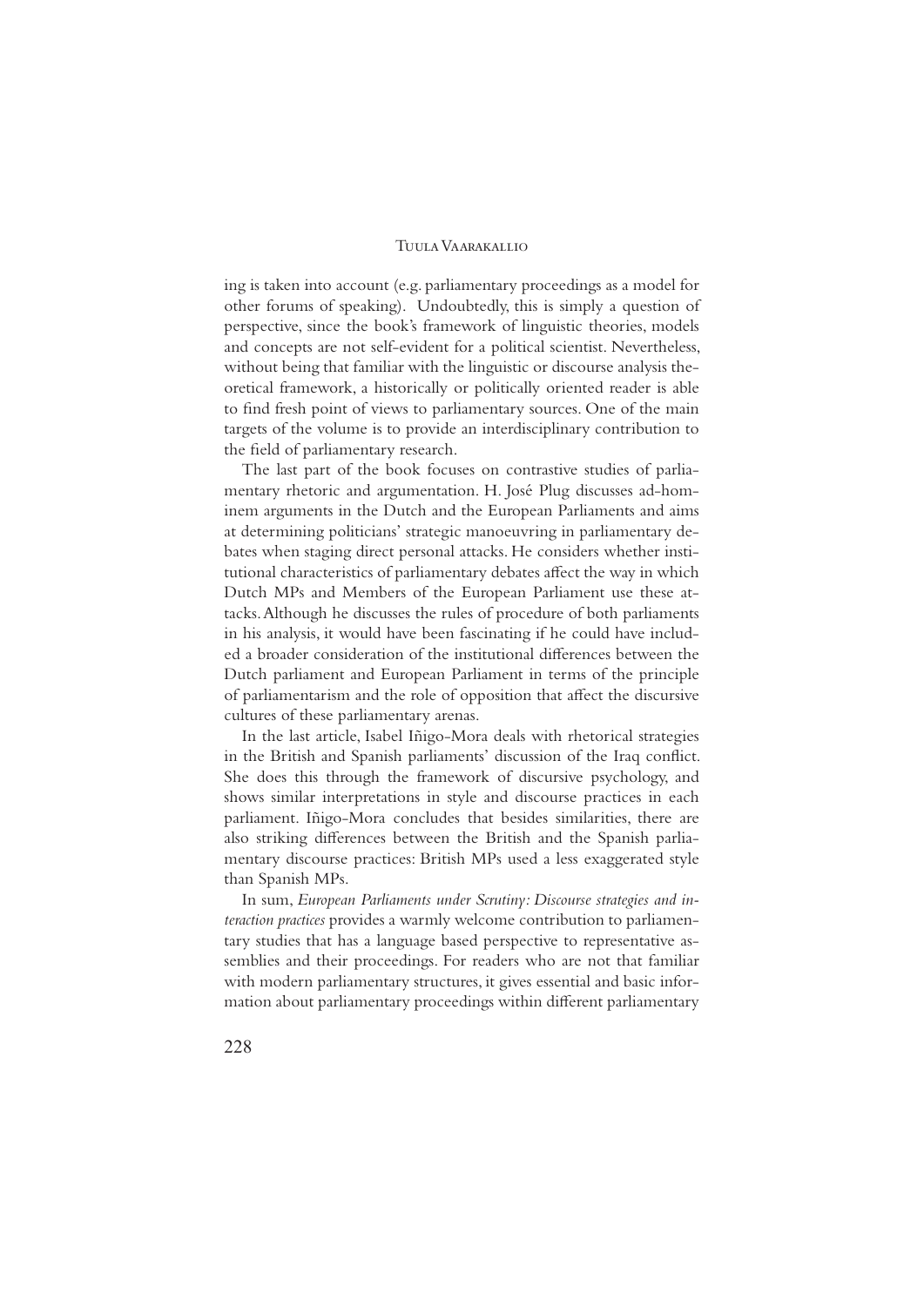ing is taken into account (e.g. parliamentary proceedings as a model for other forums of speaking). Undoubtedly, this is simply a question of perspective, since the book's framework of linguistic theories, models and concepts are not self-evident for a political scientist. Nevertheless, without being that familiar with the linguistic or discourse analysis theoretical framework, a historically or politically oriented reader is able to find fresh point of views to parliamentary sources. One of the main targets of the volume is to provide an interdisciplinary contribution to the field of parliamentary research.

The last part of the book focuses on contrastive studies of parliamentary rhetoric and argumentation. H. José Plug discusses ad-hominem arguments in the Dutch and the European Parliaments and aims at determining politicians' strategic manoeuvring in parliamentary debates when staging direct personal attacks. He considers whether institutional characteristics of parliamentary debates affect the way in which Dutch MPs and Members of the European Parliament use these attacks. Although he discusses the rules of procedure of both parliaments in his analysis, it would have been fascinating if he could have included a broader consideration of the institutional differences between the Dutch parliament and European Parliament in terms of the principle of parliamentarism and the role of opposition that affect the discursive cultures of these parliamentary arenas.

In the last article, Isabel Iñigo-Mora deals with rhetorical strategies in the British and Spanish parliaments' discussion of the Iraq conflict. She does this through the framework of discursive psychology, and shows similar interpretations in style and discourse practices in each parliament. Iñigo-Mora concludes that besides similarities, there are also striking differences between the British and the Spanish parliamentary discourse practices: British MPs used a less exaggerated style than Spanish MPs.

In sum, *European Parliaments under Scrutiny: Discourse strategies and interaction practices* provides a warmly welcome contribution to parliamentary studies that has a language based perspective to representative assemblies and their proceedings. For readers who are not that familiar with modern parliamentary structures, it gives essential and basic information about parliamentary proceedings within different parliamentary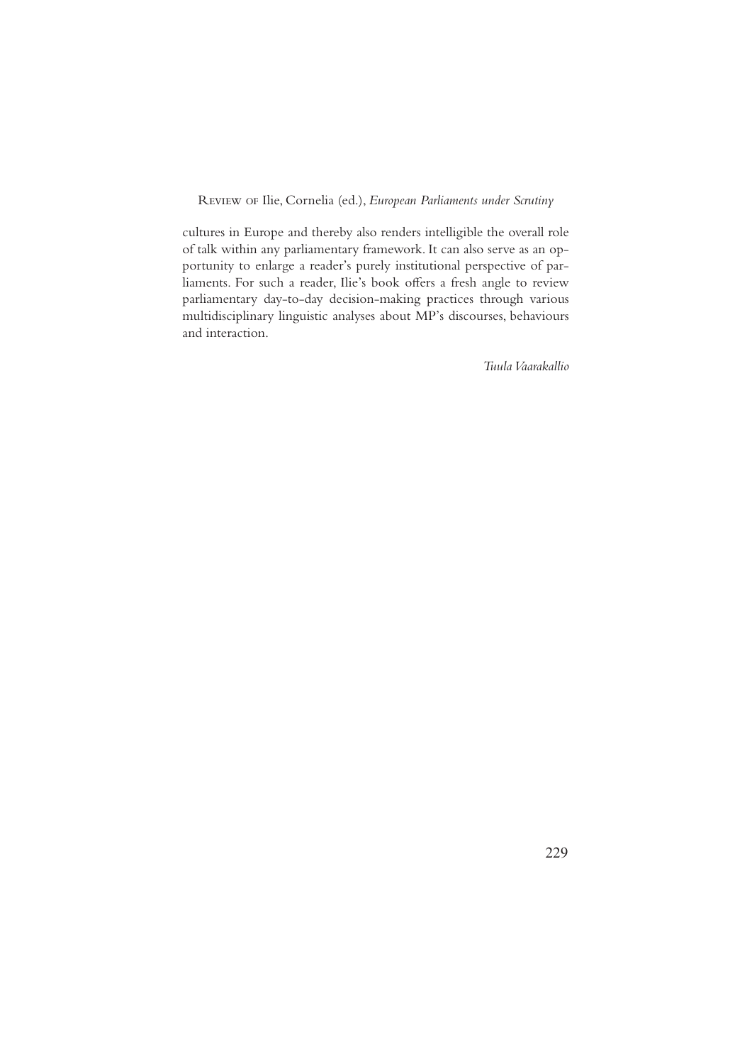cultures in Europe and thereby also renders intelligible the overall role of talk within any parliamentary framework. It can also serve as an opportunity to enlarge a reader's purely institutional perspective of parliaments. For such a reader, Ilie's book offers a fresh angle to review parliamentary day-to-day decision-making practices through various multidisciplinary linguistic analyses about MP's discourses, behaviours and interaction.

*Tuula Vaarakallio*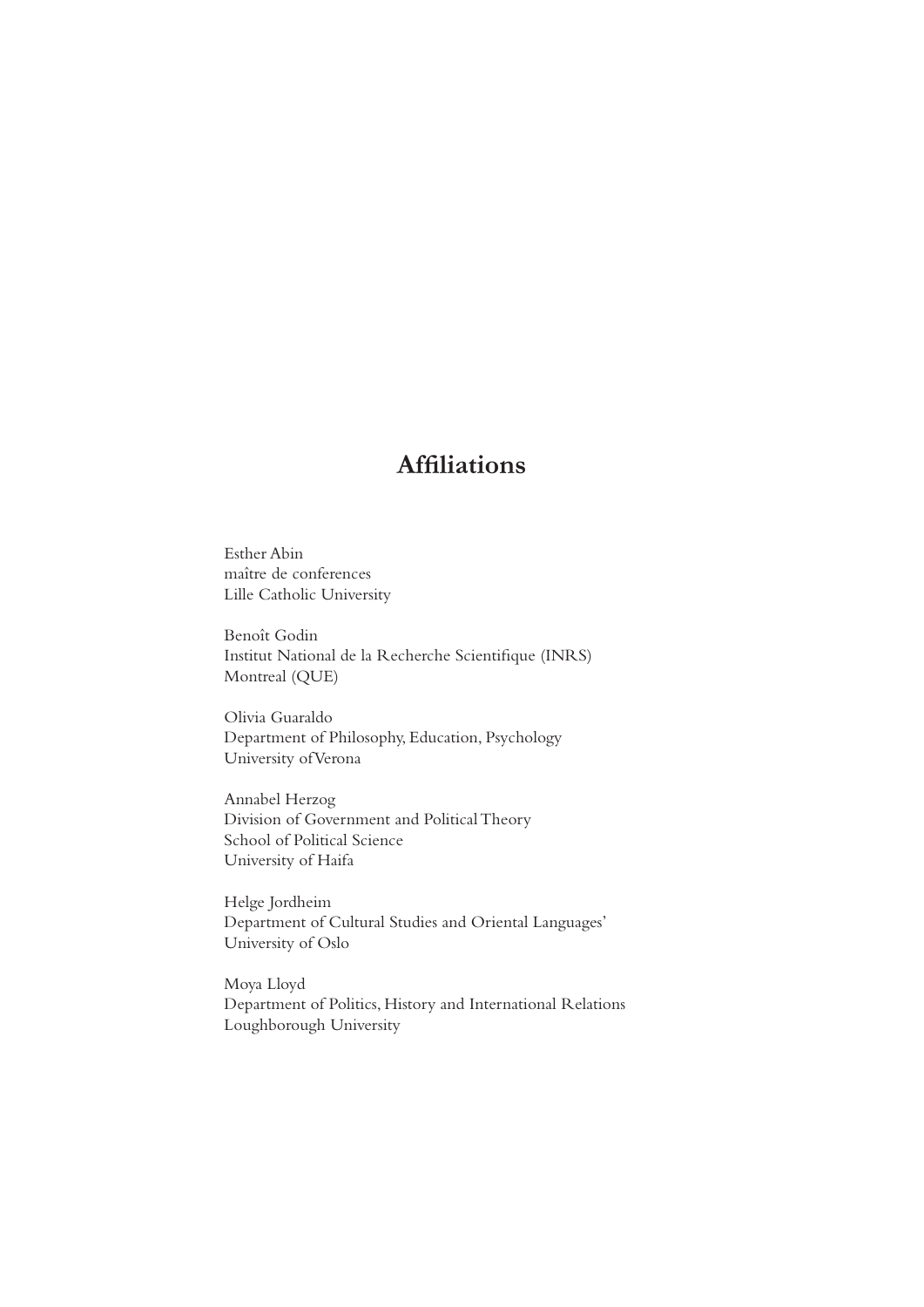# Affiliations

Esther Abin
maître de conferences
Lille Catholic University

Benoît Godin
Institut National de la Recherche Scientifique (INRS)
Montreal (QUE)

Olivia Guaraldo
Department of Philosophy, Education, Psychology
University of Verona

Annabel Herzog
Division of Government and Political Theory
School of Political Science
University of Haifa

Helge Jordheim
Department of Cultural Studies and Oriental Languages'
University of Oslo

Moya Lloyd
Department of Politics, History and International Relations
Loughborough University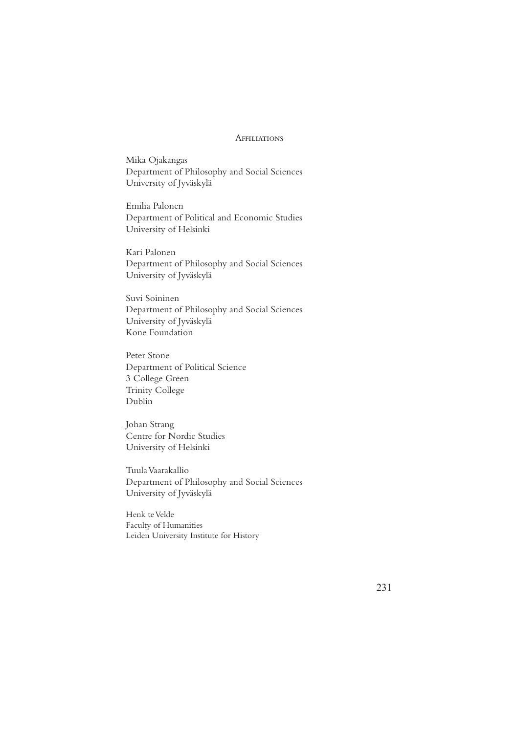## Affiliations

Mika Ojakangas
Department of Philosophy and Social Sciences
University of Jyväskylä

Emilia Palonen
Department of Political and Economic Studies
University of Helsinki

Kari Palonen
Department of Philosophy and Social Sciences
University of Jyväskylä

Suvi Soininen
Department of Philosophy and Social Sciences
University of Jyväskylä
Kone Foundation

Peter Stone
Department of Political Science
3 College Green
Trinity College
Dublin

Johan Strang
Centre for Nordic Studies
University of Helsinki

Tuula Vaarakallio
Department of Philosophy and Social Sciences
University of Jyväskylä

Henk te Velde
Faculty of Humanities
Leiden University Institute for History